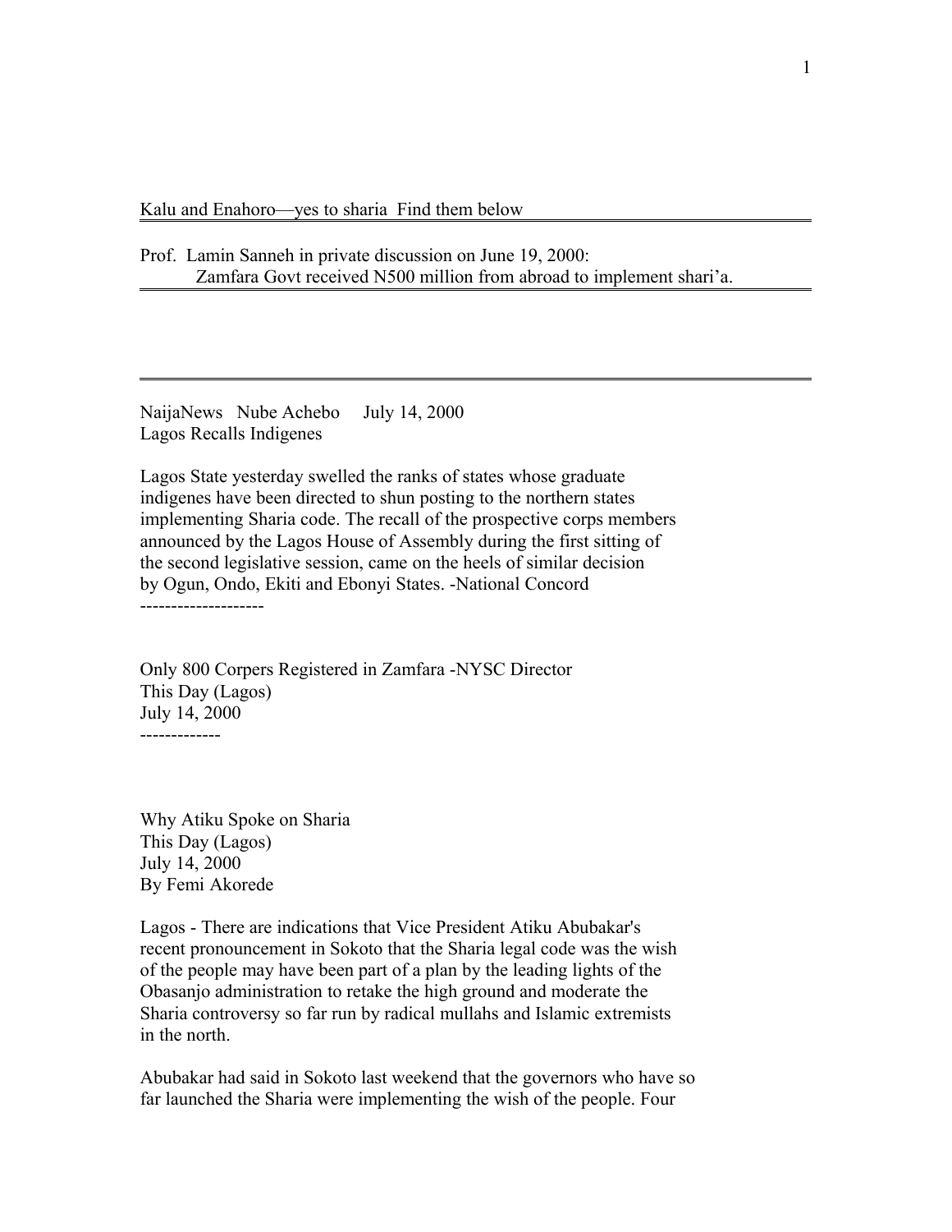Kalu and Enahoro—yes to sharia Find them below

---

Prof. Lamin Sanneh in private discussion on June 19, 2000:
Zamfara Govt received N500 million from abroad to implement shari'a.

---

---

NaijaNews Nube Achebo July 14, 2000
Lagos Recalls Indigenes

Lagos State yesterday swelled the ranks of states whose graduate indigenes have been directed to shun posting to the northern states implementing Sharia code. The recall of the prospective corps members announced by the Lagos House of Assembly during the first sitting of the second legislative session, came on the heels of similar decision by Ogun, Ondo, Ekiti and Ebonyi States. -National Concord

--------------------

Only 800 Corpers Registered in Zamfara -NYSC Director
This Day (Lagos)
July 14, 2000

-------------

Why Atiku Spoke on Sharia
This Day (Lagos)
July 14, 2000
By Femi Akorede

Lagos - There are indications that Vice President Atiku Abubakar's recent pronouncement in Sokoto that the Sharia legal code was the wish of the people may have been part of a plan by the leading lights of the Obasanjo administration to retake the high ground and moderate the Sharia controversy so far run by radical mullahs and Islamic extremists in the north.

Abubakar had said in Sokoto last weekend that the governors who have so far launched the Sharia were implementing the wish of the people. Four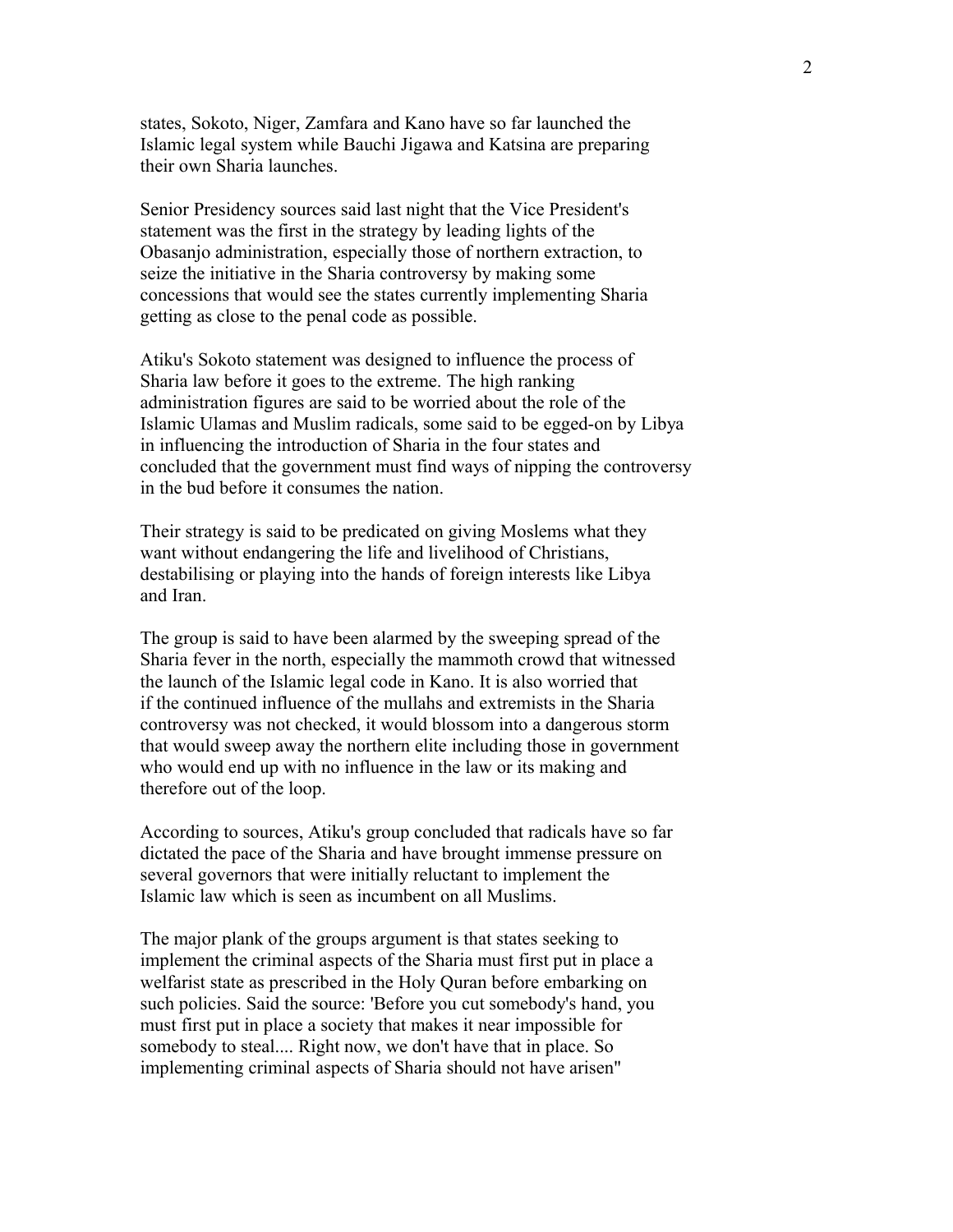states, Sokoto, Niger, Zamfara and Kano have so far launched the Islamic legal system while Bauchi Jigawa and Katsina are preparing their own Sharia launches.

Senior Presidency sources said last night that the Vice President's statement was the first in the strategy by leading lights of the Obasanjo administration, especially those of northern extraction, to seize the initiative in the Sharia controversy by making some concessions that would see the states currently implementing Sharia getting as close to the penal code as possible.

Atiku's Sokoto statement was designed to influence the process of Sharia law before it goes to the extreme. The high ranking administration figures are said to be worried about the role of the Islamic Ulamas and Muslim radicals, some said to be egged-on by Libya in influencing the introduction of Sharia in the four states and concluded that the government must find ways of nipping the controversy in the bud before it consumes the nation.

Their strategy is said to be predicated on giving Moslems what they want without endangering the life and livelihood of Christians, destabilising or playing into the hands of foreign interests like Libya and Iran.

The group is said to have been alarmed by the sweeping spread of the Sharia fever in the north, especially the mammoth crowd that witnessed the launch of the Islamic legal code in Kano. It is also worried that if the continued influence of the mullahs and extremists in the Sharia controversy was not checked, it would blossom into a dangerous storm that would sweep away the northern elite including those in government who would end up with no influence in the law or its making and therefore out of the loop.

According to sources, Atiku's group concluded that radicals have so far dictated the pace of the Sharia and have brought immense pressure on several governors that were initially reluctant to implement the Islamic law which is seen as incumbent on all Muslims.

The major plank of the groups argument is that states seeking to implement the criminal aspects of the Sharia must first put in place a welfarist state as prescribed in the Holy Quran before embarking on such policies. Said the source: 'Before you cut somebody's hand, you must first put in place a society that makes it near impossible for somebody to steal.... Right now, we don't have that in place. So implementing criminal aspects of Sharia should not have arisen"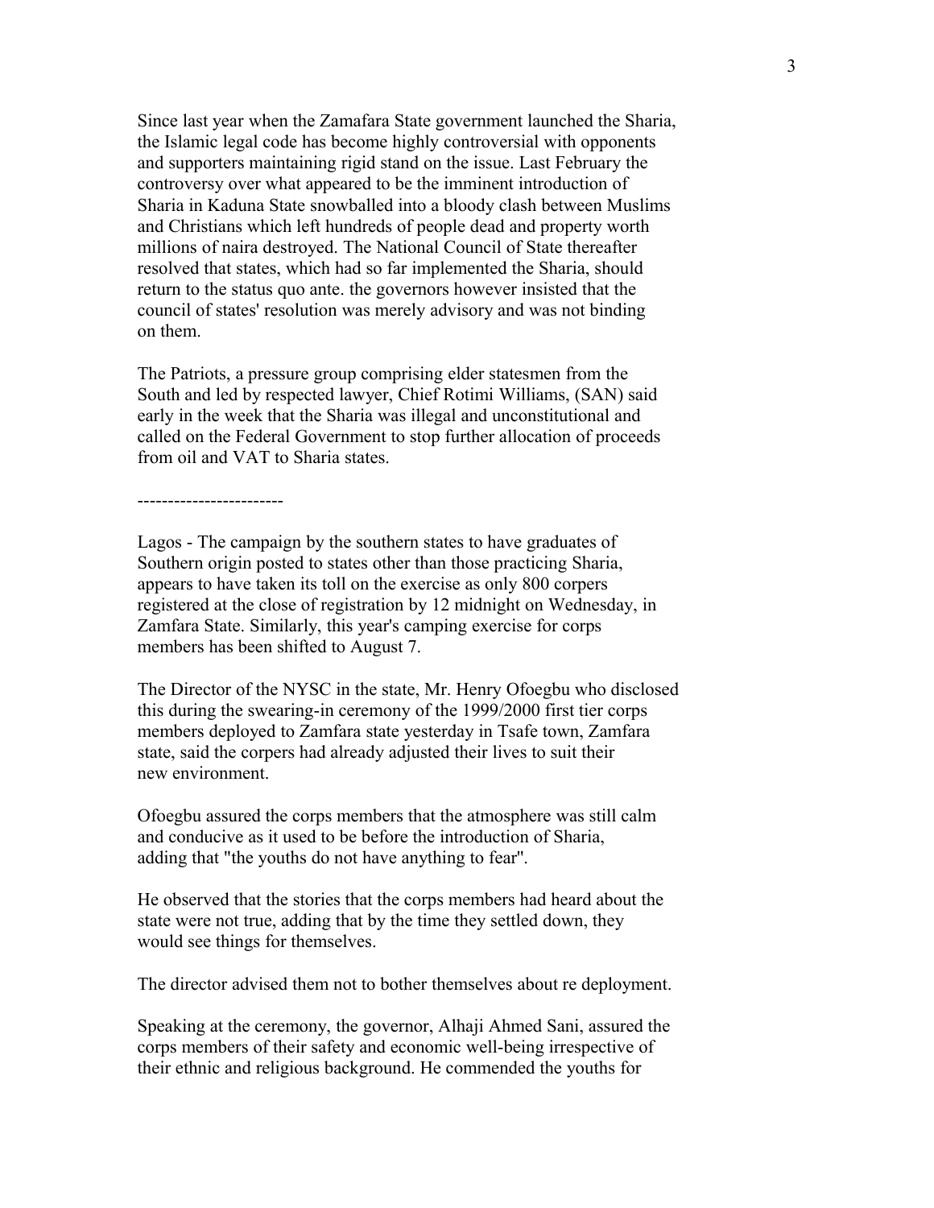Since last year when the Zamafara State government launched the Sharia, the Islamic legal code has become highly controversial with opponents and supporters maintaining rigid stand on the issue. Last February the controversy over what appeared to be the imminent introduction of Sharia in Kaduna State snowballed into a bloody clash between Muslims and Christians which left hundreds of people dead and property worth millions of naira destroyed. The National Council of State thereafter resolved that states, which had so far implemented the Sharia, should return to the status quo ante. the governors however insisted that the council of states' resolution was merely advisory and was not binding on them.

The Patriots, a pressure group comprising elder statesmen from the South and led by respected lawyer, Chief Rotimi Williams, (SAN) said early in the week that the Sharia was illegal and unconstitutional and called on the Federal Government to stop further allocation of proceeds from oil and VAT to Sharia states.

------------------------

Lagos - The campaign by the southern states to have graduates of Southern origin posted to states other than those practicing Sharia, appears to have taken its toll on the exercise as only 800 corpers registered at the close of registration by 12 midnight on Wednesday, in Zamfara State. Similarly, this year's camping exercise for corps members has been shifted to August 7.

The Director of the NYSC in the state, Mr. Henry Ofoegbu who disclosed this during the swearing-in ceremony of the 1999/2000 first tier corps members deployed to Zamfara state yesterday in Tsafe town, Zamfara state, said the corpers had already adjusted their lives to suit their new environment.

Ofoegbu assured the corps members that the atmosphere was still calm and conducive as it used to be before the introduction of Sharia, adding that "the youths do not have anything to fear".

He observed that the stories that the corps members had heard about the state were not true, adding that by the time they settled down, they would see things for themselves.

The director advised them not to bother themselves about re deployment.

Speaking at the ceremony, the governor, Alhaji Ahmed Sani, assured the corps members of their safety and economic well-being irrespective of their ethnic and religious background. He commended the youths for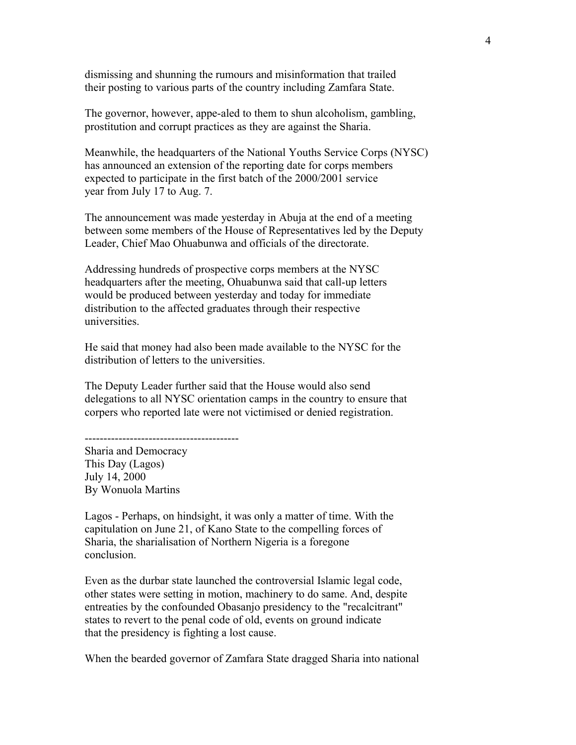dismissing and shunning the rumours and misinformation that trailed their posting to various parts of the country including Zamfara State.

The governor, however, appe-aled to them to shun alcoholism, gambling, prostitution and corrupt practices as they are against the Sharia.

Meanwhile, the headquarters of the National Youths Service Corps (NYSC) has announced an extension of the reporting date for corps members expected to participate in the first batch of the 2000/2001 service year from July 17 to Aug. 7.

The announcement was made yesterday in Abuja at the end of a meeting between some members of the House of Representatives led by the Deputy Leader, Chief Mao Ohuabunwa and officials of the directorate.

Addressing hundreds of prospective corps members at the NYSC headquarters after the meeting, Ohuabunwa said that call-up letters would be produced between yesterday and today for immediate distribution to the affected graduates through their respective universities.

He said that money had also been made available to the NYSC for the distribution of letters to the universities.

The Deputy Leader further said that the House would also send delegations to all NYSC orientation camps in the country to ensure that corpers who reported late were not victimised or denied registration.

----------------------------------------

Sharia and Democracy
This Day (Lagos)
July 14, 2000
By Wonuola Martins

Lagos - Perhaps, on hindsight, it was only a matter of time. With the capitulation on June 21, of Kano State to the compelling forces of Sharia, the sharialisation of Northern Nigeria is a foregone conclusion.

Even as the durbar state launched the controversial Islamic legal code, other states were setting in motion, machinery to do same. And, despite entreaties by the confounded Obasanjo presidency to the "recalcitrant" states to revert to the penal code of old, events on ground indicate that the presidency is fighting a lost cause.

When the bearded governor of Zamfara State dragged Sharia into national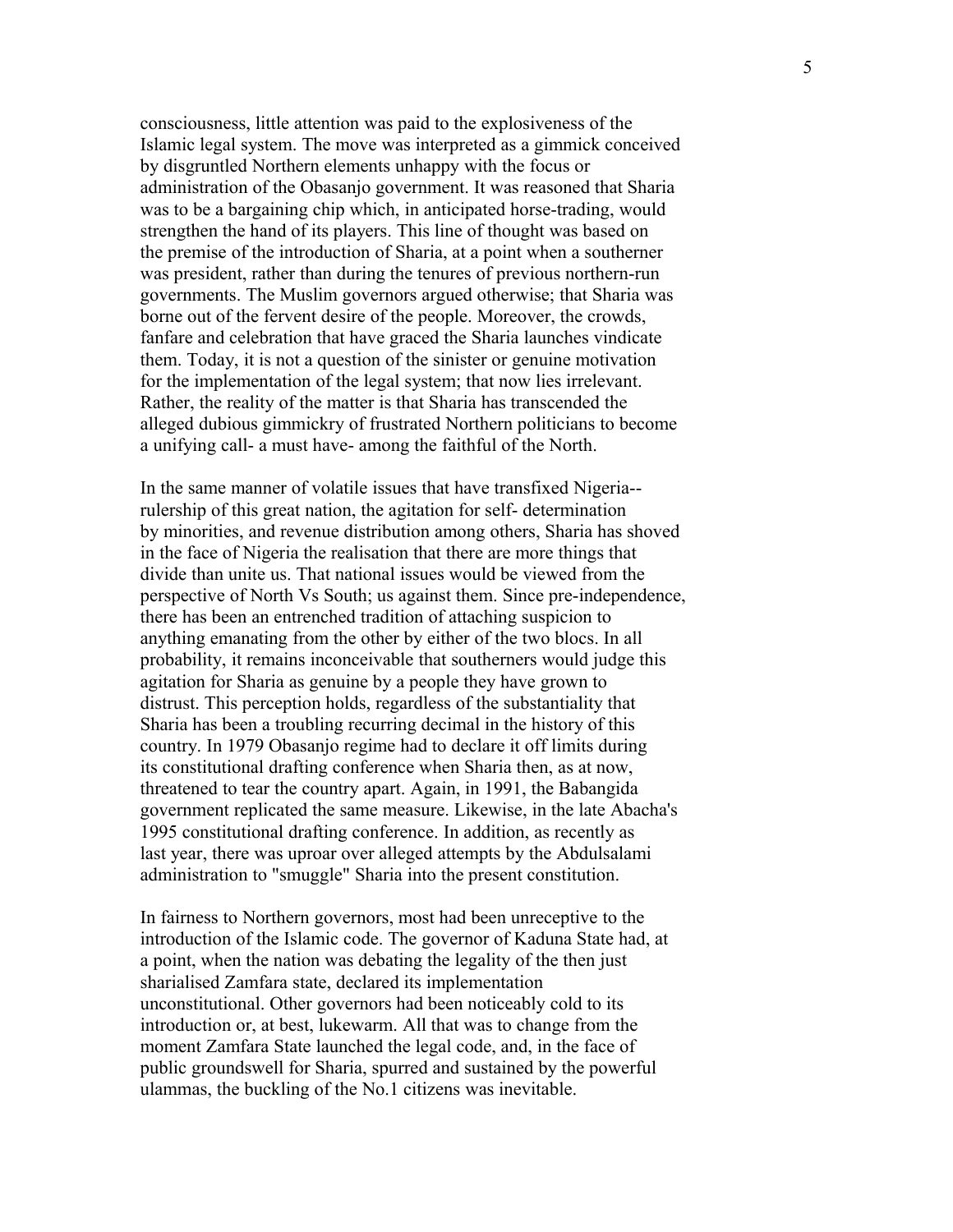consciousness, little attention was paid to the explosiveness of the Islamic legal system. The move was interpreted as a gimmick conceived by disgruntled Northern elements unhappy with the focus or administration of the Obasanjo government. It was reasoned that Sharia was to be a bargaining chip which, in anticipated horse-trading, would strengthen the hand of its players. This line of thought was based on the premise of the introduction of Sharia, at a point when a southerner was president, rather than during the tenures of previous northern-run governments. The Muslim governors argued otherwise; that Sharia was borne out of the fervent desire of the people. Moreover, the crowds, fanfare and celebration that have graced the Sharia launches vindicate them. Today, it is not a question of the sinister or genuine motivation for the implementation of the legal system; that now lies irrelevant. Rather, the reality of the matter is that Sharia has transcended the alleged dubious gimmickry of frustrated Northern politicians to become a unifying call- a must have- among the faithful of the North.

In the same manner of volatile issues that have transfixed Nigeria-- rulership of this great nation, the agitation for self- determination by minorities, and revenue distribution among others, Sharia has shoved in the face of Nigeria the realisation that there are more things that divide than unite us. That national issues would be viewed from the perspective of North Vs South; us against them. Since pre-independence, there has been an entrenched tradition of attaching suspicion to anything emanating from the other by either of the two blocs. In all probability, it remains inconceivable that southerners would judge this agitation for Sharia as genuine by a people they have grown to distrust. This perception holds, regardless of the substantiality that Sharia has been a troubling recurring decimal in the history of this country. In 1979 Obasanjo regime had to declare it off limits during its constitutional drafting conference when Sharia then, as at now, threatened to tear the country apart. Again, in 1991, the Babangida government replicated the same measure. Likewise, in the late Abacha's 1995 constitutional drafting conference. In addition, as recently as last year, there was uproar over alleged attempts by the Abdulsalami administration to "smuggle" Sharia into the present constitution.

In fairness to Northern governors, most had been unreceptive to the introduction of the Islamic code. The governor of Kaduna State had, at a point, when the nation was debating the legality of the then just sharialised Zamfara state, declared its implementation unconstitutional. Other governors had been noticeably cold to its introduction or, at best, lukewarm. All that was to change from the moment Zamfara State launched the legal code, and, in the face of public groundswell for Sharia, spurred and sustained by the powerful ulammas, the buckling of the No.1 citizens was inevitable.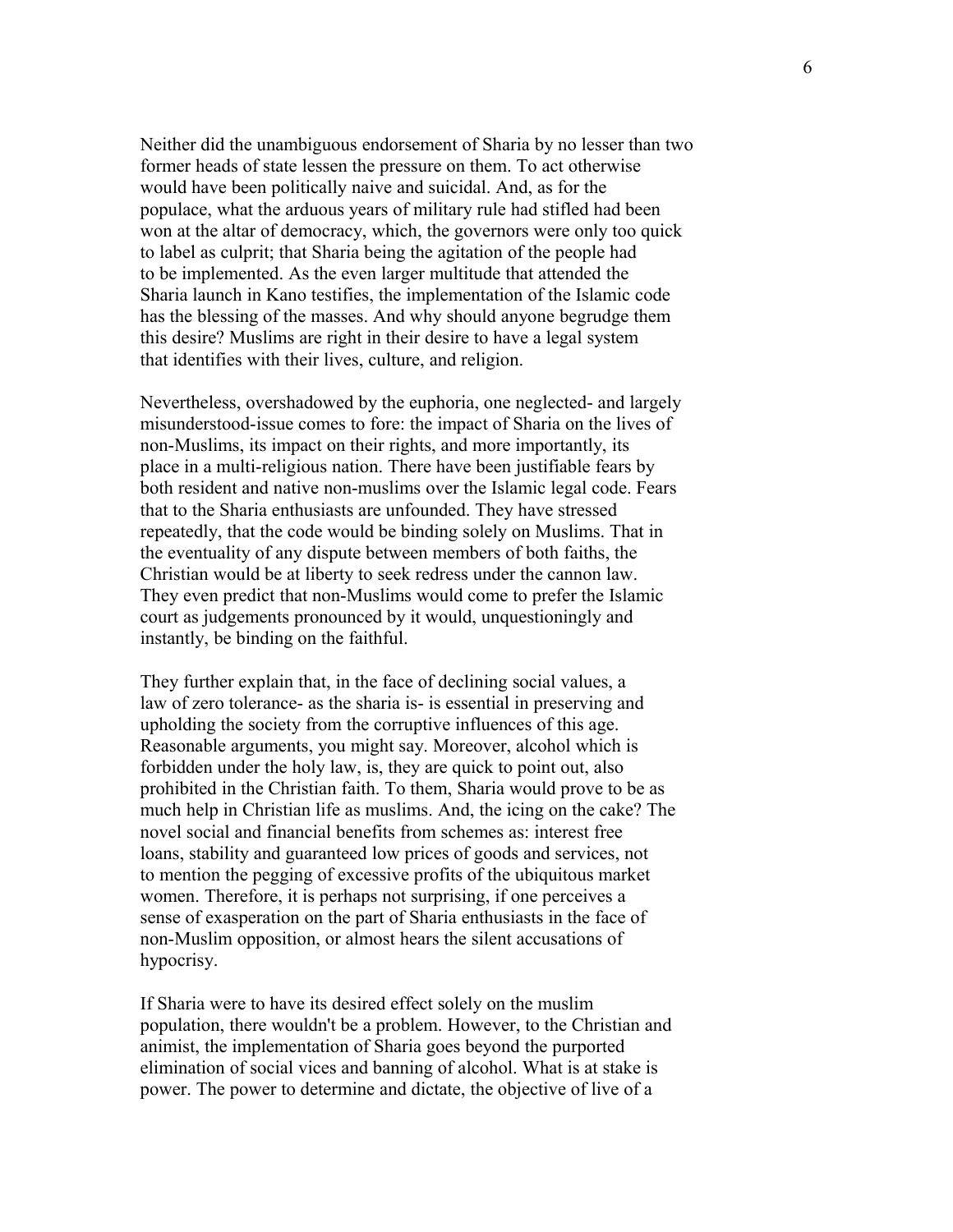Neither did the unambiguous endorsement of Sharia by no lesser than two former heads of state lessen the pressure on them. To act otherwise would have been politically naive and suicidal. And, as for the populace, what the arduous years of military rule had stifled had been won at the altar of democracy, which, the governors were only too quick to label as culprit; that Sharia being the agitation of the people had to be implemented. As the even larger multitude that attended the Sharia launch in Kano testifies, the implementation of the Islamic code has the blessing of the masses. And why should anyone begrudge them this desire? Muslims are right in their desire to have a legal system that identifies with their lives, culture, and religion.

Nevertheless, overshadowed by the euphoria, one neglected- and largely misunderstood-issue comes to fore: the impact of Sharia on the lives of non-Muslims, its impact on their rights, and more importantly, its place in a multi-religious nation. There have been justifiable fears by both resident and native non-muslims over the Islamic legal code. Fears that to the Sharia enthusiasts are unfounded. They have stressed repeatedly, that the code would be binding solely on Muslims. That in the eventuality of any dispute between members of both faiths, the Christian would be at liberty to seek redress under the cannon law. They even predict that non-Muslims would come to prefer the Islamic court as judgements pronounced by it would, unquestioningly and instantly, be binding on the faithful.

They further explain that, in the face of declining social values, a law of zero tolerance- as the sharia is- is essential in preserving and upholding the society from the corruptive influences of this age. Reasonable arguments, you might say. Moreover, alcohol which is forbidden under the holy law, is, they are quick to point out, also prohibited in the Christian faith. To them, Sharia would prove to be as much help in Christian life as muslims. And, the icing on the cake? The novel social and financial benefits from schemes as: interest free loans, stability and guaranteed low prices of goods and services, not to mention the pegging of excessive profits of the ubiquitous market women. Therefore, it is perhaps not surprising, if one perceives a sense of exasperation on the part of Sharia enthusiasts in the face of non-Muslim opposition, or almost hears the silent accusations of hypocrisy.

If Sharia were to have its desired effect solely on the muslim population, there wouldn't be a problem. However, to the Christian and animist, the implementation of Sharia goes beyond the purported elimination of social vices and banning of alcohol. What is at stake is power. The power to determine and dictate, the objective of live of a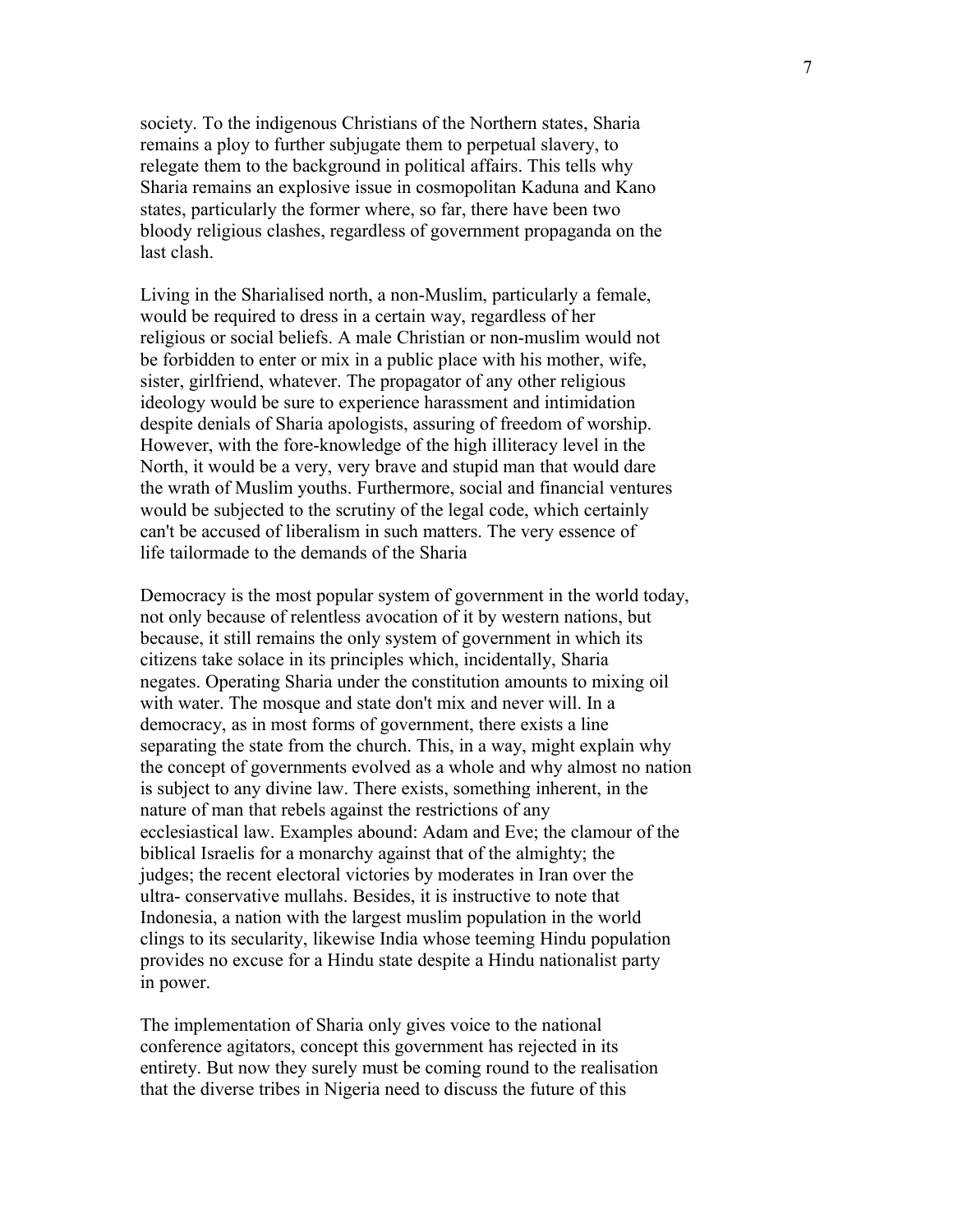society. To the indigenous Christians of the Northern states, Sharia remains a ploy to further subjugate them to perpetual slavery, to relegate them to the background in political affairs. This tells why Sharia remains an explosive issue in cosmopolitan Kaduna and Kano states, particularly the former where, so far, there have been two bloody religious clashes, regardless of government propaganda on the last clash.

Living in the Sharialised north, a non-Muslim, particularly a female, would be required to dress in a certain way, regardless of her religious or social beliefs. A male Christian or non-muslim would not be forbidden to enter or mix in a public place with his mother, wife, sister, girlfriend, whatever. The propagator of any other religious ideology would be sure to experience harassment and intimidation despite denials of Sharia apologists, assuring of freedom of worship. However, with the fore-knowledge of the high illiteracy level in the North, it would be a very, very brave and stupid man that would dare the wrath of Muslim youths. Furthermore, social and financial ventures would be subjected to the scrutiny of the legal code, which certainly can't be accused of liberalism in such matters. The very essence of life tailormade to the demands of the Sharia

Democracy is the most popular system of government in the world today, not only because of relentless avocation of it by western nations, but because, it still remains the only system of government in which its citizens take solace in its principles which, incidentally, Sharia negates. Operating Sharia under the constitution amounts to mixing oil with water. The mosque and state don't mix and never will. In a democracy, as in most forms of government, there exists a line separating the state from the church. This, in a way, might explain why the concept of governments evolved as a whole and why almost no nation is subject to any divine law. There exists, something inherent, in the nature of man that rebels against the restrictions of any ecclesiastical law. Examples abound: Adam and Eve; the clamour of the biblical Israelis for a monarchy against that of the almighty; the judges; the recent electoral victories by moderates in Iran over the ultra- conservative mullahs. Besides, it is instructive to note that Indonesia, a nation with the largest muslim population in the world clings to its secularity, likewise India whose teeming Hindu population provides no excuse for a Hindu state despite a Hindu nationalist party in power.

The implementation of Sharia only gives voice to the national conference agitators, concept this government has rejected in its entirety. But now they surely must be coming round to the realisation that the diverse tribes in Nigeria need to discuss the future of this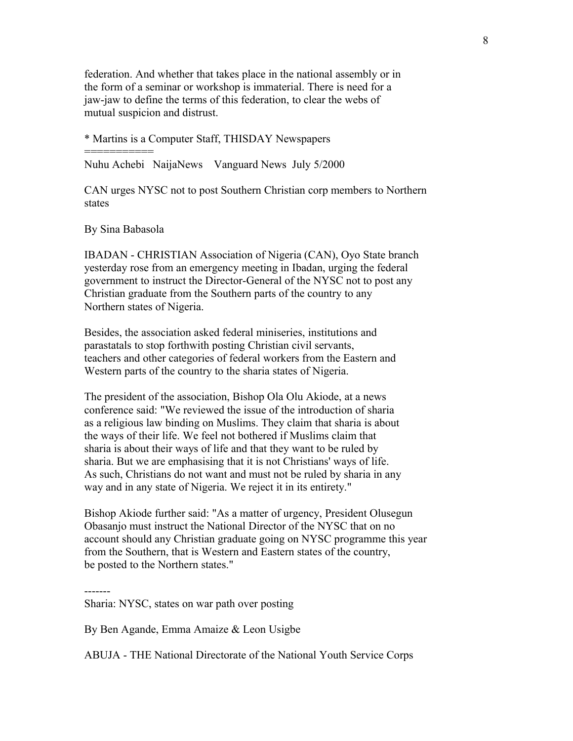federation. And whether that takes place in the national assembly or in the form of a seminar or workshop is immaterial. There is need for a jaw-jaw to define the terms of this federation, to clear the webs of mutual suspicion and distrust.

* Martins is a Computer Staff, THISDAY Newspapers

===========

Nuhu Achebi NaijaNews Vanguard News July 5/2000

CAN urges NYSC not to post Southern Christian corp members to Northern states

By Sina Babasola

IBADAN - CHRISTIAN Association of Nigeria (CAN), Oyo State branch yesterday rose from an emergency meeting in Ibadan, urging the federal government to instruct the Director-General of the NYSC not to post any Christian graduate from the Southern parts of the country to any Northern states of Nigeria.

Besides, the association asked federal miniseries, institutions and parastatals to stop forthwith posting Christian civil servants, teachers and other categories of federal workers from the Eastern and Western parts of the country to the sharia states of Nigeria.

The president of the association, Bishop Ola Olu Akiode, at a news conference said: "We reviewed the issue of the introduction of sharia as a religious law binding on Muslims. They claim that sharia is about the ways of their life. We feel not bothered if Muslims claim that sharia is about their ways of life and that they want to be ruled by sharia. But we are emphasising that it is not Christians' ways of life. As such, Christians do not want and must not be ruled by sharia in any way and in any state of Nigeria. We reject it in its entirety."

Bishop Akiode further said: "As a matter of urgency, President Olusegun Obasanjo must instruct the National Director of the NYSC that on no account should any Christian graduate going on NYSC programme this year from the Southern, that is Western and Eastern states of the country, be posted to the Northern states."

-------

Sharia: NYSC, states on war path over posting

By Ben Agande, Emma Amaize & Leon Usigbe

ABUJA - THE National Directorate of the National Youth Service Corps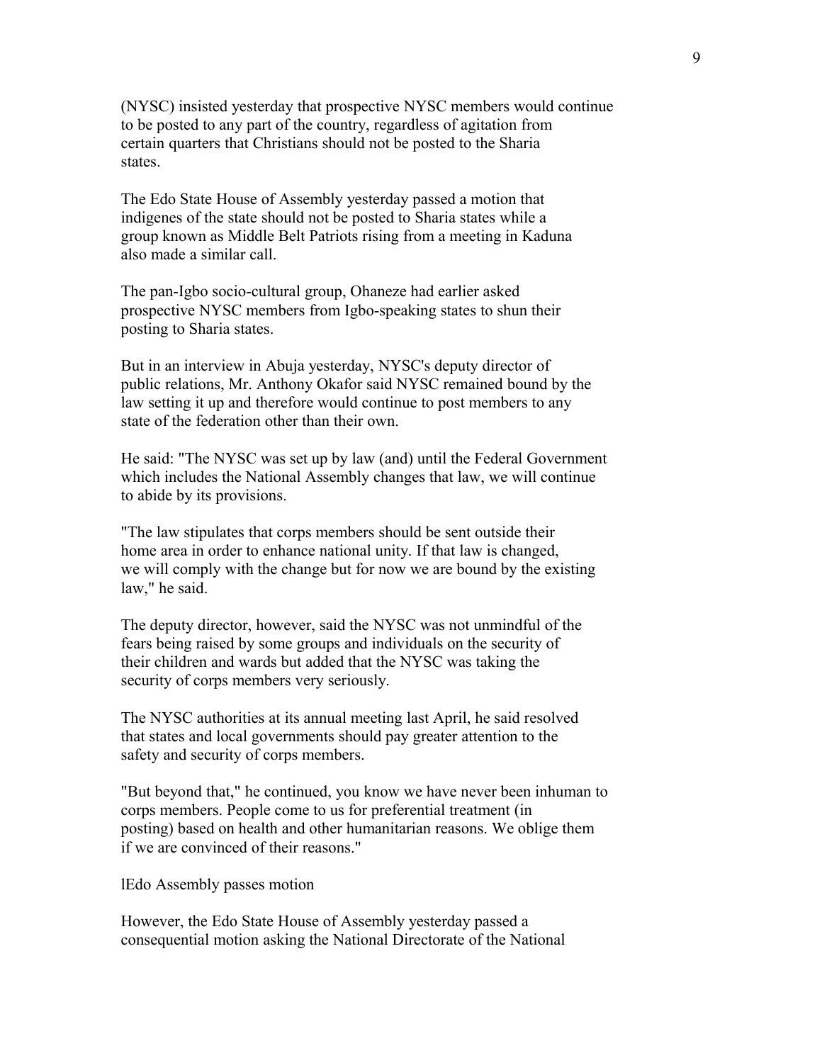(NYSC) insisted yesterday that prospective NYSC members would continue to be posted to any part of the country, regardless of agitation from certain quarters that Christians should not be posted to the Sharia states.

The Edo State House of Assembly yesterday passed a motion that indigenes of the state should not be posted to Sharia states while a group known as Middle Belt Patriots rising from a meeting in Kaduna also made a similar call.

The pan-Igbo socio-cultural group, Ohaneze had earlier asked prospective NYSC members from Igbo-speaking states to shun their posting to Sharia states.

But in an interview in Abuja yesterday, NYSC's deputy director of public relations, Mr. Anthony Okafor said NYSC remained bound by the law setting it up and therefore would continue to post members to any state of the federation other than their own.

He said: "The NYSC was set up by law (and) until the Federal Government which includes the National Assembly changes that law, we will continue to abide by its provisions.

"The law stipulates that corps members should be sent outside their home area in order to enhance national unity. If that law is changed, we will comply with the change but for now we are bound by the existing law," he said.

The deputy director, however, said the NYSC was not unmindful of the fears being raised by some groups and individuals on the security of their children and wards but added that the NYSC was taking the security of corps members very seriously.

The NYSC authorities at its annual meeting last April, he said resolved that states and local governments should pay greater attention to the safety and security of corps members.

"But beyond that," he continued, you know we have never been inhuman to corps members. People come to us for preferential treatment (in posting) based on health and other humanitarian reasons. We oblige them if we are convinced of their reasons."

lEdo Assembly passes motion

However, the Edo State House of Assembly yesterday passed a consequential motion asking the National Directorate of the National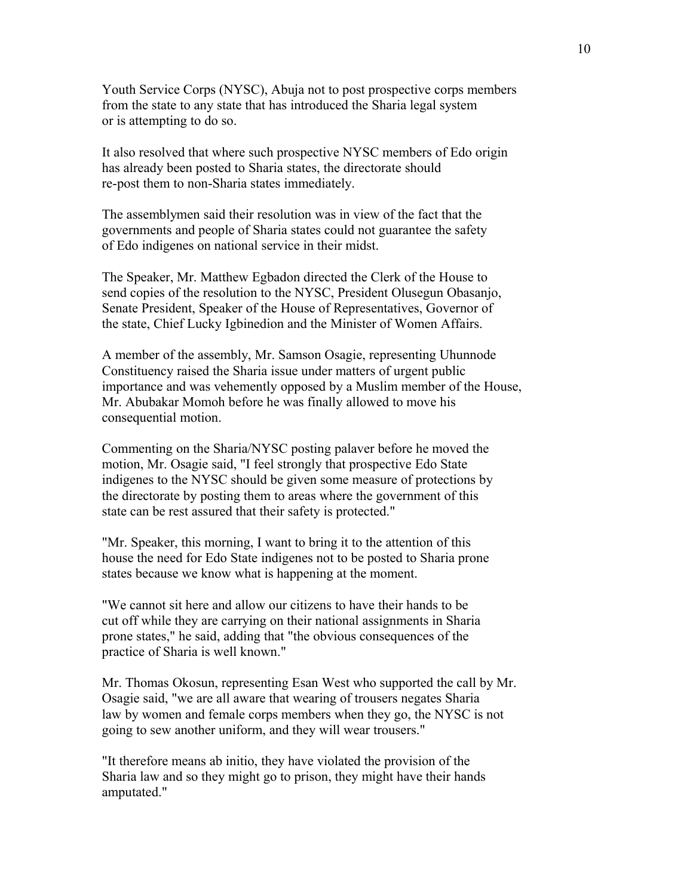Youth Service Corps (NYSC), Abuja not to post prospective corps members from the state to any state that has introduced the Sharia legal system or is attempting to do so.

It also resolved that where such prospective NYSC members of Edo origin has already been posted to Sharia states, the directorate should re-post them to non-Sharia states immediately.

The assemblymen said their resolution was in view of the fact that the governments and people of Sharia states could not guarantee the safety of Edo indigenes on national service in their midst.

The Speaker, Mr. Matthew Egbadon directed the Clerk of the House to send copies of the resolution to the NYSC, President Olusegun Obasanjo, Senate President, Speaker of the House of Representatives, Governor of the state, Chief Lucky Igbinedion and the Minister of Women Affairs.

A member of the assembly, Mr. Samson Osagie, representing Uhunnode Constituency raised the Sharia issue under matters of urgent public importance and was vehemently opposed by a Muslim member of the House, Mr. Abubakar Momoh before he was finally allowed to move his consequential motion.

Commenting on the Sharia/NYSC posting palaver before he moved the motion, Mr. Osagie said, "I feel strongly that prospective Edo State indigenes to the NYSC should be given some measure of protections by the directorate by posting them to areas where the government of this state can be rest assured that their safety is protected."

"Mr. Speaker, this morning, I want to bring it to the attention of this house the need for Edo State indigenes not to be posted to Sharia prone states because we know what is happening at the moment.

"We cannot sit here and allow our citizens to have their hands to be cut off while they are carrying on their national assignments in Sharia prone states," he said, adding that "the obvious consequences of the practice of Sharia is well known."

Mr. Thomas Okosun, representing Esan West who supported the call by Mr. Osagie said, "we are all aware that wearing of trousers negates Sharia law by women and female corps members when they go, the NYSC is not going to sew another uniform, and they will wear trousers."

"It therefore means ab initio, they have violated the provision of the Sharia law and so they might go to prison, they might have their hands amputated."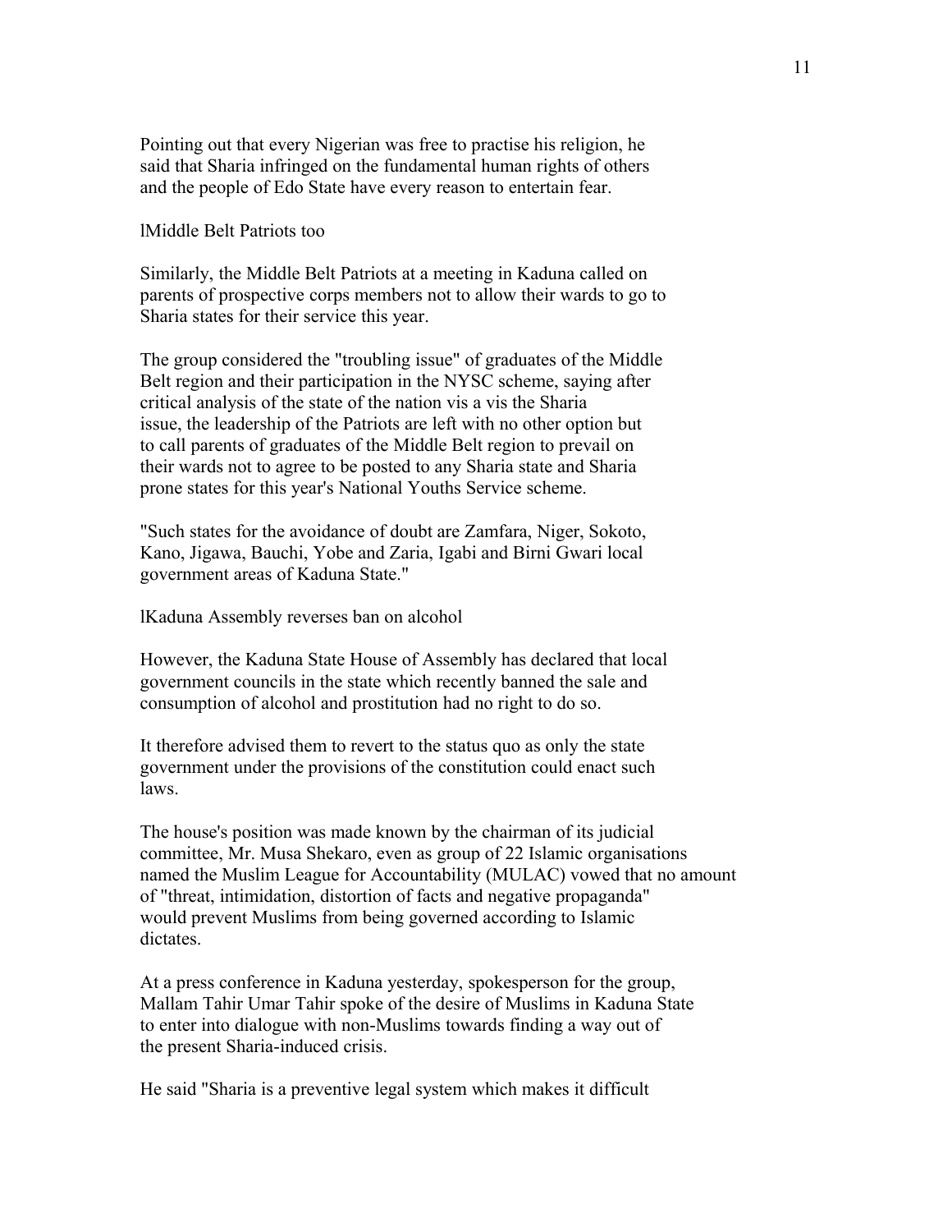Pointing out that every Nigerian was free to practise his religion, he said that Sharia infringed on the fundamental human rights of others and the people of Edo State have every reason to entertain fear.

lMiddle Belt Patriots too

Similarly, the Middle Belt Patriots at a meeting in Kaduna called on parents of prospective corps members not to allow their wards to go to Sharia states for their service this year.

The group considered the "troubling issue" of graduates of the Middle Belt region and their participation in the NYSC scheme, saying after critical analysis of the state of the nation vis a vis the Sharia issue, the leadership of the Patriots are left with no other option but to call parents of graduates of the Middle Belt region to prevail on their wards not to agree to be posted to any Sharia state and Sharia prone states for this year's National Youths Service scheme.

"Such states for the avoidance of doubt are Zamfara, Niger, Sokoto, Kano, Jigawa, Bauchi, Yobe and Zaria, Igabi and Birni Gwari local government areas of Kaduna State."

lKaduna Assembly reverses ban on alcohol

However, the Kaduna State House of Assembly has declared that local government councils in the state which recently banned the sale and consumption of alcohol and prostitution had no right to do so.

It therefore advised them to revert to the status quo as only the state government under the provisions of the constitution could enact such laws.

The house's position was made known by the chairman of its judicial committee, Mr. Musa Shekaro, even as group of 22 Islamic organisations named the Muslim League for Accountability (MULAC) vowed that no amount of "threat, intimidation, distortion of facts and negative propaganda" would prevent Muslims from being governed according to Islamic dictates.

At a press conference in Kaduna yesterday, spokesperson for the group, Mallam Tahir Umar Tahir spoke of the desire of Muslims in Kaduna State to enter into dialogue with non-Muslims towards finding a way out of the present Sharia-induced crisis.

He said "Sharia is a preventive legal system which makes it difficult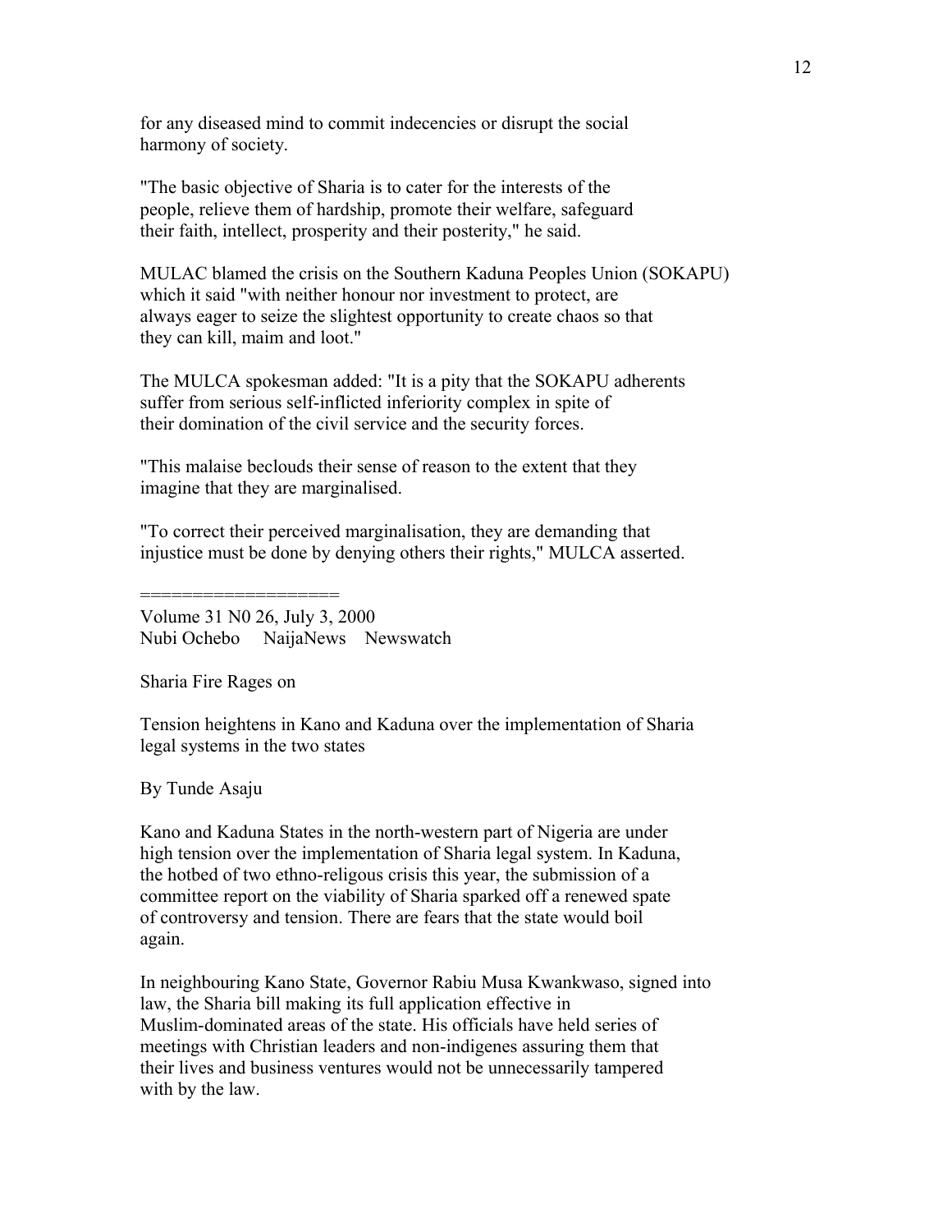for any diseased mind to commit indecencies or disrupt the social harmony of society.

"The basic objective of Sharia is to cater for the interests of the people, relieve them of hardship, promote their welfare, safeguard their faith, intellect, prosperity and their posterity," he said.

MULAC blamed the crisis on the Southern Kaduna Peoples Union (SOKAPU) which it said "with neither honour nor investment to protect, are always eager to seize the slightest opportunity to create chaos so that they can kill, maim and loot."

The MULCA spokesman added: "It is a pity that the SOKAPU adherents suffer from serious self-inflicted inferiority complex in spite of their domination of the civil service and the security forces.

"This malaise beclouds their sense of reason to the extent that they imagine that they are marginalised.

"To correct their perceived marginalisation, they are demanding that injustice must be done by denying others their rights," MULCA asserted.

===================

Volume 31 N0 26, July 3, 2000
Nubi Ochebo NaijaNews Newswatch

Sharia Fire Rages on

Tension heightens in Kano and Kaduna over the implementation of Sharia legal systems in the two states

By Tunde Asaju

Kano and Kaduna States in the north-western part of Nigeria are under high tension over the implementation of Sharia legal system. In Kaduna, the hotbed of two ethno-religous crisis this year, the submission of a committee report on the viability of Sharia sparked off a renewed spate of controversy and tension. There are fears that the state would boil again.

In neighbouring Kano State, Governor Rabiu Musa Kwankwaso, signed into law, the Sharia bill making its full application effective in Muslim-dominated areas of the state. His officials have held series of meetings with Christian leaders and non-indigenes assuring them that their lives and business ventures would not be unnecessarily tampered with by the law.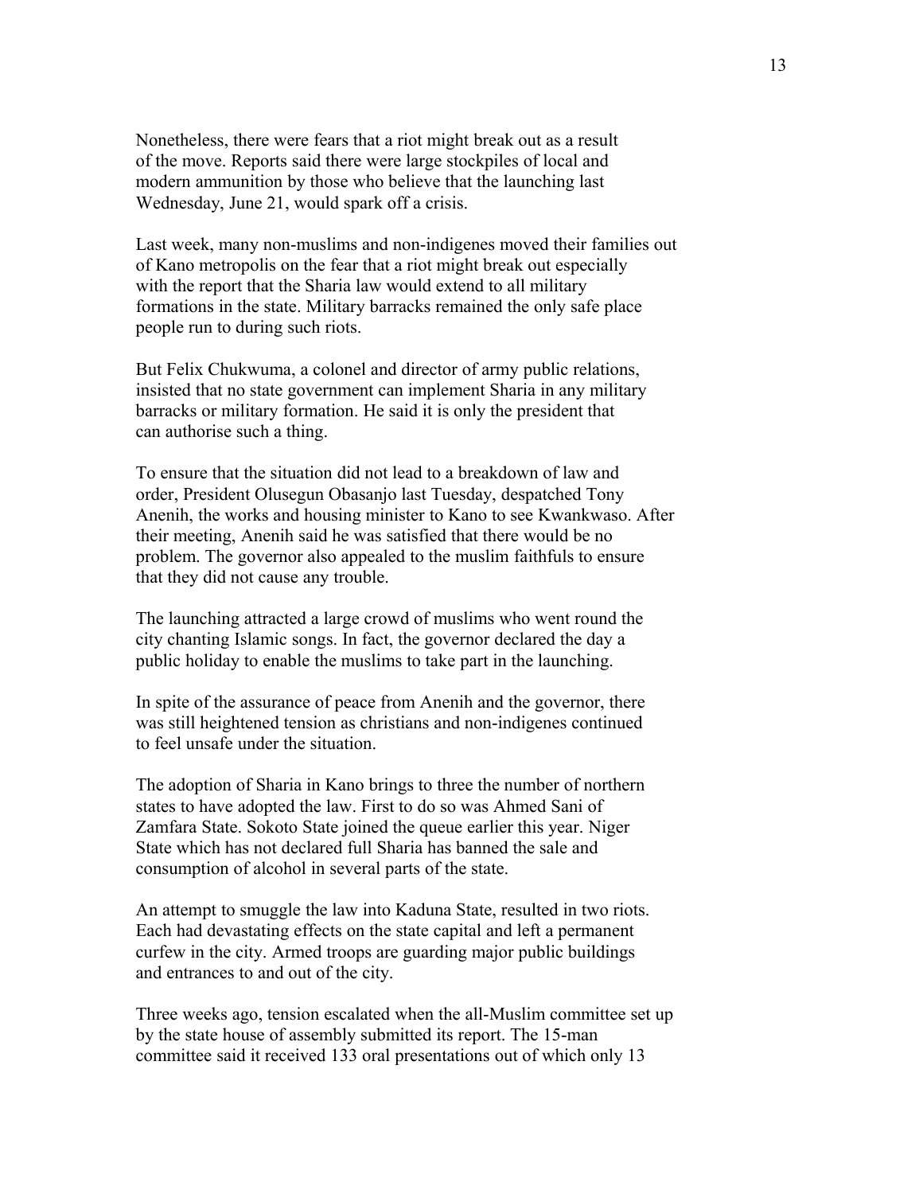Nonetheless, there were fears that a riot might break out as a result of the move. Reports said there were large stockpiles of local and modern ammunition by those who believe that the launching last Wednesday, June 21, would spark off a crisis.

Last week, many non-muslims and non-indigenes moved their families out of Kano metropolis on the fear that a riot might break out especially with the report that the Sharia law would extend to all military formations in the state. Military barracks remained the only safe place people run to during such riots.

But Felix Chukwuma, a colonel and director of army public relations, insisted that no state government can implement Sharia in any military barracks or military formation. He said it is only the president that can authorise such a thing.

To ensure that the situation did not lead to a breakdown of law and order, President Olusegun Obasanjo last Tuesday, despatched Tony Anenih, the works and housing minister to Kano to see Kwankwaso. After their meeting, Anenih said he was satisfied that there would be no problem. The governor also appealed to the muslim faithfuls to ensure that they did not cause any trouble.

The launching attracted a large crowd of muslims who went round the city chanting Islamic songs. In fact, the governor declared the day a public holiday to enable the muslims to take part in the launching.

In spite of the assurance of peace from Anenih and the governor, there was still heightened tension as christians and non-indigenes continued to feel unsafe under the situation.

The adoption of Sharia in Kano brings to three the number of northern states to have adopted the law. First to do so was Ahmed Sani of Zamfara State. Sokoto State joined the queue earlier this year. Niger State which has not declared full Sharia has banned the sale and consumption of alcohol in several parts of the state.

An attempt to smuggle the law into Kaduna State, resulted in two riots. Each had devastating effects on the state capital and left a permanent curfew in the city. Armed troops are guarding major public buildings and entrances to and out of the city.

Three weeks ago, tension escalated when the all-Muslim committee set up by the state house of assembly submitted its report. The 15-man committee said it received 133 oral presentations out of which only 13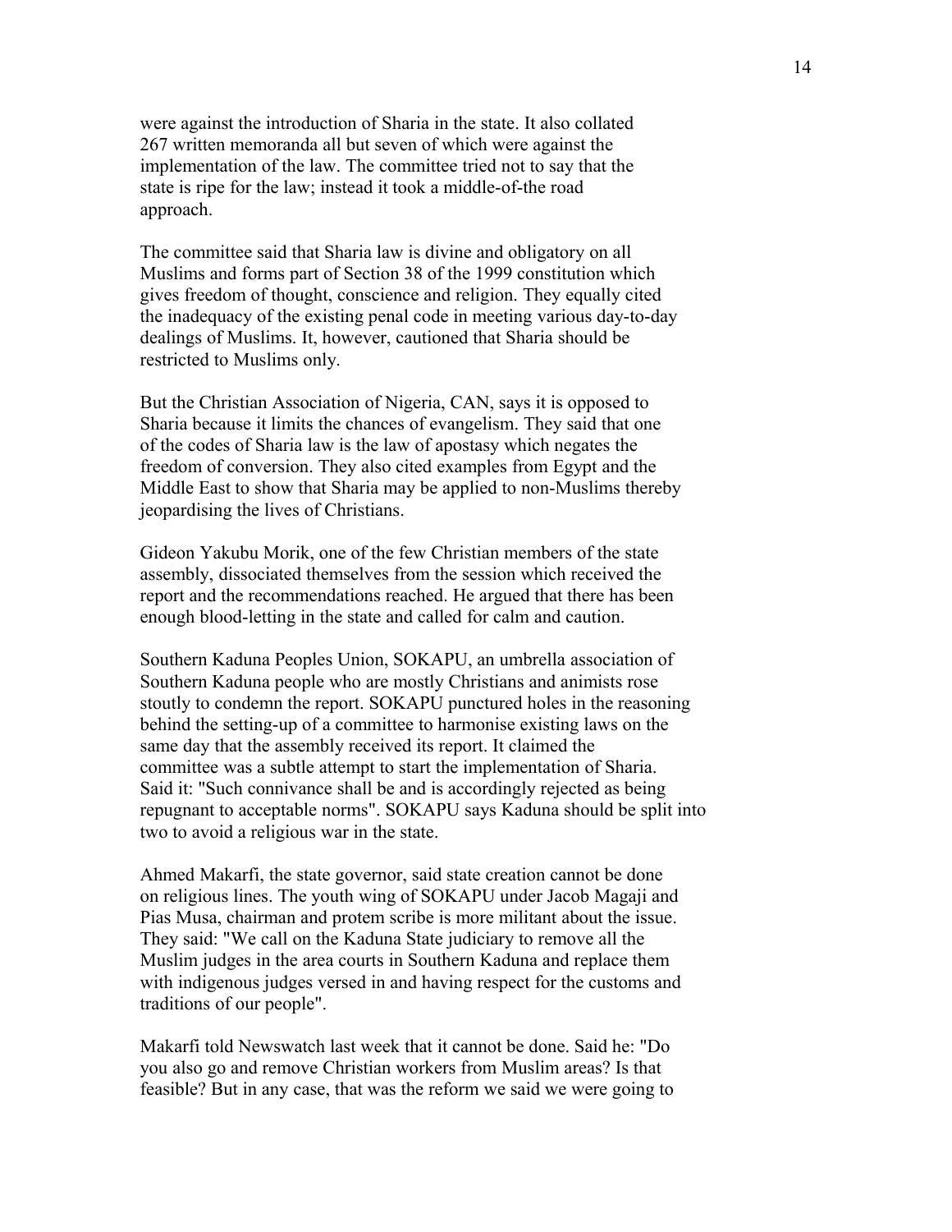were against the introduction of Sharia in the state. It also collated 267 written memoranda all but seven of which were against the implementation of the law. The committee tried not to say that the state is ripe for the law; instead it took a middle-of-the road approach.

The committee said that Sharia law is divine and obligatory on all Muslims and forms part of Section 38 of the 1999 constitution which gives freedom of thought, conscience and religion. They equally cited the inadequacy of the existing penal code in meeting various day-to-day dealings of Muslims. It, however, cautioned that Sharia should be restricted to Muslims only.

But the Christian Association of Nigeria, CAN, says it is opposed to Sharia because it limits the chances of evangelism. They said that one of the codes of Sharia law is the law of apostasy which negates the freedom of conversion. They also cited examples from Egypt and the Middle East to show that Sharia may be applied to non-Muslims thereby jeopardising the lives of Christians.

Gideon Yakubu Morik, one of the few Christian members of the state assembly, dissociated themselves from the session which received the report and the recommendations reached. He argued that there has been enough blood-letting in the state and called for calm and caution.

Southern Kaduna Peoples Union, SOKAPU, an umbrella association of Southern Kaduna people who are mostly Christians and animists rose stoutly to condemn the report. SOKAPU punctured holes in the reasoning behind the setting-up of a committee to harmonise existing laws on the same day that the assembly received its report. It claimed the committee was a subtle attempt to start the implementation of Sharia. Said it: "Such connivance shall be and is accordingly rejected as being repugnant to acceptable norms". SOKAPU says Kaduna should be split into two to avoid a religious war in the state.

Ahmed Makarfi, the state governor, said state creation cannot be done on religious lines. The youth wing of SOKAPU under Jacob Magaji and Pias Musa, chairman and protem scribe is more militant about the issue. They said: "We call on the Kaduna State judiciary to remove all the Muslim judges in the area courts in Southern Kaduna and replace them with indigenous judges versed in and having respect for the customs and traditions of our people".

Makarfi told Newswatch last week that it cannot be done. Said he: "Do you also go and remove Christian workers from Muslim areas? Is that feasible? But in any case, that was the reform we said we were going to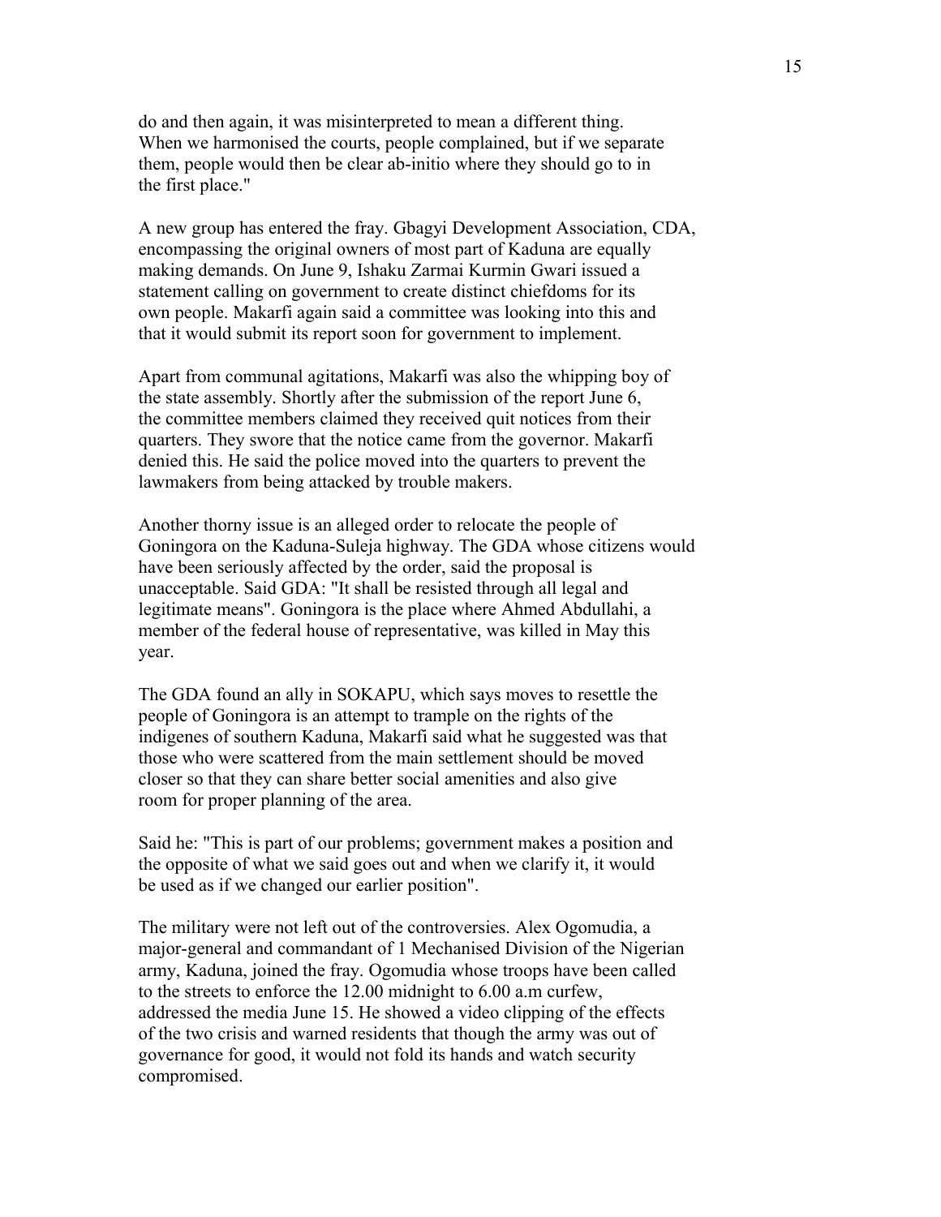do and then again, it was misinterpreted to mean a different thing. When we harmonised the courts, people complained, but if we separate them, people would then be clear ab-initio where they should go to in the first place."

A new group has entered the fray. Gbagyi Development Association, CDA, encompassing the original owners of most part of Kaduna are equally making demands. On June 9, Ishaku Zarmai Kurmin Gwari issued a statement calling on government to create distinct chiefdoms for its own people. Makarfi again said a committee was looking into this and that it would submit its report soon for government to implement.

Apart from communal agitations, Makarfi was also the whipping boy of the state assembly. Shortly after the submission of the report June 6, the committee members claimed they received quit notices from their quarters. They swore that the notice came from the governor. Makarfi denied this. He said the police moved into the quarters to prevent the lawmakers from being attacked by trouble makers.

Another thorny issue is an alleged order to relocate the people of Goningora on the Kaduna-Suleja highway. The GDA whose citizens would have been seriously affected by the order, said the proposal is unacceptable. Said GDA: "It shall be resisted through all legal and legitimate means". Goningora is the place where Ahmed Abdullahi, a member of the federal house of representative, was killed in May this year.

The GDA found an ally in SOKAPU, which says moves to resettle the people of Goningora is an attempt to trample on the rights of the indigenes of southern Kaduna, Makarfi said what he suggested was that those who were scattered from the main settlement should be moved closer so that they can share better social amenities and also give room for proper planning of the area.

Said he: "This is part of our problems; government makes a position and the opposite of what we said goes out and when we clarify it, it would be used as if we changed our earlier position".

The military were not left out of the controversies. Alex Ogomudia, a major-general and commandant of 1 Mechanised Division of the Nigerian army, Kaduna, joined the fray. Ogomudia whose troops have been called to the streets to enforce the 12.00 midnight to 6.00 a.m curfew, addressed the media June 15. He showed a video clipping of the effects of the two crisis and warned residents that though the army was out of governance for good, it would not fold its hands and watch security compromised.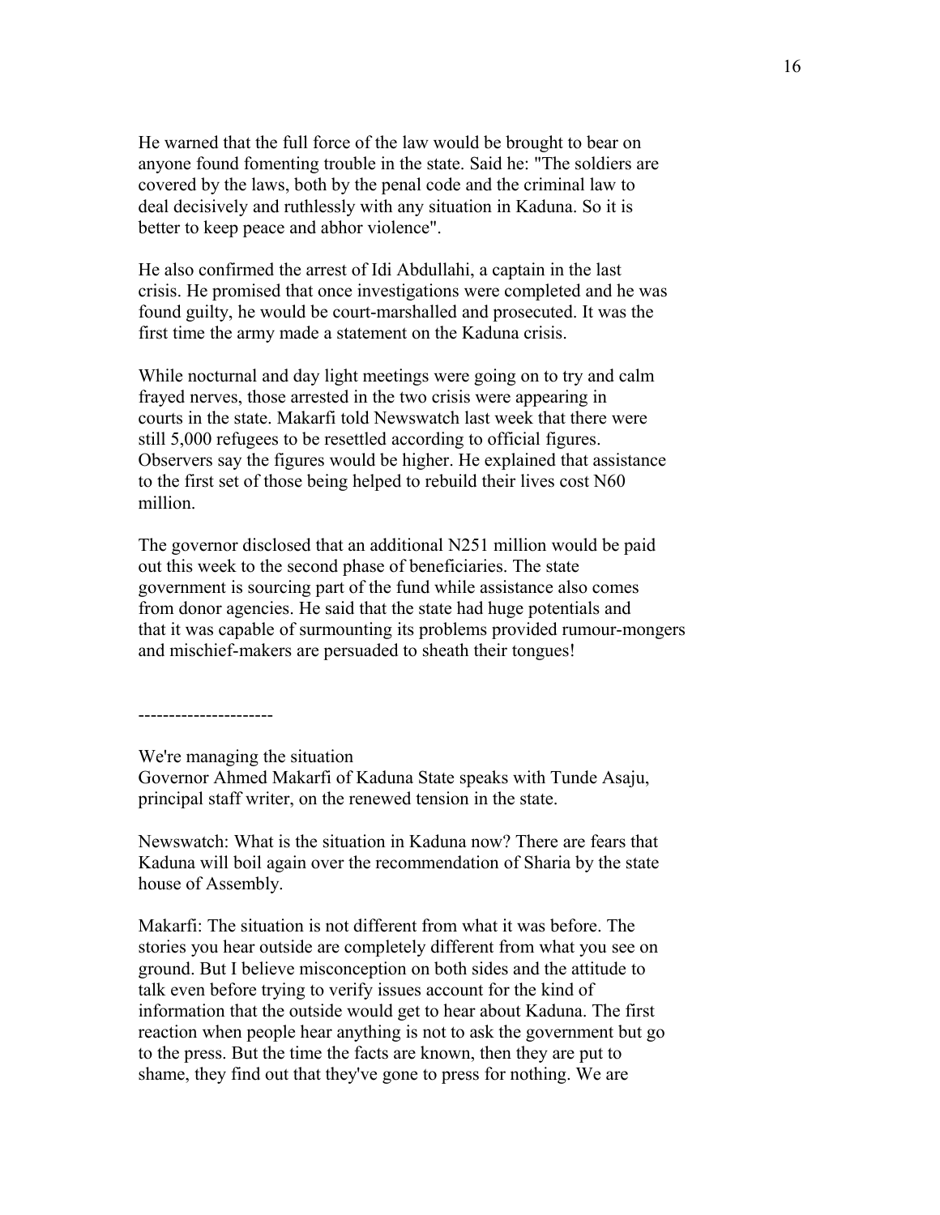He warned that the full force of the law would be brought to bear on anyone found fomenting trouble in the state. Said he: "The soldiers are covered by the laws, both by the penal code and the criminal law to deal decisively and ruthlessly with any situation in Kaduna. So it is better to keep peace and abhor violence".

He also confirmed the arrest of Idi Abdullahi, a captain in the last crisis. He promised that once investigations were completed and he was found guilty, he would be court-marshalled and prosecuted. It was the first time the army made a statement on the Kaduna crisis.

While nocturnal and day light meetings were going on to try and calm frayed nerves, those arrested in the two crisis were appearing in courts in the state. Makarfi told Newswatch last week that there were still 5,000 refugees to be resettled according to official figures. Observers say the figures would be higher. He explained that assistance to the first set of those being helped to rebuild their lives cost N60 million.

The governor disclosed that an additional N251 million would be paid out this week to the second phase of beneficiaries. The state government is sourcing part of the fund while assistance also comes from donor agencies. He said that the state had huge potentials and that it was capable of surmounting its problems provided rumour-mongers and mischief-makers are persuaded to sheath their tongues!

---------------------

We're managing the situation

Governor Ahmed Makarfi of Kaduna State speaks with Tunde Asaju, principal staff writer, on the renewed tension in the state.

Newswatch: What is the situation in Kaduna now? There are fears that Kaduna will boil again over the recommendation of Sharia by the state house of Assembly.

Makarfi: The situation is not different from what it was before. The stories you hear outside are completely different from what you see on ground. But I believe misconception on both sides and the attitude to talk even before trying to verify issues account for the kind of information that the outside would get to hear about Kaduna. The first reaction when people hear anything is not to ask the government but go to the press. But the time the facts are known, then they are put to shame, they find out that they've gone to press for nothing. We are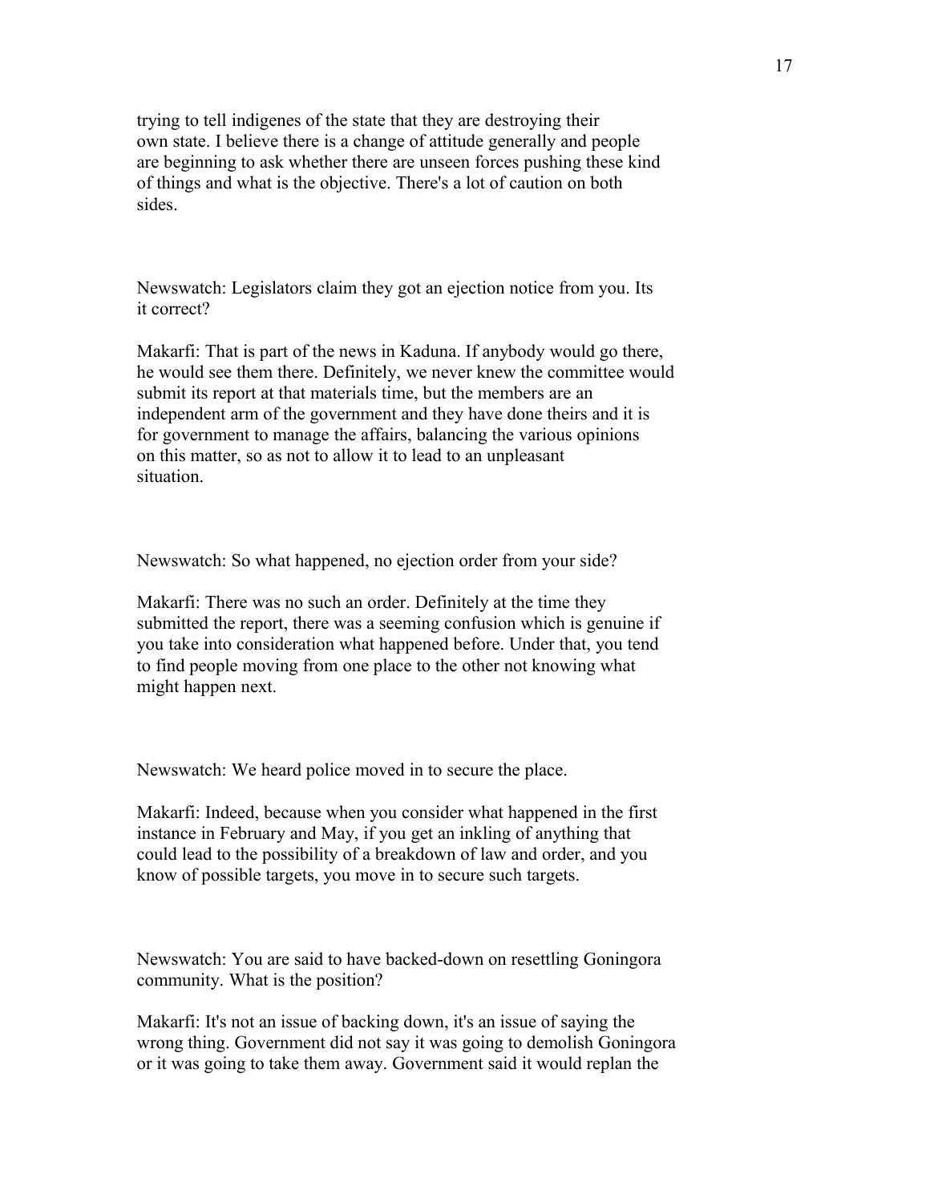trying to tell indigenes of the state that they are destroying their own state. I believe there is a change of attitude generally and people are beginning to ask whether there are unseen forces pushing these kind of things and what is the objective. There's a lot of caution on both sides.

Newswatch: Legislators claim they got an ejection notice from you. Its it correct?

Makarfi: That is part of the news in Kaduna. If anybody would go there, he would see them there. Definitely, we never knew the committee would submit its report at that materials time, but the members are an independent arm of the government and they have done theirs and it is for government to manage the affairs, balancing the various opinions on this matter, so as not to allow it to lead to an unpleasant situation.

Newswatch: So what happened, no ejection order from your side?

Makarfi: There was no such an order. Definitely at the time they submitted the report, there was a seeming confusion which is genuine if you take into consideration what happened before. Under that, you tend to find people moving from one place to the other not knowing what might happen next.

Newswatch: We heard police moved in to secure the place.

Makarfi: Indeed, because when you consider what happened in the first instance in February and May, if you get an inkling of anything that could lead to the possibility of a breakdown of law and order, and you know of possible targets, you move in to secure such targets.

Newswatch: You are said to have backed-down on resettling Goningora community. What is the position?

Makarfi: It's not an issue of backing down, it's an issue of saying the wrong thing. Government did not say it was going to demolish Goningora or it was going to take them away. Government said it would replan the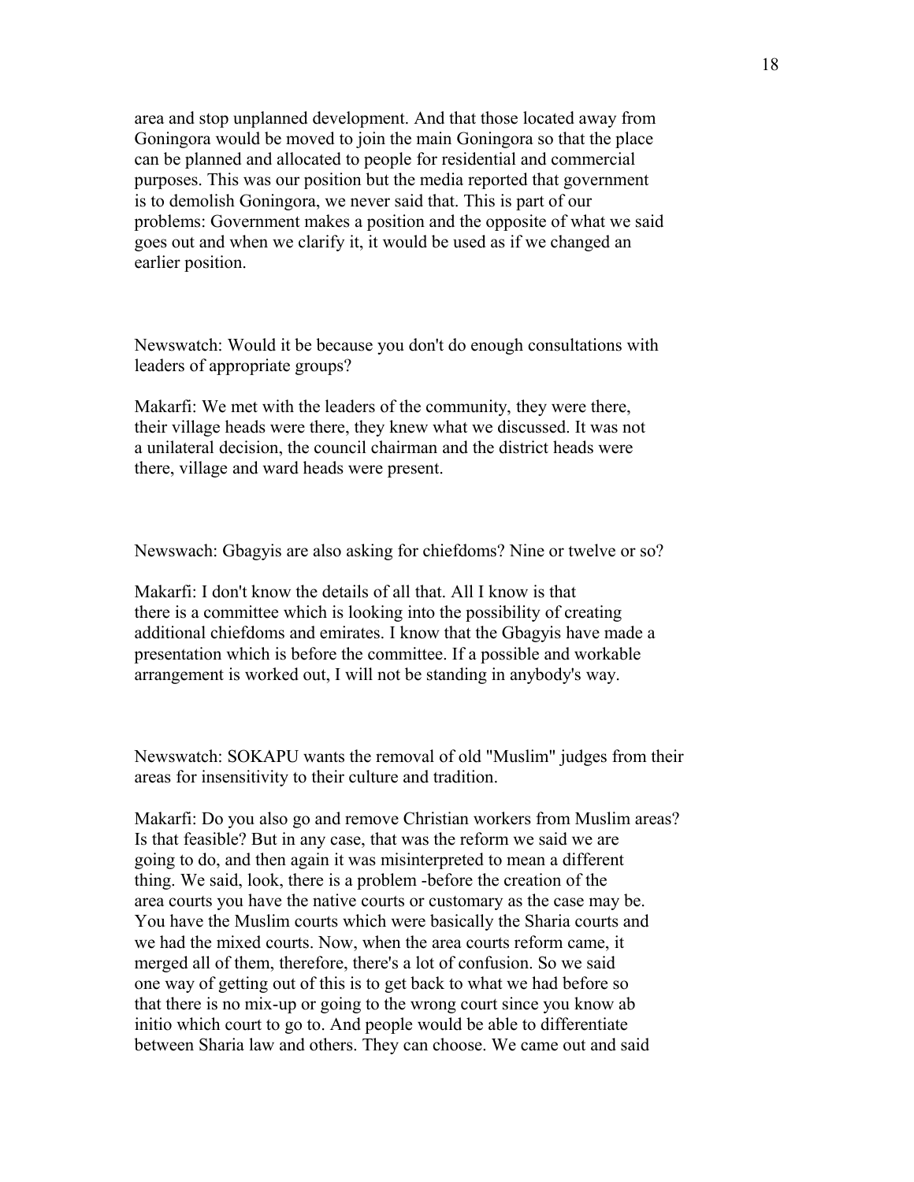area and stop unplanned development. And that those located away from Goningora would be moved to join the main Goningora so that the place can be planned and allocated to people for residential and commercial purposes. This was our position but the media reported that government is to demolish Goningora, we never said that. This is part of our problems: Government makes a position and the opposite of what we said goes out and when we clarify it, it would be used as if we changed an earlier position.

Newswatch: Would it be because you don't do enough consultations with leaders of appropriate groups?

Makarfi: We met with the leaders of the community, they were there, their village heads were there, they knew what we discussed. It was not a unilateral decision, the council chairman and the district heads were there, village and ward heads were present.

Newswach: Gbagyis are also asking for chiefdoms? Nine or twelve or so?

Makarfi: I don't know the details of all that. All I know is that there is a committee which is looking into the possibility of creating additional chiefdoms and emirates. I know that the Gbagyis have made a presentation which is before the committee. If a possible and workable arrangement is worked out, I will not be standing in anybody's way.

Newswatch: SOKAPU wants the removal of old "Muslim" judges from their areas for insensitivity to their culture and tradition.

Makarfi: Do you also go and remove Christian workers from Muslim areas? Is that feasible? But in any case, that was the reform we said we are going to do, and then again it was misinterpreted to mean a different thing. We said, look, there is a problem -before the creation of the area courts you have the native courts or customary as the case may be. You have the Muslim courts which were basically the Sharia courts and we had the mixed courts. Now, when the area courts reform came, it merged all of them, therefore, there's a lot of confusion. So we said one way of getting out of this is to get back to what we had before so that there is no mix-up or going to the wrong court since you know ab initio which court to go to. And people would be able to differentiate between Sharia law and others. They can choose. We came out and said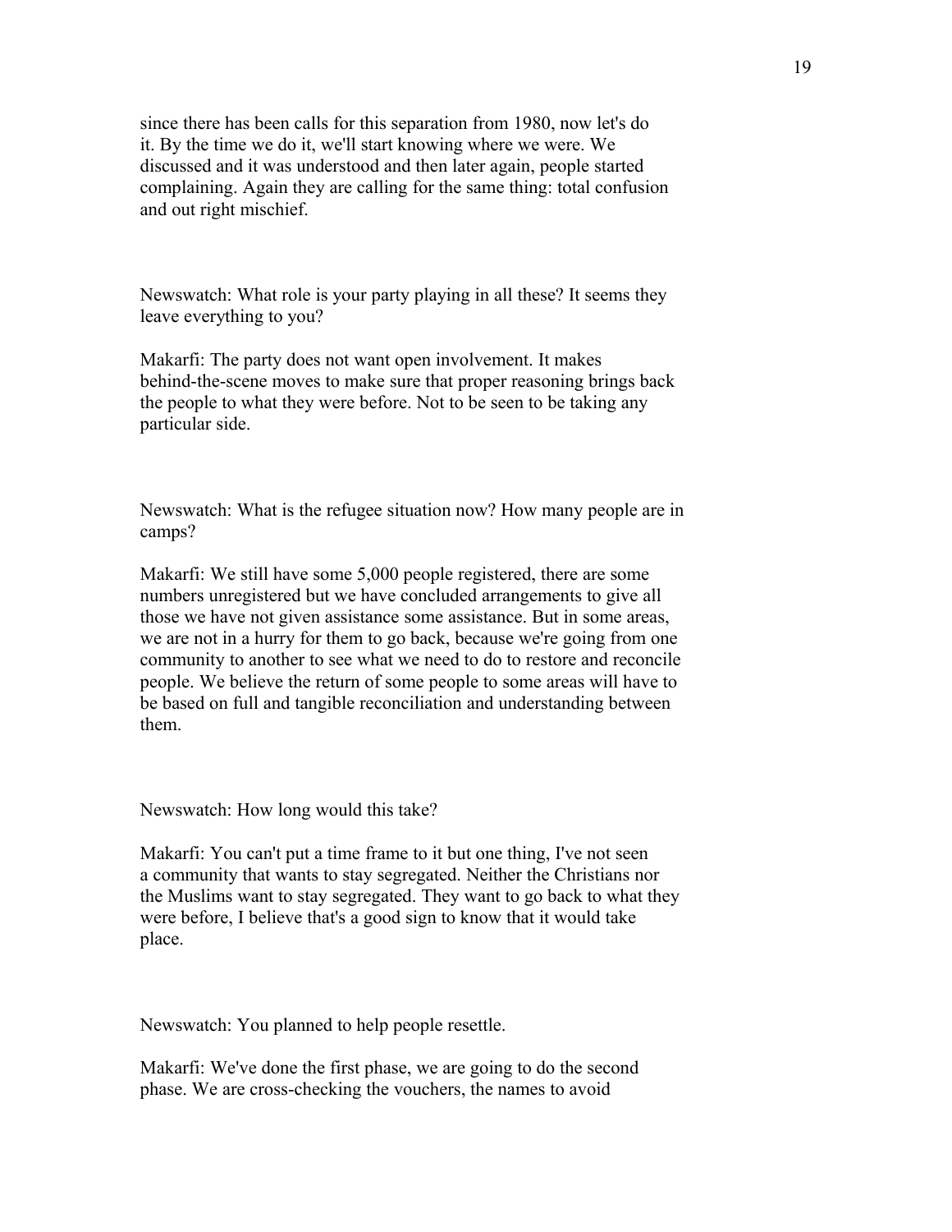since there has been calls for this separation from 1980, now let's do it. By the time we do it, we'll start knowing where we were. We discussed and it was understood and then later again, people started complaining. Again they are calling for the same thing: total confusion and out right mischief.

Newswatch: What role is your party playing in all these? It seems they leave everything to you?

Makarfi: The party does not want open involvement. It makes behind-the-scene moves to make sure that proper reasoning brings back the people to what they were before. Not to be seen to be taking any particular side.

Newswatch: What is the refugee situation now? How many people are in camps?

Makarfi: We still have some 5,000 people registered, there are some numbers unregistered but we have concluded arrangements to give all those we have not given assistance some assistance. But in some areas, we are not in a hurry for them to go back, because we're going from one community to another to see what we need to do to restore and reconcile people. We believe the return of some people to some areas will have to be based on full and tangible reconciliation and understanding between them.

Newswatch: How long would this take?

Makarfi: You can't put a time frame to it but one thing, I've not seen a community that wants to stay segregated. Neither the Christians nor the Muslims want to stay segregated. They want to go back to what they were before, I believe that's a good sign to know that it would take place.

Newswatch: You planned to help people resettle.

Makarfi: We've done the first phase, we are going to do the second phase. We are cross-checking the vouchers, the names to avoid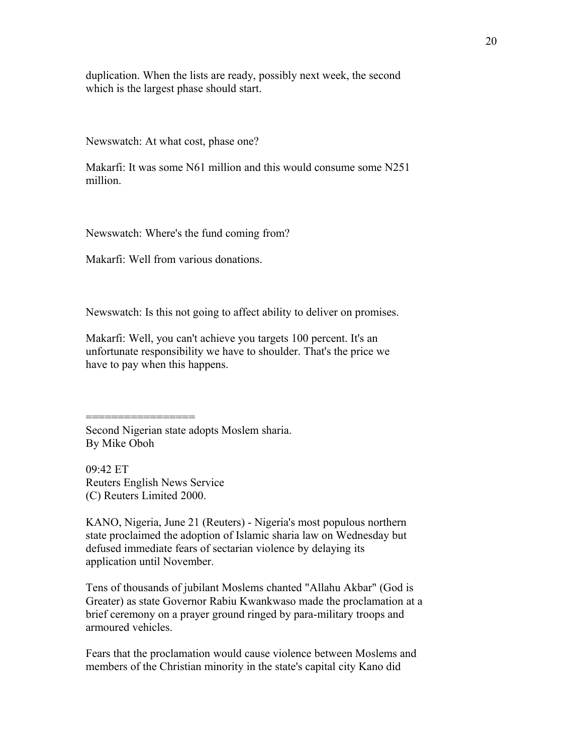duplication. When the lists are ready, possibly next week, the second which is the largest phase should start.

Newswatch: At what cost, phase one?

Makarfi: It was some N61 million and this would consume some N251 million.

Newswatch: Where's the fund coming from?

Makarfi: Well from various donations.

Newswatch: Is this not going to affect ability to deliver on promises.

Makarfi: Well, you can't achieve you targets 100 percent. It's an unfortunate responsibility we have to shoulder. That's the price we have to pay when this happens.

=================

Second Nigerian state adopts Moslem sharia.
By Mike Oboh

09:42 ET
Reuters English News Service
(C) Reuters Limited 2000.

KANO, Nigeria, June 21 (Reuters) - Nigeria's most populous northern state proclaimed the adoption of Islamic sharia law on Wednesday but defused immediate fears of sectarian violence by delaying its application until November.

Tens of thousands of jubilant Moslems chanted "Allahu Akbar" (God is Greater) as state Governor Rabiu Kwankwaso made the proclamation at a brief ceremony on a prayer ground ringed by para-military troops and armoured vehicles.

Fears that the proclamation would cause violence between Moslems and members of the Christian minority in the state's capital city Kano did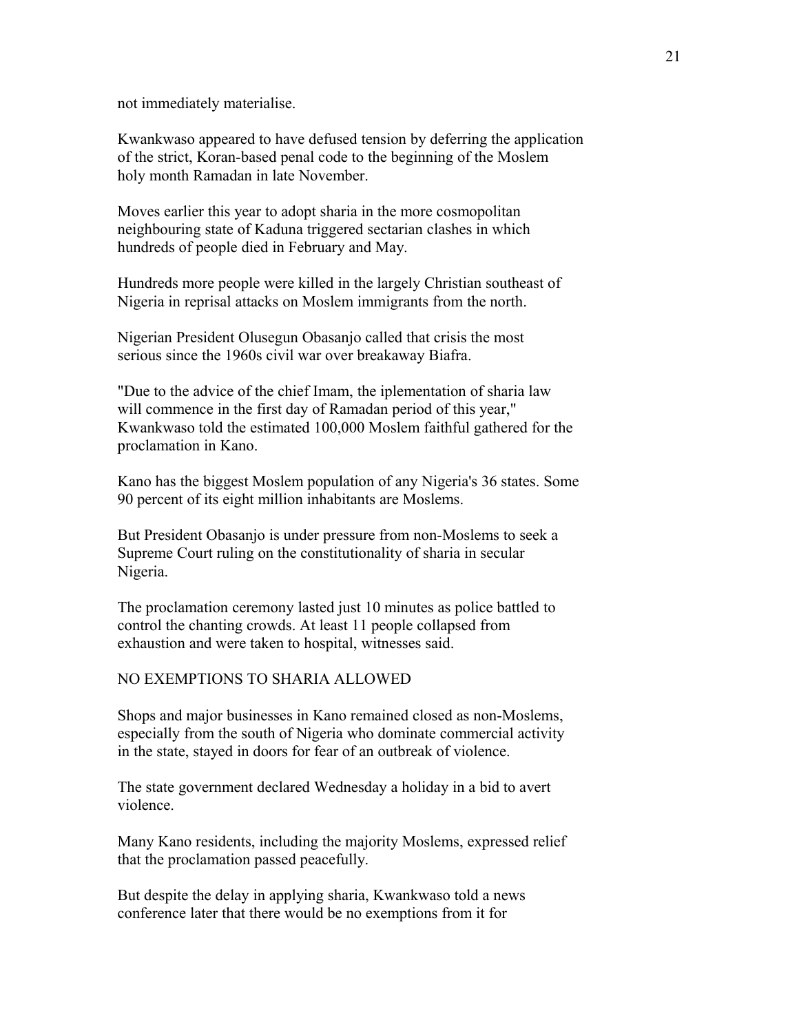not immediately materialise.

Kwankwaso appeared to have defused tension by deferring the application of the strict, Koran-based penal code to the beginning of the Moslem holy month Ramadan in late November.

Moves earlier this year to adopt sharia in the more cosmopolitan neighbouring state of Kaduna triggered sectarian clashes in which hundreds of people died in February and May.

Hundreds more people were killed in the largely Christian southeast of Nigeria in reprisal attacks on Moslem immigrants from the north.

Nigerian President Olusegun Obasanjo called that crisis the most serious since the 1960s civil war over breakaway Biafra.

"Due to the advice of the chief Imam, the iplementation of sharia law will commence in the first day of Ramadan period of this year," Kwankwaso told the estimated 100,000 Moslem faithful gathered for the proclamation in Kano.

Kano has the biggest Moslem population of any Nigeria's 36 states. Some 90 percent of its eight million inhabitants are Moslems.

But President Obasanjo is under pressure from non-Moslems to seek a Supreme Court ruling on the constitutionality of sharia in secular Nigeria.

The proclamation ceremony lasted just 10 minutes as police battled to control the chanting crowds. At least 11 people collapsed from exhaustion and were taken to hospital, witnesses said.

NO EXEMPTIONS TO SHARIA ALLOWED

Shops and major businesses in Kano remained closed as non-Moslems, especially from the south of Nigeria who dominate commercial activity in the state, stayed in doors for fear of an outbreak of violence.

The state government declared Wednesday a holiday in a bid to avert violence.

Many Kano residents, including the majority Moslems, expressed relief that the proclamation passed peacefully.

But despite the delay in applying sharia, Kwankwaso told a news conference later that there would be no exemptions from it for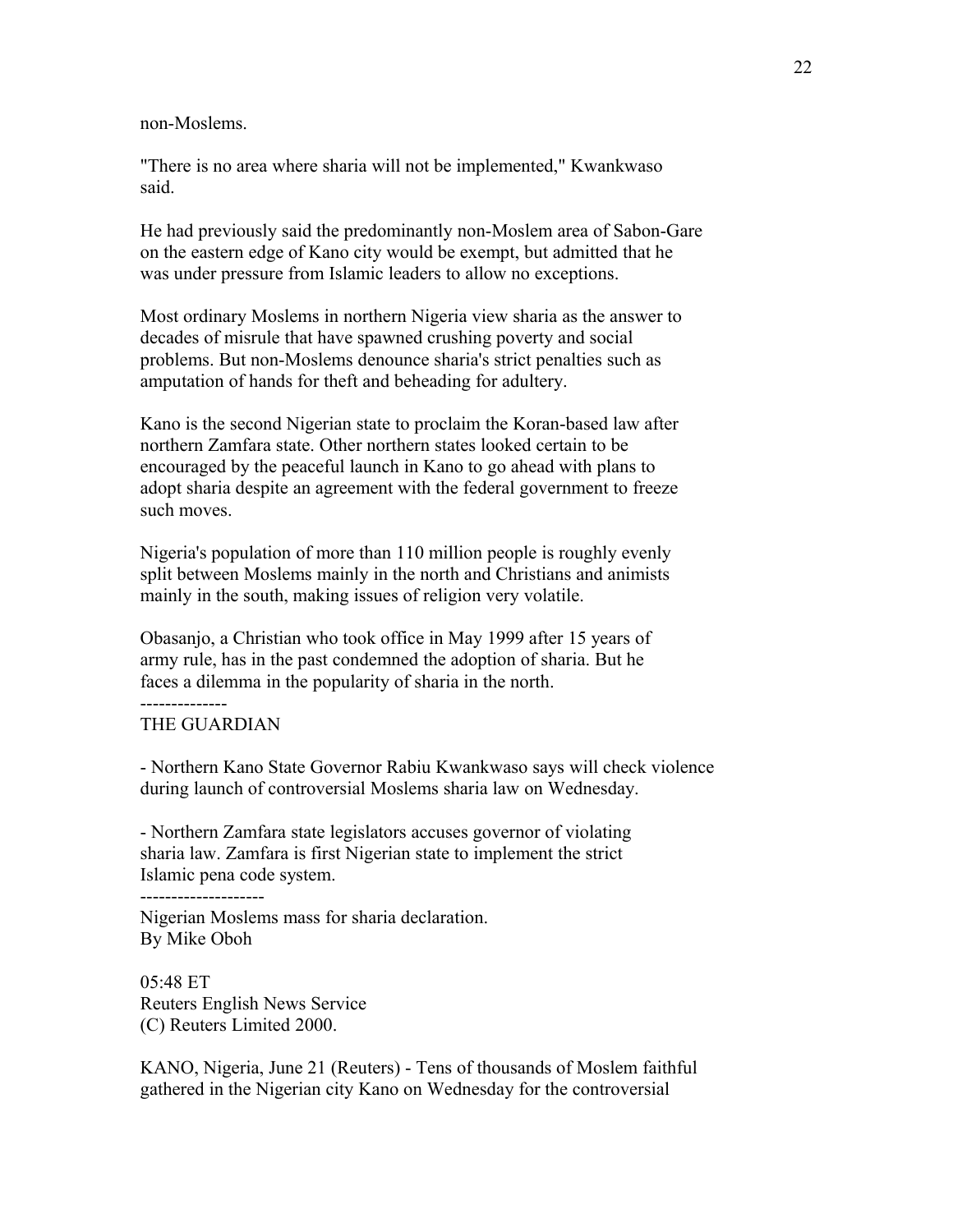non-Moslems.

"There is no area where sharia will not be implemented," Kwankwaso said.

He had previously said the predominantly non-Moslem area of Sabon-Gare on the eastern edge of Kano city would be exempt, but admitted that he was under pressure from Islamic leaders to allow no exceptions.

Most ordinary Moslems in northern Nigeria view sharia as the answer to decades of misrule that have spawned crushing poverty and social problems. But non-Moslems denounce sharia's strict penalties such as amputation of hands for theft and beheading for adultery.

Kano is the second Nigerian state to proclaim the Koran-based law after northern Zamfara state. Other northern states looked certain to be encouraged by the peaceful launch in Kano to go ahead with plans to adopt sharia despite an agreement with the federal government to freeze such moves.

Nigeria's population of more than 110 million people is roughly evenly split between Moslems mainly in the north and Christians and animists mainly in the south, making issues of religion very volatile.

Obasanjo, a Christian who took office in May 1999 after 15 years of army rule, has in the past condemned the adoption of sharia. But he faces a dilemma in the popularity of sharia in the north.

--------------

THE GUARDIAN

- Northern Kano State Governor Rabiu Kwankwaso says will check violence during launch of controversial Moslems sharia law on Wednesday.

- Northern Zamfara state legislators accuses governor of violating sharia law. Zamfara is first Nigerian state to implement the strict Islamic pena code system.

--------------------

Nigerian Moslems mass for sharia declaration.
By Mike Oboh

05:48 ET
Reuters English News Service
(C) Reuters Limited 2000.

KANO, Nigeria, June 21 (Reuters) - Tens of thousands of Moslem faithful gathered in the Nigerian city Kano on Wednesday for the controversial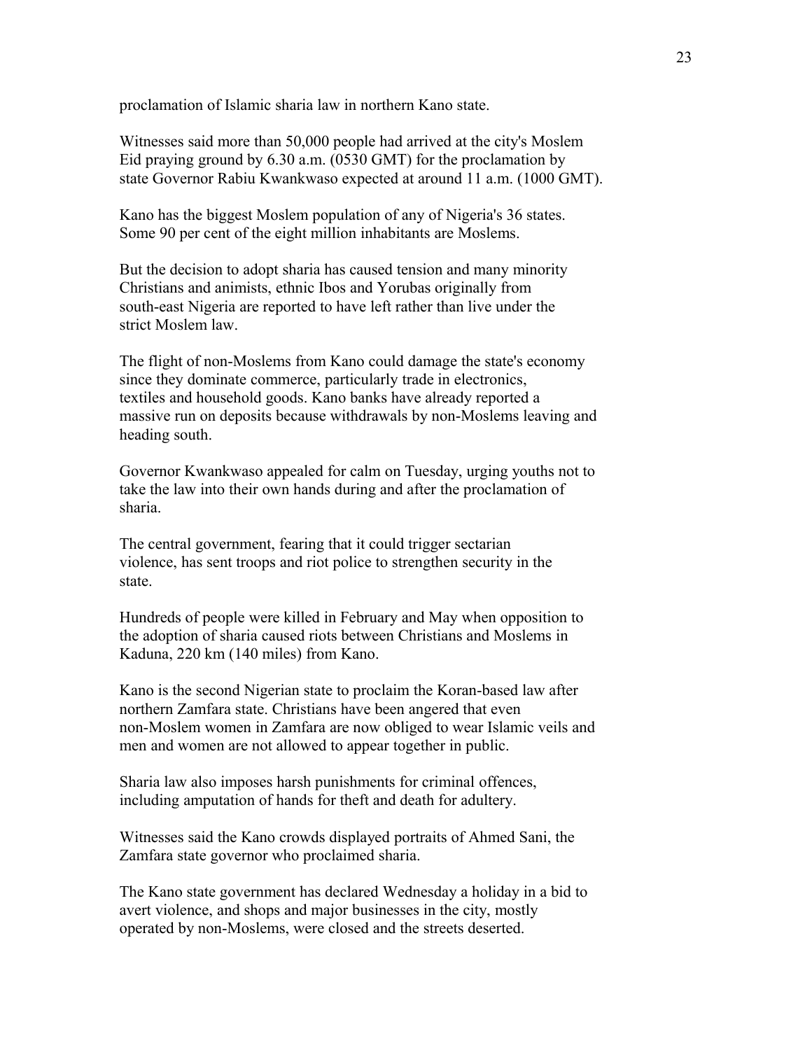proclamation of Islamic sharia law in northern Kano state.

Witnesses said more than 50,000 people had arrived at the city's Moslem Eid praying ground by 6.30 a.m. (0530 GMT) for the proclamation by state Governor Rabiu Kwankwaso expected at around 11 a.m. (1000 GMT).

Kano has the biggest Moslem population of any of Nigeria's 36 states. Some 90 per cent of the eight million inhabitants are Moslems.

But the decision to adopt sharia has caused tension and many minority Christians and animists, ethnic Ibos and Yorubas originally from south-east Nigeria are reported to have left rather than live under the strict Moslem law.

The flight of non-Moslems from Kano could damage the state's economy since they dominate commerce, particularly trade in electronics, textiles and household goods. Kano banks have already reported a massive run on deposits because withdrawals by non-Moslems leaving and heading south.

Governor Kwankwaso appealed for calm on Tuesday, urging youths not to take the law into their own hands during and after the proclamation of sharia.

The central government, fearing that it could trigger sectarian violence, has sent troops and riot police to strengthen security in the state.

Hundreds of people were killed in February and May when opposition to the adoption of sharia caused riots between Christians and Moslems in Kaduna, 220 km (140 miles) from Kano.

Kano is the second Nigerian state to proclaim the Koran-based law after northern Zamfara state. Christians have been angered that even non-Moslem women in Zamfara are now obliged to wear Islamic veils and men and women are not allowed to appear together in public.

Sharia law also imposes harsh punishments for criminal offences, including amputation of hands for theft and death for adultery.

Witnesses said the Kano crowds displayed portraits of Ahmed Sani, the Zamfara state governor who proclaimed sharia.

The Kano state government has declared Wednesday a holiday in a bid to avert violence, and shops and major businesses in the city, mostly operated by non-Moslems, were closed and the streets deserted.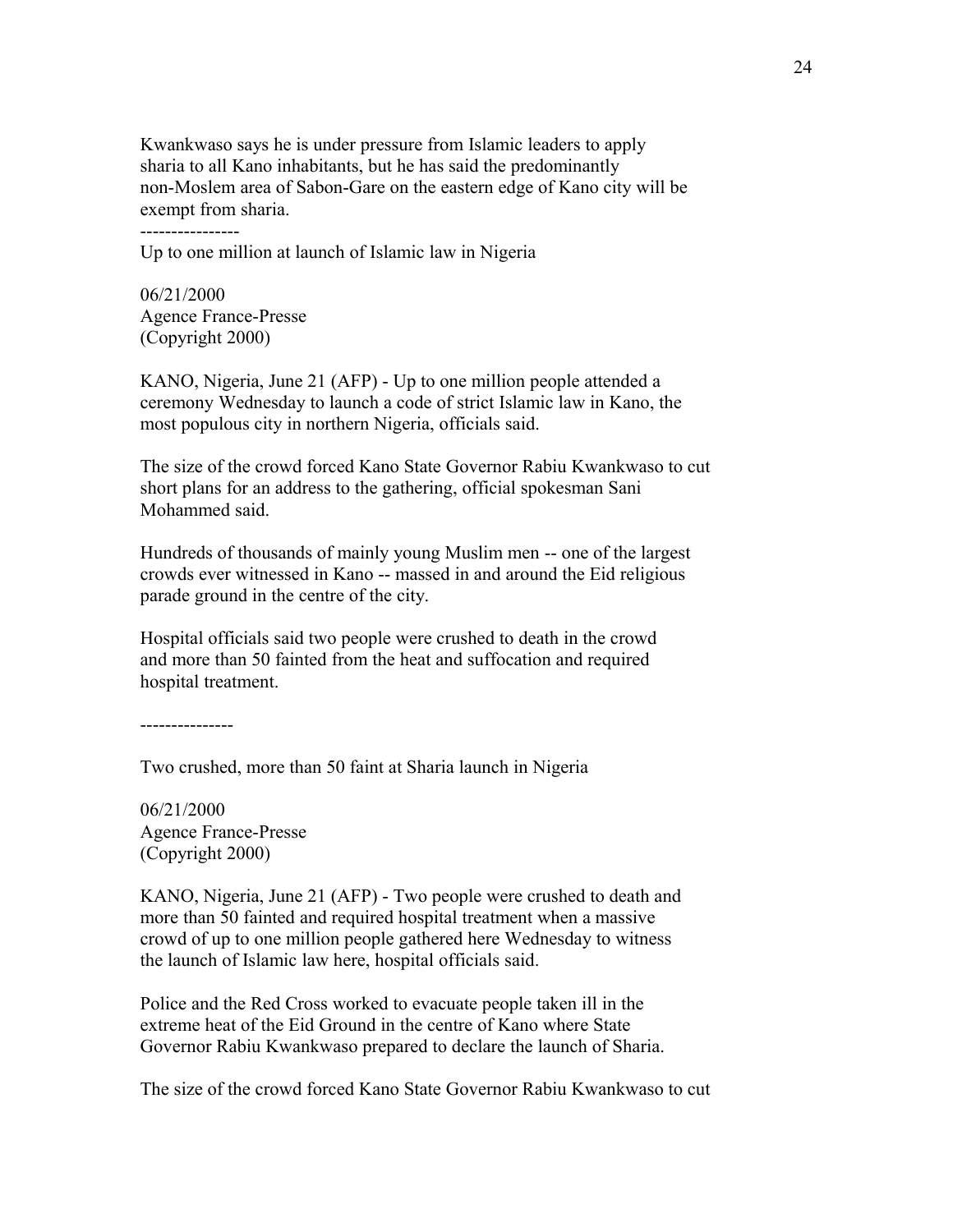Kwankwaso says he is under pressure from Islamic leaders to apply sharia to all Kano inhabitants, but he has said the predominantly non-Moslem area of Sabon-Gare on the eastern edge of Kano city will be exempt from sharia.

----------------

Up to one million at launch of Islamic law in Nigeria

06/21/2000
Agence France-Presse
(Copyright 2000)

KANO, Nigeria, June 21 (AFP) - Up to one million people attended a ceremony Wednesday to launch a code of strict Islamic law in Kano, the most populous city in northern Nigeria, officials said.

The size of the crowd forced Kano State Governor Rabiu Kwankwaso to cut short plans for an address to the gathering, official spokesman Sani Mohammed said.

Hundreds of thousands of mainly young Muslim men -- one of the largest crowds ever witnessed in Kano -- massed in and around the Eid religious parade ground in the centre of the city.

Hospital officials said two people were crushed to death in the crowd and more than 50 fainted from the heat and suffocation and required hospital treatment.

---------------

Two crushed, more than 50 faint at Sharia launch in Nigeria

06/21/2000
Agence France-Presse
(Copyright 2000)

KANO, Nigeria, June 21 (AFP) - Two people were crushed to death and more than 50 fainted and required hospital treatment when a massive crowd of up to one million people gathered here Wednesday to witness the launch of Islamic law here, hospital officials said.

Police and the Red Cross worked to evacuate people taken ill in the extreme heat of the Eid Ground in the centre of Kano where State Governor Rabiu Kwankwaso prepared to declare the launch of Sharia.

The size of the crowd forced Kano State Governor Rabiu Kwankwaso to cut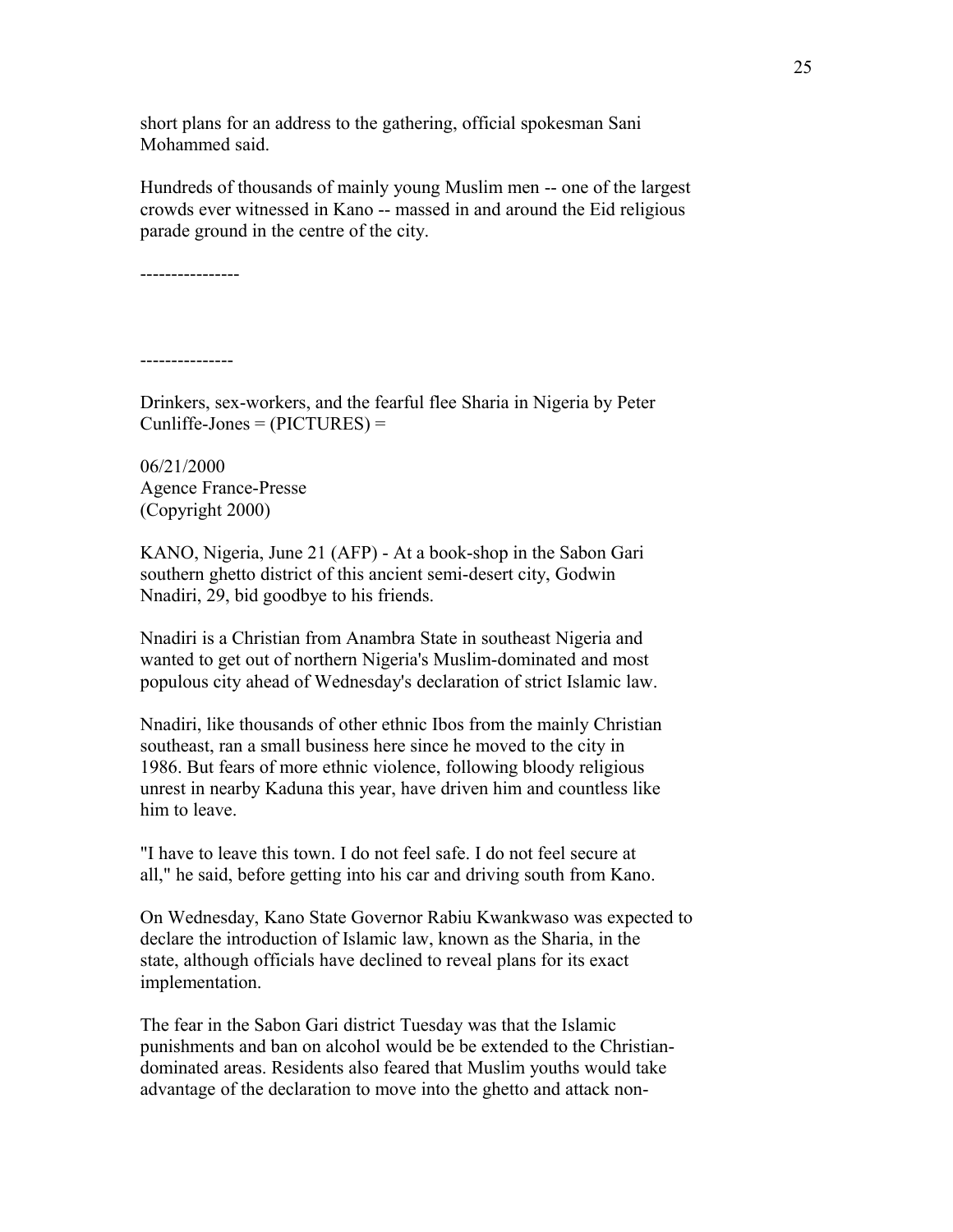short plans for an address to the gathering, official spokesman Sani Mohammed said.

Hundreds of thousands of mainly young Muslim men -- one of the largest crowds ever witnessed in Kano -- massed in and around the Eid religious parade ground in the centre of the city.

----------------

---------------

Drinkers, sex-workers, and the fearful flee Sharia in Nigeria by Peter Cunliffe-Jones = (PICTURES) =

06/21/2000
Agence France-Presse
(Copyright 2000)

KANO, Nigeria, June 21 (AFP) - At a book-shop in the Sabon Gari southern ghetto district of this ancient semi-desert city, Godwin Nnadiri, 29, bid goodbye to his friends.

Nnadiri is a Christian from Anambra State in southeast Nigeria and wanted to get out of northern Nigeria's Muslim-dominated and most populous city ahead of Wednesday's declaration of strict Islamic law.

Nnadiri, like thousands of other ethnic Ibos from the mainly Christian southeast, ran a small business here since he moved to the city in 1986. But fears of more ethnic violence, following bloody religious unrest in nearby Kaduna this year, have driven him and countless like him to leave.

"I have to leave this town. I do not feel safe. I do not feel secure at all," he said, before getting into his car and driving south from Kano.

On Wednesday, Kano State Governor Rabiu Kwankwaso was expected to declare the introduction of Islamic law, known as the Sharia, in the state, although officials have declined to reveal plans for its exact implementation.

The fear in the Sabon Gari district Tuesday was that the Islamic punishments and ban on alcohol would be be extended to the Christian-dominated areas. Residents also feared that Muslim youths would take advantage of the declaration to move into the ghetto and attack non-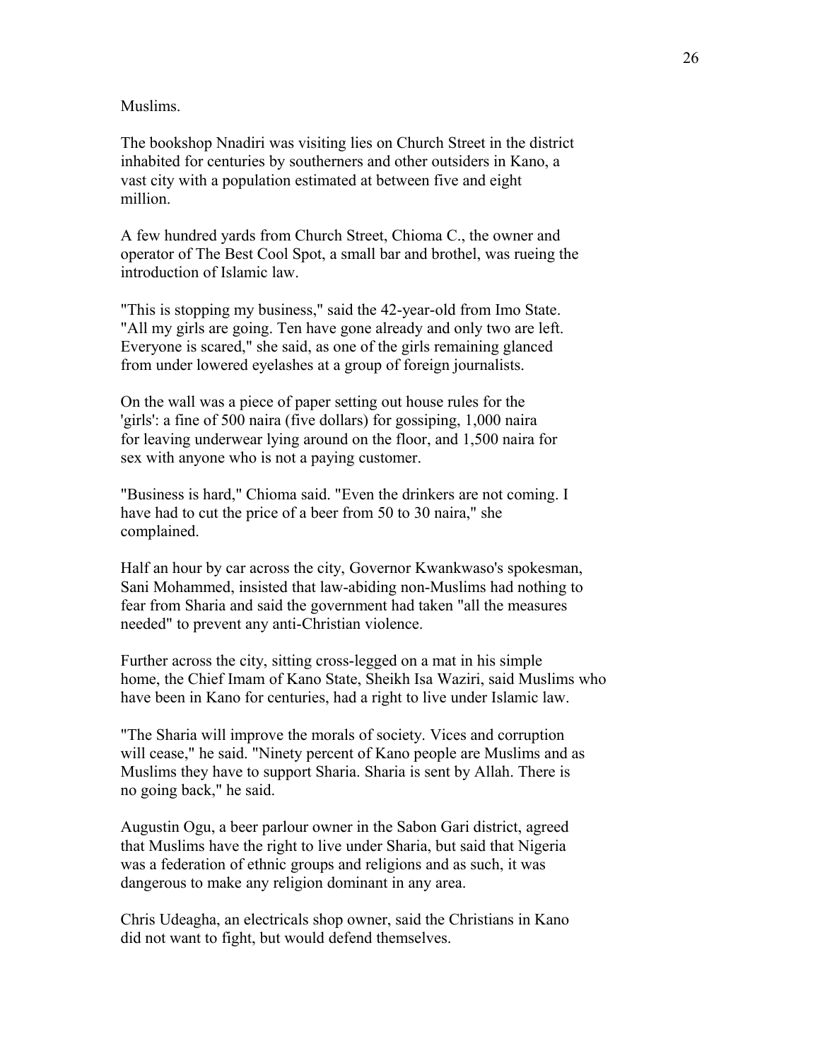Muslims.

The bookshop Nnadiri was visiting lies on Church Street in the district inhabited for centuries by southerners and other outsiders in Kano, a vast city with a population estimated at between five and eight million.

A few hundred yards from Church Street, Chioma C., the owner and operator of The Best Cool Spot, a small bar and brothel, was rueing the introduction of Islamic law.

"This is stopping my business," said the 42-year-old from Imo State. "All my girls are going. Ten have gone already and only two are left. Everyone is scared," she said, as one of the girls remaining glanced from under lowered eyelashes at a group of foreign journalists.

On the wall was a piece of paper setting out house rules for the 'girls': a fine of 500 naira (five dollars) for gossiping, 1,000 naira for leaving underwear lying around on the floor, and 1,500 naira for sex with anyone who is not a paying customer.

"Business is hard," Chioma said. "Even the drinkers are not coming. I have had to cut the price of a beer from 50 to 30 naira," she complained.

Half an hour by car across the city, Governor Kwankwaso's spokesman, Sani Mohammed, insisted that law-abiding non-Muslims had nothing to fear from Sharia and said the government had taken "all the measures needed" to prevent any anti-Christian violence.

Further across the city, sitting cross-legged on a mat in his simple home, the Chief Imam of Kano State, Sheikh Isa Waziri, said Muslims who have been in Kano for centuries, had a right to live under Islamic law.

"The Sharia will improve the morals of society. Vices and corruption will cease," he said. "Ninety percent of Kano people are Muslims and as Muslims they have to support Sharia. Sharia is sent by Allah. There is no going back," he said.

Augustin Ogu, a beer parlour owner in the Sabon Gari district, agreed that Muslims have the right to live under Sharia, but said that Nigeria was a federation of ethnic groups and religions and as such, it was dangerous to make any religion dominant in any area.

Chris Udeagha, an electricals shop owner, said the Christians in Kano did not want to fight, but would defend themselves.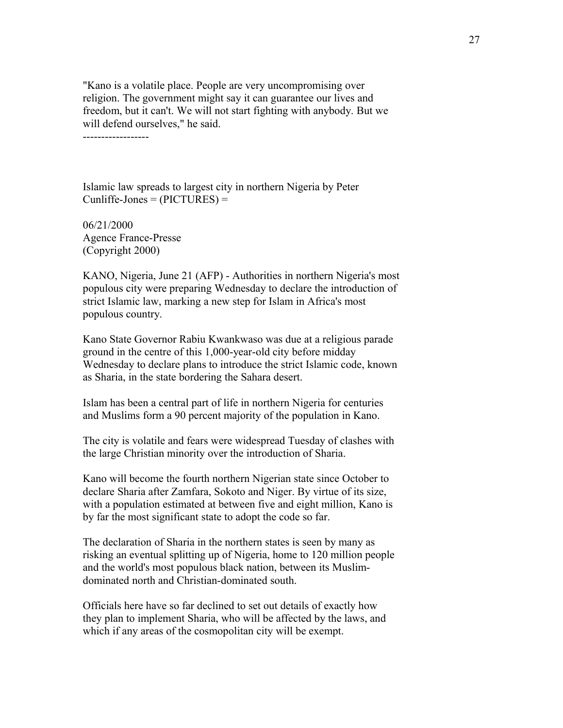"Kano is a volatile place. People are very uncompromising over religion. The government might say it can guarantee our lives and freedom, but it can't. We will not start fighting with anybody. But we will defend ourselves," he said.

------------------

Islamic law spreads to largest city in northern Nigeria by Peter Cunliffe-Jones = (PICTURES) =

06/21/2000
Agence France-Presse
(Copyright 2000)

KANO, Nigeria, June 21 (AFP) - Authorities in northern Nigeria's most populous city were preparing Wednesday to declare the introduction of strict Islamic law, marking a new step for Islam in Africa's most populous country.

Kano State Governor Rabiu Kwankwaso was due at a religious parade ground in the centre of this 1,000-year-old city before midday Wednesday to declare plans to introduce the strict Islamic code, known as Sharia, in the state bordering the Sahara desert.

Islam has been a central part of life in northern Nigeria for centuries and Muslims form a 90 percent majority of the population in Kano.

The city is volatile and fears were widespread Tuesday of clashes with the large Christian minority over the introduction of Sharia.

Kano will become the fourth northern Nigerian state since October to declare Sharia after Zamfara, Sokoto and Niger. By virtue of its size, with a population estimated at between five and eight million, Kano is by far the most significant state to adopt the code so far.

The declaration of Sharia in the northern states is seen by many as risking an eventual splitting up of Nigeria, home to 120 million people and the world's most populous black nation, between its Muslim-dominated north and Christian-dominated south.

Officials here have so far declined to set out details of exactly how they plan to implement Sharia, who will be affected by the laws, and which if any areas of the cosmopolitan city will be exempt.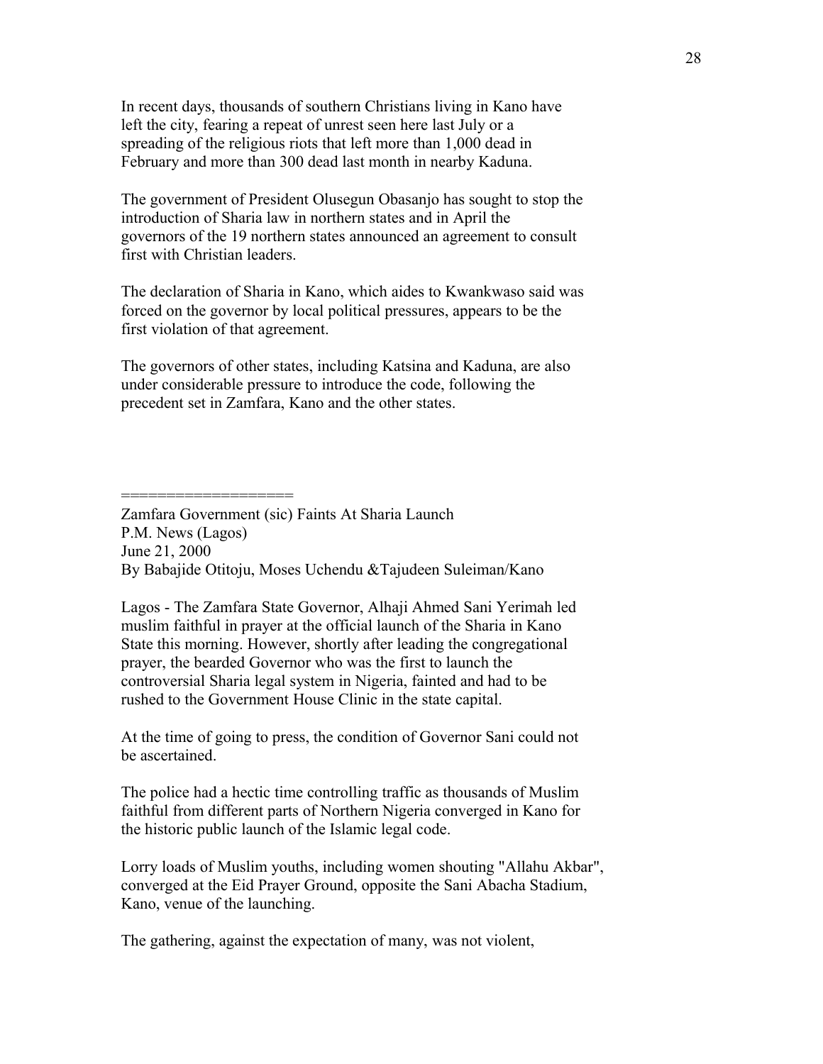In recent days, thousands of southern Christians living in Kano have left the city, fearing a repeat of unrest seen here last July or a spreading of the religious riots that left more than 1,000 dead in February and more than 300 dead last month in nearby Kaduna.

The government of President Olusegun Obasanjo has sought to stop the introduction of Sharia law in northern states and in April the governors of the 19 northern states announced an agreement to consult first with Christian leaders.

The declaration of Sharia in Kano, which aides to Kwankwaso said was forced on the governor by local political pressures, appears to be the first violation of that agreement.

The governors of other states, including Katsina and Kaduna, are also under considerable pressure to introduce the code, following the precedent set in Zamfara, Kano and the other states.

===================

Zamfara Government (sic) Faints At Sharia Launch
P.M. News (Lagos)
June 21, 2000
By Babajide Otitoju, Moses Uchendu &Tajudeen Suleiman/Kano

Lagos - The Zamfara State Governor, Alhaji Ahmed Sani Yerimah led muslim faithful in prayer at the official launch of the Sharia in Kano State this morning. However, shortly after leading the congregational prayer, the bearded Governor who was the first to launch the controversial Sharia legal system in Nigeria, fainted and had to be rushed to the Government House Clinic in the state capital.

At the time of going to press, the condition of Governor Sani could not be ascertained.

The police had a hectic time controlling traffic as thousands of Muslim faithful from different parts of Northern Nigeria converged in Kano for the historic public launch of the Islamic legal code.

Lorry loads of Muslim youths, including women shouting "Allahu Akbar", converged at the Eid Prayer Ground, opposite the Sani Abacha Stadium, Kano, venue of the launching.

The gathering, against the expectation of many, was not violent,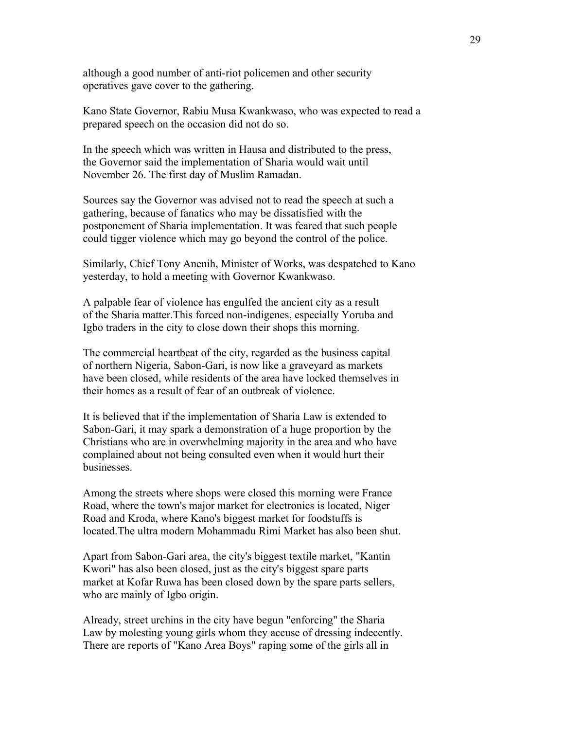although a good number of anti-riot policemen and other security operatives gave cover to the gathering.

Kano State Governor, Rabiu Musa Kwankwaso, who was expected to read a prepared speech on the occasion did not do so.

In the speech which was written in Hausa and distributed to the press, the Governor said the implementation of Sharia would wait until November 26. The first day of Muslim Ramadan.

Sources say the Governor was advised not to read the speech at such a gathering, because of fanatics who may be dissatisfied with the postponement of Sharia implementation. It was feared that such people could tigger violence which may go beyond the control of the police.

Similarly, Chief Tony Anenih, Minister of Works, was despatched to Kano yesterday, to hold a meeting with Governor Kwankwaso.

A palpable fear of violence has engulfed the ancient city as a result of the Sharia matter.This forced non-indigenes, especially Yoruba and Igbo traders in the city to close down their shops this morning.

The commercial heartbeat of the city, regarded as the business capital of northern Nigeria, Sabon-Gari, is now like a graveyard as markets have been closed, while residents of the area have locked themselves in their homes as a result of fear of an outbreak of violence.

It is believed that if the implementation of Sharia Law is extended to Sabon-Gari, it may spark a demonstration of a huge proportion by the Christians who are in overwhelming majority in the area and who have complained about not being consulted even when it would hurt their businesses.

Among the streets where shops were closed this morning were France Road, where the town's major market for electronics is located, Niger Road and Kroda, where Kano's biggest market for foodstuffs is located.The ultra modern Mohammadu Rimi Market has also been shut.

Apart from Sabon-Gari area, the city's biggest textile market, "Kantin Kwori" has also been closed, just as the city's biggest spare parts market at Kofar Ruwa has been closed down by the spare parts sellers, who are mainly of Igbo origin.

Already, street urchins in the city have begun "enforcing" the Sharia Law by molesting young girls whom they accuse of dressing indecently. There are reports of "Kano Area Boys" raping some of the girls all in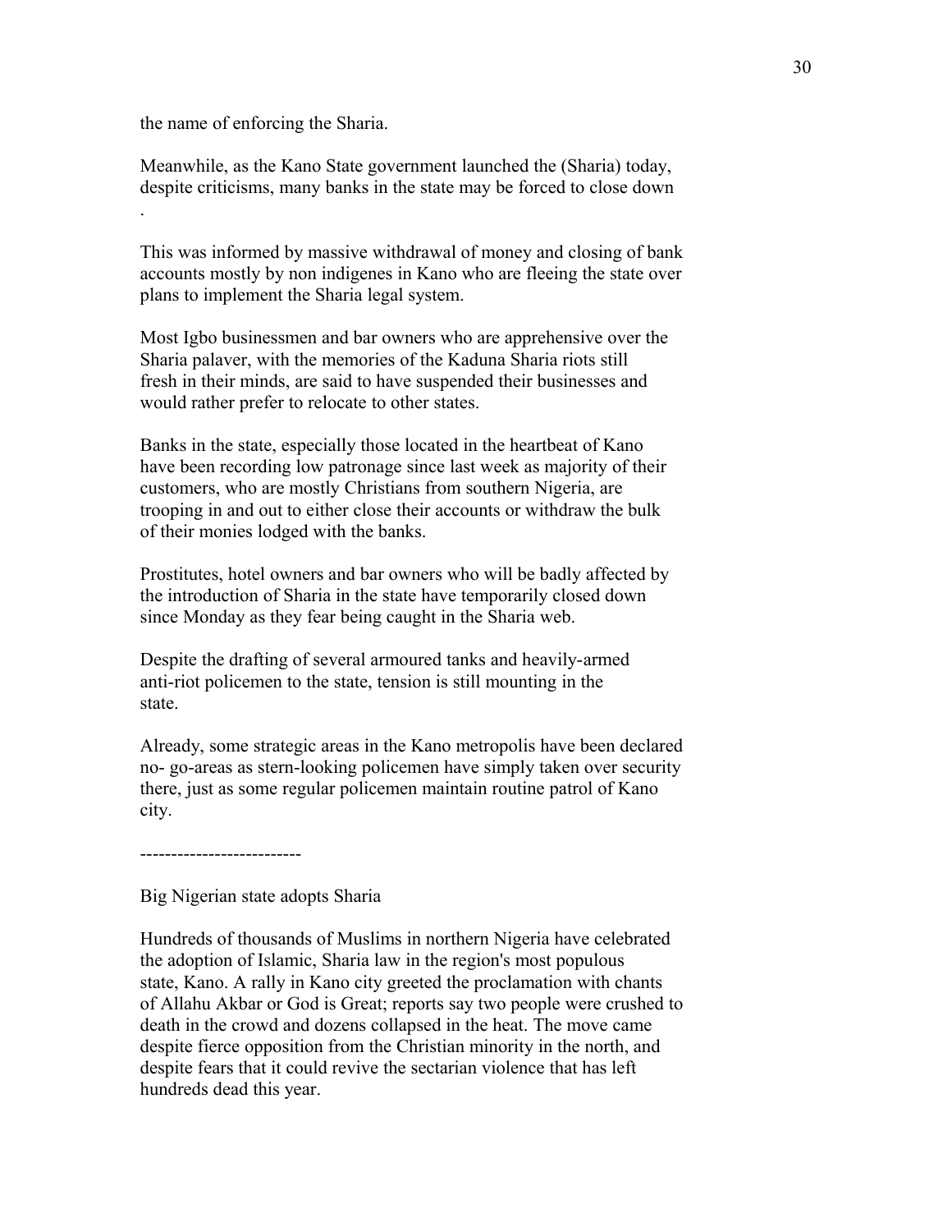the name of enforcing the Sharia.

Meanwhile, as the Kano State government launched the (Sharia) today, despite criticisms, many banks in the state may be forced to close down .

This was informed by massive withdrawal of money and closing of bank accounts mostly by non indigenes in Kano who are fleeing the state over plans to implement the Sharia legal system.

Most Igbo businessmen and bar owners who are apprehensive over the Sharia palaver, with the memories of the Kaduna Sharia riots still fresh in their minds, are said to have suspended their businesses and would rather prefer to relocate to other states.

Banks in the state, especially those located in the heartbeat of Kano have been recording low patronage since last week as majority of their customers, who are mostly Christians from southern Nigeria, are trooping in and out to either close their accounts or withdraw the bulk of their monies lodged with the banks.

Prostitutes, hotel owners and bar owners who will be badly affected by the introduction of Sharia in the state have temporarily closed down since Monday as they fear being caught in the Sharia web.

Despite the drafting of several armoured tanks and heavily-armed anti-riot policemen to the state, tension is still mounting in the state.

Already, some strategic areas in the Kano metropolis have been declared no- go-areas as stern-looking policemen have simply taken over security there, just as some regular policemen maintain routine patrol of Kano city.

-------------------------

Big Nigerian state adopts Sharia

Hundreds of thousands of Muslims in northern Nigeria have celebrated the adoption of Islamic, Sharia law in the region's most populous state, Kano. A rally in Kano city greeted the proclamation with chants of Allahu Akbar or God is Great; reports say two people were crushed to death in the crowd and dozens collapsed in the heat. The move came despite fierce opposition from the Christian minority in the north, and despite fears that it could revive the sectarian violence that has left hundreds dead this year.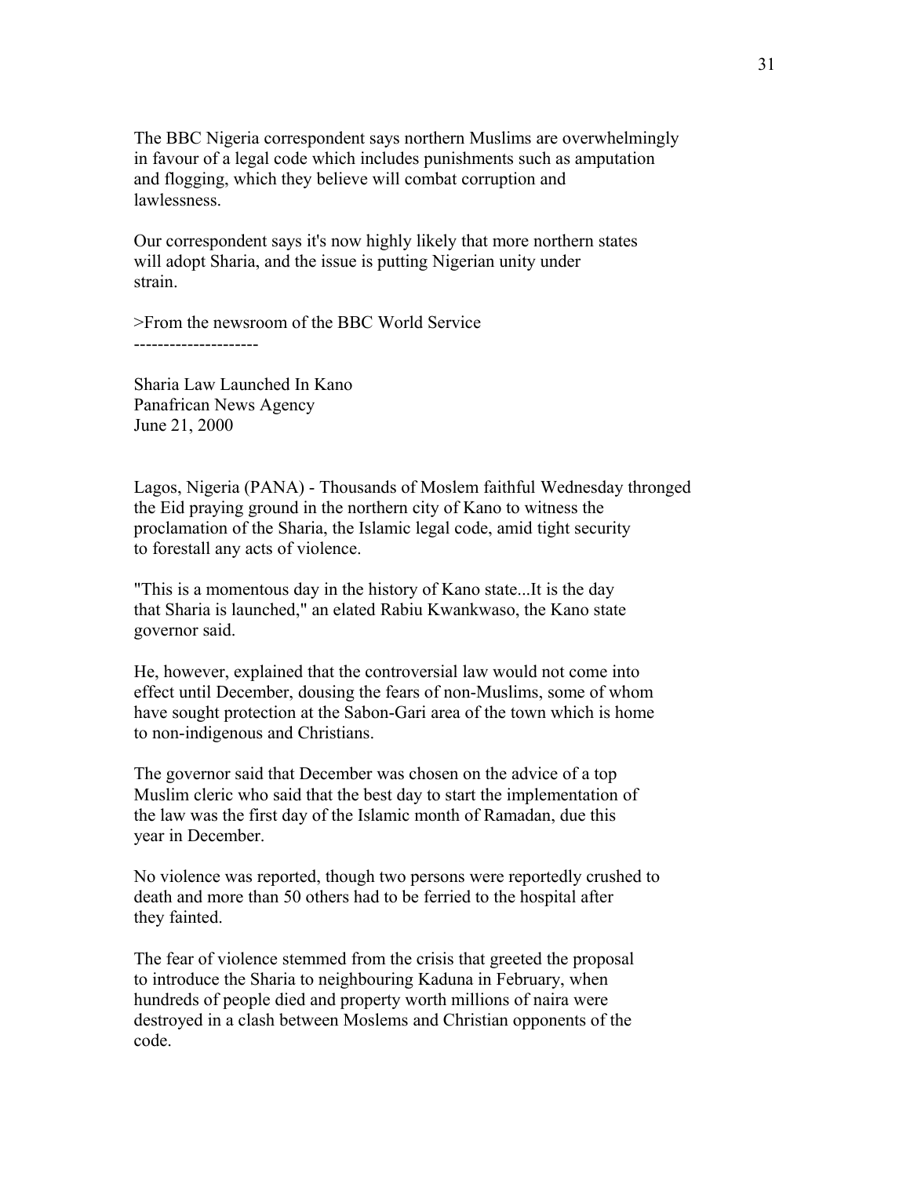The BBC Nigeria correspondent says northern Muslims are overwhelmingly in favour of a legal code which includes punishments such as amputation and flogging, which they believe will combat corruption and lawlessness.

Our correspondent says it's now highly likely that more northern states will adopt Sharia, and the issue is putting Nigerian unity under strain.

>From the newsroom of the BBC World Service

---------------------

Sharia Law Launched In Kano
Panafrican News Agency
June 21, 2000

Lagos, Nigeria (PANA) - Thousands of Moslem faithful Wednesday thronged the Eid praying ground in the northern city of Kano to witness the proclamation of the Sharia, the Islamic legal code, amid tight security to forestall any acts of violence.

"This is a momentous day in the history of Kano state...It is the day that Sharia is launched," an elated Rabiu Kwankwaso, the Kano state governor said.

He, however, explained that the controversial law would not come into effect until December, dousing the fears of non-Muslims, some of whom have sought protection at the Sabon-Gari area of the town which is home to non-indigenous and Christians.

The governor said that December was chosen on the advice of a top Muslim cleric who said that the best day to start the implementation of the law was the first day of the Islamic month of Ramadan, due this year in December.

No violence was reported, though two persons were reportedly crushed to death and more than 50 others had to be ferried to the hospital after they fainted.

The fear of violence stemmed from the crisis that greeted the proposal to introduce the Sharia to neighbouring Kaduna in February, when hundreds of people died and property worth millions of naira were destroyed in a clash between Moslems and Christian opponents of the code.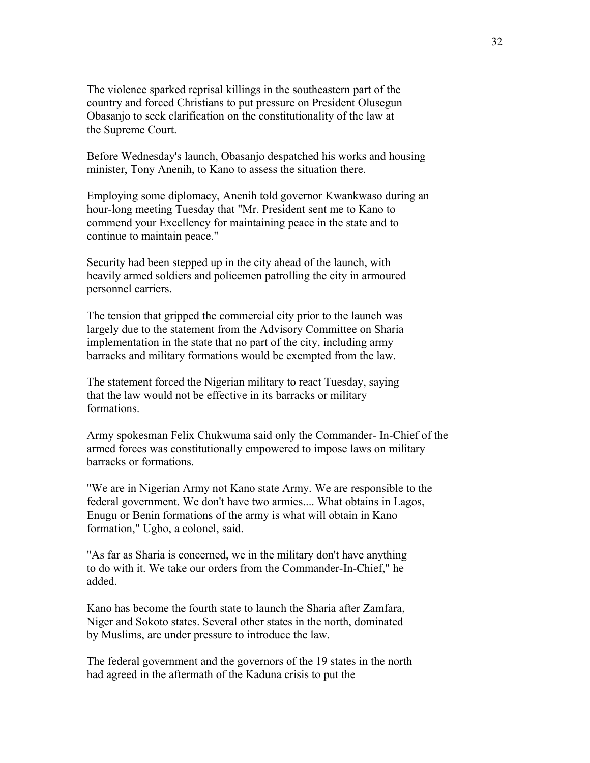The violence sparked reprisal killings in the southeastern part of the country and forced Christians to put pressure on President Olusegun Obasanjo to seek clarification on the constitutionality of the law at the Supreme Court.

Before Wednesday's launch, Obasanjo despatched his works and housing minister, Tony Anenih, to Kano to assess the situation there.

Employing some diplomacy, Anenih told governor Kwankwaso during an hour-long meeting Tuesday that "Mr. President sent me to Kano to commend your Excellency for maintaining peace in the state and to continue to maintain peace."

Security had been stepped up in the city ahead of the launch, with heavily armed soldiers and policemen patrolling the city in armoured personnel carriers.

The tension that gripped the commercial city prior to the launch was largely due to the statement from the Advisory Committee on Sharia implementation in the state that no part of the city, including army barracks and military formations would be exempted from the law.

The statement forced the Nigerian military to react Tuesday, saying that the law would not be effective in its barracks or military formations.

Army spokesman Felix Chukwuma said only the Commander- In-Chief of the armed forces was constitutionally empowered to impose laws on military barracks or formations.

"We are in Nigerian Army not Kano state Army. We are responsible to the federal government. We don't have two armies.... What obtains in Lagos, Enugu or Benin formations of the army is what will obtain in Kano formation," Ugbo, a colonel, said.

"As far as Sharia is concerned, we in the military don't have anything to do with it. We take our orders from the Commander-In-Chief," he added.

Kano has become the fourth state to launch the Sharia after Zamfara, Niger and Sokoto states. Several other states in the north, dominated by Muslims, are under pressure to introduce the law.

The federal government and the governors of the 19 states in the north had agreed in the aftermath of the Kaduna crisis to put the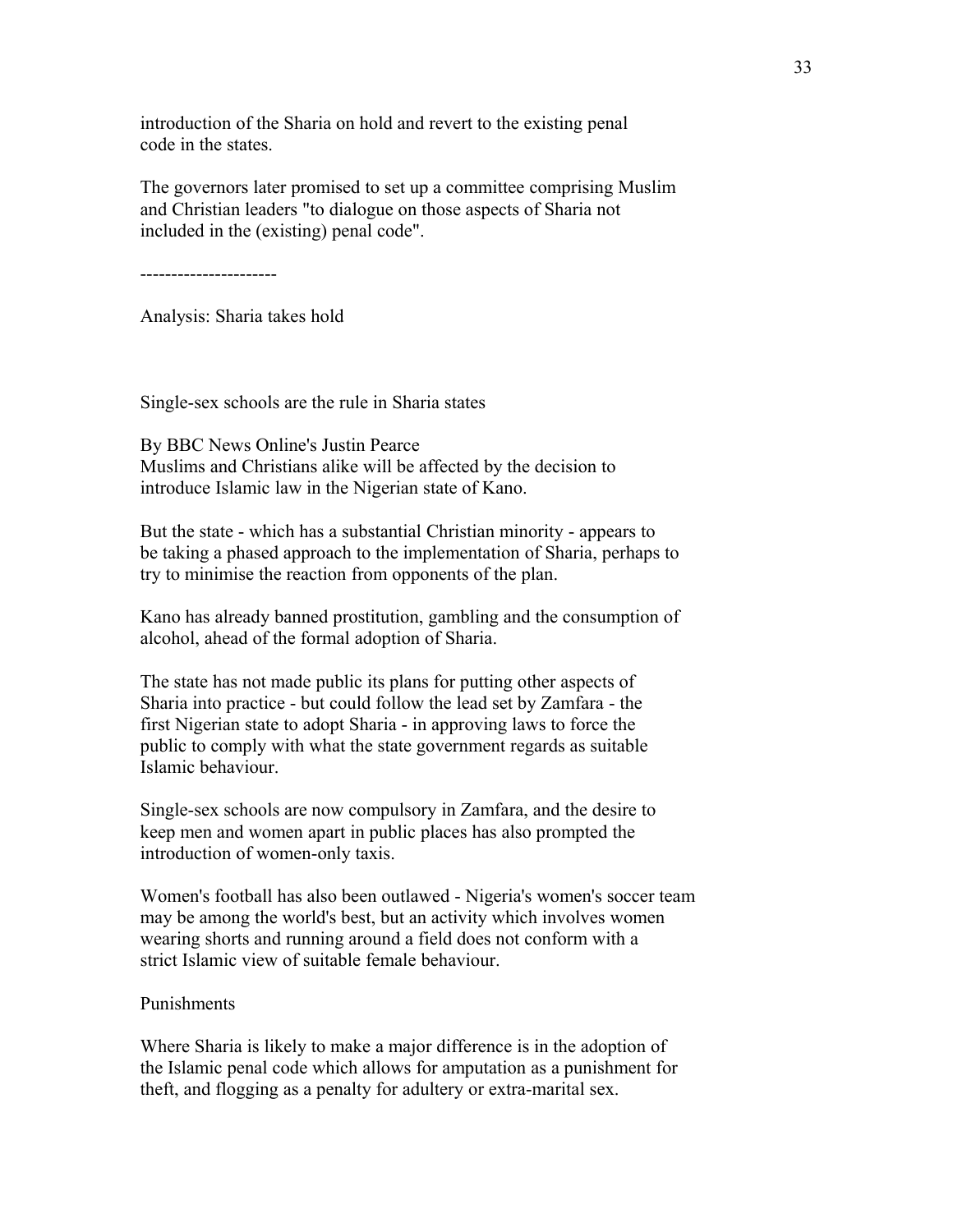introduction of the Sharia on hold and revert to the existing penal code in the states.

The governors later promised to set up a committee comprising Muslim and Christian leaders "to dialogue on those aspects of Sharia not included in the (existing) penal code".

----------------------

Analysis: Sharia takes hold

Single-sex schools are the rule in Sharia states

By BBC News Online's Justin Pearce
Muslims and Christians alike will be affected by the decision to introduce Islamic law in the Nigerian state of Kano.

But the state - which has a substantial Christian minority - appears to be taking a phased approach to the implementation of Sharia, perhaps to try to minimise the reaction from opponents of the plan.

Kano has already banned prostitution, gambling and the consumption of alcohol, ahead of the formal adoption of Sharia.

The state has not made public its plans for putting other aspects of Sharia into practice - but could follow the lead set by Zamfara - the first Nigerian state to adopt Sharia - in approving laws to force the public to comply with what the state government regards as suitable Islamic behaviour.

Single-sex schools are now compulsory in Zamfara, and the desire to keep men and women apart in public places has also prompted the introduction of women-only taxis.

Women's football has also been outlawed - Nigeria's women's soccer team may be among the world's best, but an activity which involves women wearing shorts and running around a field does not conform with a strict Islamic view of suitable female behaviour.

Punishments

Where Sharia is likely to make a major difference is in the adoption of the Islamic penal code which allows for amputation as a punishment for theft, and flogging as a penalty for adultery or extra-marital sex.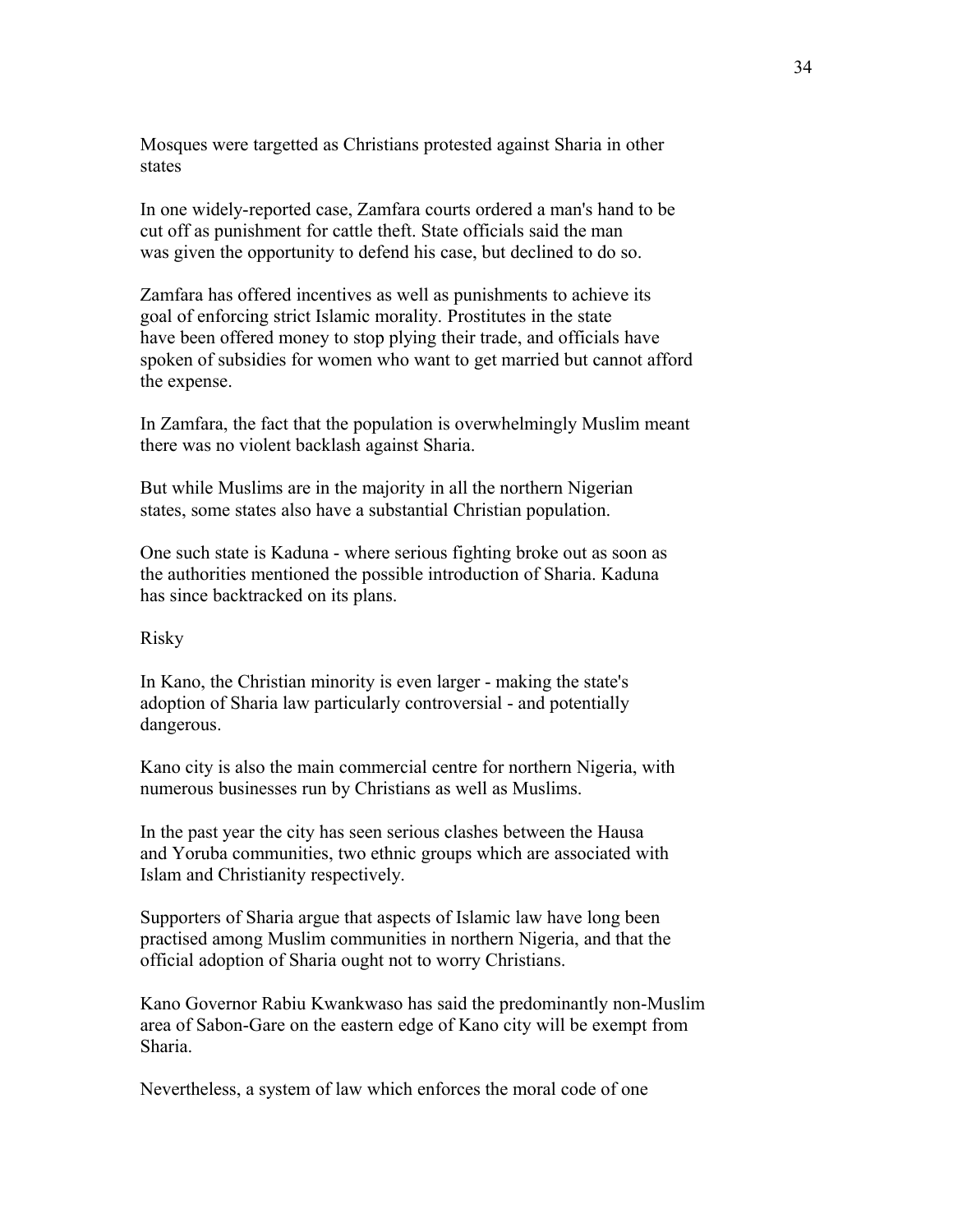Mosques were targetted as Christians protested against Sharia in other states

In one widely-reported case, Zamfara courts ordered a man's hand to be cut off as punishment for cattle theft. State officials said the man was given the opportunity to defend his case, but declined to do so.

Zamfara has offered incentives as well as punishments to achieve its goal of enforcing strict Islamic morality. Prostitutes in the state have been offered money to stop plying their trade, and officials have spoken of subsidies for women who want to get married but cannot afford the expense.

In Zamfara, the fact that the population is overwhelmingly Muslim meant there was no violent backlash against Sharia.

But while Muslims are in the majority in all the northern Nigerian states, some states also have a substantial Christian population.

One such state is Kaduna - where serious fighting broke out as soon as the authorities mentioned the possible introduction of Sharia. Kaduna has since backtracked on its plans.

Risky

In Kano, the Christian minority is even larger - making the state's adoption of Sharia law particularly controversial - and potentially dangerous.

Kano city is also the main commercial centre for northern Nigeria, with numerous businesses run by Christians as well as Muslims.

In the past year the city has seen serious clashes between the Hausa and Yoruba communities, two ethnic groups which are associated with Islam and Christianity respectively.

Supporters of Sharia argue that aspects of Islamic law have long been practised among Muslim communities in northern Nigeria, and that the official adoption of Sharia ought not to worry Christians.

Kano Governor Rabiu Kwankwaso has said the predominantly non-Muslim area of Sabon-Gare on the eastern edge of Kano city will be exempt from Sharia.

Nevertheless, a system of law which enforces the moral code of one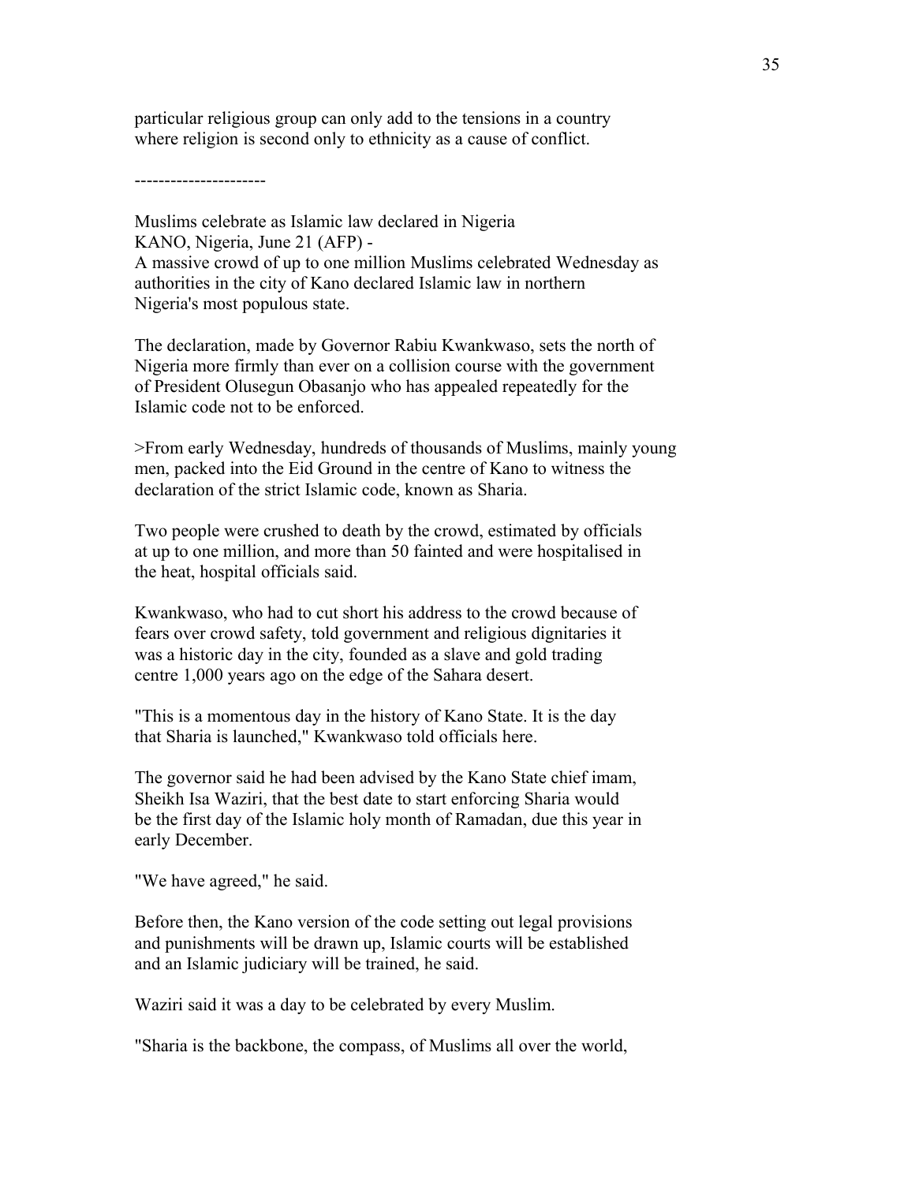particular religious group can only add to the tensions in a country where religion is second only to ethnicity as a cause of conflict.

---------------------

Muslims celebrate as Islamic law declared in Nigeria
KANO, Nigeria, June 21 (AFP) -
A massive crowd of up to one million Muslims celebrated Wednesday as authorities in the city of Kano declared Islamic law in northern Nigeria's most populous state.

The declaration, made by Governor Rabiu Kwankwaso, sets the north of Nigeria more firmly than ever on a collision course with the government of President Olusegun Obasanjo who has appealed repeatedly for the Islamic code not to be enforced.

>From early Wednesday, hundreds of thousands of Muslims, mainly young men, packed into the Eid Ground in the centre of Kano to witness the declaration of the strict Islamic code, known as Sharia.

Two people were crushed to death by the crowd, estimated by officials at up to one million, and more than 50 fainted and were hospitalised in the heat, hospital officials said.

Kwankwaso, who had to cut short his address to the crowd because of fears over crowd safety, told government and religious dignitaries it was a historic day in the city, founded as a slave and gold trading centre 1,000 years ago on the edge of the Sahara desert.

"This is a momentous day in the history of Kano State. It is the day that Sharia is launched," Kwankwaso told officials here.

The governor said he had been advised by the Kano State chief imam, Sheikh Isa Waziri, that the best date to start enforcing Sharia would be the first day of the Islamic holy month of Ramadan, due this year in early December.

"We have agreed," he said.

Before then, the Kano version of the code setting out legal provisions and punishments will be drawn up, Islamic courts will be established and an Islamic judiciary will be trained, he said.

Waziri said it was a day to be celebrated by every Muslim.

"Sharia is the backbone, the compass, of Muslims all over the world,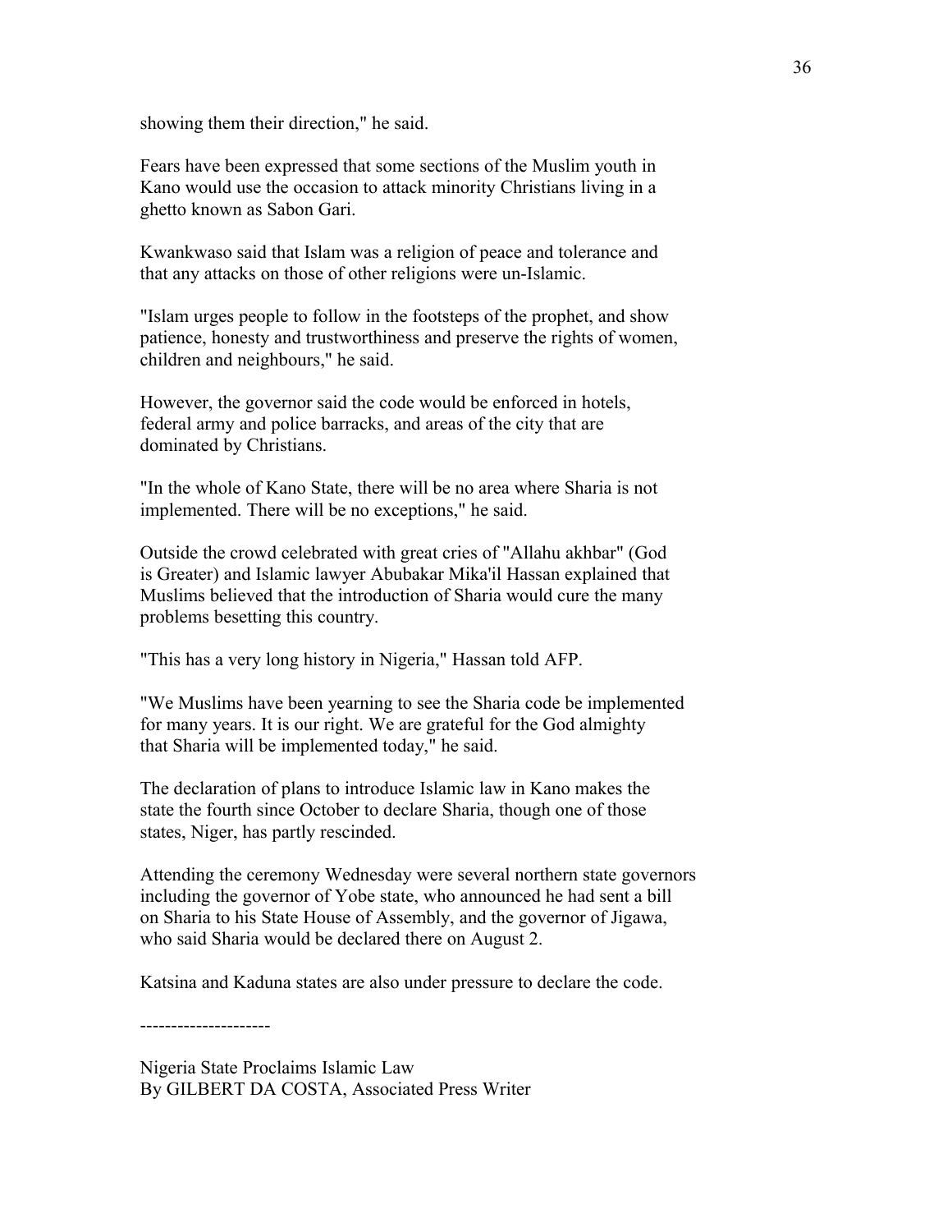showing them their direction," he said.

Fears have been expressed that some sections of the Muslim youth in Kano would use the occasion to attack minority Christians living in a ghetto known as Sabon Gari.

Kwankwaso said that Islam was a religion of peace and tolerance and that any attacks on those of other religions were un-Islamic.

"Islam urges people to follow in the footsteps of the prophet, and show patience, honesty and trustworthiness and preserve the rights of women, children and neighbours," he said.

However, the governor said the code would be enforced in hotels, federal army and police barracks, and areas of the city that are dominated by Christians.

"In the whole of Kano State, there will be no area where Sharia is not implemented. There will be no exceptions," he said.

Outside the crowd celebrated with great cries of "Allahu akhbar" (God is Greater) and Islamic lawyer Abubakar Mika'il Hassan explained that Muslims believed that the introduction of Sharia would cure the many problems besetting this country.

"This has a very long history in Nigeria," Hassan told AFP.

"We Muslims have been yearning to see the Sharia code be implemented for many years. It is our right. We are grateful for the God almighty that Sharia will be implemented today," he said.

The declaration of plans to introduce Islamic law in Kano makes the state the fourth since October to declare Sharia, though one of those states, Niger, has partly rescinded.

Attending the ceremony Wednesday were several northern state governors including the governor of Yobe state, who announced he had sent a bill on Sharia to his State House of Assembly, and the governor of Jigawa, who said Sharia would be declared there on August 2.

Katsina and Kaduna states are also under pressure to declare the code.

---------------------

Nigeria State Proclaims Islamic Law
By GILBERT DA COSTA, Associated Press Writer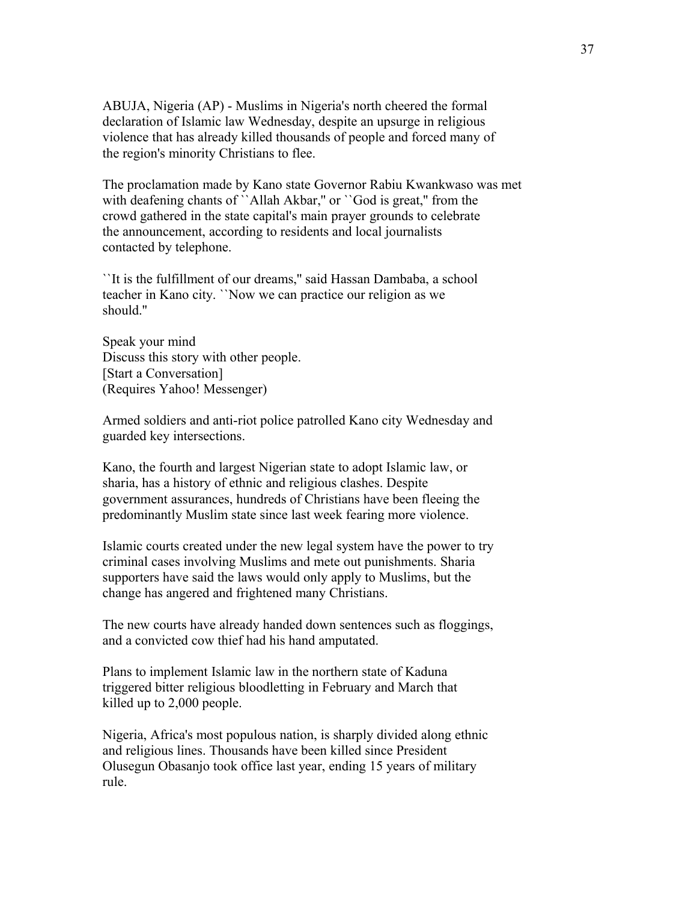ABUJA, Nigeria (AP) - Muslims in Nigeria's north cheered the formal declaration of Islamic law Wednesday, despite an upsurge in religious violence that has already killed thousands of people and forced many of the region's minority Christians to flee.

The proclamation made by Kano state Governor Rabiu Kwankwaso was met with deafening chants of ``Allah Akbar,'' or ``God is great,'' from the crowd gathered in the state capital's main prayer grounds to celebrate the announcement, according to residents and local journalists contacted by telephone.

``It is the fulfillment of our dreams,'' said Hassan Dambaba, a school teacher in Kano city. ``Now we can practice our religion as we should.''

Speak your mind
Discuss this story with other people.
[Start a Conversation]
(Requires Yahoo! Messenger)

Armed soldiers and anti-riot police patrolled Kano city Wednesday and guarded key intersections.

Kano, the fourth and largest Nigerian state to adopt Islamic law, or sharia, has a history of ethnic and religious clashes. Despite government assurances, hundreds of Christians have been fleeing the predominantly Muslim state since last week fearing more violence.

Islamic courts created under the new legal system have the power to try criminal cases involving Muslims and mete out punishments. Sharia supporters have said the laws would only apply to Muslims, but the change has angered and frightened many Christians.

The new courts have already handed down sentences such as floggings, and a convicted cow thief had his hand amputated.

Plans to implement Islamic law in the northern state of Kaduna triggered bitter religious bloodletting in February and March that killed up to 2,000 people.

Nigeria, Africa's most populous nation, is sharply divided along ethnic and religious lines. Thousands have been killed since President Olusegun Obasanjo took office last year, ending 15 years of military rule.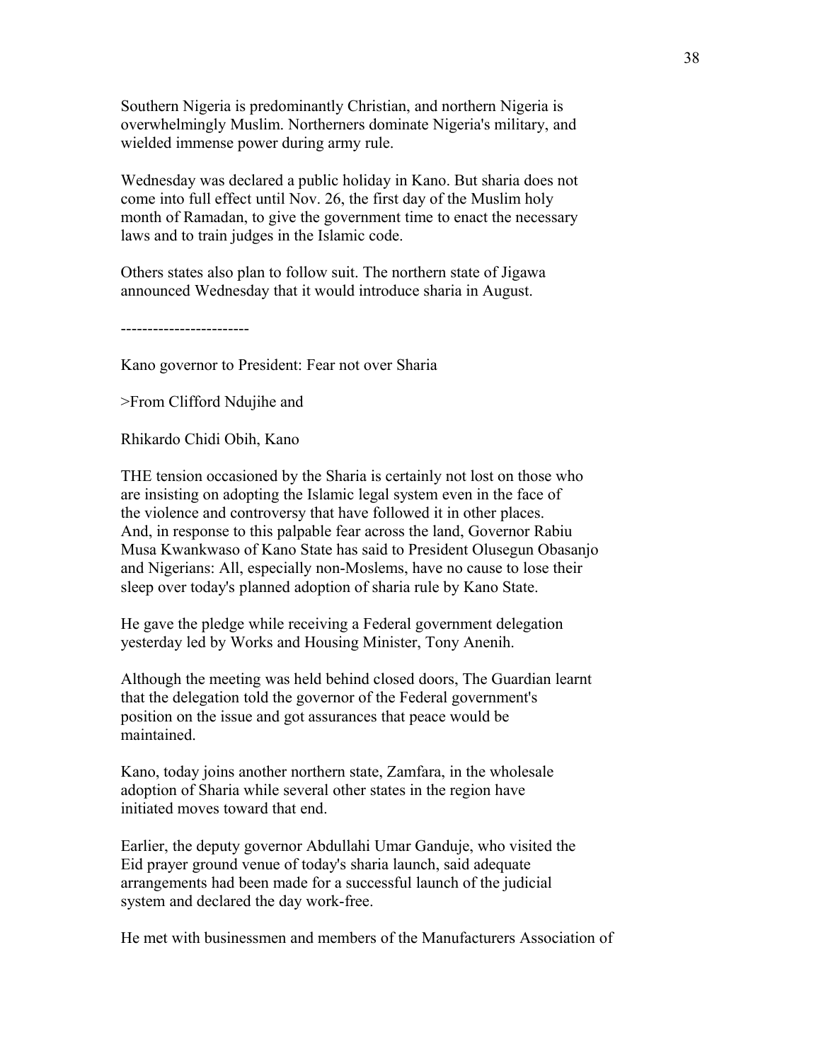Southern Nigeria is predominantly Christian, and northern Nigeria is overwhelmingly Muslim. Northerners dominate Nigeria's military, and wielded immense power during army rule.

Wednesday was declared a public holiday in Kano. But sharia does not come into full effect until Nov. 26, the first day of the Muslim holy month of Ramadan, to give the government time to enact the necessary laws and to train judges in the Islamic code.

Others states also plan to follow suit. The northern state of Jigawa announced Wednesday that it would introduce sharia in August.

------------------------

Kano governor to President: Fear not over Sharia

>From Clifford Ndujihe and

Rhikardo Chidi Obih, Kano

THE tension occasioned by the Sharia is certainly not lost on those who are insisting on adopting the Islamic legal system even in the face of the violence and controversy that have followed it in other places. And, in response to this palpable fear across the land, Governor Rabiu Musa Kwankwaso of Kano State has said to President Olusegun Obasanjo and Nigerians: All, especially non-Moslems, have no cause to lose their sleep over today's planned adoption of sharia rule by Kano State.

He gave the pledge while receiving a Federal government delegation yesterday led by Works and Housing Minister, Tony Anenih.

Although the meeting was held behind closed doors, The Guardian learnt that the delegation told the governor of the Federal government's position on the issue and got assurances that peace would be maintained.

Kano, today joins another northern state, Zamfara, in the wholesale adoption of Sharia while several other states in the region have initiated moves toward that end.

Earlier, the deputy governor Abdullahi Umar Ganduje, who visited the Eid prayer ground venue of today's sharia launch, said adequate arrangements had been made for a successful launch of the judicial system and declared the day work-free.

He met with businessmen and members of the Manufacturers Association of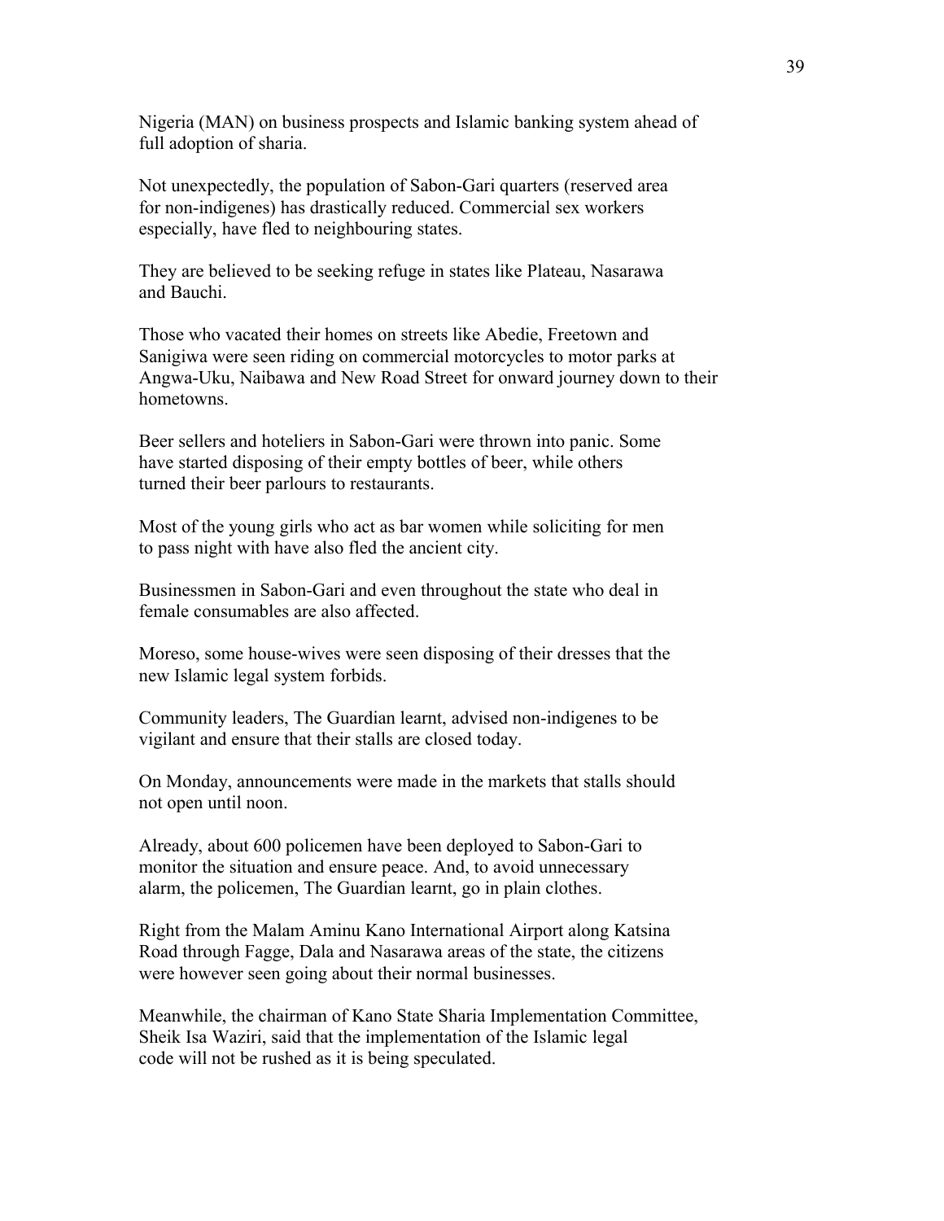Nigeria (MAN) on business prospects and Islamic banking system ahead of full adoption of sharia.

Not unexpectedly, the population of Sabon-Gari quarters (reserved area for non-indigenes) has drastically reduced. Commercial sex workers especially, have fled to neighbouring states.

They are believed to be seeking refuge in states like Plateau, Nasarawa and Bauchi.

Those who vacated their homes on streets like Abedie, Freetown and Sanigiwa were seen riding on commercial motorcycles to motor parks at Angwa-Uku, Naibawa and New Road Street for onward journey down to their hometowns.

Beer sellers and hoteliers in Sabon-Gari were thrown into panic. Some have started disposing of their empty bottles of beer, while others turned their beer parlours to restaurants.

Most of the young girls who act as bar women while soliciting for men to pass night with have also fled the ancient city.

Businessmen in Sabon-Gari and even throughout the state who deal in female consumables are also affected.

Moreso, some house-wives were seen disposing of their dresses that the new Islamic legal system forbids.

Community leaders, The Guardian learnt, advised non-indigenes to be vigilant and ensure that their stalls are closed today.

On Monday, announcements were made in the markets that stalls should not open until noon.

Already, about 600 policemen have been deployed to Sabon-Gari to monitor the situation and ensure peace. And, to avoid unnecessary alarm, the policemen, The Guardian learnt, go in plain clothes.

Right from the Malam Aminu Kano International Airport along Katsina Road through Fagge, Dala and Nasarawa areas of the state, the citizens were however seen going about their normal businesses.

Meanwhile, the chairman of Kano State Sharia Implementation Committee, Sheik Isa Waziri, said that the implementation of the Islamic legal code will not be rushed as it is being speculated.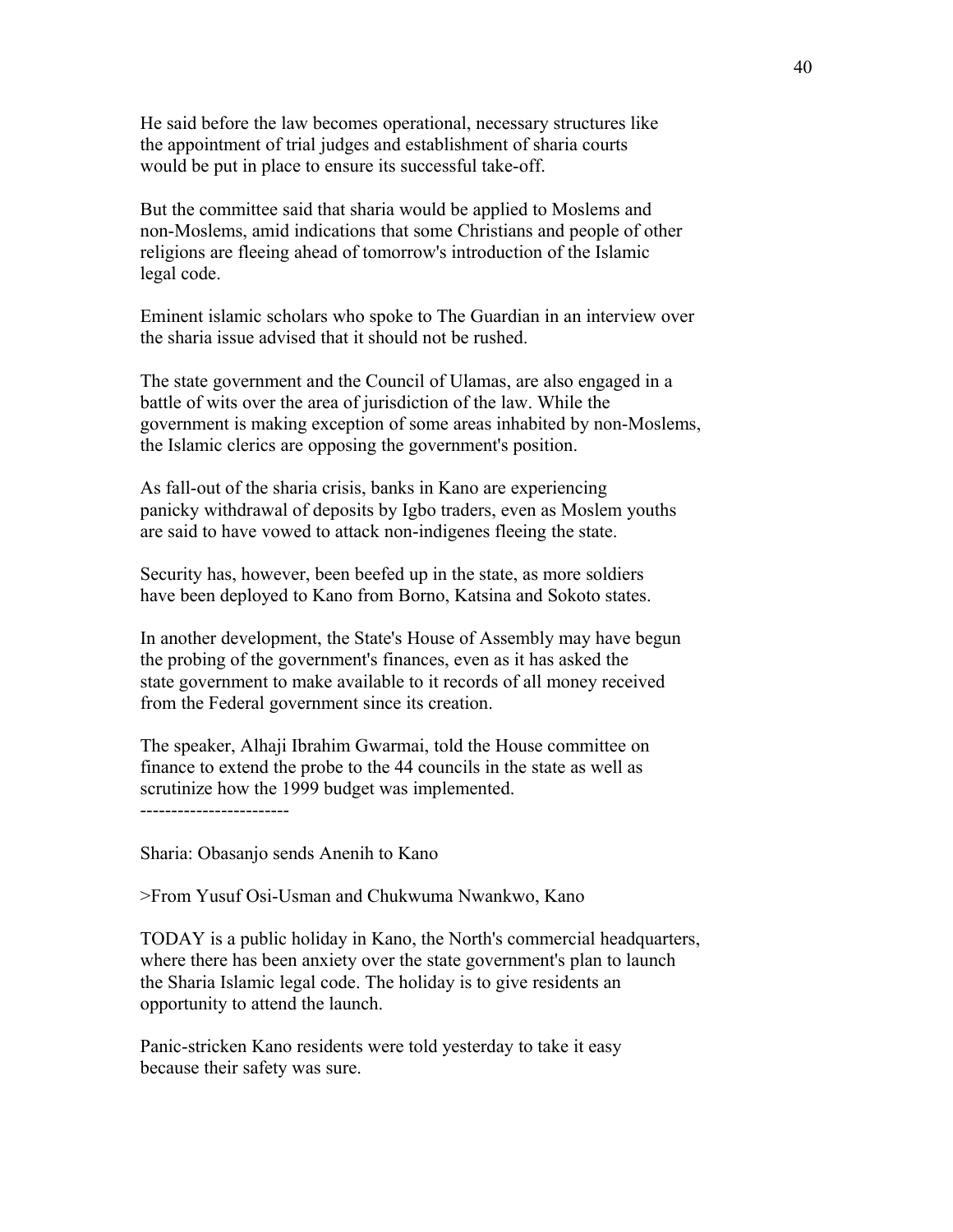He said before the law becomes operational, necessary structures like the appointment of trial judges and establishment of sharia courts would be put in place to ensure its successful take-off.

But the committee said that sharia would be applied to Moslems and non-Moslems, amid indications that some Christians and people of other religions are fleeing ahead of tomorrow's introduction of the Islamic legal code.

Eminent islamic scholars who spoke to The Guardian in an interview over the sharia issue advised that it should not be rushed.

The state government and the Council of Ulamas, are also engaged in a battle of wits over the area of jurisdiction of the law. While the government is making exception of some areas inhabited by non-Moslems, the Islamic clerics are opposing the government's position.

As fall-out of the sharia crisis, banks in Kano are experiencing panicky withdrawal of deposits by Igbo traders, even as Moslem youths are said to have vowed to attack non-indigenes fleeing the state.

Security has, however, been beefed up in the state, as more soldiers have been deployed to Kano from Borno, Katsina and Sokoto states.

In another development, the State's House of Assembly may have begun the probing of the government's finances, even as it has asked the state government to make available to it records of all money received from the Federal government since its creation.

The speaker, Alhaji Ibrahim Gwarmai, told the House committee on finance to extend the probe to the 44 councils in the state as well as scrutinize how the 1999 budget was implemented.

------------------------

Sharia: Obasanjo sends Anenih to Kano

>From Yusuf Osi-Usman and Chukwuma Nwankwo, Kano

TODAY is a public holiday in Kano, the North's commercial headquarters, where there has been anxiety over the state government's plan to launch the Sharia Islamic legal code. The holiday is to give residents an opportunity to attend the launch.

Panic-stricken Kano residents were told yesterday to take it easy because their safety was sure.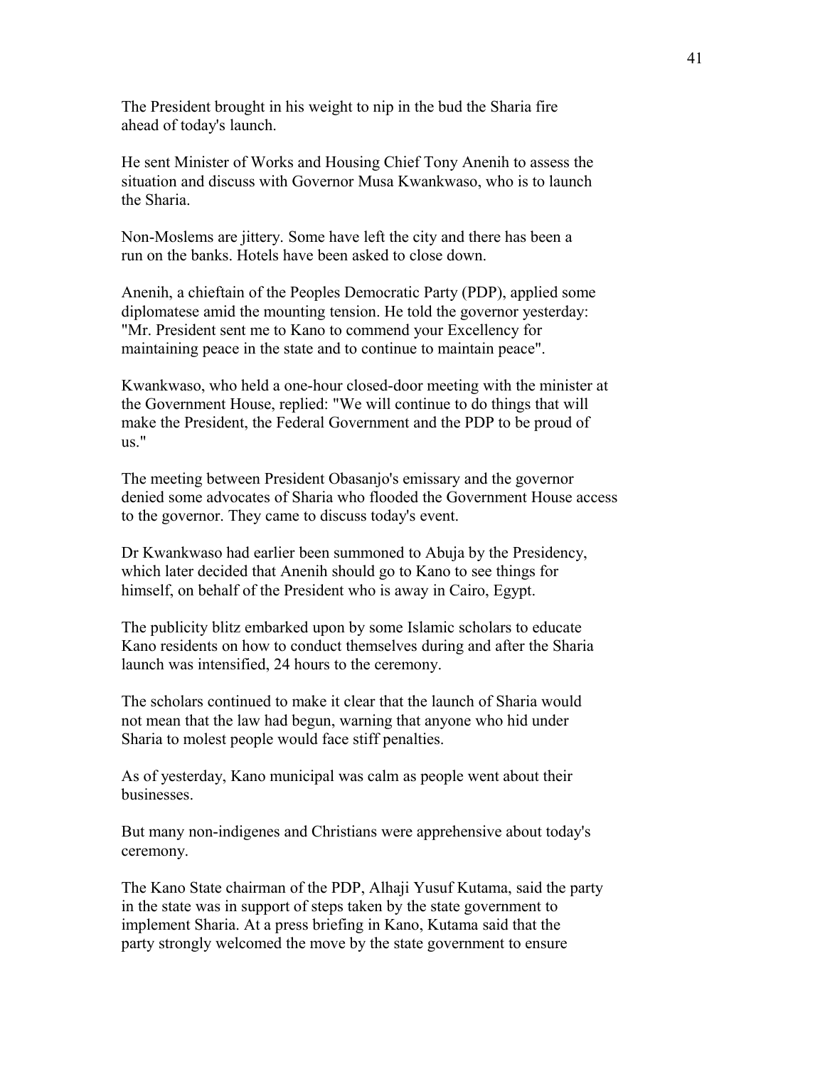The President brought in his weight to nip in the bud the Sharia fire ahead of today's launch.

He sent Minister of Works and Housing Chief Tony Anenih to assess the situation and discuss with Governor Musa Kwankwaso, who is to launch the Sharia.

Non-Moslems are jittery. Some have left the city and there has been a run on the banks. Hotels have been asked to close down.

Anenih, a chieftain of the Peoples Democratic Party (PDP), applied some diplomatese amid the mounting tension. He told the governor yesterday: "Mr. President sent me to Kano to commend your Excellency for maintaining peace in the state and to continue to maintain peace".

Kwankwaso, who held a one-hour closed-door meeting with the minister at the Government House, replied: "We will continue to do things that will make the President, the Federal Government and the PDP to be proud of us."

The meeting between President Obasanjo's emissary and the governor denied some advocates of Sharia who flooded the Government House access to the governor. They came to discuss today's event.

Dr Kwankwaso had earlier been summoned to Abuja by the Presidency, which later decided that Anenih should go to Kano to see things for himself, on behalf of the President who is away in Cairo, Egypt.

The publicity blitz embarked upon by some Islamic scholars to educate Kano residents on how to conduct themselves during and after the Sharia launch was intensified, 24 hours to the ceremony.

The scholars continued to make it clear that the launch of Sharia would not mean that the law had begun, warning that anyone who hid under Sharia to molest people would face stiff penalties.

As of yesterday, Kano municipal was calm as people went about their businesses.

But many non-indigenes and Christians were apprehensive about today's ceremony.

The Kano State chairman of the PDP, Alhaji Yusuf Kutama, said the party in the state was in support of steps taken by the state government to implement Sharia. At a press briefing in Kano, Kutama said that the party strongly welcomed the move by the state government to ensure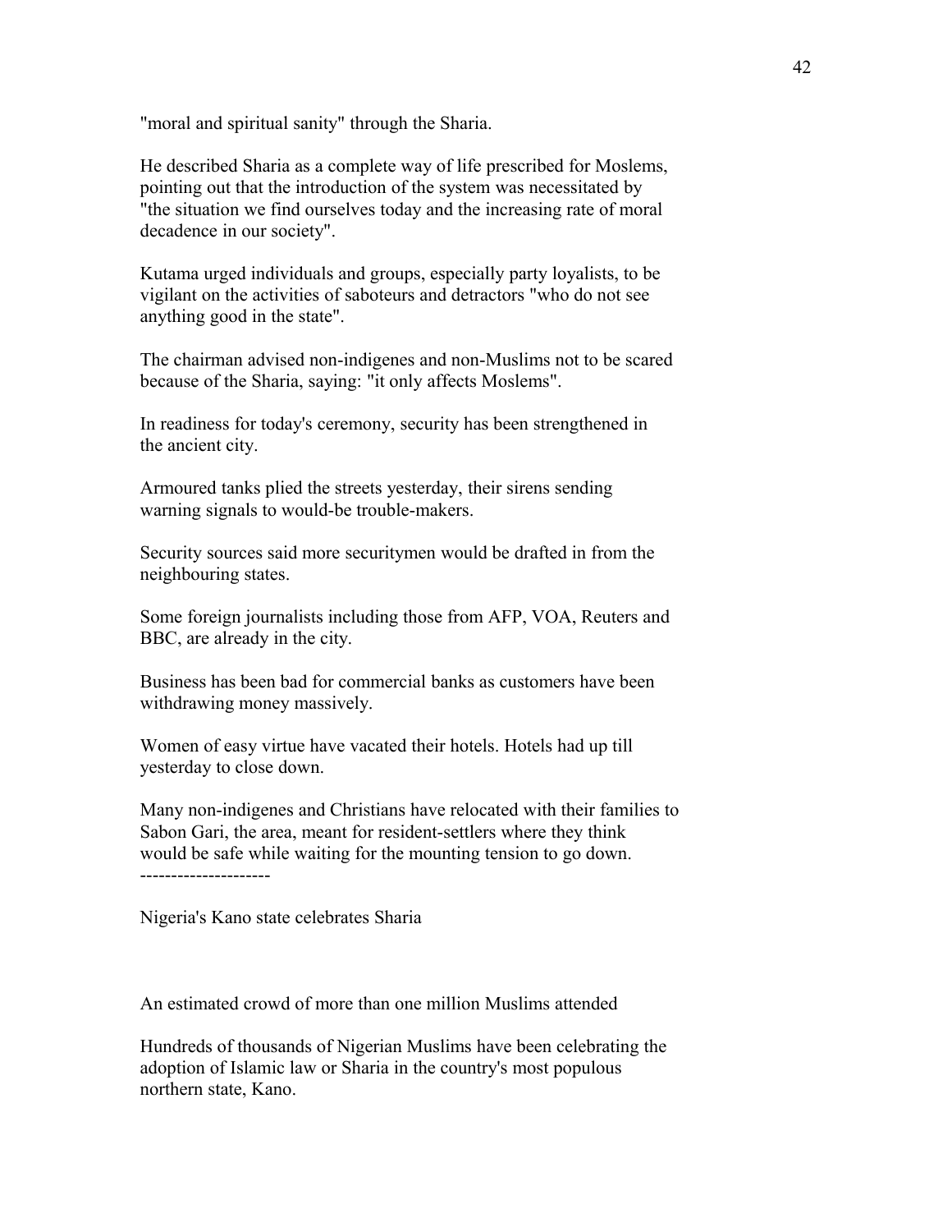"moral and spiritual sanity" through the Sharia.

He described Sharia as a complete way of life prescribed for Moslems, pointing out that the introduction of the system was necessitated by "the situation we find ourselves today and the increasing rate of moral decadence in our society".

Kutama urged individuals and groups, especially party loyalists, to be vigilant on the activities of saboteurs and detractors "who do not see anything good in the state".

The chairman advised non-indigenes and non-Muslims not to be scared because of the Sharia, saying: "it only affects Moslems".

In readiness for today's ceremony, security has been strengthened in the ancient city.

Armoured tanks plied the streets yesterday, their sirens sending warning signals to would-be trouble-makers.

Security sources said more securitymen would be drafted in from the neighbouring states.

Some foreign journalists including those from AFP, VOA, Reuters and BBC, are already in the city.

Business has been bad for commercial banks as customers have been withdrawing money massively.

Women of easy virtue have vacated their hotels. Hotels had up till yesterday to close down.

Many non-indigenes and Christians have relocated with their families to Sabon Gari, the area, meant for resident-settlers where they think would be safe while waiting for the mounting tension to go down.

---------------------

Nigeria's Kano state celebrates Sharia

An estimated crowd of more than one million Muslims attended

Hundreds of thousands of Nigerian Muslims have been celebrating the adoption of Islamic law or Sharia in the country's most populous northern state, Kano.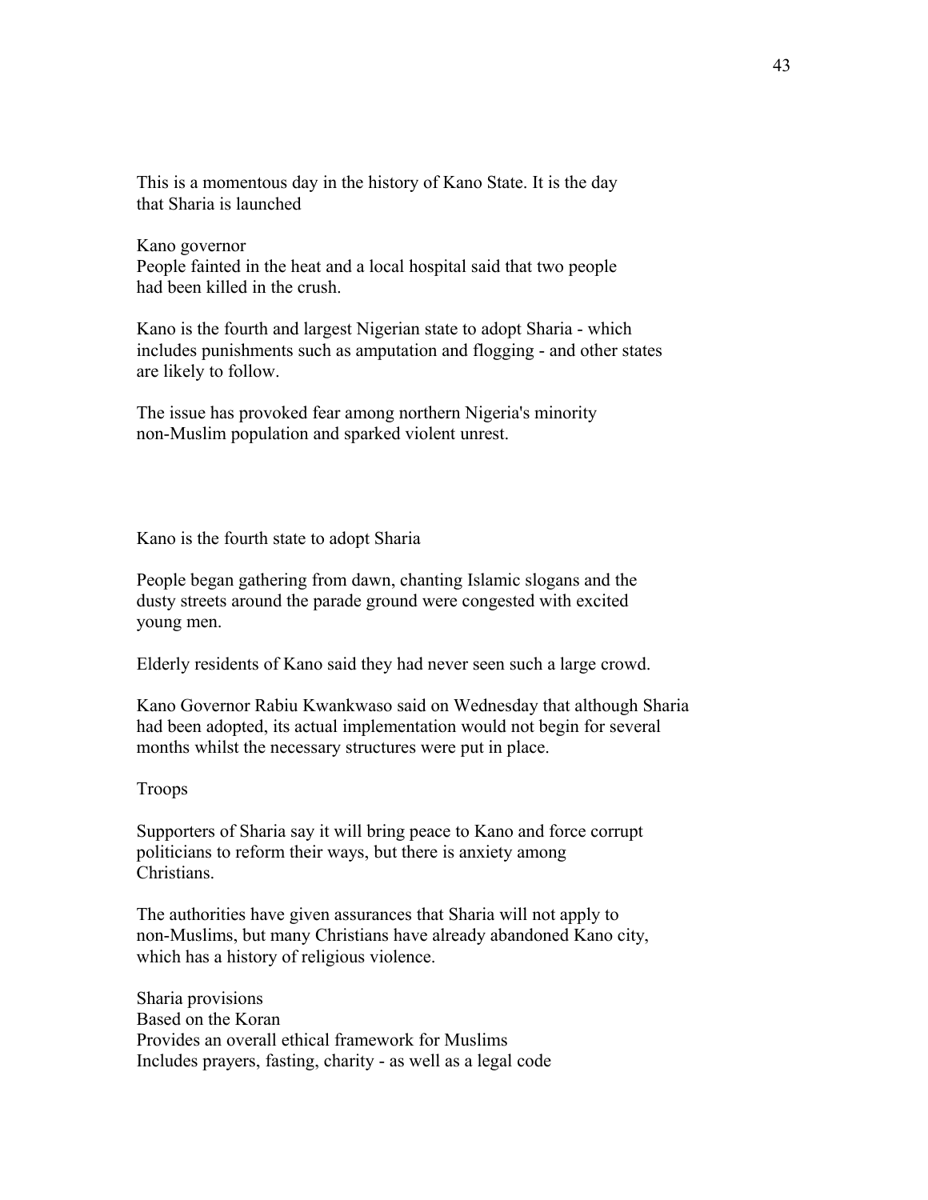This is a momentous day in the history of Kano State. It is the day that Sharia is launched

Kano governor

People fainted in the heat and a local hospital said that two people had been killed in the crush.

Kano is the fourth and largest Nigerian state to adopt Sharia - which includes punishments such as amputation and flogging - and other states are likely to follow.

The issue has provoked fear among northern Nigeria's minority non-Muslim population and sparked violent unrest.

Kano is the fourth state to adopt Sharia

People began gathering from dawn, chanting Islamic slogans and the dusty streets around the parade ground were congested with excited young men.

Elderly residents of Kano said they had never seen such a large crowd.

Kano Governor Rabiu Kwankwaso said on Wednesday that although Sharia had been adopted, its actual implementation would not begin for several months whilst the necessary structures were put in place.

Troops

Supporters of Sharia say it will bring peace to Kano and force corrupt politicians to reform their ways, but there is anxiety among Christians.

The authorities have given assurances that Sharia will not apply to non-Muslims, but many Christians have already abandoned Kano city, which has a history of religious violence.

Sharia provisions
Based on the Koran
Provides an overall ethical framework for Muslims
Includes prayers, fasting, charity - as well as a legal code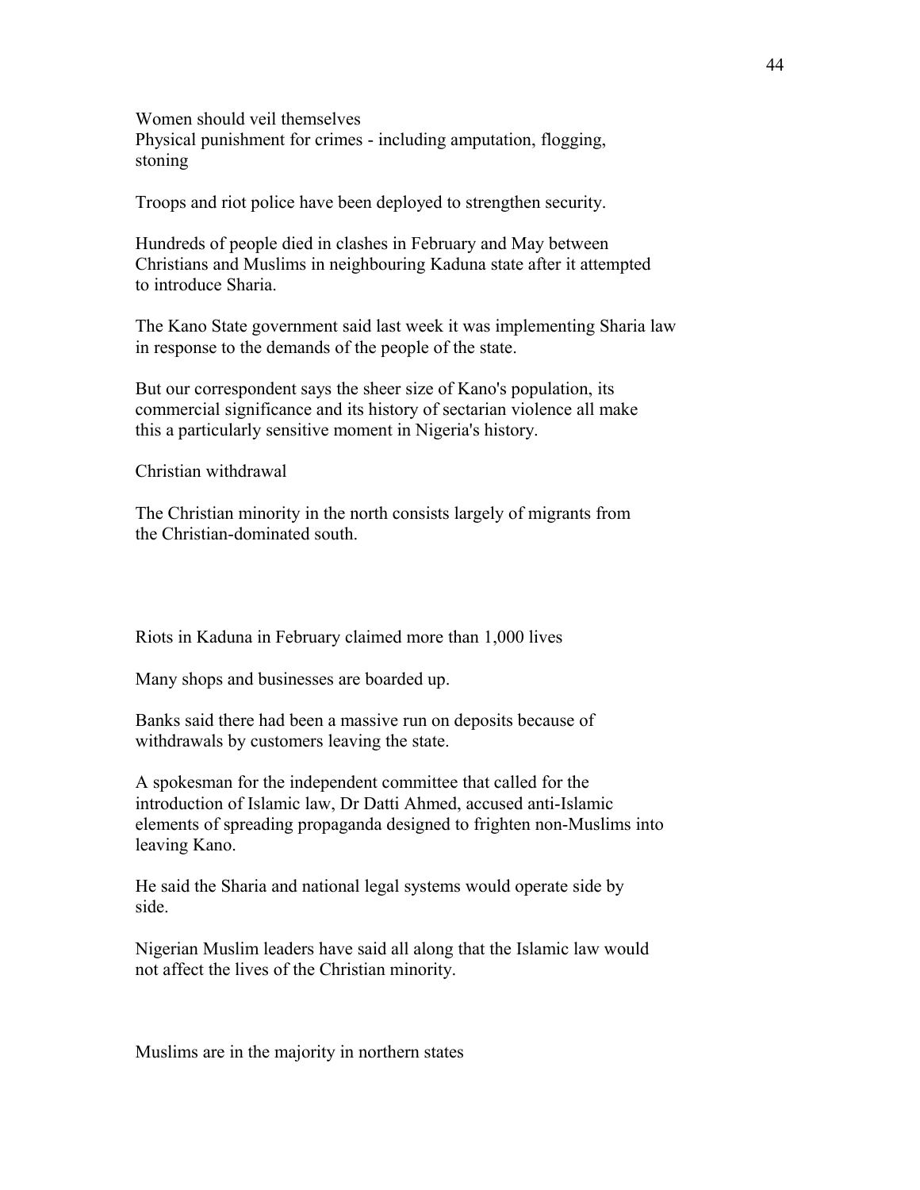Women should veil themselves
Physical punishment for crimes - including amputation, flogging, stoning

Troops and riot police have been deployed to strengthen security.

Hundreds of people died in clashes in February and May between Christians and Muslims in neighbouring Kaduna state after it attempted to introduce Sharia.

The Kano State government said last week it was implementing Sharia law in response to the demands of the people of the state.

But our correspondent says the sheer size of Kano's population, its commercial significance and its history of sectarian violence all make this a particularly sensitive moment in Nigeria's history.

Christian withdrawal

The Christian minority in the north consists largely of migrants from the Christian-dominated south.

Riots in Kaduna in February claimed more than 1,000 lives

Many shops and businesses are boarded up.

Banks said there had been a massive run on deposits because of withdrawals by customers leaving the state.

A spokesman for the independent committee that called for the introduction of Islamic law, Dr Datti Ahmed, accused anti-Islamic elements of spreading propaganda designed to frighten non-Muslims into leaving Kano.

He said the Sharia and national legal systems would operate side by side.

Nigerian Muslim leaders have said all along that the Islamic law would not affect the lives of the Christian minority.

Muslims are in the majority in northern states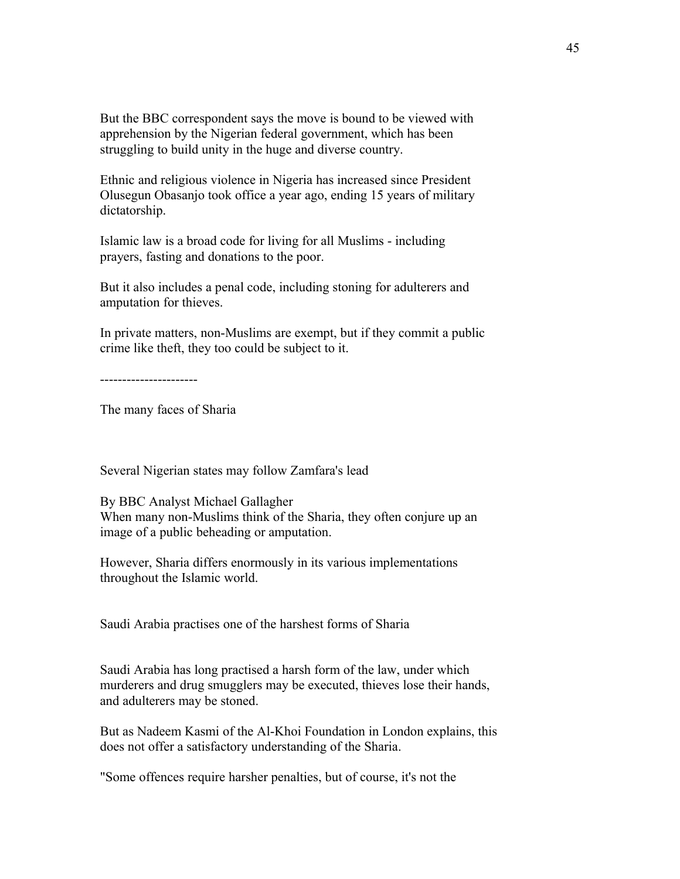But the BBC correspondent says the move is bound to be viewed with apprehension by the Nigerian federal government, which has been struggling to build unity in the huge and diverse country.

Ethnic and religious violence in Nigeria has increased since President Olusegun Obasanjo took office a year ago, ending 15 years of military dictatorship.

Islamic law is a broad code for living for all Muslims - including prayers, fasting and donations to the poor.

But it also includes a penal code, including stoning for adulterers and amputation for thieves.

In private matters, non-Muslims are exempt, but if they commit a public crime like theft, they too could be subject to it.

---------------------

The many faces of Sharia

Several Nigerian states may follow Zamfara's lead

By BBC Analyst Michael Gallagher
When many non-Muslims think of the Sharia, they often conjure up an image of a public beheading or amputation.

However, Sharia differs enormously in its various implementations throughout the Islamic world.

Saudi Arabia practises one of the harshest forms of Sharia

Saudi Arabia has long practised a harsh form of the law, under which murderers and drug smugglers may be executed, thieves lose their hands, and adulterers may be stoned.

But as Nadeem Kasmi of the Al-Khoi Foundation in London explains, this does not offer a satisfactory understanding of the Sharia.

"Some offences require harsher penalties, but of course, it's not the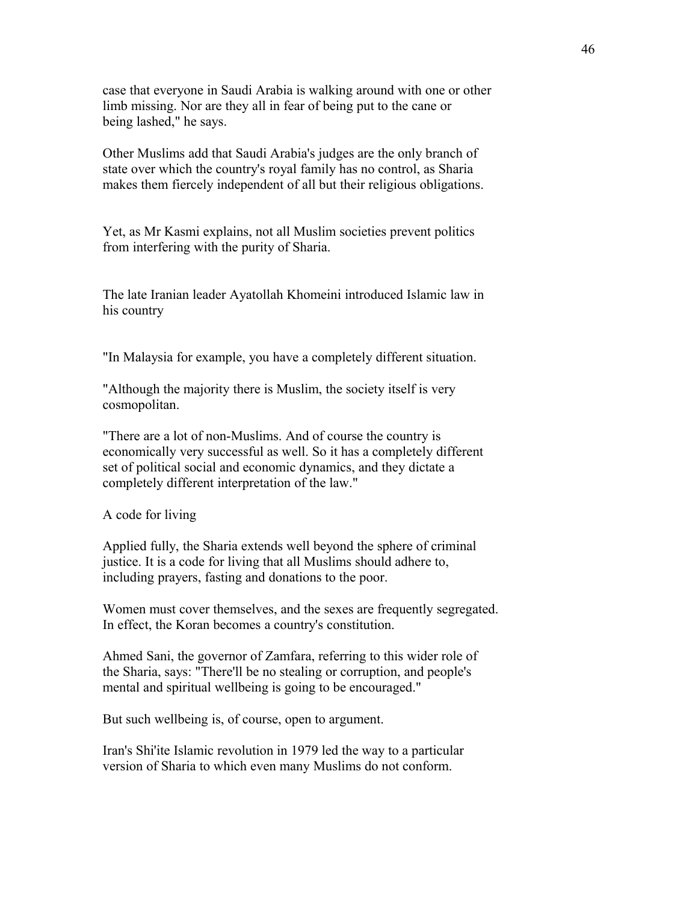case that everyone in Saudi Arabia is walking around with one or other limb missing. Nor are they all in fear of being put to the cane or being lashed," he says.

Other Muslims add that Saudi Arabia's judges are the only branch of state over which the country's royal family has no control, as Sharia makes them fiercely independent of all but their religious obligations.

Yet, as Mr Kasmi explains, not all Muslim societies prevent politics from interfering with the purity of Sharia.

The late Iranian leader Ayatollah Khomeini introduced Islamic law in his country

"In Malaysia for example, you have a completely different situation.

"Although the majority there is Muslim, the society itself is very cosmopolitan.

"There are a lot of non-Muslims. And of course the country is economically very successful as well. So it has a completely different set of political social and economic dynamics, and they dictate a completely different interpretation of the law."

A code for living

Applied fully, the Sharia extends well beyond the sphere of criminal justice. It is a code for living that all Muslims should adhere to, including prayers, fasting and donations to the poor.

Women must cover themselves, and the sexes are frequently segregated. In effect, the Koran becomes a country's constitution.

Ahmed Sani, the governor of Zamfara, referring to this wider role of the Sharia, says: "There'll be no stealing or corruption, and people's mental and spiritual wellbeing is going to be encouraged."

But such wellbeing is, of course, open to argument.

Iran's Shi'ite Islamic revolution in 1979 led the way to a particular version of Sharia to which even many Muslims do not conform.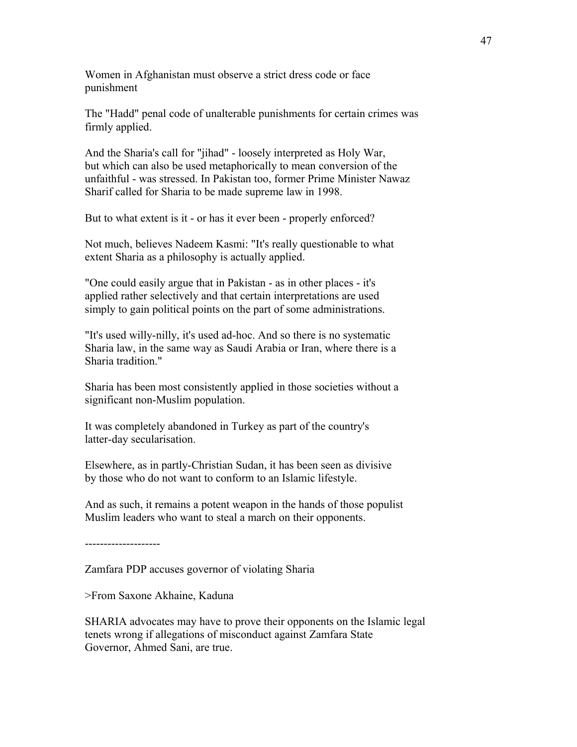Women in Afghanistan must observe a strict dress code or face punishment

The "Hadd" penal code of unalterable punishments for certain crimes was firmly applied.

And the Sharia's call for "jihad" - loosely interpreted as Holy War, but which can also be used metaphorically to mean conversion of the unfaithful - was stressed. In Pakistan too, former Prime Minister Nawaz Sharif called for Sharia to be made supreme law in 1998.

But to what extent is it - or has it ever been - properly enforced?

Not much, believes Nadeem Kasmi: "It's really questionable to what extent Sharia as a philosophy is actually applied.

"One could easily argue that in Pakistan - as in other places - it's applied rather selectively and that certain interpretations are used simply to gain political points on the part of some administrations.

"It's used willy-nilly, it's used ad-hoc. And so there is no systematic Sharia law, in the same way as Saudi Arabia or Iran, where there is a Sharia tradition."

Sharia has been most consistently applied in those societies without a significant non-Muslim population.

It was completely abandoned in Turkey as part of the country's latter-day secularisation.

Elsewhere, as in partly-Christian Sudan, it has been seen as divisive by those who do not want to conform to an Islamic lifestyle.

And as such, it remains a potent weapon in the hands of those populist Muslim leaders who want to steal a march on their opponents.

-------------------

Zamfara PDP accuses governor of violating Sharia

>From Saxone Akhaine, Kaduna

SHARIA advocates may have to prove their opponents on the Islamic legal tenets wrong if allegations of misconduct against Zamfara State Governor, Ahmed Sani, are true.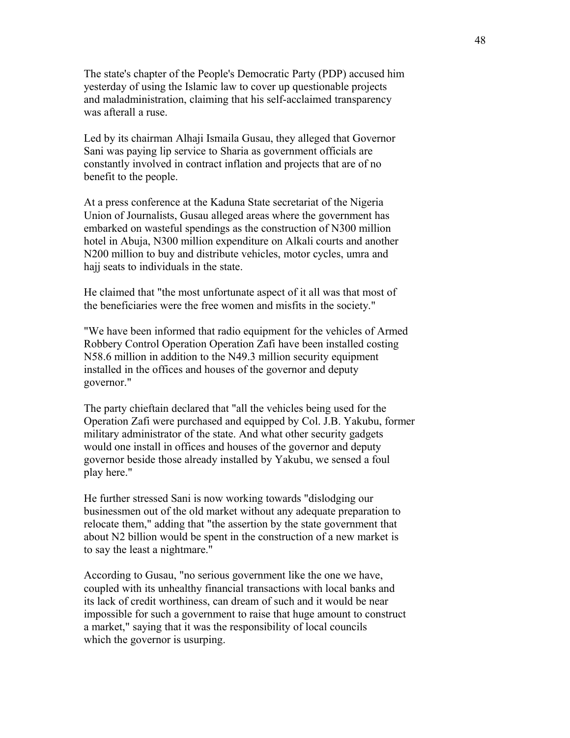The state's chapter of the People's Democratic Party (PDP) accused him yesterday of using the Islamic law to cover up questionable projects and maladministration, claiming that his self-acclaimed transparency was afterall a ruse.

Led by its chairman Alhaji Ismaila Gusau, they alleged that Governor Sani was paying lip service to Sharia as government officials are constantly involved in contract inflation and projects that are of no benefit to the people.

At a press conference at the Kaduna State secretariat of the Nigeria Union of Journalists, Gusau alleged areas where the government has embarked on wasteful spendings as the construction of N300 million hotel in Abuja, N300 million expenditure on Alkali courts and another N200 million to buy and distribute vehicles, motor cycles, umra and hajj seats to individuals in the state.

He claimed that "the most unfortunate aspect of it all was that most of the beneficiaries were the free women and misfits in the society."

"We have been informed that radio equipment for the vehicles of Armed Robbery Control Operation Operation Zafi have been installed costing N58.6 million in addition to the N49.3 million security equipment installed in the offices and houses of the governor and deputy governor."

The party chieftain declared that "all the vehicles being used for the Operation Zafi were purchased and equipped by Col. J.B. Yakubu, former military administrator of the state. And what other security gadgets would one install in offices and houses of the governor and deputy governor beside those already installed by Yakubu, we sensed a foul play here."

He further stressed Sani is now working towards "dislodging our businessmen out of the old market without any adequate preparation to relocate them," adding that "the assertion by the state government that about N2 billion would be spent in the construction of a new market is to say the least a nightmare."

According to Gusau, "no serious government like the one we have, coupled with its unhealthy financial transactions with local banks and its lack of credit worthiness, can dream of such and it would be near impossible for such a government to raise that huge amount to construct a market," saying that it was the responsibility of local councils which the governor is usurping.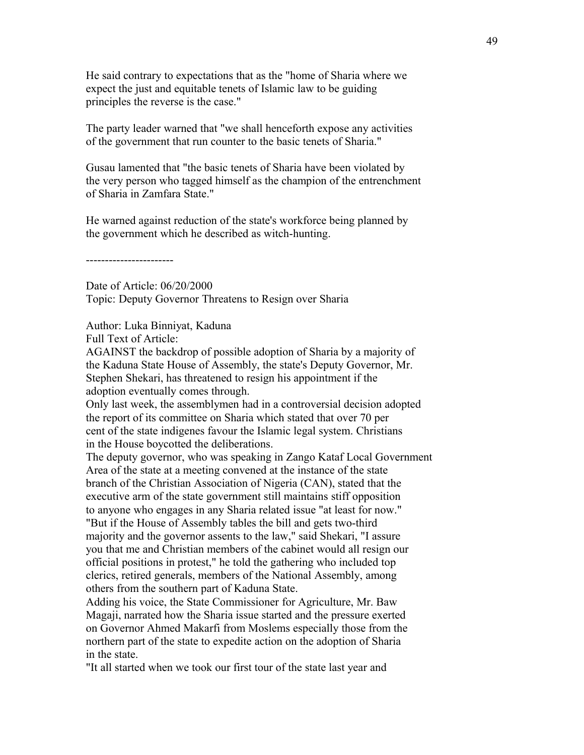He said contrary to expectations that as the "home of Sharia where we expect the just and equitable tenets of Islamic law to be guiding principles the reverse is the case."

The party leader warned that "we shall henceforth expose any activities of the government that run counter to the basic tenets of Sharia."

Gusau lamented that "the basic tenets of Sharia have been violated by the very person who tagged himself as the champion of the entrenchment of Sharia in Zamfara State."

He warned against reduction of the state's workforce being planned by the government which he described as witch-hunting.

-----------------------

Date of Article: 06/20/2000
Topic: Deputy Governor Threatens to Resign over Sharia

Author: Luka Binniyat, Kaduna
Full Text of Article:
AGAINST the backdrop of possible adoption of Sharia by a majority of the Kaduna State House of Assembly, the state's Deputy Governor, Mr. Stephen Shekari, has threatened to resign his appointment if the adoption eventually comes through.
Only last week, the assemblymen had in a controversial decision adopted the report of its committee on Sharia which stated that over 70 per cent of the state indigenes favour the Islamic legal system. Christians in the House boycotted the deliberations.
The deputy governor, who was speaking in Zango Kataf Local Government Area of the state at a meeting convened at the instance of the state branch of the Christian Association of Nigeria (CAN), stated that the executive arm of the state government still maintains stiff opposition to anyone who engages in any Sharia related issue "at least for now."
"But if the House of Assembly tables the bill and gets two-third majority and the governor assents to the law," said Shekari, "I assure you that me and Christian members of the cabinet would all resign our official positions in protest," he told the gathering who included top clerics, retired generals, members of the National Assembly, among others from the southern part of Kaduna State.
Adding his voice, the State Commissioner for Agriculture, Mr. Baw Magaji, narrated how the Sharia issue started and the pressure exerted on Governor Ahmed Makarfi from Moslems especially those from the northern part of the state to expedite action on the adoption of Sharia in the state.
"It all started when we took our first tour of the state last year and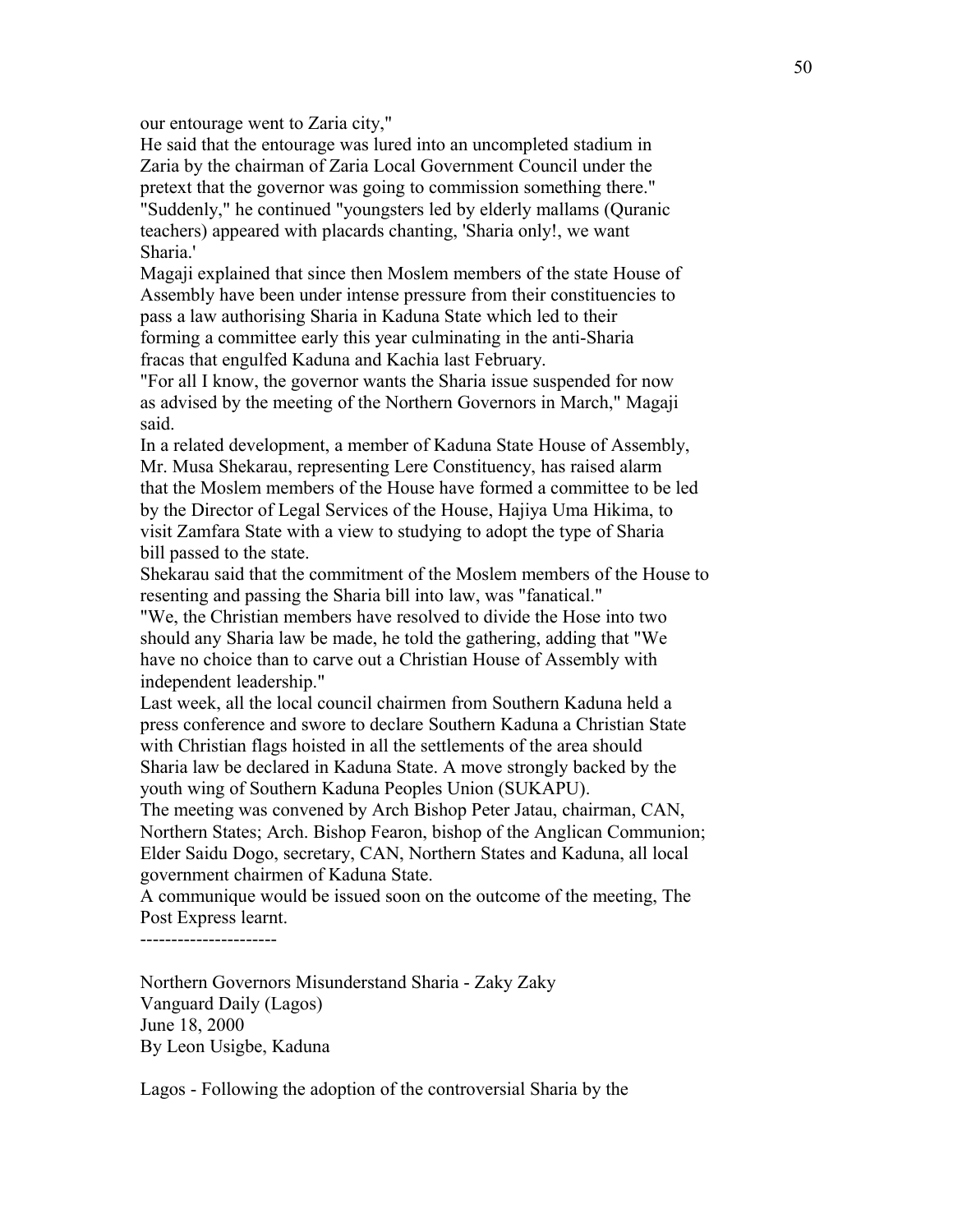our entourage went to Zaria city,"

He said that the entourage was lured into an uncompleted stadium in Zaria by the chairman of Zaria Local Government Council under the pretext that the governor was going to commission something there."

"Suddenly," he continued "youngsters led by elderly mallams (Quranic teachers) appeared with placards chanting, 'Sharia only!, we want Sharia.'

Magaji explained that since then Moslem members of the state House of Assembly have been under intense pressure from their constituencies to pass a law authorising Sharia in Kaduna State which led to their forming a committee early this year culminating in the anti-Sharia fracas that engulfed Kaduna and Kachia last February.

"For all I know, the governor wants the Sharia issue suspended for now as advised by the meeting of the Northern Governors in March," Magaji said.

In a related development, a member of Kaduna State House of Assembly, Mr. Musa Shekarau, representing Lere Constituency, has raised alarm that the Moslem members of the House have formed a committee to be led by the Director of Legal Services of the House, Hajiya Uma Hikima, to visit Zamfara State with a view to studying to adopt the type of Sharia bill passed to the state.

Shekarau said that the commitment of the Moslem members of the House to resenting and passing the Sharia bill into law, was "fanatical."

"We, the Christian members have resolved to divide the Hose into two should any Sharia law be made, he told the gathering, adding that "We have no choice than to carve out a Christian House of Assembly with independent leadership."

Last week, all the local council chairmen from Southern Kaduna held a press conference and swore to declare Southern Kaduna a Christian State with Christian flags hoisted in all the settlements of the area should Sharia law be declared in Kaduna State. A move strongly backed by the youth wing of Southern Kaduna Peoples Union (SUKAPU).

The meeting was convened by Arch Bishop Peter Jatau, chairman, CAN, Northern States; Arch. Bishop Fearon, bishop of the Anglican Communion; Elder Saidu Dogo, secretary, CAN, Northern States and Kaduna, all local government chairmen of Kaduna State.

A communique would be issued soon on the outcome of the meeting, The Post Express learnt.

----------------------

Northern Governors Misunderstand Sharia - Zaky Zaky
Vanguard Daily (Lagos)
June 18, 2000
By Leon Usigbe, Kaduna

Lagos - Following the adoption of the controversial Sharia by the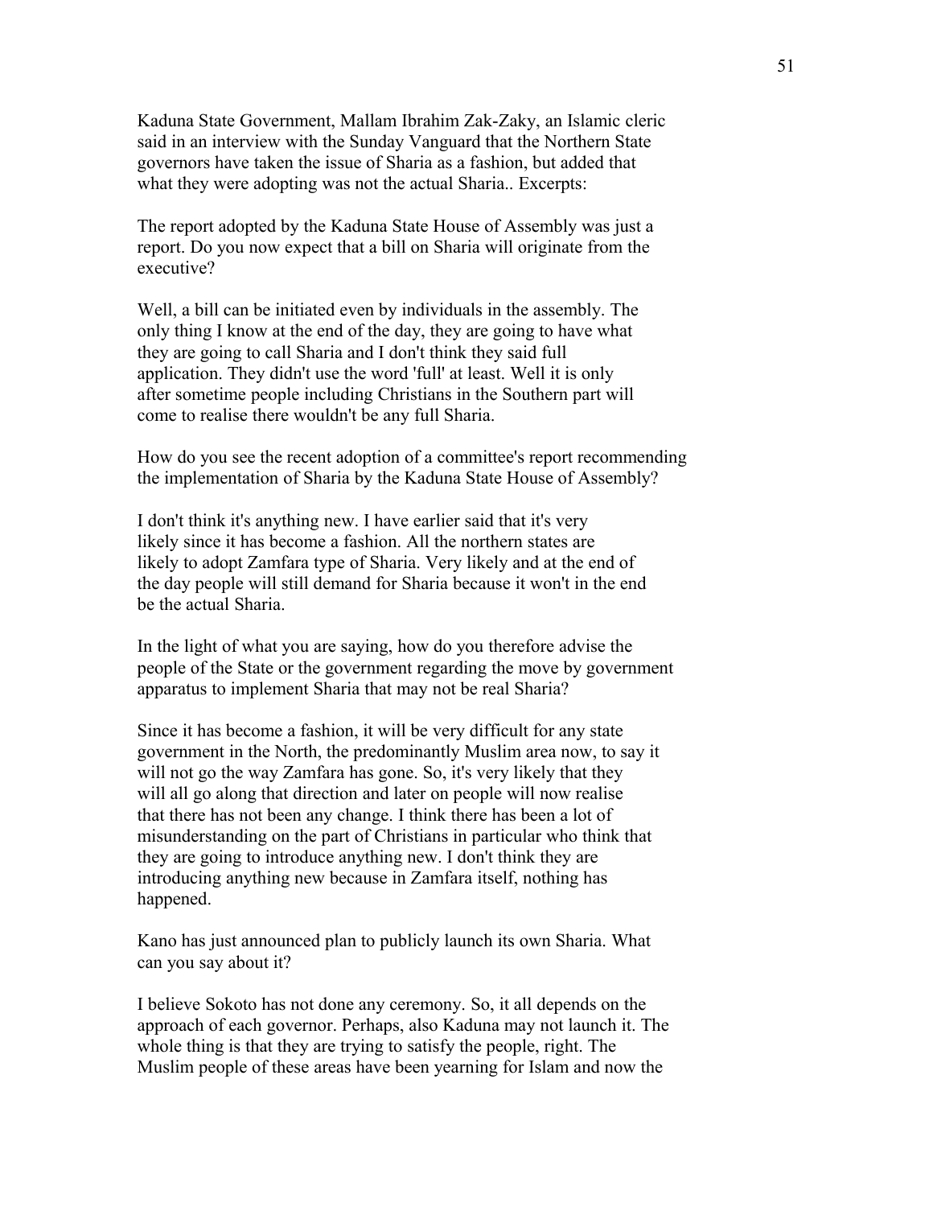Kaduna State Government, Mallam Ibrahim Zak-Zaky, an Islamic cleric said in an interview with the Sunday Vanguard that the Northern State governors have taken the issue of Sharia as a fashion, but added that what they were adopting was not the actual Sharia.. Excerpts:

The report adopted by the Kaduna State House of Assembly was just a report. Do you now expect that a bill on Sharia will originate from the executive?

Well, a bill can be initiated even by individuals in the assembly. The only thing I know at the end of the day, they are going to have what they are going to call Sharia and I don't think they said full application. They didn't use the word 'full' at least. Well it is only after sometime people including Christians in the Southern part will come to realise there wouldn't be any full Sharia.

How do you see the recent adoption of a committee's report recommending the implementation of Sharia by the Kaduna State House of Assembly?

I don't think it's anything new. I have earlier said that it's very likely since it has become a fashion. All the northern states are likely to adopt Zamfara type of Sharia. Very likely and at the end of the day people will still demand for Sharia because it won't in the end be the actual Sharia.

In the light of what you are saying, how do you therefore advise the people of the State or the government regarding the move by government apparatus to implement Sharia that may not be real Sharia?

Since it has become a fashion, it will be very difficult for any state government in the North, the predominantly Muslim area now, to say it will not go the way Zamfara has gone. So, it's very likely that they will all go along that direction and later on people will now realise that there has not been any change. I think there has been a lot of misunderstanding on the part of Christians in particular who think that they are going to introduce anything new. I don't think they are introducing anything new because in Zamfara itself, nothing has happened.

Kano has just announced plan to publicly launch its own Sharia. What can you say about it?

I believe Sokoto has not done any ceremony. So, it all depends on the approach of each governor. Perhaps, also Kaduna may not launch it. The whole thing is that they are trying to satisfy the people, right. The Muslim people of these areas have been yearning for Islam and now the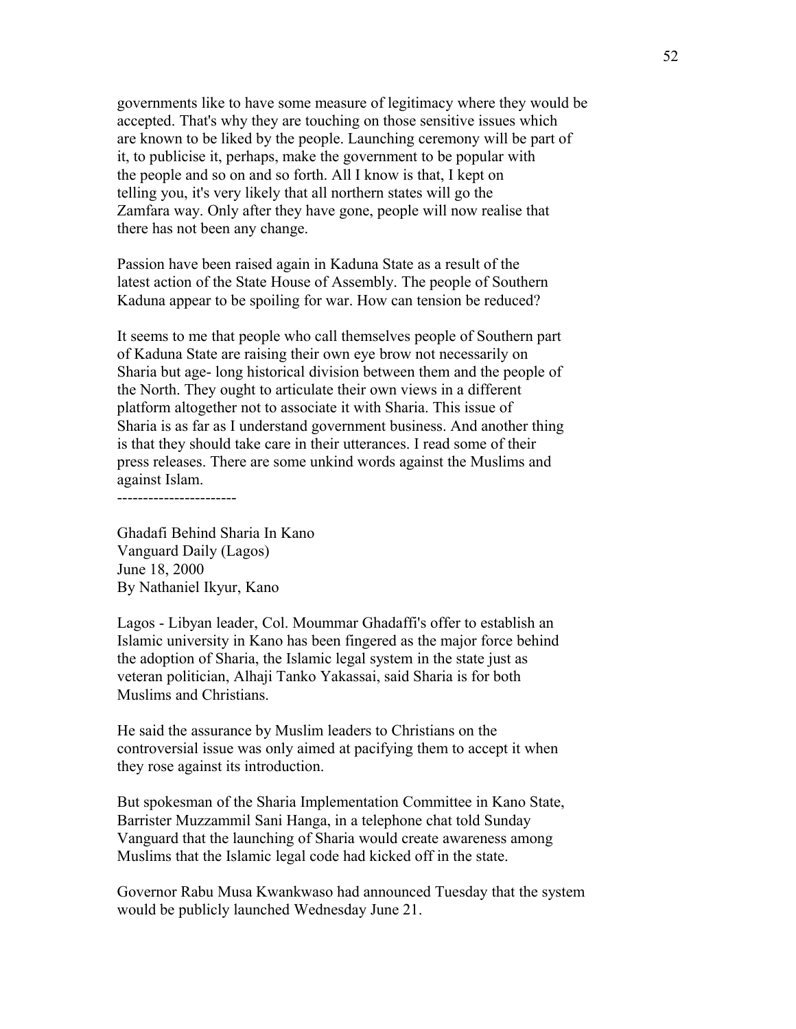governments like to have some measure of legitimacy where they would be accepted. That's why they are touching on those sensitive issues which are known to be liked by the people. Launching ceremony will be part of it, to publicise it, perhaps, make the government to be popular with the people and so on and so forth. All I know is that, I kept on telling you, it's very likely that all northern states will go the Zamfara way. Only after they have gone, people will now realise that there has not been any change.

Passion have been raised again in Kaduna State as a result of the latest action of the State House of Assembly. The people of Southern Kaduna appear to be spoiling for war. How can tension be reduced?

It seems to me that people who call themselves people of Southern part of Kaduna State are raising their own eye brow not necessarily on Sharia but age- long historical division between them and the people of the North. They ought to articulate their own views in a different platform altogether not to associate it with Sharia. This issue of Sharia is as far as I understand government business. And another thing is that they should take care in their utterances. I read some of their press releases. There are some unkind words against the Muslims and against Islam.

-----------------------

Ghadafi Behind Sharia In Kano
Vanguard Daily (Lagos)
June 18, 2000
By Nathaniel Ikyur, Kano

Lagos - Libyan leader, Col. Moummar Ghadaffi's offer to establish an Islamic university in Kano has been fingered as the major force behind the adoption of Sharia, the Islamic legal system in the state just as veteran politician, Alhaji Tanko Yakassai, said Sharia is for both Muslims and Christians.

He said the assurance by Muslim leaders to Christians on the controversial issue was only aimed at pacifying them to accept it when they rose against its introduction.

But spokesman of the Sharia Implementation Committee in Kano State, Barrister Muzzammil Sani Hanga, in a telephone chat told Sunday Vanguard that the launching of Sharia would create awareness among Muslims that the Islamic legal code had kicked off in the state.

Governor Rabu Musa Kwankwaso had announced Tuesday that the system would be publicly launched Wednesday June 21.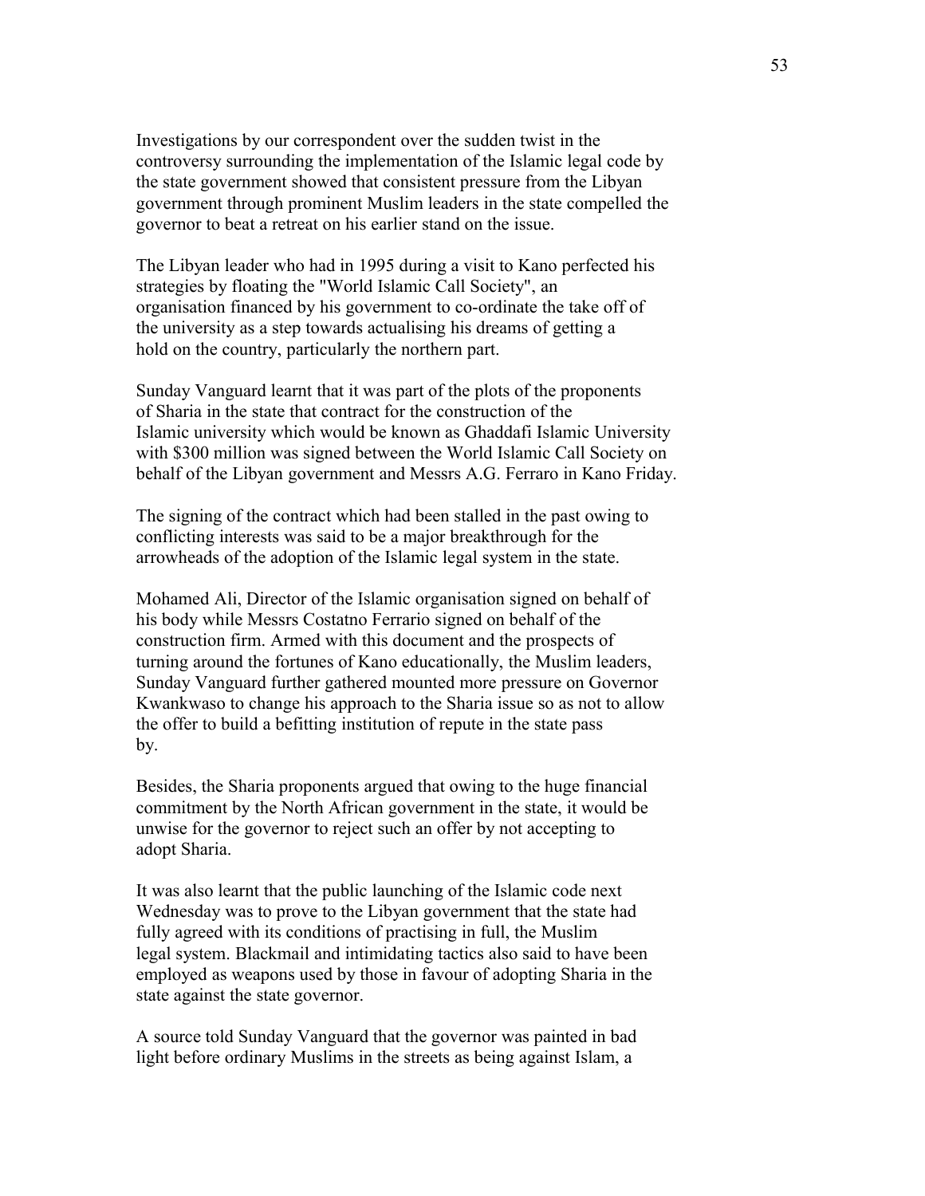Investigations by our correspondent over the sudden twist in the controversy surrounding the implementation of the Islamic legal code by the state government showed that consistent pressure from the Libyan government through prominent Muslim leaders in the state compelled the governor to beat a retreat on his earlier stand on the issue.

The Libyan leader who had in 1995 during a visit to Kano perfected his strategies by floating the "World Islamic Call Society", an organisation financed by his government to co-ordinate the take off of the university as a step towards actualising his dreams of getting a hold on the country, particularly the northern part.

Sunday Vanguard learnt that it was part of the plots of the proponents of Sharia in the state that contract for the construction of the Islamic university which would be known as Ghaddafi Islamic University with $300 million was signed between the World Islamic Call Society on behalf of the Libyan government and Messrs A.G. Ferraro in Kano Friday.

The signing of the contract which had been stalled in the past owing to conflicting interests was said to be a major breakthrough for the arrowheads of the adoption of the Islamic legal system in the state.

Mohamed Ali, Director of the Islamic organisation signed on behalf of his body while Messrs Costatno Ferrario signed on behalf of the construction firm. Armed with this document and the prospects of turning around the fortunes of Kano educationally, the Muslim leaders, Sunday Vanguard further gathered mounted more pressure on Governor Kwankwaso to change his approach to the Sharia issue so as not to allow the offer to build a befitting institution of repute in the state pass by.

Besides, the Sharia proponents argued that owing to the huge financial commitment by the North African government in the state, it would be unwise for the governor to reject such an offer by not accepting to adopt Sharia.

It was also learnt that the public launching of the Islamic code next Wednesday was to prove to the Libyan government that the state had fully agreed with its conditions of practising in full, the Muslim legal system. Blackmail and intimidating tactics also said to have been employed as weapons used by those in favour of adopting Sharia in the state against the state governor.

A source told Sunday Vanguard that the governor was painted in bad light before ordinary Muslims in the streets as being against Islam, a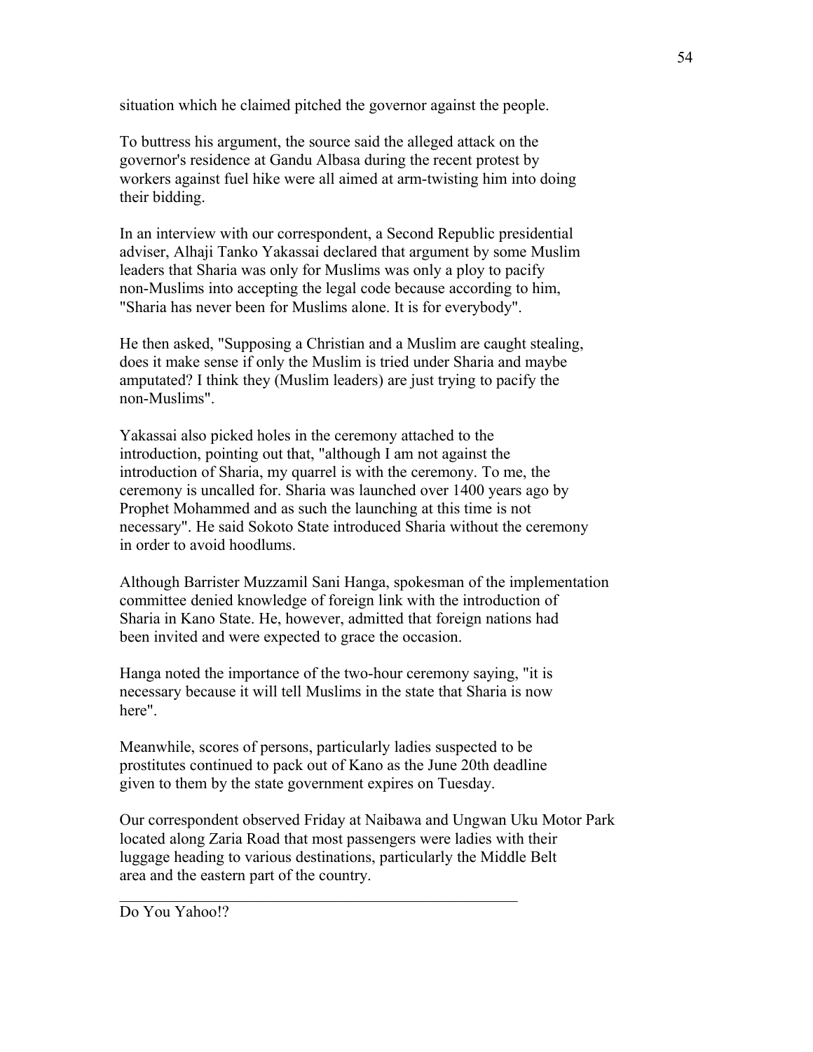situation which he claimed pitched the governor against the people.

To buttress his argument, the source said the alleged attack on the governor's residence at Gandu Albasa during the recent protest by workers against fuel hike were all aimed at arm-twisting him into doing their bidding.

In an interview with our correspondent, a Second Republic presidential adviser, Alhaji Tanko Yakassai declared that argument by some Muslim leaders that Sharia was only for Muslims was only a ploy to pacify non-Muslims into accepting the legal code because according to him, "Sharia has never been for Muslims alone. It is for everybody".

He then asked, "Supposing a Christian and a Muslim are caught stealing, does it make sense if only the Muslim is tried under Sharia and maybe amputated? I think they (Muslim leaders) are just trying to pacify the non-Muslims".

Yakassai also picked holes in the ceremony attached to the introduction, pointing out that, "although I am not against the introduction of Sharia, my quarrel is with the ceremony. To me, the ceremony is uncalled for. Sharia was launched over 1400 years ago by Prophet Mohammed and as such the launching at this time is not necessary". He said Sokoto State introduced Sharia without the ceremony in order to avoid hoodlums.

Although Barrister Muzzamil Sani Hanga, spokesman of the implementation committee denied knowledge of foreign link with the introduction of Sharia in Kano State. He, however, admitted that foreign nations had been invited and were expected to grace the occasion.

Hanga noted the importance of the two-hour ceremony saying, "it is necessary because it will tell Muslims in the state that Sharia is now here".

Meanwhile, scores of persons, particularly ladies suspected to be prostitutes continued to pack out of Kano as the June 20th deadline given to them by the state government expires on Tuesday.

Our correspondent observed Friday at Naibawa and Ungwan Uku Motor Park located along Zaria Road that most passengers were ladies with their luggage heading to various destinations, particularly the Middle Belt area and the eastern part of the country.

---

Do You Yahoo!?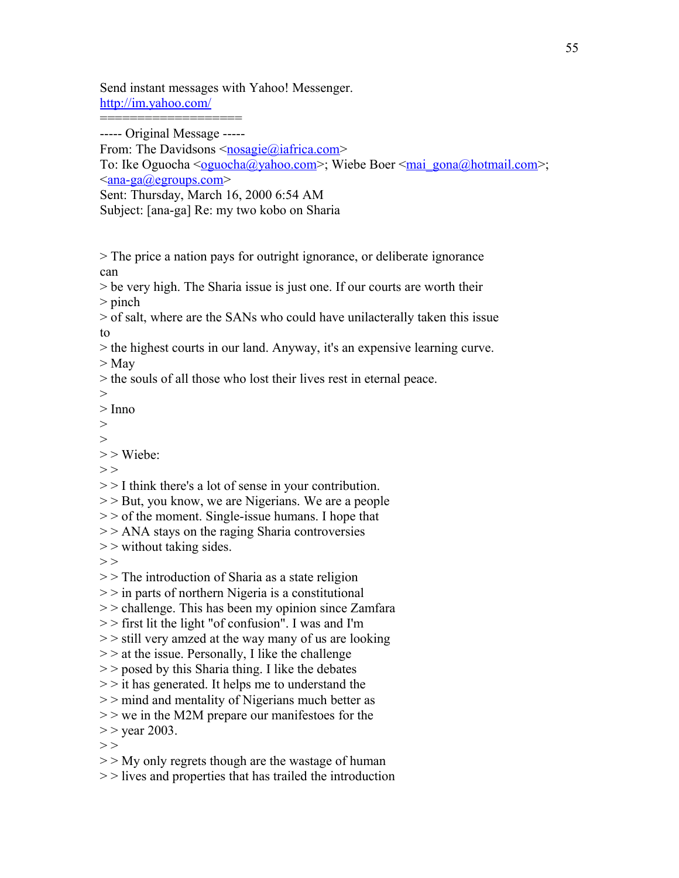Send instant messages with Yahoo! Messenger.
http://im.yahoo.com/
===================
----- Original Message -----
From: The Davidsons <nosagie@iafrica.com>
To: Ike Oguocha <oguocha@yahoo.com>; Wiebe Boer <mai_gona@hotmail.com>;
<ana-ga@egroups.com>
Sent: Thursday, March 16, 2000 6:54 AM
Subject: [ana-ga] Re: my two kobo on Sharia

> The price a nation pays for outright ignorance, or deliberate ignorance
can
> be very high. The Sharia issue is just one. If our courts are worth their
> pinch
> of salt, where are the SANs who could have unilacterally taken this issue
to
> the highest courts in our land. Anyway, it's an expensive learning curve.
> May
> the souls of all those who lost their lives rest in eternal peace.
>
> Inno
>
>
> > Wiebe:
> >
> > I think there's a lot of sense in your contribution.
> > But, you know, we are Nigerians. We are a people
> > of the moment. Single-issue humans. I hope that
> > ANA stays on the raging Sharia controversies
> > without taking sides.
> >
> > The introduction of Sharia as a state religion
> > in parts of northern Nigeria is a constitutional
> > challenge. This has been my opinion since Zamfara
> > first lit the light "of confusion". I was and I'm
> > still very amzed at the way many of us are looking
> > at the issue. Personally, I like the challenge
> > posed by this Sharia thing. I like the debates
> > it has generated. It helps me to understand the
> > mind and mentality of Nigerians much better as
> > we in the M2M prepare our manifestoes for the
> > year 2003.
> >
> > My only regrets though are the wastage of human
> > lives and properties that has trailed the introduction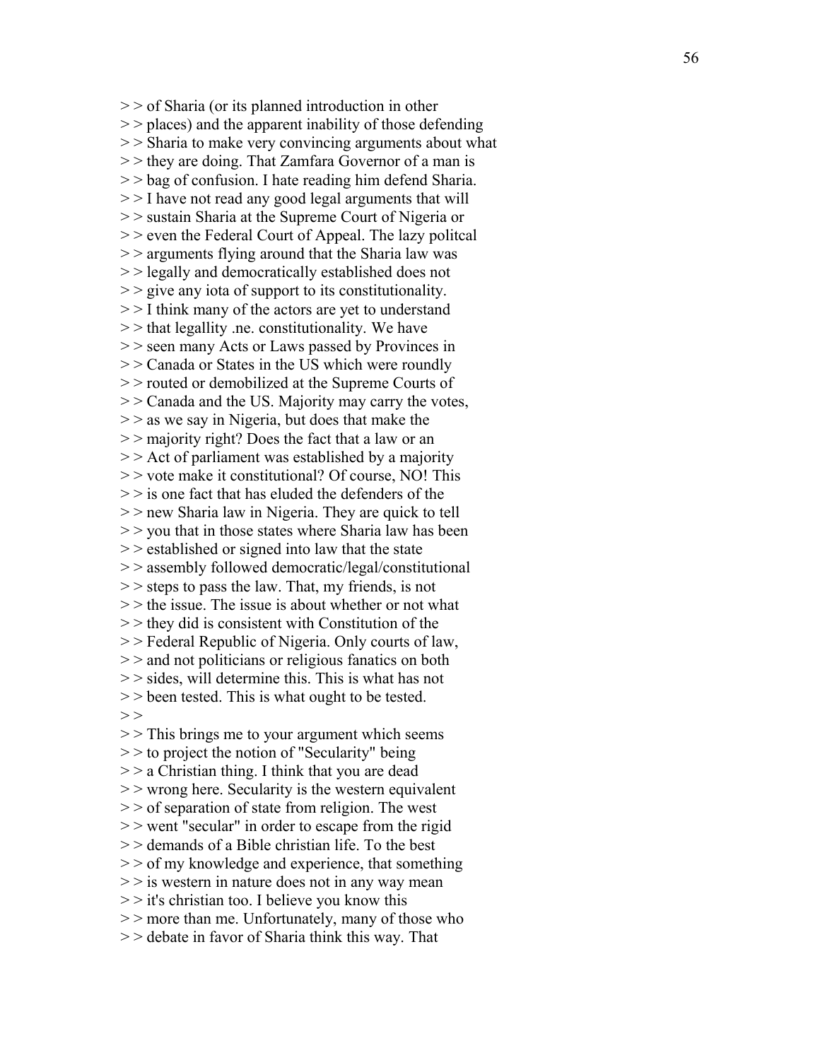> > of Sharia (or its planned introduction in other
> > places) and the apparent inability of those defending
> > Sharia to make very convincing arguments about what
> > they are doing. That Zamfara Governor of a man is
> > bag of confusion. I hate reading him defend Sharia.
> > I have not read any good legal arguments that will
> > sustain Sharia at the Supreme Court of Nigeria or
> > even the Federal Court of Appeal. The lazy politcal
> > arguments flying around that the Sharia law was
> > legally and democratically established does not
> > give any iota of support to its constitutionality.
> > I think many of the actors are yet to understand
> > that legallity .ne. constitutionality. We have
> > seen many Acts or Laws passed by Provinces in
> > Canada or States in the US which were roundly
> > routed or demobilized at the Supreme Courts of
> > Canada and the US. Majority may carry the votes,
> > as we say in Nigeria, but does that make the
> > majority right? Does the fact that a law or an
> > Act of parliament was established by a majority
> > vote make it constitutional? Of course, NO! This
> > is one fact that has eluded the defenders of the
> > new Sharia law in Nigeria. They are quick to tell
> > you that in those states where Sharia law has been
> > established or signed into law that the state
> > assembly followed democratic/legal/constitutional
> > steps to pass the law. That, my friends, is not
> > the issue. The issue is about whether or not what
> > they did is consistent with Constitution of the
> > Federal Republic of Nigeria. Only courts of law,
> > and not politicians or religious fanatics on both
> > sides, will determine this. This is what has not
> > been tested. This is what ought to be tested.
> >
> > This brings me to your argument which seems
> > to project the notion of "Secularity" being
> > a Christian thing. I think that you are dead
> > wrong here. Secularity is the western equivalent
> > of separation of state from religion. The west
> > went "secular" in order to escape from the rigid
> > demands of a Bible christian life. To the best
> > of my knowledge and experience, that something
> > is western in nature does not in any way mean
> > it's christian too. I believe you know this
> > more than me. Unfortunately, many of those who
> > debate in favor of Sharia think this way. That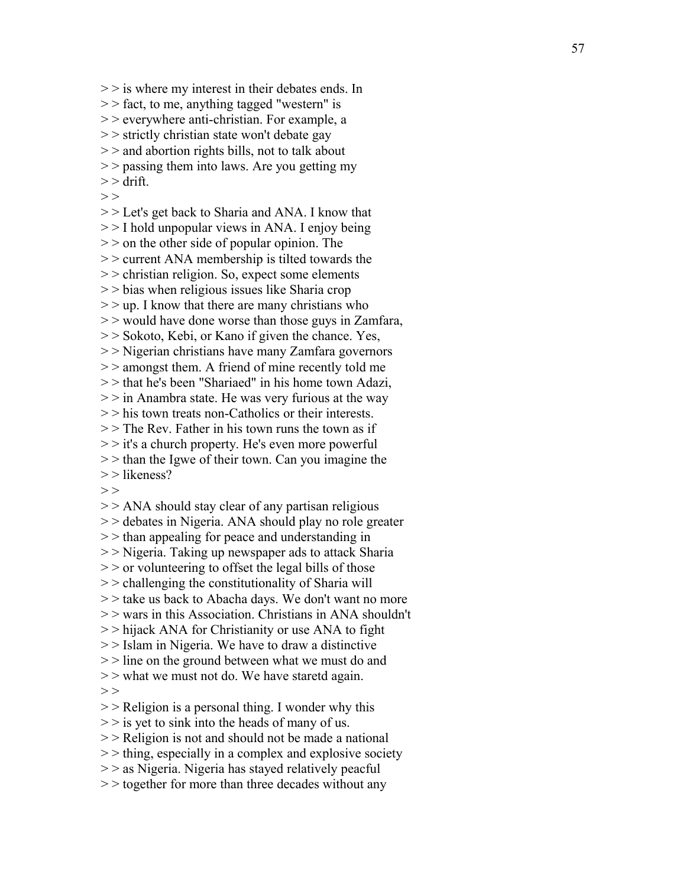> > is where my interest in their debates ends. In
> > fact, to me, anything tagged "western" is
> > everywhere anti-christian. For example, a
> > strictly christian state won't debate gay
> > and abortion rights bills, not to talk about
> > passing them into laws. Are you getting my
> > drift.
> >
> > Let's get back to Sharia and ANA. I know that
> > I hold unpopular views in ANA. I enjoy being
> > on the other side of popular opinion. The
> > current ANA membership is tilted towards the
> > christian religion. So, expect some elements
> > bias when religious issues like Sharia crop
> > up. I know that there are many christians who
> > would have done worse than those guys in Zamfara,
> > Sokoto, Kebi, or Kano if given the chance. Yes,
> > Nigerian christians have many Zamfara governors
> > amongst them. A friend of mine recently told me
> > that he's been "Shariaed" in his home town Adazi,
> > in Anambra state. He was very furious at the way
> > his town treats non-Catholics or their interests.
> > The Rev. Father in his town runs the town as if
> > it's a church property. He's even more powerful
> > than the Igwe of their town. Can you imagine the
> > likeness?
> >
> > ANA should stay clear of any partisan religious
> > debates in Nigeria. ANA should play no role greater
> > than appealing for peace and understanding in
> > Nigeria. Taking up newspaper ads to attack Sharia
> > or volunteering to offset the legal bills of those
> > challenging the constitutionality of Sharia will
> > take us back to Abacha days. We don't want no more
> > wars in this Association. Christians in ANA shouldn't
> > hijack ANA for Christianity or use ANA to fight
> > Islam in Nigeria. We have to draw a distinctive
> > line on the ground between what we must do and
> > what we must not do. We have staretd again.
> >
> > Religion is a personal thing. I wonder why this
> > is yet to sink into the heads of many of us.
> > Religion is not and should not be made a national
> > thing, especially in a complex and explosive society
> > as Nigeria. Nigeria has stayed relatively peacful
> > together for more than three decades without any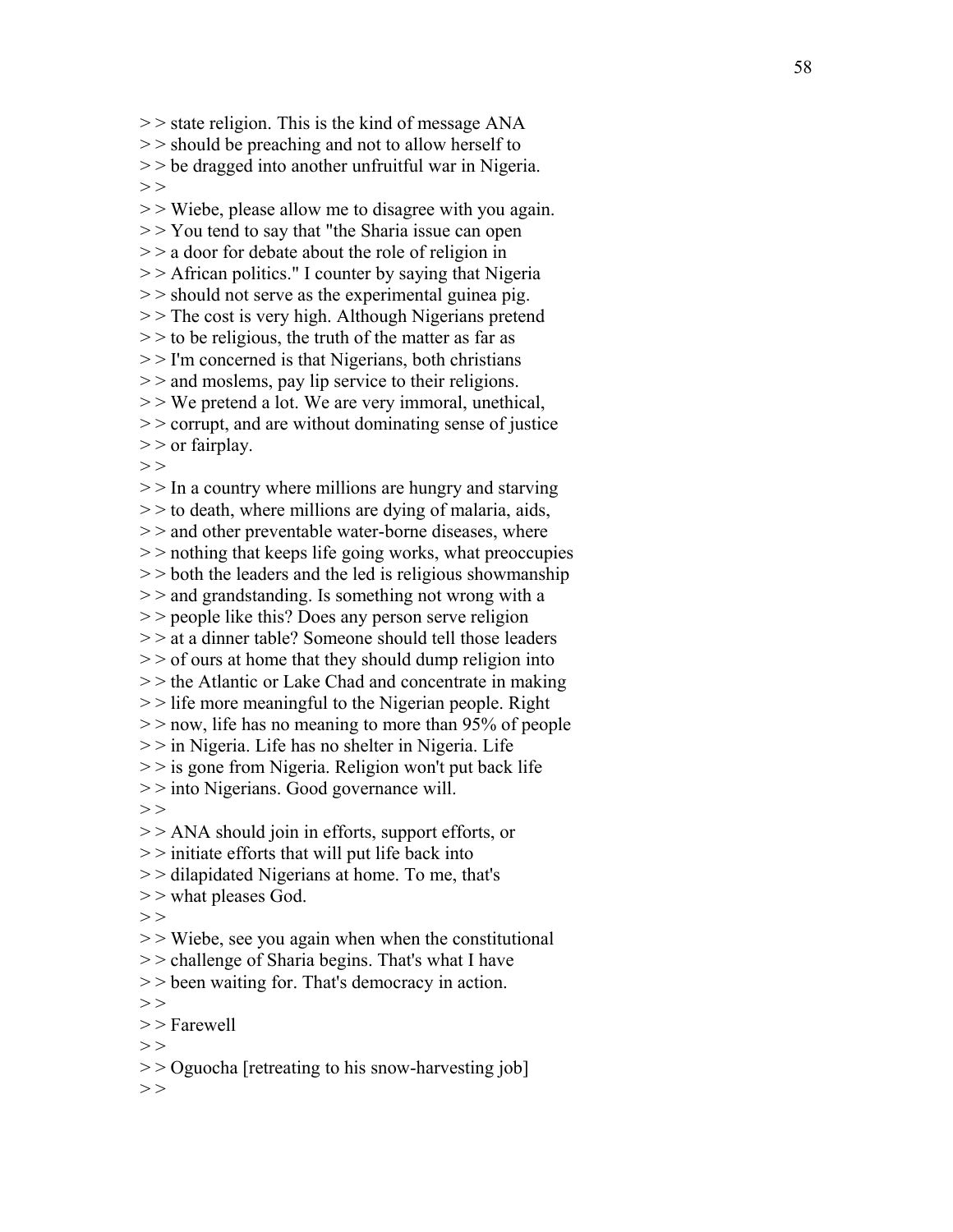> > state religion. This is the kind of message ANA
> > should be preaching and not to allow herself to
> > be dragged into another unfruitful war in Nigeria.
> >
> > Wiebe, please allow me to disagree with you again.
> > You tend to say that "the Sharia issue can open
> > a door for debate about the role of religion in
> > African politics." I counter by saying that Nigeria
> > should not serve as the experimental guinea pig.
> > The cost is very high. Although Nigerians pretend
> > to be religious, the truth of the matter as far as
> > I'm concerned is that Nigerians, both christians
> > and moslems, pay lip service to their religions.
> > We pretend a lot. We are very immoral, unethical,
> > corrupt, and are without dominating sense of justice
> > or fairplay.
> >
> > In a country where millions are hungry and starving
> > to death, where millions are dying of malaria, aids,
> > and other preventable water-borne diseases, where
> > nothing that keeps life going works, what preoccupies
> > both the leaders and the led is religious showmanship
> > and grandstanding. Is something not wrong with a
> > people like this? Does any person serve religion
> > at a dinner table? Someone should tell those leaders
> > of ours at home that they should dump religion into
> > the Atlantic or Lake Chad and concentrate in making
> > life more meaningful to the Nigerian people. Right
> > now, life has no meaning to more than 95% of people
> > in Nigeria. Life has no shelter in Nigeria. Life
> > is gone from Nigeria. Religion won't put back life
> > into Nigerians. Good governance will.
> >
> > ANA should join in efforts, support efforts, or
> > initiate efforts that will put life back into
> > dilapidated Nigerians at home. To me, that's
> > what pleases God.
> >
> > Wiebe, see you again when when the constitutional
> > challenge of Sharia begins. That's what I have
> > been waiting for. That's democracy in action.
> >
> > Farewell
> >
> > Oguocha [retreating to his snow-harvesting job]
> >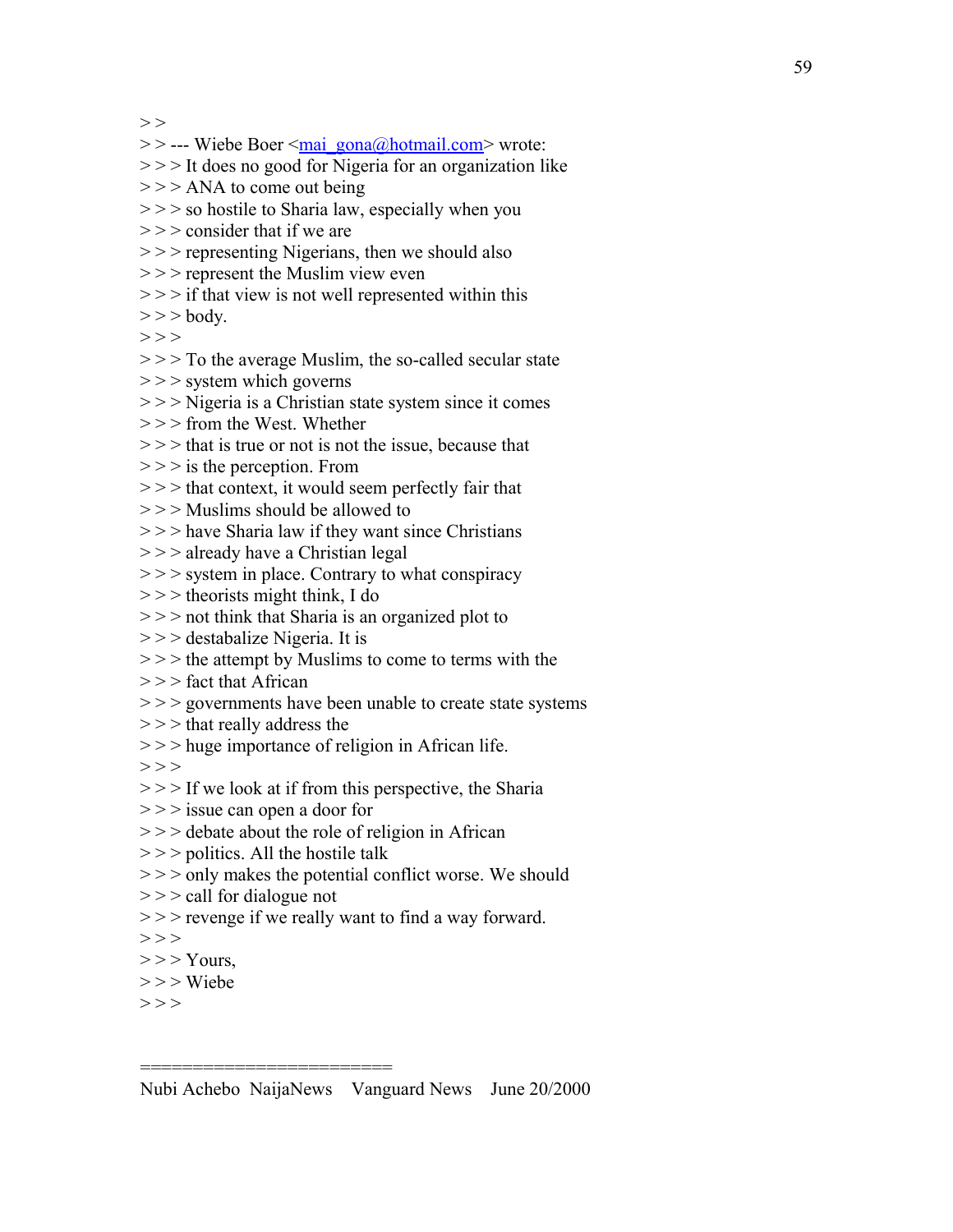> >
> > --- Wiebe Boer <mai_gona@hotmail.com> wrote:
> > > It does no good for Nigeria for an organization like
> > > ANA to come out being
> > > so hostile to Sharia law, especially when you
> > > consider that if we are
> > > representing Nigerians, then we should also
> > > represent the Muslim view even
> > > if that view is not well represented within this
> > > body.
> > >
> > > To the average Muslim, the so-called secular state
> > > system which governs
> > > Nigeria is a Christian state system since it comes
> > > from the West. Whether
> > > that is true or not is not the issue, because that
> > > is the perception. From
> > > that context, it would seem perfectly fair that
> > > Muslims should be allowed to
> > > have Sharia law if they want since Christians
> > > already have a Christian legal
> > > system in place. Contrary to what conspiracy
> > > theorists might think, I do
> > > not think that Sharia is an organized plot to
> > > destabalize Nigeria. It is
> > > the attempt by Muslims to come to terms with the
> > > fact that African
> > > governments have been unable to create state systems
> > > that really address the
> > > huge importance of religion in African life.
> > >
> > > If we look at if from this perspective, the Sharia
> > > issue can open a door for
> > > debate about the role of religion in African
> > > politics. All the hostile talk
> > > only makes the potential conflict worse. We should
> > > call for dialogue not
> > > revenge if we really want to find a way forward.
> > >
> > > Yours,
> > > Wiebe
> > >

======================

Nubi Achebo NaijaNews Vanguard News June 20/2000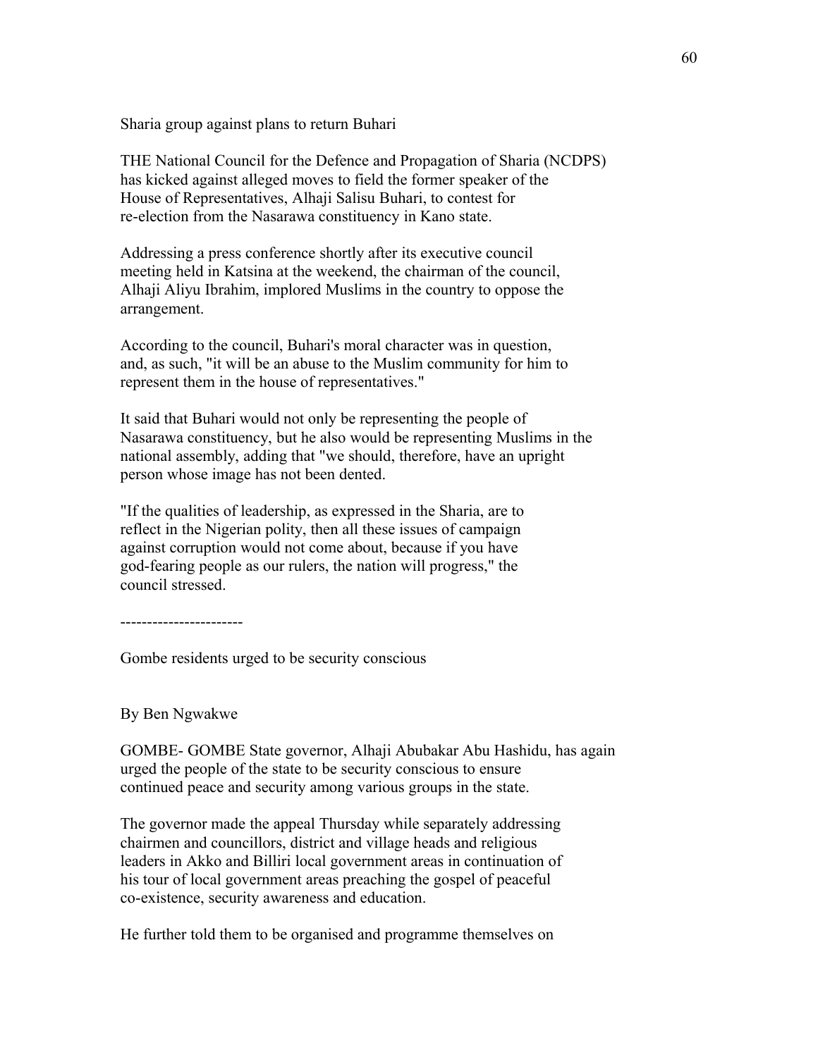## Sharia group against plans to return Buhari

THE National Council for the Defence and Propagation of Sharia (NCDPS) has kicked against alleged moves to field the former speaker of the House of Representatives, Alhaji Salisu Buhari, to contest for re-election from the Nasarawa constituency in Kano state.

Addressing a press conference shortly after its executive council meeting held in Katsina at the weekend, the chairman of the council, Alhaji Aliyu Ibrahim, implored Muslims in the country to oppose the arrangement.

According to the council, Buhari's moral character was in question, and, as such, "it will be an abuse to the Muslim community for him to represent them in the house of representatives."

It said that Buhari would not only be representing the people of Nasarawa constituency, but he also would be representing Muslims in the national assembly, adding that "we should, therefore, have an upright person whose image has not been dented.

"If the qualities of leadership, as expressed in the Sharia, are to reflect in the Nigerian polity, then all these issues of campaign against corruption would not come about, because if you have god-fearing people as our rulers, the nation will progress," the council stressed.

----------------------

## Gombe residents urged to be security conscious

By Ben Ngwakwe

GOMBE- GOMBE State governor, Alhaji Abubakar Abu Hashidu, has again urged the people of the state to be security conscious to ensure continued peace and security among various groups in the state.

The governor made the appeal Thursday while separately addressing chairmen and councillors, district and village heads and religious leaders in Akko and Billiri local government areas in continuation of his tour of local government areas preaching the gospel of peaceful co-existence, security awareness and education.

He further told them to be organised and programme themselves on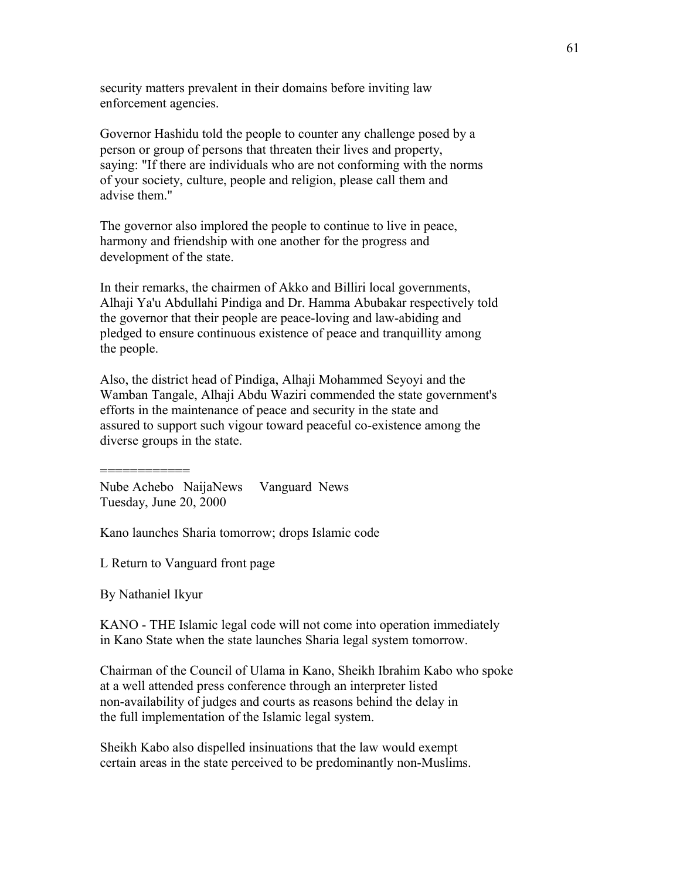security matters prevalent in their domains before inviting law enforcement agencies.

Governor Hashidu told the people to counter any challenge posed by a person or group of persons that threaten their lives and property, saying: "If there are individuals who are not conforming with the norms of your society, culture, people and religion, please call them and advise them."

The governor also implored the people to continue to live in peace, harmony and friendship with one another for the progress and development of the state.

In their remarks, the chairmen of Akko and Billiri local governments, Alhaji Ya'u Abdullahi Pindiga and Dr. Hamma Abubakar respectively told the governor that their people are peace-loving and law-abiding and pledged to ensure continuous existence of peace and tranquillity among the people.

Also, the district head of Pindiga, Alhaji Mohammed Seyoyi and the Wamban Tangale, Alhaji Abdu Waziri commended the state government's efforts in the maintenance of peace and security in the state and assured to support such vigour toward peaceful co-existence among the diverse groups in the state.

============

Nube Achebo NaijaNews Vanguard News
Tuesday, June 20, 2000

Kano launches Sharia tomorrow; drops Islamic code

L Return to Vanguard front page

By Nathaniel Ikyur

KANO - THE Islamic legal code will not come into operation immediately in Kano State when the state launches Sharia legal system tomorrow.

Chairman of the Council of Ulama in Kano, Sheikh Ibrahim Kabo who spoke at a well attended press conference through an interpreter listed non-availability of judges and courts as reasons behind the delay in the full implementation of the Islamic legal system.

Sheikh Kabo also dispelled insinuations that the law would exempt certain areas in the state perceived to be predominantly non-Muslims.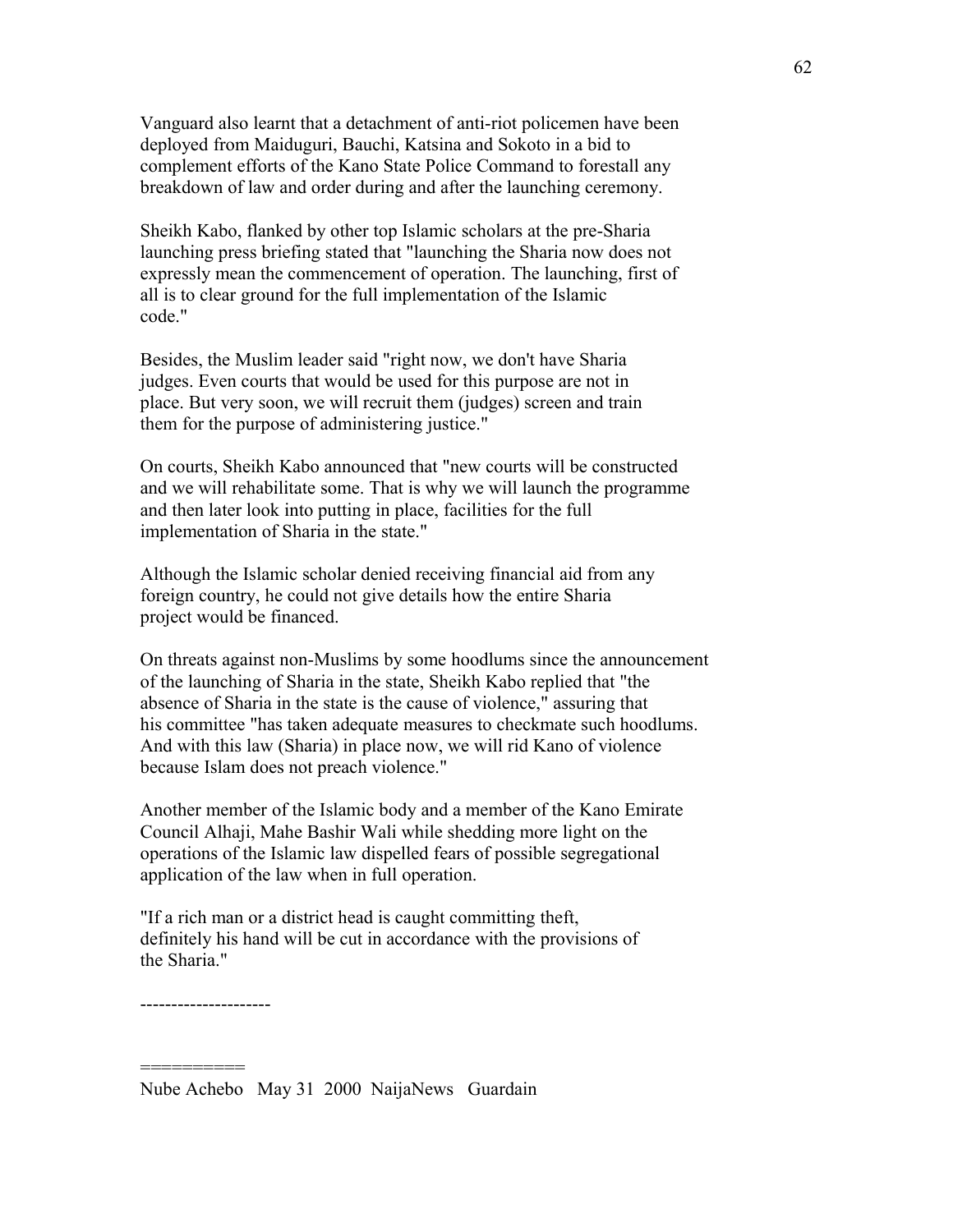Vanguard also learnt that a detachment of anti-riot policemen have been deployed from Maiduguri, Bauchi, Katsina and Sokoto in a bid to complement efforts of the Kano State Police Command to forestall any breakdown of law and order during and after the launching ceremony.

Sheikh Kabo, flanked by other top Islamic scholars at the pre-Sharia launching press briefing stated that "launching the Sharia now does not expressly mean the commencement of operation. The launching, first of all is to clear ground for the full implementation of the Islamic code."

Besides, the Muslim leader said "right now, we don't have Sharia judges. Even courts that would be used for this purpose are not in place. But very soon, we will recruit them (judges) screen and train them for the purpose of administering justice."

On courts, Sheikh Kabo announced that "new courts will be constructed and we will rehabilitate some. That is why we will launch the programme and then later look into putting in place, facilities for the full implementation of Sharia in the state."

Although the Islamic scholar denied receiving financial aid from any foreign country, he could not give details how the entire Sharia project would be financed.

On threats against non-Muslims by some hoodlums since the announcement of the launching of Sharia in the state, Sheikh Kabo replied that "the absence of Sharia in the state is the cause of violence," assuring that his committee "has taken adequate measures to checkmate such hoodlums. And with this law (Sharia) in place now, we will rid Kano of violence because Islam does not preach violence."

Another member of the Islamic body and a member of the Kano Emirate Council Alhaji, Mahe Bashir Wali while shedding more light on the operations of the Islamic law dispelled fears of possible segregational application of the law when in full operation.

"If a rich man or a district head is caught committing theft, definitely his hand will be cut in accordance with the provisions of the Sharia."

---------------------

==========

Nube Achebo May 31 2000 NaijaNews Guardain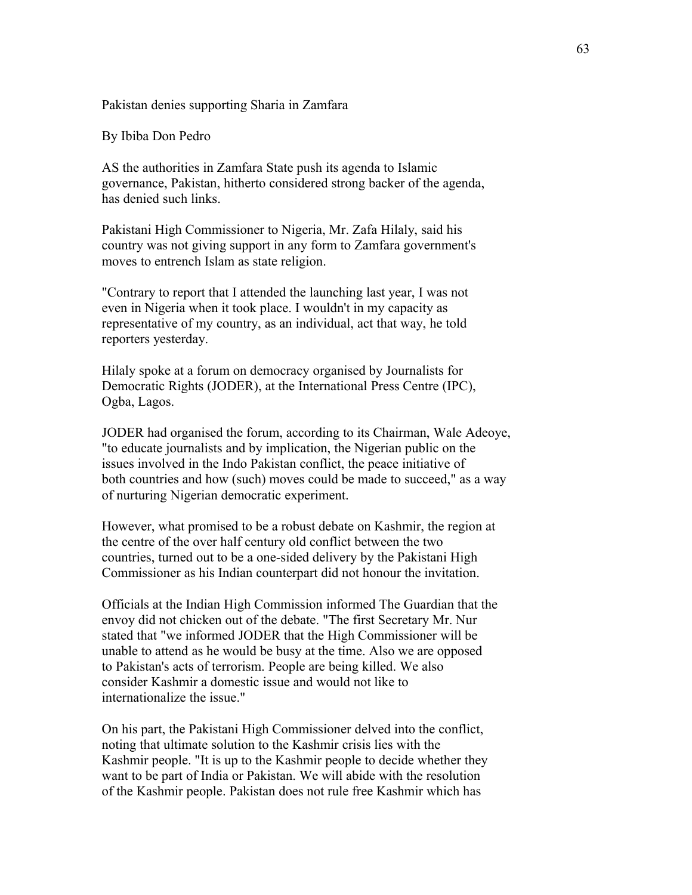Pakistan denies supporting Sharia in Zamfara

By Ibiba Don Pedro

AS the authorities in Zamfara State push its agenda to Islamic governance, Pakistan, hitherto considered strong backer of the agenda, has denied such links.

Pakistani High Commissioner to Nigeria, Mr. Zafa Hilaly, said his country was not giving support in any form to Zamfara government's moves to entrench Islam as state religion.

"Contrary to report that I attended the launching last year, I was not even in Nigeria when it took place. I wouldn't in my capacity as representative of my country, as an individual, act that way, he told reporters yesterday.

Hilaly spoke at a forum on democracy organised by Journalists for Democratic Rights (JODER), at the International Press Centre (IPC), Ogba, Lagos.

JODER had organised the forum, according to its Chairman, Wale Adeoye, "to educate journalists and by implication, the Nigerian public on the issues involved in the Indo Pakistan conflict, the peace initiative of both countries and how (such) moves could be made to succeed," as a way of nurturing Nigerian democratic experiment.

However, what promised to be a robust debate on Kashmir, the region at the centre of the over half century old conflict between the two countries, turned out to be a one-sided delivery by the Pakistani High Commissioner as his Indian counterpart did not honour the invitation.

Officials at the Indian High Commission informed The Guardian that the envoy did not chicken out of the debate. "The first Secretary Mr. Nur stated that "we informed JODER that the High Commissioner will be unable to attend as he would be busy at the time. Also we are opposed to Pakistan's acts of terrorism. People are being killed. We also consider Kashmir a domestic issue and would not like to internationalize the issue."

On his part, the Pakistani High Commissioner delved into the conflict, noting that ultimate solution to the Kashmir crisis lies with the Kashmir people. "It is up to the Kashmir people to decide whether they want to be part of India or Pakistan. We will abide with the resolution of the Kashmir people. Pakistan does not rule free Kashmir which has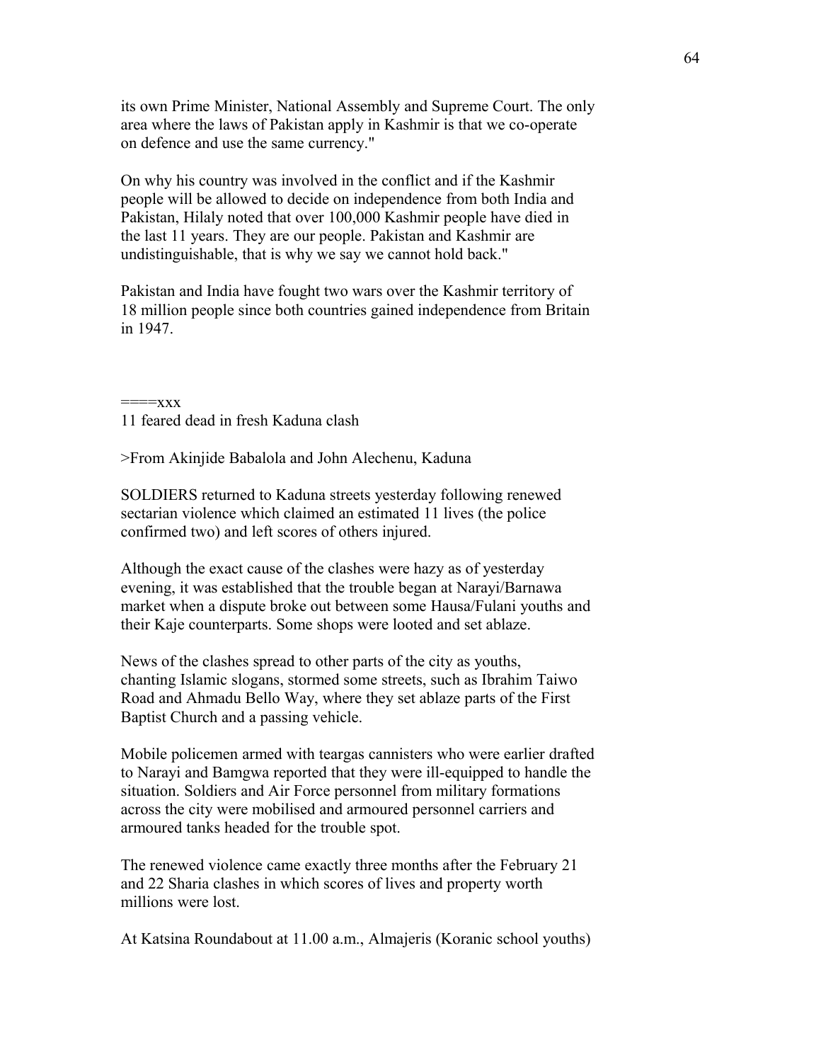its own Prime Minister, National Assembly and Supreme Court. The only area where the laws of Pakistan apply in Kashmir is that we co-operate on defence and use the same currency."

On why his country was involved in the conflict and if the Kashmir people will be allowed to decide on independence from both India and Pakistan, Hilaly noted that over 100,000 Kashmir people have died in the last 11 years. They are our people. Pakistan and Kashmir are undistinguishable, that is why we say we cannot hold back."

Pakistan and India have fought two wars over the Kashmir territory of 18 million people since both countries gained independence from Britain in 1947.

====xxx

11 feared dead in fresh Kaduna clash

>From Akinjide Babalola and John Alechenu, Kaduna

SOLDIERS returned to Kaduna streets yesterday following renewed sectarian violence which claimed an estimated 11 lives (the police confirmed two) and left scores of others injured.

Although the exact cause of the clashes were hazy as of yesterday evening, it was established that the trouble began at Narayi/Barnawa market when a dispute broke out between some Hausa/Fulani youths and their Kaje counterparts. Some shops were looted and set ablaze.

News of the clashes spread to other parts of the city as youths, chanting Islamic slogans, stormed some streets, such as Ibrahim Taiwo Road and Ahmadu Bello Way, where they set ablaze parts of the First Baptist Church and a passing vehicle.

Mobile policemen armed with teargas cannisters who were earlier drafted to Narayi and Bamgwa reported that they were ill-equipped to handle the situation. Soldiers and Air Force personnel from military formations across the city were mobilised and armoured personnel carriers and armoured tanks headed for the trouble spot.

The renewed violence came exactly three months after the February 21 and 22 Sharia clashes in which scores of lives and property worth millions were lost.

At Katsina Roundabout at 11.00 a.m., Almajeris (Koranic school youths)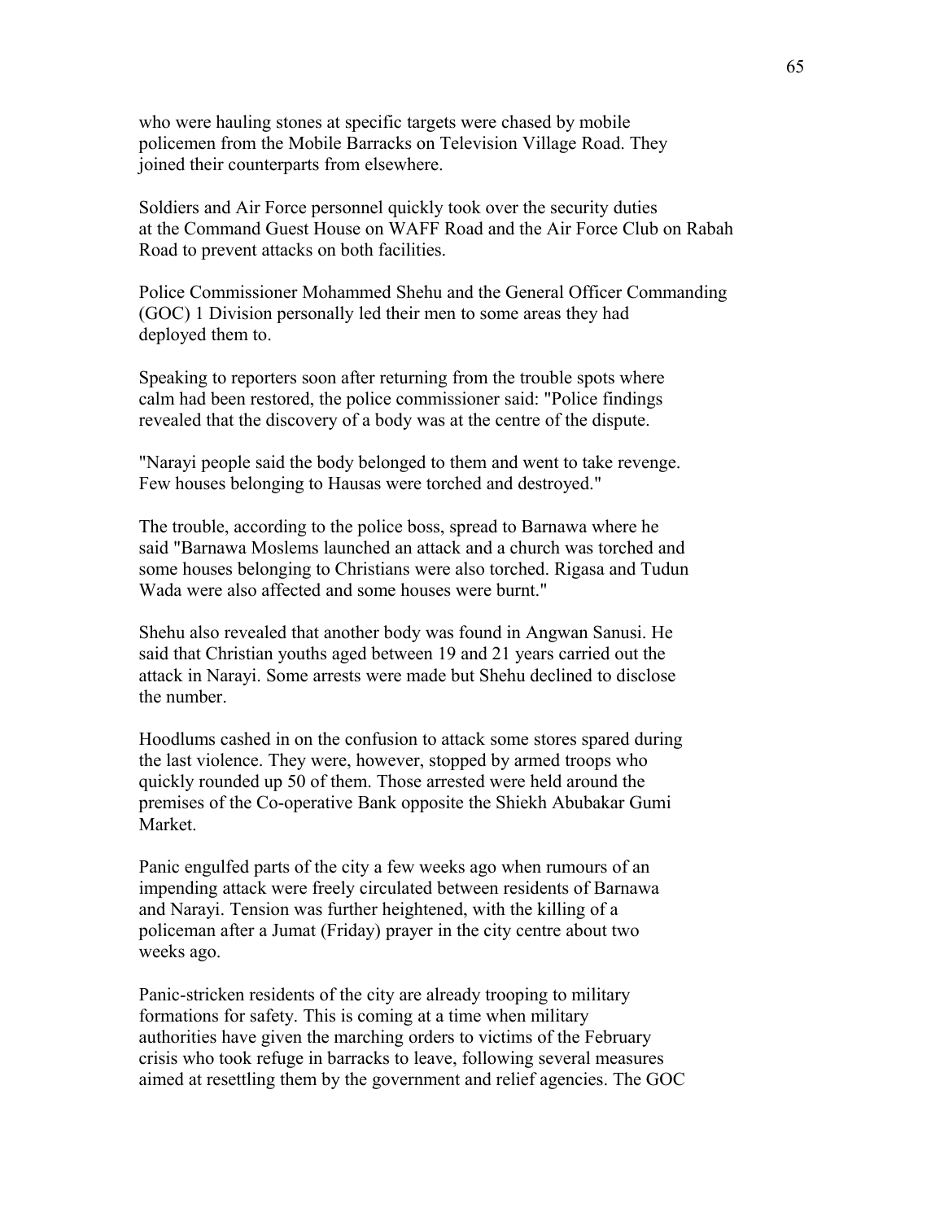who were hauling stones at specific targets were chased by mobile policemen from the Mobile Barracks on Television Village Road. They joined their counterparts from elsewhere.

Soldiers and Air Force personnel quickly took over the security duties at the Command Guest House on WAFF Road and the Air Force Club on Rabah Road to prevent attacks on both facilities.

Police Commissioner Mohammed Shehu and the General Officer Commanding (GOC) 1 Division personally led their men to some areas they had deployed them to.

Speaking to reporters soon after returning from the trouble spots where calm had been restored, the police commissioner said: "Police findings revealed that the discovery of a body was at the centre of the dispute.

"Narayi people said the body belonged to them and went to take revenge. Few houses belonging to Hausas were torched and destroyed."

The trouble, according to the police boss, spread to Barnawa where he said "Barnawa Moslems launched an attack and a church was torched and some houses belonging to Christians were also torched. Rigasa and Tudun Wada were also affected and some houses were burnt."

Shehu also revealed that another body was found in Angwan Sanusi. He said that Christian youths aged between 19 and 21 years carried out the attack in Narayi. Some arrests were made but Shehu declined to disclose the number.

Hoodlums cashed in on the confusion to attack some stores spared during the last violence. They were, however, stopped by armed troops who quickly rounded up 50 of them. Those arrested were held around the premises of the Co-operative Bank opposite the Shiekh Abubakar Gumi Market.

Panic engulfed parts of the city a few weeks ago when rumours of an impending attack were freely circulated between residents of Barnawa and Narayi. Tension was further heightened, with the killing of a policeman after a Jumat (Friday) prayer in the city centre about two weeks ago.

Panic-stricken residents of the city are already trooping to military formations for safety. This is coming at a time when military authorities have given the marching orders to victims of the February crisis who took refuge in barracks to leave, following several measures aimed at resettling them by the government and relief agencies. The GOC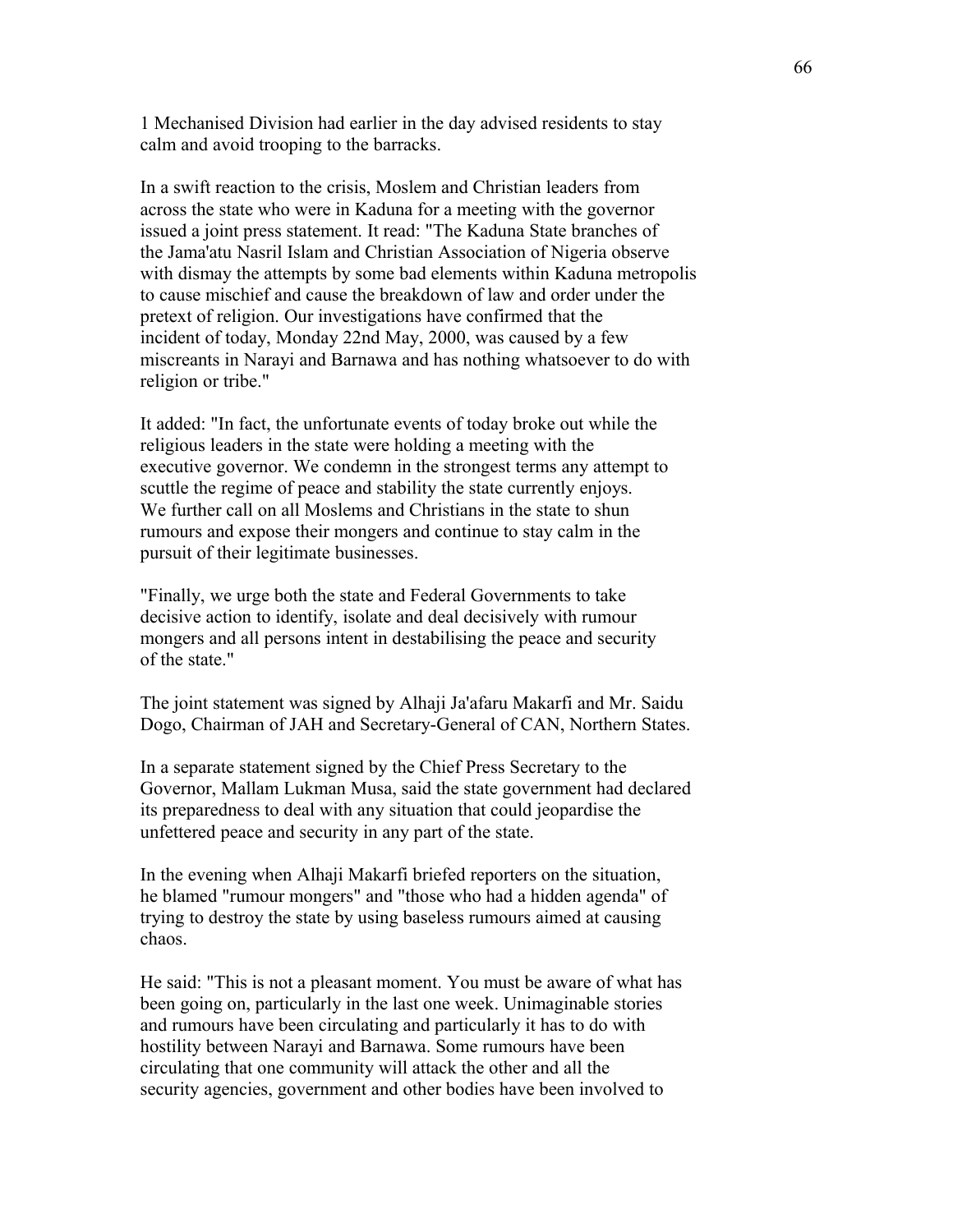1 Mechanised Division had earlier in the day advised residents to stay calm and avoid trooping to the barracks.

In a swift reaction to the crisis, Moslem and Christian leaders from across the state who were in Kaduna for a meeting with the governor issued a joint press statement. It read: "The Kaduna State branches of the Jama'atu Nasril Islam and Christian Association of Nigeria observe with dismay the attempts by some bad elements within Kaduna metropolis to cause mischief and cause the breakdown of law and order under the pretext of religion. Our investigations have confirmed that the incident of today, Monday 22nd May, 2000, was caused by a few miscreants in Narayi and Barnawa and has nothing whatsoever to do with religion or tribe."

It added: "In fact, the unfortunate events of today broke out while the religious leaders in the state were holding a meeting with the executive governor. We condemn in the strongest terms any attempt to scuttle the regime of peace and stability the state currently enjoys. We further call on all Moslems and Christians in the state to shun rumours and expose their mongers and continue to stay calm in the pursuit of their legitimate businesses.

"Finally, we urge both the state and Federal Governments to take decisive action to identify, isolate and deal decisively with rumour mongers and all persons intent in destabilising the peace and security of the state."

The joint statement was signed by Alhaji Ja'afaru Makarfi and Mr. Saidu Dogo, Chairman of JAH and Secretary-General of CAN, Northern States.

In a separate statement signed by the Chief Press Secretary to the Governor, Mallam Lukman Musa, said the state government had declared its preparedness to deal with any situation that could jeopardise the unfettered peace and security in any part of the state.

In the evening when Alhaji Makarfi briefed reporters on the situation, he blamed "rumour mongers" and "those who had a hidden agenda" of trying to destroy the state by using baseless rumours aimed at causing chaos.

He said: "This is not a pleasant moment. You must be aware of what has been going on, particularly in the last one week. Unimaginable stories and rumours have been circulating and particularly it has to do with hostility between Narayi and Barnawa. Some rumours have been circulating that one community will attack the other and all the security agencies, government and other bodies have been involved to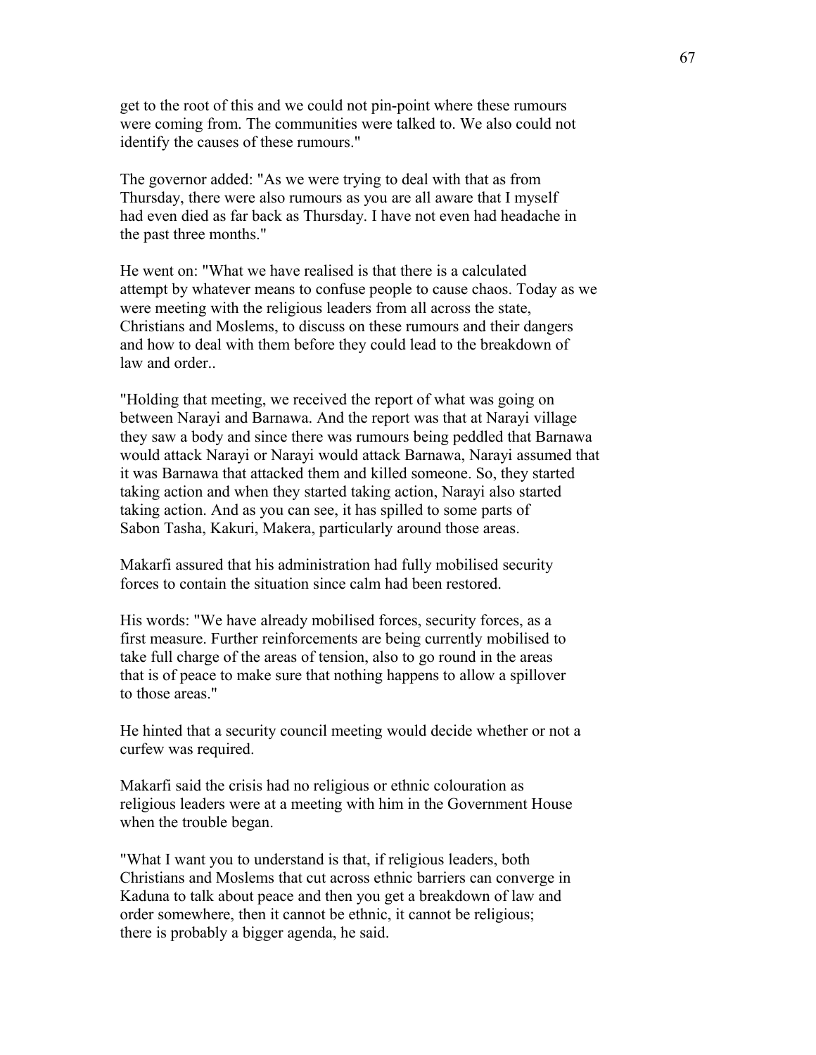get to the root of this and we could not pin-point where these rumours were coming from. The communities were talked to. We also could not identify the causes of these rumours."

The governor added: "As we were trying to deal with that as from Thursday, there were also rumours as you are all aware that I myself had even died as far back as Thursday. I have not even had headache in the past three months."

He went on: "What we have realised is that there is a calculated attempt by whatever means to confuse people to cause chaos. Today as we were meeting with the religious leaders from all across the state, Christians and Moslems, to discuss on these rumours and their dangers and how to deal with them before they could lead to the breakdown of law and order..

"Holding that meeting, we received the report of what was going on between Narayi and Barnawa. And the report was that at Narayi village they saw a body and since there was rumours being peddled that Barnawa would attack Narayi or Narayi would attack Barnawa, Narayi assumed that it was Barnawa that attacked them and killed someone. So, they started taking action and when they started taking action, Narayi also started taking action. And as you can see, it has spilled to some parts of Sabon Tasha, Kakuri, Makera, particularly around those areas.

Makarfi assured that his administration had fully mobilised security forces to contain the situation since calm had been restored.

His words: "We have already mobilised forces, security forces, as a first measure. Further reinforcements are being currently mobilised to take full charge of the areas of tension, also to go round in the areas that is of peace to make sure that nothing happens to allow a spillover to those areas."

He hinted that a security council meeting would decide whether or not a curfew was required.

Makarfi said the crisis had no religious or ethnic colouration as religious leaders were at a meeting with him in the Government House when the trouble began.

"What I want you to understand is that, if religious leaders, both Christians and Moslems that cut across ethnic barriers can converge in Kaduna to talk about peace and then you get a breakdown of law and order somewhere, then it cannot be ethnic, it cannot be religious; there is probably a bigger agenda, he said.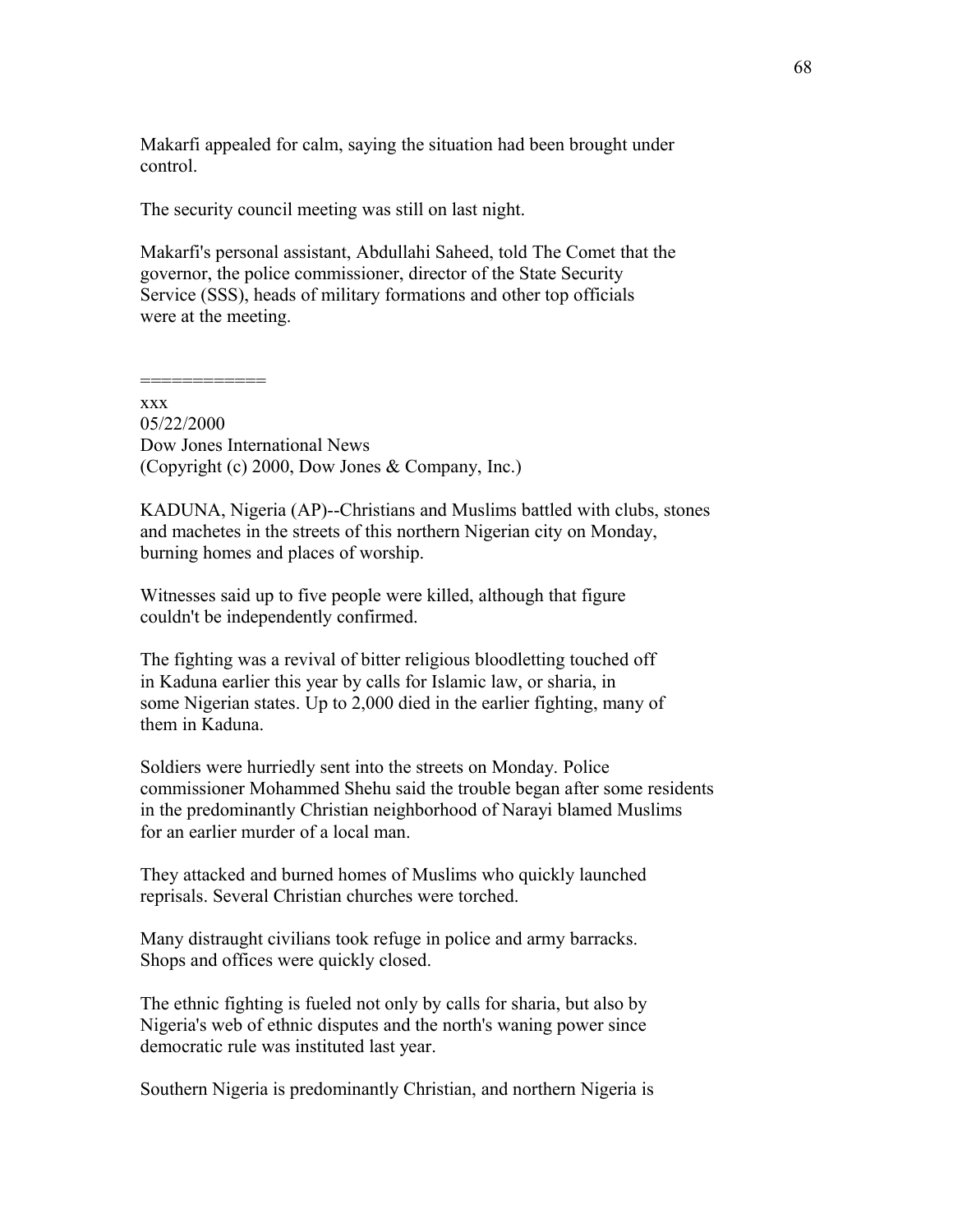Makarfi appealed for calm, saying the situation had been brought under control.

The security council meeting was still on last night.

Makarfi's personal assistant, Abdullahi Saheed, told The Comet that the governor, the police commissioner, director of the State Security Service (SSS), heads of military formations and other top officials were at the meeting.

============

xxx
05/22/2000
Dow Jones International News
(Copyright (c) 2000, Dow Jones & Company, Inc.)

KADUNA, Nigeria (AP)--Christians and Muslims battled with clubs, stones and machetes in the streets of this northern Nigerian city on Monday, burning homes and places of worship.

Witnesses said up to five people were killed, although that figure couldn't be independently confirmed.

The fighting was a revival of bitter religious bloodletting touched off in Kaduna earlier this year by calls for Islamic law, or sharia, in some Nigerian states. Up to 2,000 died in the earlier fighting, many of them in Kaduna.

Soldiers were hurriedly sent into the streets on Monday. Police commissioner Mohammed Shehu said the trouble began after some residents in the predominantly Christian neighborhood of Narayi blamed Muslims for an earlier murder of a local man.

They attacked and burned homes of Muslims who quickly launched reprisals. Several Christian churches were torched.

Many distraught civilians took refuge in police and army barracks. Shops and offices were quickly closed.

The ethnic fighting is fueled not only by calls for sharia, but also by Nigeria's web of ethnic disputes and the north's waning power since democratic rule was instituted last year.

Southern Nigeria is predominantly Christian, and northern Nigeria is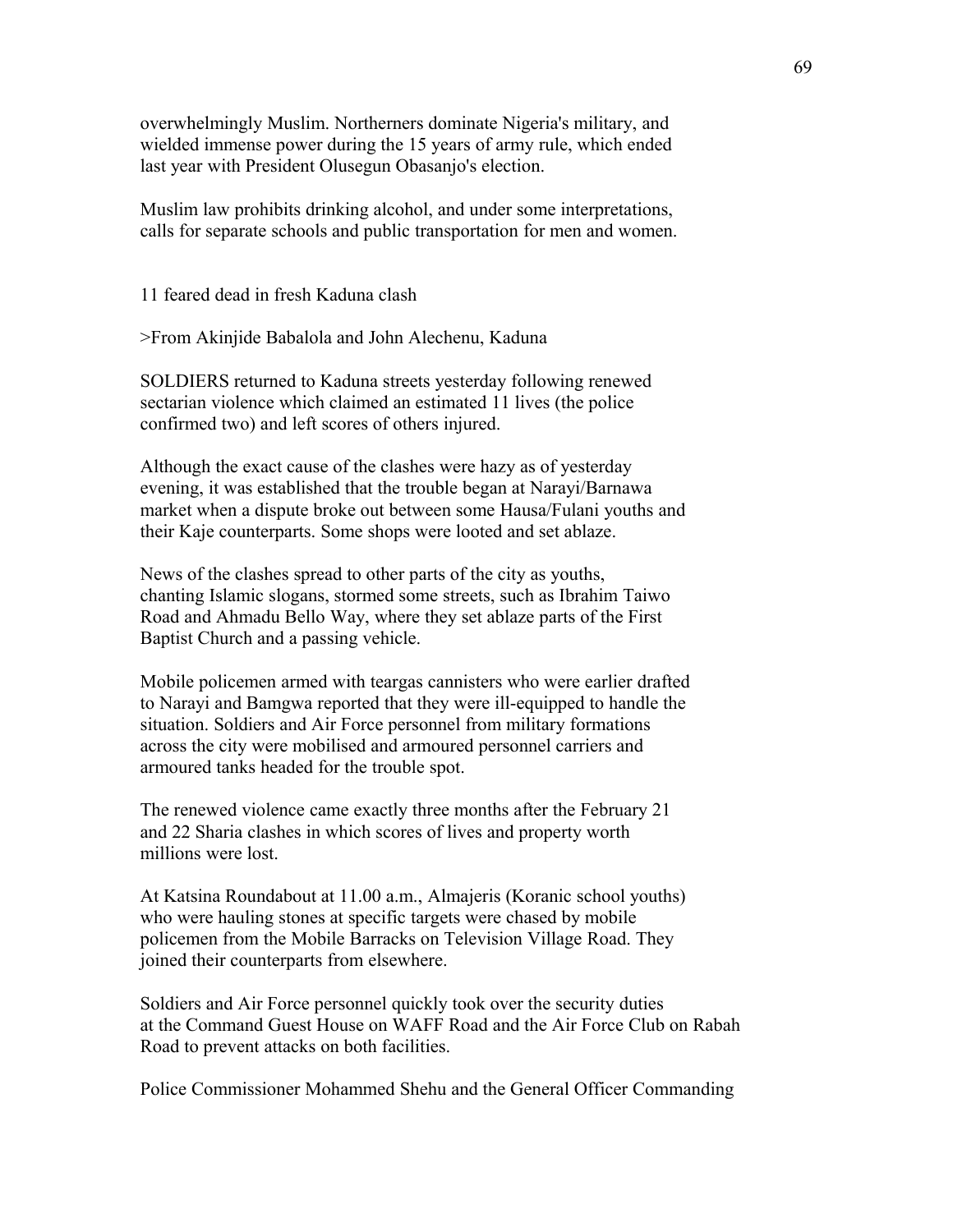overwhelmingly Muslim. Northerners dominate Nigeria's military, and wielded immense power during the 15 years of army rule, which ended last year with President Olusegun Obasanjo's election.

Muslim law prohibits drinking alcohol, and under some interpretations, calls for separate schools and public transportation for men and women.

11 feared dead in fresh Kaduna clash

>From Akinjide Babalola and John Alechenu, Kaduna

SOLDIERS returned to Kaduna streets yesterday following renewed sectarian violence which claimed an estimated 11 lives (the police confirmed two) and left scores of others injured.

Although the exact cause of the clashes were hazy as of yesterday evening, it was established that the trouble began at Narayi/Barnawa market when a dispute broke out between some Hausa/Fulani youths and their Kaje counterparts. Some shops were looted and set ablaze.

News of the clashes spread to other parts of the city as youths, chanting Islamic slogans, stormed some streets, such as Ibrahim Taiwo Road and Ahmadu Bello Way, where they set ablaze parts of the First Baptist Church and a passing vehicle.

Mobile policemen armed with teargas cannisters who were earlier drafted to Narayi and Bamgwa reported that they were ill-equipped to handle the situation. Soldiers and Air Force personnel from military formations across the city were mobilised and armoured personnel carriers and armoured tanks headed for the trouble spot.

The renewed violence came exactly three months after the February 21 and 22 Sharia clashes in which scores of lives and property worth millions were lost.

At Katsina Roundabout at 11.00 a.m., Almajeris (Koranic school youths) who were hauling stones at specific targets were chased by mobile policemen from the Mobile Barracks on Television Village Road. They joined their counterparts from elsewhere.

Soldiers and Air Force personnel quickly took over the security duties at the Command Guest House on WAFF Road and the Air Force Club on Rabah Road to prevent attacks on both facilities.

Police Commissioner Mohammed Shehu and the General Officer Commanding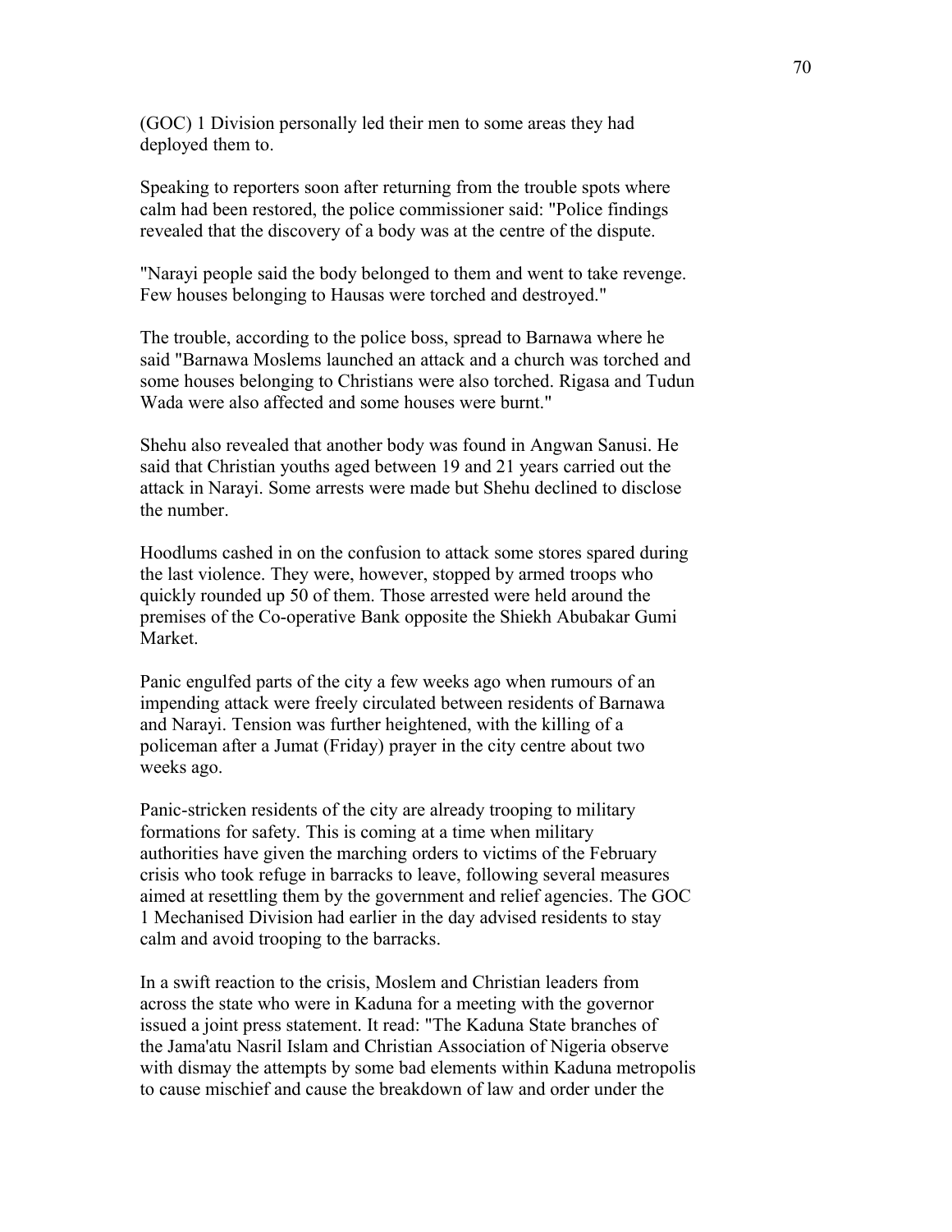(GOC) 1 Division personally led their men to some areas they had deployed them to.

Speaking to reporters soon after returning from the trouble spots where calm had been restored, the police commissioner said: "Police findings revealed that the discovery of a body was at the centre of the dispute.

"Narayi people said the body belonged to them and went to take revenge. Few houses belonging to Hausas were torched and destroyed."

The trouble, according to the police boss, spread to Barnawa where he said "Barnawa Moslems launched an attack and a church was torched and some houses belonging to Christians were also torched. Rigasa and Tudun Wada were also affected and some houses were burnt."

Shehu also revealed that another body was found in Angwan Sanusi. He said that Christian youths aged between 19 and 21 years carried out the attack in Narayi. Some arrests were made but Shehu declined to disclose the number.

Hoodlums cashed in on the confusion to attack some stores spared during the last violence. They were, however, stopped by armed troops who quickly rounded up 50 of them. Those arrested were held around the premises of the Co-operative Bank opposite the Shiekh Abubakar Gumi Market.

Panic engulfed parts of the city a few weeks ago when rumours of an impending attack were freely circulated between residents of Barnawa and Narayi. Tension was further heightened, with the killing of a policeman after a Jumat (Friday) prayer in the city centre about two weeks ago.

Panic-stricken residents of the city are already trooping to military formations for safety. This is coming at a time when military authorities have given the marching orders to victims of the February crisis who took refuge in barracks to leave, following several measures aimed at resettling them by the government and relief agencies. The GOC 1 Mechanised Division had earlier in the day advised residents to stay calm and avoid trooping to the barracks.

In a swift reaction to the crisis, Moslem and Christian leaders from across the state who were in Kaduna for a meeting with the governor issued a joint press statement. It read: "The Kaduna State branches of the Jama'atu Nasril Islam and Christian Association of Nigeria observe with dismay the attempts by some bad elements within Kaduna metropolis to cause mischief and cause the breakdown of law and order under the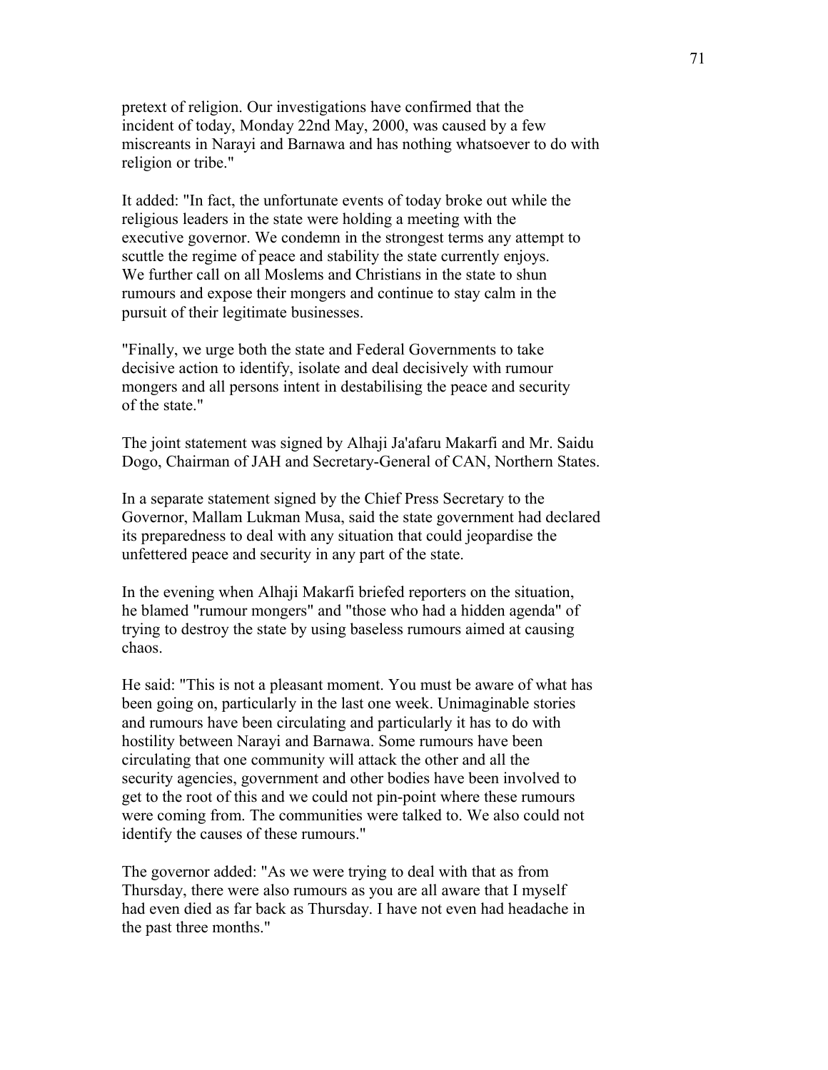pretext of religion. Our investigations have confirmed that the incident of today, Monday 22nd May, 2000, was caused by a few miscreants in Narayi and Barnawa and has nothing whatsoever to do with religion or tribe."

It added: "In fact, the unfortunate events of today broke out while the religious leaders in the state were holding a meeting with the executive governor. We condemn in the strongest terms any attempt to scuttle the regime of peace and stability the state currently enjoys. We further call on all Moslems and Christians in the state to shun rumours and expose their mongers and continue to stay calm in the pursuit of their legitimate businesses.

"Finally, we urge both the state and Federal Governments to take decisive action to identify, isolate and deal decisively with rumour mongers and all persons intent in destabilising the peace and security of the state."

The joint statement was signed by Alhaji Ja'afaru Makarfi and Mr. Saidu Dogo, Chairman of JAH and Secretary-General of CAN, Northern States.

In a separate statement signed by the Chief Press Secretary to the Governor, Mallam Lukman Musa, said the state government had declared its preparedness to deal with any situation that could jeopardise the unfettered peace and security in any part of the state.

In the evening when Alhaji Makarfi briefed reporters on the situation, he blamed "rumour mongers" and "those who had a hidden agenda" of trying to destroy the state by using baseless rumours aimed at causing chaos.

He said: "This is not a pleasant moment. You must be aware of what has been going on, particularly in the last one week. Unimaginable stories and rumours have been circulating and particularly it has to do with hostility between Narayi and Barnawa. Some rumours have been circulating that one community will attack the other and all the security agencies, government and other bodies have been involved to get to the root of this and we could not pin-point where these rumours were coming from. The communities were talked to. We also could not identify the causes of these rumours."

The governor added: "As we were trying to deal with that as from Thursday, there were also rumours as you are all aware that I myself had even died as far back as Thursday. I have not even had headache in the past three months."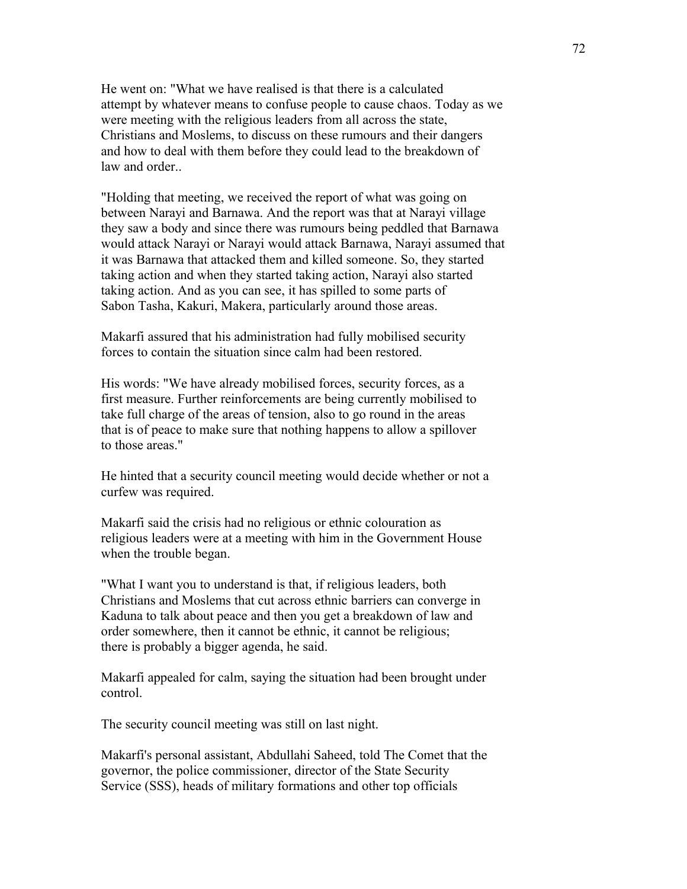He went on: "What we have realised is that there is a calculated attempt by whatever means to confuse people to cause chaos. Today as we were meeting with the religious leaders from all across the state, Christians and Moslems, to discuss on these rumours and their dangers and how to deal with them before they could lead to the breakdown of law and order..

"Holding that meeting, we received the report of what was going on between Narayi and Barnawa. And the report was that at Narayi village they saw a body and since there was rumours being peddled that Barnawa would attack Narayi or Narayi would attack Barnawa, Narayi assumed that it was Barnawa that attacked them and killed someone. So, they started taking action and when they started taking action, Narayi also started taking action. And as you can see, it has spilled to some parts of Sabon Tasha, Kakuri, Makera, particularly around those areas.

Makarfi assured that his administration had fully mobilised security forces to contain the situation since calm had been restored.

His words: "We have already mobilised forces, security forces, as a first measure. Further reinforcements are being currently mobilised to take full charge of the areas of tension, also to go round in the areas that is of peace to make sure that nothing happens to allow a spillover to those areas."

He hinted that a security council meeting would decide whether or not a curfew was required.

Makarfi said the crisis had no religious or ethnic colouration as religious leaders were at a meeting with him in the Government House when the trouble began.

"What I want you to understand is that, if religious leaders, both Christians and Moslems that cut across ethnic barriers can converge in Kaduna to talk about peace and then you get a breakdown of law and order somewhere, then it cannot be ethnic, it cannot be religious; there is probably a bigger agenda, he said.

Makarfi appealed for calm, saying the situation had been brought under control.

The security council meeting was still on last night.

Makarfi's personal assistant, Abdullahi Saheed, told The Comet that the governor, the police commissioner, director of the State Security Service (SSS), heads of military formations and other top officials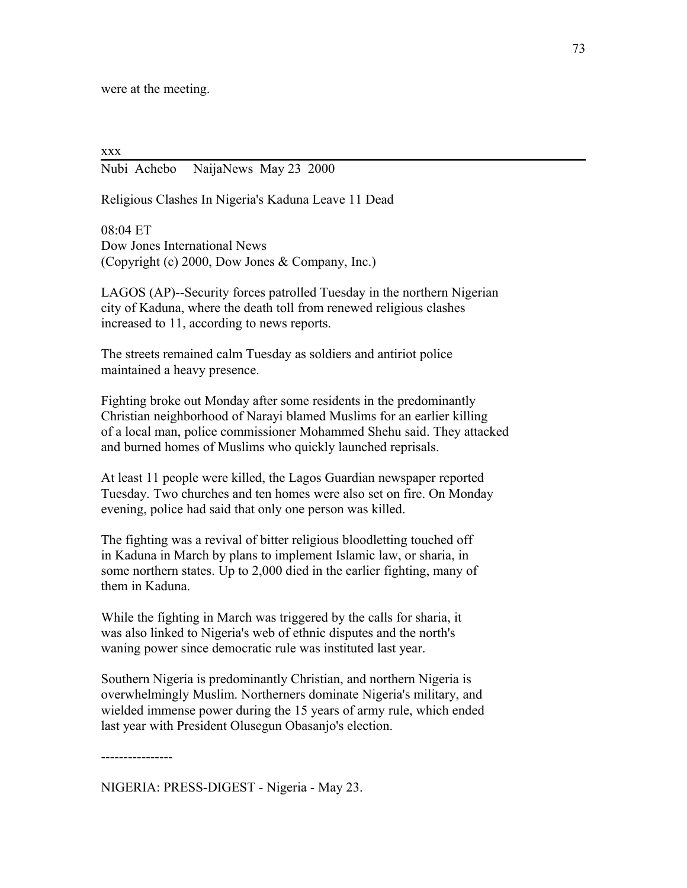were at the meeting.

xxx

---

Nubi Achebo NaijaNews May 23 2000

Religious Clashes In Nigeria's Kaduna Leave 11 Dead

08:04 ET
Dow Jones International News
(Copyright (c) 2000, Dow Jones & Company, Inc.)

LAGOS (AP)--Security forces patrolled Tuesday in the northern Nigerian city of Kaduna, where the death toll from renewed religious clashes increased to 11, according to news reports.

The streets remained calm Tuesday as soldiers and antiriot police maintained a heavy presence.

Fighting broke out Monday after some residents in the predominantly Christian neighborhood of Narayi blamed Muslims for an earlier killing of a local man, police commissioner Mohammed Shehu said. They attacked and burned homes of Muslims who quickly launched reprisals.

At least 11 people were killed, the Lagos Guardian newspaper reported Tuesday. Two churches and ten homes were also set on fire. On Monday evening, police had said that only one person was killed.

The fighting was a revival of bitter religious bloodletting touched off in Kaduna in March by plans to implement Islamic law, or sharia, in some northern states. Up to 2,000 died in the earlier fighting, many of them in Kaduna.

While the fighting in March was triggered by the calls for sharia, it was also linked to Nigeria's web of ethnic disputes and the north's waning power since democratic rule was instituted last year.

Southern Nigeria is predominantly Christian, and northern Nigeria is overwhelmingly Muslim. Northerners dominate Nigeria's military, and wielded immense power during the 15 years of army rule, which ended last year with President Olusegun Obasanjo's election.

----------------

NIGERIA: PRESS-DIGEST - Nigeria - May 23.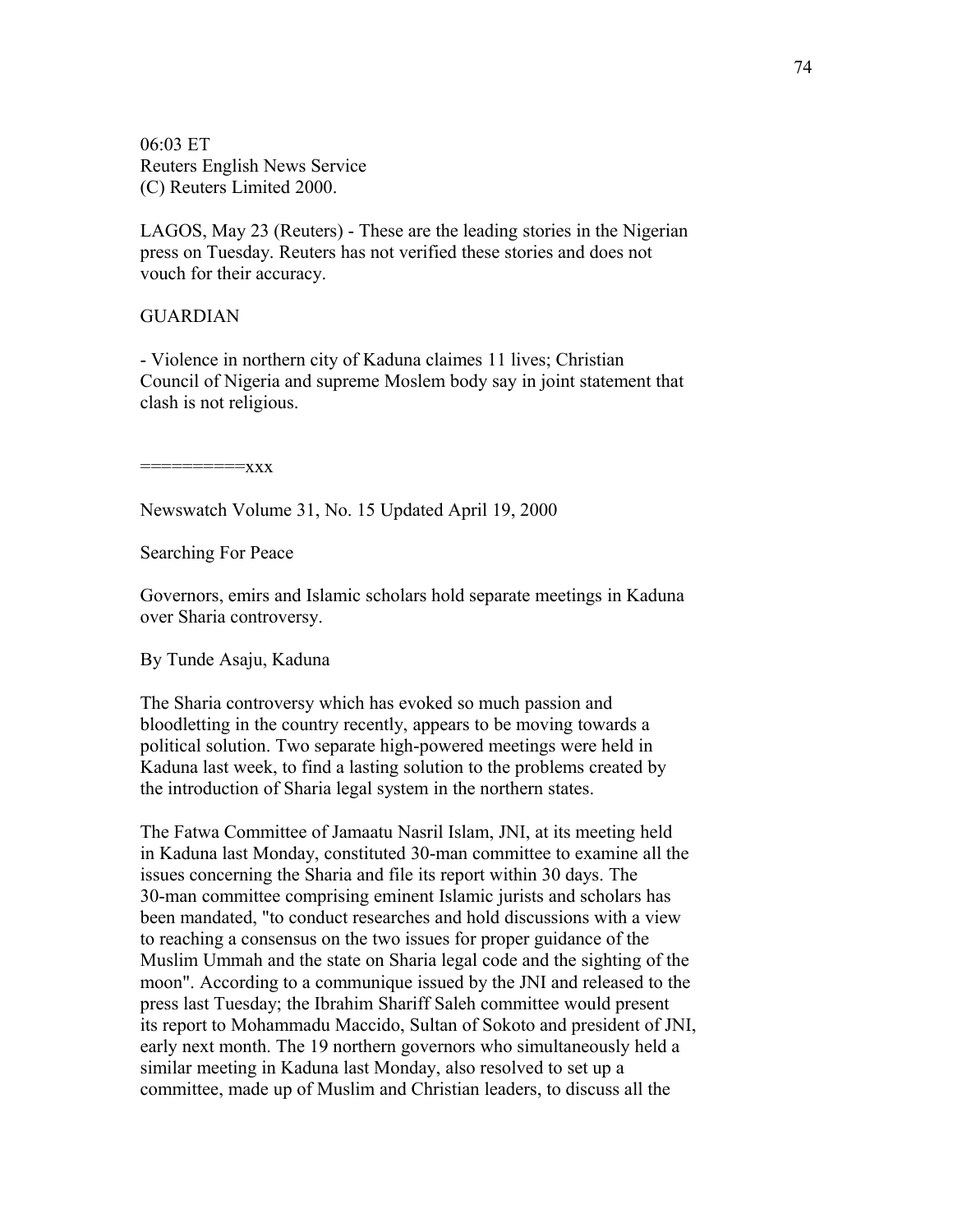06:03 ET
Reuters English News Service
(C) Reuters Limited 2000.

LAGOS, May 23 (Reuters) - These are the leading stories in the Nigerian press on Tuesday. Reuters has not verified these stories and does not vouch for their accuracy.

GUARDIAN

- Violence in northern city of Kaduna claimes 11 lives; Christian Council of Nigeria and supreme Moslem body say in joint statement that clash is not religious.

==========xxx

Newswatch Volume 31, No. 15 Updated April 19, 2000

Searching For Peace

Governors, emirs and Islamic scholars hold separate meetings in Kaduna over Sharia controversy.

By Tunde Asaju, Kaduna

The Sharia controversy which has evoked so much passion and bloodletting in the country recently, appears to be moving towards a political solution. Two separate high-powered meetings were held in Kaduna last week, to find a lasting solution to the problems created by the introduction of Sharia legal system in the northern states.

The Fatwa Committee of Jamaatu Nasril Islam, JNI, at its meeting held in Kaduna last Monday, constituted 30-man committee to examine all the issues concerning the Sharia and file its report within 30 days. The 30-man committee comprising eminent Islamic jurists and scholars has been mandated, "to conduct researches and hold discussions with a view to reaching a consensus on the two issues for proper guidance of the Muslim Ummah and the state on Sharia legal code and the sighting of the moon". According to a communique issued by the JNI and released to the press last Tuesday; the Ibrahim Shariff Saleh committee would present its report to Mohammadu Maccido, Sultan of Sokoto and president of JNI, early next month. The 19 northern governors who simultaneously held a similar meeting in Kaduna last Monday, also resolved to set up a committee, made up of Muslim and Christian leaders, to discuss all the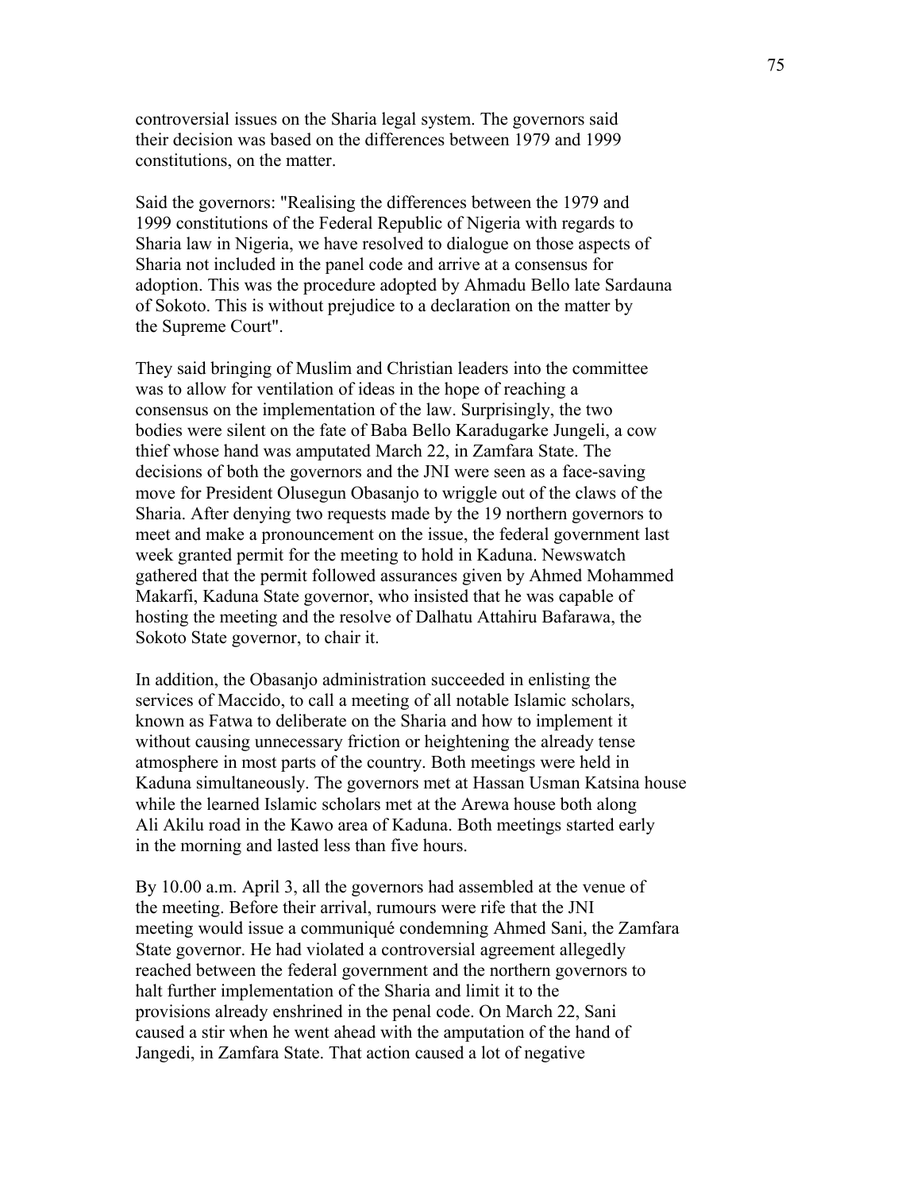controversial issues on the Sharia legal system. The governors said their decision was based on the differences between 1979 and 1999 constitutions, on the matter.

Said the governors: "Realising the differences between the 1979 and 1999 constitutions of the Federal Republic of Nigeria with regards to Sharia law in Nigeria, we have resolved to dialogue on those aspects of Sharia not included in the panel code and arrive at a consensus for adoption. This was the procedure adopted by Ahmadu Bello late Sardauna of Sokoto. This is without prejudice to a declaration on the matter by the Supreme Court".

They said bringing of Muslim and Christian leaders into the committee was to allow for ventilation of ideas in the hope of reaching a consensus on the implementation of the law. Surprisingly, the two bodies were silent on the fate of Baba Bello Karadugarke Jungeli, a cow thief whose hand was amputated March 22, in Zamfara State. The decisions of both the governors and the JNI were seen as a face-saving move for President Olusegun Obasanjo to wriggle out of the claws of the Sharia. After denying two requests made by the 19 northern governors to meet and make a pronouncement on the issue, the federal government last week granted permit for the meeting to hold in Kaduna. Newswatch gathered that the permit followed assurances given by Ahmed Mohammed Makarfi, Kaduna State governor, who insisted that he was capable of hosting the meeting and the resolve of Dalhatu Attahiru Bafarawa, the Sokoto State governor, to chair it.

In addition, the Obasanjo administration succeeded in enlisting the services of Maccido, to call a meeting of all notable Islamic scholars, known as Fatwa to deliberate on the Sharia and how to implement it without causing unnecessary friction or heightening the already tense atmosphere in most parts of the country. Both meetings were held in Kaduna simultaneously. The governors met at Hassan Usman Katsina house while the learned Islamic scholars met at the Arewa house both along Ali Akilu road in the Kawo area of Kaduna. Both meetings started early in the morning and lasted less than five hours.

By 10.00 a.m. April 3, all the governors had assembled at the venue of the meeting. Before their arrival, rumours were rife that the JNI meeting would issue a communiqué condemning Ahmed Sani, the Zamfara State governor. He had violated a controversial agreement allegedly reached between the federal government and the northern governors to halt further implementation of the Sharia and limit it to the provisions already enshrined in the penal code. On March 22, Sani caused a stir when he went ahead with the amputation of the hand of Jangedi, in Zamfara State. That action caused a lot of negative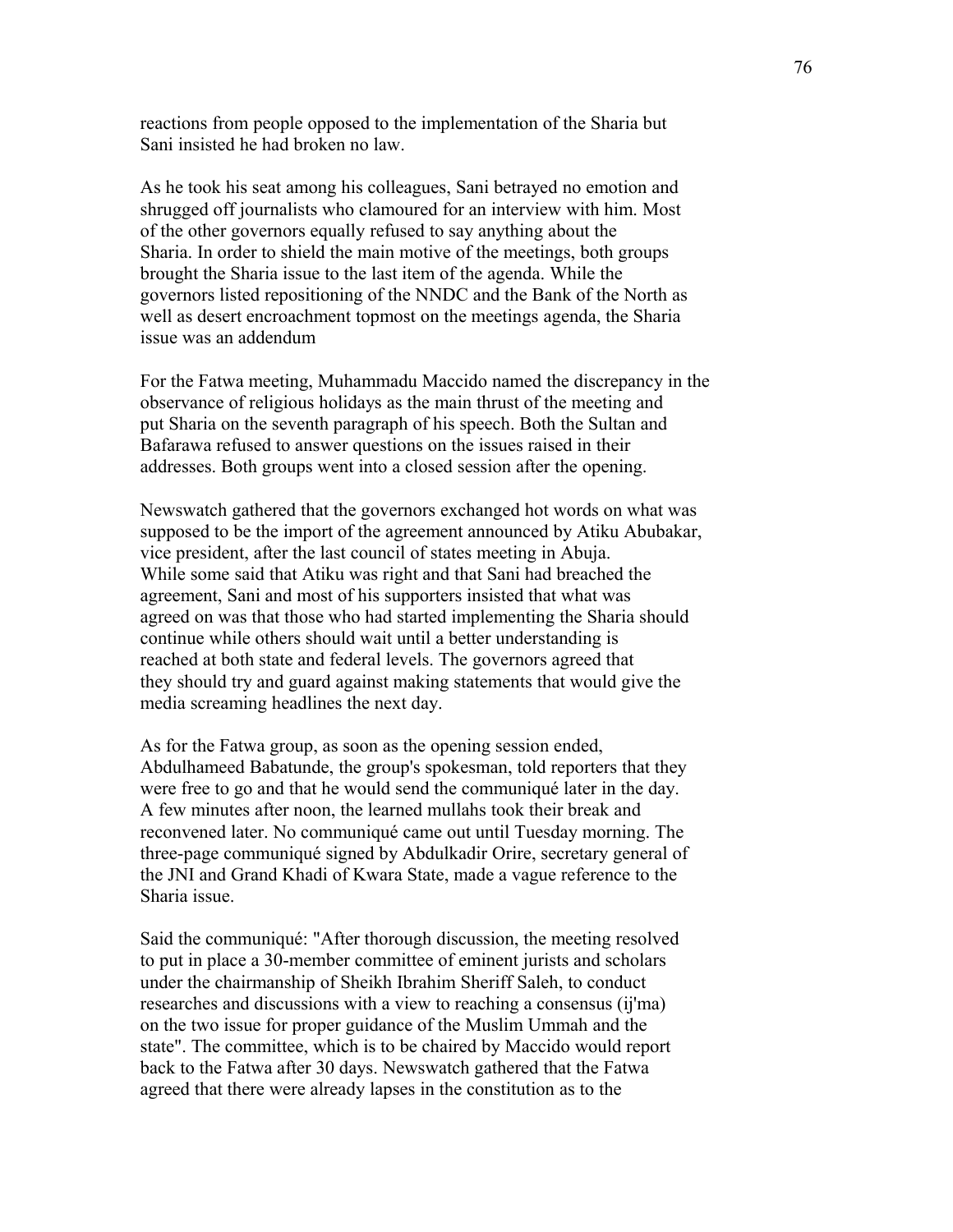reactions from people opposed to the implementation of the Sharia but Sani insisted he had broken no law.

As he took his seat among his colleagues, Sani betrayed no emotion and shrugged off journalists who clamoured for an interview with him. Most of the other governors equally refused to say anything about the Sharia. In order to shield the main motive of the meetings, both groups brought the Sharia issue to the last item of the agenda. While the governors listed repositioning of the NNDC and the Bank of the North as well as desert encroachment topmost on the meetings agenda, the Sharia issue was an addendum

For the Fatwa meeting, Muhammadu Maccido named the discrepancy in the observance of religious holidays as the main thrust of the meeting and put Sharia on the seventh paragraph of his speech. Both the Sultan and Bafarawa refused to answer questions on the issues raised in their addresses. Both groups went into a closed session after the opening.

Newswatch gathered that the governors exchanged hot words on what was supposed to be the import of the agreement announced by Atiku Abubakar, vice president, after the last council of states meeting in Abuja. While some said that Atiku was right and that Sani had breached the agreement, Sani and most of his supporters insisted that what was agreed on was that those who had started implementing the Sharia should continue while others should wait until a better understanding is reached at both state and federal levels. The governors agreed that they should try and guard against making statements that would give the media screaming headlines the next day.

As for the Fatwa group, as soon as the opening session ended, Abdulhameed Babatunde, the group's spokesman, told reporters that they were free to go and that he would send the communiqué later in the day. A few minutes after noon, the learned mullahs took their break and reconvened later. No communiqué came out until Tuesday morning. The three-page communiqué signed by Abdulkadir Orire, secretary general of the JNI and Grand Khadi of Kwara State, made a vague reference to the Sharia issue.

Said the communiqué: "After thorough discussion, the meeting resolved to put in place a 30-member committee of eminent jurists and scholars under the chairmanship of Sheikh Ibrahim Sheriff Saleh, to conduct researches and discussions with a view to reaching a consensus (ij'ma) on the two issue for proper guidance of the Muslim Ummah and the state". The committee, which is to be chaired by Maccido would report back to the Fatwa after 30 days. Newswatch gathered that the Fatwa agreed that there were already lapses in the constitution as to the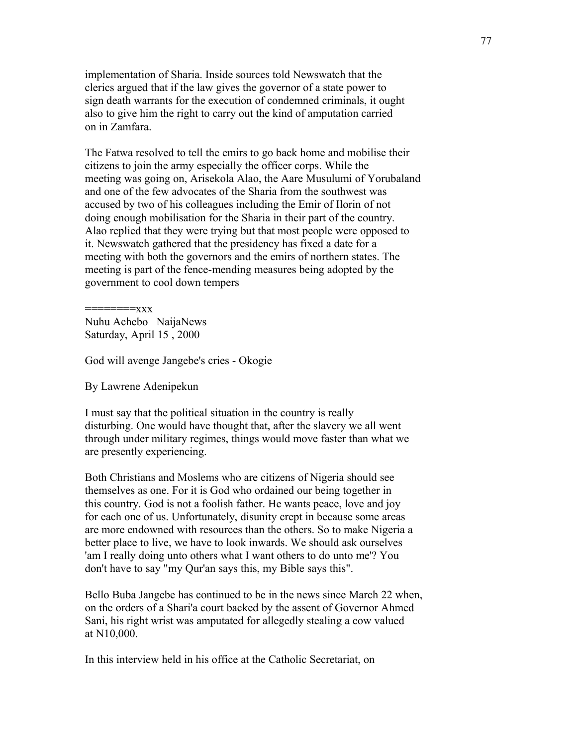implementation of Sharia. Inside sources told Newswatch that the clerics argued that if the law gives the governor of a state power to sign death warrants for the execution of condemned criminals, it ought also to give him the right to carry out the kind of amputation carried on in Zamfara.

The Fatwa resolved to tell the emirs to go back home and mobilise their citizens to join the army especially the officer corps. While the meeting was going on, Arisekola Alao, the Aare Musulumi of Yorubaland and one of the few advocates of the Sharia from the southwest was accused by two of his colleagues including the Emir of Ilorin of not doing enough mobilisation for the Sharia in their part of the country. Alao replied that they were trying but that most people were opposed to it. Newswatch gathered that the presidency has fixed a date for a meeting with both the governors and the emirs of northern states. The meeting is part of the fence-mending measures being adopted by the government to cool down tempers

========xxx
Nuhu Achebo NaijaNews
Saturday, April 15 , 2000

God will avenge Jangebe's cries - Okogie

By Lawrene Adenipekun

I must say that the political situation in the country is really disturbing. One would have thought that, after the slavery we all went through under military regimes, things would move faster than what we are presently experiencing.

Both Christians and Moslems who are citizens of Nigeria should see themselves as one. For it is God who ordained our being together in this country. God is not a foolish father. He wants peace, love and joy for each one of us. Unfortunately, disunity crept in because some areas are more endowned with resources than the others. So to make Nigeria a better place to live, we have to look inwards. We should ask ourselves 'am I really doing unto others what I want others to do unto me'? You don't have to say "my Qur'an says this, my Bible says this".

Bello Buba Jangebe has continued to be in the news since March 22 when, on the orders of a Shari'a court backed by the assent of Governor Ahmed Sani, his right wrist was amputated for allegedly stealing a cow valued at N10,000.

In this interview held in his office at the Catholic Secretariat, on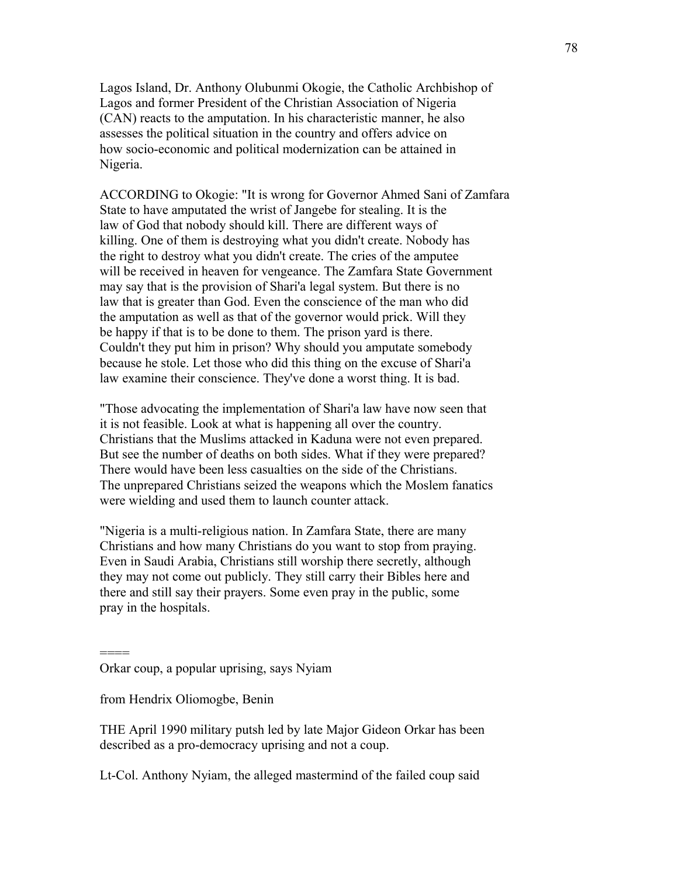Lagos Island, Dr. Anthony Olubunmi Okogie, the Catholic Archbishop of Lagos and former President of the Christian Association of Nigeria (CAN) reacts to the amputation. In his characteristic manner, he also assesses the political situation in the country and offers advice on how socio-economic and political modernization can be attained in Nigeria.

ACCORDING to Okogie: "It is wrong for Governor Ahmed Sani of Zamfara State to have amputated the wrist of Jangebe for stealing. It is the law of God that nobody should kill. There are different ways of killing. One of them is destroying what you didn't create. Nobody has the right to destroy what you didn't create. The cries of the amputee will be received in heaven for vengeance. The Zamfara State Government may say that is the provision of Shari'a legal system. But there is no law that is greater than God. Even the conscience of the man who did the amputation as well as that of the governor would prick. Will they be happy if that is to be done to them. The prison yard is there. Couldn't they put him in prison? Why should you amputate somebody because he stole. Let those who did this thing on the excuse of Shari'a law examine their conscience. They've done a worst thing. It is bad.

"Those advocating the implementation of Shari'a law have now seen that it is not feasible. Look at what is happening all over the country. Christians that the Muslims attacked in Kaduna were not even prepared. But see the number of deaths on both sides. What if they were prepared? There would have been less casualties on the side of the Christians. The unprepared Christians seized the weapons which the Moslem fanatics were wielding and used them to launch counter attack.

"Nigeria is a multi-religious nation. In Zamfara State, there are many Christians and how many Christians do you want to stop from praying. Even in Saudi Arabia, Christians still worship there secretly, although they may not come out publicly. They still carry their Bibles here and there and still say their prayers. Some even pray in the public, some pray in the hospitals.

====

Orkar coup, a popular uprising, says Nyiam

from Hendrix Oliomogbe, Benin

THE April 1990 military putsh led by late Major Gideon Orkar has been described as a pro-democracy uprising and not a coup.

Lt-Col. Anthony Nyiam, the alleged mastermind of the failed coup said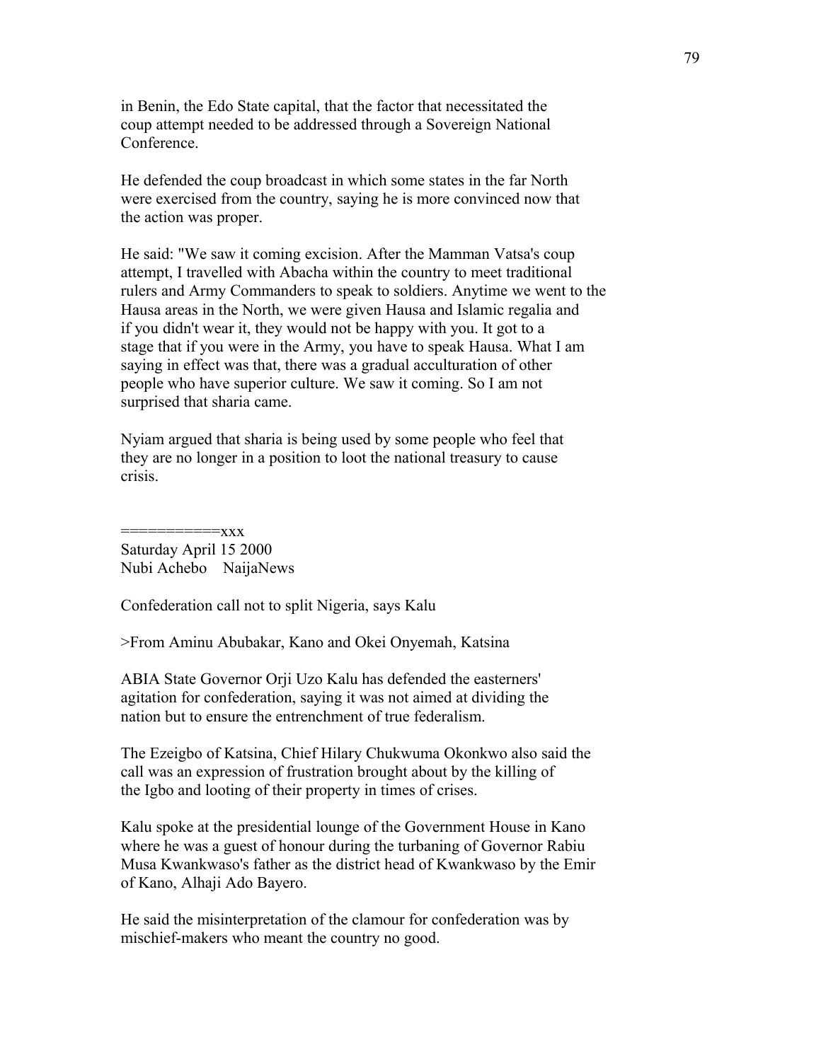in Benin, the Edo State capital, that the factor that necessitated the coup attempt needed to be addressed through a Sovereign National Conference.

He defended the coup broadcast in which some states in the far North were exercised from the country, saying he is more convinced now that the action was proper.

He said: "We saw it coming excision. After the Mamman Vatsa's coup attempt, I travelled with Abacha within the country to meet traditional rulers and Army Commanders to speak to soldiers. Anytime we went to the Hausa areas in the North, we were given Hausa and Islamic regalia and if you didn't wear it, they would not be happy with you. It got to a stage that if you were in the Army, you have to speak Hausa. What I am saying in effect was that, there was a gradual acculturation of other people who have superior culture. We saw it coming. So I am not surprised that sharia came.

Nyiam argued that sharia is being used by some people who feel that they are no longer in a position to loot the national treasury to cause crisis.

===========xxx
Saturday April 15 2000
Nubi Achebo    NaijaNews

Confederation call not to split Nigeria, says Kalu

>From Aminu Abubakar, Kano and Okei Onyemah, Katsina

ABIA State Governor Orji Uzo Kalu has defended the easterners' agitation for confederation, saying it was not aimed at dividing the nation but to ensure the entrenchment of true federalism.

The Ezeigbo of Katsina, Chief Hilary Chukwuma Okonkwo also said the call was an expression of frustration brought about by the killing of the Igbo and looting of their property in times of crises.

Kalu spoke at the presidential lounge of the Government House in Kano where he was a guest of honour during the turbaning of Governor Rabiu Musa Kwankwaso's father as the district head of Kwankwaso by the Emir of Kano, Alhaji Ado Bayero.

He said the misinterpretation of the clamour for confederation was by mischief-makers who meant the country no good.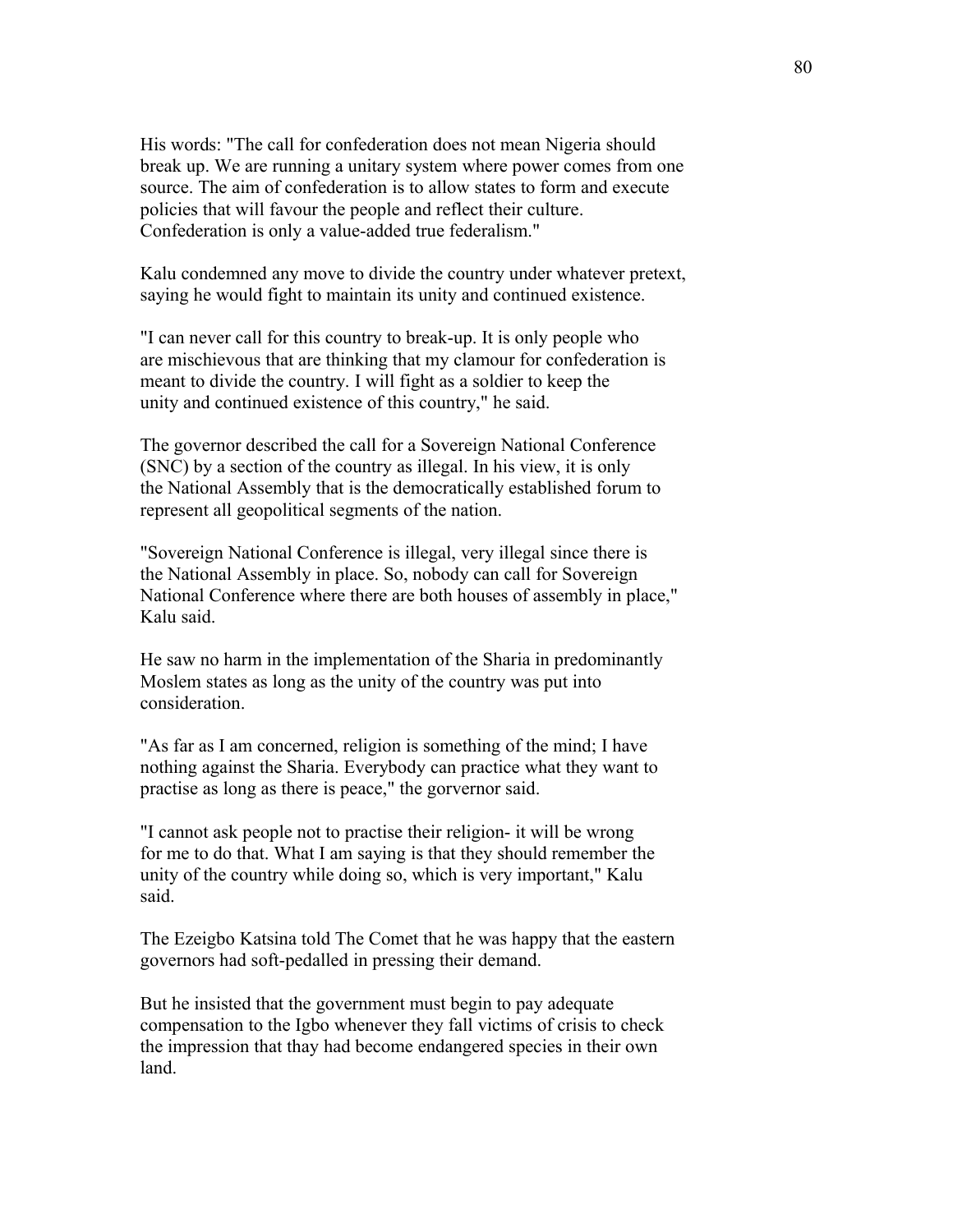His words: "The call for confederation does not mean Nigeria should break up. We are running a unitary system where power comes from one source. The aim of confederation is to allow states to form and execute policies that will favour the people and reflect their culture. Confederation is only a value-added true federalism."

Kalu condemned any move to divide the country under whatever pretext, saying he would fight to maintain its unity and continued existence.

"I can never call for this country to break-up. It is only people who are mischievous that are thinking that my clamour for confederation is meant to divide the country. I will fight as a soldier to keep the unity and continued existence of this country," he said.

The governor described the call for a Sovereign National Conference (SNC) by a section of the country as illegal. In his view, it is only the National Assembly that is the democratically established forum to represent all geopolitical segments of the nation.

"Sovereign National Conference is illegal, very illegal since there is the National Assembly in place. So, nobody can call for Sovereign National Conference where there are both houses of assembly in place," Kalu said.

He saw no harm in the implementation of the Sharia in predominantly Moslem states as long as the unity of the country was put into consideration.

"As far as I am concerned, religion is something of the mind; I have nothing against the Sharia. Everybody can practice what they want to practise as long as there is peace," the gorvernor said.

"I cannot ask people not to practise their religion- it will be wrong for me to do that. What I am saying is that they should remember the unity of the country while doing so, which is very important," Kalu said.

The Ezeigbo Katsina told The Comet that he was happy that the eastern governors had soft-pedalled in pressing their demand.

But he insisted that the government must begin to pay adequate compensation to the Igbo whenever they fall victims of crisis to check the impression that thay had become endangered species in their own land.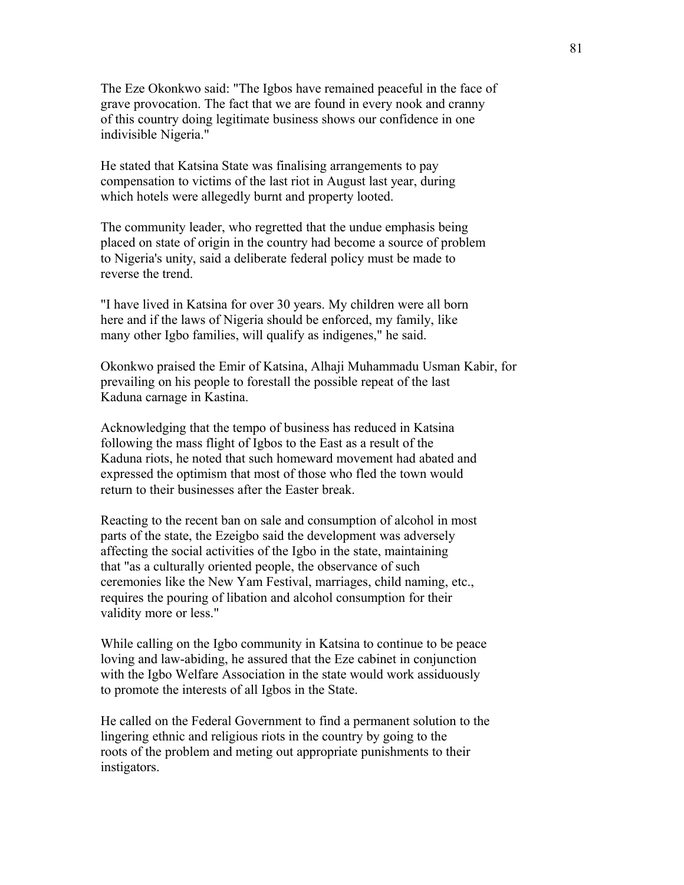The Eze Okonkwo said: "The Igbos have remained peaceful in the face of grave provocation. The fact that we are found in every nook and cranny of this country doing legitimate business shows our confidence in one indivisible Nigeria."

He stated that Katsina State was finalising arrangements to pay compensation to victims of the last riot in August last year, during which hotels were allegedly burnt and property looted.

The community leader, who regretted that the undue emphasis being placed on state of origin in the country had become a source of problem to Nigeria's unity, said a deliberate federal policy must be made to reverse the trend.

"I have lived in Katsina for over 30 years. My children were all born here and if the laws of Nigeria should be enforced, my family, like many other Igbo families, will qualify as indigenes," he said.

Okonkwo praised the Emir of Katsina, Alhaji Muhammadu Usman Kabir, for prevailing on his people to forestall the possible repeat of the last Kaduna carnage in Kastina.

Acknowledging that the tempo of business has reduced in Katsina following the mass flight of Igbos to the East as a result of the Kaduna riots, he noted that such homeward movement had abated and expressed the optimism that most of those who fled the town would return to their businesses after the Easter break.

Reacting to the recent ban on sale and consumption of alcohol in most parts of the state, the Ezeigbo said the development was adversely affecting the social activities of the Igbo in the state, maintaining that "as a culturally oriented people, the observance of such ceremonies like the New Yam Festival, marriages, child naming, etc., requires the pouring of libation and alcohol consumption for their validity more or less."

While calling on the Igbo community in Katsina to continue to be peace loving and law-abiding, he assured that the Eze cabinet in conjunction with the Igbo Welfare Association in the state would work assiduously to promote the interests of all Igbos in the State.

He called on the Federal Government to find a permanent solution to the lingering ethnic and religious riots in the country by going to the roots of the problem and meting out appropriate punishments to their instigators.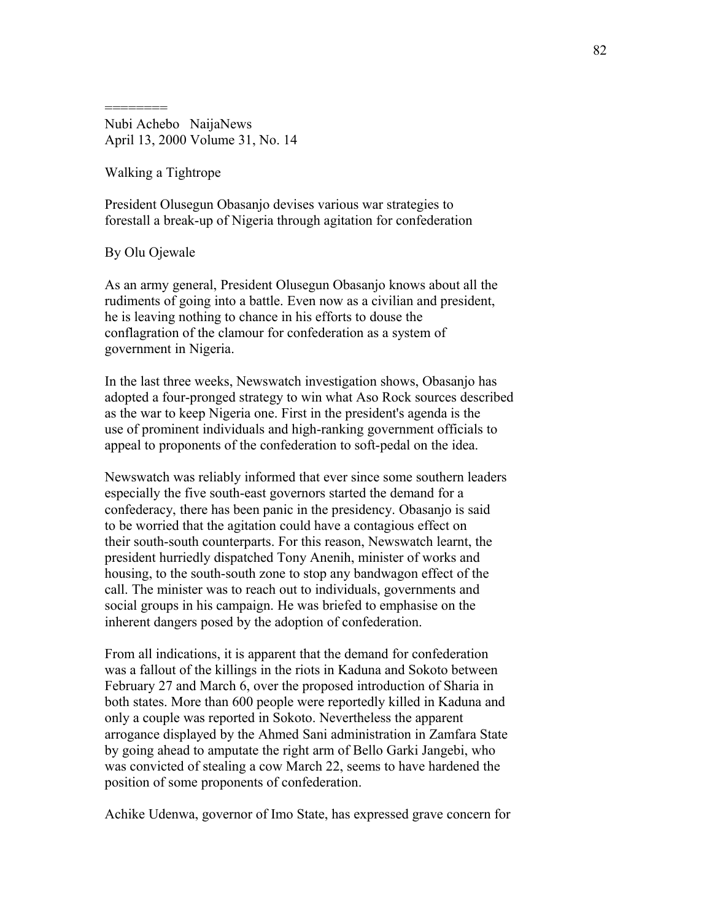========
Nubi Achebo NaijaNews
April 13, 2000 Volume 31, No. 14

Walking a Tightrope

President Olusegun Obasanjo devises various war strategies to forestall a break-up of Nigeria through agitation for confederation

By Olu Ojewale

As an army general, President Olusegun Obasanjo knows about all the rudiments of going into a battle. Even now as a civilian and president, he is leaving nothing to chance in his efforts to douse the conflagration of the clamour for confederation as a system of government in Nigeria.

In the last three weeks, Newswatch investigation shows, Obasanjo has adopted a four-pronged strategy to win what Aso Rock sources described as the war to keep Nigeria one. First in the president's agenda is the use of prominent individuals and high-ranking government officials to appeal to proponents of the confederation to soft-pedal on the idea.

Newswatch was reliably informed that ever since some southern leaders especially the five south-east governors started the demand for a confederacy, there has been panic in the presidency. Obasanjo is said to be worried that the agitation could have a contagious effect on their south-south counterparts. For this reason, Newswatch learnt, the president hurriedly dispatched Tony Anenih, minister of works and housing, to the south-south zone to stop any bandwagon effect of the call. The minister was to reach out to individuals, governments and social groups in his campaign. He was briefed to emphasise on the inherent dangers posed by the adoption of confederation.

From all indications, it is apparent that the demand for confederation was a fallout of the killings in the riots in Kaduna and Sokoto between February 27 and March 6, over the proposed introduction of Sharia in both states. More than 600 people were reportedly killed in Kaduna and only a couple was reported in Sokoto. Nevertheless the apparent arrogance displayed by the Ahmed Sani administration in Zamfara State by going ahead to amputate the right arm of Bello Garki Jangebi, who was convicted of stealing a cow March 22, seems to have hardened the position of some proponents of confederation.

Achike Udenwa, governor of Imo State, has expressed grave concern for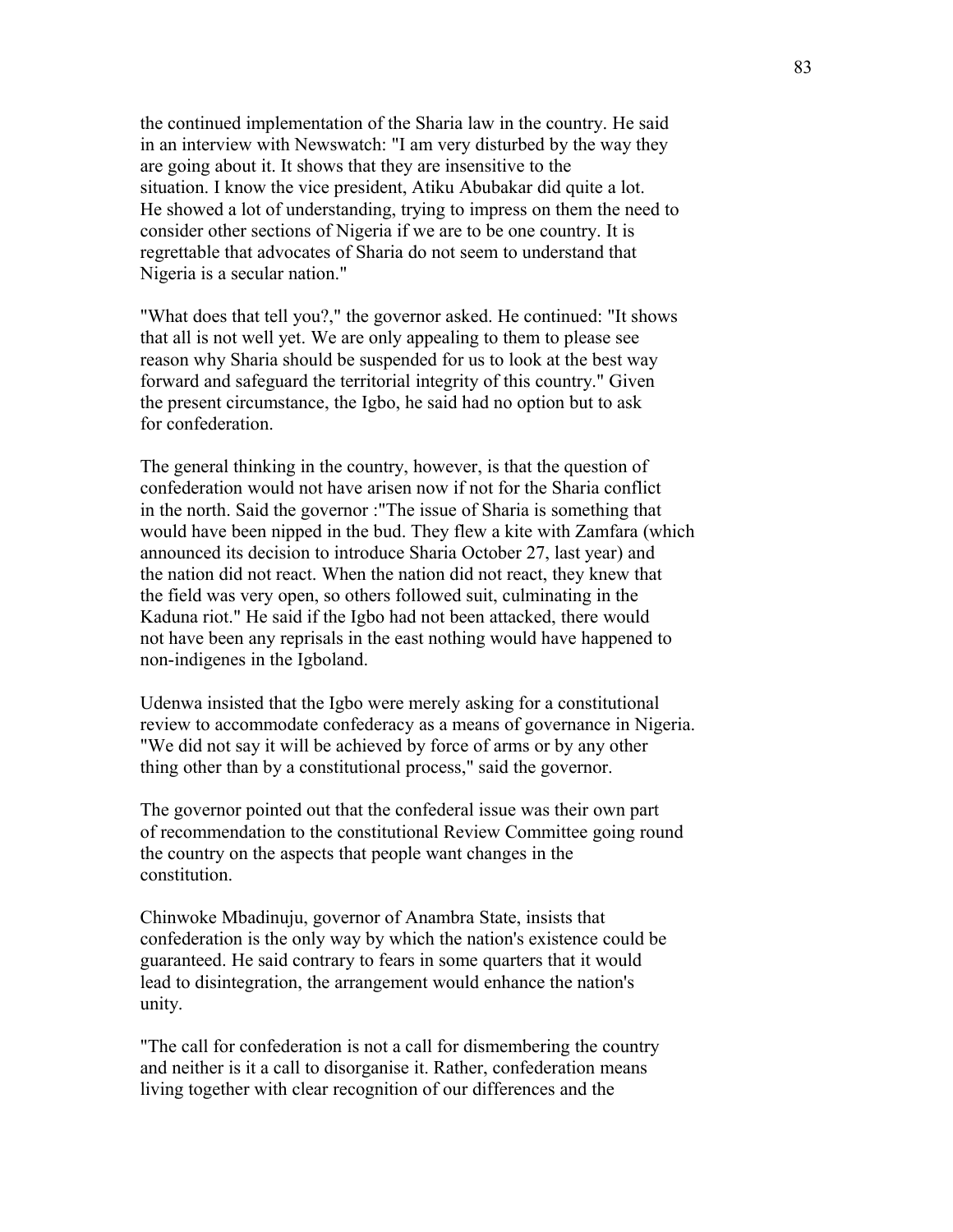the continued implementation of the Sharia law in the country. He said in an interview with Newswatch: "I am very disturbed by the way they are going about it. It shows that they are insensitive to the situation. I know the vice president, Atiku Abubakar did quite a lot. He showed a lot of understanding, trying to impress on them the need to consider other sections of Nigeria if we are to be one country. It is regrettable that advocates of Sharia do not seem to understand that Nigeria is a secular nation."

"What does that tell you?," the governor asked. He continued: "It shows that all is not well yet. We are only appealing to them to please see reason why Sharia should be suspended for us to look at the best way forward and safeguard the territorial integrity of this country." Given the present circumstance, the Igbo, he said had no option but to ask for confederation.

The general thinking in the country, however, is that the question of confederation would not have arisen now if not for the Sharia conflict in the north. Said the governor :"The issue of Sharia is something that would have been nipped in the bud. They flew a kite with Zamfara (which announced its decision to introduce Sharia October 27, last year) and the nation did not react. When the nation did not react, they knew that the field was very open, so others followed suit, culminating in the Kaduna riot." He said if the Igbo had not been attacked, there would not have been any reprisals in the east nothing would have happened to non-indigenes in the Igboland.

Udenwa insisted that the Igbo were merely asking for a constitutional review to accommodate confederacy as a means of governance in Nigeria. "We did not say it will be achieved by force of arms or by any other thing other than by a constitutional process," said the governor.

The governor pointed out that the confederal issue was their own part of recommendation to the constitutional Review Committee going round the country on the aspects that people want changes in the constitution.

Chinwoke Mbadinuju, governor of Anambra State, insists that confederation is the only way by which the nation's existence could be guaranteed. He said contrary to fears in some quarters that it would lead to disintegration, the arrangement would enhance the nation's unity.

"The call for confederation is not a call for dismembering the country and neither is it a call to disorganise it. Rather, confederation means living together with clear recognition of our differences and the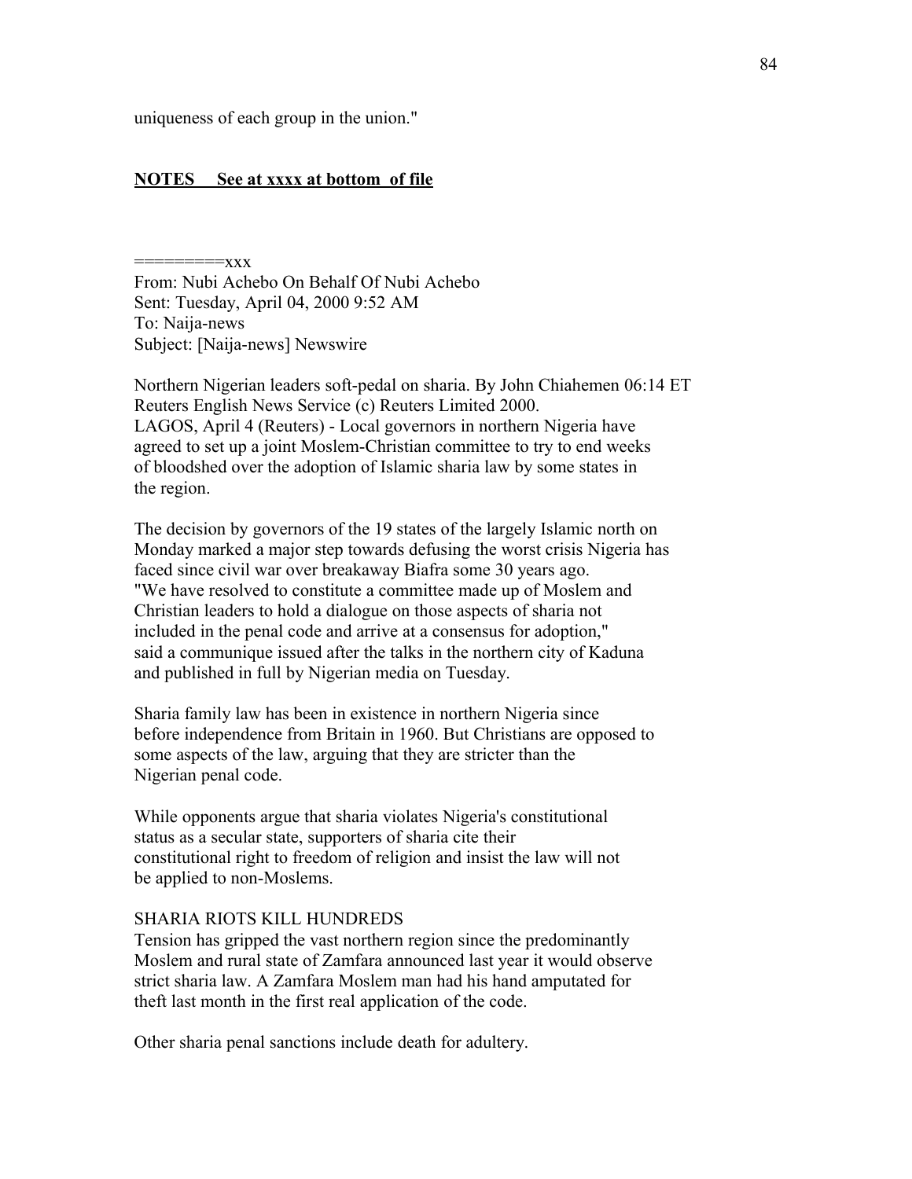uniqueness of each group in the union."

**NOTES See at xxxx at bottom of file**

=========xxx
From: Nubi Achebo On Behalf Of Nubi Achebo
Sent: Tuesday, April 04, 2000 9:52 AM
To: Naija-news
Subject: [Naija-news] Newswire

Northern Nigerian leaders soft-pedal on sharia. By John Chiahemen 06:14 ET
Reuters English News Service (c) Reuters Limited 2000.
LAGOS, April 4 (Reuters) - Local governors in northern Nigeria have agreed to set up a joint Moslem-Christian committee to try to end weeks of bloodshed over the adoption of Islamic sharia law by some states in the region.

The decision by governors of the 19 states of the largely Islamic north on Monday marked a major step towards defusing the worst crisis Nigeria has faced since civil war over breakaway Biafra some 30 years ago.
"We have resolved to constitute a committee made up of Moslem and Christian leaders to hold a dialogue on those aspects of sharia not included in the penal code and arrive at a consensus for adoption," said a communique issued after the talks in the northern city of Kaduna and published in full by Nigerian media on Tuesday.

Sharia family law has been in existence in northern Nigeria since before independence from Britain in 1960. But Christians are opposed to some aspects of the law, arguing that they are stricter than the Nigerian penal code.

While opponents argue that sharia violates Nigeria's constitutional status as a secular state, supporters of sharia cite their constitutional right to freedom of religion and insist the law will not be applied to non-Moslems.

SHARIA RIOTS KILL HUNDREDS
Tension has gripped the vast northern region since the predominantly Moslem and rural state of Zamfara announced last year it would observe strict sharia law. A Zamfara Moslem man had his hand amputated for theft last month in the first real application of the code.

Other sharia penal sanctions include death for adultery.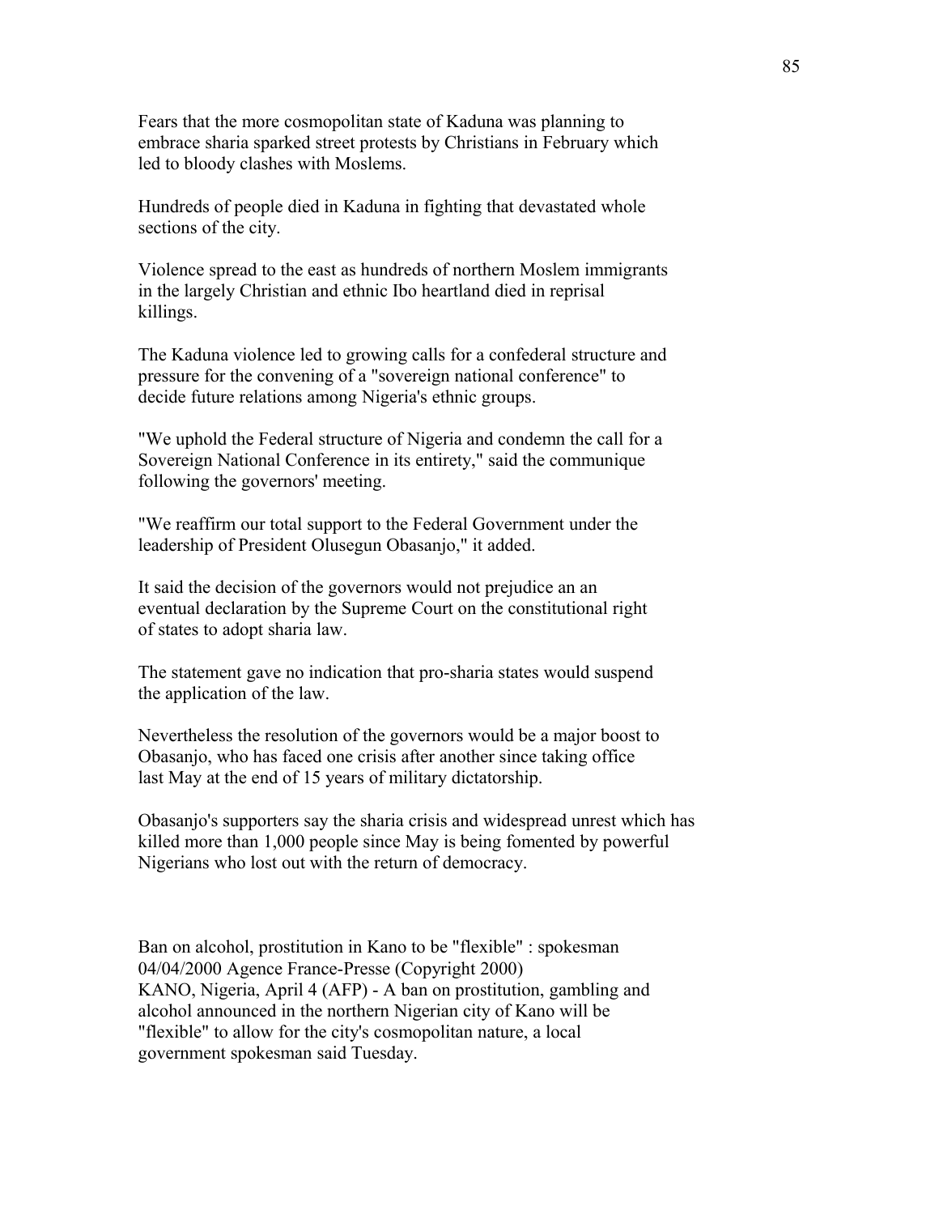Fears that the more cosmopolitan state of Kaduna was planning to embrace sharia sparked street protests by Christians in February which led to bloody clashes with Moslems.

Hundreds of people died in Kaduna in fighting that devastated whole sections of the city.

Violence spread to the east as hundreds of northern Moslem immigrants in the largely Christian and ethnic Ibo heartland died in reprisal killings.

The Kaduna violence led to growing calls for a confederal structure and pressure for the convening of a "sovereign national conference" to decide future relations among Nigeria's ethnic groups.

"We uphold the Federal structure of Nigeria and condemn the call for a Sovereign National Conference in its entirety," said the communique following the governors' meeting.

"We reaffirm our total support to the Federal Government under the leadership of President Olusegun Obasanjo," it added.

It said the decision of the governors would not prejudice an an eventual declaration by the Supreme Court on the constitutional right of states to adopt sharia law.

The statement gave no indication that pro-sharia states would suspend the application of the law.

Nevertheless the resolution of the governors would be a major boost to Obasanjo, who has faced one crisis after another since taking office last May at the end of 15 years of military dictatorship.

Obasanjo's supporters say the sharia crisis and widespread unrest which has killed more than 1,000 people since May is being fomented by powerful Nigerians who lost out with the return of democracy.

Ban on alcohol, prostitution in Kano to be "flexible" : spokesman
04/04/2000 Agence France-Presse (Copyright 2000)
KANO, Nigeria, April 4 (AFP) - A ban on prostitution, gambling and alcohol announced in the northern Nigerian city of Kano will be "flexible" to allow for the city's cosmopolitan nature, a local government spokesman said Tuesday.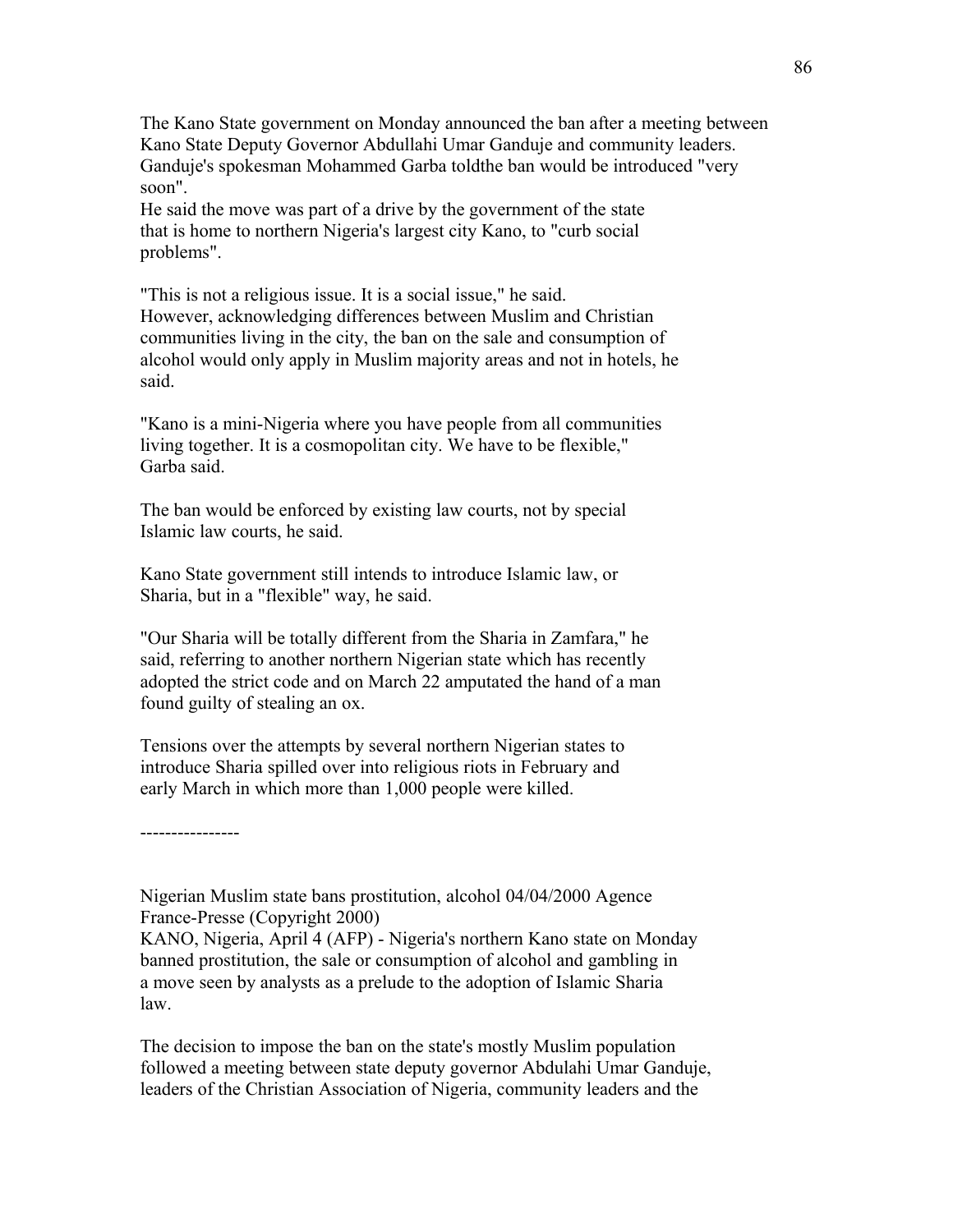The Kano State government on Monday announced the ban after a meeting between Kano State Deputy Governor Abdullahi Umar Ganduje and community leaders. Ganduje's spokesman Mohammed Garba toldthe ban would be introduced "very soon".
He said the move was part of a drive by the government of the state that is home to northern Nigeria's largest city Kano, to "curb social problems".

"This is not a religious issue. It is a social issue," he said.
However, acknowledging differences between Muslim and Christian communities living in the city, the ban on the sale and consumption of alcohol would only apply in Muslim majority areas and not in hotels, he said.

"Kano is a mini-Nigeria where you have people from all communities living together. It is a cosmopolitan city. We have to be flexible," Garba said.

The ban would be enforced by existing law courts, not by special Islamic law courts, he said.

Kano State government still intends to introduce Islamic law, or Sharia, but in a "flexible" way, he said.

"Our Sharia will be totally different from the Sharia in Zamfara," he said, referring to another northern Nigerian state which has recently adopted the strict code and on March 22 amputated the hand of a man found guilty of stealing an ox.

Tensions over the attempts by several northern Nigerian states to introduce Sharia spilled over into religious riots in February and early March in which more than 1,000 people were killed.

----------------

Nigerian Muslim state bans prostitution, alcohol 04/04/2000 Agence France-Presse (Copyright 2000)
KANO, Nigeria, April 4 (AFP) - Nigeria's northern Kano state on Monday banned prostitution, the sale or consumption of alcohol and gambling in a move seen by analysts as a prelude to the adoption of Islamic Sharia law.

The decision to impose the ban on the state's mostly Muslim population followed a meeting between state deputy governor Abdulahi Umar Ganduje, leaders of the Christian Association of Nigeria, community leaders and the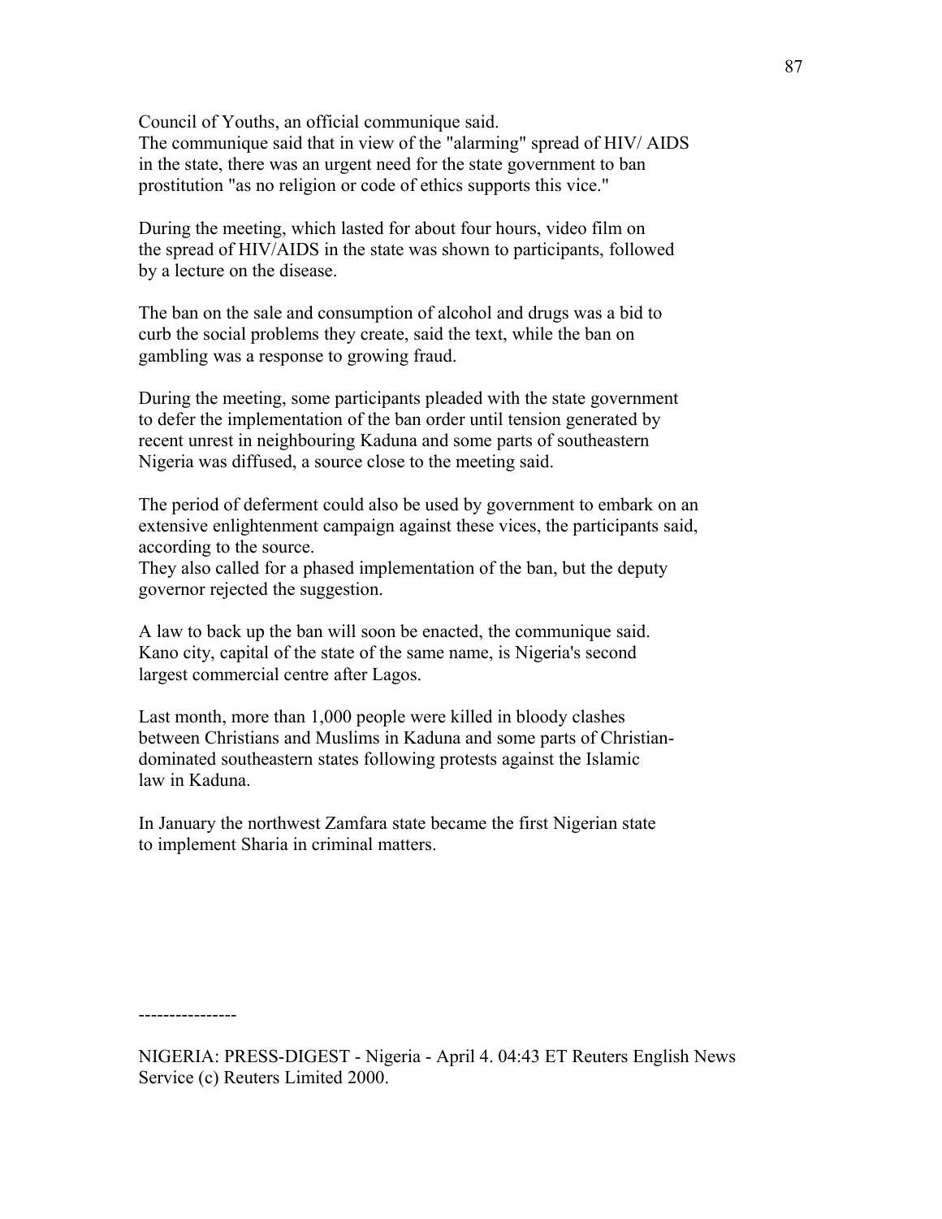Council of Youths, an official communique said.
The communique said that in view of the "alarming" spread of HIV/ AIDS in the state, there was an urgent need for the state government to ban prostitution "as no religion or code of ethics supports this vice."

During the meeting, which lasted for about four hours, video film on the spread of HIV/AIDS in the state was shown to participants, followed by a lecture on the disease.

The ban on the sale and consumption of alcohol and drugs was a bid to curb the social problems they create, said the text, while the ban on gambling was a response to growing fraud.

During the meeting, some participants pleaded with the state government to defer the implementation of the ban order until tension generated by recent unrest in neighbouring Kaduna and some parts of southeastern Nigeria was diffused, a source close to the meeting said.

The period of deferment could also be used by government to embark on an extensive enlightenment campaign against these vices, the participants said, according to the source.
They also called for a phased implementation of the ban, but the deputy governor rejected the suggestion.

A law to back up the ban will soon be enacted, the communique said.
Kano city, capital of the state of the same name, is Nigeria's second largest commercial centre after Lagos.

Last month, more than 1,000 people were killed in bloody clashes between Christians and Muslims in Kaduna and some parts of Christian-dominated southeastern states following protests against the Islamic law in Kaduna.

In January the northwest Zamfara state became the first Nigerian state to implement Sharia in criminal matters.

----------------

NIGERIA: PRESS-DIGEST - Nigeria - April 4. 04:43 ET Reuters English News Service (c) Reuters Limited 2000.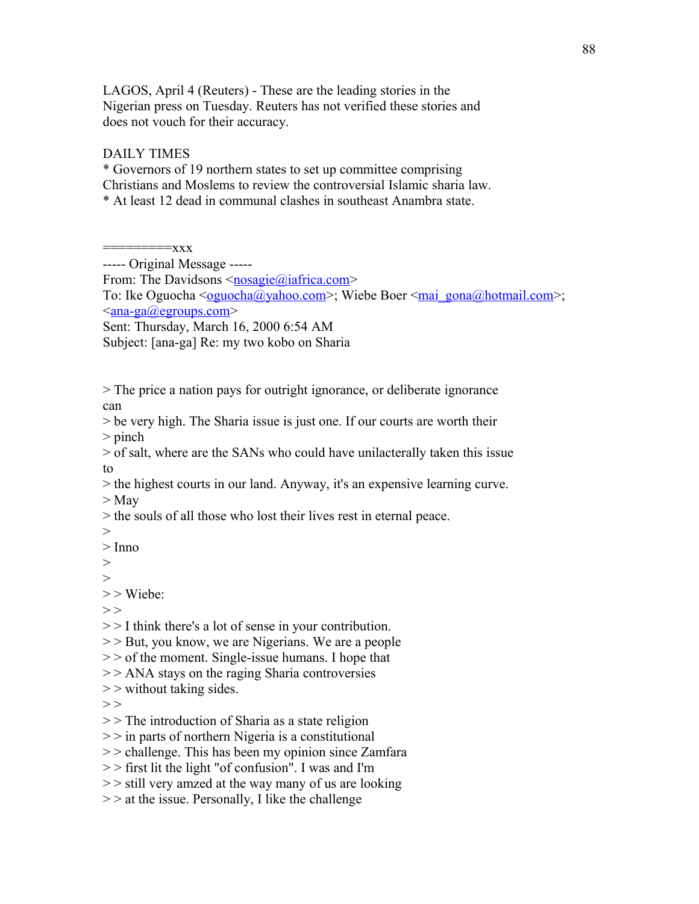LAGOS, April 4 (Reuters) - These are the leading stories in the Nigerian press on Tuesday. Reuters has not verified these stories and does not vouch for their accuracy.

DAILY TIMES
* Governors of 19 northern states to set up committee comprising Christians and Moslems to review the controversial Islamic sharia law.
* At least 12 dead in communal clashes in southeast Anambra state.

=========xxx
----- Original Message -----
From: The Davidsons <nosagie@iafrica.com>
To: Ike Oguocha <oguocha@yahoo.com>; Wiebe Boer <mai_gona@hotmail.com>; <ana-ga@egroups.com>
Sent: Thursday, March 16, 2000 6:54 AM
Subject: [ana-ga] Re: my two kobo on Sharia

> The price a nation pays for outright ignorance, or deliberate ignorance can
> be very high. The Sharia issue is just one. If our courts are worth their
> pinch
> of salt, where are the SANs who could have unilacterally taken this issue to
> the highest courts in our land. Anyway, it's an expensive learning curve.
> May
> the souls of all those who lost their lives rest in eternal peace.
>
> Inno
>
>
> > Wiebe:
> >
> > I think there's a lot of sense in your contribution.
> > But, you know, we are Nigerians. We are a people
> > of the moment. Single-issue humans. I hope that
> > ANA stays on the raging Sharia controversies
> > without taking sides.
> >
> > The introduction of Sharia as a state religion
> > in parts of northern Nigeria is a constitutional
> > challenge. This has been my opinion since Zamfara
> > first lit the light "of confusion". I was and I'm
> > still very amzed at the way many of us are looking
> > at the issue. Personally, I like the challenge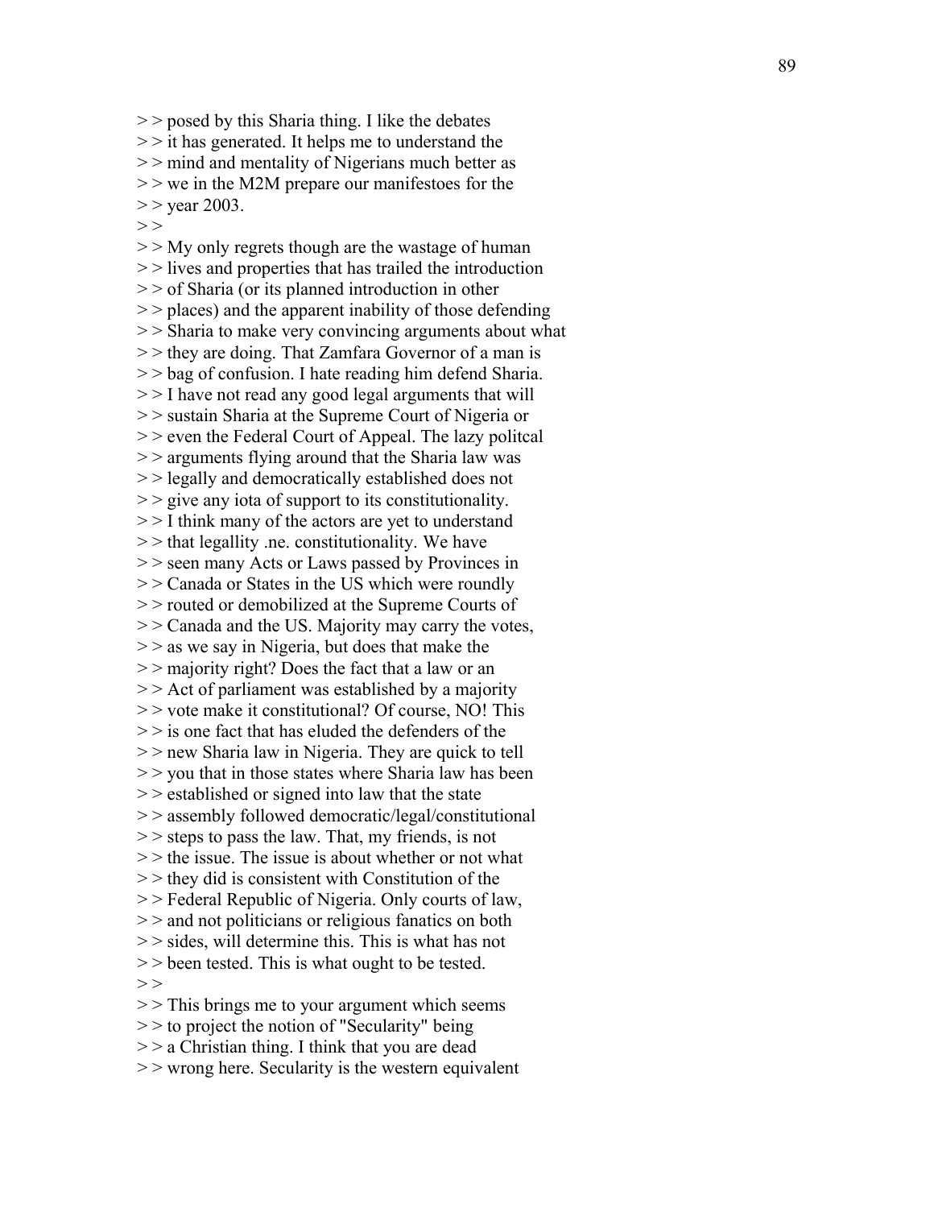> > posed by this Sharia thing. I like the debates
> > it has generated. It helps me to understand the
> > mind and mentality of Nigerians much better as
> > we in the M2M prepare our manifestoes for the
> > year 2003.
> >
> > My only regrets though are the wastage of human
> > lives and properties that has trailed the introduction
> > of Sharia (or its planned introduction in other
> > places) and the apparent inability of those defending
> > Sharia to make very convincing arguments about what
> > they are doing. That Zamfara Governor of a man is
> > bag of confusion. I hate reading him defend Sharia.
> > I have not read any good legal arguments that will
> > sustain Sharia at the Supreme Court of Nigeria or
> > even the Federal Court of Appeal. The lazy politcal
> > arguments flying around that the Sharia law was
> > legally and democratically established does not
> > give any iota of support to its constitutionality.
> > I think many of the actors are yet to understand
> > that legallity .ne. constitutionality. We have
> > seen many Acts or Laws passed by Provinces in
> > Canada or States in the US which were roundly
> > routed or demobilized at the Supreme Courts of
> > Canada and the US. Majority may carry the votes,
> > as we say in Nigeria, but does that make the
> > majority right? Does the fact that a law or an
> > Act of parliament was established by a majority
> > vote make it constitutional? Of course, NO! This
> > is one fact that has eluded the defenders of the
> > new Sharia law in Nigeria. They are quick to tell
> > you that in those states where Sharia law has been
> > established or signed into law that the state
> > assembly followed democratic/legal/constitutional
> > steps to pass the law. That, my friends, is not
> > the issue. The issue is about whether or not what
> > they did is consistent with Constitution of the
> > Federal Republic of Nigeria. Only courts of law,
> > and not politicians or religious fanatics on both
> > sides, will determine this. This is what has not
> > been tested. This is what ought to be tested.
> >
> > This brings me to your argument which seems
> > to project the notion of "Secularity" being
> > a Christian thing. I think that you are dead
> > wrong here. Secularity is the western equivalent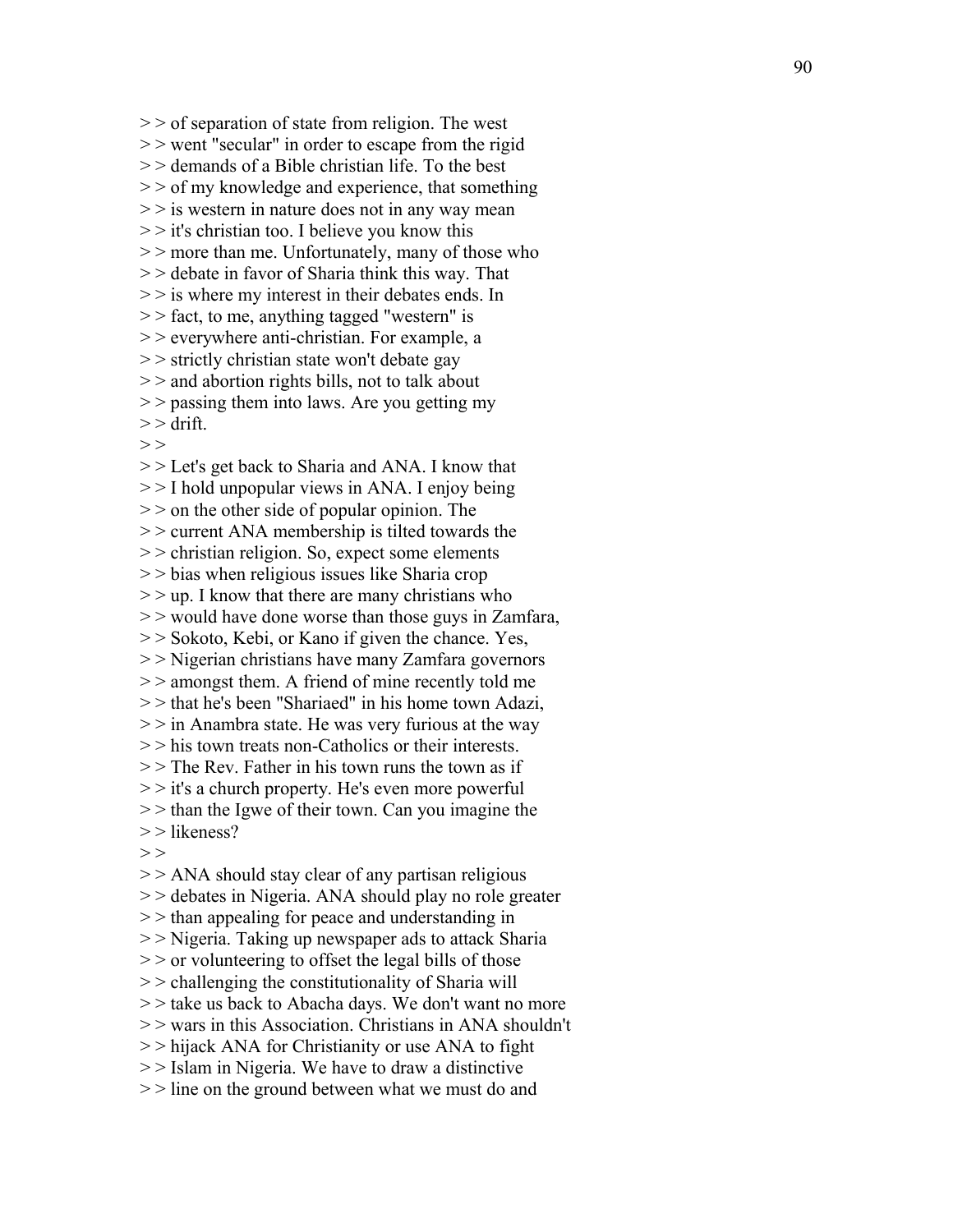> > of separation of state from religion. The west
> > went "secular" in order to escape from the rigid
> > demands of a Bible christian life. To the best
> > of my knowledge and experience, that something
> > is western in nature does not in any way mean
> > it's christian too. I believe you know this
> > more than me. Unfortunately, many of those who
> > debate in favor of Sharia think this way. That
> > is where my interest in their debates ends. In
> > fact, to me, anything tagged "western" is
> > everywhere anti-christian. For example, a
> > strictly christian state won't debate gay
> > and abortion rights bills, not to talk about
> > passing them into laws. Are you getting my
> > drift.
> >
> > Let's get back to Sharia and ANA. I know that
> > I hold unpopular views in ANA. I enjoy being
> > on the other side of popular opinion. The
> > current ANA membership is tilted towards the
> > christian religion. So, expect some elements
> > bias when religious issues like Sharia crop
> > up. I know that there are many christians who
> > would have done worse than those guys in Zamfara,
> > Sokoto, Kebi, or Kano if given the chance. Yes,
> > Nigerian christians have many Zamfara governors
> > amongst them. A friend of mine recently told me
> > that he's been "Shariaed" in his home town Adazi,
> > in Anambra state. He was very furious at the way
> > his town treats non-Catholics or their interests.
> > The Rev. Father in his town runs the town as if
> > it's a church property. He's even more powerful
> > than the Igwe of their town. Can you imagine the
> > likeness?
> >
> > ANA should stay clear of any partisan religious
> > debates in Nigeria. ANA should play no role greater
> > than appealing for peace and understanding in
> > Nigeria. Taking up newspaper ads to attack Sharia
> > or volunteering to offset the legal bills of those
> > challenging the constitutionality of Sharia will
> > take us back to Abacha days. We don't want no more
> > wars in this Association. Christians in ANA shouldn't
> > hijack ANA for Christianity or use ANA to fight
> > Islam in Nigeria. We have to draw a distinctive
> > line on the ground between what we must do and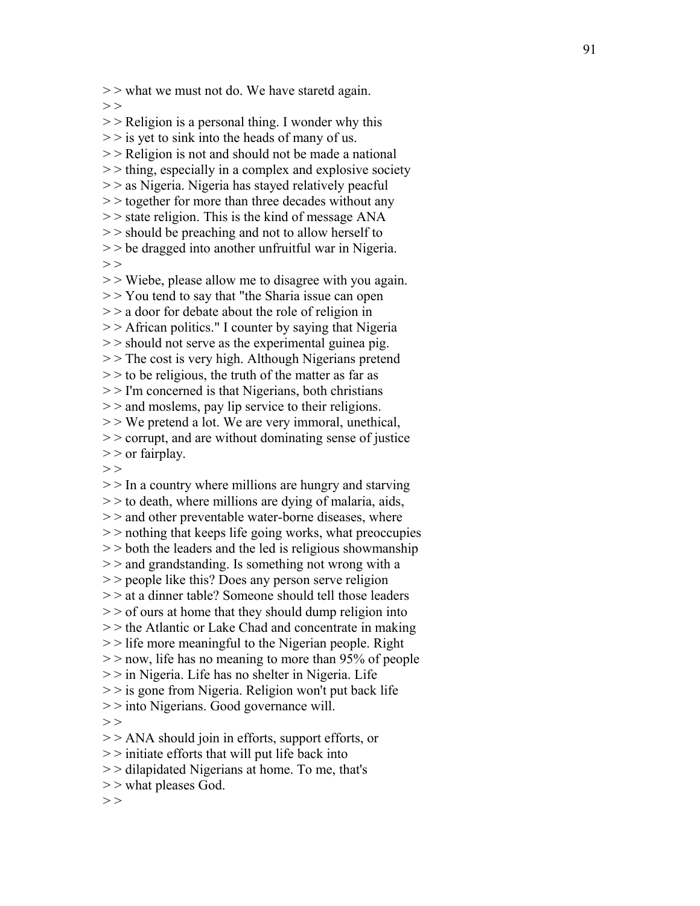> > what we must not do. We have staretd again.
> >
> > Religion is a personal thing. I wonder why this
> > is yet to sink into the heads of many of us.
> > Religion is not and should not be made a national
> > thing, especially in a complex and explosive society
> > as Nigeria. Nigeria has stayed relatively peacful
> > together for more than three decades without any
> > state religion. This is the kind of message ANA
> > should be preaching and not to allow herself to
> > be dragged into another unfruitful war in Nigeria.
> >
> > Wiebe, please allow me to disagree with you again.
> > You tend to say that "the Sharia issue can open
> > a door for debate about the role of religion in
> > African politics." I counter by saying that Nigeria
> > should not serve as the experimental guinea pig.
> > The cost is very high. Although Nigerians pretend
> > to be religious, the truth of the matter as far as
> > I'm concerned is that Nigerians, both christians
> > and moslems, pay lip service to their religions.
> > We pretend a lot. We are very immoral, unethical,
> > corrupt, and are without dominating sense of justice
> > or fairplay.
> >
> > In a country where millions are hungry and starving
> > to death, where millions are dying of malaria, aids,
> > and other preventable water-borne diseases, where
> > nothing that keeps life going works, what preoccupies
> > both the leaders and the led is religious showmanship
> > and grandstanding. Is something not wrong with a
> > people like this? Does any person serve religion
> > at a dinner table? Someone should tell those leaders
> > of ours at home that they should dump religion into
> > the Atlantic or Lake Chad and concentrate in making
> > life more meaningful to the Nigerian people. Right
> > now, life has no meaning to more than 95% of people
> > in Nigeria. Life has no shelter in Nigeria. Life
> > is gone from Nigeria. Religion won't put back life
> > into Nigerians. Good governance will.
> >
> > ANA should join in efforts, support efforts, or
> > initiate efforts that will put life back into
> > dilapidated Nigerians at home. To me, that's
> > what pleases God.
> >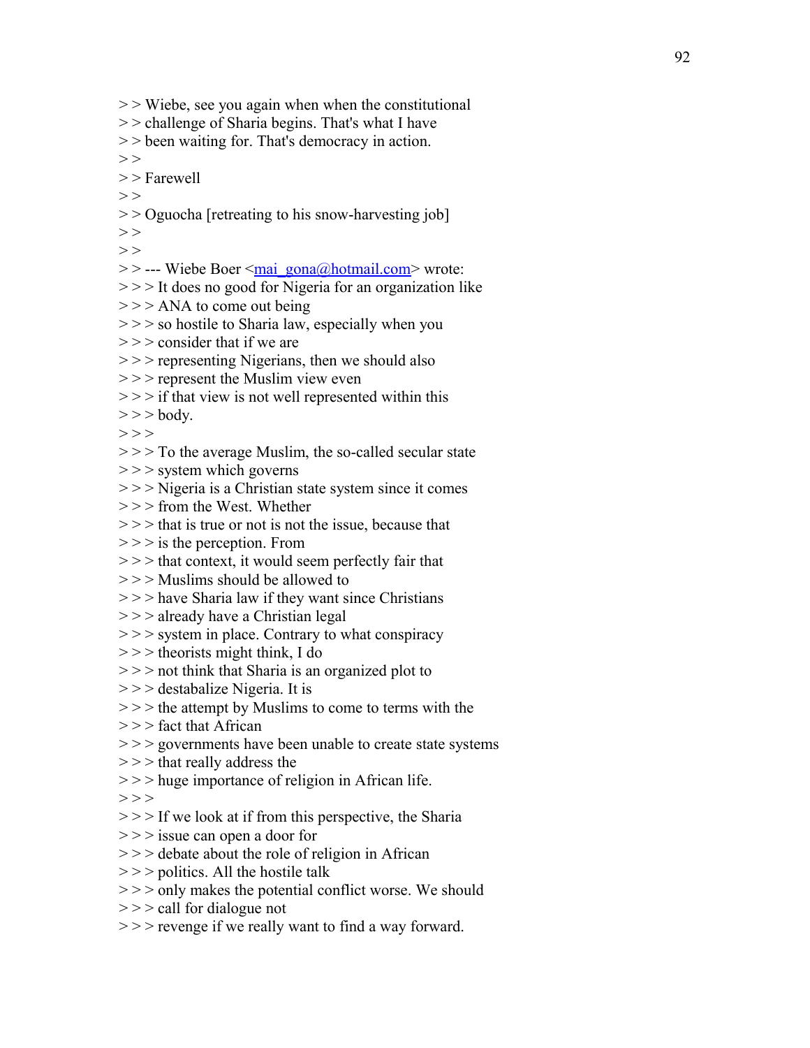> > Wiebe, see you again when when the constitutional
> > challenge of Sharia begins. That's what I have
> > been waiting for. That's democracy in action.
> >
> > Farewell
> >
> > Oguocha [retreating to his snow-harvesting job]
> >
> >
> > --- Wiebe Boer <mai_gona@hotmail.com> wrote:
> > > It does no good for Nigeria for an organization like
> > > ANA to come out being
> > > so hostile to Sharia law, especially when you
> > > consider that if we are
> > > representing Nigerians, then we should also
> > > represent the Muslim view even
> > > if that view is not well represented within this
> > > body.
> > >
> > > To the average Muslim, the so-called secular state
> > > system which governs
> > > Nigeria is a Christian state system since it comes
> > > from the West. Whether
> > > that is true or not is not the issue, because that
> > > is the perception. From
> > > that context, it would seem perfectly fair that
> > > Muslims should be allowed to
> > > have Sharia law if they want since Christians
> > > already have a Christian legal
> > > system in place. Contrary to what conspiracy
> > > theorists might think, I do
> > > not think that Sharia is an organized plot to
> > > destabalize Nigeria. It is
> > > the attempt by Muslims to come to terms with the
> > > fact that African
> > > governments have been unable to create state systems
> > > that really address the
> > > huge importance of religion in African life.
> > >
> > > If we look at if from this perspective, the Sharia
> > > issue can open a door for
> > > debate about the role of religion in African
> > > politics. All the hostile talk
> > > only makes the potential conflict worse. We should
> > > call for dialogue not
> > > revenge if we really want to find a way forward.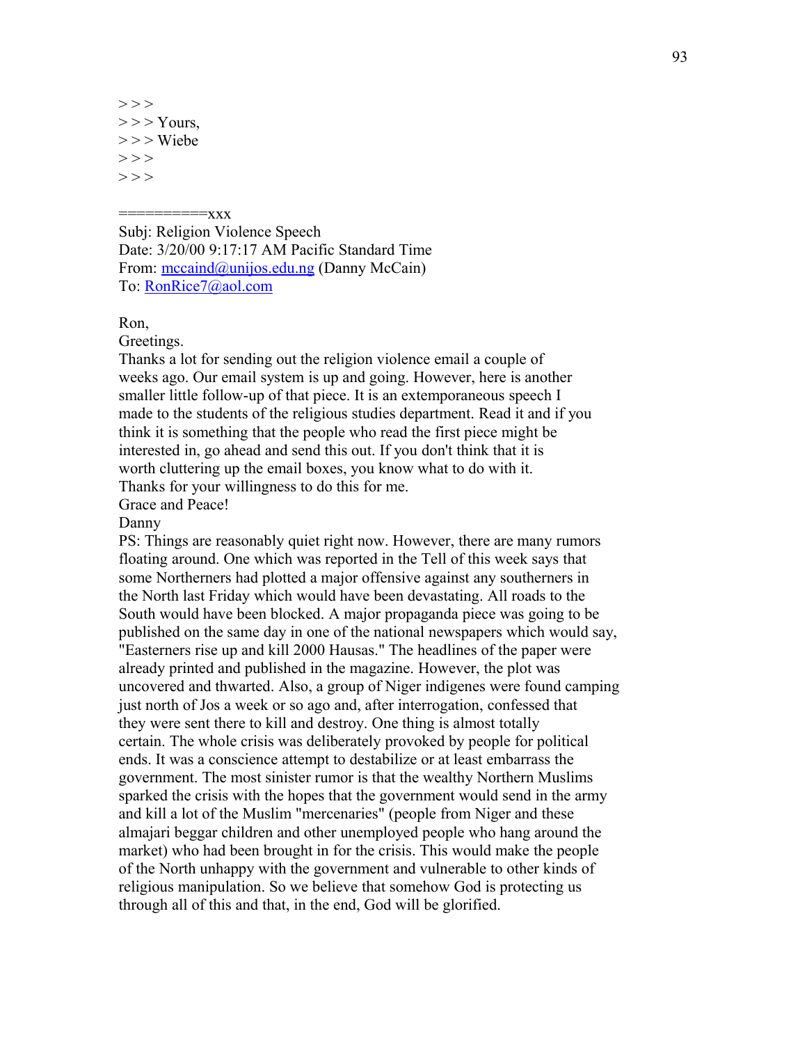> > >
> > > Yours,
> > > Wiebe
> > >
> > >

==========xxx

Subj: Religion Violence Speech
Date: 3/20/00 9:17:17 AM Pacific Standard Time
From: mccaind@unijos.edu.ng (Danny McCain)
To: RonRice7@aol.com

Ron,
Greetings.
Thanks a lot for sending out the religion violence email a couple of weeks ago. Our email system is up and going. However, here is another smaller little follow-up of that piece. It is an extemporaneous speech I made to the students of the religious studies department. Read it and if you think it is something that the people who read the first piece might be interested in, go ahead and send this out. If you don't think that it is worth cluttering up the email boxes, you know what to do with it.
Thanks for your willingness to do this for me.
Grace and Peace!
Danny
PS: Things are reasonably quiet right now. However, there are many rumors floating around. One which was reported in the Tell of this week says that some Northerners had plotted a major offensive against any southerners in the North last Friday which would have been devastating. All roads to the South would have been blocked. A major propaganda piece was going to be published on the same day in one of the national newspapers which would say, "Easterners rise up and kill 2000 Hausas." The headlines of the paper were already printed and published in the magazine. However, the plot was uncovered and thwarted. Also, a group of Niger indigenes were found camping just north of Jos a week or so ago and, after interrogation, confessed that they were sent there to kill and destroy. One thing is almost totally certain. The whole crisis was deliberately provoked by people for political ends. It was a conscience attempt to destabilize or at least embarrass the government. The most sinister rumor is that the wealthy Northern Muslims sparked the crisis with the hopes that the government would send in the army and kill a lot of the Muslim "mercenaries" (people from Niger and these almajari beggar children and other unemployed people who hang around the market) who had been brought in for the crisis. This would make the people of the North unhappy with the government and vulnerable to other kinds of religious manipulation. So we believe that somehow God is protecting us through all of this and that, in the end, God will be glorified.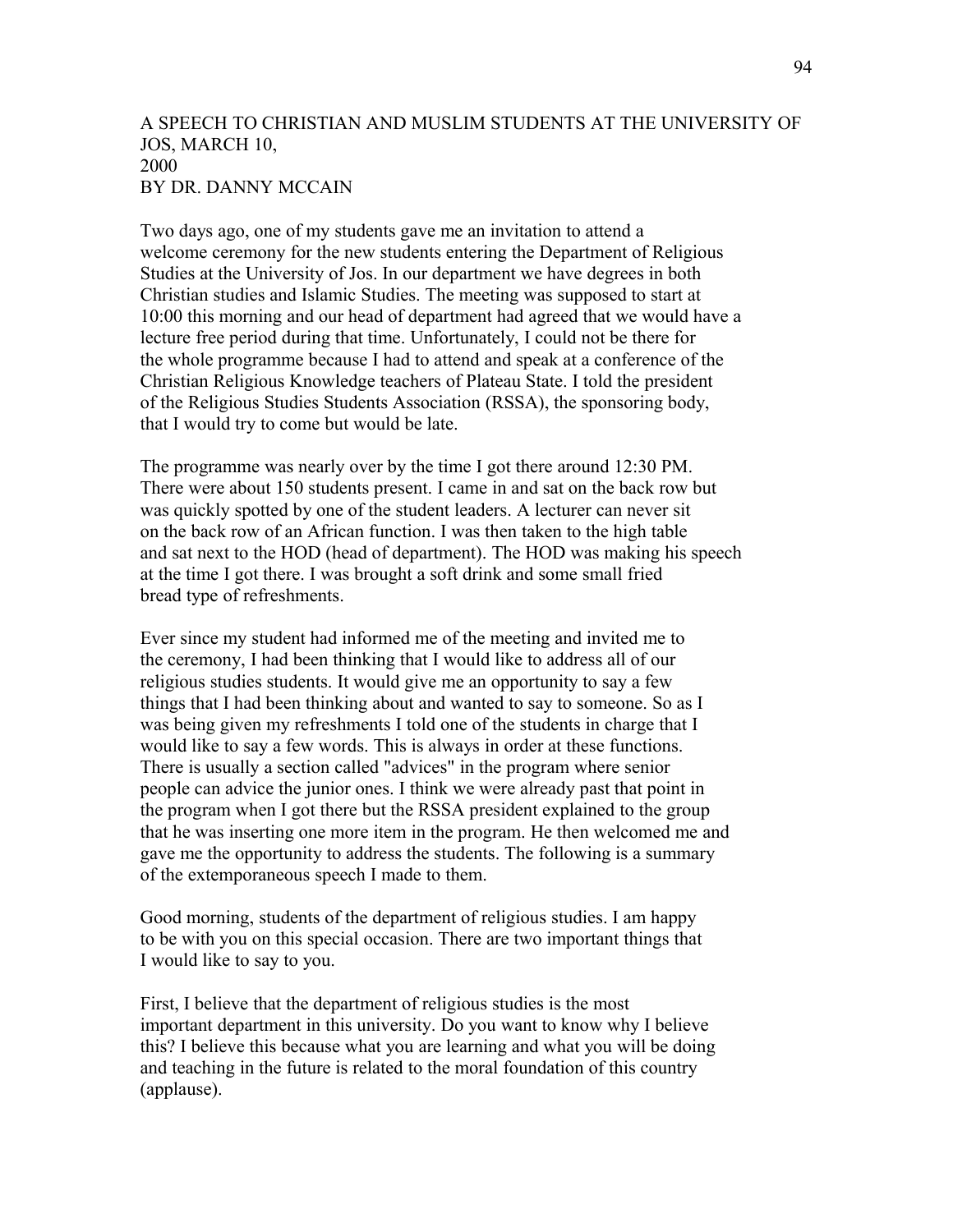# A SPEECH TO CHRISTIAN AND MUSLIM STUDENTS AT THE UNIVERSITY OF JOS, MARCH 10, 2000
## BY DR. DANNY MCCAIN

Two days ago, one of my students gave me an invitation to attend a welcome ceremony for the new students entering the Department of Religious Studies at the University of Jos. In our department we have degrees in both Christian studies and Islamic Studies. The meeting was supposed to start at 10:00 this morning and our head of department had agreed that we would have a lecture free period during that time. Unfortunately, I could not be there for the whole programme because I had to attend and speak at a conference of the Christian Religious Knowledge teachers of Plateau State. I told the president of the Religious Studies Students Association (RSSA), the sponsoring body, that I would try to come but would be late.

The programme was nearly over by the time I got there around 12:30 PM. There were about 150 students present. I came in and sat on the back row but was quickly spotted by one of the student leaders. A lecturer can never sit on the back row of an African function. I was then taken to the high table and sat next to the HOD (head of department). The HOD was making his speech at the time I got there. I was brought a soft drink and some small fried bread type of refreshments.

Ever since my student had informed me of the meeting and invited me to the ceremony, I had been thinking that I would like to address all of our religious studies students. It would give me an opportunity to say a few things that I had been thinking about and wanted to say to someone. So as I was being given my refreshments I told one of the students in charge that I would like to say a few words. This is always in order at these functions. There is usually a section called "advices" in the program where senior people can advice the junior ones. I think we were already past that point in the program when I got there but the RSSA president explained to the group that he was inserting one more item in the program. He then welcomed me and gave me the opportunity to address the students. The following is a summary of the extemporaneous speech I made to them.

Good morning, students of the department of religious studies. I am happy to be with you on this special occasion. There are two important things that I would like to say to you.

First, I believe that the department of religious studies is the most important department in this university. Do you want to know why I believe this? I believe this because what you are learning and what you will be doing and teaching in the future is related to the moral foundation of this country (applause).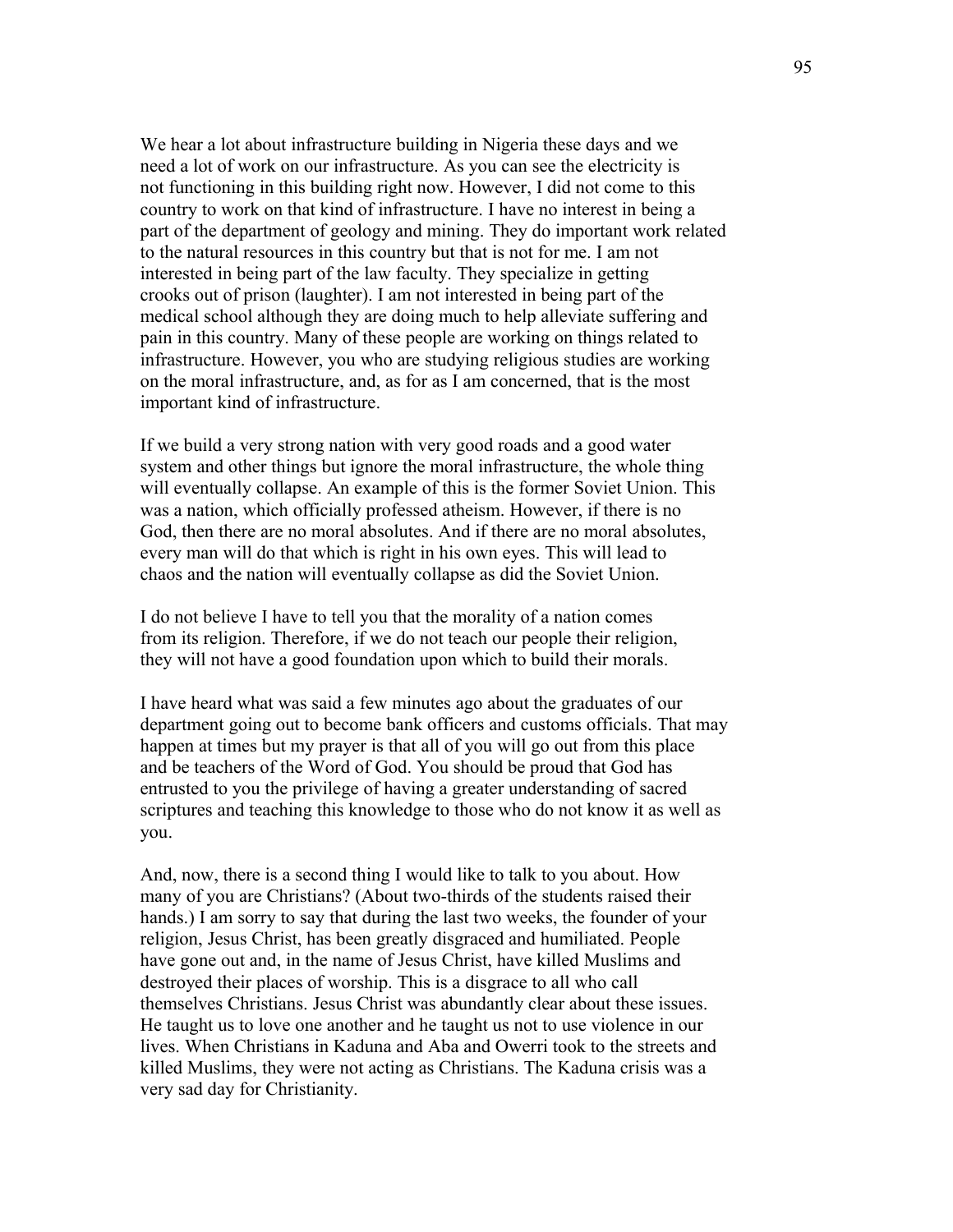We hear a lot about infrastructure building in Nigeria these days and we need a lot of work on our infrastructure. As you can see the electricity is not functioning in this building right now. However, I did not come to this country to work on that kind of infrastructure. I have no interest in being a part of the department of geology and mining. They do important work related to the natural resources in this country but that is not for me. I am not interested in being part of the law faculty. They specialize in getting crooks out of prison (laughter). I am not interested in being part of the medical school although they are doing much to help alleviate suffering and pain in this country. Many of these people are working on things related to infrastructure. However, you who are studying religious studies are working on the moral infrastructure, and, as for as I am concerned, that is the most important kind of infrastructure.

If we build a very strong nation with very good roads and a good water system and other things but ignore the moral infrastructure, the whole thing will eventually collapse. An example of this is the former Soviet Union. This was a nation, which officially professed atheism. However, if there is no God, then there are no moral absolutes. And if there are no moral absolutes, every man will do that which is right in his own eyes. This will lead to chaos and the nation will eventually collapse as did the Soviet Union.

I do not believe I have to tell you that the morality of a nation comes from its religion. Therefore, if we do not teach our people their religion, they will not have a good foundation upon which to build their morals.

I have heard what was said a few minutes ago about the graduates of our department going out to become bank officers and customs officials. That may happen at times but my prayer is that all of you will go out from this place and be teachers of the Word of God. You should be proud that God has entrusted to you the privilege of having a greater understanding of sacred scriptures and teaching this knowledge to those who do not know it as well as you.

And, now, there is a second thing I would like to talk to you about. How many of you are Christians? (About two-thirds of the students raised their hands.) I am sorry to say that during the last two weeks, the founder of your religion, Jesus Christ, has been greatly disgraced and humiliated. People have gone out and, in the name of Jesus Christ, have killed Muslims and destroyed their places of worship. This is a disgrace to all who call themselves Christians. Jesus Christ was abundantly clear about these issues. He taught us to love one another and he taught us not to use violence in our lives. When Christians in Kaduna and Aba and Owerri took to the streets and killed Muslims, they were not acting as Christians. The Kaduna crisis was a very sad day for Christianity.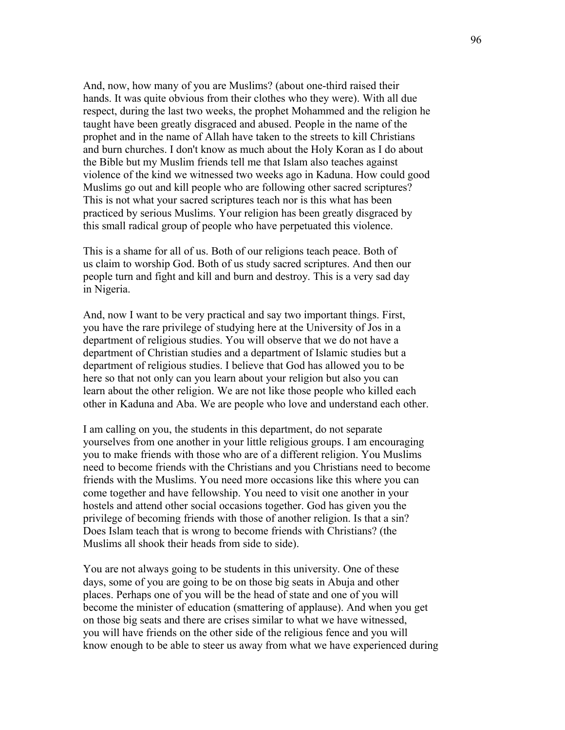And, now, how many of you are Muslims? (about one-third raised their hands. It was quite obvious from their clothes who they were). With all due respect, during the last two weeks, the prophet Mohammed and the religion he taught have been greatly disgraced and abused. People in the name of the prophet and in the name of Allah have taken to the streets to kill Christians and burn churches. I don't know as much about the Holy Koran as I do about the Bible but my Muslim friends tell me that Islam also teaches against violence of the kind we witnessed two weeks ago in Kaduna. How could good Muslims go out and kill people who are following other sacred scriptures? This is not what your sacred scriptures teach nor is this what has been practiced by serious Muslims. Your religion has been greatly disgraced by this small radical group of people who have perpetuated this violence.

This is a shame for all of us. Both of our religions teach peace. Both of us claim to worship God. Both of us study sacred scriptures. And then our people turn and fight and kill and burn and destroy. This is a very sad day in Nigeria.

And, now I want to be very practical and say two important things. First, you have the rare privilege of studying here at the University of Jos in a department of religious studies. You will observe that we do not have a department of Christian studies and a department of Islamic studies but a department of religious studies. I believe that God has allowed you to be here so that not only can you learn about your religion but also you can learn about the other religion. We are not like those people who killed each other in Kaduna and Aba. We are people who love and understand each other.

I am calling on you, the students in this department, do not separate yourselves from one another in your little religious groups. I am encouraging you to make friends with those who are of a different religion. You Muslims need to become friends with the Christians and you Christians need to become friends with the Muslims. You need more occasions like this where you can come together and have fellowship. You need to visit one another in your hostels and attend other social occasions together. God has given you the privilege of becoming friends with those of another religion. Is that a sin? Does Islam teach that is wrong to become friends with Christians? (the Muslims all shook their heads from side to side).

You are not always going to be students in this university. One of these days, some of you are going to be on those big seats in Abuja and other places. Perhaps one of you will be the head of state and one of you will become the minister of education (smattering of applause). And when you get on those big seats and there are crises similar to what we have witnessed, you will have friends on the other side of the religious fence and you will know enough to be able to steer us away from what we have experienced during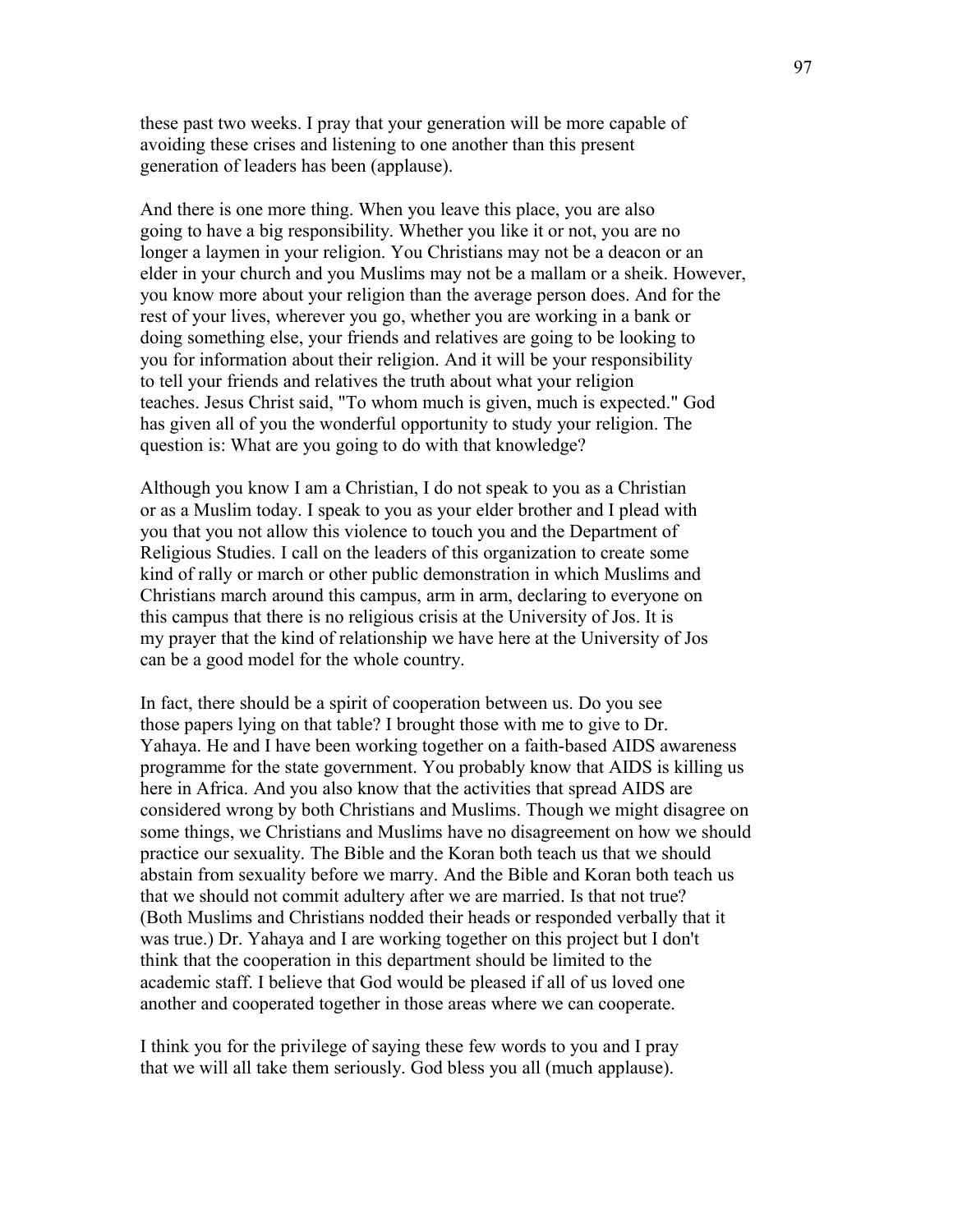these past two weeks. I pray that your generation will be more capable of avoiding these crises and listening to one another than this present generation of leaders has been (applause).

And there is one more thing. When you leave this place, you are also going to have a big responsibility. Whether you like it or not, you are no longer a laymen in your religion. You Christians may not be a deacon or an elder in your church and you Muslims may not be a mallam or a sheik. However, you know more about your religion than the average person does. And for the rest of your lives, wherever you go, whether you are working in a bank or doing something else, your friends and relatives are going to be looking to you for information about their religion. And it will be your responsibility to tell your friends and relatives the truth about what your religion teaches. Jesus Christ said, "To whom much is given, much is expected." God has given all of you the wonderful opportunity to study your religion. The question is: What are you going to do with that knowledge?

Although you know I am a Christian, I do not speak to you as a Christian or as a Muslim today. I speak to you as your elder brother and I plead with you that you not allow this violence to touch you and the Department of Religious Studies. I call on the leaders of this organization to create some kind of rally or march or other public demonstration in which Muslims and Christians march around this campus, arm in arm, declaring to everyone on this campus that there is no religious crisis at the University of Jos. It is my prayer that the kind of relationship we have here at the University of Jos can be a good model for the whole country.

In fact, there should be a spirit of cooperation between us. Do you see those papers lying on that table? I brought those with me to give to Dr. Yahaya. He and I have been working together on a faith-based AIDS awareness programme for the state government. You probably know that AIDS is killing us here in Africa. And you also know that the activities that spread AIDS are considered wrong by both Christians and Muslims. Though we might disagree on some things, we Christians and Muslims have no disagreement on how we should practice our sexuality. The Bible and the Koran both teach us that we should abstain from sexuality before we marry. And the Bible and Koran both teach us that we should not commit adultery after we are married. Is that not true? (Both Muslims and Christians nodded their heads or responded verbally that it was true.) Dr. Yahaya and I are working together on this project but I don't think that the cooperation in this department should be limited to the academic staff. I believe that God would be pleased if all of us loved one another and cooperated together in those areas where we can cooperate.

I think you for the privilege of saying these few words to you and I pray that we will all take them seriously. God bless you all (much applause).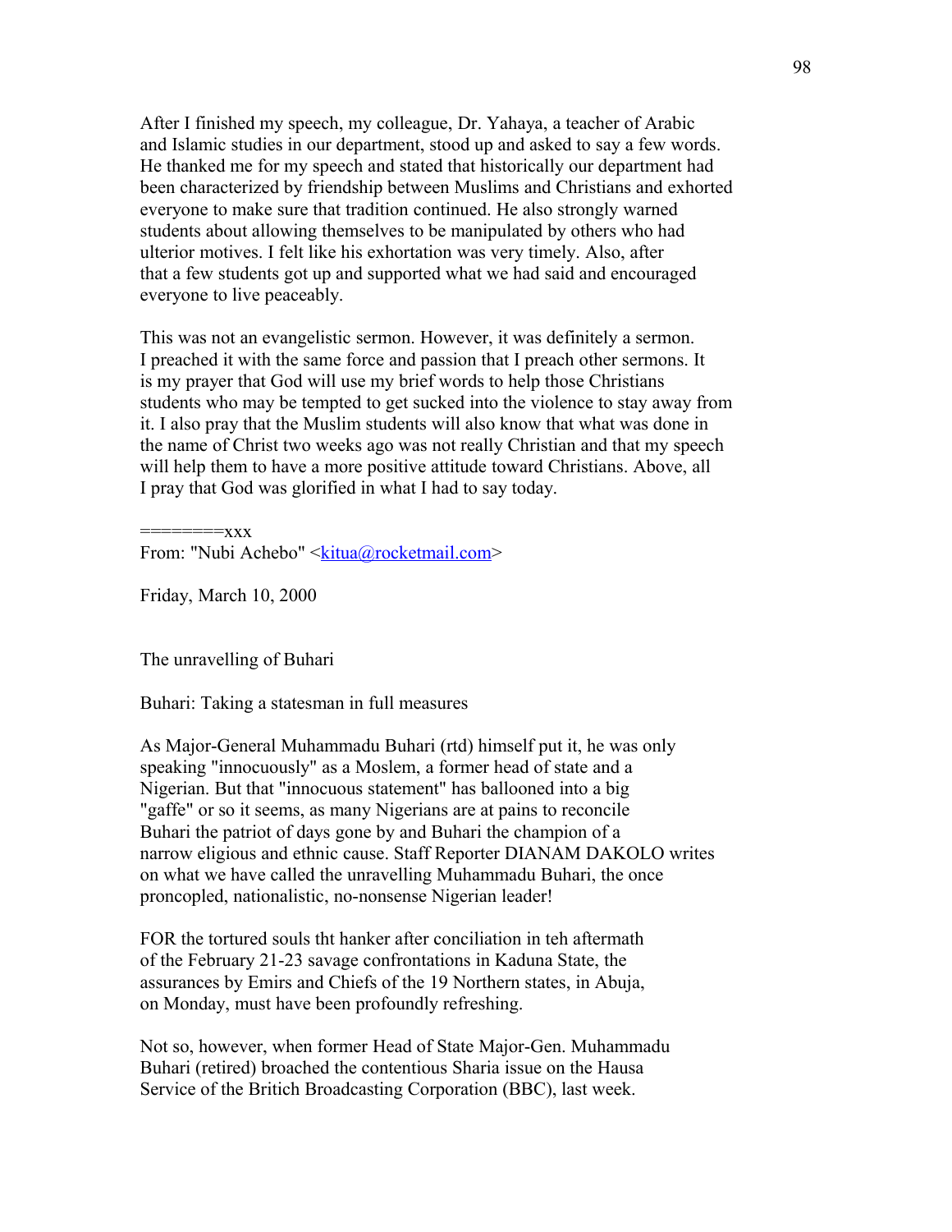After I finished my speech, my colleague, Dr. Yahaya, a teacher of Arabic and Islamic studies in our department, stood up and asked to say a few words. He thanked me for my speech and stated that historically our department had been characterized by friendship between Muslims and Christians and exhorted everyone to make sure that tradition continued. He also strongly warned students about allowing themselves to be manipulated by others who had ulterior motives. I felt like his exhortation was very timely. Also, after that a few students got up and supported what we had said and encouraged everyone to live peaceably.

This was not an evangelistic sermon. However, it was definitely a sermon. I preached it with the same force and passion that I preach other sermons. It is my prayer that God will use my brief words to help those Christians students who may be tempted to get sucked into the violence to stay away from it. I also pray that the Muslim students will also know that what was done in the name of Christ two weeks ago was not really Christian and that my speech will help them to have a more positive attitude toward Christians. Above, all I pray that God was glorified in what I had to say today.

========xxx
From: "Nubi Achebo" <kitua@rocketmail.com>

Friday, March 10, 2000

The unravelling of Buhari

Buhari: Taking a statesman in full measures

As Major-General Muhammadu Buhari (rtd) himself put it, he was only speaking "innocuously" as a Moslem, a former head of state and a Nigerian. But that "innocuous statement" has ballooned into a big "gaffe" or so it seems, as many Nigerians are at pains to reconcile Buhari the patriot of days gone by and Buhari the champion of a narrow eligious and ethnic cause. Staff Reporter DIANAM DAKOLO writes on what we have called the unravelling Muhammadu Buhari, the once proncopled, nationalistic, no-nonsense Nigerian leader!

FOR the tortured souls tht hanker after conciliation in teh aftermath of the February 21-23 savage confrontations in Kaduna State, the assurances by Emirs and Chiefs of the 19 Northern states, in Abuja, on Monday, must have been profoundly refreshing.

Not so, however, when former Head of State Major-Gen. Muhammadu Buhari (retired) broached the contentious Sharia issue on the Hausa Service of the Britich Broadcasting Corporation (BBC), last week.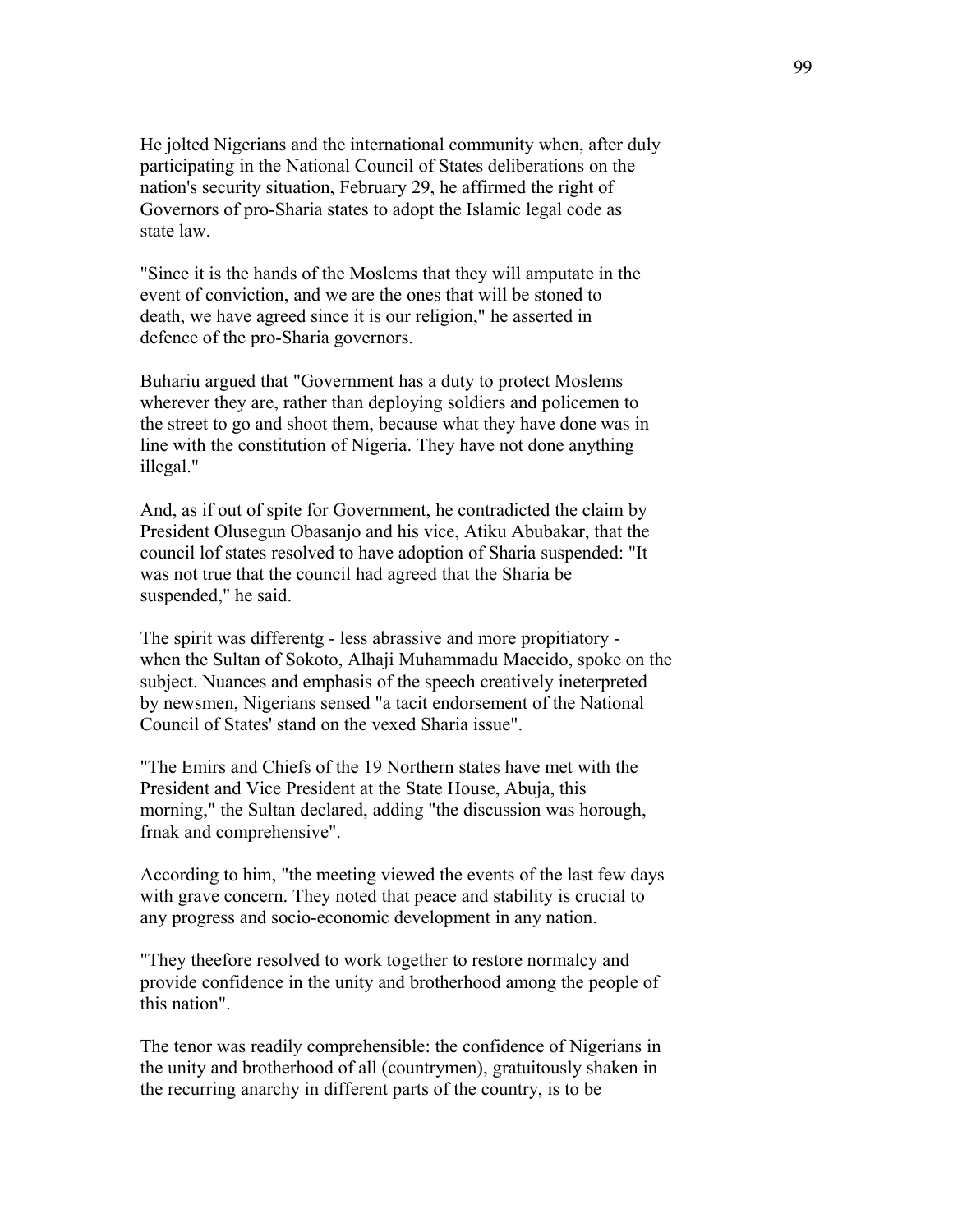He jolted Nigerians and the international community when, after duly participating in the National Council of States deliberations on the nation's security situation, February 29, he affirmed the right of Governors of pro-Sharia states to adopt the Islamic legal code as state law.

"Since it is the hands of the Moslems that they will amputate in the event of conviction, and we are the ones that will be stoned to death, we have agreed since it is our religion," he asserted in defence of the pro-Sharia governors.

Buhariu argued that "Government has a duty to protect Moslems wherever they are, rather than deploying soldiers and policemen to the street to go and shoot them, because what they have done was in line with the constitution of Nigeria. They have not done anything illegal."

And, as if out of spite for Government, he contradicted the claim by President Olusegun Obasanjo and his vice, Atiku Abubakar, that the council lof states resolved to have adoption of Sharia suspended: "It was not true that the council had agreed that the Sharia be suspended," he said.

The spirit was differentg - less abrassive and more propitiatory - when the Sultan of Sokoto, Alhaji Muhammadu Maccido, spoke on the subject. Nuances and emphasis of the speech creatively ineterpreted by newsmen, Nigerians sensed "a tacit endorsement of the National Council of States' stand on the vexed Sharia issue".

"The Emirs and Chiefs of the 19 Northern states have met with the President and Vice President at the State House, Abuja, this morning," the Sultan declared, adding "the discussion was horough, frnak and comprehensive".

According to him, "the meeting viewed the events of the last few days with grave concern. They noted that peace and stability is crucial to any progress and socio-economic development in any nation.

"They theefore resolved to work together to restore normalcy and provide confidence in the unity and brotherhood among the people of this nation".

The tenor was readily comprehensible: the confidence of Nigerians in the unity and brotherhood of all (countrymen), gratuitously shaken in the recurring anarchy in different parts of the country, is to be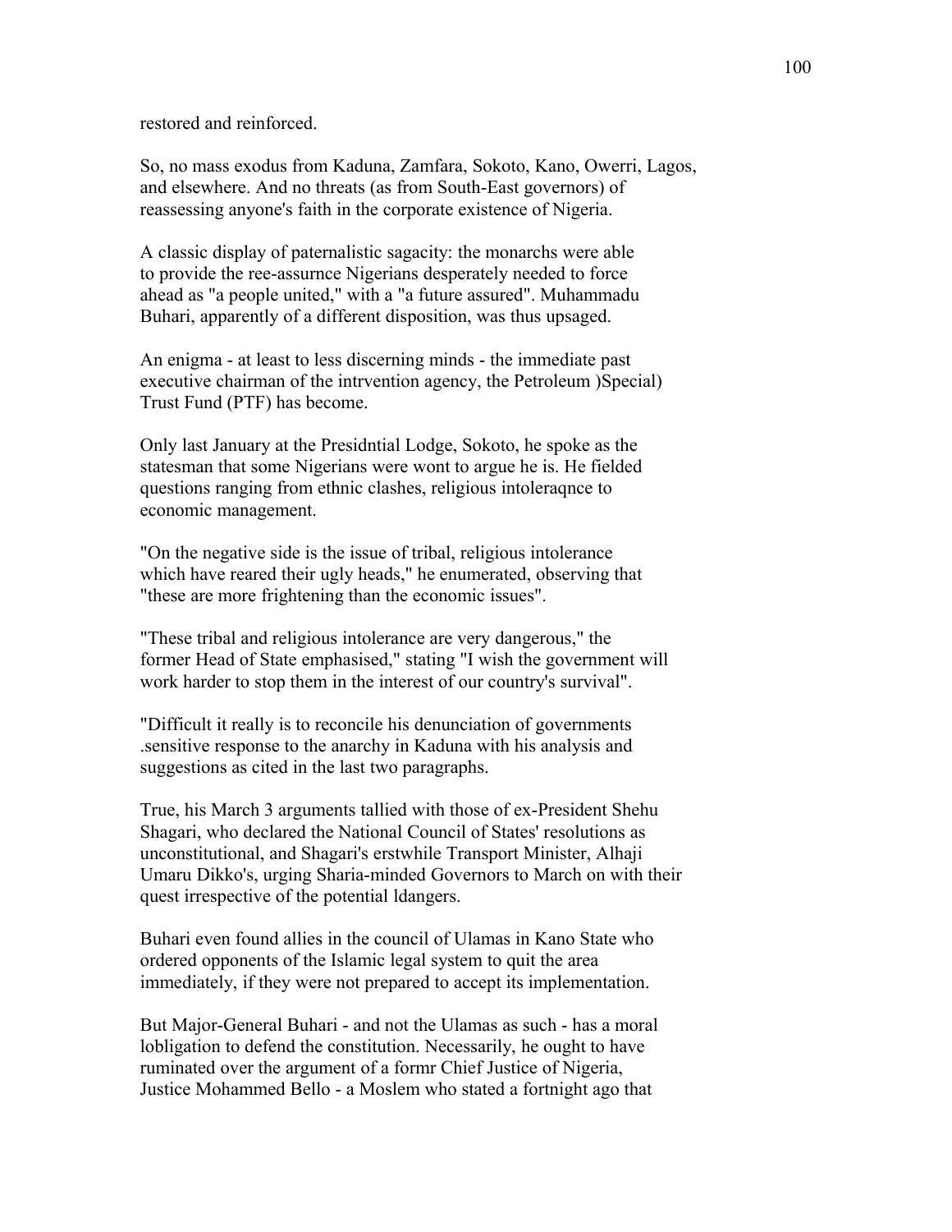restored and reinforced.

So, no mass exodus from Kaduna, Zamfara, Sokoto, Kano, Owerri, Lagos, and elsewhere. And no threats (as from South-East governors) of reassessing anyone's faith in the corporate existence of Nigeria.

A classic display of paternalistic sagacity: the monarchs were able to provide the ree-assurnce Nigerians desperately needed to force ahead as "a people united," with a "a future assured". Muhammadu Buhari, apparently of a different disposition, was thus upsaged.

An enigma - at least to less discerning minds - the immediate past executive chairman of the intrvention agency, the Petroleum )Special) Trust Fund (PTF) has become.

Only last January at the Presidntial Lodge, Sokoto, he spoke as the statesman that some Nigerians were wont to argue he is. He fielded questions ranging from ethnic clashes, religious intoleraqnce to economic management.

"On the negative side is the issue of tribal, religious intolerance which have reared their ugly heads," he enumerated, observing that "these are more frightening than the economic issues".

"These tribal and religious intolerance are very dangerous," the former Head of State emphasised," stating "I wish the government will work harder to stop them in the interest of our country's survival".

"Difficult it really is to reconcile his denunciation of governments .sensitive response to the anarchy in Kaduna with his analysis and suggestions as cited in the last two paragraphs.

True, his March 3 arguments tallied with those of ex-President Shehu Shagari, who declared the National Council of States' resolutions as unconstitutional, and Shagari's erstwhile Transport Minister, Alhaji Umaru Dikko's, urging Sharia-minded Governors to March on with their quest irrespective of the potential ldangers.

Buhari even found allies in the council of Ulamas in Kano State who ordered opponents of the Islamic legal system to quit the area immediately, if they were not prepared to accept its implementation.

But Major-General Buhari - and not the Ulamas as such - has a moral lobligation to defend the constitution. Necessarily, he ought to have ruminated over the argument of a formr Chief Justice of Nigeria, Justice Mohammed Bello - a Moslem who stated a fortnight ago that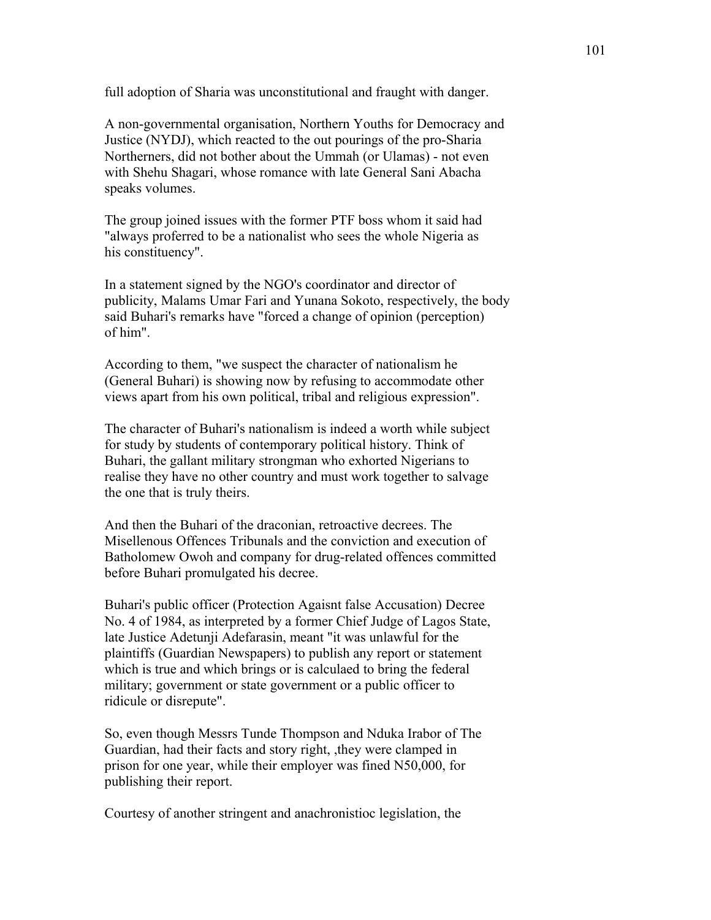full adoption of Sharia was unconstitutional and fraught with danger.

A non-governmental organisation, Northern Youths for Democracy and Justice (NYDJ), which reacted to the out pourings of the pro-Sharia Northerners, did not bother about the Ummah (or Ulamas) - not even with Shehu Shagari, whose romance with late General Sani Abacha speaks volumes.

The group joined issues with the former PTF boss whom it said had "always proferred to be a nationalist who sees the whole Nigeria as his constituency".

In a statement signed by the NGO's coordinator and director of publicity, Malams Umar Fari and Yunana Sokoto, respectively, the body said Buhari's remarks have "forced a change of opinion (perception) of him".

According to them, "we suspect the character of nationalism he (General Buhari) is showing now by refusing to accommodate other views apart from his own political, tribal and religious expression".

The character of Buhari's nationalism is indeed a worth while subject for study by students of contemporary political history. Think of Buhari, the gallant military strongman who exhorted Nigerians to realise they have no other country and must work together to salvage the one that is truly theirs.

And then the Buhari of the draconian, retroactive decrees. The Misellenous Offences Tribunals and the conviction and execution of Batholomew Owoh and company for drug-related offences committed before Buhari promulgated his decree.

Buhari's public officer (Protection Agaisnt false Accusation) Decree No. 4 of 1984, as interpreted by a former Chief Judge of Lagos State, late Justice Adetunji Adefarasin, meant "it was unlawful for the plaintiffs (Guardian Newspapers) to publish any report or statement which is true and which brings or is calculaed to bring the federal military; government or state government or a public officer to ridicule or disrepute".

So, even though Messrs Tunde Thompson and Nduka Irabor of The Guardian, had their facts and story right, ,they were clamped in prison for one year, while their employer was fined N50,000, for publishing their report.

Courtesy of another stringent and anachronistioc legislation, the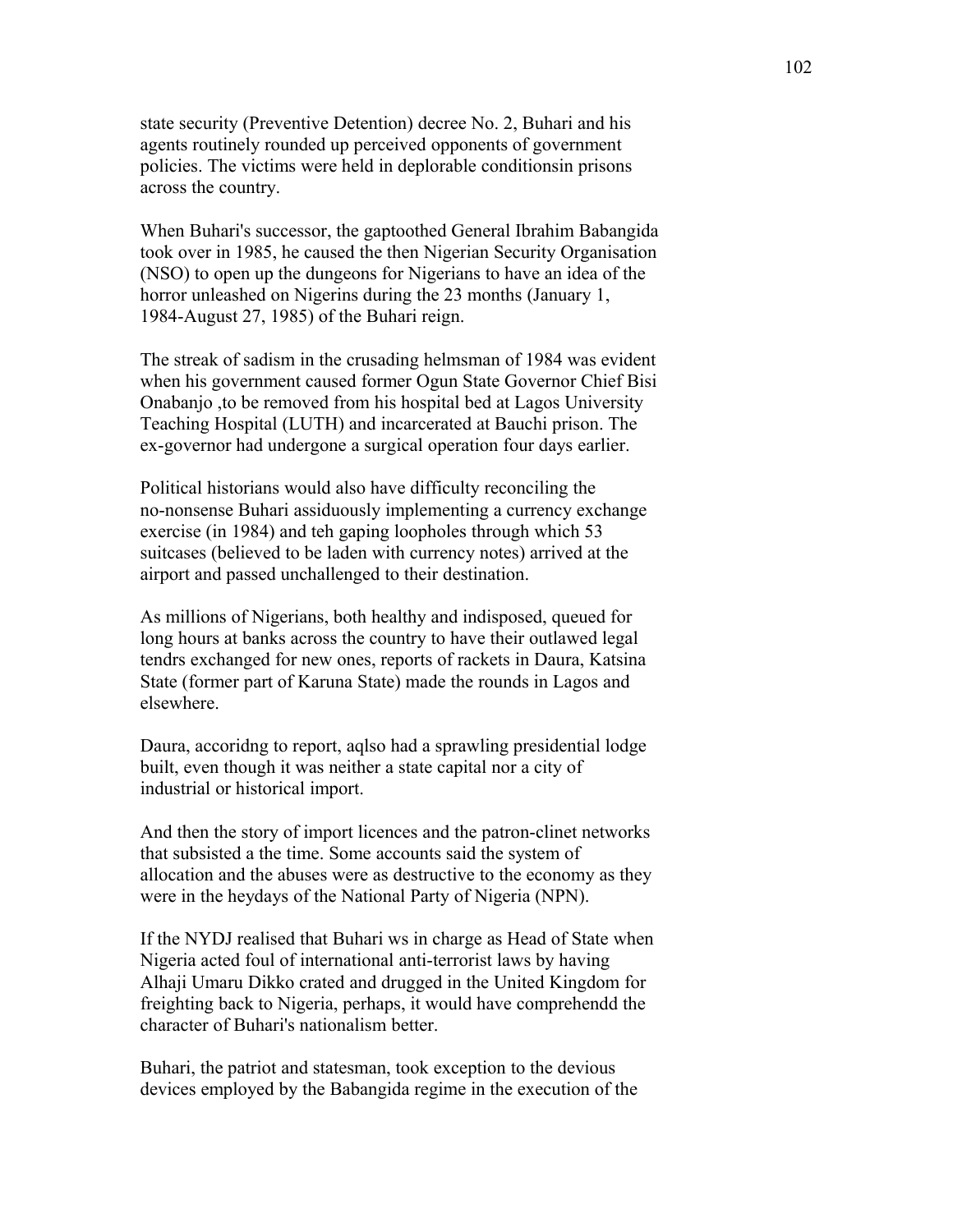state security (Preventive Detention) decree No. 2, Buhari and his agents routinely rounded up perceived opponents of government policies. The victims were held in deplorable conditionsin prisons across the country.

When Buhari's successor, the gaptoothed General Ibrahim Babangida took over in 1985, he caused the then Nigerian Security Organisation (NSO) to open up the dungeons for Nigerians to have an idea of the horror unleashed on Nigerins during the 23 months (January 1, 1984-August 27, 1985) of the Buhari reign.

The streak of sadism in the crusading helmsman of 1984 was evident when his government caused former Ogun State Governor Chief Bisi Onabanjo ,to be removed from his hospital bed at Lagos University Teaching Hospital (LUTH) and incarcerated at Bauchi prison. The ex-governor had undergone a surgical operation four days earlier.

Political historians would also have difficulty reconciling the no-nonsense Buhari assiduously implementing a currency exchange exercise (in 1984) and teh gaping loopholes through which 53 suitcases (believed to be laden with currency notes) arrived at the airport and passed unchallenged to their destination.

As millions of Nigerians, both healthy and indisposed, queued for long hours at banks across the country to have their outlawed legal tendrs exchanged for new ones, reports of rackets in Daura, Katsina State (former part of Karuna State) made the rounds in Lagos and elsewhere.

Daura, accoridng to report, aqlso had a sprawling presidential lodge built, even though it was neither a state capital nor a city of industrial or historical import.

And then the story of import licences and the patron-clinet networks that subsisted a the time. Some accounts said the system of allocation and the abuses were as destructive to the economy as they were in the heydays of the National Party of Nigeria (NPN).

If the NYDJ realised that Buhari ws in charge as Head of State when Nigeria acted foul of international anti-terrorist laws by having Alhaji Umaru Dikko crated and drugged in the United Kingdom for freighting back to Nigeria, perhaps, it would have comprehendd the character of Buhari's nationalism better.

Buhari, the patriot and statesman, took exception to the devious devices employed by the Babangida regime in the execution of the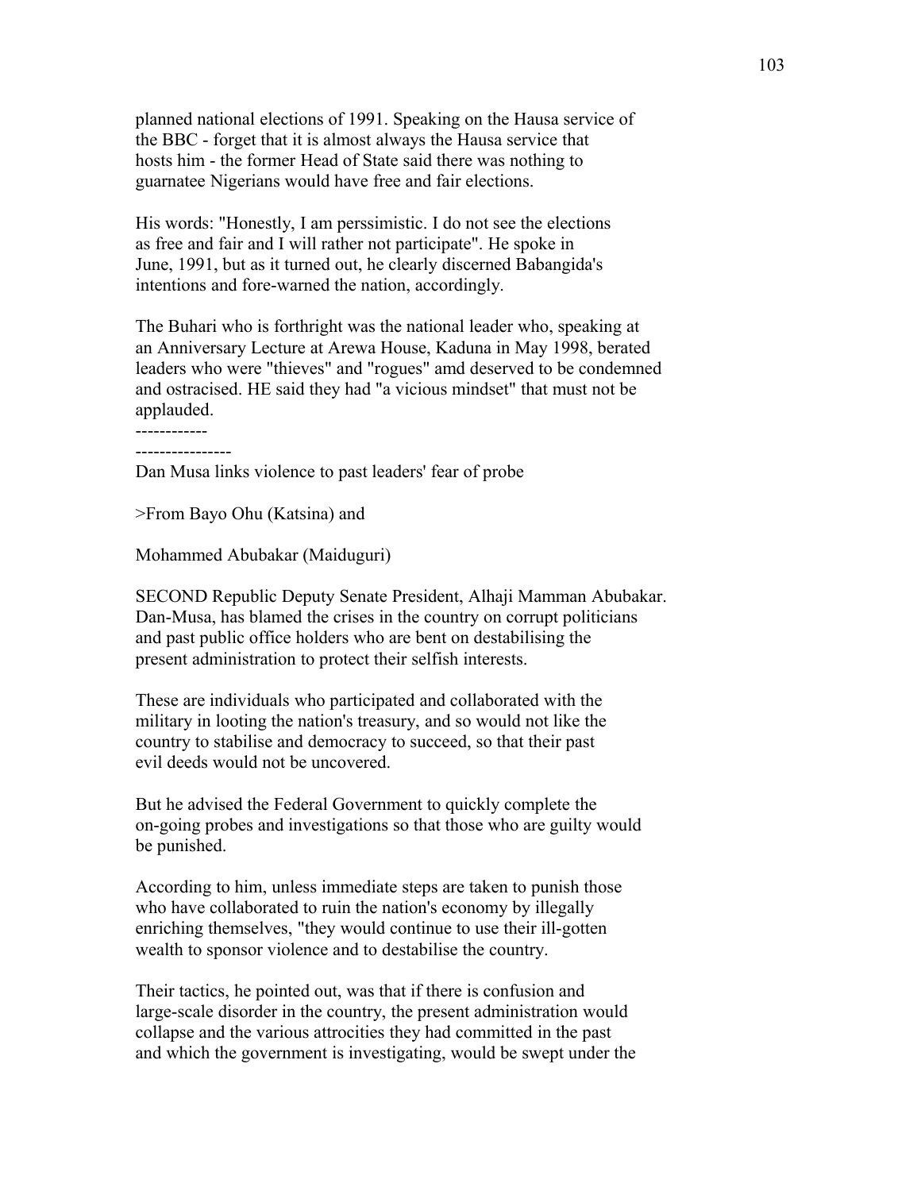planned national elections of 1991. Speaking on the Hausa service of the BBC - forget that it is almost always the Hausa service that hosts him - the former Head of State said there was nothing to guarnatee Nigerians would have free and fair elections.

His words: "Honestly, I am perssimistic. I do not see the elections as free and fair and I will rather not participate". He spoke in June, 1991, but as it turned out, he clearly discerned Babangida's intentions and fore-warned the nation, accordingly.

The Buhari who is forthright was the national leader who, speaking at an Anniversary Lecture at Arewa House, Kaduna in May 1998, berated leaders who were "thieves" and "rogues" amd deserved to be condemned and ostracised. HE said they had "a vicious mindset" that must not be applauded.

------------

----------------

Dan Musa links violence to past leaders' fear of probe

>From Bayo Ohu (Katsina) and

Mohammed Abubakar (Maiduguri)

SECOND Republic Deputy Senate President, Alhaji Mamman Abubakar. Dan-Musa, has blamed the crises in the country on corrupt politicians and past public office holders who are bent on destabilising the present administration to protect their selfish interests.

These are individuals who participated and collaborated with the military in looting the nation's treasury, and so would not like the country to stabilise and democracy to succeed, so that their past evil deeds would not be uncovered.

But he advised the Federal Government to quickly complete the on-going probes and investigations so that those who are guilty would be punished.

According to him, unless immediate steps are taken to punish those who have collaborated to ruin the nation's economy by illegally enriching themselves, "they would continue to use their ill-gotten wealth to sponsor violence and to destabilise the country.

Their tactics, he pointed out, was that if there is confusion and large-scale disorder in the country, the present administration would collapse and the various attrocities they had committed in the past and which the government is investigating, would be swept under the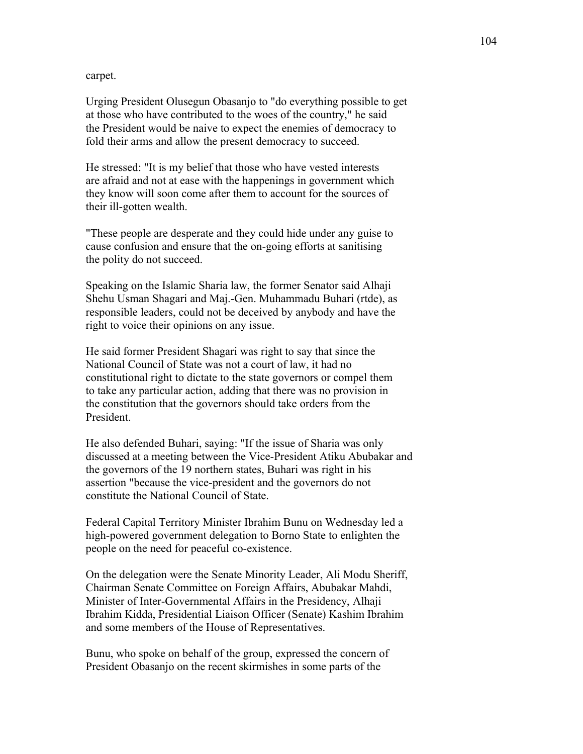carpet.

Urging President Olusegun Obasanjo to "do everything possible to get at those who have contributed to the woes of the country," he said the President would be naive to expect the enemies of democracy to fold their arms and allow the present democracy to succeed.

He stressed: "It is my belief that those who have vested interests are afraid and not at ease with the happenings in government which they know will soon come after them to account for the sources of their ill-gotten wealth.

"These people are desperate and they could hide under any guise to cause confusion and ensure that the on-going efforts at sanitising the polity do not succeed.

Speaking on the Islamic Sharia law, the former Senator said Alhaji Shehu Usman Shagari and Maj.-Gen. Muhammadu Buhari (rtde), as responsible leaders, could not be deceived by anybody and have the right to voice their opinions on any issue.

He said former President Shagari was right to say that since the National Council of State was not a court of law, it had no constitutional right to dictate to the state governors or compel them to take any particular action, adding that there was no provision in the constitution that the governors should take orders from the President.

He also defended Buhari, saying: "If the issue of Sharia was only discussed at a meeting between the Vice-President Atiku Abubakar and the governors of the 19 northern states, Buhari was right in his assertion "because the vice-president and the governors do not constitute the National Council of State.

Federal Capital Territory Minister Ibrahim Bunu on Wednesday led a high-powered government delegation to Borno State to enlighten the people on the need for peaceful co-existence.

On the delegation were the Senate Minority Leader, Ali Modu Sheriff, Chairman Senate Committee on Foreign Affairs, Abubakar Mahdi, Minister of Inter-Governmental Affairs in the Presidency, Alhaji Ibrahim Kidda, Presidential Liaison Officer (Senate) Kashim Ibrahim and some members of the House of Representatives.

Bunu, who spoke on behalf of the group, expressed the concern of President Obasanjo on the recent skirmishes in some parts of the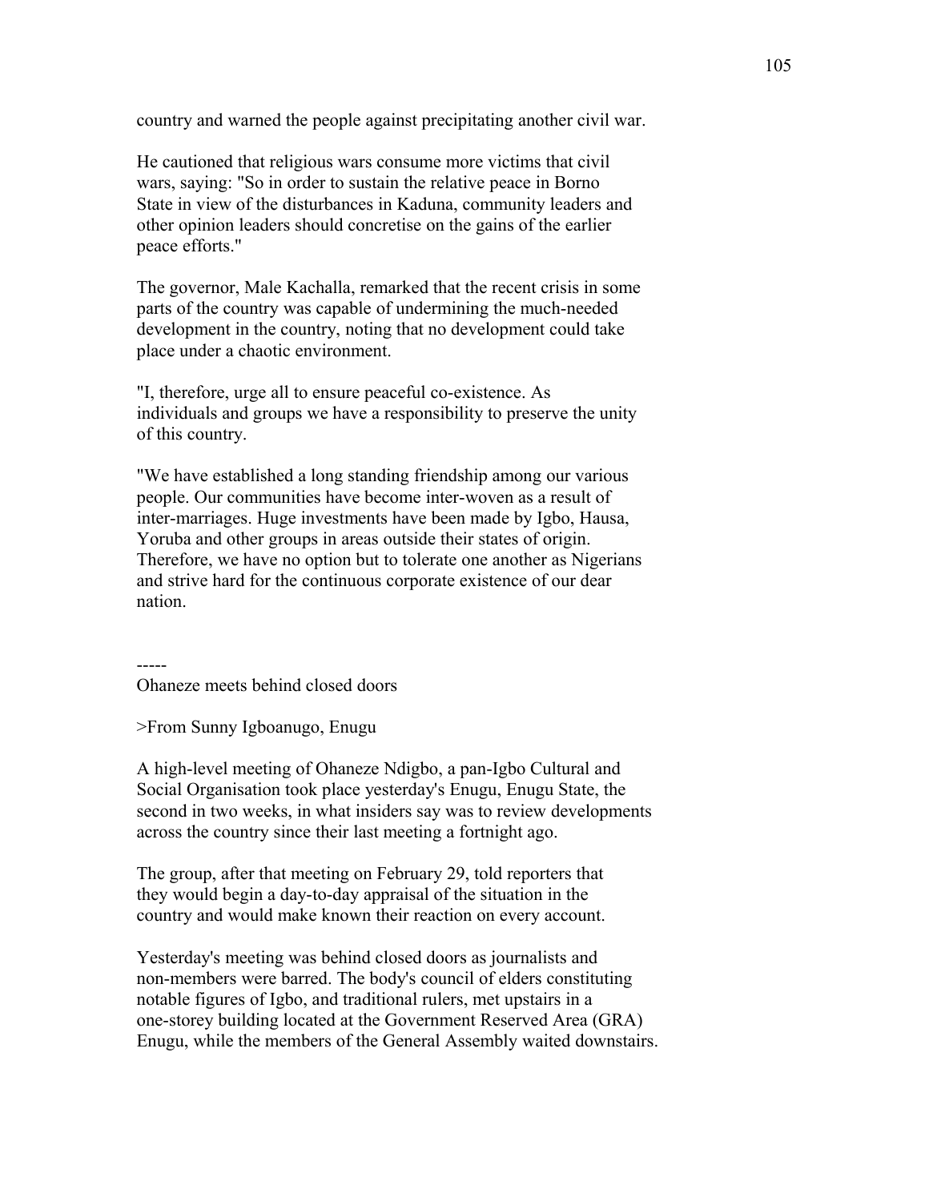country and warned the people against precipitating another civil war.

He cautioned that religious wars consume more victims that civil wars, saying: "So in order to sustain the relative peace in Borno State in view of the disturbances in Kaduna, community leaders and other opinion leaders should concretise on the gains of the earlier peace efforts."

The governor, Male Kachalla, remarked that the recent crisis in some parts of the country was capable of undermining the much-needed development in the country, noting that no development could take place under a chaotic environment.

"I, therefore, urge all to ensure peaceful co-existence. As individuals and groups we have a responsibility to preserve the unity of this country.

"We have established a long standing friendship among our various people. Our communities have become inter-woven as a result of inter-marriages. Huge investments have been made by Igbo, Hausa, Yoruba and other groups in areas outside their states of origin. Therefore, we have no option but to tolerate one another as Nigerians and strive hard for the continuous corporate existence of our dear nation.

-----

Ohaneze meets behind closed doors

>From Sunny Igboanugo, Enugu

A high-level meeting of Ohaneze Ndigbo, a pan-Igbo Cultural and Social Organisation took place yesterday's Enugu, Enugu State, the second in two weeks, in what insiders say was to review developments across the country since their last meeting a fortnight ago.

The group, after that meeting on February 29, told reporters that they would begin a day-to-day appraisal of the situation in the country and would make known their reaction on every account.

Yesterday's meeting was behind closed doors as journalists and non-members were barred. The body's council of elders constituting notable figures of Igbo, and traditional rulers, met upstairs in a one-storey building located at the Government Reserved Area (GRA) Enugu, while the members of the General Assembly waited downstairs.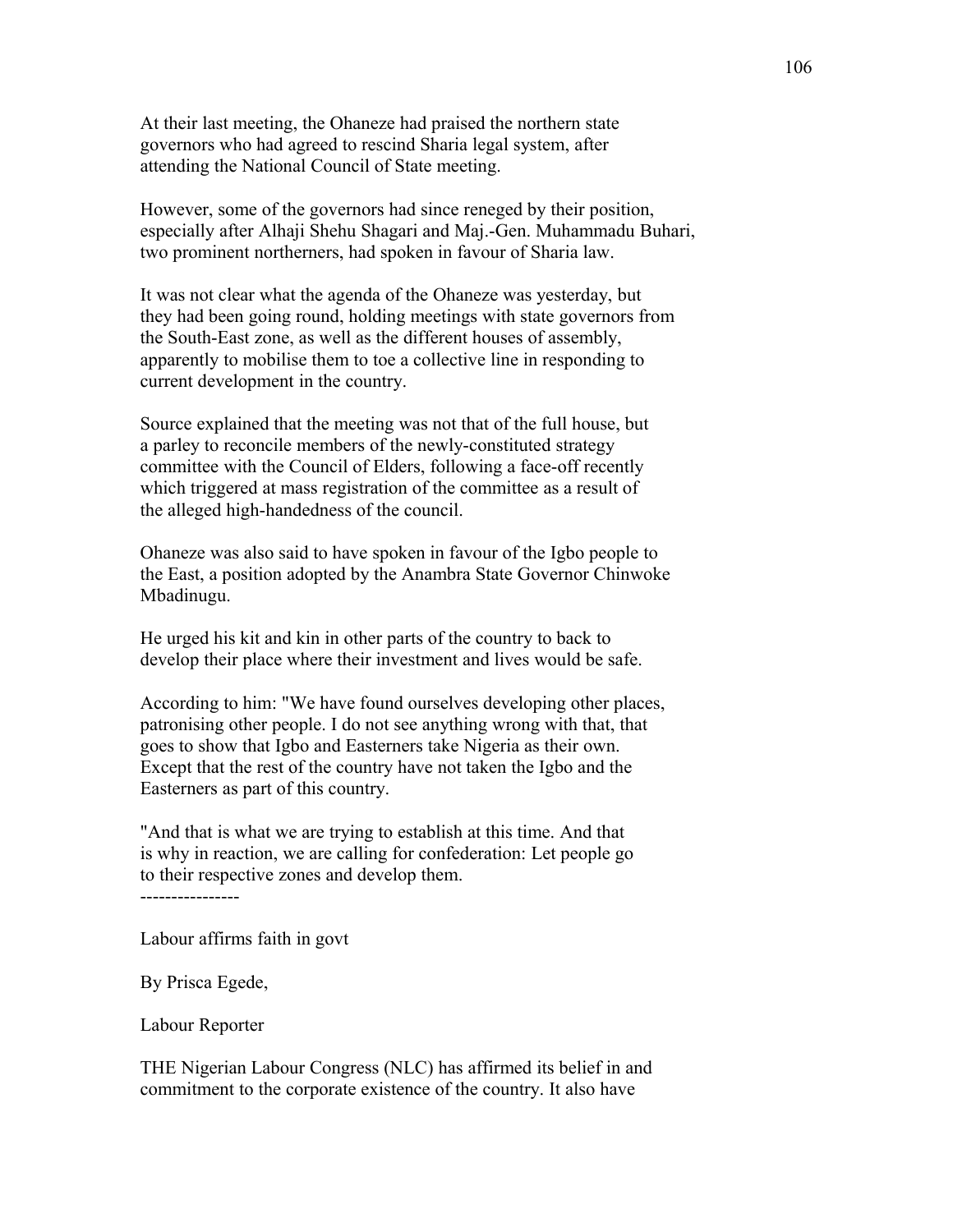At their last meeting, the Ohaneze had praised the northern state governors who had agreed to rescind Sharia legal system, after attending the National Council of State meeting.

However, some of the governors had since reneged by their position, especially after Alhaji Shehu Shagari and Maj.-Gen. Muhammadu Buhari, two prominent northerners, had spoken in favour of Sharia law.

It was not clear what the agenda of the Ohaneze was yesterday, but they had been going round, holding meetings with state governors from the South-East zone, as well as the different houses of assembly, apparently to mobilise them to toe a collective line in responding to current development in the country.

Source explained that the meeting was not that of the full house, but a parley to reconcile members of the newly-constituted strategy committee with the Council of Elders, following a face-off recently which triggered at mass registration of the committee as a result of the alleged high-handedness of the council.

Ohaneze was also said to have spoken in favour of the Igbo people to the East, a position adopted by the Anambra State Governor Chinwoke Mbadinugu.

He urged his kit and kin in other parts of the country to back to develop their place where their investment and lives would be safe.

According to him: "We have found ourselves developing other places, patronising other people. I do not see anything wrong with that, that goes to show that Igbo and Easterners take Nigeria as their own. Except that the rest of the country have not taken the Igbo and the Easterners as part of this country.

"And that is what we are trying to establish at this time. And that is why in reaction, we are calling for confederation: Let people go to their respective zones and develop them.

----------------

Labour affirms faith in govt

By Prisca Egede,

Labour Reporter

THE Nigerian Labour Congress (NLC) has affirmed its belief in and commitment to the corporate existence of the country. It also have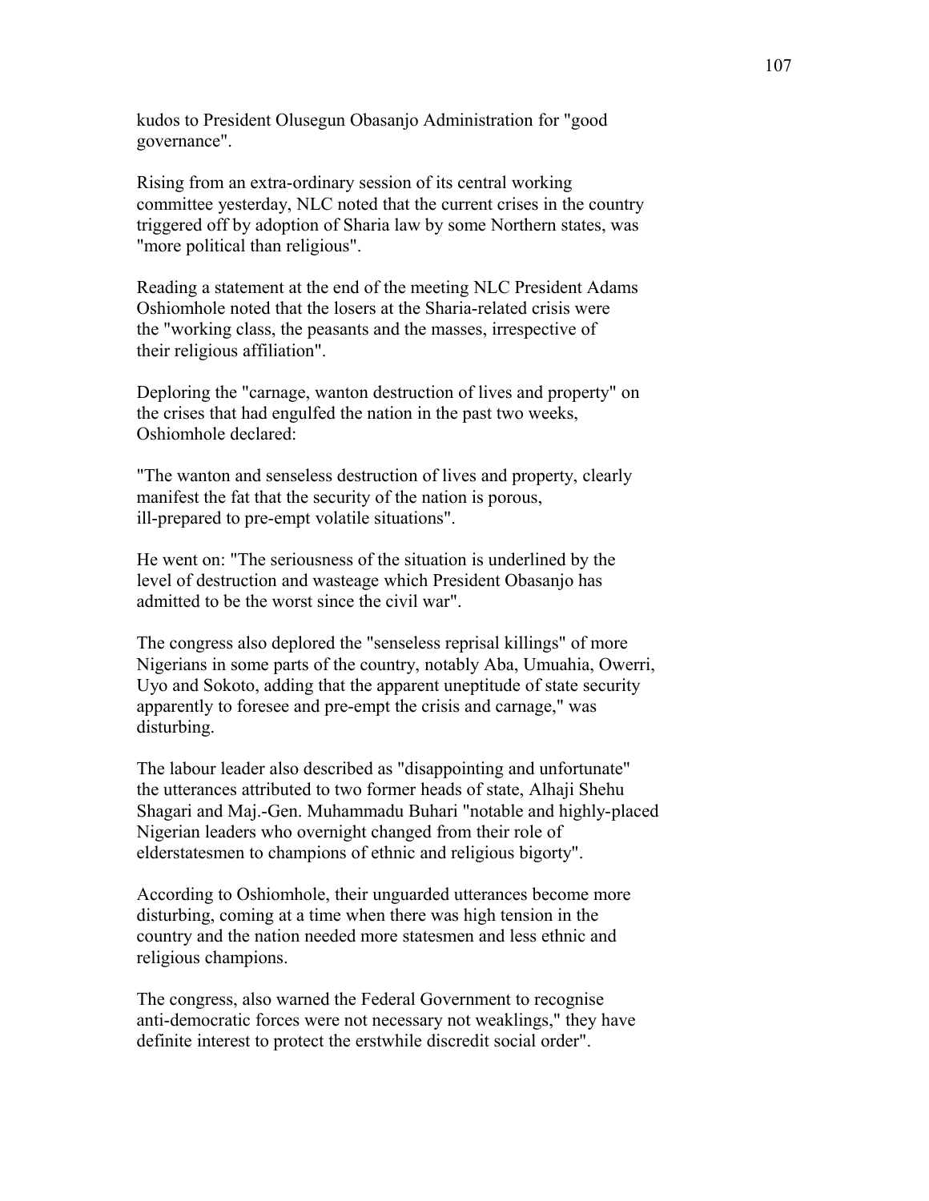kudos to President Olusegun Obasanjo Administration for "good governance".

Rising from an extra-ordinary session of its central working committee yesterday, NLC noted that the current crises in the country triggered off by adoption of Sharia law by some Northern states, was "more political than religious".

Reading a statement at the end of the meeting NLC President Adams Oshiomhole noted that the losers at the Sharia-related crisis were the "working class, the peasants and the masses, irrespective of their religious affiliation".

Deploring the "carnage, wanton destruction of lives and property" on the crises that had engulfed the nation in the past two weeks, Oshiomhole declared:

"The wanton and senseless destruction of lives and property, clearly manifest the fat that the security of the nation is porous, ill-prepared to pre-empt volatile situations".

He went on: "The seriousness of the situation is underlined by the level of destruction and wasteage which President Obasanjo has admitted to be the worst since the civil war".

The congress also deplored the "senseless reprisal killings" of more Nigerians in some parts of the country, notably Aba, Umuahia, Owerri, Uyo and Sokoto, adding that the apparent uneptitude of state security apparently to foresee and pre-empt the crisis and carnage," was disturbing.

The labour leader also described as "disappointing and unfortunate" the utterances attributed to two former heads of state, Alhaji Shehu Shagari and Maj.-Gen. Muhammadu Buhari "notable and highly-placed Nigerian leaders who overnight changed from their role of elderstatesmen to champions of ethnic and religious bigorty".

According to Oshiomhole, their unguarded utterances become more disturbing, coming at a time when there was high tension in the country and the nation needed more statesmen and less ethnic and religious champions.

The congress, also warned the Federal Government to recognise anti-democratic forces were not necessary not weaklings," they have definite interest to protect the erstwhile discredit social order".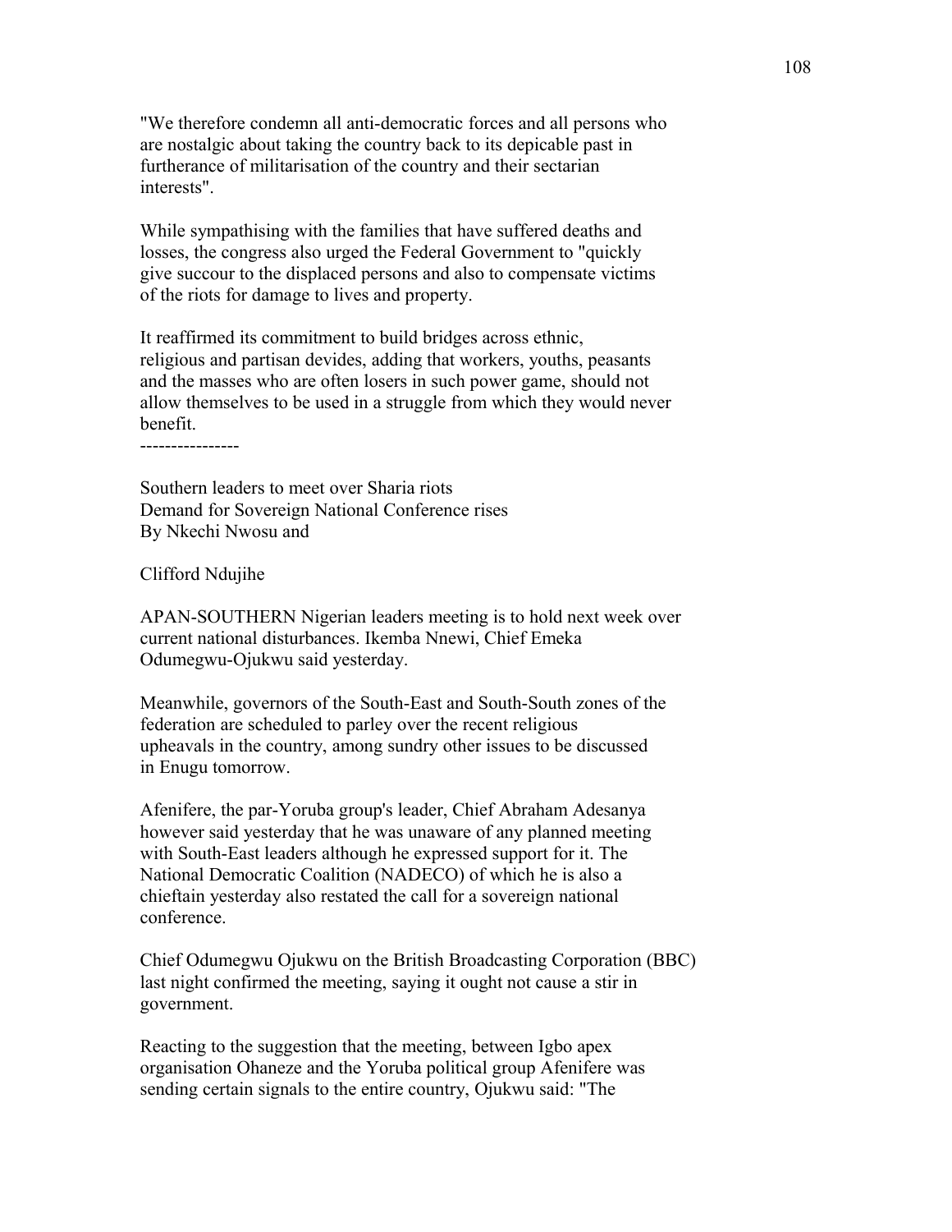"We therefore condemn all anti-democratic forces and all persons who are nostalgic about taking the country back to its depicable past in furtherance of militarisation of the country and their sectarian interests".

While sympathising with the families that have suffered deaths and losses, the congress also urged the Federal Government to "quickly give succour to the displaced persons and also to compensate victims of the riots for damage to lives and property.

It reaffirmed its commitment to build bridges across ethnic, religious and partisan devides, adding that workers, youths, peasants and the masses who are often losers in such power game, should not allow themselves to be used in a struggle from which they would never benefit.

----------------

Southern leaders to meet over Sharia riots
Demand for Sovereign National Conference rises
By Nkechi Nwosu and

Clifford Ndujihe

APAN-SOUTHERN Nigerian leaders meeting is to hold next week over current national disturbances. Ikemba Nnewi, Chief Emeka Odumegwu-Ojukwu said yesterday.

Meanwhile, governors of the South-East and South-South zones of the federation are scheduled to parley over the recent religious upheavals in the country, among sundry other issues to be discussed in Enugu tomorrow.

Afenifere, the par-Yoruba group's leader, Chief Abraham Adesanya however said yesterday that he was unaware of any planned meeting with South-East leaders although he expressed support for it. The National Democratic Coalition (NADECO) of which he is also a chieftain yesterday also restated the call for a sovereign national conference.

Chief Odumegwu Ojukwu on the British Broadcasting Corporation (BBC) last night confirmed the meeting, saying it ought not cause a stir in government.

Reacting to the suggestion that the meeting, between Igbo apex organisation Ohaneze and the Yoruba political group Afenifere was sending certain signals to the entire country, Ojukwu said: "The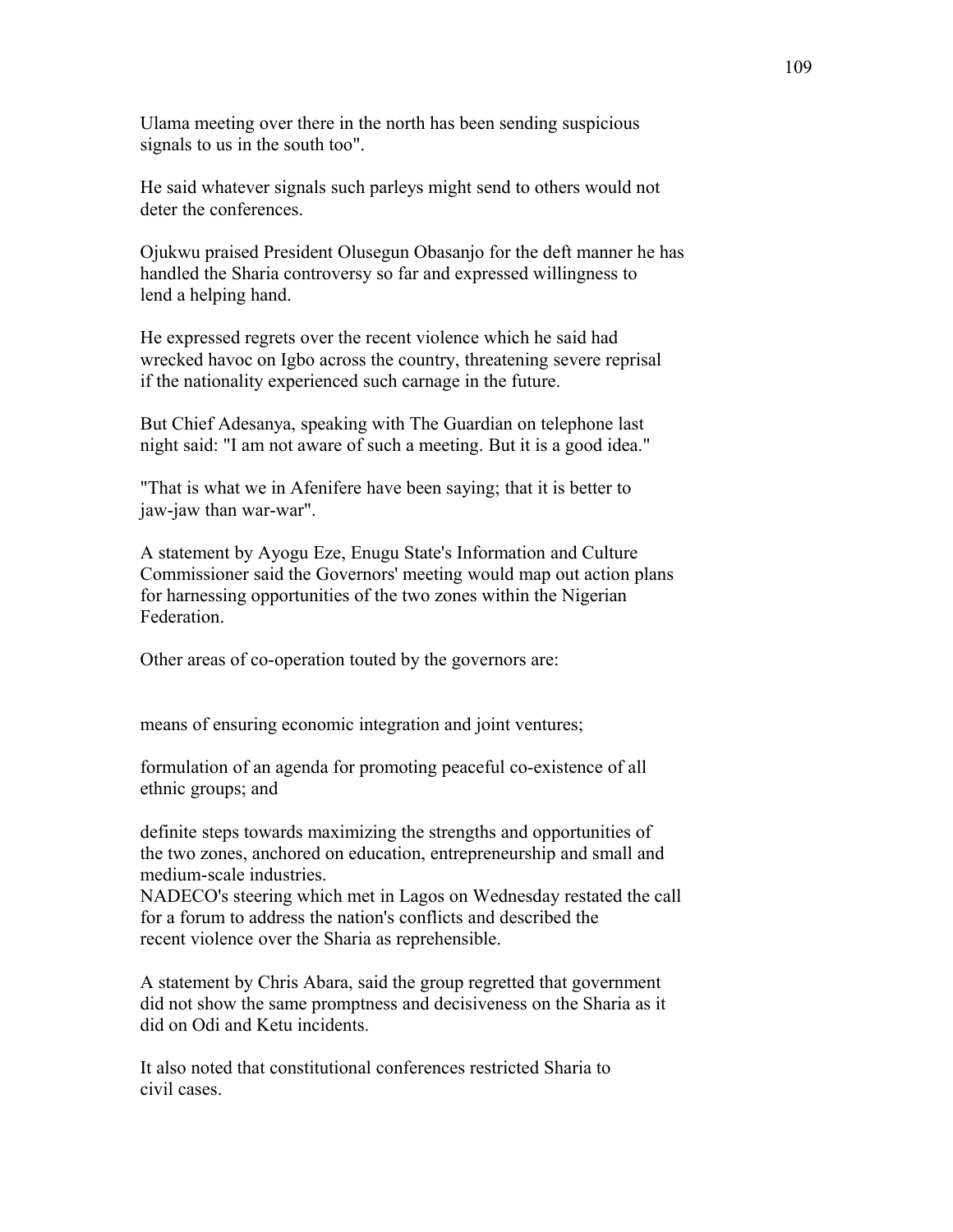Ulama meeting over there in the north has been sending suspicious signals to us in the south too".

He said whatever signals such parleys might send to others would not deter the conferences.

Ojukwu praised President Olusegun Obasanjo for the deft manner he has handled the Sharia controversy so far and expressed willingness to lend a helping hand.

He expressed regrets over the recent violence which he said had wrecked havoc on Igbo across the country, threatening severe reprisal if the nationality experienced such carnage in the future.

But Chief Adesanya, speaking with The Guardian on telephone last night said: "I am not aware of such a meeting. But it is a good idea."

"That is what we in Afenifere have been saying; that it is better to jaw-jaw than war-war".

A statement by Ayogu Eze, Enugu State's Information and Culture Commissioner said the Governors' meeting would map out action plans for harnessing opportunities of the two zones within the Nigerian Federation.

Other areas of co-operation touted by the governors are:

means of ensuring economic integration and joint ventures;

formulation of an agenda for promoting peaceful co-existence of all ethnic groups; and

definite steps towards maximizing the strengths and opportunities of the two zones, anchored on education, entrepreneurship and small and medium-scale industries.
NADECO's steering which met in Lagos on Wednesday restated the call for a forum to address the nation's conflicts and described the recent violence over the Sharia as reprehensible.

A statement by Chris Abara, said the group regretted that government did not show the same promptness and decisiveness on the Sharia as it did on Odi and Ketu incidents.

It also noted that constitutional conferences restricted Sharia to civil cases.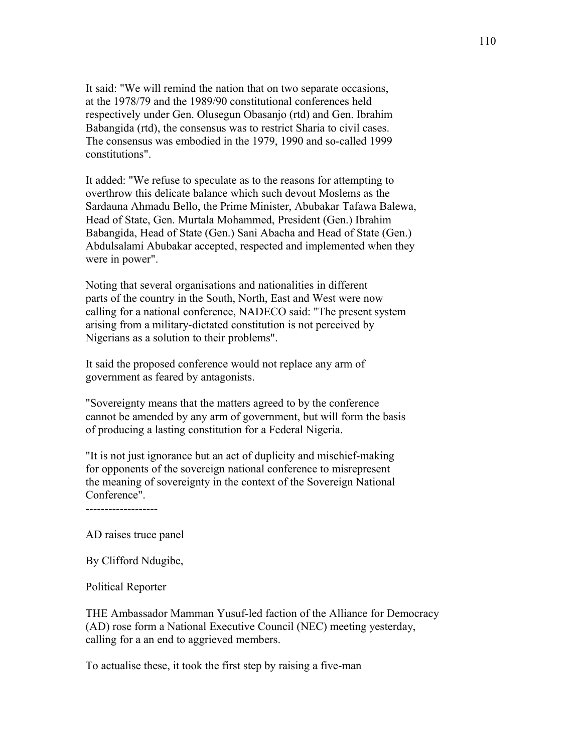It said: "We will remind the nation that on two separate occasions, at the 1978/79 and the 1989/90 constitutional conferences held respectively under Gen. Olusegun Obasanjo (rtd) and Gen. Ibrahim Babangida (rtd), the consensus was to restrict Sharia to civil cases. The consensus was embodied in the 1979, 1990 and so-called 1999 constitutions".

It added: "We refuse to speculate as to the reasons for attempting to overthrow this delicate balance which such devout Moslems as the Sardauna Ahmadu Bello, the Prime Minister, Abubakar Tafawa Balewa, Head of State, Gen. Murtala Mohammed, President (Gen.) Ibrahim Babangida, Head of State (Gen.) Sani Abacha and Head of State (Gen.) Abdulsalami Abubakar accepted, respected and implemented when they were in power".

Noting that several organisations and nationalities in different parts of the country in the South, North, East and West were now calling for a national conference, NADECO said: "The present system arising from a military-dictated constitution is not perceived by Nigerians as a solution to their problems".

It said the proposed conference would not replace any arm of government as feared by antagonists.

"Sovereignty means that the matters agreed to by the conference cannot be amended by any arm of government, but will form the basis of producing a lasting constitution for a Federal Nigeria.

"It is not just ignorance but an act of duplicity and mischief-making for opponents of the sovereign national conference to misrepresent the meaning of sovereignty in the context of the Sovereign National Conference".

-------------------

AD raises truce panel

By Clifford Ndugibe,

Political Reporter

THE Ambassador Mamman Yusuf-led faction of the Alliance for Democracy (AD) rose form a National Executive Council (NEC) meeting yesterday, calling for a an end to aggrieved members.

To actualise these, it took the first step by raising a five-man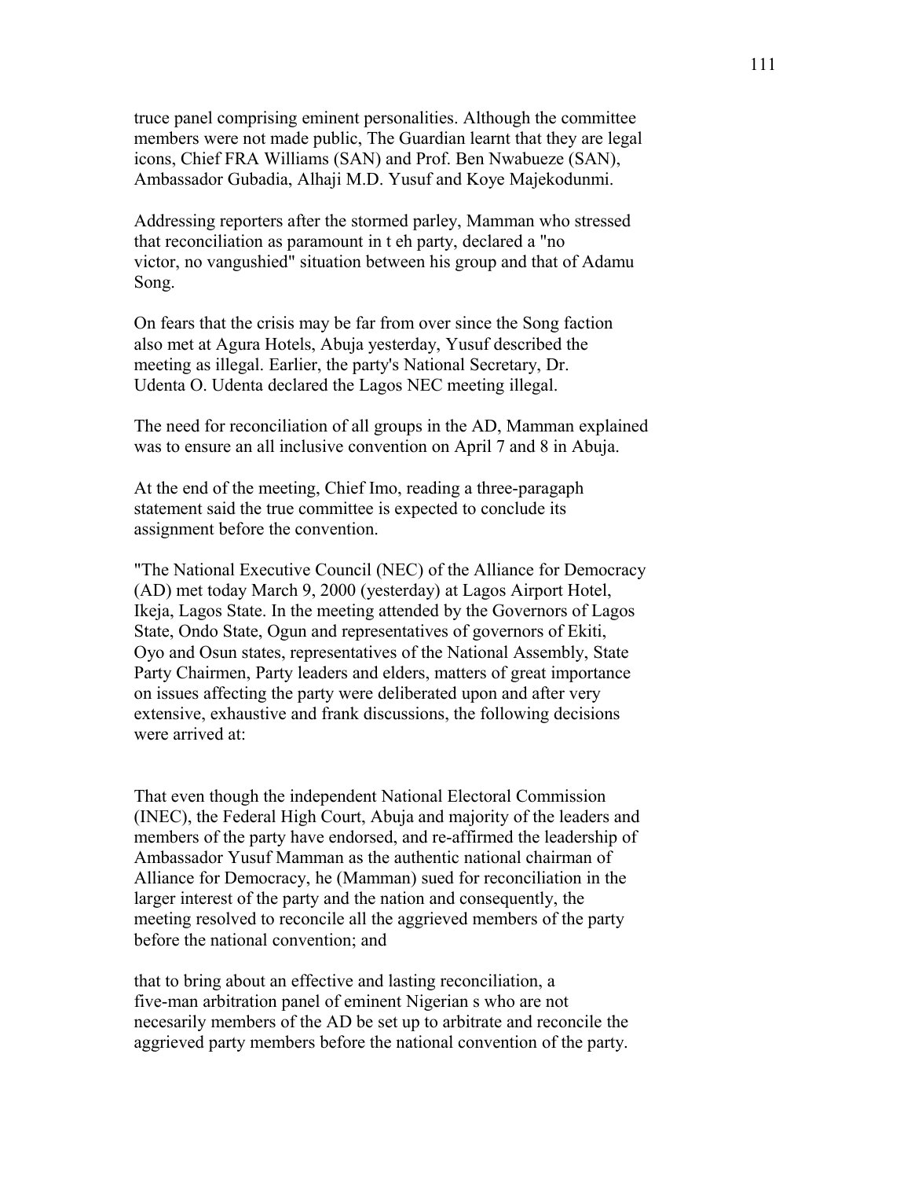truce panel comprising eminent personalities. Although the committee members were not made public, The Guardian learnt that they are legal icons, Chief FRA Williams (SAN) and Prof. Ben Nwabueze (SAN), Ambassador Gubadia, Alhaji M.D. Yusuf and Koye Majekodunmi.

Addressing reporters after the stormed parley, Mamman who stressed that reconciliation as paramount in t eh party, declared a "no victor, no vangushied" situation between his group and that of Adamu Song.

On fears that the crisis may be far from over since the Song faction also met at Agura Hotels, Abuja yesterday, Yusuf described the meeting as illegal. Earlier, the party's National Secretary, Dr. Udenta O. Udenta declared the Lagos NEC meeting illegal.

The need for reconciliation of all groups in the AD, Mamman explained was to ensure an all inclusive convention on April 7 and 8 in Abuja.

At the end of the meeting, Chief Imo, reading a three-paragaph statement said the true committee is expected to conclude its assignment before the convention.

"The National Executive Council (NEC) of the Alliance for Democracy (AD) met today March 9, 2000 (yesterday) at Lagos Airport Hotel, Ikeja, Lagos State. In the meeting attended by the Governors of Lagos State, Ondo State, Ogun and representatives of governors of Ekiti, Oyo and Osun states, representatives of the National Assembly, State Party Chairmen, Party leaders and elders, matters of great importance on issues affecting the party were deliberated upon and after very extensive, exhaustive and frank discussions, the following decisions were arrived at:

That even though the independent National Electoral Commission (INEC), the Federal High Court, Abuja and majority of the leaders and members of the party have endorsed, and re-affirmed the leadership of Ambassador Yusuf Mamman as the authentic national chairman of Alliance for Democracy, he (Mamman) sued for reconciliation in the larger interest of the party and the nation and consequently, the meeting resolved to reconcile all the aggrieved members of the party before the national convention; and

that to bring about an effective and lasting reconciliation, a five-man arbitration panel of eminent Nigerian s who are not necesarily members of the AD be set up to arbitrate and reconcile the aggrieved party members before the national convention of the party.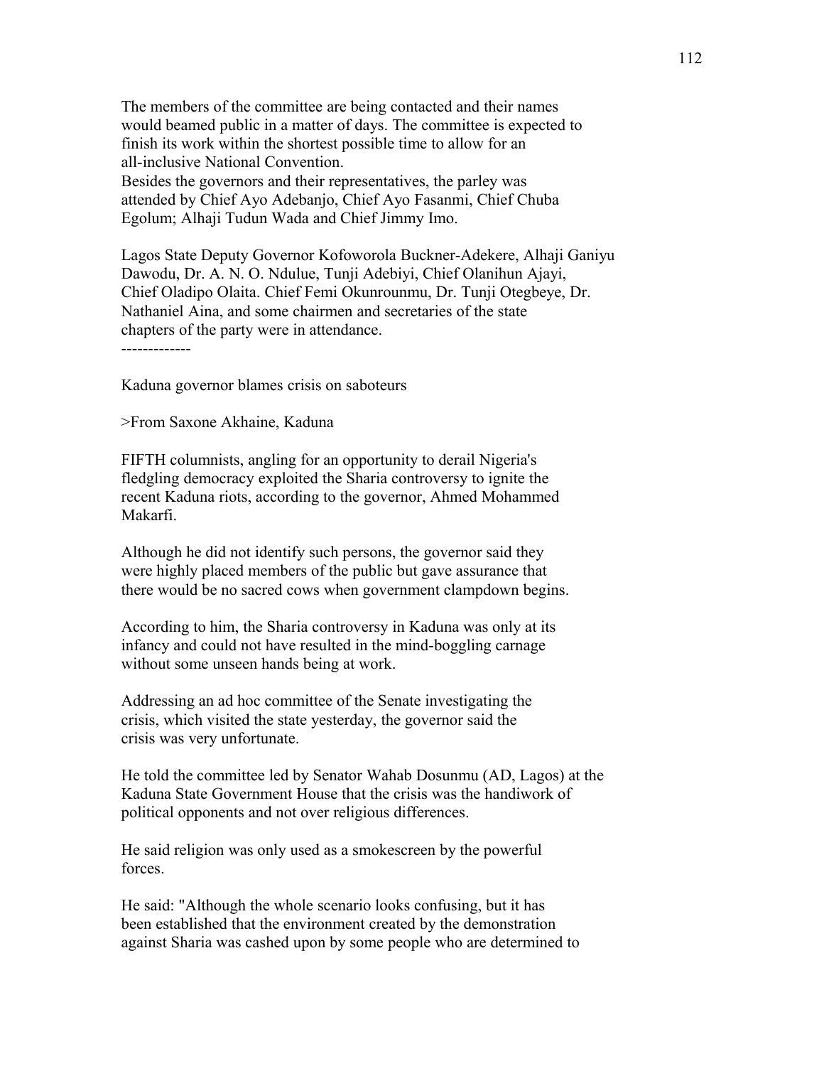The members of the committee are being contacted and their names would beamed public in a matter of days. The committee is expected to finish its work within the shortest possible time to allow for an all-inclusive National Convention.
Besides the governors and their representatives, the parley was attended by Chief Ayo Adebanjo, Chief Ayo Fasanmi, Chief Chuba Egolum; Alhaji Tudun Wada and Chief Jimmy Imo.

Lagos State Deputy Governor Kofoworola Buckner-Adekere, Alhaji Ganiyu Dawodu, Dr. A. N. O. Ndulue, Tunji Adebiyi, Chief Olanihun Ajayi, Chief Oladipo Olaita. Chief Femi Okunrounmu, Dr. Tunji Otegbeye, Dr. Nathaniel Aina, and some chairmen and secretaries of the state chapters of the party were in attendance.

-------------

Kaduna governor blames crisis on saboteurs

>From Saxone Akhaine, Kaduna

FIFTH columnists, angling for an opportunity to derail Nigeria's fledgling democracy exploited the Sharia controversy to ignite the recent Kaduna riots, according to the governor, Ahmed Mohammed Makarfi.

Although he did not identify such persons, the governor said they were highly placed members of the public but gave assurance that there would be no sacred cows when government clampdown begins.

According to him, the Sharia controversy in Kaduna was only at its infancy and could not have resulted in the mind-boggling carnage without some unseen hands being at work.

Addressing an ad hoc committee of the Senate investigating the crisis, which visited the state yesterday, the governor said the crisis was very unfortunate.

He told the committee led by Senator Wahab Dosunmu (AD, Lagos) at the Kaduna State Government House that the crisis was the handiwork of political opponents and not over religious differences.

He said religion was only used as a smokescreen by the powerful forces.

He said: "Although the whole scenario looks confusing, but it has been established that the environment created by the demonstration against Sharia was cashed upon by some people who are determined to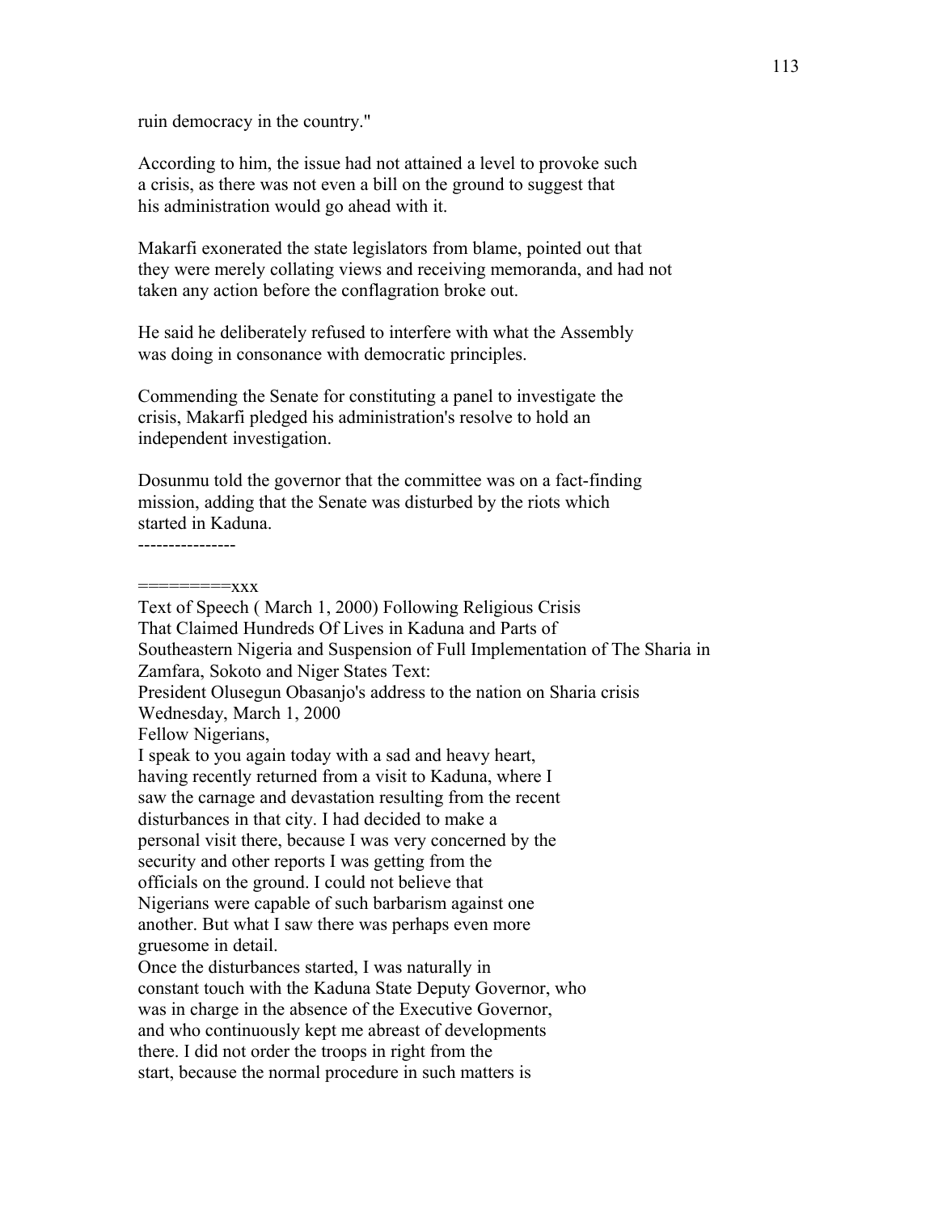ruin democracy in the country."

According to him, the issue had not attained a level to provoke such a crisis, as there was not even a bill on the ground to suggest that his administration would go ahead with it.

Makarfi exonerated the state legislators from blame, pointed out that they were merely collating views and receiving memoranda, and had not taken any action before the conflagration broke out.

He said he deliberately refused to interfere with what the Assembly was doing in consonance with democratic principles.

Commending the Senate for constituting a panel to investigate the crisis, Makarfi pledged his administration's resolve to hold an independent investigation.

Dosunmu told the governor that the committee was on a fact-finding mission, adding that the Senate was disturbed by the riots which started in Kaduna.

----------------

=========xxx

Text of Speech ( March 1, 2000) Following Religious Crisis That Claimed Hundreds Of Lives in Kaduna and Parts of Southeastern Nigeria and Suspension of Full Implementation of The Sharia in Zamfara, Sokoto and Niger States Text:

President Olusegun Obasanjo's address to the nation on Sharia crisis

Wednesday, March 1, 2000

Fellow Nigerians,

I speak to you again today with a sad and heavy heart, having recently returned from a visit to Kaduna, where I saw the carnage and devastation resulting from the recent disturbances in that city. I had decided to make a personal visit there, because I was very concerned by the security and other reports I was getting from the officials on the ground. I could not believe that Nigerians were capable of such barbarism against one another. But what I saw there was perhaps even more gruesome in detail.

Once the disturbances started, I was naturally in constant touch with the Kaduna State Deputy Governor, who was in charge in the absence of the Executive Governor, and who continuously kept me abreast of developments there. I did not order the troops in right from the start, because the normal procedure in such matters is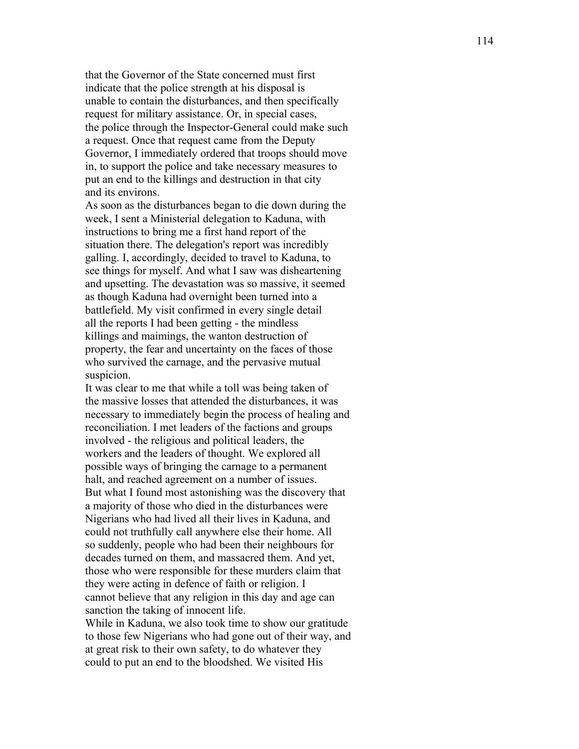that the Governor of the State concerned must first indicate that the police strength at his disposal is unable to contain the disturbances, and then specifically request for military assistance. Or, in special cases, the police through the Inspector-General could make such a request. Once that request came from the Deputy Governor, I immediately ordered that troops should move in, to support the police and take necessary measures to put an end to the killings and destruction in that city and its environs.

As soon as the disturbances began to die down during the week, I sent a Ministerial delegation to Kaduna, with instructions to bring me a first hand report of the situation there. The delegation's report was incredibly galling. I, accordingly, decided to travel to Kaduna, to see things for myself. And what I saw was disheartening and upsetting. The devastation was so massive, it seemed as though Kaduna had overnight been turned into a battlefield. My visit confirmed in every single detail all the reports I had been getting - the mindless killings and maimings, the wanton destruction of property, the fear and uncertainty on the faces of those who survived the carnage, and the pervasive mutual suspicion.

It was clear to me that while a toll was being taken of the massive losses that attended the disturbances, it was necessary to immediately begin the process of healing and reconciliation. I met leaders of the factions and groups involved - the religious and political leaders, the workers and the leaders of thought. We explored all possible ways of bringing the carnage to a permanent halt, and reached agreement on a number of issues.

But what I found most astonishing was the discovery that a majority of those who died in the disturbances were Nigerians who had lived all their lives in Kaduna, and could not truthfully call anywhere else their home. All so suddenly, people who had been their neighbours for decades turned on them, and massacred them. And yet, those who were responsible for these murders claim that they were acting in defence of faith or religion. I cannot believe that any religion in this day and age can sanction the taking of innocent life.

While in Kaduna, we also took time to show our gratitude to those few Nigerians who had gone out of their way, and at great risk to their own safety, to do whatever they could to put an end to the bloodshed. We visited His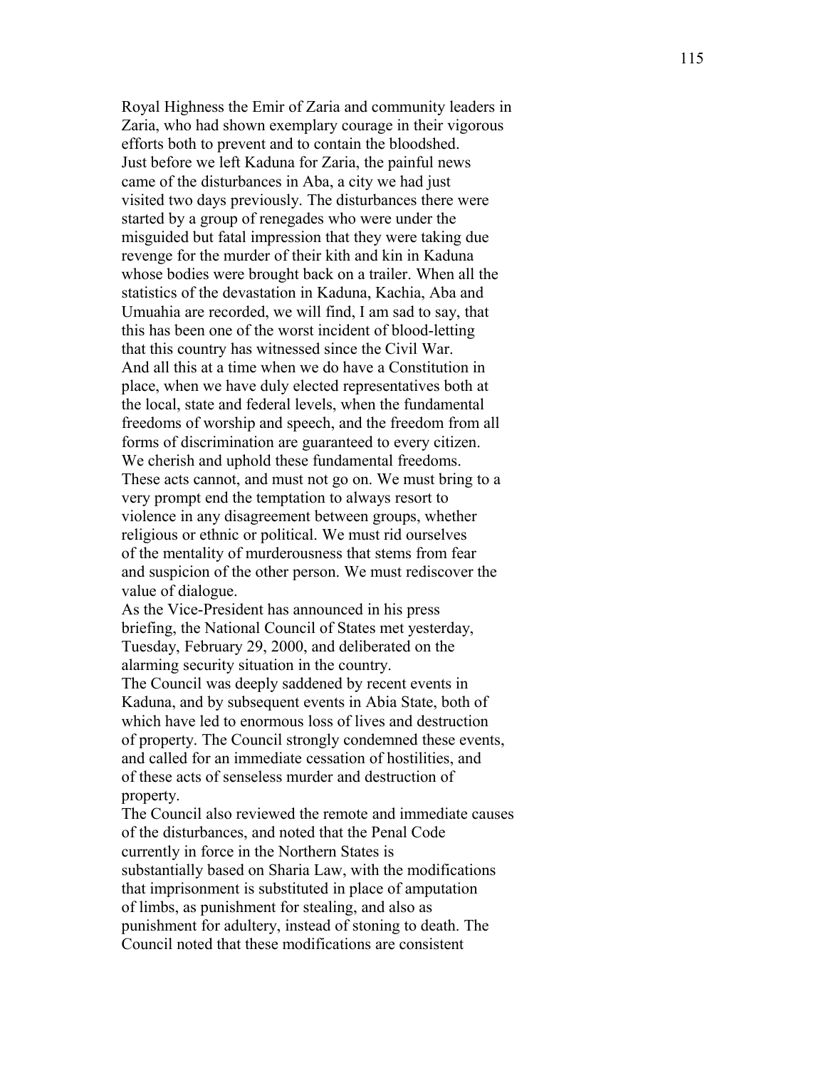Royal Highness the Emir of Zaria and community leaders in Zaria, who had shown exemplary courage in their vigorous efforts both to prevent and to contain the bloodshed.

Just before we left Kaduna for Zaria, the painful news came of the disturbances in Aba, a city we had just visited two days previously. The disturbances there were started by a group of renegades who were under the misguided but fatal impression that they were taking due revenge for the murder of their kith and kin in Kaduna whose bodies were brought back on a trailer. When all the statistics of the devastation in Kaduna, Kachia, Aba and Umuahia are recorded, we will find, I am sad to say, that this has been one of the worst incident of blood-letting that this country has witnessed since the Civil War.

And all this at a time when we do have a Constitution in place, when we have duly elected representatives both at the local, state and federal levels, when the fundamental freedoms of worship and speech, and the freedom from all forms of discrimination are guaranteed to every citizen. We cherish and uphold these fundamental freedoms.

These acts cannot, and must not go on. We must bring to a very prompt end the temptation to always resort to violence in any disagreement between groups, whether religious or ethnic or political. We must rid ourselves of the mentality of murderousness that stems from fear and suspicion of the other person. We must rediscover the value of dialogue.

As the Vice-President has announced in his press briefing, the National Council of States met yesterday, Tuesday, February 29, 2000, and deliberated on the alarming security situation in the country.

The Council was deeply saddened by recent events in Kaduna, and by subsequent events in Abia State, both of which have led to enormous loss of lives and destruction of property. The Council strongly condemned these events, and called for an immediate cessation of hostilities, and of these acts of senseless murder and destruction of property.

The Council also reviewed the remote and immediate causes of the disturbances, and noted that the Penal Code currently in force in the Northern States is substantially based on Sharia Law, with the modifications that imprisonment is substituted in place of amputation of limbs, as punishment for stealing, and also as punishment for adultery, instead of stoning to death. The Council noted that these modifications are consistent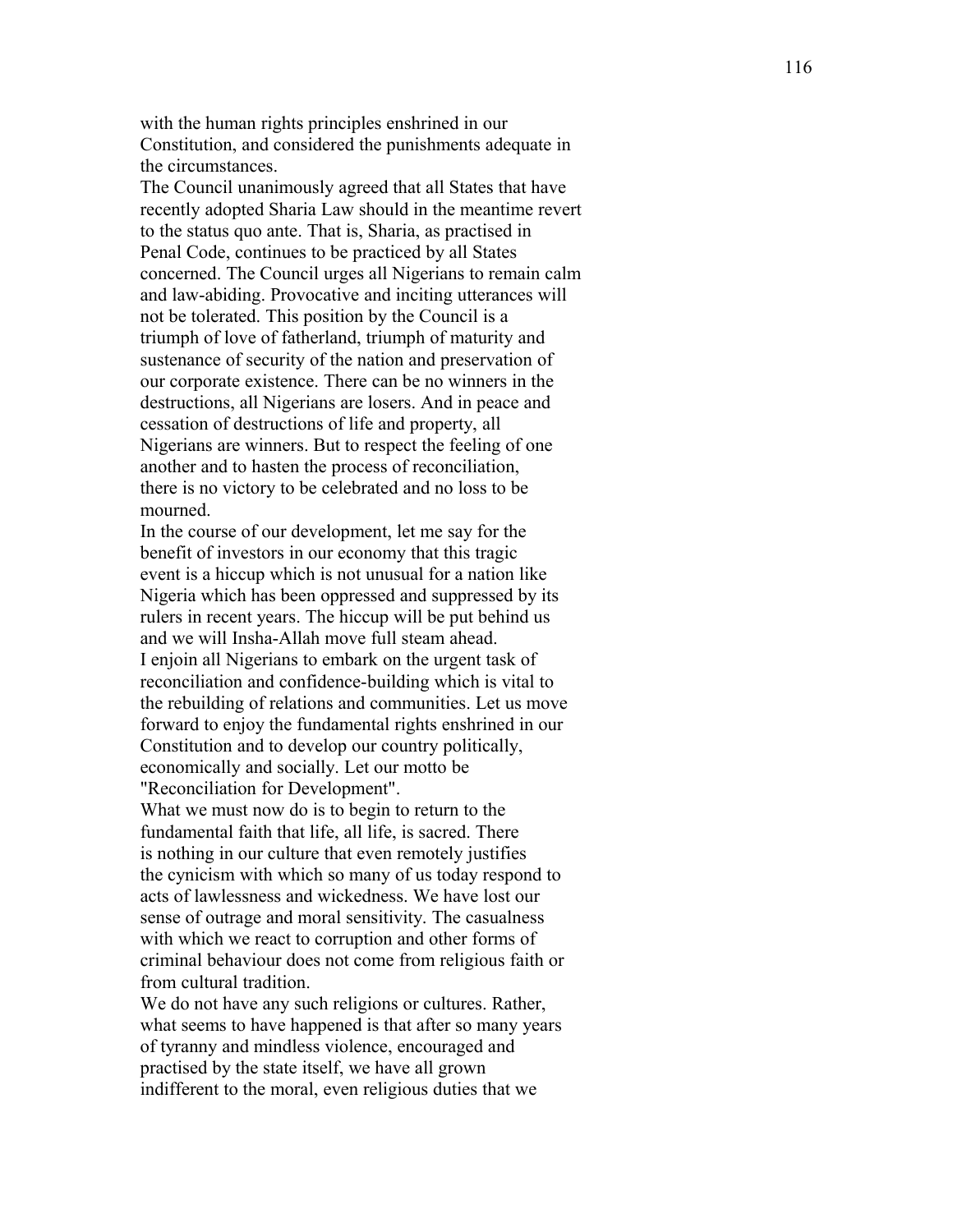with the human rights principles enshrined in our Constitution, and considered the punishments adequate in the circumstances.

The Council unanimously agreed that all States that have recently adopted Sharia Law should in the meantime revert to the status quo ante. That is, Sharia, as practised in Penal Code, continues to be practiced by all States concerned. The Council urges all Nigerians to remain calm and law-abiding. Provocative and inciting utterances will not be tolerated. This position by the Council is a triumph of love of fatherland, triumph of maturity and sustenance of security of the nation and preservation of our corporate existence. There can be no winners in the destructions, all Nigerians are losers. And in peace and cessation of destructions of life and property, all Nigerians are winners. But to respect the feeling of one another and to hasten the process of reconciliation, there is no victory to be celebrated and no loss to be mourned.

In the course of our development, let me say for the benefit of investors in our economy that this tragic event is a hiccup which is not unusual for a nation like Nigeria which has been oppressed and suppressed by its rulers in recent years. The hiccup will be put behind us and we will Insha-Allah move full steam ahead.

I enjoin all Nigerians to embark on the urgent task of reconciliation and confidence-building which is vital to the rebuilding of relations and communities. Let us move forward to enjoy the fundamental rights enshrined in our Constitution and to develop our country politically, economically and socially. Let our motto be "Reconciliation for Development".

What we must now do is to begin to return to the fundamental faith that life, all life, is sacred. There is nothing in our culture that even remotely justifies the cynicism with which so many of us today respond to acts of lawlessness and wickedness. We have lost our sense of outrage and moral sensitivity. The casualness with which we react to corruption and other forms of criminal behaviour does not come from religious faith or from cultural tradition.

We do not have any such religions or cultures. Rather, what seems to have happened is that after so many years of tyranny and mindless violence, encouraged and practised by the state itself, we have all grown indifferent to the moral, even religious duties that we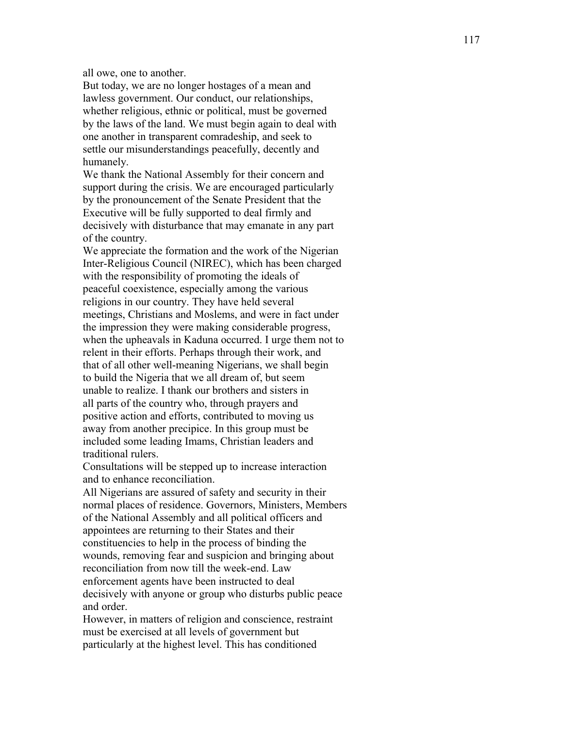all owe, one to another.

But today, we are no longer hostages of a mean and lawless government. Our conduct, our relationships, whether religious, ethnic or political, must be governed by the laws of the land. We must begin again to deal with one another in transparent comradeship, and seek to settle our misunderstandings peacefully, decently and humanely.

We thank the National Assembly for their concern and support during the crisis. We are encouraged particularly by the pronouncement of the Senate President that the Executive will be fully supported to deal firmly and decisively with disturbance that may emanate in any part of the country.

We appreciate the formation and the work of the Nigerian Inter-Religious Council (NIREC), which has been charged with the responsibility of promoting the ideals of peaceful coexistence, especially among the various religions in our country. They have held several meetings, Christians and Moslems, and were in fact under the impression they were making considerable progress, when the upheavals in Kaduna occurred. I urge them not to relent in their efforts. Perhaps through their work, and that of all other well-meaning Nigerians, we shall begin to build the Nigeria that we all dream of, but seem unable to realize. I thank our brothers and sisters in all parts of the country who, through prayers and positive action and efforts, contributed to moving us away from another precipice. In this group must be included some leading Imams, Christian leaders and traditional rulers.

Consultations will be stepped up to increase interaction and to enhance reconciliation.

All Nigerians are assured of safety and security in their normal places of residence. Governors, Ministers, Members of the National Assembly and all political officers and appointees are returning to their States and their constituencies to help in the process of binding the wounds, removing fear and suspicion and bringing about reconciliation from now till the week-end. Law enforcement agents have been instructed to deal decisively with anyone or group who disturbs public peace and order.

However, in matters of religion and conscience, restraint must be exercised at all levels of government but particularly at the highest level. This has conditioned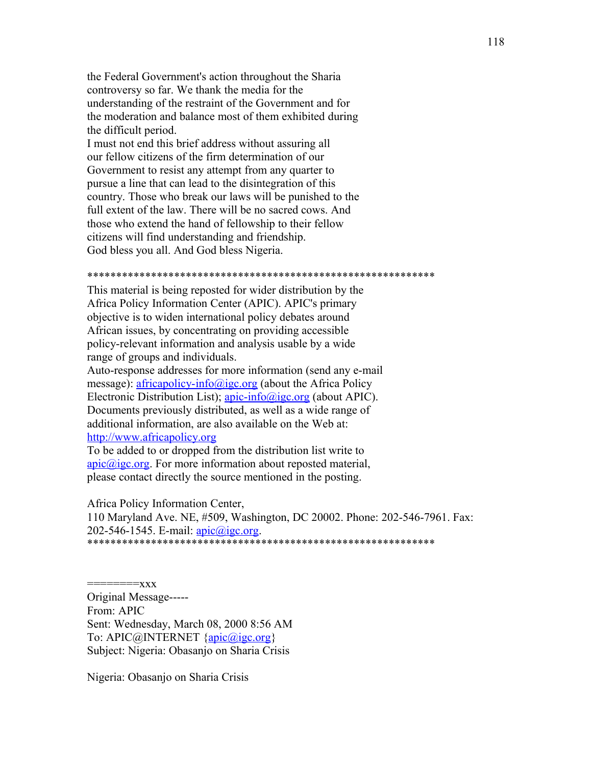the Federal Government's action throughout the Sharia controversy so far. We thank the media for the understanding of the restraint of the Government and for the moderation and balance most of them exhibited during the difficult period.

I must not end this brief address without assuring all our fellow citizens of the firm determination of our Government to resist any attempt from any quarter to pursue a line that can lead to the disintegration of this country. Those who break our laws will be punished to the full extent of the law. There will be no sacred cows. And those who extend the hand of fellowship to their fellow citizens will find understanding and friendship.

God bless you all. And God bless Nigeria.

************************************************************

This material is being reposted for wider distribution by the Africa Policy Information Center (APIC). APIC's primary objective is to widen international policy debates around African issues, by concentrating on providing accessible policy-relevant information and analysis usable by a wide range of groups and individuals.

Auto-response addresses for more information (send any e-mail message): africapolicy-info@igc.org (about the Africa Policy Electronic Distribution List); apic-info@igc.org (about APIC). Documents previously distributed, as well as a wide range of additional information, are also available on the Web at: http://www.africapolicy.org

To be added to or dropped from the distribution list write to apic@igc.org. For more information about reposted material, please contact directly the source mentioned in the posting.

Africa Policy Information Center,
110 Maryland Ave. NE, #509, Washington, DC 20002. Phone: 202-546-7961. Fax: 202-546-1545. E-mail: apic@igc.org.

************************************************************

========xxx

Original Message-----
From: APIC
Sent: Wednesday, March 08, 2000 8:56 AM
To: APIC@INTERNET {apic@igc.org}
Subject: Nigeria: Obasanjo on Sharia Crisis

Nigeria: Obasanjo on Sharia Crisis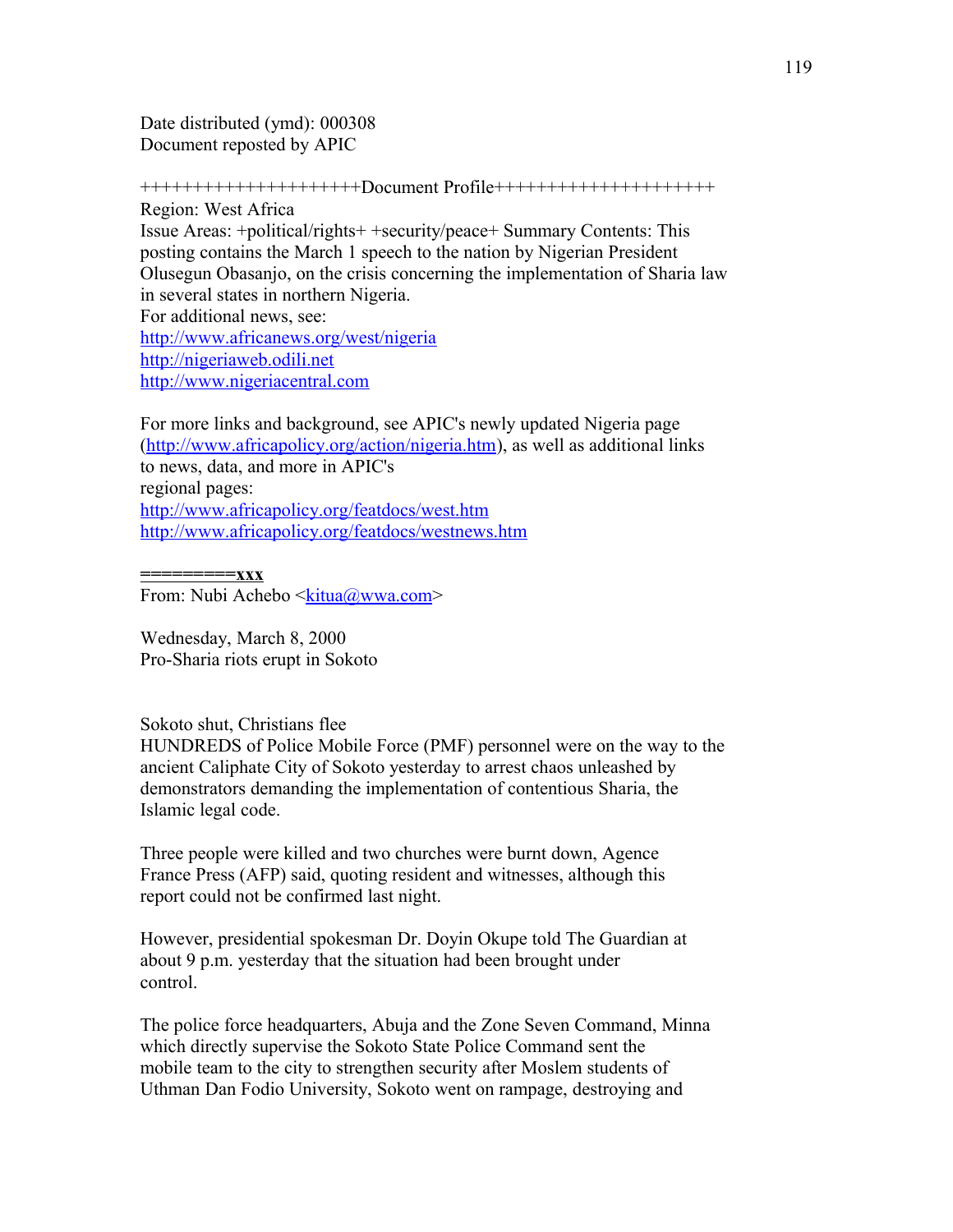Date distributed (ymd): 000308
Document reposted by APIC

+++++++++++++++++++++Document Profile+++++++++++++++++++++

Region: West Africa
Issue Areas: +political/rights+ +security/peace+ Summary Contents: This posting contains the March 1 speech to the nation by Nigerian President Olusegun Obasanjo, on the crisis concerning the implementation of Sharia law in several states in northern Nigeria.
For additional news, see:
http://www.africanews.org/west/nigeria
http://nigeriaweb.odili.net
http://www.nigeriacentral.com

For more links and background, see APIC's newly updated Nigeria page (http://www.africapolicy.org/action/nigeria.htm), as well as additional links to news, data, and more in APIC's
regional pages:
http://www.africapolicy.org/featdocs/west.htm
http://www.africapolicy.org/featdocs/westnews.htm

=========xxx
From: Nubi Achebo <kitua@wwa.com>

Wednesday, March 8, 2000
Pro-Sharia riots erupt in Sokoto

Sokoto shut, Christians flee
HUNDREDS of Police Mobile Force (PMF) personnel were on the way to the ancient Caliphate City of Sokoto yesterday to arrest chaos unleashed by demonstrators demanding the implementation of contentious Sharia, the Islamic legal code.

Three people were killed and two churches were burnt down, Agence France Press (AFP) said, quoting resident and witnesses, although this report could not be confirmed last night.

However, presidential spokesman Dr. Doyin Okupe told The Guardian at about 9 p.m. yesterday that the situation had been brought under control.

The police force headquarters, Abuja and the Zone Seven Command, Minna which directly supervise the Sokoto State Police Command sent the mobile team to the city to strengthen security after Moslem students of Uthman Dan Fodio University, Sokoto went on rampage, destroying and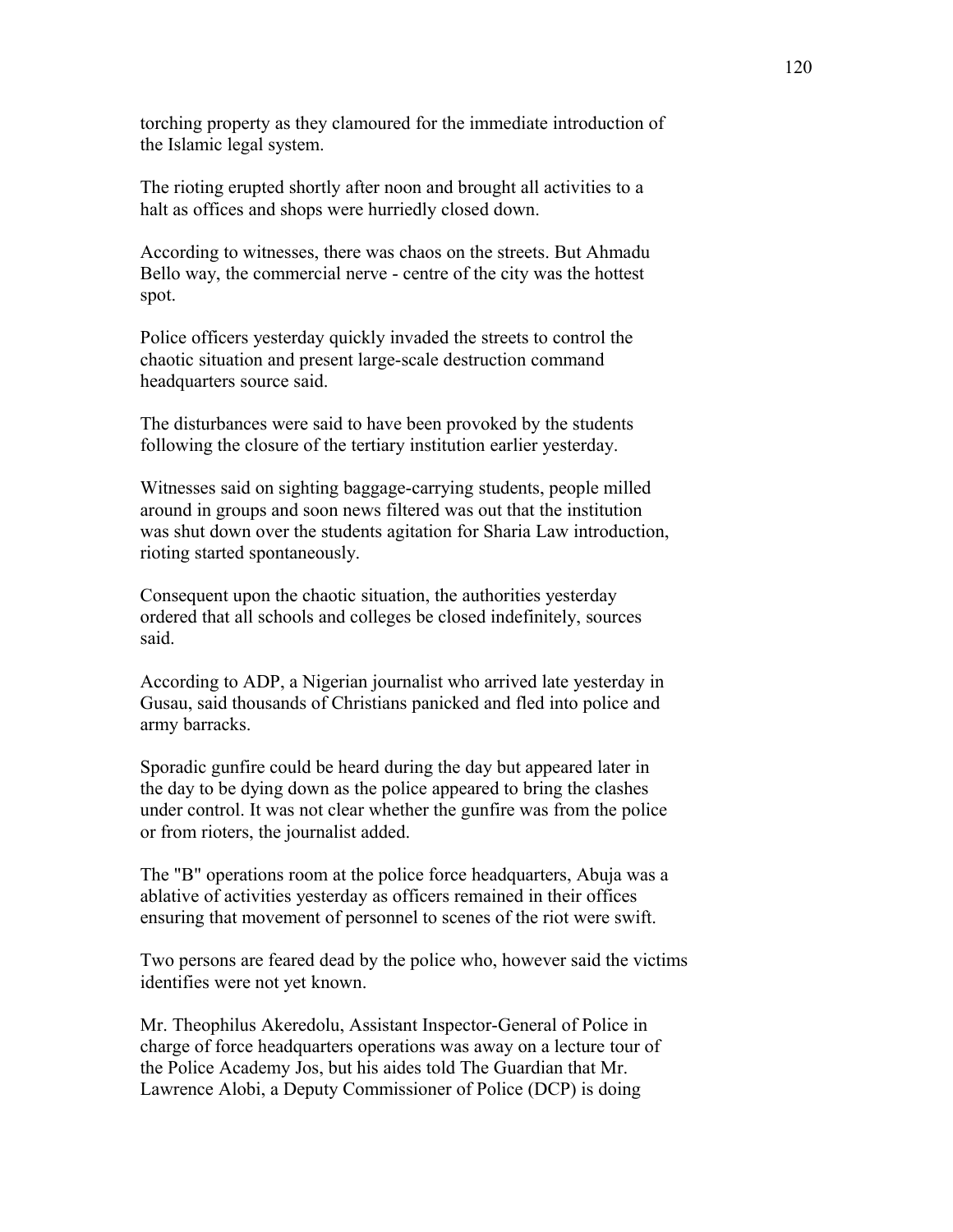torching property as they clamoured for the immediate introduction of the Islamic legal system.

The rioting erupted shortly after noon and brought all activities to a halt as offices and shops were hurriedly closed down.

According to witnesses, there was chaos on the streets. But Ahmadu Bello way, the commercial nerve - centre of the city was the hottest spot.

Police officers yesterday quickly invaded the streets to control the chaotic situation and present large-scale destruction command headquarters source said.

The disturbances were said to have been provoked by the students following the closure of the tertiary institution earlier yesterday.

Witnesses said on sighting baggage-carrying students, people milled around in groups and soon news filtered was out that the institution was shut down over the students agitation for Sharia Law introduction, rioting started spontaneously.

Consequent upon the chaotic situation, the authorities yesterday ordered that all schools and colleges be closed indefinitely, sources said.

According to ADP, a Nigerian journalist who arrived late yesterday in Gusau, said thousands of Christians panicked and fled into police and army barracks.

Sporadic gunfire could be heard during the day but appeared later in the day to be dying down as the police appeared to bring the clashes under control. It was not clear whether the gunfire was from the police or from rioters, the journalist added.

The "B" operations room at the police force headquarters, Abuja was a ablative of activities yesterday as officers remained in their offices ensuring that movement of personnel to scenes of the riot were swift.

Two persons are feared dead by the police who, however said the victims identifies were not yet known.

Mr. Theophilus Akeredolu, Assistant Inspector-General of Police in charge of force headquarters operations was away on a lecture tour of the Police Academy Jos, but his aides told The Guardian that Mr. Lawrence Alobi, a Deputy Commissioner of Police (DCP) is doing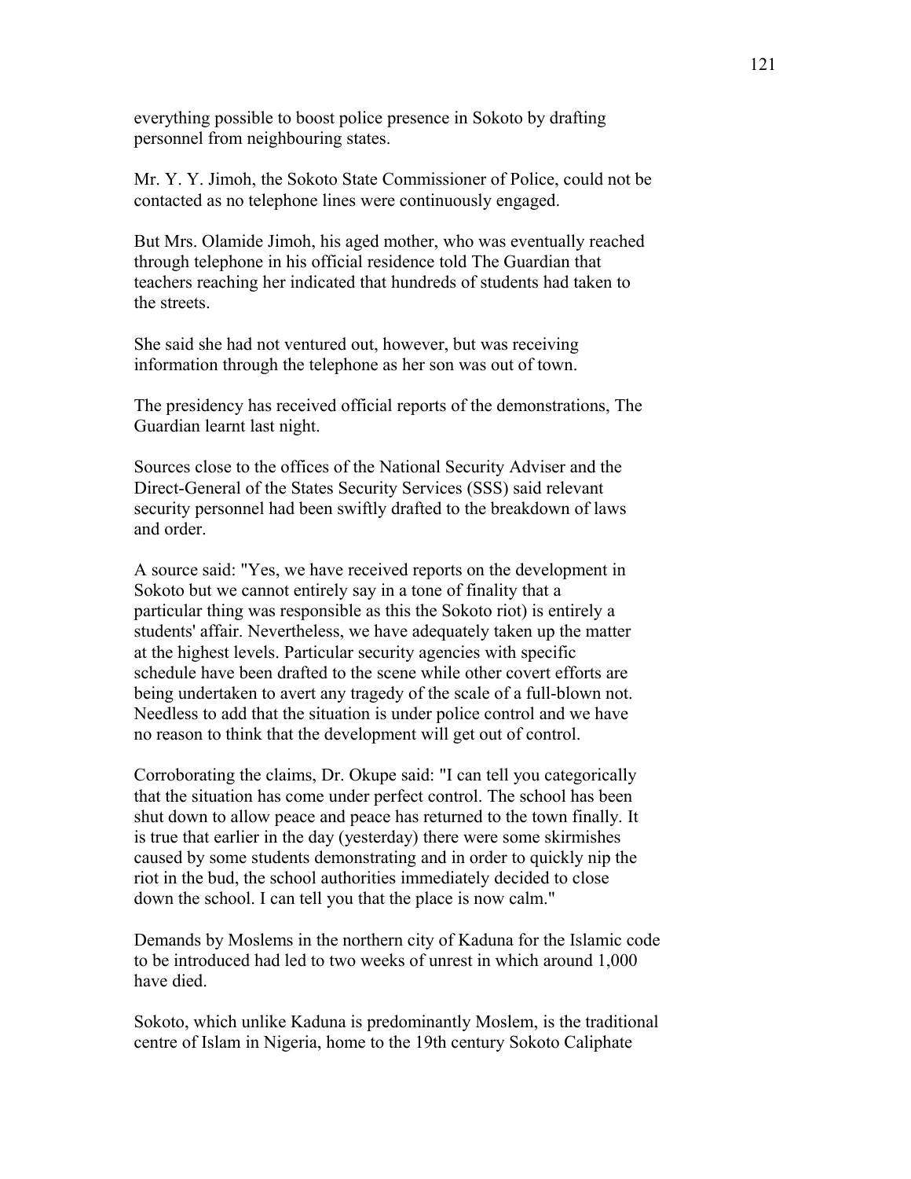everything possible to boost police presence in Sokoto by drafting personnel from neighbouring states.

Mr. Y. Y. Jimoh, the Sokoto State Commissioner of Police, could not be contacted as no telephone lines were continuously engaged.

But Mrs. Olamide Jimoh, his aged mother, who was eventually reached through telephone in his official residence told The Guardian that teachers reaching her indicated that hundreds of students had taken to the streets.

She said she had not ventured out, however, but was receiving information through the telephone as her son was out of town.

The presidency has received official reports of the demonstrations, The Guardian learnt last night.

Sources close to the offices of the National Security Adviser and the Direct-General of the States Security Services (SSS) said relevant security personnel had been swiftly drafted to the breakdown of laws and order.

A source said: "Yes, we have received reports on the development in Sokoto but we cannot entirely say in a tone of finality that a particular thing was responsible as this the Sokoto riot) is entirely a students' affair. Nevertheless, we have adequately taken up the matter at the highest levels. Particular security agencies with specific schedule have been drafted to the scene while other covert efforts are being undertaken to avert any tragedy of the scale of a full-blown not. Needless to add that the situation is under police control and we have no reason to think that the development will get out of control.

Corroborating the claims, Dr. Okupe said: "I can tell you categorically that the situation has come under perfect control. The school has been shut down to allow peace and peace has returned to the town finally. It is true that earlier in the day (yesterday) there were some skirmishes caused by some students demonstrating and in order to quickly nip the riot in the bud, the school authorities immediately decided to close down the school. I can tell you that the place is now calm."

Demands by Moslems in the northern city of Kaduna for the Islamic code to be introduced had led to two weeks of unrest in which around 1,000 have died.

Sokoto, which unlike Kaduna is predominantly Moslem, is the traditional centre of Islam in Nigeria, home to the 19th century Sokoto Caliphate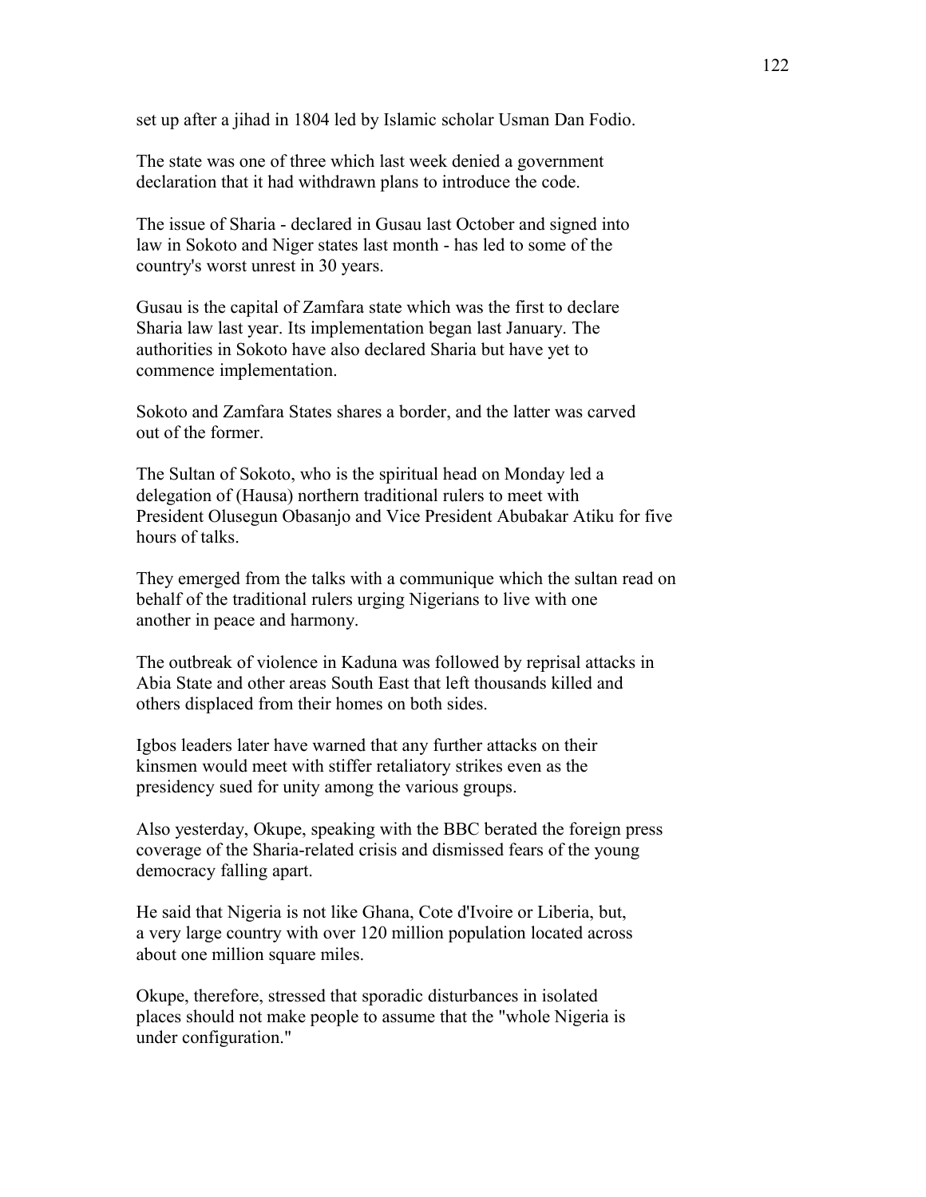set up after a jihad in 1804 led by Islamic scholar Usman Dan Fodio.

The state was one of three which last week denied a government declaration that it had withdrawn plans to introduce the code.

The issue of Sharia - declared in Gusau last October and signed into law in Sokoto and Niger states last month - has led to some of the country's worst unrest in 30 years.

Gusau is the capital of Zamfara state which was the first to declare Sharia law last year. Its implementation began last January. The authorities in Sokoto have also declared Sharia but have yet to commence implementation.

Sokoto and Zamfara States shares a border, and the latter was carved out of the former.

The Sultan of Sokoto, who is the spiritual head on Monday led a delegation of (Hausa) northern traditional rulers to meet with President Olusegun Obasanjo and Vice President Abubakar Atiku for five hours of talks.

They emerged from the talks with a communique which the sultan read on behalf of the traditional rulers urging Nigerians to live with one another in peace and harmony.

The outbreak of violence in Kaduna was followed by reprisal attacks in Abia State and other areas South East that left thousands killed and others displaced from their homes on both sides.

Igbos leaders later have warned that any further attacks on their kinsmen would meet with stiffer retaliatory strikes even as the presidency sued for unity among the various groups.

Also yesterday, Okupe, speaking with the BBC berated the foreign press coverage of the Sharia-related crisis and dismissed fears of the young democracy falling apart.

He said that Nigeria is not like Ghana, Cote d'Ivoire or Liberia, but, a very large country with over 120 million population located across about one million square miles.

Okupe, therefore, stressed that sporadic disturbances in isolated places should not make people to assume that the "whole Nigeria is under configuration."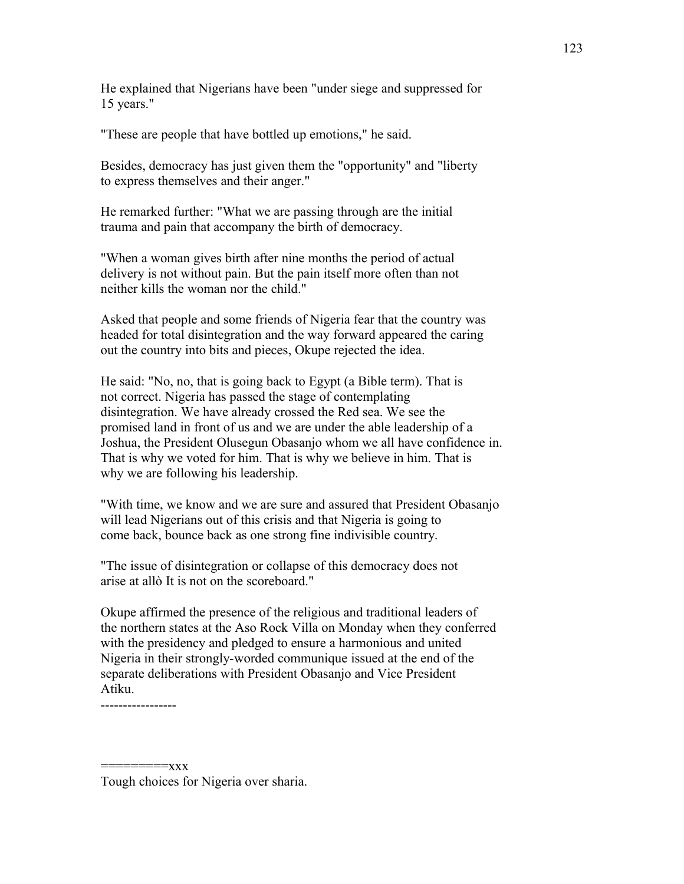He explained that Nigerians have been "under siege and suppressed for 15 years."

"These are people that have bottled up emotions," he said.

Besides, democracy has just given them the "opportunity" and "liberty to express themselves and their anger."

He remarked further: "What we are passing through are the initial trauma and pain that accompany the birth of democracy.

"When a woman gives birth after nine months the period of actual delivery is not without pain. But the pain itself more often than not neither kills the woman nor the child."

Asked that people and some friends of Nigeria fear that the country was headed for total disintegration and the way forward appeared the caring out the country into bits and pieces, Okupe rejected the idea.

He said: "No, no, that is going back to Egypt (a Bible term). That is not correct. Nigeria has passed the stage of contemplating disintegration. We have already crossed the Red sea. We see the promised land in front of us and we are under the able leadership of a Joshua, the President Olusegun Obasanjo whom we all have confidence in. That is why we voted for him. That is why we believe in him. That is why we are following his leadership.

"With time, we know and we are sure and assured that President Obasanjo will lead Nigerians out of this crisis and that Nigeria is going to come back, bounce back as one strong fine indivisible country.

"The issue of disintegration or collapse of this democracy does not arise at allò It is not on the scoreboard."

Okupe affirmed the presence of the religious and traditional leaders of the northern states at the Aso Rock Villa on Monday when they conferred with the presidency and pledged to ensure a harmonious and united Nigeria in their strongly-worded communique issued at the end of the separate deliberations with President Obasanjo and Vice President Atiku.

-----------------

=========xxx

Tough choices for Nigeria over sharia.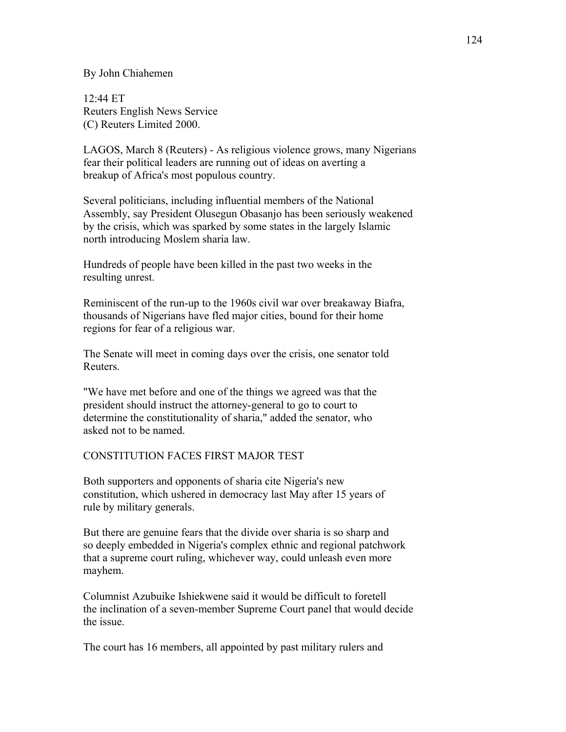By John Chiahemen

12:44 ET
Reuters English News Service
(C) Reuters Limited 2000.

LAGOS, March 8 (Reuters) - As religious violence grows, many Nigerians fear their political leaders are running out of ideas on averting a breakup of Africa's most populous country.

Several politicians, including influential members of the National Assembly, say President Olusegun Obasanjo has been seriously weakened by the crisis, which was sparked by some states in the largely Islamic north introducing Moslem sharia law.

Hundreds of people have been killed in the past two weeks in the resulting unrest.

Reminiscent of the run-up to the 1960s civil war over breakaway Biafra, thousands of Nigerians have fled major cities, bound for their home regions for fear of a religious war.

The Senate will meet in coming days over the crisis, one senator told Reuters.

"We have met before and one of the things we agreed was that the president should instruct the attorney-general to go to court to determine the constitutionality of sharia," added the senator, who asked not to be named.

CONSTITUTION FACES FIRST MAJOR TEST

Both supporters and opponents of sharia cite Nigeria's new constitution, which ushered in democracy last May after 15 years of rule by military generals.

But there are genuine fears that the divide over sharia is so sharp and so deeply embedded in Nigeria's complex ethnic and regional patchwork that a supreme court ruling, whichever way, could unleash even more mayhem.

Columnist Azubuike Ishiekwene said it would be difficult to foretell the inclination of a seven-member Supreme Court panel that would decide the issue.

The court has 16 members, all appointed by past military rulers and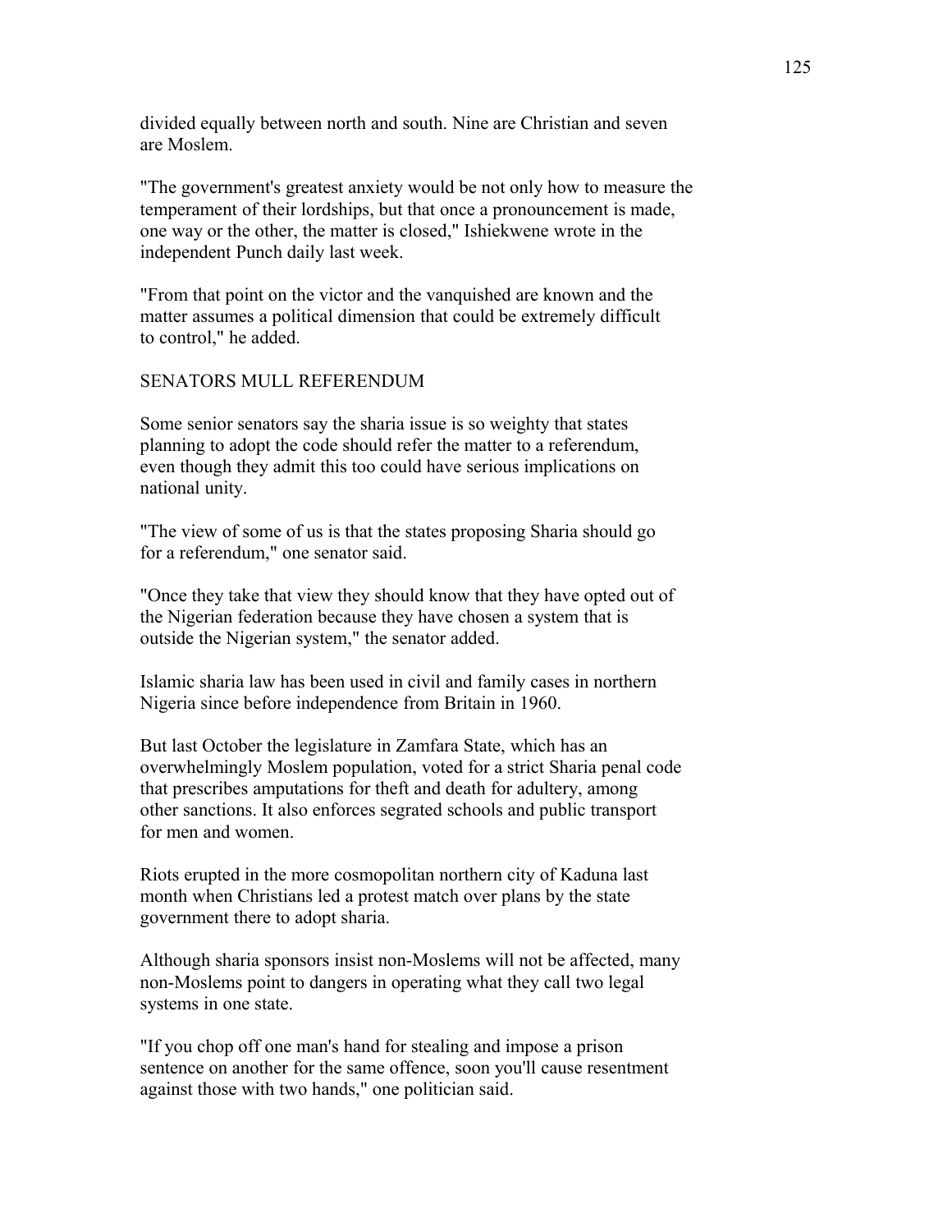divided equally between north and south. Nine are Christian and seven are Moslem.

"The government's greatest anxiety would be not only how to measure the temperament of their lordships, but that once a pronouncement is made, one way or the other, the matter is closed," Ishiekwene wrote in the independent Punch daily last week.

"From that point on the victor and the vanquished are known and the matter assumes a political dimension that could be extremely difficult to control," he added.

SENATORS MULL REFERENDUM

Some senior senators say the sharia issue is so weighty that states planning to adopt the code should refer the matter to a referendum, even though they admit this too could have serious implications on national unity.

"The view of some of us is that the states proposing Sharia should go for a referendum," one senator said.

"Once they take that view they should know that they have opted out of the Nigerian federation because they have chosen a system that is outside the Nigerian system," the senator added.

Islamic sharia law has been used in civil and family cases in northern Nigeria since before independence from Britain in 1960.

But last October the legislature in Zamfara State, which has an overwhelmingly Moslem population, voted for a strict Sharia penal code that prescribes amputations for theft and death for adultery, among other sanctions. It also enforces segrated schools and public transport for men and women.

Riots erupted in the more cosmopolitan northern city of Kaduna last month when Christians led a protest match over plans by the state government there to adopt sharia.

Although sharia sponsors insist non-Moslems will not be affected, many non-Moslems point to dangers in operating what they call two legal systems in one state.

"If you chop off one man's hand for stealing and impose a prison sentence on another for the same offence, soon you'll cause resentment against those with two hands," one politician said.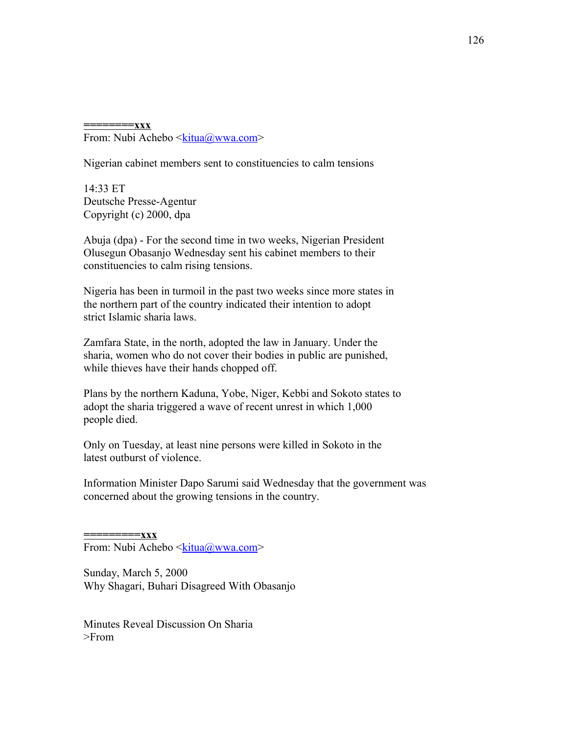**========xxx**
From: Nubi Achebo <kitua@wwa.com>

Nigerian cabinet members sent to constituencies to calm tensions

14:33 ET
Deutsche Presse-Agentur
Copyright (c) 2000, dpa

Abuja (dpa) - For the second time in two weeks, Nigerian President Olusegun Obasanjo Wednesday sent his cabinet members to their constituencies to calm rising tensions.

Nigeria has been in turmoil in the past two weeks since more states in the northern part of the country indicated their intention to adopt strict Islamic sharia laws.

Zamfara State, in the north, adopted the law in January. Under the sharia, women who do not cover their bodies in public are punished, while thieves have their hands chopped off.

Plans by the northern Kaduna, Yobe, Niger, Kebbi and Sokoto states to adopt the sharia triggered a wave of recent unrest in which 1,000 people died.

Only on Tuesday, at least nine persons were killed in Sokoto in the latest outburst of violence.

Information Minister Dapo Sarumi said Wednesday that the government was concerned about the growing tensions in the country.

**=========xxx**
From: Nubi Achebo <kitua@wwa.com>

Sunday, March 5, 2000
Why Shagari, Buhari Disagreed With Obasanjo

Minutes Reveal Discussion On Sharia
>From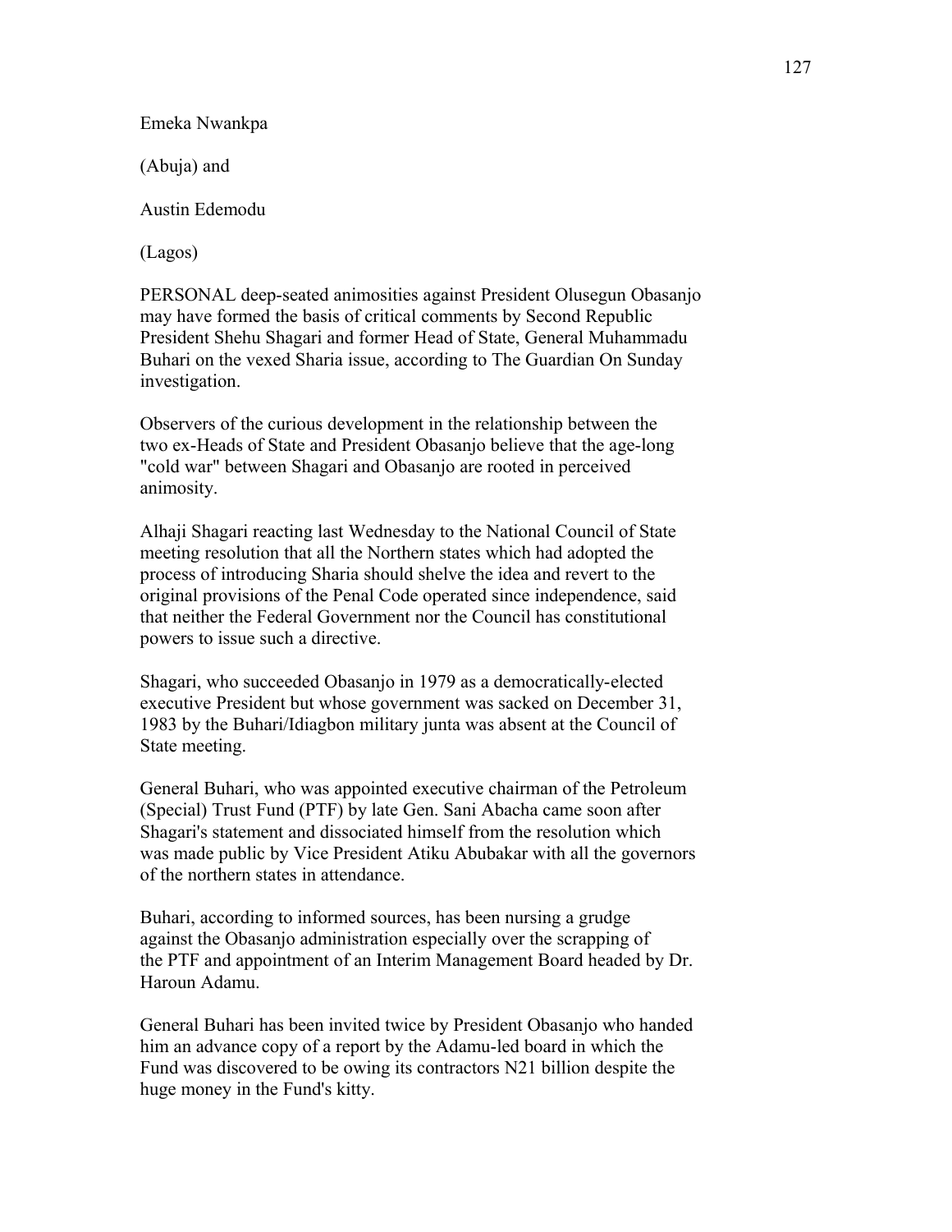Emeka Nwankpa

(Abuja) and

Austin Edemodu

(Lagos)

PERSONAL deep-seated animosities against President Olusegun Obasanjo may have formed the basis of critical comments by Second Republic President Shehu Shagari and former Head of State, General Muhammadu Buhari on the vexed Sharia issue, according to The Guardian On Sunday investigation.

Observers of the curious development in the relationship between the two ex-Heads of State and President Obasanjo believe that the age-long "cold war" between Shagari and Obasanjo are rooted in perceived animosity.

Alhaji Shagari reacting last Wednesday to the National Council of State meeting resolution that all the Northern states which had adopted the process of introducing Sharia should shelve the idea and revert to the original provisions of the Penal Code operated since independence, said that neither the Federal Government nor the Council has constitutional powers to issue such a directive.

Shagari, who succeeded Obasanjo in 1979 as a democratically-elected executive President but whose government was sacked on December 31, 1983 by the Buhari/Idiagbon military junta was absent at the Council of State meeting.

General Buhari, who was appointed executive chairman of the Petroleum (Special) Trust Fund (PTF) by late Gen. Sani Abacha came soon after Shagari's statement and dissociated himself from the resolution which was made public by Vice President Atiku Abubakar with all the governors of the northern states in attendance.

Buhari, according to informed sources, has been nursing a grudge against the Obasanjo administration especially over the scrapping of the PTF and appointment of an Interim Management Board headed by Dr. Haroun Adamu.

General Buhari has been invited twice by President Obasanjo who handed him an advance copy of a report by the Adamu-led board in which the Fund was discovered to be owing its contractors N21 billion despite the huge money in the Fund's kitty.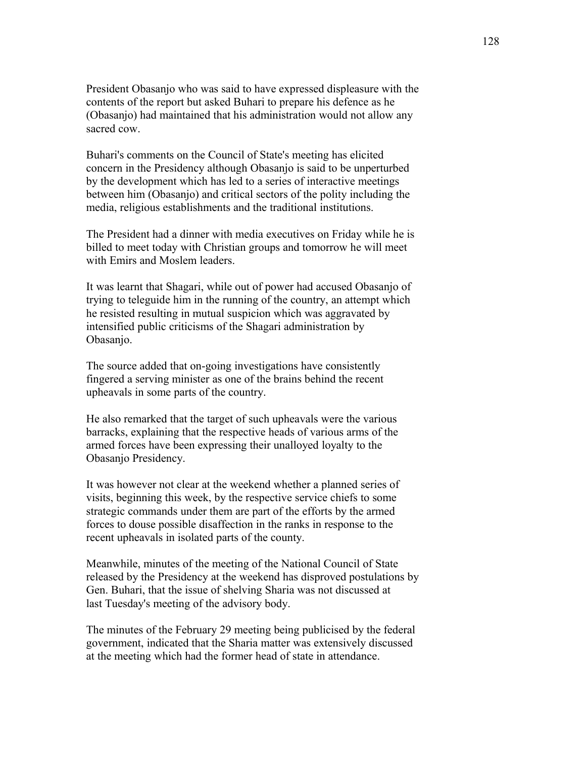President Obasanjo who was said to have expressed displeasure with the contents of the report but asked Buhari to prepare his defence as he (Obasanjo) had maintained that his administration would not allow any sacred cow.

Buhari's comments on the Council of State's meeting has elicited concern in the Presidency although Obasanjo is said to be unperturbed by the development which has led to a series of interactive meetings between him (Obasanjo) and critical sectors of the polity including the media, religious establishments and the traditional institutions.

The President had a dinner with media executives on Friday while he is billed to meet today with Christian groups and tomorrow he will meet with Emirs and Moslem leaders.

It was learnt that Shagari, while out of power had accused Obasanjo of trying to teleguide him in the running of the country, an attempt which he resisted resulting in mutual suspicion which was aggravated by intensified public criticisms of the Shagari administration by Obasanjo.

The source added that on-going investigations have consistently fingered a serving minister as one of the brains behind the recent upheavals in some parts of the country.

He also remarked that the target of such upheavals were the various barracks, explaining that the respective heads of various arms of the armed forces have been expressing their unalloyed loyalty to the Obasanjo Presidency.

It was however not clear at the weekend whether a planned series of visits, beginning this week, by the respective service chiefs to some strategic commands under them are part of the efforts by the armed forces to douse possible disaffection in the ranks in response to the recent upheavals in isolated parts of the county.

Meanwhile, minutes of the meeting of the National Council of State released by the Presidency at the weekend has disproved postulations by Gen. Buhari, that the issue of shelving Sharia was not discussed at last Tuesday's meeting of the advisory body.

The minutes of the February 29 meeting being publicised by the federal government, indicated that the Sharia matter was extensively discussed at the meeting which had the former head of state in attendance.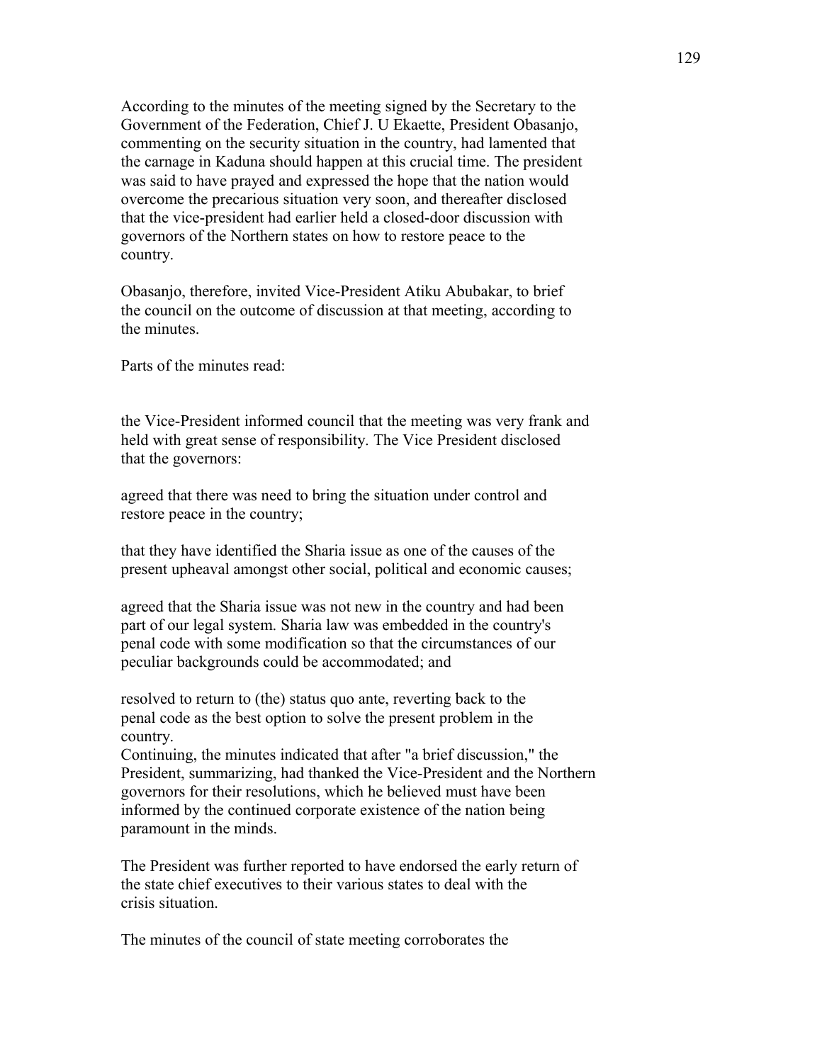According to the minutes of the meeting signed by the Secretary to the Government of the Federation, Chief J. U Ekaette, President Obasanjo, commenting on the security situation in the country, had lamented that the carnage in Kaduna should happen at this crucial time. The president was said to have prayed and expressed the hope that the nation would overcome the precarious situation very soon, and thereafter disclosed that the vice-president had earlier held a closed-door discussion with governors of the Northern states on how to restore peace to the country.

Obasanjo, therefore, invited Vice-President Atiku Abubakar, to brief the council on the outcome of discussion at that meeting, according to the minutes.

Parts of the minutes read:

the Vice-President informed council that the meeting was very frank and held with great sense of responsibility. The Vice President disclosed that the governors:

agreed that there was need to bring the situation under control and restore peace in the country;

that they have identified the Sharia issue as one of the causes of the present upheaval amongst other social, political and economic causes;

agreed that the Sharia issue was not new in the country and had been part of our legal system. Sharia law was embedded in the country's penal code with some modification so that the circumstances of our peculiar backgrounds could be accommodated; and

resolved to return to (the) status quo ante, reverting back to the penal code as the best option to solve the present problem in the country.

Continuing, the minutes indicated that after "a brief discussion," the President, summarizing, had thanked the Vice-President and the Northern governors for their resolutions, which he believed must have been informed by the continued corporate existence of the nation being paramount in the minds.

The President was further reported to have endorsed the early return of the state chief executives to their various states to deal with the crisis situation.

The minutes of the council of state meeting corroborates the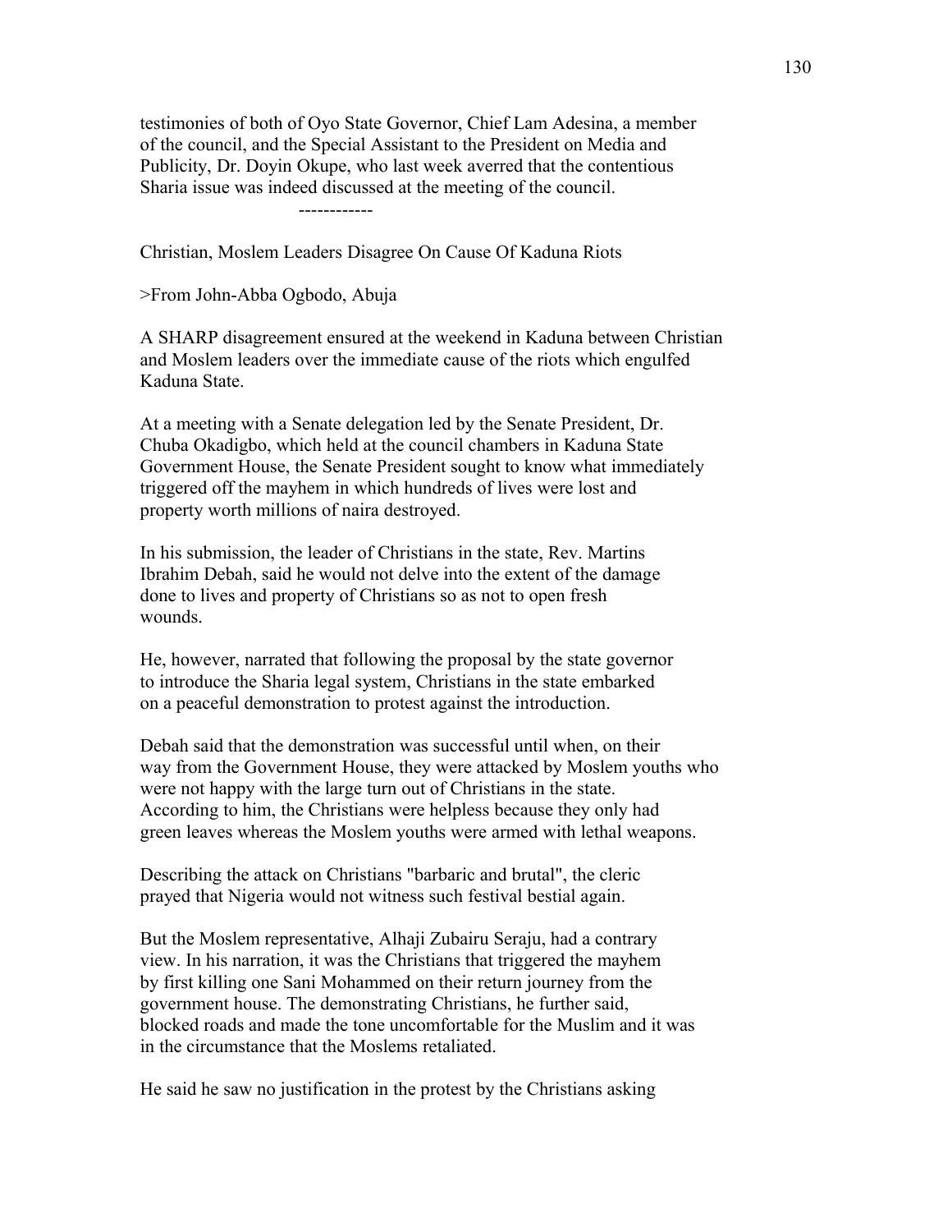testimonies of both of Oyo State Governor, Chief Lam Adesina, a member of the council, and the Special Assistant to the President on Media and Publicity, Dr. Doyin Okupe, who last week averred that the contentious Sharia issue was indeed discussed at the meeting of the council.

------------

Christian, Moslem Leaders Disagree On Cause Of Kaduna Riots

>From John-Abba Ogbodo, Abuja

A SHARP disagreement ensured at the weekend in Kaduna between Christian and Moslem leaders over the immediate cause of the riots which engulfed Kaduna State.

At a meeting with a Senate delegation led by the Senate President, Dr. Chuba Okadigbo, which held at the council chambers in Kaduna State Government House, the Senate President sought to know what immediately triggered off the mayhem in which hundreds of lives were lost and property worth millions of naira destroyed.

In his submission, the leader of Christians in the state, Rev. Martins Ibrahim Debah, said he would not delve into the extent of the damage done to lives and property of Christians so as not to open fresh wounds.

He, however, narrated that following the proposal by the state governor to introduce the Sharia legal system, Christians in the state embarked on a peaceful demonstration to protest against the introduction.

Debah said that the demonstration was successful until when, on their way from the Government House, they were attacked by Moslem youths who were not happy with the large turn out of Christians in the state. According to him, the Christians were helpless because they only had green leaves whereas the Moslem youths were armed with lethal weapons.

Describing the attack on Christians "barbaric and brutal", the cleric prayed that Nigeria would not witness such festival bestial again.

But the Moslem representative, Alhaji Zubairu Seraju, had a contrary view. In his narration, it was the Christians that triggered the mayhem by first killing one Sani Mohammed on their return journey from the government house. The demonstrating Christians, he further said, blocked roads and made the tone uncomfortable for the Muslim and it was in the circumstance that the Moslems retaliated.

He said he saw no justification in the protest by the Christians asking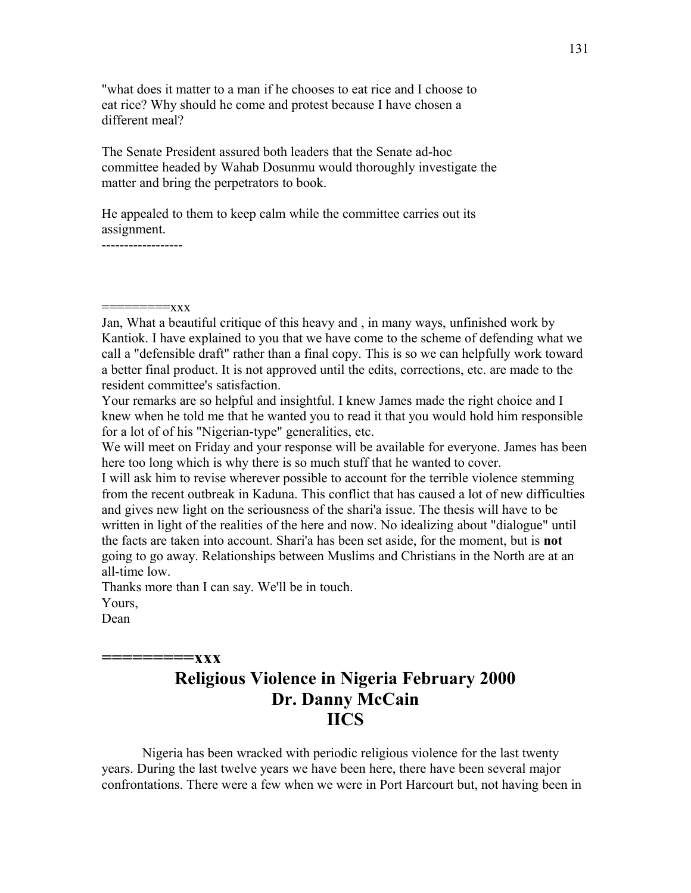"what does it matter to a man if he chooses to eat rice and I choose to eat rice? Why should he come and protest because I have chosen a different meal?

The Senate President assured both leaders that the Senate ad-hoc committee headed by Wahab Dosunmu would thoroughly investigate the matter and bring the perpetrators to book.

He appealed to them to keep calm while the committee carries out its assignment.

------------------

=========xxx

Jan, What a beautiful critique of this heavy and , in many ways, unfinished work by Kantiok. I have explained to you that we have come to the scheme of defending what we call a "defensible draft" rather than a final copy. This is so we can helpfully work toward a better final product. It is not approved until the edits, corrections, etc. are made to the resident committee's satisfaction.

Your remarks are so helpful and insightful. I knew James made the right choice and I knew when he told me that he wanted you to read it that you would hold him responsible for a lot of of his "Nigerian-type" generalities, etc.

We will meet on Friday and your response will be available for everyone. James has been here too long which is why there is so much stuff that he wanted to cover.

I will ask him to revise wherever possible to account for the terrible violence stemming from the recent outbreak in Kaduna. This conflict that has caused a lot of new difficulties and gives new light on the seriousness of the shari'a issue. The thesis will have to be written in light of the realities of the here and now. No idealizing about "dialogue" until the facts are taken into account. Shari'a has been set aside, for the moment, but is **not** going to go away. Relationships between Muslims and Christians in the North are at an all-time low.

Thanks more than I can say. We'll be in touch.

Yours,

Dean

**=========xxx**

# Religious Violence in Nigeria February 2000
## Dr. Danny McCain
## IICS

Nigeria has been wracked with periodic religious violence for the last twenty years. During the last twelve years we have been here, there have been several major confrontations. There were a few when we were in Port Harcourt but, not having been in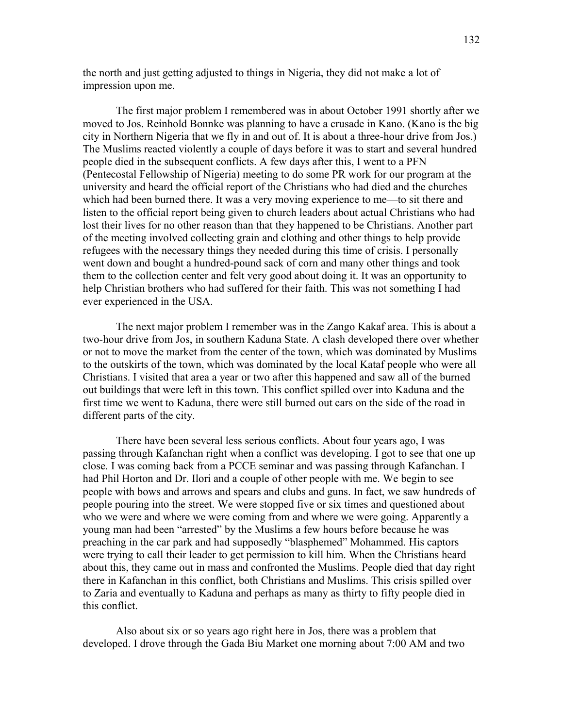the north and just getting adjusted to things in Nigeria, they did not make a lot of impression upon me.

The first major problem I remembered was in about October 1991 shortly after we moved to Jos. Reinhold Bonnke was planning to have a crusade in Kano. (Kano is the big city in Northern Nigeria that we fly in and out of. It is about a three-hour drive from Jos.) The Muslims reacted violently a couple of days before it was to start and several hundred people died in the subsequent conflicts. A few days after this, I went to a PFN (Pentecostal Fellowship of Nigeria) meeting to do some PR work for our program at the university and heard the official report of the Christians who had died and the churches which had been burned there. It was a very moving experience to me—to sit there and listen to the official report being given to church leaders about actual Christians who had lost their lives for no other reason than that they happened to be Christians. Another part of the meeting involved collecting grain and clothing and other things to help provide refugees with the necessary things they needed during this time of crisis. I personally went down and bought a hundred-pound sack of corn and many other things and took them to the collection center and felt very good about doing it. It was an opportunity to help Christian brothers who had suffered for their faith. This was not something I had ever experienced in the USA.

The next major problem I remember was in the Zango Kakaf area. This is about a two-hour drive from Jos, in southern Kaduna State. A clash developed there over whether or not to move the market from the center of the town, which was dominated by Muslims to the outskirts of the town, which was dominated by the local Kataf people who were all Christians. I visited that area a year or two after this happened and saw all of the burned out buildings that were left in this town. This conflict spilled over into Kaduna and the first time we went to Kaduna, there were still burned out cars on the side of the road in different parts of the city.

There have been several less serious conflicts. About four years ago, I was passing through Kafanchan right when a conflict was developing. I got to see that one up close. I was coming back from a PCCE seminar and was passing through Kafanchan. I had Phil Horton and Dr. Ilori and a couple of other people with me. We begin to see people with bows and arrows and spears and clubs and guns. In fact, we saw hundreds of people pouring into the street. We were stopped five or six times and questioned about who we were and where we were coming from and where we were going. Apparently a young man had been "arrested" by the Muslims a few hours before because he was preaching in the car park and had supposedly "blasphemed" Mohammed. His captors were trying to call their leader to get permission to kill him. When the Christians heard about this, they came out in mass and confronted the Muslims. People died that day right there in Kafanchan in this conflict, both Christians and Muslims. This crisis spilled over to Zaria and eventually to Kaduna and perhaps as many as thirty to fifty people died in this conflict.

Also about six or so years ago right here in Jos, there was a problem that developed. I drove through the Gada Biu Market one morning about 7:00 AM and two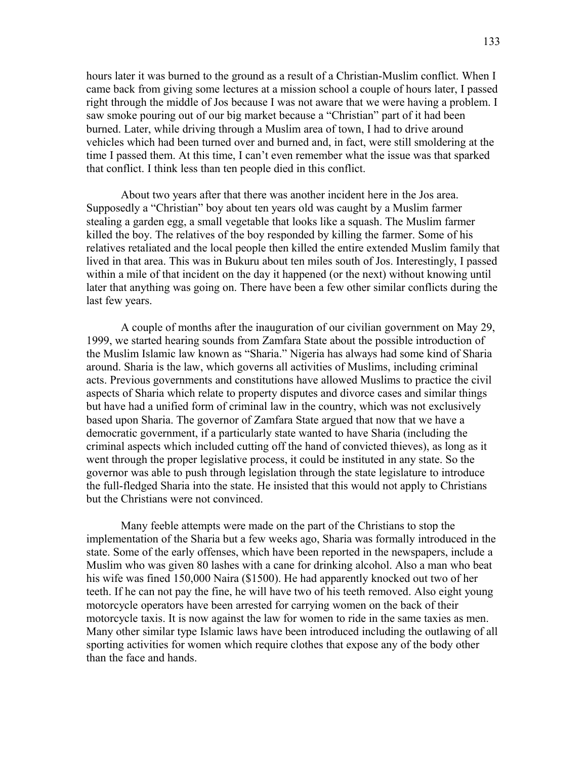hours later it was burned to the ground as a result of a Christian-Muslim conflict. When I came back from giving some lectures at a mission school a couple of hours later, I passed right through the middle of Jos because I was not aware that we were having a problem. I saw smoke pouring out of our big market because a "Christian" part of it had been burned. Later, while driving through a Muslim area of town, I had to drive around vehicles which had been turned over and burned and, in fact, were still smoldering at the time I passed them. At this time, I can't even remember what the issue was that sparked that conflict. I think less than ten people died in this conflict.

About two years after that there was another incident here in the Jos area. Supposedly a "Christian" boy about ten years old was caught by a Muslim farmer stealing a garden egg, a small vegetable that looks like a squash. The Muslim farmer killed the boy. The relatives of the boy responded by killing the farmer. Some of his relatives retaliated and the local people then killed the entire extended Muslim family that lived in that area. This was in Bukuru about ten miles south of Jos. Interestingly, I passed within a mile of that incident on the day it happened (or the next) without knowing until later that anything was going on. There have been a few other similar conflicts during the last few years.

A couple of months after the inauguration of our civilian government on May 29, 1999, we started hearing sounds from Zamfara State about the possible introduction of the Muslim Islamic law known as "Sharia." Nigeria has always had some kind of Sharia around. Sharia is the law, which governs all activities of Muslims, including criminal acts. Previous governments and constitutions have allowed Muslims to practice the civil aspects of Sharia which relate to property disputes and divorce cases and similar things but have had a unified form of criminal law in the country, which was not exclusively based upon Sharia. The governor of Zamfara State argued that now that we have a democratic government, if a particularly state wanted to have Sharia (including the criminal aspects which included cutting off the hand of convicted thieves), as long as it went through the proper legislative process, it could be instituted in any state. So the governor was able to push through legislation through the state legislature to introduce the full-fledged Sharia into the state. He insisted that this would not apply to Christians but the Christians were not convinced.

Many feeble attempts were made on the part of the Christians to stop the implementation of the Sharia but a few weeks ago, Sharia was formally introduced in the state. Some of the early offenses, which have been reported in the newspapers, include a Muslim who was given 80 lashes with a cane for drinking alcohol. Also a man who beat his wife was fined 150,000 Naira ($1500). He had apparently knocked out two of her teeth. If he can not pay the fine, he will have two of his teeth removed. Also eight young motorcycle operators have been arrested for carrying women on the back of their motorcycle taxis. It is now against the law for women to ride in the same taxies as men. Many other similar type Islamic laws have been introduced including the outlawing of all sporting activities for women which require clothes that expose any of the body other than the face and hands.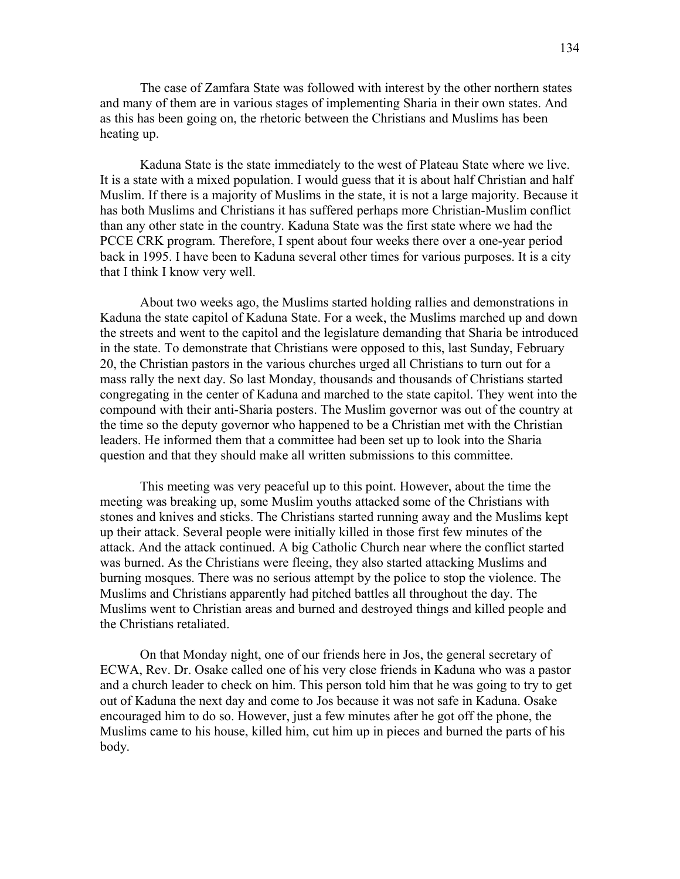The case of Zamfara State was followed with interest by the other northern states and many of them are in various stages of implementing Sharia in their own states. And as this has been going on, the rhetoric between the Christians and Muslims has been heating up.

Kaduna State is the state immediately to the west of Plateau State where we live. It is a state with a mixed population. I would guess that it is about half Christian and half Muslim. If there is a majority of Muslims in the state, it is not a large majority. Because it has both Muslims and Christians it has suffered perhaps more Christian-Muslim conflict than any other state in the country. Kaduna State was the first state where we had the PCCE CRK program. Therefore, I spent about four weeks there over a one-year period back in 1995. I have been to Kaduna several other times for various purposes. It is a city that I think I know very well.

About two weeks ago, the Muslims started holding rallies and demonstrations in Kaduna the state capitol of Kaduna State. For a week, the Muslims marched up and down the streets and went to the capitol and the legislature demanding that Sharia be introduced in the state. To demonstrate that Christians were opposed to this, last Sunday, February 20, the Christian pastors in the various churches urged all Christians to turn out for a mass rally the next day. So last Monday, thousands and thousands of Christians started congregating in the center of Kaduna and marched to the state capitol. They went into the compound with their anti-Sharia posters. The Muslim governor was out of the country at the time so the deputy governor who happened to be a Christian met with the Christian leaders. He informed them that a committee had been set up to look into the Sharia question and that they should make all written submissions to this committee.

This meeting was very peaceful up to this point. However, about the time the meeting was breaking up, some Muslim youths attacked some of the Christians with stones and knives and sticks. The Christians started running away and the Muslims kept up their attack. Several people were initially killed in those first few minutes of the attack. And the attack continued. A big Catholic Church near where the conflict started was burned. As the Christians were fleeing, they also started attacking Muslims and burning mosques. There was no serious attempt by the police to stop the violence. The Muslims and Christians apparently had pitched battles all throughout the day. The Muslims went to Christian areas and burned and destroyed things and killed people and the Christians retaliated.

On that Monday night, one of our friends here in Jos, the general secretary of ECWA, Rev. Dr. Osake called one of his very close friends in Kaduna who was a pastor and a church leader to check on him. This person told him that he was going to try to get out of Kaduna the next day and come to Jos because it was not safe in Kaduna. Osake encouraged him to do so. However, just a few minutes after he got off the phone, the Muslims came to his house, killed him, cut him up in pieces and burned the parts of his body.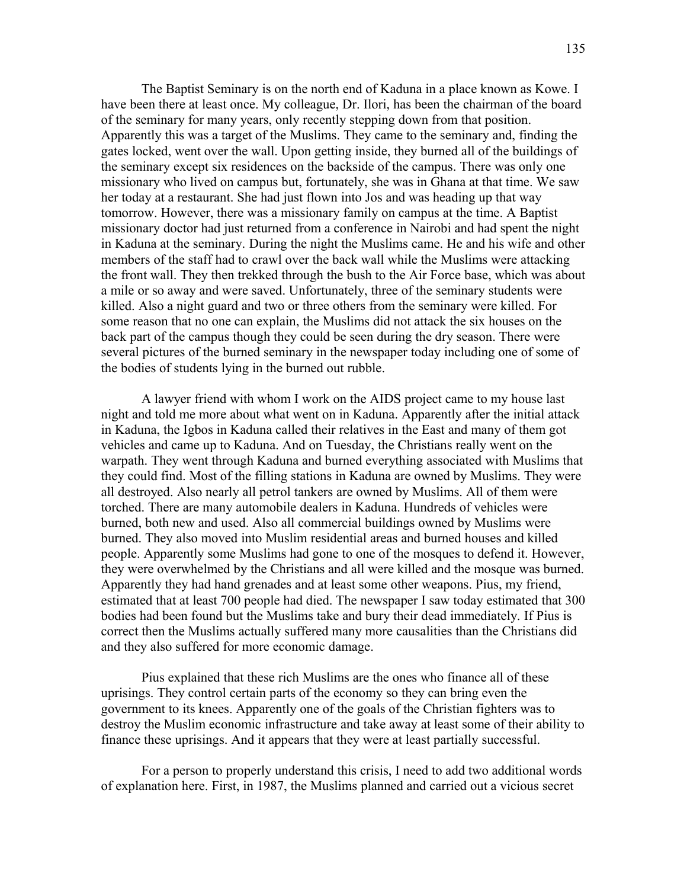The Baptist Seminary is on the north end of Kaduna in a place known as Kowe. I have been there at least once. My colleague, Dr. Ilori, has been the chairman of the board of the seminary for many years, only recently stepping down from that position. Apparently this was a target of the Muslims. They came to the seminary and, finding the gates locked, went over the wall. Upon getting inside, they burned all of the buildings of the seminary except six residences on the backside of the campus. There was only one missionary who lived on campus but, fortunately, she was in Ghana at that time. We saw her today at a restaurant. She had just flown into Jos and was heading up that way tomorrow. However, there was a missionary family on campus at the time. A Baptist missionary doctor had just returned from a conference in Nairobi and had spent the night in Kaduna at the seminary. During the night the Muslims came. He and his wife and other members of the staff had to crawl over the back wall while the Muslims were attacking the front wall. They then trekked through the bush to the Air Force base, which was about a mile or so away and were saved. Unfortunately, three of the seminary students were killed. Also a night guard and two or three others from the seminary were killed. For some reason that no one can explain, the Muslims did not attack the six houses on the back part of the campus though they could be seen during the dry season. There were several pictures of the burned seminary in the newspaper today including one of some of the bodies of students lying in the burned out rubble.

A lawyer friend with whom I work on the AIDS project came to my house last night and told me more about what went on in Kaduna. Apparently after the initial attack in Kaduna, the Igbos in Kaduna called their relatives in the East and many of them got vehicles and came up to Kaduna. And on Tuesday, the Christians really went on the warpath. They went through Kaduna and burned everything associated with Muslims that they could find. Most of the filling stations in Kaduna are owned by Muslims. They were all destroyed. Also nearly all petrol tankers are owned by Muslims. All of them were torched. There are many automobile dealers in Kaduna. Hundreds of vehicles were burned, both new and used. Also all commercial buildings owned by Muslims were burned. They also moved into Muslim residential areas and burned houses and killed people. Apparently some Muslims had gone to one of the mosques to defend it. However, they were overwhelmed by the Christians and all were killed and the mosque was burned. Apparently they had hand grenades and at least some other weapons. Pius, my friend, estimated that at least 700 people had died. The newspaper I saw today estimated that 300 bodies had been found but the Muslims take and bury their dead immediately. If Pius is correct then the Muslims actually suffered many more causalities than the Christians did and they also suffered for more economic damage.

Pius explained that these rich Muslims are the ones who finance all of these uprisings. They control certain parts of the economy so they can bring even the government to its knees. Apparently one of the goals of the Christian fighters was to destroy the Muslim economic infrastructure and take away at least some of their ability to finance these uprisings. And it appears that they were at least partially successful.

For a person to properly understand this crisis, I need to add two additional words of explanation here. First, in 1987, the Muslims planned and carried out a vicious secret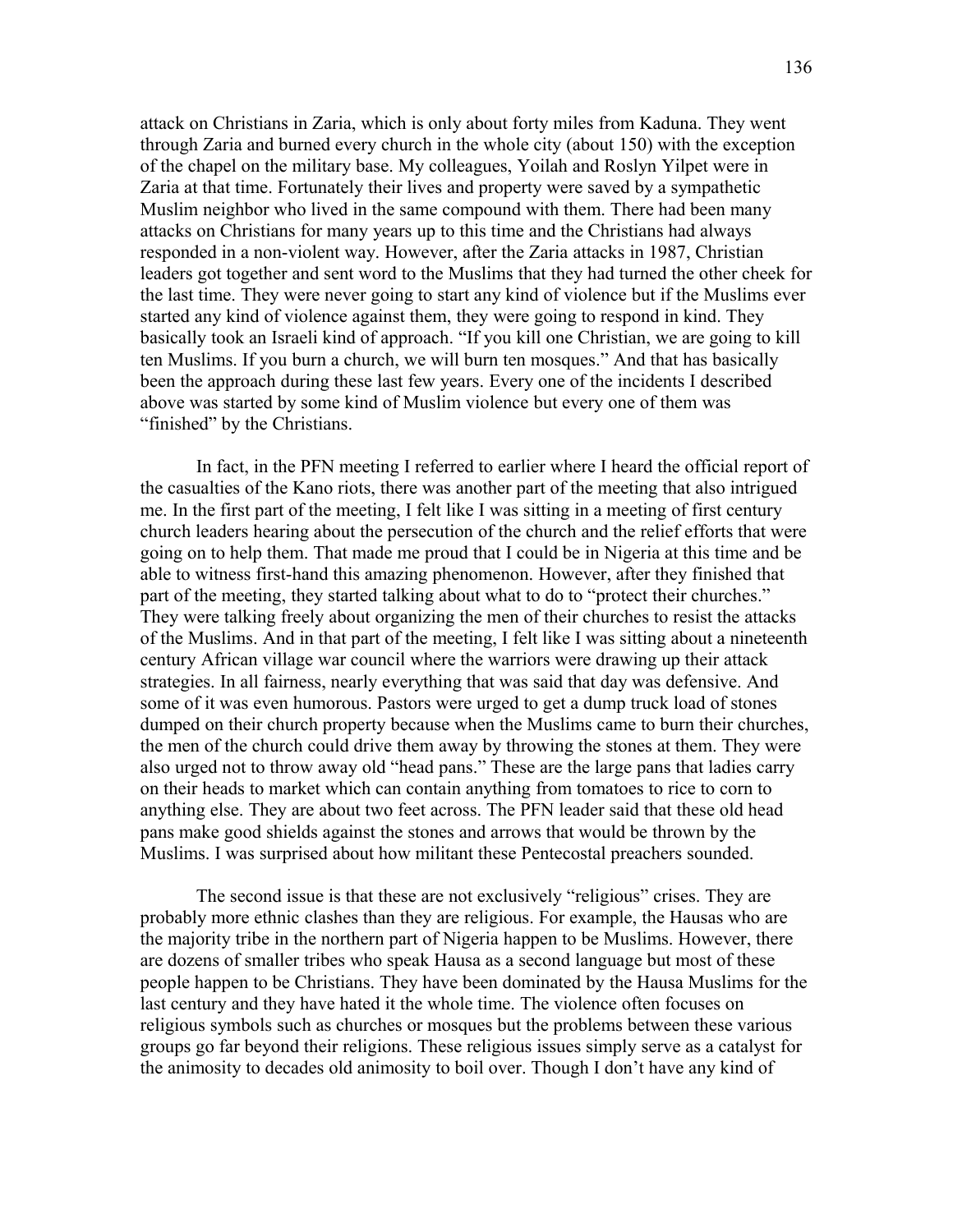attack on Christians in Zaria, which is only about forty miles from Kaduna. They went through Zaria and burned every church in the whole city (about 150) with the exception of the chapel on the military base. My colleagues, Yoilah and Roslyn Yilpet were in Zaria at that time. Fortunately their lives and property were saved by a sympathetic Muslim neighbor who lived in the same compound with them. There had been many attacks on Christians for many years up to this time and the Christians had always responded in a non-violent way. However, after the Zaria attacks in 1987, Christian leaders got together and sent word to the Muslims that they had turned the other cheek for the last time. They were never going to start any kind of violence but if the Muslims ever started any kind of violence against them, they were going to respond in kind. They basically took an Israeli kind of approach. "If you kill one Christian, we are going to kill ten Muslims. If you burn a church, we will burn ten mosques." And that has basically been the approach during these last few years. Every one of the incidents I described above was started by some kind of Muslim violence but every one of them was "finished" by the Christians.

In fact, in the PFN meeting I referred to earlier where I heard the official report of the casualties of the Kano riots, there was another part of the meeting that also intrigued me. In the first part of the meeting, I felt like I was sitting in a meeting of first century church leaders hearing about the persecution of the church and the relief efforts that were going on to help them. That made me proud that I could be in Nigeria at this time and be able to witness first-hand this amazing phenomenon. However, after they finished that part of the meeting, they started talking about what to do to "protect their churches." They were talking freely about organizing the men of their churches to resist the attacks of the Muslims. And in that part of the meeting, I felt like I was sitting about a nineteenth century African village war council where the warriors were drawing up their attack strategies. In all fairness, nearly everything that was said that day was defensive. And some of it was even humorous. Pastors were urged to get a dump truck load of stones dumped on their church property because when the Muslims came to burn their churches, the men of the church could drive them away by throwing the stones at them. They were also urged not to throw away old "head pans." These are the large pans that ladies carry on their heads to market which can contain anything from tomatoes to rice to corn to anything else. They are about two feet across. The PFN leader said that these old head pans make good shields against the stones and arrows that would be thrown by the Muslims. I was surprised about how militant these Pentecostal preachers sounded.

The second issue is that these are not exclusively "religious" crises. They are probably more ethnic clashes than they are religious. For example, the Hausas who are the majority tribe in the northern part of Nigeria happen to be Muslims. However, there are dozens of smaller tribes who speak Hausa as a second language but most of these people happen to be Christians. They have been dominated by the Hausa Muslims for the last century and they have hated it the whole time. The violence often focuses on religious symbols such as churches or mosques but the problems between these various groups go far beyond their religions. These religious issues simply serve as a catalyst for the animosity to decades old animosity to boil over. Though I don't have any kind of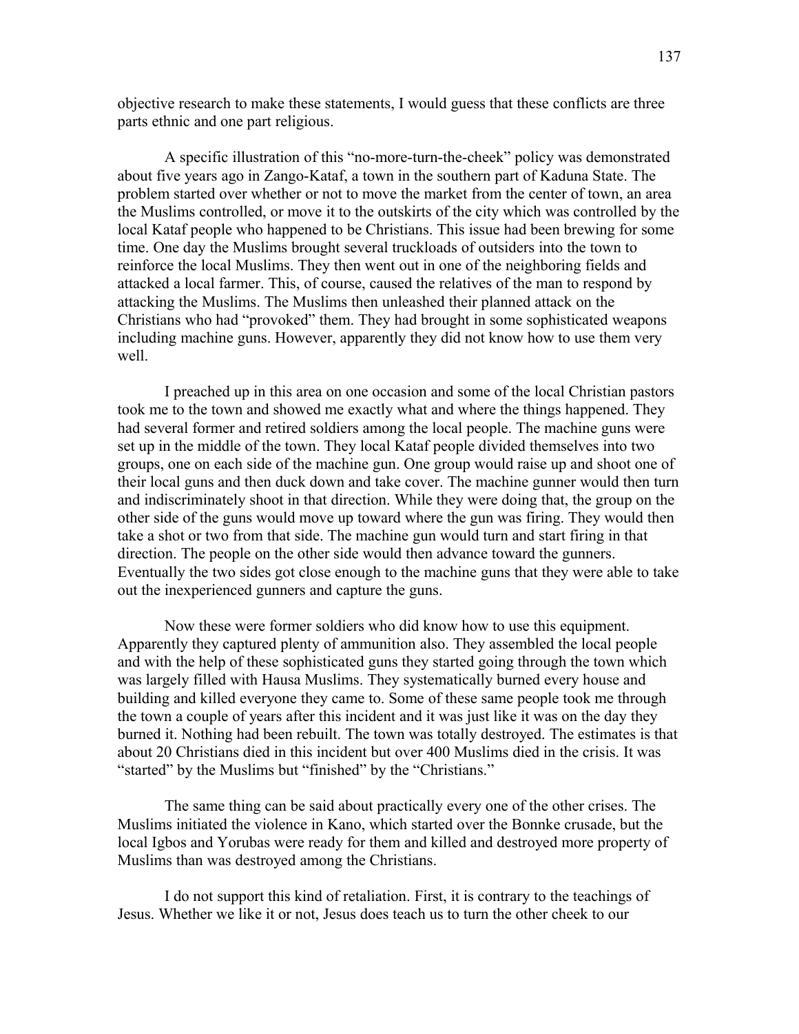objective research to make these statements, I would guess that these conflicts are three parts ethnic and one part religious.

A specific illustration of this "no-more-turn-the-cheek" policy was demonstrated about five years ago in Zango-Kataf, a town in the southern part of Kaduna State. The problem started over whether or not to move the market from the center of town, an area the Muslims controlled, or move it to the outskirts of the city which was controlled by the local Kataf people who happened to be Christians. This issue had been brewing for some time. One day the Muslims brought several truckloads of outsiders into the town to reinforce the local Muslims. They then went out in one of the neighboring fields and attacked a local farmer. This, of course, caused the relatives of the man to respond by attacking the Muslims. The Muslims then unleashed their planned attack on the Christians who had "provoked" them. They had brought in some sophisticated weapons including machine guns. However, apparently they did not know how to use them very well.

I preached up in this area on one occasion and some of the local Christian pastors took me to the town and showed me exactly what and where the things happened. They had several former and retired soldiers among the local people. The machine guns were set up in the middle of the town. They local Kataf people divided themselves into two groups, one on each side of the machine gun. One group would raise up and shoot one of their local guns and then duck down and take cover. The machine gunner would then turn and indiscriminately shoot in that direction. While they were doing that, the group on the other side of the guns would move up toward where the gun was firing. They would then take a shot or two from that side. The machine gun would turn and start firing in that direction. The people on the other side would then advance toward the gunners. Eventually the two sides got close enough to the machine guns that they were able to take out the inexperienced gunners and capture the guns.

Now these were former soldiers who did know how to use this equipment. Apparently they captured plenty of ammunition also. They assembled the local people and with the help of these sophisticated guns they started going through the town which was largely filled with Hausa Muslims. They systematically burned every house and building and killed everyone they came to. Some of these same people took me through the town a couple of years after this incident and it was just like it was on the day they burned it. Nothing had been rebuilt. The town was totally destroyed. The estimates is that about 20 Christians died in this incident but over 400 Muslims died in the crisis. It was "started" by the Muslims but "finished" by the "Christians."

The same thing can be said about practically every one of the other crises. The Muslims initiated the violence in Kano, which started over the Bonnke crusade, but the local Igbos and Yorubas were ready for them and killed and destroyed more property of Muslims than was destroyed among the Christians.

I do not support this kind of retaliation. First, it is contrary to the teachings of Jesus. Whether we like it or not, Jesus does teach us to turn the other cheek to our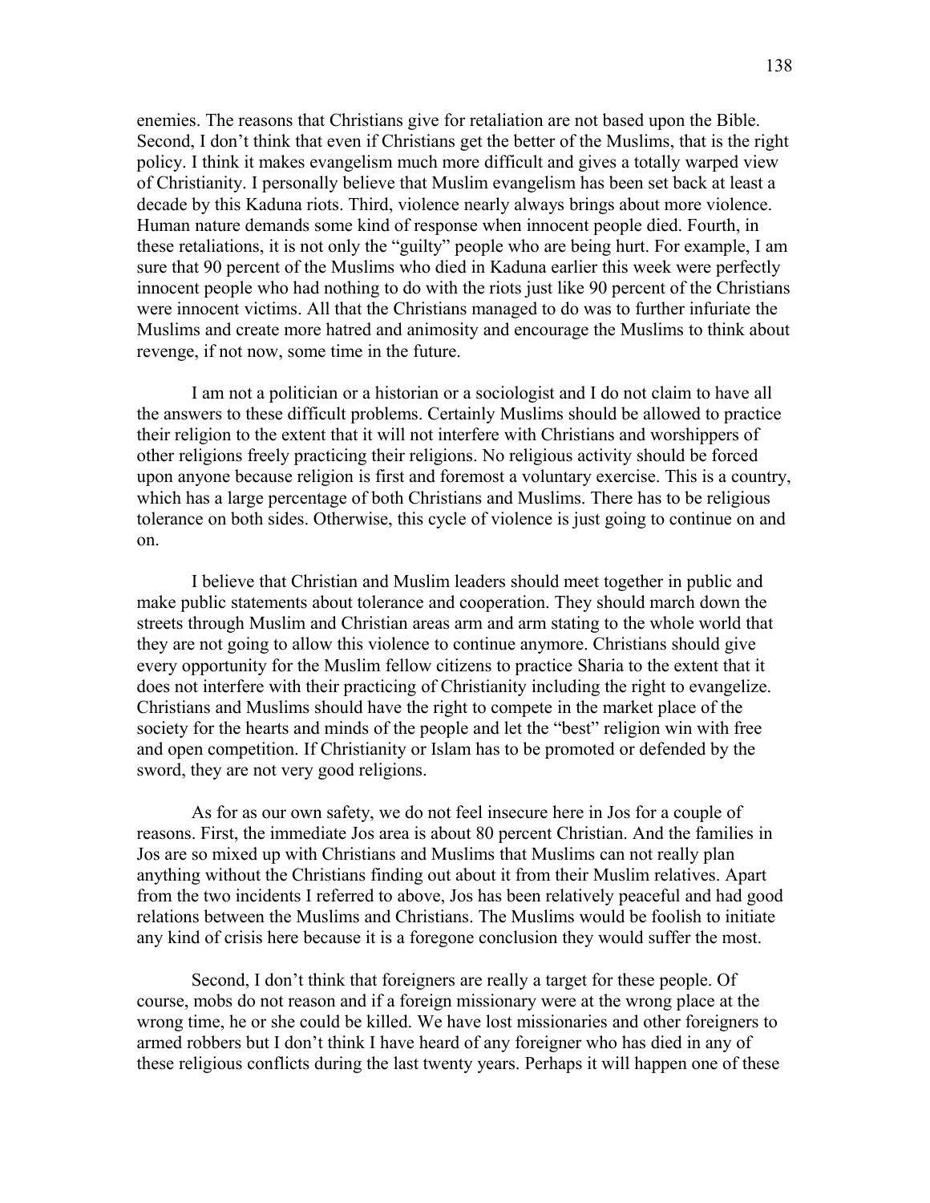enemies. The reasons that Christians give for retaliation are not based upon the Bible. Second, I don't think that even if Christians get the better of the Muslims, that is the right policy. I think it makes evangelism much more difficult and gives a totally warped view of Christianity. I personally believe that Muslim evangelism has been set back at least a decade by this Kaduna riots. Third, violence nearly always brings about more violence. Human nature demands some kind of response when innocent people died. Fourth, in these retaliations, it is not only the "guilty" people who are being hurt. For example, I am sure that 90 percent of the Muslims who died in Kaduna earlier this week were perfectly innocent people who had nothing to do with the riots just like 90 percent of the Christians were innocent victims. All that the Christians managed to do was to further infuriate the Muslims and create more hatred and animosity and encourage the Muslims to think about revenge, if not now, some time in the future.

I am not a politician or a historian or a sociologist and I do not claim to have all the answers to these difficult problems. Certainly Muslims should be allowed to practice their religion to the extent that it will not interfere with Christians and worshippers of other religions freely practicing their religions. No religious activity should be forced upon anyone because religion is first and foremost a voluntary exercise. This is a country, which has a large percentage of both Christians and Muslims. There has to be religious tolerance on both sides. Otherwise, this cycle of violence is just going to continue on and on.

I believe that Christian and Muslim leaders should meet together in public and make public statements about tolerance and cooperation. They should march down the streets through Muslim and Christian areas arm and arm stating to the whole world that they are not going to allow this violence to continue anymore. Christians should give every opportunity for the Muslim fellow citizens to practice Sharia to the extent that it does not interfere with their practicing of Christianity including the right to evangelize. Christians and Muslims should have the right to compete in the market place of the society for the hearts and minds of the people and let the "best" religion win with free and open competition. If Christianity or Islam has to be promoted or defended by the sword, they are not very good religions.

As for as our own safety, we do not feel insecure here in Jos for a couple of reasons. First, the immediate Jos area is about 80 percent Christian. And the families in Jos are so mixed up with Christians and Muslims that Muslims can not really plan anything without the Christians finding out about it from their Muslim relatives. Apart from the two incidents I referred to above, Jos has been relatively peaceful and had good relations between the Muslims and Christians. The Muslims would be foolish to initiate any kind of crisis here because it is a foregone conclusion they would suffer the most.

Second, I don't think that foreigners are really a target for these people. Of course, mobs do not reason and if a foreign missionary were at the wrong place at the wrong time, he or she could be killed. We have lost missionaries and other foreigners to armed robbers but I don't think I have heard of any foreigner who has died in any of these religious conflicts during the last twenty years. Perhaps it will happen one of these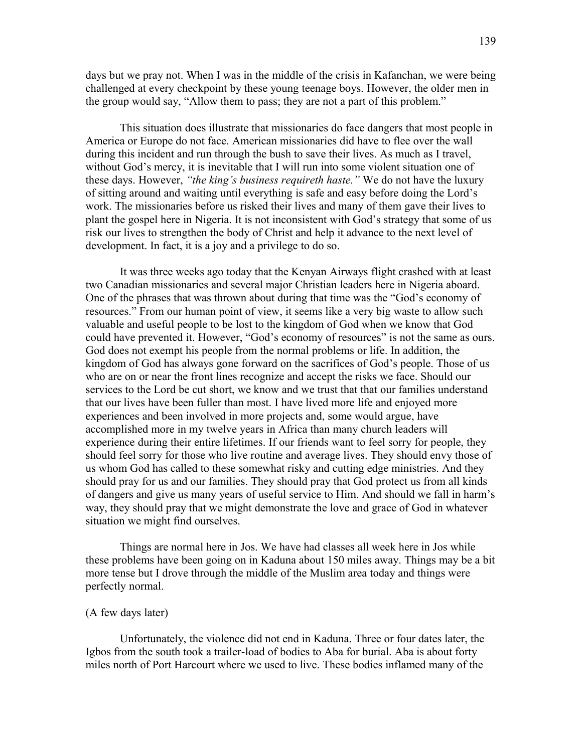days but we pray not. When I was in the middle of the crisis in Kafanchan, we were being challenged at every checkpoint by these young teenage boys. However, the older men in the group would say, "Allow them to pass; they are not a part of this problem."

This situation does illustrate that missionaries do face dangers that most people in America or Europe do not face. American missionaries did have to flee over the wall during this incident and run through the bush to save their lives. As much as I travel, without God's mercy, it is inevitable that I will run into some violent situation one of these days. However, *"the king's business requireth haste."* We do not have the luxury of sitting around and waiting until everything is safe and easy before doing the Lord's work. The missionaries before us risked their lives and many of them gave their lives to plant the gospel here in Nigeria. It is not inconsistent with God's strategy that some of us risk our lives to strengthen the body of Christ and help it advance to the next level of development. In fact, it is a joy and a privilege to do so.

It was three weeks ago today that the Kenyan Airways flight crashed with at least two Canadian missionaries and several major Christian leaders here in Nigeria aboard. One of the phrases that was thrown about during that time was the "God's economy of resources." From our human point of view, it seems like a very big waste to allow such valuable and useful people to be lost to the kingdom of God when we know that God could have prevented it. However, "God's economy of resources" is not the same as ours. God does not exempt his people from the normal problems or life. In addition, the kingdom of God has always gone forward on the sacrifices of God's people. Those of us who are on or near the front lines recognize and accept the risks we face. Should our services to the Lord be cut short, we know and we trust that that our families understand that our lives have been fuller than most. I have lived more life and enjoyed more experiences and been involved in more projects and, some would argue, have accomplished more in my twelve years in Africa than many church leaders will experience during their entire lifetimes. If our friends want to feel sorry for people, they should feel sorry for those who live routine and average lives. They should envy those of us whom God has called to these somewhat risky and cutting edge ministries. And they should pray for us and our families. They should pray that God protect us from all kinds of dangers and give us many years of useful service to Him. And should we fall in harm's way, they should pray that we might demonstrate the love and grace of God in whatever situation we might find ourselves.

Things are normal here in Jos. We have had classes all week here in Jos while these problems have been going on in Kaduna about 150 miles away. Things may be a bit more tense but I drove through the middle of the Muslim area today and things were perfectly normal.

(A few days later)

Unfortunately, the violence did not end in Kaduna. Three or four dates later, the Igbos from the south took a trailer-load of bodies to Aba for burial. Aba is about forty miles north of Port Harcourt where we used to live. These bodies inflamed many of the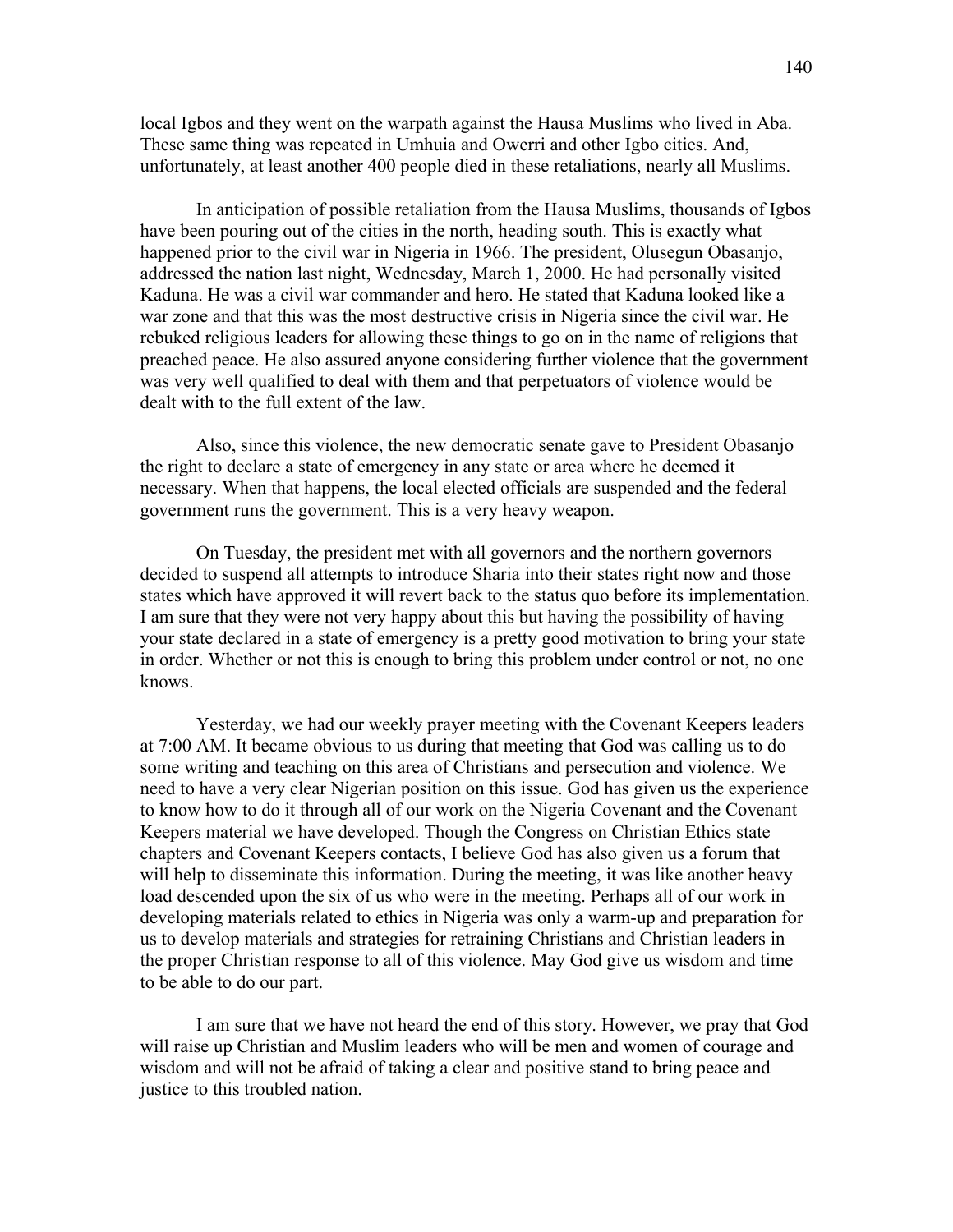local Igbos and they went on the warpath against the Hausa Muslims who lived in Aba. These same thing was repeated in Umhuia and Owerri and other Igbo cities. And, unfortunately, at least another 400 people died in these retaliations, nearly all Muslims.

In anticipation of possible retaliation from the Hausa Muslims, thousands of Igbos have been pouring out of the cities in the north, heading south. This is exactly what happened prior to the civil war in Nigeria in 1966. The president, Olusegun Obasanjo, addressed the nation last night, Wednesday, March 1, 2000. He had personally visited Kaduna. He was a civil war commander and hero. He stated that Kaduna looked like a war zone and that this was the most destructive crisis in Nigeria since the civil war. He rebuked religious leaders for allowing these things to go on in the name of religions that preached peace. He also assured anyone considering further violence that the government was very well qualified to deal with them and that perpetuators of violence would be dealt with to the full extent of the law.

Also, since this violence, the new democratic senate gave to President Obasanjo the right to declare a state of emergency in any state or area where he deemed it necessary. When that happens, the local elected officials are suspended and the federal government runs the government. This is a very heavy weapon.

On Tuesday, the president met with all governors and the northern governors decided to suspend all attempts to introduce Sharia into their states right now and those states which have approved it will revert back to the status quo before its implementation. I am sure that they were not very happy about this but having the possibility of having your state declared in a state of emergency is a pretty good motivation to bring your state in order. Whether or not this is enough to bring this problem under control or not, no one knows.

Yesterday, we had our weekly prayer meeting with the Covenant Keepers leaders at 7:00 AM. It became obvious to us during that meeting that God was calling us to do some writing and teaching on this area of Christians and persecution and violence. We need to have a very clear Nigerian position on this issue. God has given us the experience to know how to do it through all of our work on the Nigeria Covenant and the Covenant Keepers material we have developed. Though the Congress on Christian Ethics state chapters and Covenant Keepers contacts, I believe God has also given us a forum that will help to disseminate this information. During the meeting, it was like another heavy load descended upon the six of us who were in the meeting. Perhaps all of our work in developing materials related to ethics in Nigeria was only a warm-up and preparation for us to develop materials and strategies for retraining Christians and Christian leaders in the proper Christian response to all of this violence. May God give us wisdom and time to be able to do our part.

I am sure that we have not heard the end of this story. However, we pray that God will raise up Christian and Muslim leaders who will be men and women of courage and wisdom and will not be afraid of taking a clear and positive stand to bring peace and justice to this troubled nation.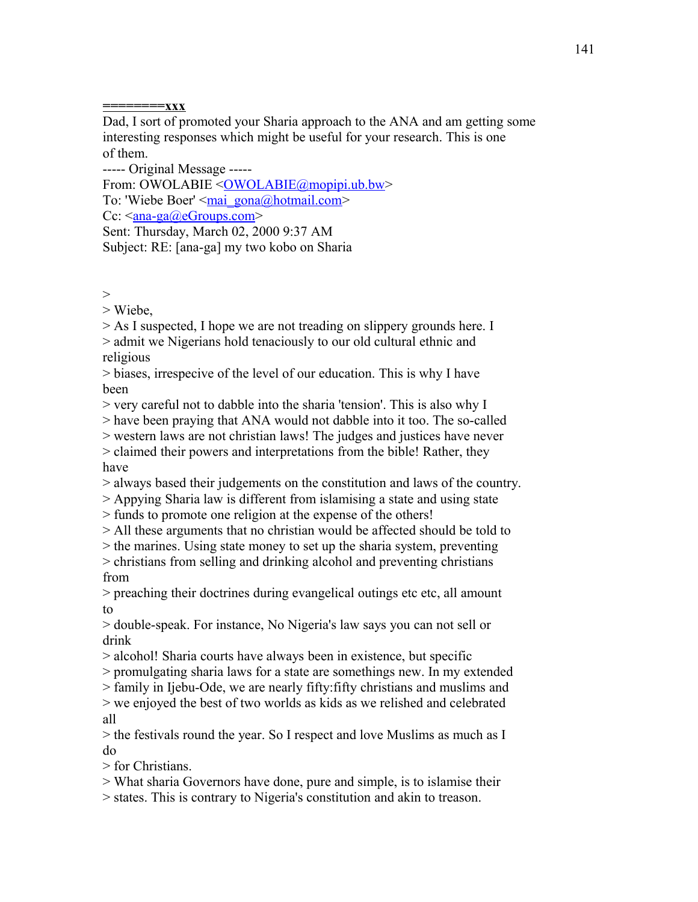**========xxx**

Dad, I sort of promoted your Sharia approach to the ANA and am getting some interesting responses which might be useful for your research. This is one of them.

----- Original Message -----
From: OWOLABIE <OWOLABIE@mopipi.ub.bw>
To: 'Wiebe Boer' <mai_gona@hotmail.com>
Cc: <ana-ga@eGroups.com>
Sent: Thursday, March 02, 2000 9:37 AM
Subject: RE: [ana-ga] my two kobo on Sharia

\>
\> Wiebe,
\> As I suspected, I hope we are not treading on slippery grounds here. I
\> admit we Nigerians hold tenaciously to our old cultural ethnic and religious
\> biases, irrespecive of the level of our education. This is why I have been
\> very careful not to dabble into the sharia 'tension'. This is also why I
\> have been praying that ANA would not dabble into it too. The so-called
\> western laws are not christian laws! The judges and justices have never
\> claimed their powers and interpretations from the bible! Rather, they have
\> always based their judgements on the constitution and laws of the country.
\> Appying Sharia law is different from islamising a state and using state
\> funds to promote one religion at the expense of the others!
\> All these arguments that no christian would be affected should be told to
\> the marines. Using state money to set up the sharia system, preventing
\> christians from selling and drinking alcohol and preventing christians from
\> preaching their doctrines during evangelical outings etc etc, all amount to
\> double-speak. For instance, No Nigeria's law says you can not sell or drink
\> alcohol! Sharia courts have always been in existence, but specific
\> promulgating sharia laws for a state are somethings new. In my extended
\> family in Ijebu-Ode, we are nearly fifty:fifty christians and muslims and
\> we enjoyed the best of two worlds as kids as we relished and celebrated all
\> the festivals round the year. So I respect and love Muslims as much as I do
\> for Christians.
\> What sharia Governors have done, pure and simple, is to islamise their
\> states. This is contrary to Nigeria's constitution and akin to treason.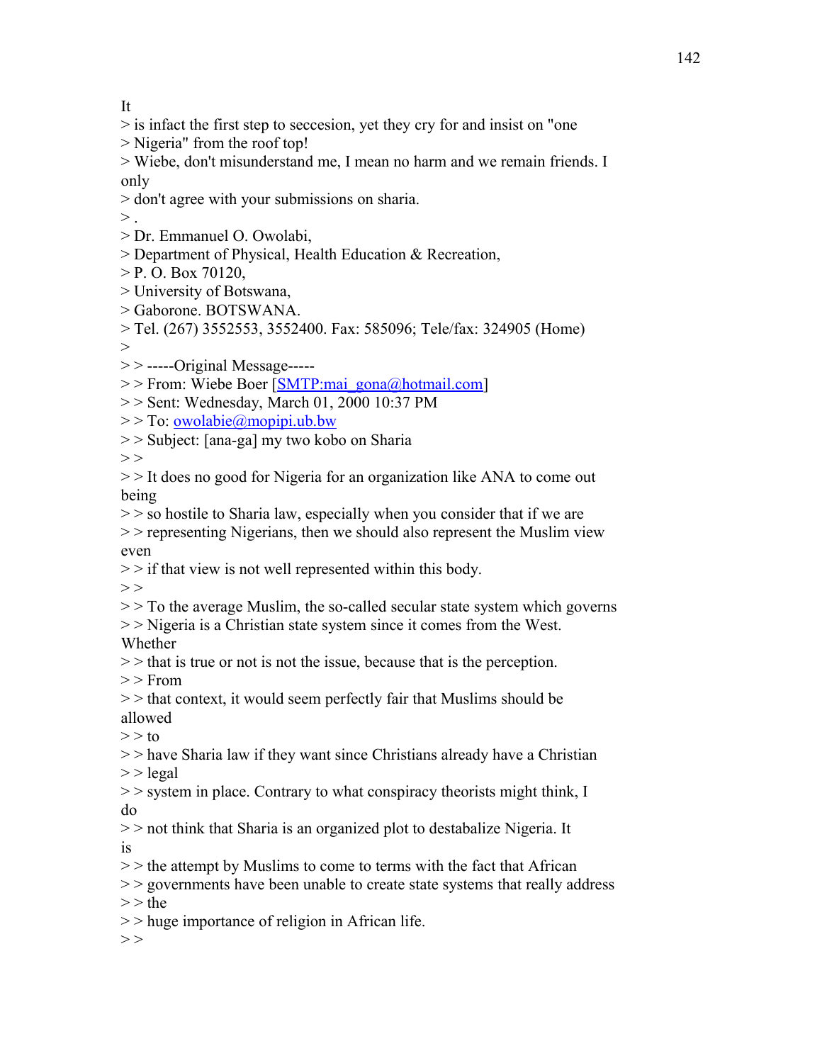It
> is infact the first step to seccesion, yet they cry for and insist on "one
> Nigeria" from the roof top!
> Wiebe, don't misunderstand me, I mean no harm and we remain friends. I only
> don't agree with your submissions on sharia.
> .
> Dr. Emmanuel O. Owolabi,
> Department of Physical, Health Education & Recreation,
> P. O. Box 70120,
> University of Botswana,
> Gaborone. BOTSWANA.
> Tel. (267) 3552553, 3552400. Fax: 585096; Tele/fax: 324905 (Home)
>
> > -----Original Message-----
> > From: Wiebe Boer [SMTP:mai_gona@hotmail.com]
> > Sent: Wednesday, March 01, 2000 10:37 PM
> > To: owolabie@mopipi.ub.bw
> > Subject: [ana-ga] my two kobo on Sharia
> >
> > It does no good for Nigeria for an organization like ANA to come out being
> > so hostile to Sharia law, especially when you consider that if we are
> > representing Nigerians, then we should also represent the Muslim view even
> > if that view is not well represented within this body.
> >
> > To the average Muslim, the so-called secular state system which governs
> > Nigeria is a Christian state system since it comes from the West. Whether
> > that is true or not is not the issue, because that is the perception.
> > From
> > that context, it would seem perfectly fair that Muslims should be allowed
> > to
> > have Sharia law if they want since Christians already have a Christian
> > legal
> > system in place. Contrary to what conspiracy theorists might think, I do
> > not think that Sharia is an organized plot to destabalize Nigeria. It is
> > the attempt by Muslims to come to terms with the fact that African
> > governments have been unable to create state systems that really address
> > the
> > huge importance of religion in African life.
> >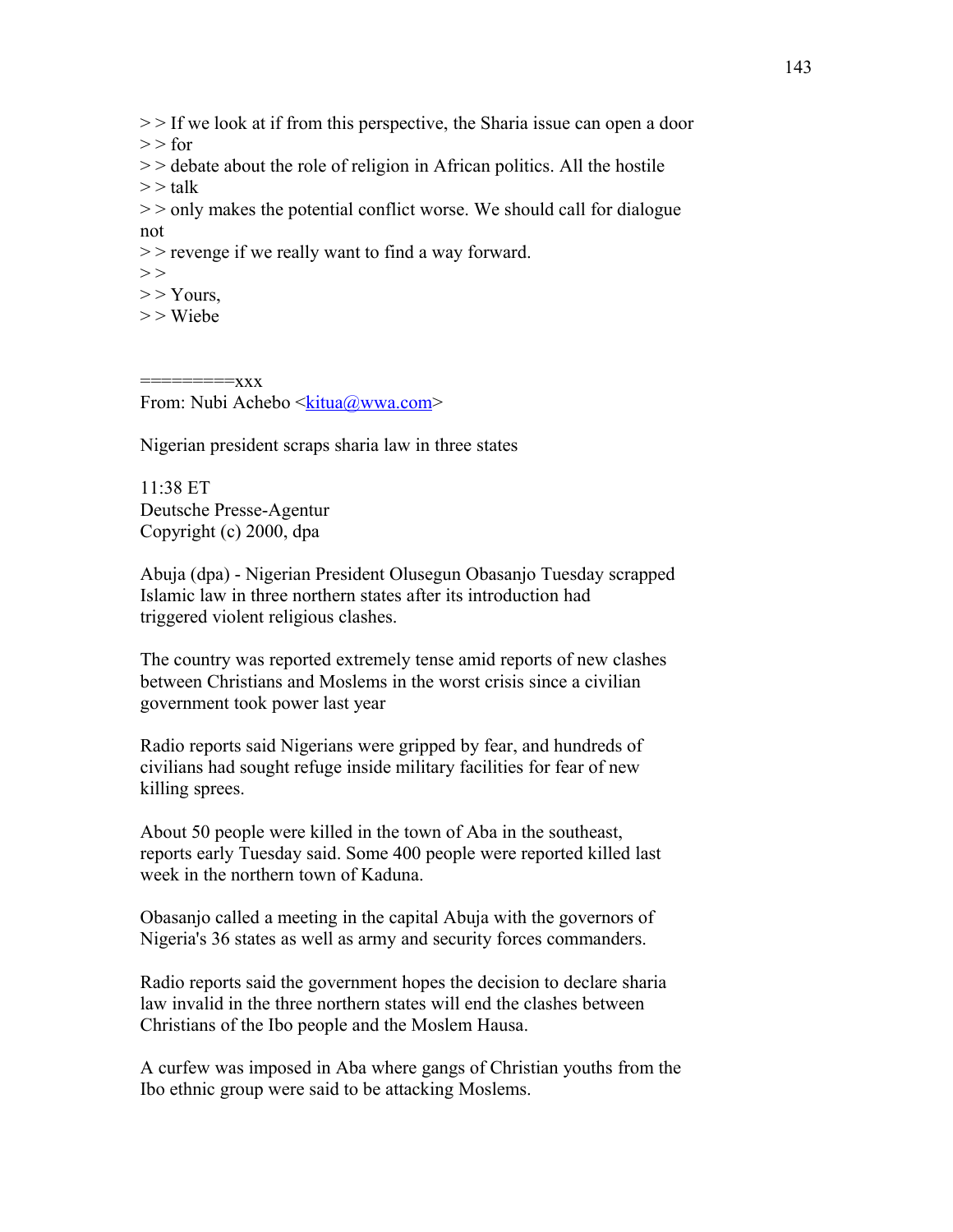> > If we look at if from this perspective, the Sharia issue can open a door
> > for
> > debate about the role of religion in African politics. All the hostile
> > talk
> > only makes the potential conflict worse. We should call for dialogue
not
> > revenge if we really want to find a way forward.
> >
> > Yours,
> > Wiebe

=========xxx
From: Nubi Achebo <kitua@wwa.com>

Nigerian president scraps sharia law in three states

11:38 ET
Deutsche Presse-Agentur
Copyright (c) 2000, dpa

Abuja (dpa) - Nigerian President Olusegun Obasanjo Tuesday scrapped Islamic law in three northern states after its introduction had triggered violent religious clashes.

The country was reported extremely tense amid reports of new clashes between Christians and Moslems in the worst crisis since a civilian government took power last year

Radio reports said Nigerians were gripped by fear, and hundreds of civilians had sought refuge inside military facilities for fear of new killing sprees.

About 50 people were killed in the town of Aba in the southeast, reports early Tuesday said. Some 400 people were reported killed last week in the northern town of Kaduna.

Obasanjo called a meeting in the capital Abuja with the governors of Nigeria's 36 states as well as army and security forces commanders.

Radio reports said the government hopes the decision to declare sharia law invalid in the three northern states will end the clashes between Christians of the Ibo people and the Moslem Hausa.

A curfew was imposed in Aba where gangs of Christian youths from the Ibo ethnic group were said to be attacking Moslems.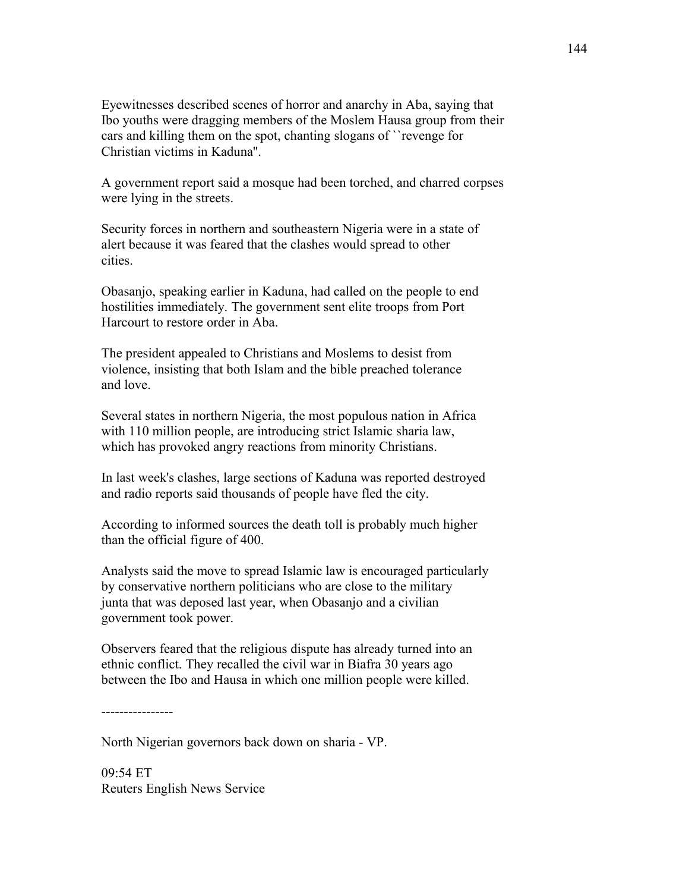Eyewitnesses described scenes of horror and anarchy in Aba, saying that Ibo youths were dragging members of the Moslem Hausa group from their cars and killing them on the spot, chanting slogans of ``revenge for Christian victims in Kaduna''.

A government report said a mosque had been torched, and charred corpses were lying in the streets.

Security forces in northern and southeastern Nigeria were in a state of alert because it was feared that the clashes would spread to other cities.

Obasanjo, speaking earlier in Kaduna, had called on the people to end hostilities immediately. The government sent elite troops from Port Harcourt to restore order in Aba.

The president appealed to Christians and Moslems to desist from violence, insisting that both Islam and the bible preached tolerance and love.

Several states in northern Nigeria, the most populous nation in Africa with 110 million people, are introducing strict Islamic sharia law, which has provoked angry reactions from minority Christians.

In last week's clashes, large sections of Kaduna was reported destroyed and radio reports said thousands of people have fled the city.

According to informed sources the death toll is probably much higher than the official figure of 400.

Analysts said the move to spread Islamic law is encouraged particularly by conservative northern politicians who are close to the military junta that was deposed last year, when Obasanjo and a civilian government took power.

Observers feared that the religious dispute has already turned into an ethnic conflict. They recalled the civil war in Biafra 30 years ago between the Ibo and Hausa in which one million people were killed.

----------------

North Nigerian governors back down on sharia - VP.

09:54 ET
Reuters English News Service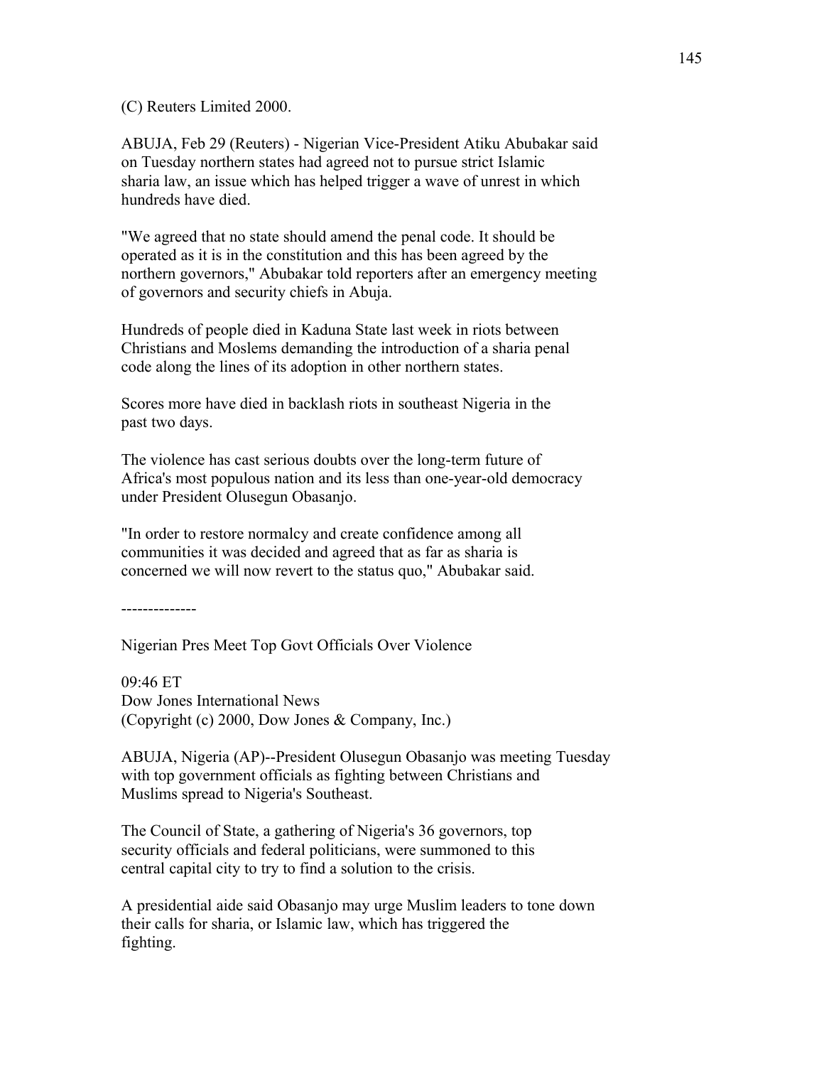(C) Reuters Limited 2000.

ABUJA, Feb 29 (Reuters) - Nigerian Vice-President Atiku Abubakar said on Tuesday northern states had agreed not to pursue strict Islamic sharia law, an issue which has helped trigger a wave of unrest in which hundreds have died.

"We agreed that no state should amend the penal code. It should be operated as it is in the constitution and this has been agreed by the northern governors," Abubakar told reporters after an emergency meeting of governors and security chiefs in Abuja.

Hundreds of people died in Kaduna State last week in riots between Christians and Moslems demanding the introduction of a sharia penal code along the lines of its adoption in other northern states.

Scores more have died in backlash riots in southeast Nigeria in the past two days.

The violence has cast serious doubts over the long-term future of Africa's most populous nation and its less than one-year-old democracy under President Olusegun Obasanjo.

"In order to restore normalcy and create confidence among all communities it was decided and agreed that as far as sharia is concerned we will now revert to the status quo," Abubakar said.

--------------

Nigerian Pres Meet Top Govt Officials Over Violence

09:46 ET
Dow Jones International News
(Copyright (c) 2000, Dow Jones & Company, Inc.)

ABUJA, Nigeria (AP)--President Olusegun Obasanjo was meeting Tuesday with top government officials as fighting between Christians and Muslims spread to Nigeria's Southeast.

The Council of State, a gathering of Nigeria's 36 governors, top security officials and federal politicians, were summoned to this central capital city to try to find a solution to the crisis.

A presidential aide said Obasanjo may urge Muslim leaders to tone down their calls for sharia, or Islamic law, which has triggered the fighting.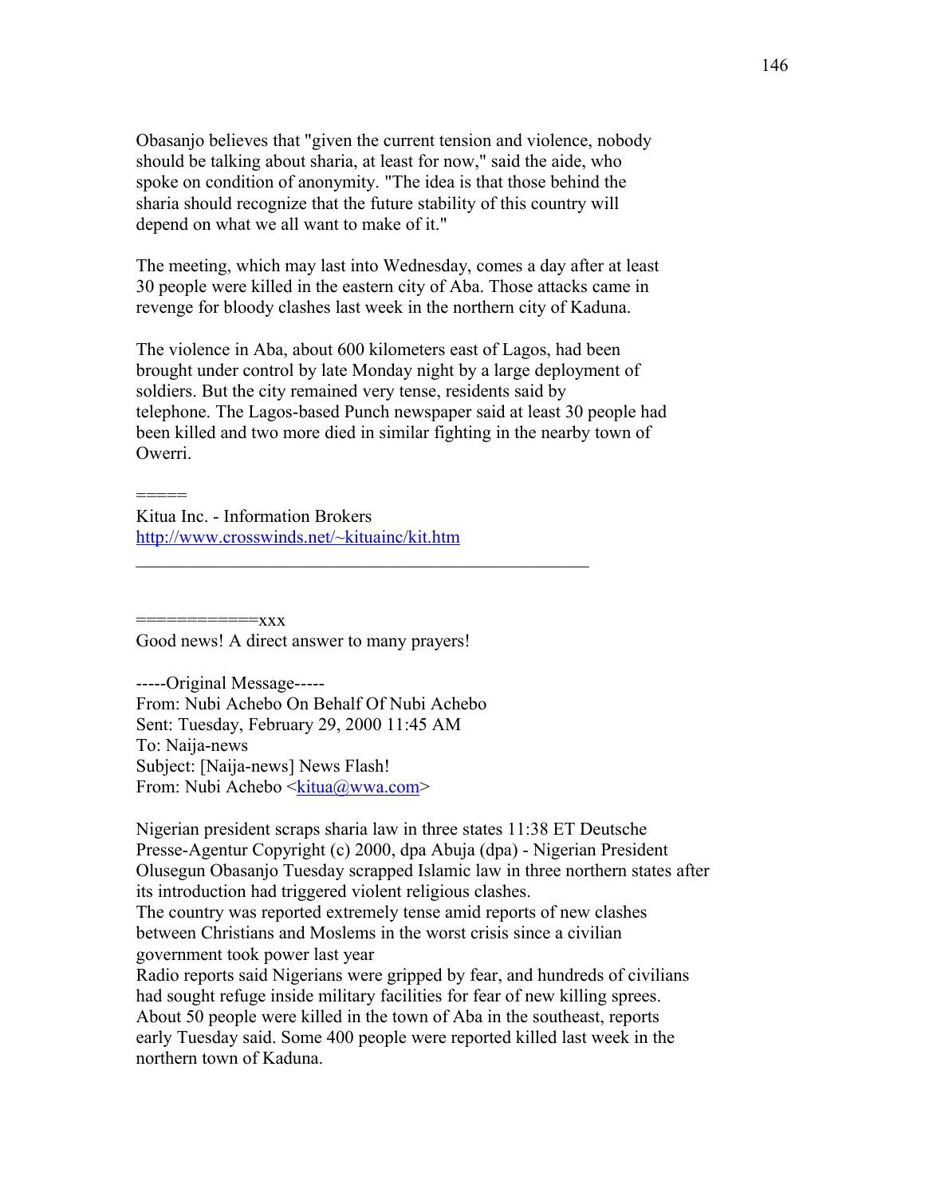Obasanjo believes that "given the current tension and violence, nobody should be talking about sharia, at least for now," said the aide, who spoke on condition of anonymity. "The idea is that those behind the sharia should recognize that the future stability of this country will depend on what we all want to make of it."

The meeting, which may last into Wednesday, comes a day after at least 30 people were killed in the eastern city of Aba. Those attacks came in revenge for bloody clashes last week in the northern city of Kaduna.

The violence in Aba, about 600 kilometers east of Lagos, had been brought under control by late Monday night by a large deployment of soldiers. But the city remained very tense, residents said by telephone. The Lagos-based Punch newspaper said at least 30 people had been killed and two more died in similar fighting in the nearby town of Owerri.

=====
Kitua Inc. - Information Brokers
http://www.crosswinds.net/~kituainc/kit.htm

---

============xxx
Good news! A direct answer to many prayers!

-----Original Message-----
From: Nubi Achebo On Behalf Of Nubi Achebo
Sent: Tuesday, February 29, 2000 11:45 AM
To: Naija-news
Subject: [Naija-news] News Flash!
From: Nubi Achebo <kitua@wwa.com>

Nigerian president scraps sharia law in three states 11:38 ET Deutsche Presse-Agentur Copyright (c) 2000, dpa Abuja (dpa) - Nigerian President Olusegun Obasanjo Tuesday scrapped Islamic law in three northern states after its introduction had triggered violent religious clashes.
The country was reported extremely tense amid reports of new clashes between Christians and Moslems in the worst crisis since a civilian government took power last year
Radio reports said Nigerians were gripped by fear, and hundreds of civilians had sought refuge inside military facilities for fear of new killing sprees.
About 50 people were killed in the town of Aba in the southeast, reports early Tuesday said. Some 400 people were reported killed last week in the northern town of Kaduna.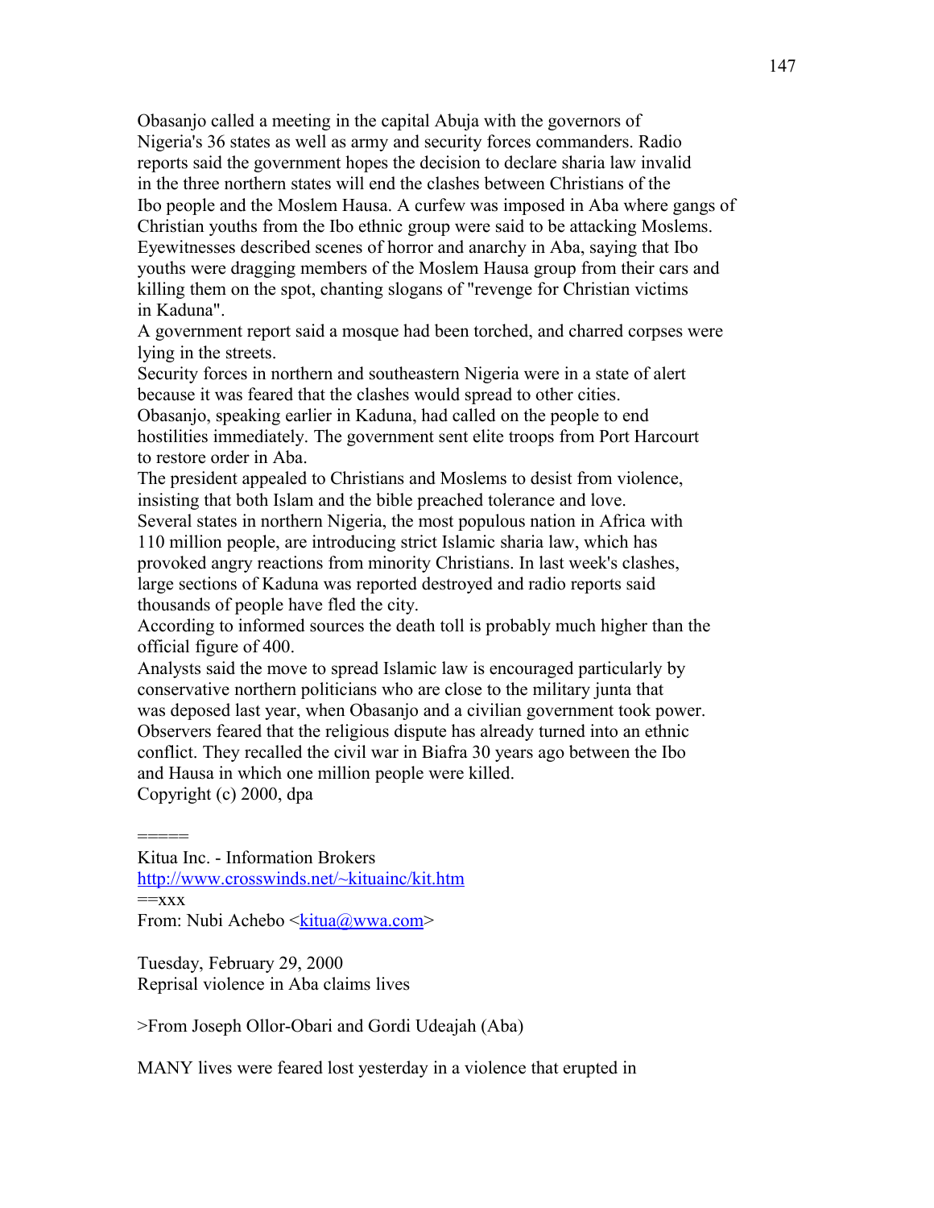Obasanjo called a meeting in the capital Abuja with the governors of Nigeria's 36 states as well as army and security forces commanders. Radio reports said the government hopes the decision to declare sharia law invalid in the three northern states will end the clashes between Christians of the Ibo people and the Moslem Hausa. A curfew was imposed in Aba where gangs of Christian youths from the Ibo ethnic group were said to be attacking Moslems. Eyewitnesses described scenes of horror and anarchy in Aba, saying that Ibo youths were dragging members of the Moslem Hausa group from their cars and killing them on the spot, chanting slogans of "revenge for Christian victims in Kaduna".

A government report said a mosque had been torched, and charred corpses were lying in the streets.

Security forces in northern and southeastern Nigeria were in a state of alert because it was feared that the clashes would spread to other cities.

Obasanjo, speaking earlier in Kaduna, had called on the people to end hostilities immediately. The government sent elite troops from Port Harcourt to restore order in Aba.

The president appealed to Christians and Moslems to desist from violence, insisting that both Islam and the bible preached tolerance and love.

Several states in northern Nigeria, the most populous nation in Africa with 110 million people, are introducing strict Islamic sharia law, which has provoked angry reactions from minority Christians. In last week's clashes, large sections of Kaduna was reported destroyed and radio reports said thousands of people have fled the city.

According to informed sources the death toll is probably much higher than the official figure of 400.

Analysts said the move to spread Islamic law is encouraged particularly by conservative northern politicians who are close to the military junta that was deposed last year, when Obasanjo and a civilian government took power.

Observers feared that the religious dispute has already turned into an ethnic conflict. They recalled the civil war in Biafra 30 years ago between the Ibo and Hausa in which one million people were killed.

Copyright (c) 2000, dpa

=====

Kitua Inc. - Information Brokers
http://www.crosswinds.net/~kituainc/kit.htm
==xxx
From: Nubi Achebo <kitua@wwa.com>

Tuesday, February 29, 2000
Reprisal violence in Aba claims lives

>From Joseph Ollor-Obari and Gordi Udeajah (Aba)

MANY lives were feared lost yesterday in a violence that erupted in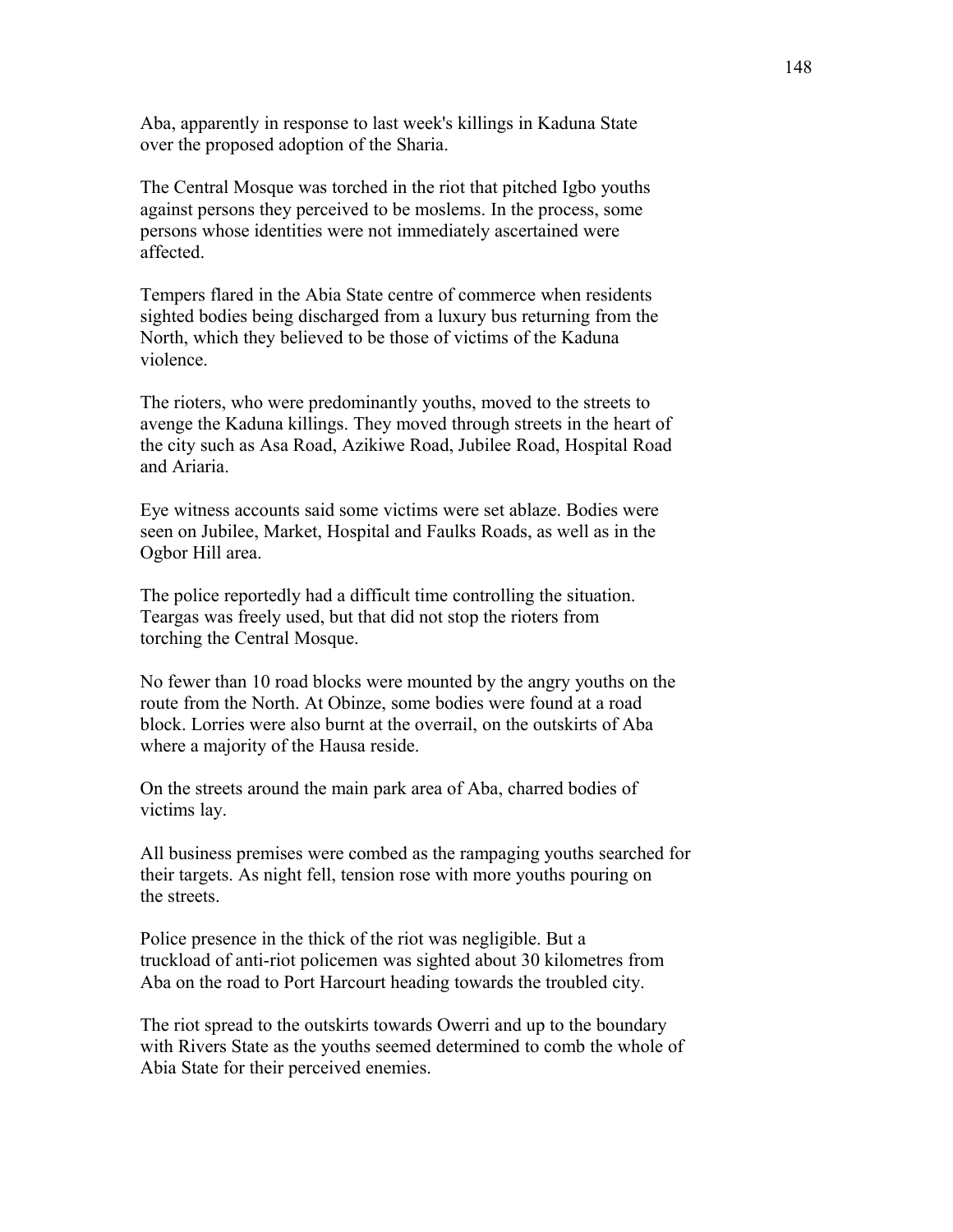Aba, apparently in response to last week's killings in Kaduna State over the proposed adoption of the Sharia.

The Central Mosque was torched in the riot that pitched Igbo youths against persons they perceived to be moslems. In the process, some persons whose identities were not immediately ascertained were affected.

Tempers flared in the Abia State centre of commerce when residents sighted bodies being discharged from a luxury bus returning from the North, which they believed to be those of victims of the Kaduna violence.

The rioters, who were predominantly youths, moved to the streets to avenge the Kaduna killings. They moved through streets in the heart of the city such as Asa Road, Azikiwe Road, Jubilee Road, Hospital Road and Ariaria.

Eye witness accounts said some victims were set ablaze. Bodies were seen on Jubilee, Market, Hospital and Faulks Roads, as well as in the Ogbor Hill area.

The police reportedly had a difficult time controlling the situation. Teargas was freely used, but that did not stop the rioters from torching the Central Mosque.

No fewer than 10 road blocks were mounted by the angry youths on the route from the North. At Obinze, some bodies were found at a road block. Lorries were also burnt at the overrail, on the outskirts of Aba where a majority of the Hausa reside.

On the streets around the main park area of Aba, charred bodies of victims lay.

All business premises were combed as the rampaging youths searched for their targets. As night fell, tension rose with more youths pouring on the streets.

Police presence in the thick of the riot was negligible. But a truckload of anti-riot policemen was sighted about 30 kilometres from Aba on the road to Port Harcourt heading towards the troubled city.

The riot spread to the outskirts towards Owerri and up to the boundary with Rivers State as the youths seemed determined to comb the whole of Abia State for their perceived enemies.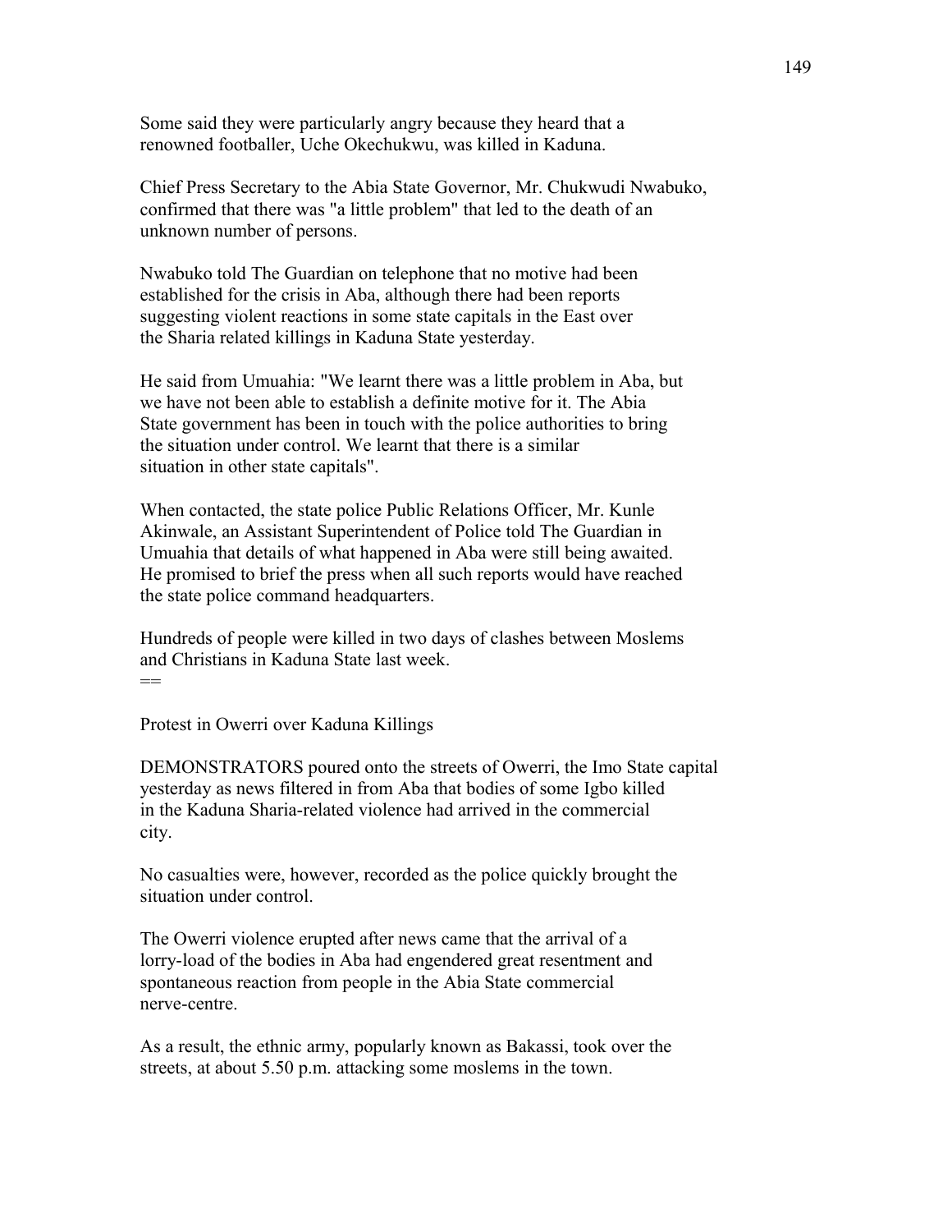Some said they were particularly angry because they heard that a renowned footballer, Uche Okechukwu, was killed in Kaduna.

Chief Press Secretary to the Abia State Governor, Mr. Chukwudi Nwabuko, confirmed that there was "a little problem" that led to the death of an unknown number of persons.

Nwabuko told The Guardian on telephone that no motive had been established for the crisis in Aba, although there had been reports suggesting violent reactions in some state capitals in the East over the Sharia related killings in Kaduna State yesterday.

He said from Umuahia: "We learnt there was a little problem in Aba, but we have not been able to establish a definite motive for it. The Abia State government has been in touch with the police authorities to bring the situation under control. We learnt that there is a similar situation in other state capitals".

When contacted, the state police Public Relations Officer, Mr. Kunle Akinwale, an Assistant Superintendent of Police told The Guardian in Umuahia that details of what happened in Aba were still being awaited. He promised to brief the press when all such reports would have reached the state police command headquarters.

Hundreds of people were killed in two days of clashes between Moslems and Christians in Kaduna State last week.

==

Protest in Owerri over Kaduna Killings

DEMONSTRATORS poured onto the streets of Owerri, the Imo State capital yesterday as news filtered in from Aba that bodies of some Igbo killed in the Kaduna Sharia-related violence had arrived in the commercial city.

No casualties were, however, recorded as the police quickly brought the situation under control.

The Owerri violence erupted after news came that the arrival of a lorry-load of the bodies in Aba had engendered great resentment and spontaneous reaction from people in the Abia State commercial nerve-centre.

As a result, the ethnic army, popularly known as Bakassi, took over the streets, at about 5.50 p.m. attacking some moslems in the town.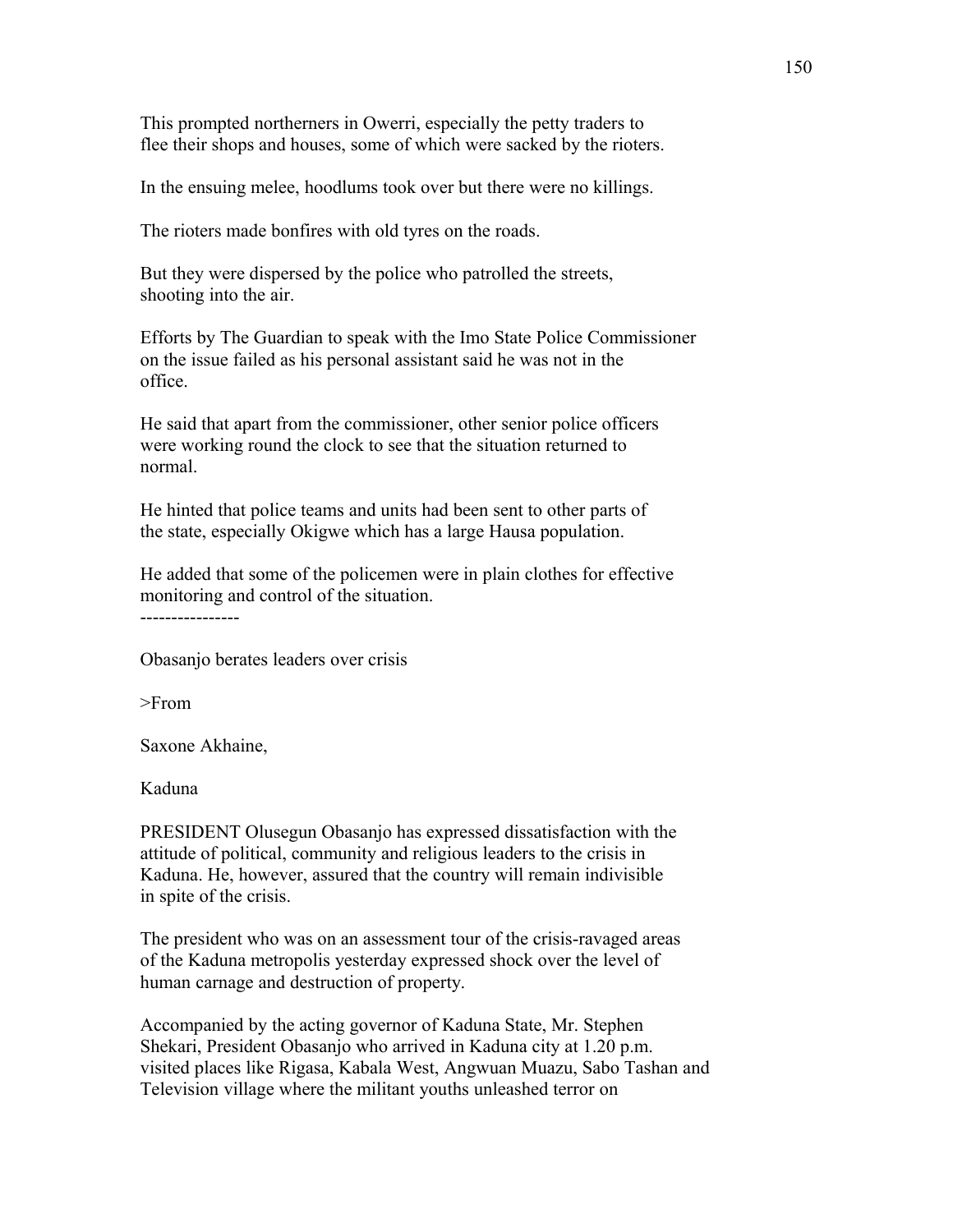This prompted northerners in Owerri, especially the petty traders to flee their shops and houses, some of which were sacked by the rioters.

In the ensuing melee, hoodlums took over but there were no killings.

The rioters made bonfires with old tyres on the roads.

But they were dispersed by the police who patrolled the streets, shooting into the air.

Efforts by The Guardian to speak with the Imo State Police Commissioner on the issue failed as his personal assistant said he was not in the office.

He said that apart from the commissioner, other senior police officers were working round the clock to see that the situation returned to normal.

He hinted that police teams and units had been sent to other parts of the state, especially Okigwe which has a large Hausa population.

He added that some of the policemen were in plain clothes for effective monitoring and control of the situation.

----------------

Obasanjo berates leaders over crisis

>From

Saxone Akhaine,

Kaduna

PRESIDENT Olusegun Obasanjo has expressed dissatisfaction with the attitude of political, community and religious leaders to the crisis in Kaduna. He, however, assured that the country will remain indivisible in spite of the crisis.

The president who was on an assessment tour of the crisis-ravaged areas of the Kaduna metropolis yesterday expressed shock over the level of human carnage and destruction of property.

Accompanied by the acting governor of Kaduna State, Mr. Stephen Shekari, President Obasanjo who arrived in Kaduna city at 1.20 p.m. visited places like Rigasa, Kabala West, Angwuan Muazu, Sabo Tashan and Television village where the militant youths unleashed terror on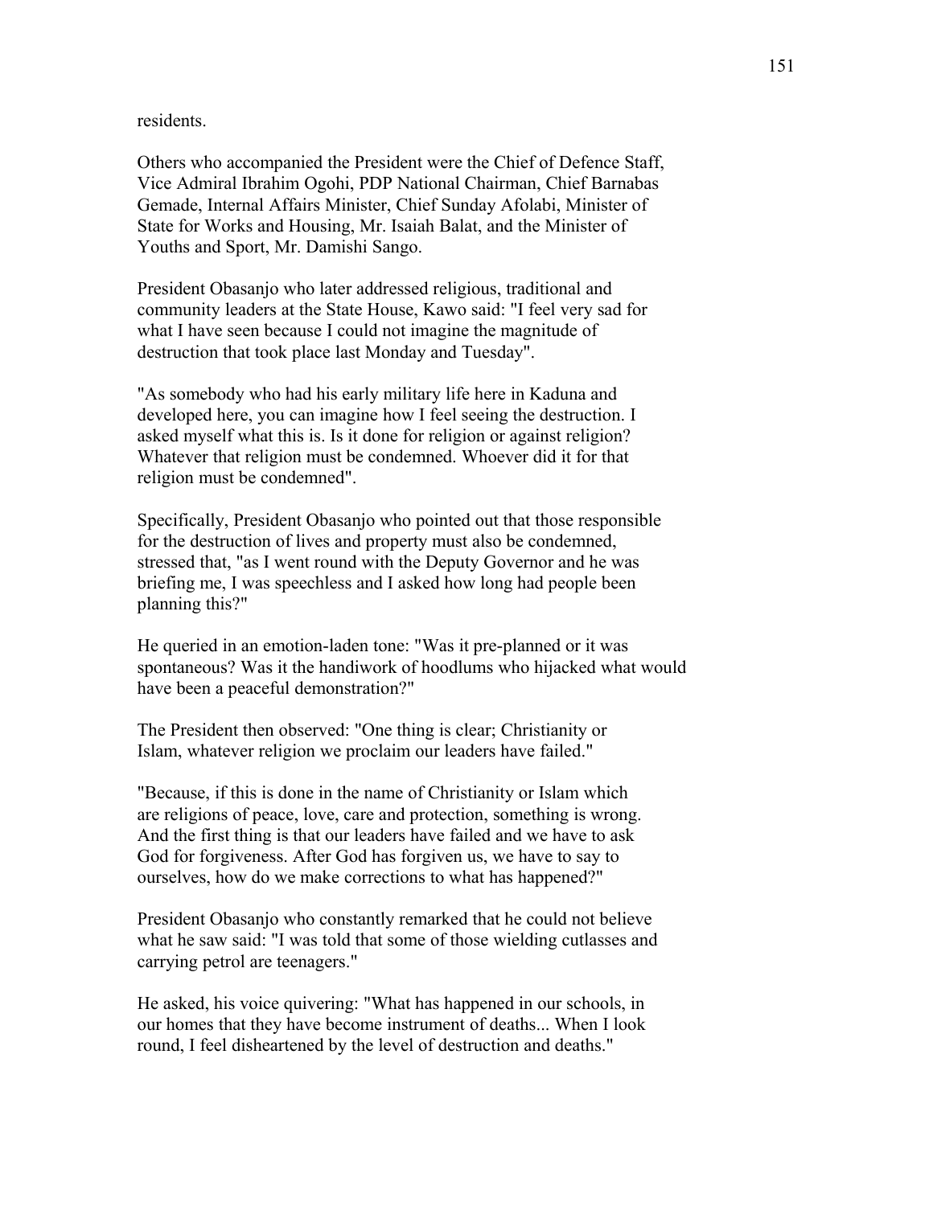residents.

Others who accompanied the President were the Chief of Defence Staff, Vice Admiral Ibrahim Ogohi, PDP National Chairman, Chief Barnabas Gemade, Internal Affairs Minister, Chief Sunday Afolabi, Minister of State for Works and Housing, Mr. Isaiah Balat, and the Minister of Youths and Sport, Mr. Damishi Sango.

President Obasanjo who later addressed religious, traditional and community leaders at the State House, Kawo said: "I feel very sad for what I have seen because I could not imagine the magnitude of destruction that took place last Monday and Tuesday".

"As somebody who had his early military life here in Kaduna and developed here, you can imagine how I feel seeing the destruction. I asked myself what this is. Is it done for religion or against religion? Whatever that religion must be condemned. Whoever did it for that religion must be condemned".

Specifically, President Obasanjo who pointed out that those responsible for the destruction of lives and property must also be condemned, stressed that, "as I went round with the Deputy Governor and he was briefing me, I was speechless and I asked how long had people been planning this?"

He queried in an emotion-laden tone: "Was it pre-planned or it was spontaneous? Was it the handiwork of hoodlums who hijacked what would have been a peaceful demonstration?"

The President then observed: "One thing is clear; Christianity or Islam, whatever religion we proclaim our leaders have failed."

"Because, if this is done in the name of Christianity or Islam which are religions of peace, love, care and protection, something is wrong. And the first thing is that our leaders have failed and we have to ask God for forgiveness. After God has forgiven us, we have to say to ourselves, how do we make corrections to what has happened?"

President Obasanjo who constantly remarked that he could not believe what he saw said: "I was told that some of those wielding cutlasses and carrying petrol are teenagers."

He asked, his voice quivering: "What has happened in our schools, in our homes that they have become instrument of deaths... When I look round, I feel disheartened by the level of destruction and deaths."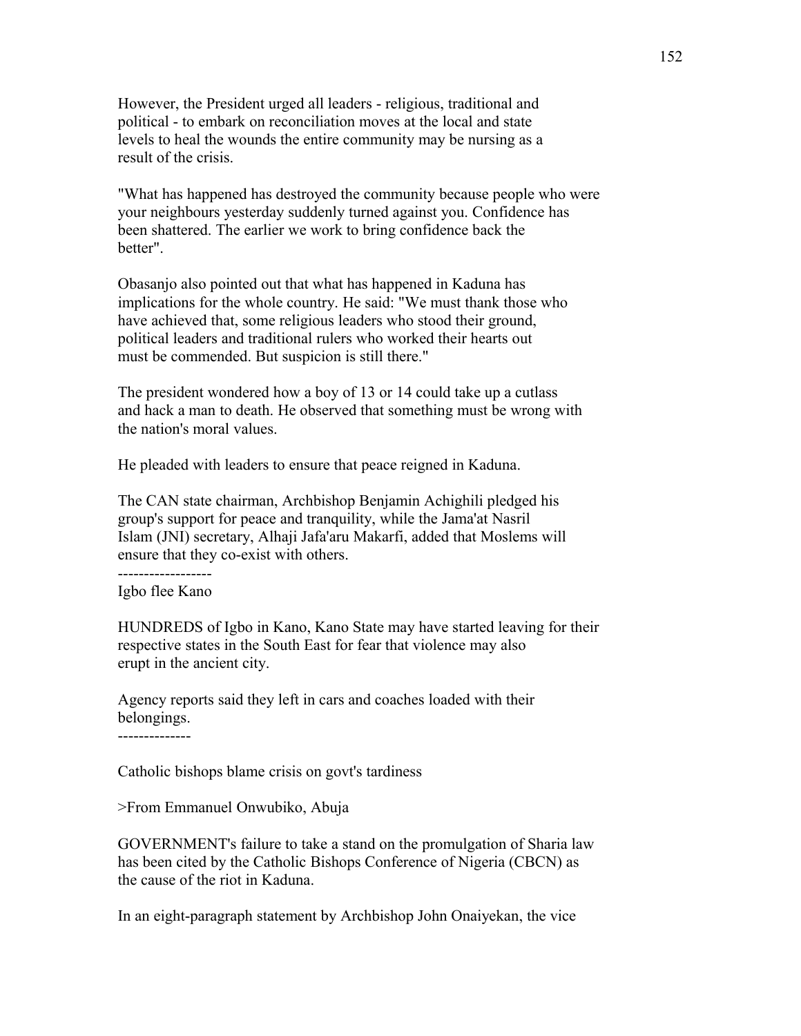However, the President urged all leaders - religious, traditional and political - to embark on reconciliation moves at the local and state levels to heal the wounds the entire community may be nursing as a result of the crisis.

"What has happened has destroyed the community because people who were your neighbours yesterday suddenly turned against you. Confidence has been shattered. The earlier we work to bring confidence back the better".

Obasanjo also pointed out that what has happened in Kaduna has implications for the whole country. He said: "We must thank those who have achieved that, some religious leaders who stood their ground, political leaders and traditional rulers who worked their hearts out must be commended. But suspicion is still there."

The president wondered how a boy of 13 or 14 could take up a cutlass and hack a man to death. He observed that something must be wrong with the nation's moral values.

He pleaded with leaders to ensure that peace reigned in Kaduna.

The CAN state chairman, Archbishop Benjamin Achighili pledged his group's support for peace and tranquility, while the Jama'at Nasril Islam (JNI) secretary, Alhaji Jafa'aru Makarfi, added that Moslems will ensure that they co-exist with others.

------------------

Igbo flee Kano

HUNDREDS of Igbo in Kano, Kano State may have started leaving for their respective states in the South East for fear that violence may also erupt in the ancient city.

Agency reports said they left in cars and coaches loaded with their belongings.

--------------

Catholic bishops blame crisis on govt's tardiness

>From Emmanuel Onwubiko, Abuja

GOVERNMENT's failure to take a stand on the promulgation of Sharia law has been cited by the Catholic Bishops Conference of Nigeria (CBCN) as the cause of the riot in Kaduna.

In an eight-paragraph statement by Archbishop John Onaiyekan, the vice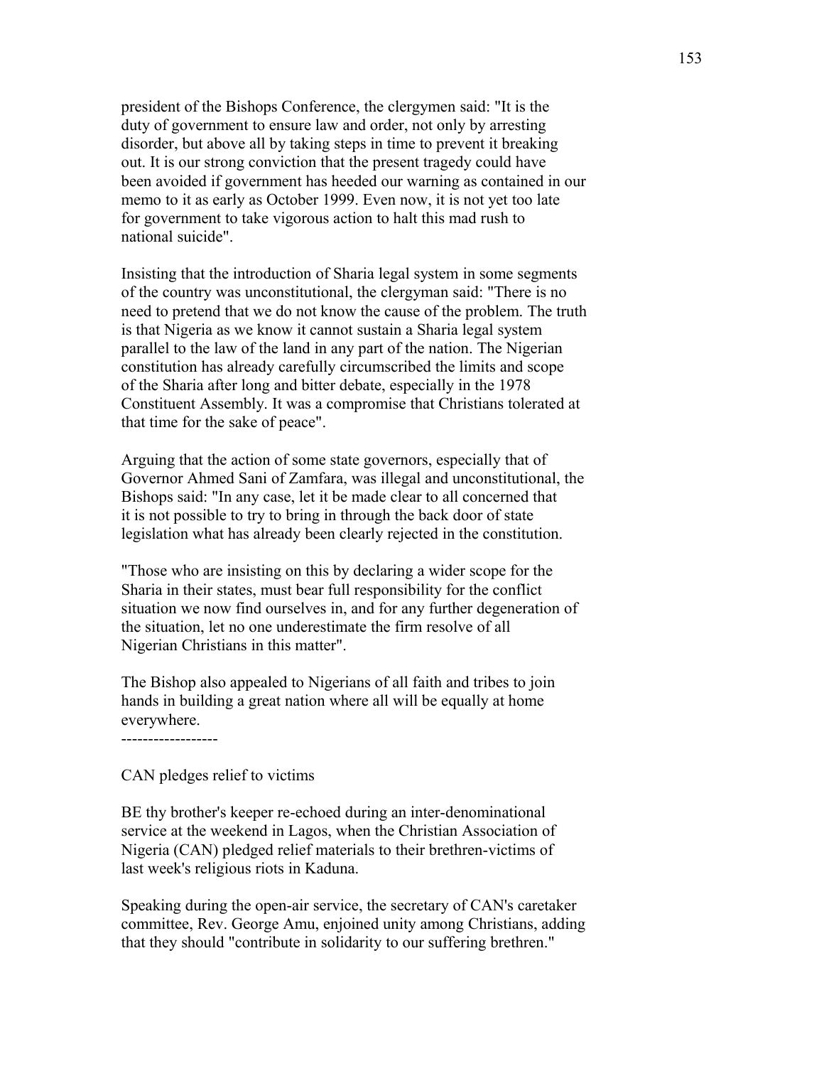president of the Bishops Conference, the clergymen said: "It is the duty of government to ensure law and order, not only by arresting disorder, but above all by taking steps in time to prevent it breaking out. It is our strong conviction that the present tragedy could have been avoided if government has heeded our warning as contained in our memo to it as early as October 1999. Even now, it is not yet too late for government to take vigorous action to halt this mad rush to national suicide".

Insisting that the introduction of Sharia legal system in some segments of the country was unconstitutional, the clergyman said: "There is no need to pretend that we do not know the cause of the problem. The truth is that Nigeria as we know it cannot sustain a Sharia legal system parallel to the law of the land in any part of the nation. The Nigerian constitution has already carefully circumscribed the limits and scope of the Sharia after long and bitter debate, especially in the 1978 Constituent Assembly. It was a compromise that Christians tolerated at that time for the sake of peace".

Arguing that the action of some state governors, especially that of Governor Ahmed Sani of Zamfara, was illegal and unconstitutional, the Bishops said: "In any case, let it be made clear to all concerned that it is not possible to try to bring in through the back door of state legislation what has already been clearly rejected in the constitution.

"Those who are insisting on this by declaring a wider scope for the Sharia in their states, must bear full responsibility for the conflict situation we now find ourselves in, and for any further degeneration of the situation, let no one underestimate the firm resolve of all Nigerian Christians in this matter".

The Bishop also appealed to Nigerians of all faith and tribes to join hands in building a great nation where all will be equally at home everywhere.

------------------

CAN pledges relief to victims

BE thy brother's keeper re-echoed during an inter-denominational service at the weekend in Lagos, when the Christian Association of Nigeria (CAN) pledged relief materials to their brethren-victims of last week's religious riots in Kaduna.

Speaking during the open-air service, the secretary of CAN's caretaker committee, Rev. George Amu, enjoined unity among Christians, adding that they should "contribute in solidarity to our suffering brethren."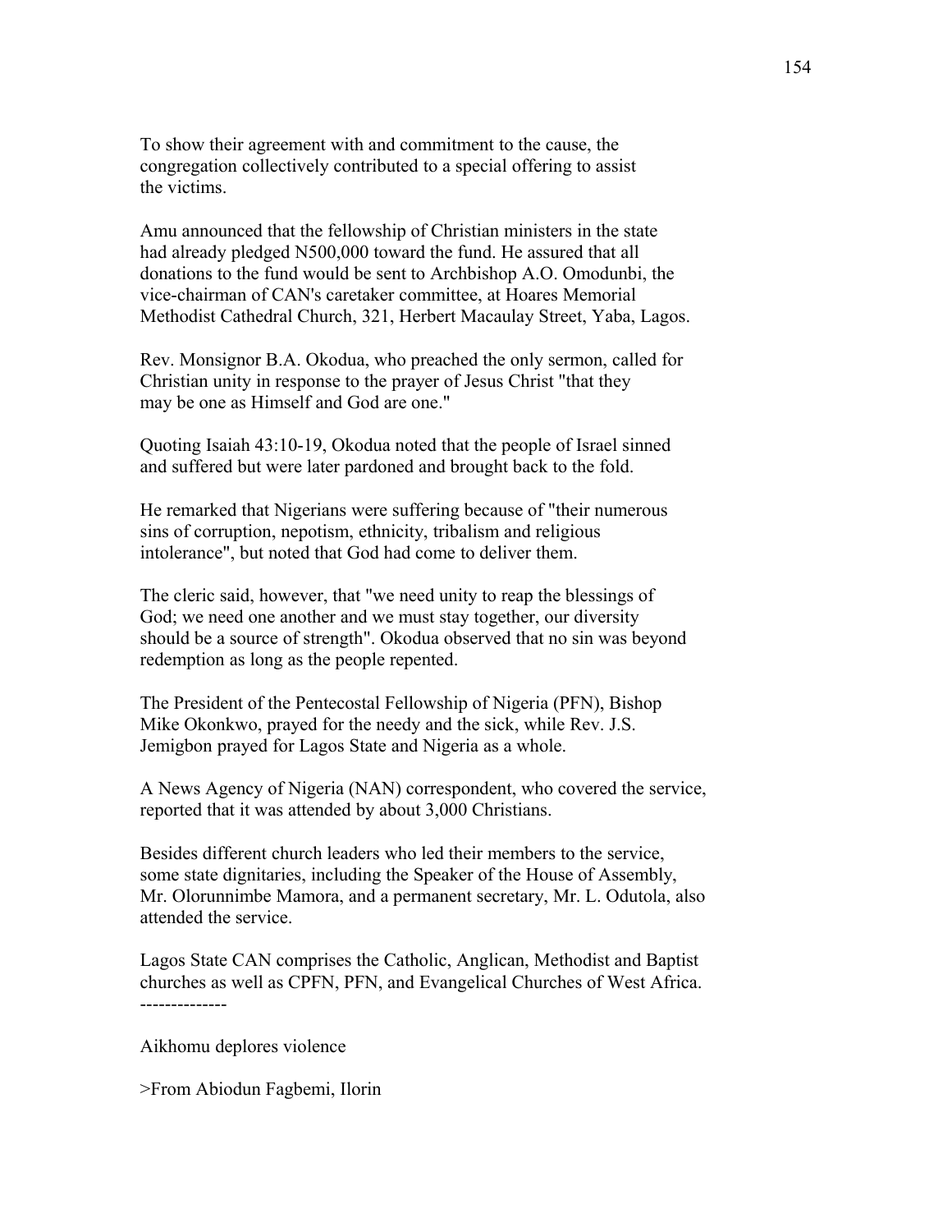To show their agreement with and commitment to the cause, the congregation collectively contributed to a special offering to assist the victims.

Amu announced that the fellowship of Christian ministers in the state had already pledged N500,000 toward the fund. He assured that all donations to the fund would be sent to Archbishop A.O. Omodunbi, the vice-chairman of CAN's caretaker committee, at Hoares Memorial Methodist Cathedral Church, 321, Herbert Macaulay Street, Yaba, Lagos.

Rev. Monsignor B.A. Okodua, who preached the only sermon, called for Christian unity in response to the prayer of Jesus Christ "that they may be one as Himself and God are one."

Quoting Isaiah 43:10-19, Okodua noted that the people of Israel sinned and suffered but were later pardoned and brought back to the fold.

He remarked that Nigerians were suffering because of "their numerous sins of corruption, nepotism, ethnicity, tribalism and religious intolerance", but noted that God had come to deliver them.

The cleric said, however, that "we need unity to reap the blessings of God; we need one another and we must stay together, our diversity should be a source of strength". Okodua observed that no sin was beyond redemption as long as the people repented.

The President of the Pentecostal Fellowship of Nigeria (PFN), Bishop Mike Okonkwo, prayed for the needy and the sick, while Rev. J.S. Jemigbon prayed for Lagos State and Nigeria as a whole.

A News Agency of Nigeria (NAN) correspondent, who covered the service, reported that it was attended by about 3,000 Christians.

Besides different church leaders who led their members to the service, some state dignitaries, including the Speaker of the House of Assembly, Mr. Olorunnimbe Mamora, and a permanent secretary, Mr. L. Odutola, also attended the service.

Lagos State CAN comprises the Catholic, Anglican, Methodist and Baptist churches as well as CPFN, PFN, and Evangelical Churches of West Africa.
--------------

Aikhomu deplores violence

>From Abiodun Fagbemi, Ilorin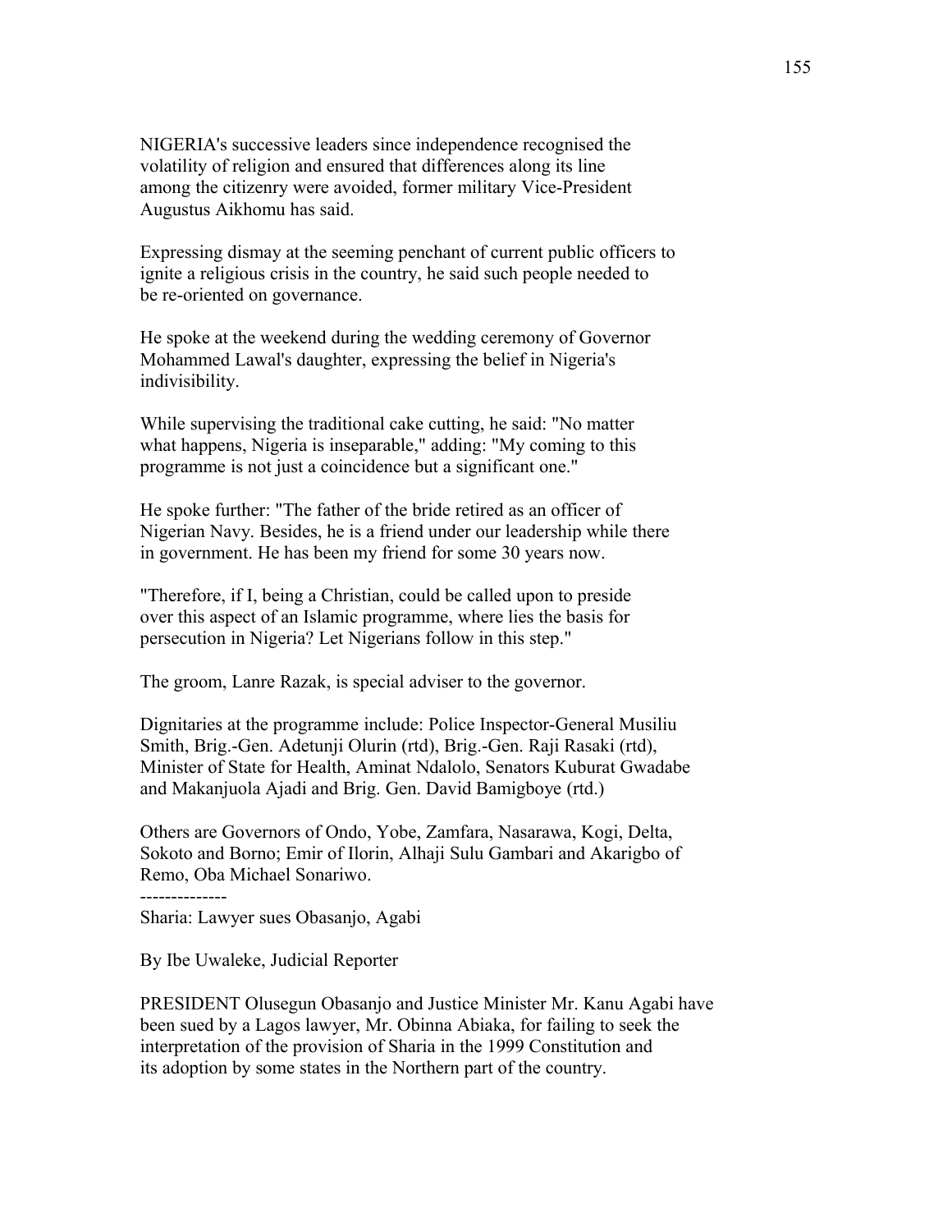NIGERIA's successive leaders since independence recognised the volatility of religion and ensured that differences along its line among the citizenry were avoided, former military Vice-President Augustus Aikhomu has said.

Expressing dismay at the seeming penchant of current public officers to ignite a religious crisis in the country, he said such people needed to be re-oriented on governance.

He spoke at the weekend during the wedding ceremony of Governor Mohammed Lawal's daughter, expressing the belief in Nigeria's indivisibility.

While supervising the traditional cake cutting, he said: "No matter what happens, Nigeria is inseparable," adding: "My coming to this programme is not just a coincidence but a significant one."

He spoke further: "The father of the bride retired as an officer of Nigerian Navy. Besides, he is a friend under our leadership while there in government. He has been my friend for some 30 years now.

"Therefore, if I, being a Christian, could be called upon to preside over this aspect of an Islamic programme, where lies the basis for persecution in Nigeria? Let Nigerians follow in this step."

The groom, Lanre Razak, is special adviser to the governor.

Dignitaries at the programme include: Police Inspector-General Musiliu Smith, Brig.-Gen. Adetunji Olurin (rtd), Brig.-Gen. Raji Rasaki (rtd), Minister of State for Health, Aminat Ndalolo, Senators Kuburat Gwadabe and Makanjuola Ajadi and Brig. Gen. David Bamigboye (rtd.)

Others are Governors of Ondo, Yobe, Zamfara, Nasarawa, Kogi, Delta, Sokoto and Borno; Emir of Ilorin, Alhaji Sulu Gambari and Akarigbo of Remo, Oba Michael Sonariwo.

--------------

Sharia: Lawyer sues Obasanjo, Agabi

By Ibe Uwaleke, Judicial Reporter

PRESIDENT Olusegun Obasanjo and Justice Minister Mr. Kanu Agabi have been sued by a Lagos lawyer, Mr. Obinna Abiaka, for failing to seek the interpretation of the provision of Sharia in the 1999 Constitution and its adoption by some states in the Northern part of the country.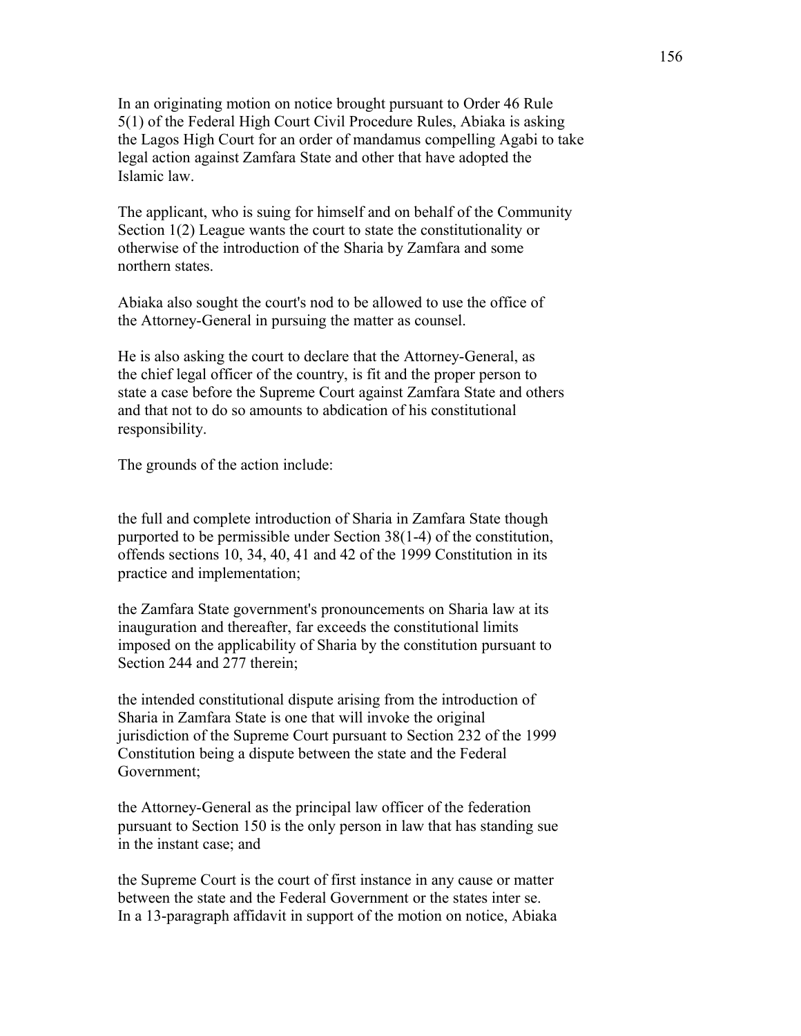In an originating motion on notice brought pursuant to Order 46 Rule 5(1) of the Federal High Court Civil Procedure Rules, Abiaka is asking the Lagos High Court for an order of mandamus compelling Agabi to take legal action against Zamfara State and other that have adopted the Islamic law.

The applicant, who is suing for himself and on behalf of the Community Section 1(2) League wants the court to state the constitutionality or otherwise of the introduction of the Sharia by Zamfara and some northern states.

Abiaka also sought the court's nod to be allowed to use the office of the Attorney-General in pursuing the matter as counsel.

He is also asking the court to declare that the Attorney-General, as the chief legal officer of the country, is fit and the proper person to state a case before the Supreme Court against Zamfara State and others and that not to do so amounts to abdication of his constitutional responsibility.

The grounds of the action include:

the full and complete introduction of Sharia in Zamfara State though purported to be permissible under Section 38(1-4) of the constitution, offends sections 10, 34, 40, 41 and 42 of the 1999 Constitution in its practice and implementation;

the Zamfara State government's pronouncements on Sharia law at its inauguration and thereafter, far exceeds the constitutional limits imposed on the applicability of Sharia by the constitution pursuant to Section 244 and 277 therein;

the intended constitutional dispute arising from the introduction of Sharia in Zamfara State is one that will invoke the original jurisdiction of the Supreme Court pursuant to Section 232 of the 1999 Constitution being a dispute between the state and the Federal Government;

the Attorney-General as the principal law officer of the federation pursuant to Section 150 is the only person in law that has standing sue in the instant case; and

the Supreme Court is the court of first instance in any cause or matter between the state and the Federal Government or the states inter se.
In a 13-paragraph affidavit in support of the motion on notice, Abiaka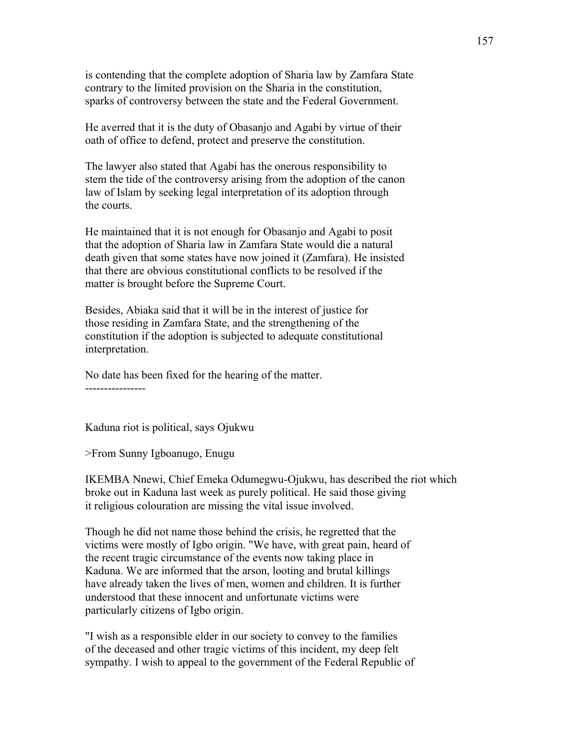is contending that the complete adoption of Sharia law by Zamfara State contrary to the limited provision on the Sharia in the constitution, sparks of controversy between the state and the Federal Government.

He averred that it is the duty of Obasanjo and Agabi by virtue of their oath of office to defend, protect and preserve the constitution.

The lawyer also stated that Agabi has the onerous responsibility to stem the tide of the controversy arising from the adoption of the canon law of Islam by seeking legal interpretation of its adoption through the courts.

He maintained that it is not enough for Obasanjo and Agabi to posit that the adoption of Sharia law in Zamfara State would die a natural death given that some states have now joined it (Zamfara). He insisted that there are obvious constitutional conflicts to be resolved if the matter is brought before the Supreme Court.

Besides, Abiaka said that it will be in the interest of justice for those residing in Zamfara State, and the strengthening of the constitution if the adoption is subjected to adequate constitutional interpretation.

No date has been fixed for the hearing of the matter.

----------------

Kaduna riot is political, says Ojukwu

>From Sunny Igboanugo, Enugu

IKEMBA Nnewi, Chief Emeka Odumegwu-Ojukwu, has described the riot which broke out in Kaduna last week as purely political. He said those giving it religious colouration are missing the vital issue involved.

Though he did not name those behind the crisis, he regretted that the victims were mostly of Igbo origin. "We have, with great pain, heard of the recent tragic circumstance of the events now taking place in Kaduna. We are informed that the arson, looting and brutal killings have already taken the lives of men, women and children. It is further understood that these innocent and unfortunate victims were particularly citizens of Igbo origin.

"I wish as a responsible elder in our society to convey to the families of the deceased and other tragic victims of this incident, my deep felt sympathy. I wish to appeal to the government of the Federal Republic of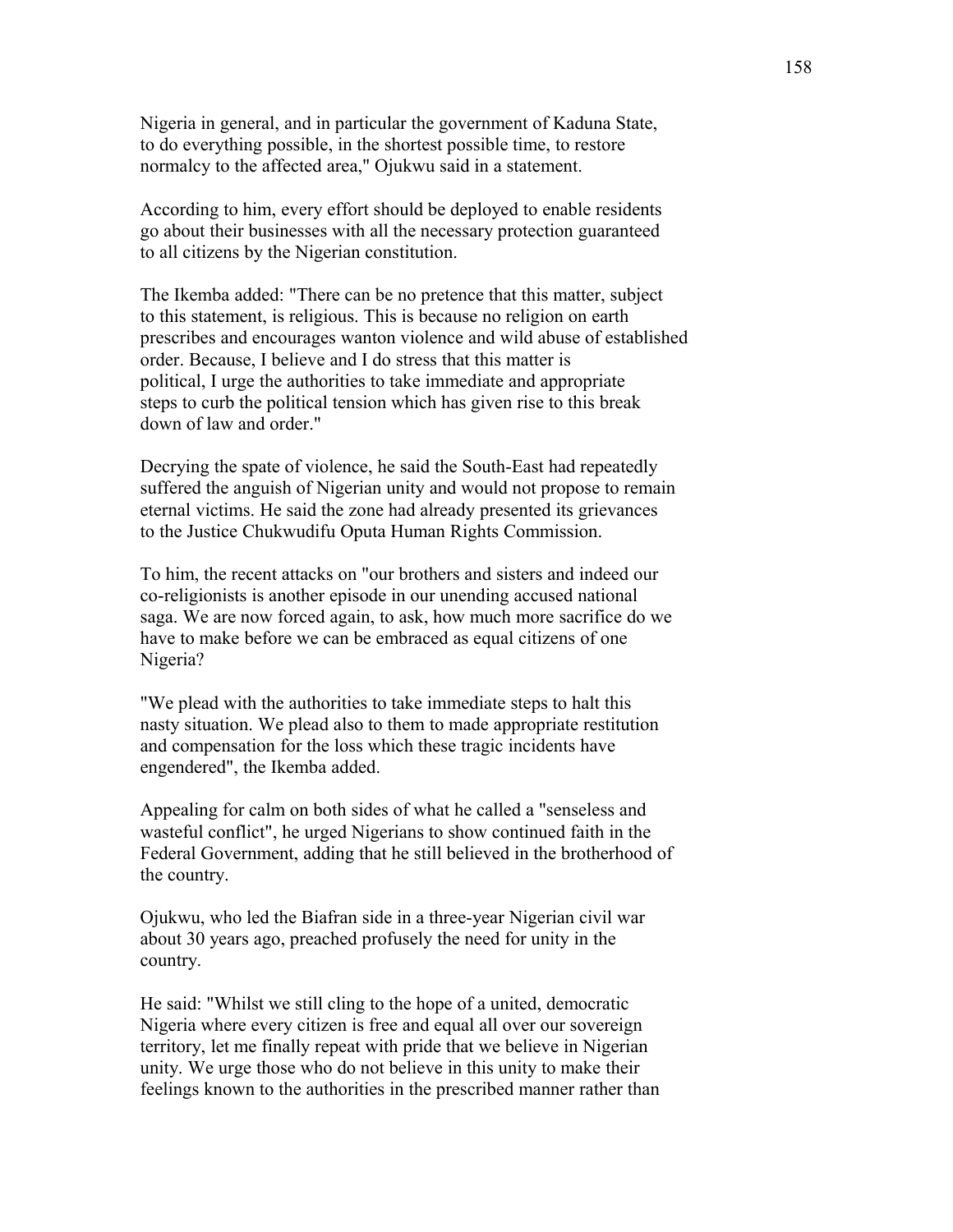Nigeria in general, and in particular the government of Kaduna State, to do everything possible, in the shortest possible time, to restore normalcy to the affected area," Ojukwu said in a statement.

According to him, every effort should be deployed to enable residents go about their businesses with all the necessary protection guaranteed to all citizens by the Nigerian constitution.

The Ikemba added: "There can be no pretence that this matter, subject to this statement, is religious. This is because no religion on earth prescribes and encourages wanton violence and wild abuse of established order. Because, I believe and I do stress that this matter is political, I urge the authorities to take immediate and appropriate steps to curb the political tension which has given rise to this break down of law and order."

Decrying the spate of violence, he said the South-East had repeatedly suffered the anguish of Nigerian unity and would not propose to remain eternal victims. He said the zone had already presented its grievances to the Justice Chukwudifu Oputa Human Rights Commission.

To him, the recent attacks on "our brothers and sisters and indeed our co-religionists is another episode in our unending accused national saga. We are now forced again, to ask, how much more sacrifice do we have to make before we can be embraced as equal citizens of one Nigeria?

"We plead with the authorities to take immediate steps to halt this nasty situation. We plead also to them to made appropriate restitution and compensation for the loss which these tragic incidents have engendered", the Ikemba added.

Appealing for calm on both sides of what he called a "senseless and wasteful conflict", he urged Nigerians to show continued faith in the Federal Government, adding that he still believed in the brotherhood of the country.

Ojukwu, who led the Biafran side in a three-year Nigerian civil war about 30 years ago, preached profusely the need for unity in the country.

He said: "Whilst we still cling to the hope of a united, democratic Nigeria where every citizen is free and equal all over our sovereign territory, let me finally repeat with pride that we believe in Nigerian unity. We urge those who do not believe in this unity to make their feelings known to the authorities in the prescribed manner rather than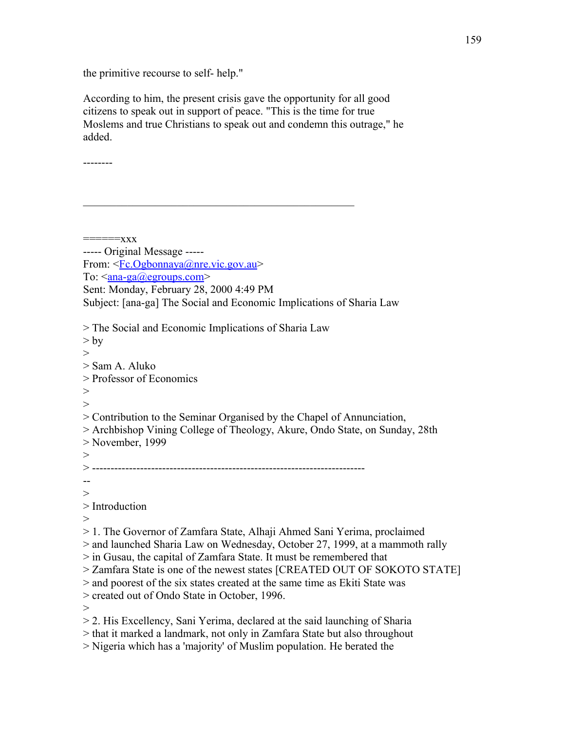the primitive recourse to self- help."

According to him, the present crisis gave the opportunity for all good citizens to speak out in support of peace. "This is the time for true Moslems and true Christians to speak out and condemn this outrage," he added.

--------

---

======xxx
----- Original Message -----
From: <Fc.Ogbonnaya@nre.vic.gov.au>
To: <ana-ga@egroups.com>
Sent: Monday, February 28, 2000 4:49 PM
Subject: [ana-ga] The Social and Economic Implications of Sharia Law

> The Social and Economic Implications of Sharia Law
> by
>
> Sam A. Aluko
> Professor of Economics
>
>
> Contribution to the Seminar Organised by the Chapel of Annunciation,
> Archbishop Vining College of Theology, Akure, Ondo State, on Sunday, 28th
> November, 1999
>
> -------------------------------------------------------------------------
--
>
> Introduction
>
> 1. The Governor of Zamfara State, Alhaji Ahmed Sani Yerima, proclaimed
> and launched Sharia Law on Wednesday, October 27, 1999, at a mammoth rally
> in Gusau, the capital of Zamfara State. It must be remembered that
> Zamfara State is one of the newest states [CREATED OUT OF SOKOTO STATE]
> and poorest of the six states created at the same time as Ekiti State was
> created out of Ondo State in October, 1996.
>
> 2. His Excellency, Sani Yerima, declared at the said launching of Sharia
> that it marked a landmark, not only in Zamfara State but also throughout
> Nigeria which has a 'majority' of Muslim population. He berated the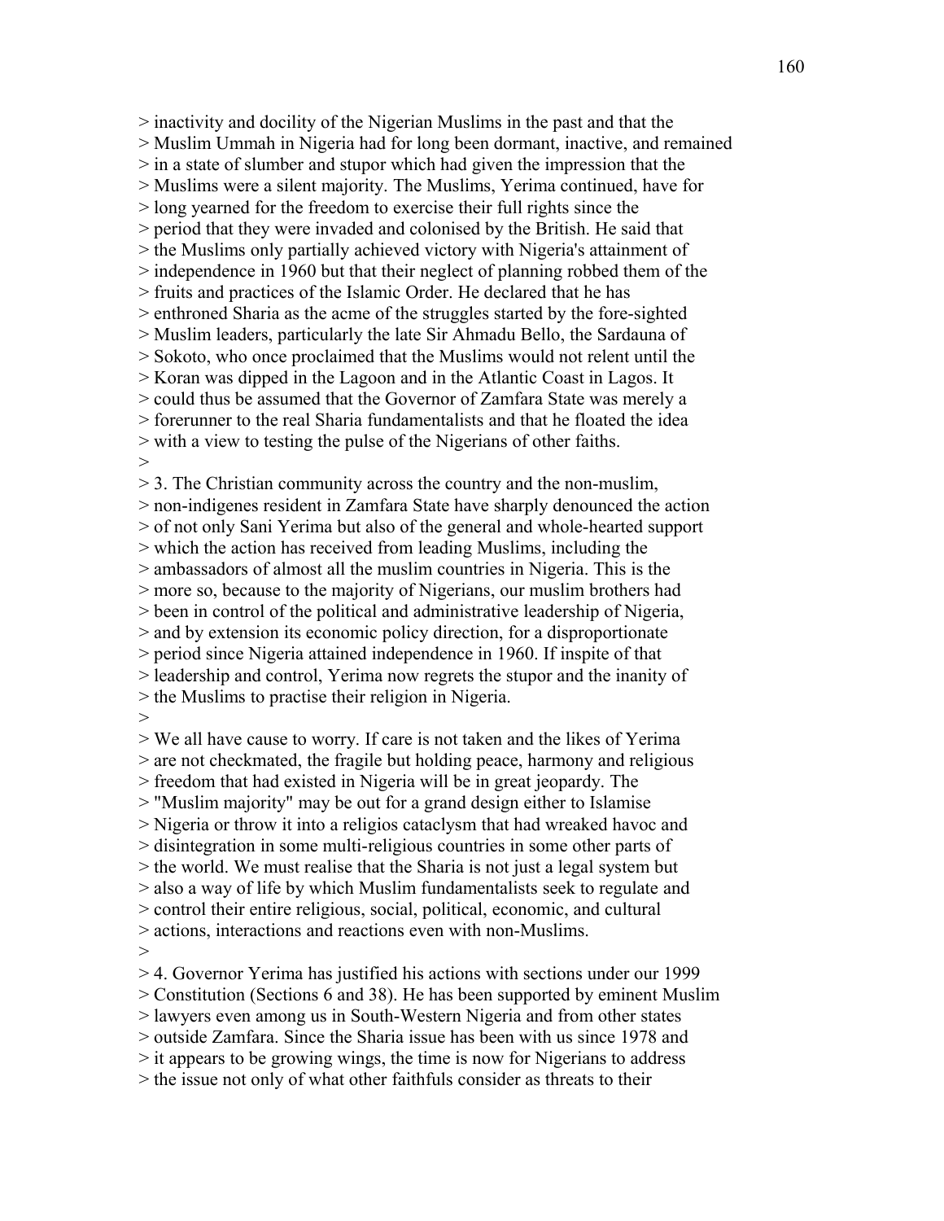> inactivity and docility of the Nigerian Muslims in the past and that the
> Muslim Ummah in Nigeria had for long been dormant, inactive, and remained
> in a state of slumber and stupor which had given the impression that the
> Muslims were a silent majority. The Muslims, Yerima continued, have for
> long yearned for the freedom to exercise their full rights since the
> period that they were invaded and colonised by the British. He said that
> the Muslims only partially achieved victory with Nigeria's attainment of
> independence in 1960 but that their neglect of planning robbed them of the
> fruits and practices of the Islamic Order. He declared that he has
> enthroned Sharia as the acme of the struggles started by the fore-sighted
> Muslim leaders, particularly the late Sir Ahmadu Bello, the Sardauna of
> Sokoto, who once proclaimed that the Muslims would not relent until the
> Koran was dipped in the Lagoon and in the Atlantic Coast in Lagos. It
> could thus be assumed that the Governor of Zamfara State was merely a
> forerunner to the real Sharia fundamentalists and that he floated the idea
> with a view to testing the pulse of the Nigerians of other faiths.
>
> 3. The Christian community across the country and the non-muslim,
> non-indigenes resident in Zamfara State have sharply denounced the action
> of not only Sani Yerima but also of the general and whole-hearted support
> which the action has received from leading Muslims, including the
> ambassadors of almost all the muslim countries in Nigeria. This is the
> more so, because to the majority of Nigerians, our muslim brothers had
> been in control of the political and administrative leadership of Nigeria,
> and by extension its economic policy direction, for a disproportionate
> period since Nigeria attained independence in 1960. If inspite of that
> leadership and control, Yerima now regrets the stupor and the inanity of
> the Muslims to practise their religion in Nigeria.
>
> We all have cause to worry. If care is not taken and the likes of Yerima
> are not checkmated, the fragile but holding peace, harmony and religious
> freedom that had existed in Nigeria will be in great jeopardy. The
> "Muslim majority" may be out for a grand design either to Islamise
> Nigeria or throw it into a religios cataclysm that had wreaked havoc and
> disintegration in some multi-religious countries in some other parts of
> the world. We must realise that the Sharia is not just a legal system but
> also a way of life by which Muslim fundamentalists seek to regulate and
> control their entire religious, social, political, economic, and cultural
> actions, interactions and reactions even with non-Muslims.
>
> 4. Governor Yerima has justified his actions with sections under our 1999
> Constitution (Sections 6 and 38). He has been supported by eminent Muslim
> lawyers even among us in South-Western Nigeria and from other states
> outside Zamfara. Since the Sharia issue has been with us since 1978 and
> it appears to be growing wings, the time is now for Nigerians to address
> the issue not only of what other faithfuls consider as threats to their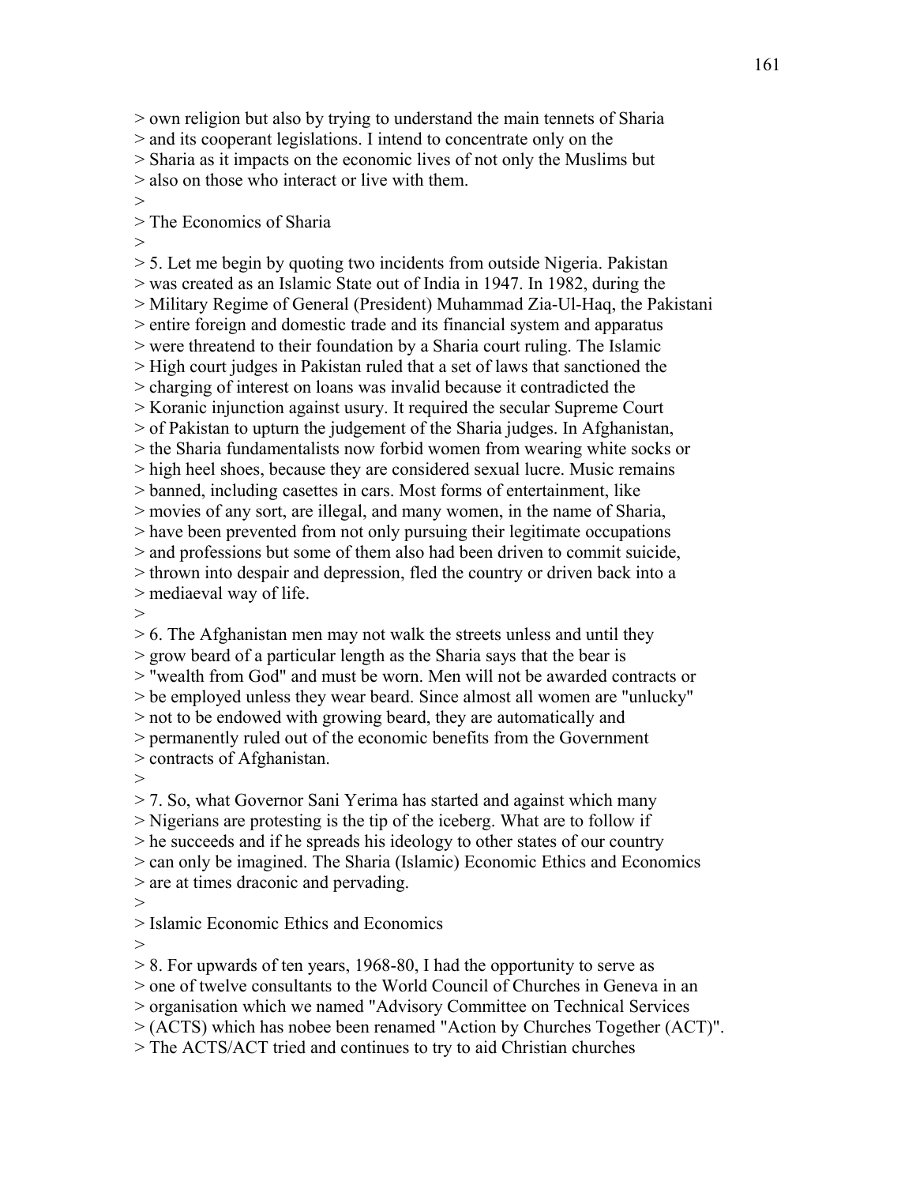> own religion but also by trying to understand the main tennets of Sharia
> and its cooperant legislations. I intend to concentrate only on the
> Sharia as it impacts on the economic lives of not only the Muslims but
> also on those who interact or live with them.
>
> The Economics of Sharia
>
> 5. Let me begin by quoting two incidents from outside Nigeria. Pakistan
> was created as an Islamic State out of India in 1947. In 1982, during the
> Military Regime of General (President) Muhammad Zia-Ul-Haq, the Pakistani
> entire foreign and domestic trade and its financial system and apparatus
> were threatend to their foundation by a Sharia court ruling. The Islamic
> High court judges in Pakistan ruled that a set of laws that sanctioned the
> charging of interest on loans was invalid because it contradicted the
> Koranic injunction against usury. It required the secular Supreme Court
> of Pakistan to upturn the judgement of the Sharia judges. In Afghanistan,
> the Sharia fundamentalists now forbid women from wearing white socks or
> high heel shoes, because they are considered sexual lucre. Music remains
> banned, including casettes in cars. Most forms of entertainment, like
> movies of any sort, are illegal, and many women, in the name of Sharia,
> have been prevented from not only pursuing their legitimate occupations
> and professions but some of them also had been driven to commit suicide,
> thrown into despair and depression, fled the country or driven back into a
> mediaeval way of life.
>
> 6. The Afghanistan men may not walk the streets unless and until they
> grow beard of a particular length as the Sharia says that the bear is
> "wealth from God" and must be worn. Men will not be awarded contracts or
> be employed unless they wear beard. Since almost all women are "unlucky"
> not to be endowed with growing beard, they are automatically and
> permanently ruled out of the economic benefits from the Government
> contracts of Afghanistan.
>
> 7. So, what Governor Sani Yerima has started and against which many
> Nigerians are protesting is the tip of the iceberg. What are to follow if
> he succeeds and if he spreads his ideology to other states of our country
> can only be imagined. The Sharia (Islamic) Economic Ethics and Economics
> are at times draconic and pervading.
>
> Islamic Economic Ethics and Economics
>
> 8. For upwards of ten years, 1968-80, I had the opportunity to serve as
> one of twelve consultants to the World Council of Churches in Geneva in an
> organisation which we named "Advisory Committee on Technical Services
> (ACTS) which has nobee been renamed "Action by Churches Together (ACT)".
> The ACTS/ACT tried and continues to try to aid Christian churches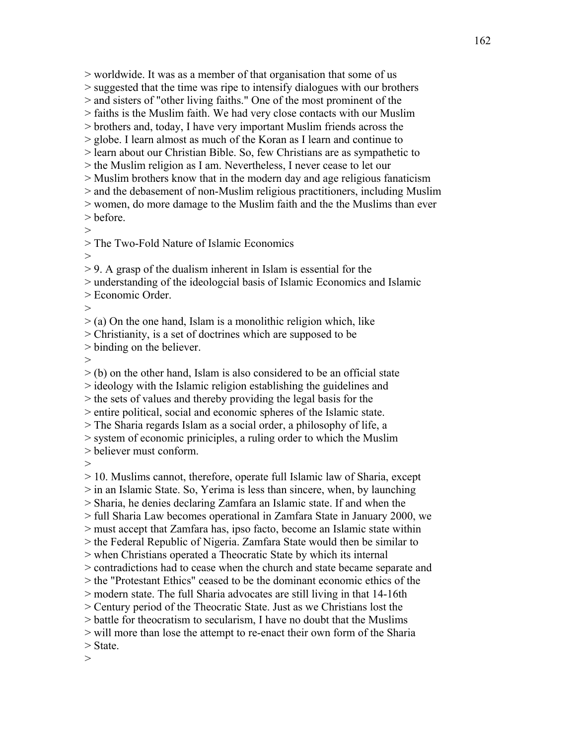> worldwide. It was as a member of that organisation that some of us
> suggested that the time was ripe to intensify dialogues with our brothers
> and sisters of "other living faiths." One of the most prominent of the
> faiths is the Muslim faith. We had very close contacts with our Muslim
> brothers and, today, I have very important Muslim friends across the
> globe. I learn almost as much of the Koran as I learn and continue to
> learn about our Christian Bible. So, few Christians are as sympathetic to
> the Muslim religion as I am. Nevertheless, I never cease to let our
> Muslim brothers know that in the modern day and age religious fanaticism
> and the debasement of non-Muslim religious practitioners, including Muslim
> women, do more damage to the Muslim faith and the the Muslims than ever
> before.
>
> The Two-Fold Nature of Islamic Economics
>
> 9. A grasp of the dualism inherent in Islam is essential for the
> understanding of the ideologcial basis of Islamic Economics and Islamic
> Economic Order.
>
> (a) On the one hand, Islam is a monolithic religion which, like
> Christianity, is a set of doctrines which are supposed to be
> binding on the believer.
>
> (b) on the other hand, Islam is also considered to be an official state
> ideology with the Islamic religion establishing the guidelines and
> the sets of values and thereby providing the legal basis for the
> entire political, social and economic spheres of the Islamic state.
> The Sharia regards Islam as a social order, a philosophy of life, a
> system of economic priniciples, a ruling order to which the Muslim
> believer must conform.
>
> 10. Muslims cannot, therefore, operate full Islamic law of Sharia, except
> in an Islamic State. So, Yerima is less than sincere, when, by launching
> Sharia, he denies declaring Zamfara an Islamic state. If and when the
> full Sharia Law becomes operational in Zamfara State in January 2000, we
> must accept that Zamfara has, ipso facto, become an Islamic state within
> the Federal Republic of Nigeria. Zamfara State would then be similar to
> when Christians operated a Theocratic State by which its internal
> contradictions had to cease when the church and state became separate and
> the "Protestant Ethics" ceased to be the dominant economic ethics of the
> modern state. The full Sharia advocates are still living in that 14-16th
> Century period of the Theocratic State. Just as we Christians lost the
> battle for theocratism to secularism, I have no doubt that the Muslims
> will more than lose the attempt to re-enact their own form of the Sharia
> State.
>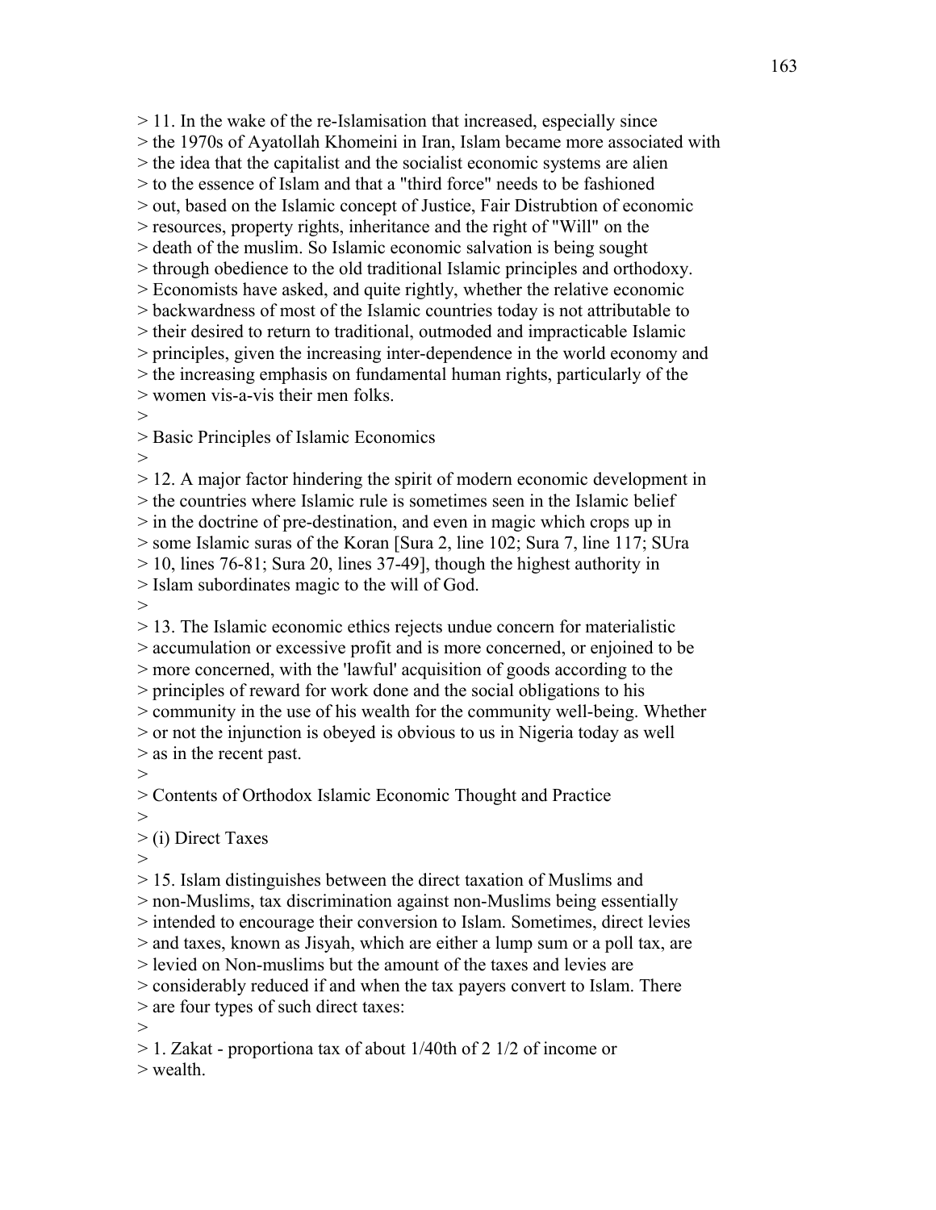> 11. In the wake of the re-Islamisation that increased, especially since
> the 1970s of Ayatollah Khomeini in Iran, Islam became more associated with
> the idea that the capitalist and the socialist economic systems are alien
> to the essence of Islam and that a "third force" needs to be fashioned
> out, based on the Islamic concept of Justice, Fair Distrubtion of economic
> resources, property rights, inheritance and the right of "Will" on the
> death of the muslim. So Islamic economic salvation is being sought
> through obedience to the old traditional Islamic principles and orthodoxy.
> Economists have asked, and quite rightly, whether the relative economic
> backwardness of most of the Islamic countries today is not attributable to
> their desired to return to traditional, outmoded and impracticable Islamic
> principles, given the increasing inter-dependence in the world economy and
> the increasing emphasis on fundamental human rights, particularly of the
> women vis-a-vis their men folks.
>
> Basic Principles of Islamic Economics
>
> 12. A major factor hindering the spirit of modern economic development in
> the countries where Islamic rule is sometimes seen in the Islamic belief
> in the doctrine of pre-destination, and even in magic which crops up in
> some Islamic suras of the Koran [Sura 2, line 102; Sura 7, line 117; SUra
> 10, lines 76-81; Sura 20, lines 37-49], though the highest authority in
> Islam subordinates magic to the will of God.
>
> 13. The Islamic economic ethics rejects undue concern for materialistic
> accumulation or excessive profit and is more concerned, or enjoined to be
> more concerned, with the 'lawful' acquisition of goods according to the
> principles of reward for work done and the social obligations to his
> community in the use of his wealth for the community well-being. Whether
> or not the injunction is obeyed is obvious to us in Nigeria today as well
> as in the recent past.
>
> Contents of Orthodox Islamic Economic Thought and Practice
>
> (i) Direct Taxes
>
> 15. Islam distinguishes between the direct taxation of Muslims and
> non-Muslims, tax discrimination against non-Muslims being essentially
> intended to encourage their conversion to Islam. Sometimes, direct levies
> and taxes, known as Jisyah, which are either a lump sum or a poll tax, are
> levied on Non-muslims but the amount of the taxes and levies are
> considerably reduced if and when the tax payers convert to Islam. There
> are four types of such direct taxes:
>
> 1. Zakat - proportiona tax of about 1/40th of 2 1/2 of income or
> wealth.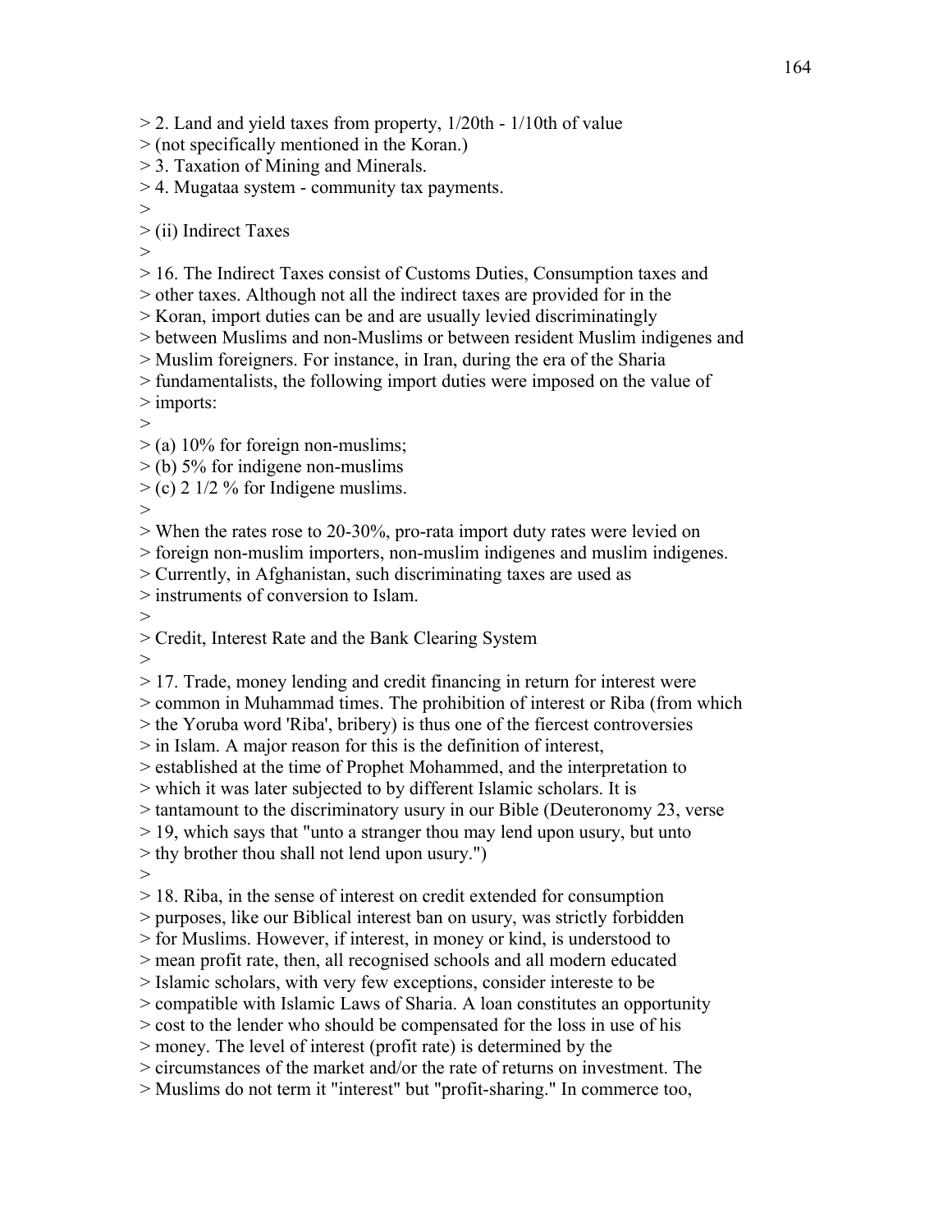> 2. Land and yield taxes from property, 1/20th - 1/10th of value
> (not specifically mentioned in the Koran.)
> 3. Taxation of Mining and Minerals.
> 4. Mugataa system - community tax payments.
>
> (ii) Indirect Taxes
>
> 16. The Indirect Taxes consist of Customs Duties, Consumption taxes and
> other taxes. Although not all the indirect taxes are provided for in the
> Koran, import duties can be and are usually levied discriminatingly
> between Muslims and non-Muslims or between resident Muslim indigenes and
> Muslim foreigners. For instance, in Iran, during the era of the Sharia
> fundamentalists, the following import duties were imposed on the value of
> imports:
>
> (a) 10% for foreign non-muslims;
> (b) 5% for indigene non-muslims
> (c) 2 1/2 % for Indigene muslims.
>
> When the rates rose to 20-30%, pro-rata import duty rates were levied on
> foreign non-muslim importers, non-muslim indigenes and muslim indigenes.
> Currently, in Afghanistan, such discriminating taxes are used as
> instruments of conversion to Islam.
>
> Credit, Interest Rate and the Bank Clearing System
>
> 17. Trade, money lending and credit financing in return for interest were
> common in Muhammad times. The prohibition of interest or Riba (from which
> the Yoruba word 'Riba', bribery) is thus one of the fiercest controversies
> in Islam. A major reason for this is the definition of interest,
> established at the time of Prophet Mohammed, and the interpretation to
> which it was later subjected to by different Islamic scholars. It is
> tantamount to the discriminatory usury in our Bible (Deuteronomy 23, verse
> 19, which says that "unto a stranger thou may lend upon usury, but unto
> thy brother thou shall not lend upon usury.")
>
> 18. Riba, in the sense of interest on credit extended for consumption
> purposes, like our Biblical interest ban on usury, was strictly forbidden
> for Muslims. However, if interest, in money or kind, is understood to
> mean profit rate, then, all recognised schools and all modern educated
> Islamic scholars, with very few exceptions, consider intereste to be
> compatible with Islamic Laws of Sharia. A loan constitutes an opportunity
> cost to the lender who should be compensated for the loss in use of his
> money. The level of interest (profit rate) is determined by the
> circumstances of the market and/or the rate of returns on investment. The
> Muslims do not term it "interest" but "profit-sharing." In commerce too,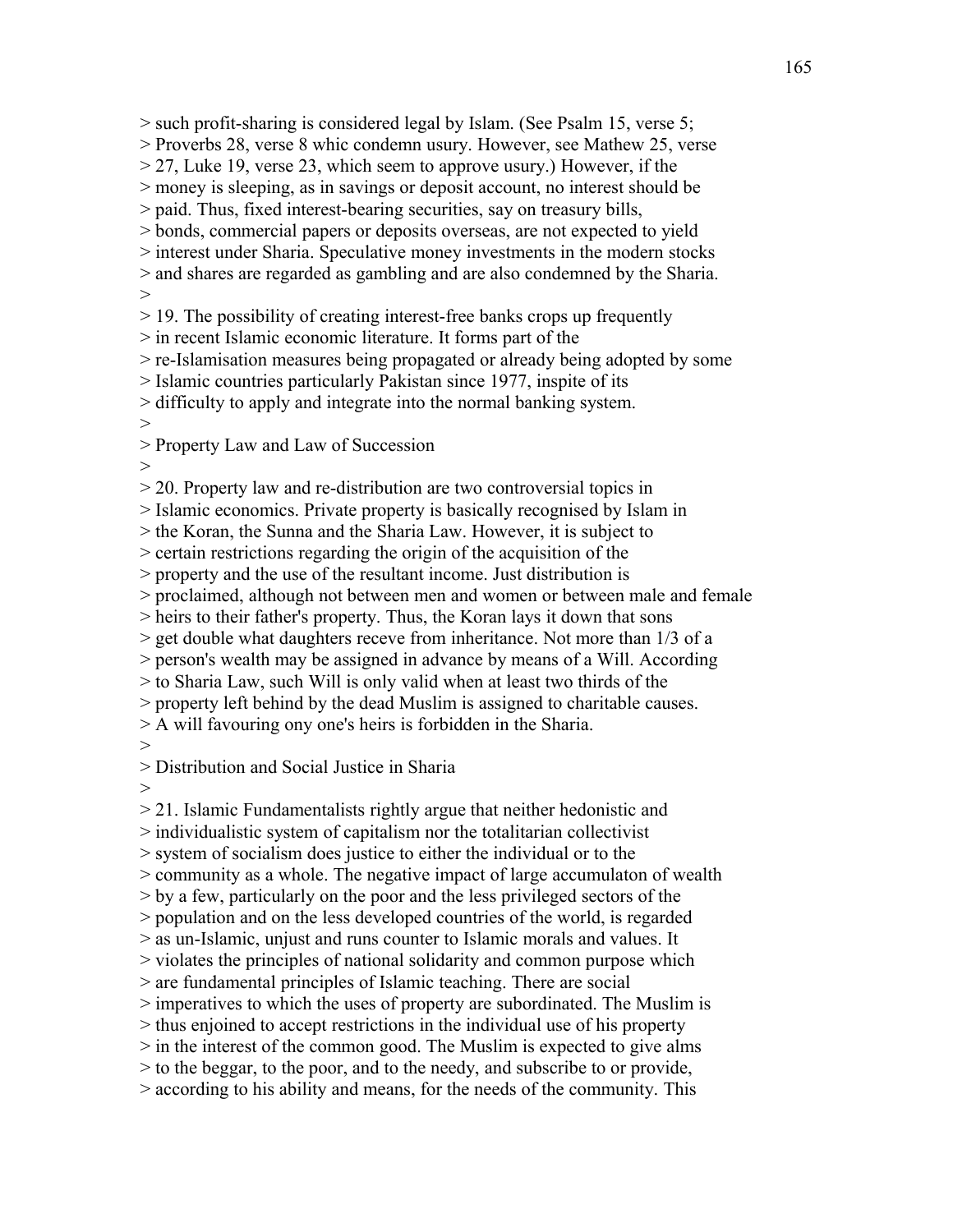> such profit-sharing is considered legal by Islam. (See Psalm 15, verse 5;
> Proverbs 28, verse 8 whic condemn usury. However, see Mathew 25, verse
> 27, Luke 19, verse 23, which seem to approve usury.) However, if the
> money is sleeping, as in savings or deposit account, no interest should be
> paid. Thus, fixed interest-bearing securities, say on treasury bills,
> bonds, commercial papers or deposits overseas, are not expected to yield
> interest under Sharia. Speculative money investments in the modern stocks
> and shares are regarded as gambling and are also condemned by the Sharia.
>
> 19. The possibility of creating interest-free banks crops up frequently
> in recent Islamic economic literature. It forms part of the
> re-Islamisation measures being propagated or already being adopted by some
> Islamic countries particularly Pakistan since 1977, inspite of its
> difficulty to apply and integrate into the normal banking system.
>
> Property Law and Law of Succession
>
> 20. Property law and re-distribution are two controversial topics in
> Islamic economics. Private property is basically recognised by Islam in
> the Koran, the Sunna and the Sharia Law. However, it is subject to
> certain restrictions regarding the origin of the acquisition of the
> property and the use of the resultant income. Just distribution is
> proclaimed, although not between men and women or between male and female
> heirs to their father's property. Thus, the Koran lays it down that sons
> get double what daughters receve from inheritance. Not more than 1/3 of a
> person's wealth may be assigned in advance by means of a Will. According
> to Sharia Law, such Will is only valid when at least two thirds of the
> property left behind by the dead Muslim is assigned to charitable causes.
> A will favouring ony one's heirs is forbidden in the Sharia.
>
> Distribution and Social Justice in Sharia
>
> 21. Islamic Fundamentalists rightly argue that neither hedonistic and
> individualistic system of capitalism nor the totalitarian collectivist
> system of socialism does justice to either the individual or to the
> community as a whole. The negative impact of large accumulaton of wealth
> by a few, particularly on the poor and the less privileged sectors of the
> population and on the less developed countries of the world, is regarded
> as un-Islamic, unjust and runs counter to Islamic morals and values. It
> violates the principles of national solidarity and common purpose which
> are fundamental principles of Islamic teaching. There are social
> imperatives to which the uses of property are subordinated. The Muslim is
> thus enjoined to accept restrictions in the individual use of his property
> in the interest of the common good. The Muslim is expected to give alms
> to the beggar, to the poor, and to the needy, and subscribe to or provide,
> according to his ability and means, for the needs of the community. This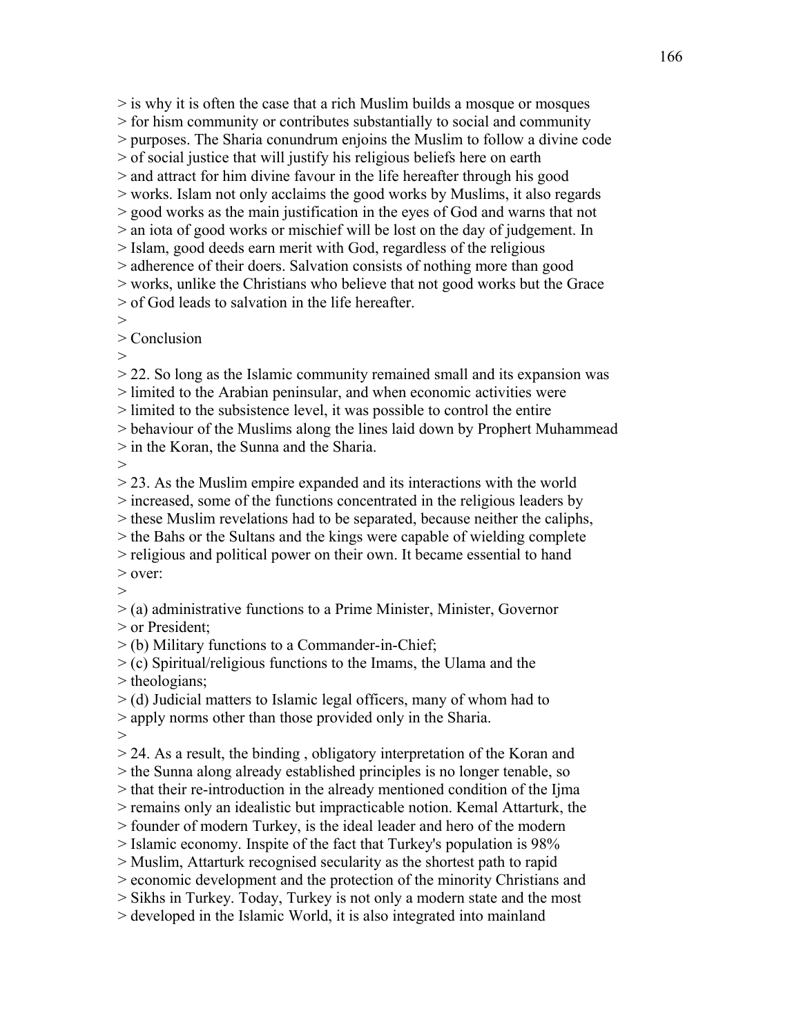> is why it is often the case that a rich Muslim builds a mosque or mosques
> for hism community or contributes substantially to social and community
> purposes. The Sharia conundrum enjoins the Muslim to follow a divine code
> of social justice that will justify his religious beliefs here on earth
> and attract for him divine favour in the life hereafter through his good
> works. Islam not only acclaims the good works by Muslims, it also regards
> good works as the main justification in the eyes of God and warns that not
> an iota of good works or mischief will be lost on the day of judgement. In
> Islam, good deeds earn merit with God, regardless of the religious
> adherence of their doers. Salvation consists of nothing more than good
> works, unlike the Christians who believe that not good works but the Grace
> of God leads to salvation in the life hereafter.
>
> Conclusion
>
> 22. So long as the Islamic community remained small and its expansion was
> limited to the Arabian peninsular, and when economic activities were
> limited to the subsistence level, it was possible to control the entire
> behaviour of the Muslims along the lines laid down by Prophert Muhammead
> in the Koran, the Sunna and the Sharia.
>
> 23. As the Muslim empire expanded and its interactions with the world
> increased, some of the functions concentrated in the religious leaders by
> these Muslim revelations had to be separated, because neither the caliphs,
> the Bahs or the Sultans and the kings were capable of wielding complete
> religious and political power on their own. It became essential to hand
> over:
>
> (a) administrative functions to a Prime Minister, Minister, Governor
> or President;
> (b) Military functions to a Commander-in-Chief;
> (c) Spiritual/religious functions to the Imams, the Ulama and the
> theologians;
> (d) Judicial matters to Islamic legal officers, many of whom had to
> apply norms other than those provided only in the Sharia.
>
> 24. As a result, the binding , obligatory interpretation of the Koran and
> the Sunna along already established principles is no longer tenable, so
> that their re-introduction in the already mentioned condition of the Ijma
> remains only an idealistic but impracticable notion. Kemal Attarturk, the
> founder of modern Turkey, is the ideal leader and hero of the modern
> Islamic economy. Inspite of the fact that Turkey's population is 98%
> Muslim, Attarturk recognised secularity as the shortest path to rapid
> economic development and the protection of the minority Christians and
> Sikhs in Turkey. Today, Turkey is not only a modern state and the most
> developed in the Islamic World, it is also integrated into mainland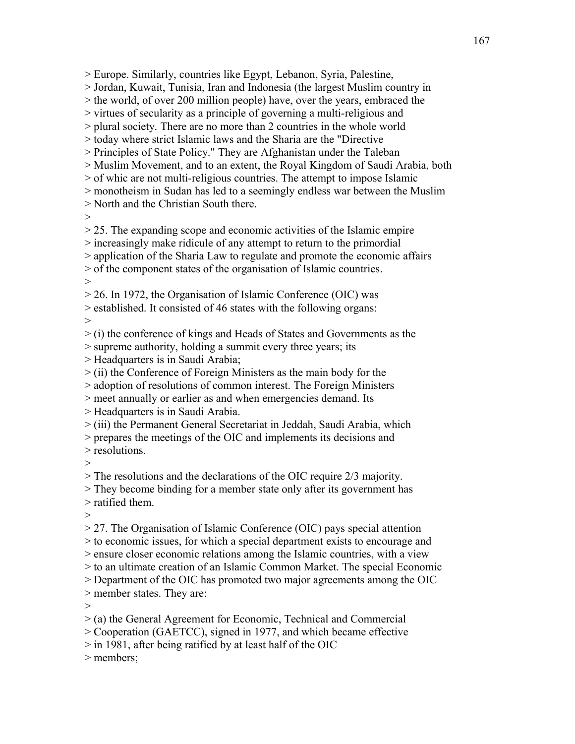> Europe. Similarly, countries like Egypt, Lebanon, Syria, Palestine,
> Jordan, Kuwait, Tunisia, Iran and Indonesia (the largest Muslim country in
> the world, of over 200 million people) have, over the years, embraced the
> virtues of secularity as a principle of governing a multi-religious and
> plural society. There are no more than 2 countries in the whole world
> today where strict Islamic laws and the Sharia are the "Directive
> Principles of State Policy." They are Afghanistan under the Taleban
> Muslim Movement, and to an extent, the Royal Kingdom of Saudi Arabia, both
> of whic are not multi-religious countries. The attempt to impose Islamic
> monotheism in Sudan has led to a seemingly endless war between the Muslim
> North and the Christian South there.
>
> 25. The expanding scope and economic activities of the Islamic empire
> increasingly make ridicule of any attempt to return to the primordial
> application of the Sharia Law to regulate and promote the economic affairs
> of the component states of the organisation of Islamic countries.
>
> 26. In 1972, the Organisation of Islamic Conference (OIC) was
> established. It consisted of 46 states with the following organs:
>
> (i) the conference of kings and Heads of States and Governments as the
> supreme authority, holding a summit every three years; its
> Headquarters is in Saudi Arabia;
> (ii) the Conference of Foreign Ministers as the main body for the
> adoption of resolutions of common interest. The Foreign Ministers
> meet annually or earlier as and when emergencies demand. Its
> Headquarters is in Saudi Arabia.
> (iii) the Permanent General Secretariat in Jeddah, Saudi Arabia, which
> prepares the meetings of the OIC and implements its decisions and
> resolutions.
>
> The resolutions and the declarations of the OIC require 2/3 majority.
> They become binding for a member state only after its government has
> ratified them.
>
> 27. The Organisation of Islamic Conference (OIC) pays special attention
> to economic issues, for which a special department exists to encourage and
> ensure closer economic relations among the Islamic countries, with a view
> to an ultimate creation of an Islamic Common Market. The special Economic
> Department of the OIC has promoted two major agreements among the OIC
> member states. They are:
>
> (a) the General Agreement for Economic, Technical and Commercial
> Cooperation (GAETCC), signed in 1977, and which became effective
> in 1981, after being ratified by at least half of the OIC
> members;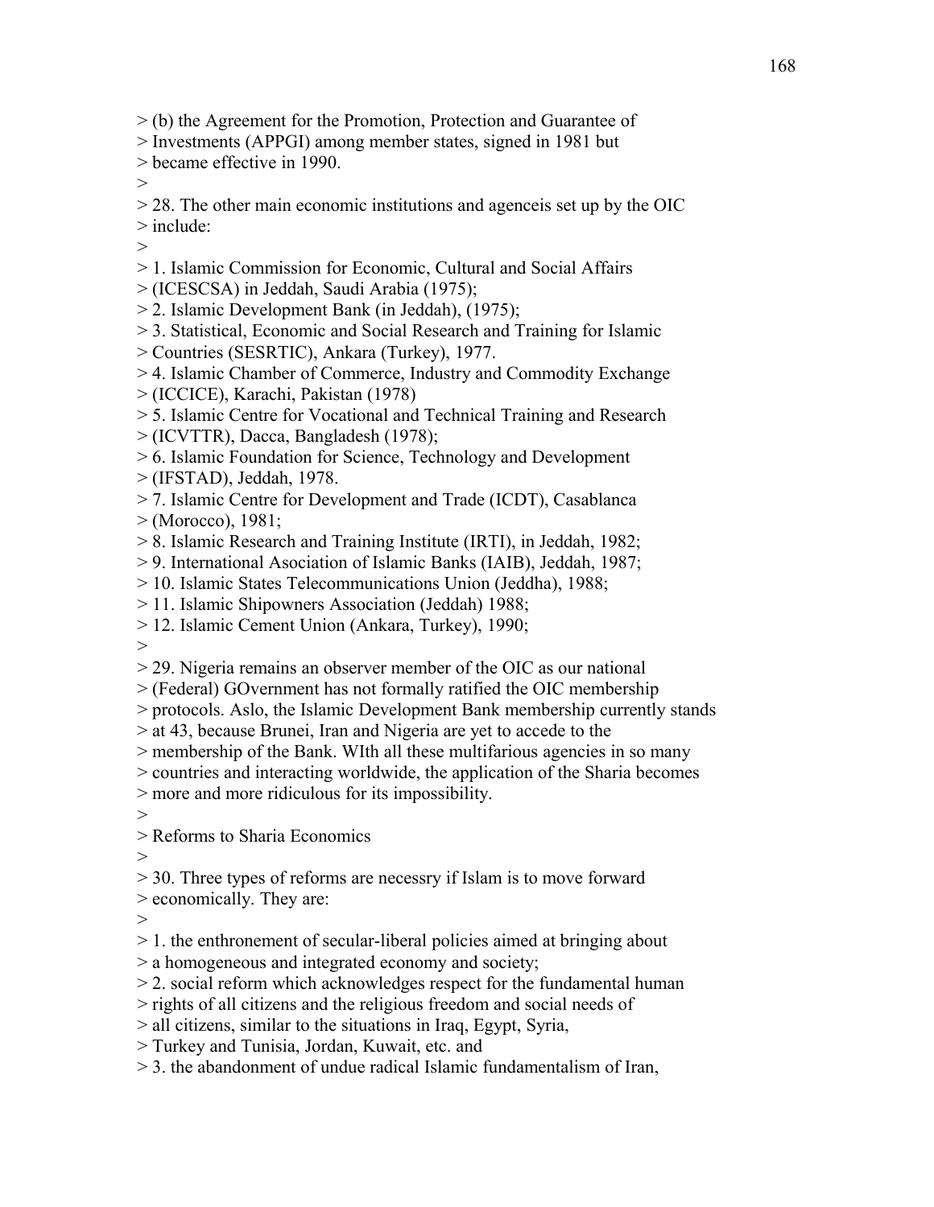> (b) the Agreement for the Promotion, Protection and Guarantee of
> Investments (APPGI) among member states, signed in 1981 but
> became effective in 1990.
>
> 28. The other main economic institutions and agenceis set up by the OIC
> include:
>
> 1. Islamic Commission for Economic, Cultural and Social Affairs
> (ICESCSA) in Jeddah, Saudi Arabia (1975);
> 2. Islamic Development Bank (in Jeddah), (1975);
> 3. Statistical, Economic and Social Research and Training for Islamic
> Countries (SESRTIC), Ankara (Turkey), 1977.
> 4. Islamic Chamber of Commerce, Industry and Commodity Exchange
> (ICCICE), Karachi, Pakistan (1978)
> 5. Islamic Centre for Vocational and Technical Training and Research
> (ICVTTR), Dacca, Bangladesh (1978);
> 6. Islamic Foundation for Science, Technology and Development
> (IFSTAD), Jeddah, 1978.
> 7. Islamic Centre for Development and Trade (ICDT), Casablanca
> (Morocco), 1981;
> 8. Islamic Research and Training Institute (IRTI), in Jeddah, 1982;
> 9. International Asociation of Islamic Banks (IAIB), Jeddah, 1987;
> 10. Islamic States Telecommunications Union (Jeddha), 1988;
> 11. Islamic Shipowners Association (Jeddah) 1988;
> 12. Islamic Cement Union (Ankara, Turkey), 1990;
>
> 29. Nigeria remains an observer member of the OIC as our national
> (Federal) GOvernment has not formally ratified the OIC membership
> protocols. Aslo, the Islamic Development Bank membership currently stands
> at 43, because Brunei, Iran and Nigeria are yet to accede to the
> membership of the Bank. WIth all these multifarious agencies in so many
> countries and interacting worldwide, the application of the Sharia becomes
> more and more ridiculous for its impossibility.
>
> Reforms to Sharia Economics
>
> 30. Three types of reforms are necessry if Islam is to move forward
> economically. They are:
>
> 1. the enthronement of secular-liberal policies aimed at bringing about
> a homogeneous and integrated economy and society;
> 2. social reform which acknowledges respect for the fundamental human
> rights of all citizens and the religious freedom and social needs of
> all citizens, similar to the situations in Iraq, Egypt, Syria,
> Turkey and Tunisia, Jordan, Kuwait, etc. and
> 3. the abandonment of undue radical Islamic fundamentalism of Iran,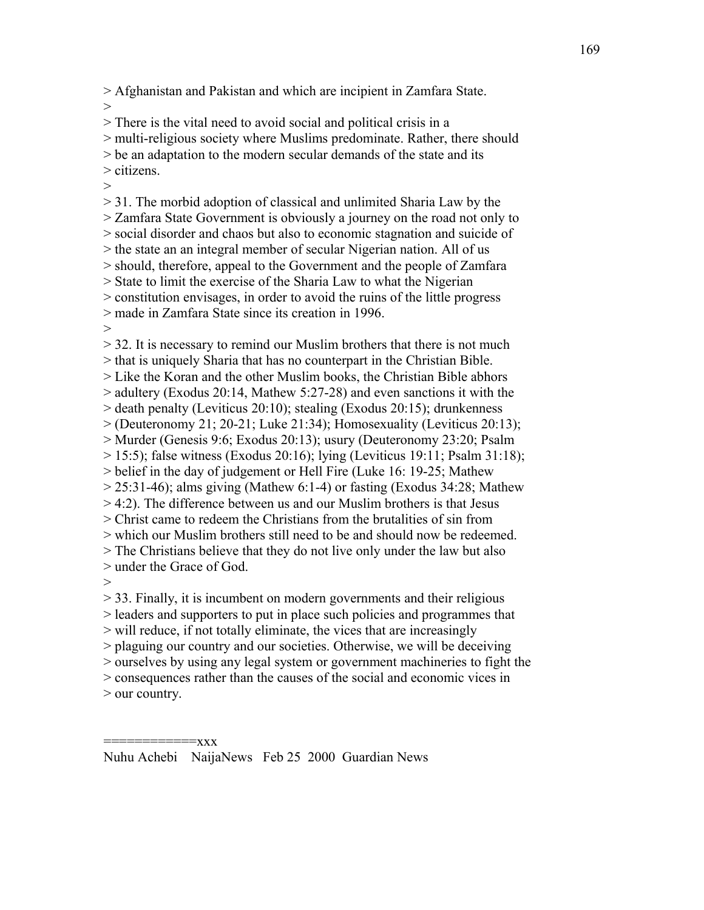> Afghanistan and Pakistan and which are incipient in Zamfara State.
>
> There is the vital need to avoid social and political crisis in a
> multi-religious society where Muslims predominate. Rather, there should
> be an adaptation to the modern secular demands of the state and its
> citizens.
>
> 31. The morbid adoption of classical and unlimited Sharia Law by the
> Zamfara State Government is obviously a journey on the road not only to
> social disorder and chaos but also to economic stagnation and suicide of
> the state an an integral member of secular Nigerian nation. All of us
> should, therefore, appeal to the Government and the people of Zamfara
> State to limit the exercise of the Sharia Law to what the Nigerian
> constitution envisages, in order to avoid the ruins of the little progress
> made in Zamfara State since its creation in 1996.
>
> 32. It is necessary to remind our Muslim brothers that there is not much
> that is uniquely Sharia that has no counterpart in the Christian Bible.
> Like the Koran and the other Muslim books, the Christian Bible abhors
> adultery (Exodus 20:14, Mathew 5:27-28) and even sanctions it with the
> death penalty (Leviticus 20:10); stealing (Exodus 20:15); drunkenness
> (Deuteronomy 21; 20-21; Luke 21:34); Homosexuality (Leviticus 20:13);
> Murder (Genesis 9:6; Exodus 20:13); usury (Deuteronomy 23:20; Psalm
> 15:5); false witness (Exodus 20:16); lying (Leviticus 19:11; Psalm 31:18);
> belief in the day of judgement or Hell Fire (Luke 16: 19-25; Mathew
> 25:31-46); alms giving (Mathew 6:1-4) or fasting (Exodus 34:28; Mathew
> 4:2). The difference between us and our Muslim brothers is that Jesus
> Christ came to redeem the Christians from the brutalities of sin from
> which our Muslim brothers still need to be and should now be redeemed.
> The Christians believe that they do not live only under the law but also
> under the Grace of God.
>
> 33. Finally, it is incumbent on modern governments and their religious
> leaders and supporters to put in place such policies and programmes that
> will reduce, if not totally eliminate, the vices that are increasingly
> plaguing our country and our societies. Otherwise, we will be deceiving
> ourselves by using any legal system or government machineries to fight the
> consequences rather than the causes of the social and economic vices in
> our country.

============xxx

Nuhu Achebi NaijaNews Feb 25 2000 Guardian News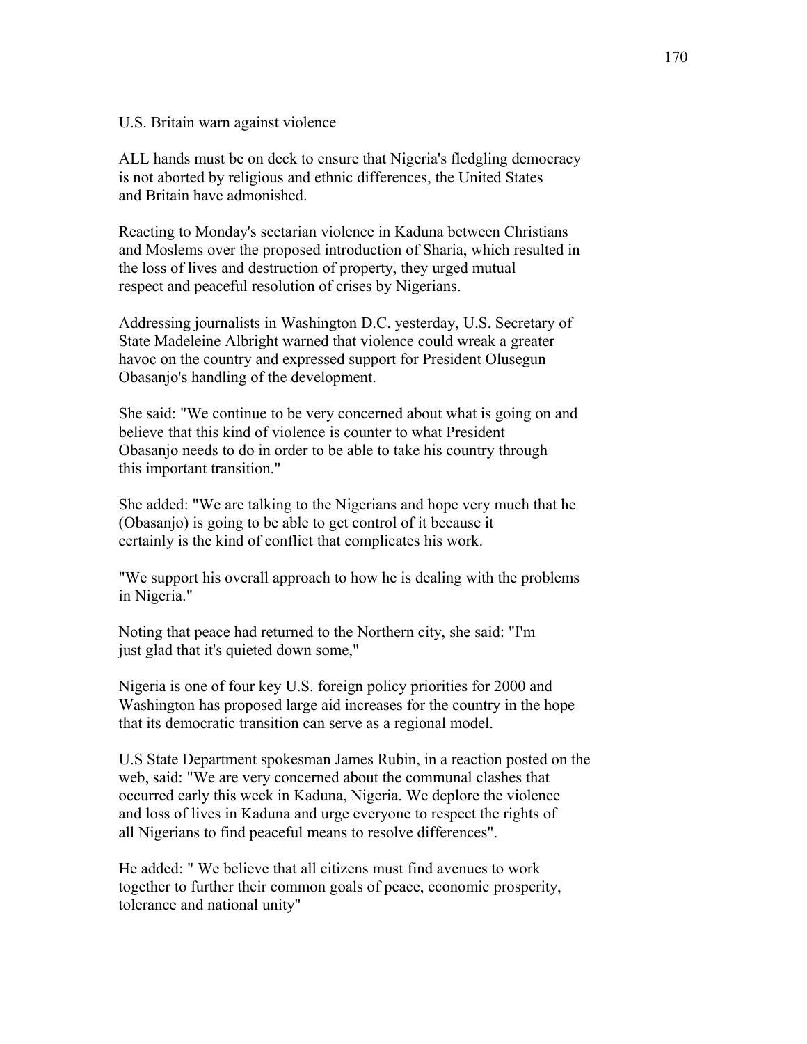U.S. Britain warn against violence

ALL hands must be on deck to ensure that Nigeria's fledgling democracy is not aborted by religious and ethnic differences, the United States and Britain have admonished.

Reacting to Monday's sectarian violence in Kaduna between Christians and Moslems over the proposed introduction of Sharia, which resulted in the loss of lives and destruction of property, they urged mutual respect and peaceful resolution of crises by Nigerians.

Addressing journalists in Washington D.C. yesterday, U.S. Secretary of State Madeleine Albright warned that violence could wreak a greater havoc on the country and expressed support for President Olusegun Obasanjo's handling of the development.

She said: "We continue to be very concerned about what is going on and believe that this kind of violence is counter to what President Obasanjo needs to do in order to be able to take his country through this important transition."

She added: "We are talking to the Nigerians and hope very much that he (Obasanjo) is going to be able to get control of it because it certainly is the kind of conflict that complicates his work.

"We support his overall approach to how he is dealing with the problems in Nigeria."

Noting that peace had returned to the Northern city, she said: "I'm just glad that it's quieted down some,"

Nigeria is one of four key U.S. foreign policy priorities for 2000 and Washington has proposed large aid increases for the country in the hope that its democratic transition can serve as a regional model.

U.S State Department spokesman James Rubin, in a reaction posted on the web, said: "We are very concerned about the communal clashes that occurred early this week in Kaduna, Nigeria. We deplore the violence and loss of lives in Kaduna and urge everyone to respect the rights of all Nigerians to find peaceful means to resolve differences".

He added: " We believe that all citizens must find avenues to work together to further their common goals of peace, economic prosperity, tolerance and national unity"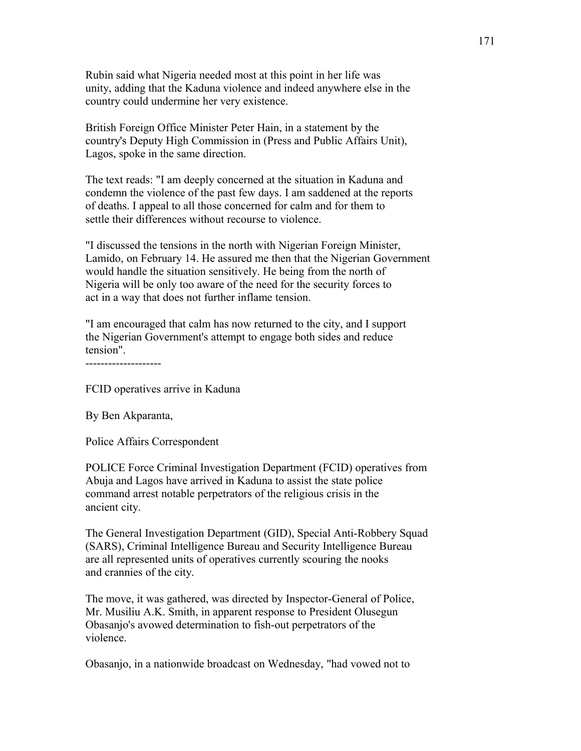Rubin said what Nigeria needed most at this point in her life was unity, adding that the Kaduna violence and indeed anywhere else in the country could undermine her very existence.

British Foreign Office Minister Peter Hain, in a statement by the country's Deputy High Commission in (Press and Public Affairs Unit), Lagos, spoke in the same direction.

The text reads: "I am deeply concerned at the situation in Kaduna and condemn the violence of the past few days. I am saddened at the reports of deaths. I appeal to all those concerned for calm and for them to settle their differences without recourse to violence.

"I discussed the tensions in the north with Nigerian Foreign Minister, Lamido, on February 14. He assured me then that the Nigerian Government would handle the situation sensitively. He being from the north of Nigeria will be only too aware of the need for the security forces to act in a way that does not further inflame tension.

"I am encouraged that calm has now returned to the city, and I support the Nigerian Government's attempt to engage both sides and reduce tension".

--------------------

FCID operatives arrive in Kaduna

By Ben Akparanta,

Police Affairs Correspondent

POLICE Force Criminal Investigation Department (FCID) operatives from Abuja and Lagos have arrived in Kaduna to assist the state police command arrest notable perpetrators of the religious crisis in the ancient city.

The General Investigation Department (GID), Special Anti-Robbery Squad (SARS), Criminal Intelligence Bureau and Security Intelligence Bureau are all represented units of operatives currently scouring the nooks and crannies of the city.

The move, it was gathered, was directed by Inspector-General of Police, Mr. Musiliu A.K. Smith, in apparent response to President Olusegun Obasanjo's avowed determination to fish-out perpetrators of the violence.

Obasanjo, in a nationwide broadcast on Wednesday, "had vowed not to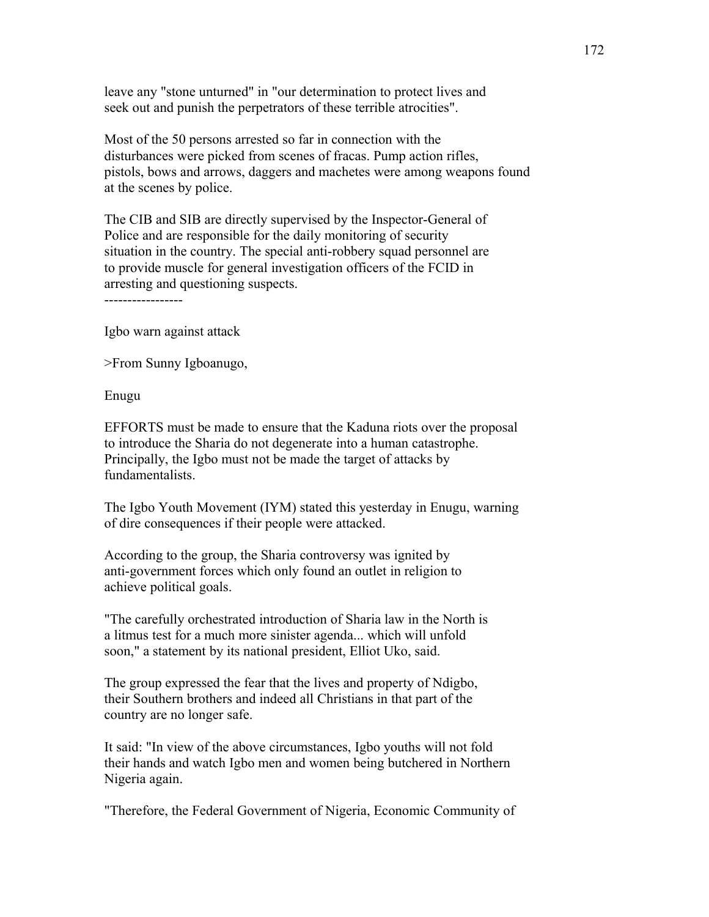leave any "stone unturned" in "our determination to protect lives and seek out and punish the perpetrators of these terrible atrocities".

Most of the 50 persons arrested so far in connection with the disturbances were picked from scenes of fracas. Pump action rifles, pistols, bows and arrows, daggers and machetes were among weapons found at the scenes by police.

The CIB and SIB are directly supervised by the Inspector-General of Police and are responsible for the daily monitoring of security situation in the country. The special anti-robbery squad personnel are to provide muscle for general investigation officers of the FCID in arresting and questioning suspects.

-----------------

Igbo warn against attack

>From Sunny Igboanugo,

Enugu

EFFORTS must be made to ensure that the Kaduna riots over the proposal to introduce the Sharia do not degenerate into a human catastrophe. Principally, the Igbo must not be made the target of attacks by fundamentalists.

The Igbo Youth Movement (IYM) stated this yesterday in Enugu, warning of dire consequences if their people were attacked.

According to the group, the Sharia controversy was ignited by anti-government forces which only found an outlet in religion to achieve political goals.

"The carefully orchestrated introduction of Sharia law in the North is a litmus test for a much more sinister agenda... which will unfold soon," a statement by its national president, Elliot Uko, said.

The group expressed the fear that the lives and property of Ndigbo, their Southern brothers and indeed all Christians in that part of the country are no longer safe.

It said: "In view of the above circumstances, Igbo youths will not fold their hands and watch Igbo men and women being butchered in Northern Nigeria again.

"Therefore, the Federal Government of Nigeria, Economic Community of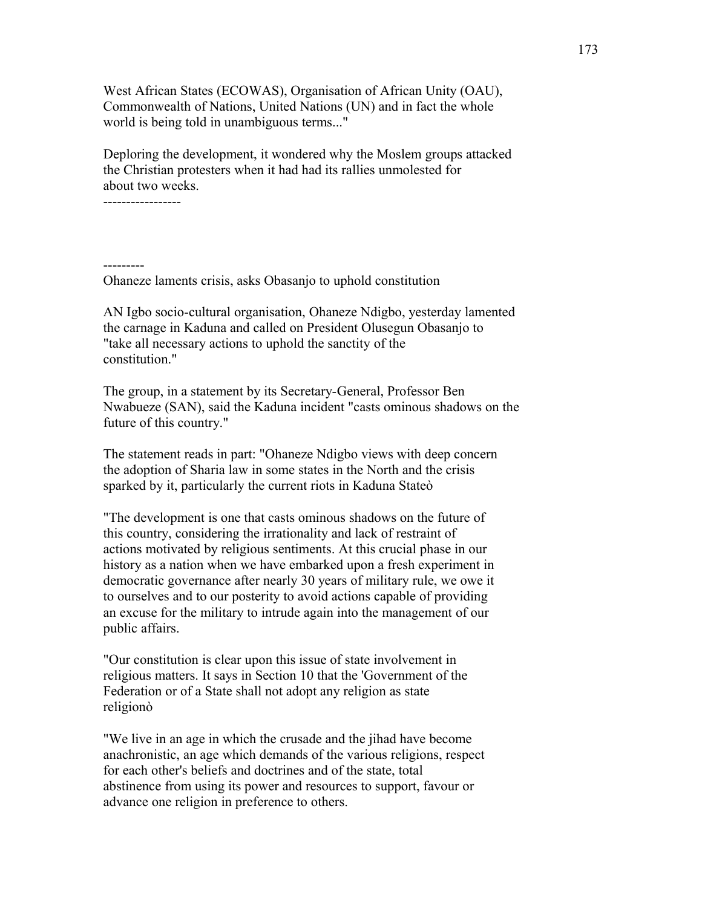West African States (ECOWAS), Organisation of African Unity (OAU), Commonwealth of Nations, United Nations (UN) and in fact the whole world is being told in unambiguous terms..."

Deploring the development, it wondered why the Moslem groups attacked the Christian protesters when it had had its rallies unmolested for about two weeks.

-----------------

---------

Ohaneze laments crisis, asks Obasanjo to uphold constitution

AN Igbo socio-cultural organisation, Ohaneze Ndigbo, yesterday lamented the carnage in Kaduna and called on President Olusegun Obasanjo to "take all necessary actions to uphold the sanctity of the constitution."

The group, in a statement by its Secretary-General, Professor Ben Nwabueze (SAN), said the Kaduna incident "casts ominous shadows on the future of this country."

The statement reads in part: "Ohaneze Ndigbo views with deep concern the adoption of Sharia law in some states in the North and the crisis sparked by it, particularly the current riots in Kaduna Stateò

"The development is one that casts ominous shadows on the future of this country, considering the irrationality and lack of restraint of actions motivated by religious sentiments. At this crucial phase in our history as a nation when we have embarked upon a fresh experiment in democratic governance after nearly 30 years of military rule, we owe it to ourselves and to our posterity to avoid actions capable of providing an excuse for the military to intrude again into the management of our public affairs.

"Our constitution is clear upon this issue of state involvement in religious matters. It says in Section 10 that the 'Government of the Federation or of a State shall not adopt any religion as state religionò

"We live in an age in which the crusade and the jihad have become anachronistic, an age which demands of the various religions, respect for each other's beliefs and doctrines and of the state, total abstinence from using its power and resources to support, favour or advance one religion in preference to others.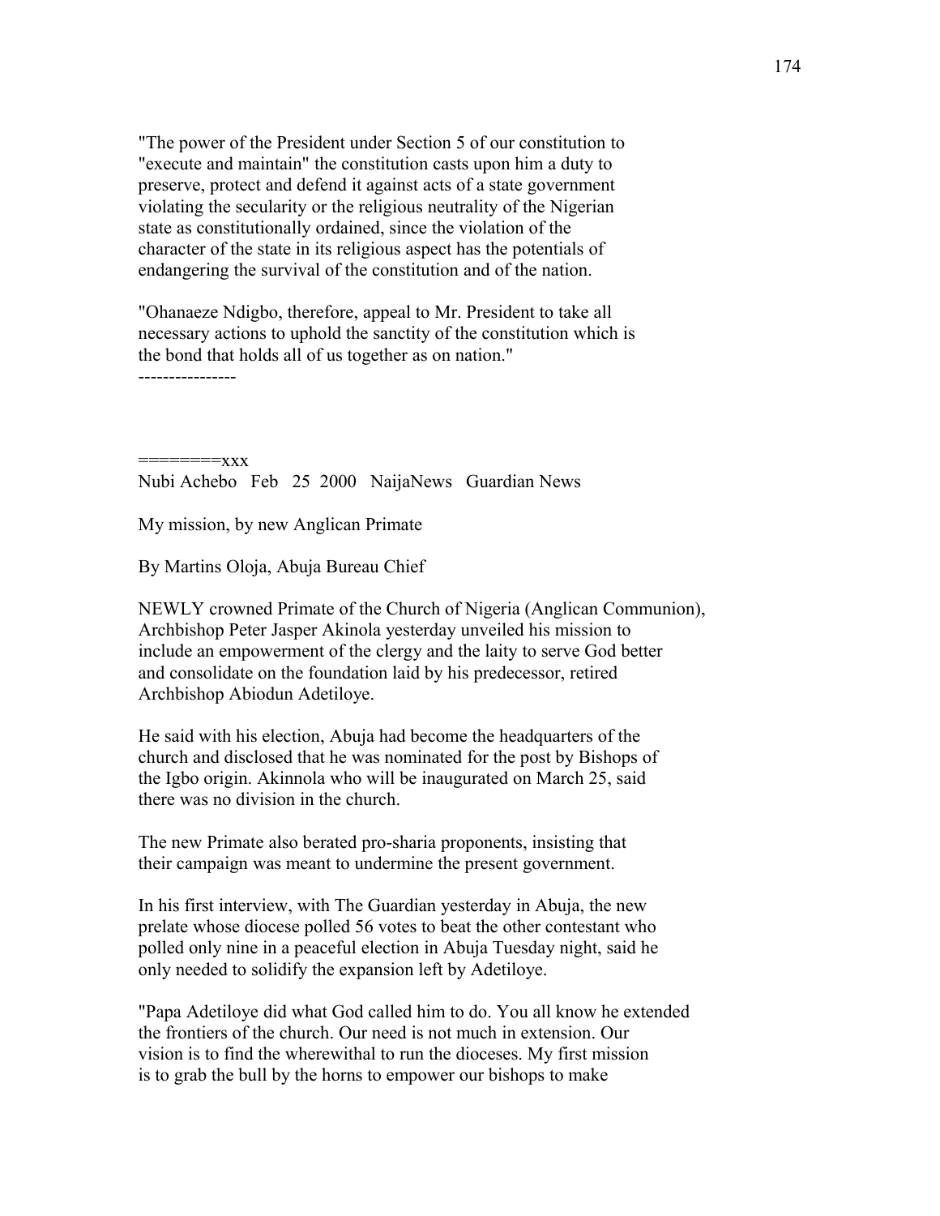"The power of the President under Section 5 of our constitution to "execute and maintain" the constitution casts upon him a duty to preserve, protect and defend it against acts of a state government violating the secularity or the religious neutrality of the Nigerian state as constitutionally ordained, since the violation of the character of the state in its religious aspect has the potentials of endangering the survival of the constitution and of the nation.

"Ohanaeze Ndigbo, therefore, appeal to Mr. President to take all necessary actions to uphold the sanctity of the constitution which is the bond that holds all of us together as on nation."

----------------

========xxx

Nubi Achebo   Feb   25  2000   NaijaNews   Guardian News

My mission, by new Anglican Primate

By Martins Oloja, Abuja Bureau Chief

NEWLY crowned Primate of the Church of Nigeria (Anglican Communion), Archbishop Peter Jasper Akinola yesterday unveiled his mission to include an empowerment of the clergy and the laity to serve God better and consolidate on the foundation laid by his predecessor, retired Archbishop Abiodun Adetiloye.

He said with his election, Abuja had become the headquarters of the church and disclosed that he was nominated for the post by Bishops of the Igbo origin. Akinnola who will be inaugurated on March 25, said there was no division in the church.

The new Primate also berated pro-sharia proponents, insisting that their campaign was meant to undermine the present government.

In his first interview, with The Guardian yesterday in Abuja, the new prelate whose diocese polled 56 votes to beat the other contestant who polled only nine in a peaceful election in Abuja Tuesday night, said he only needed to solidify the expansion left by Adetiloye.

"Papa Adetiloye did what God called him to do. You all know he extended the frontiers of the church. Our need is not much in extension. Our vision is to find the wherewithal to run the dioceses. My first mission is to grab the bull by the horns to empower our bishops to make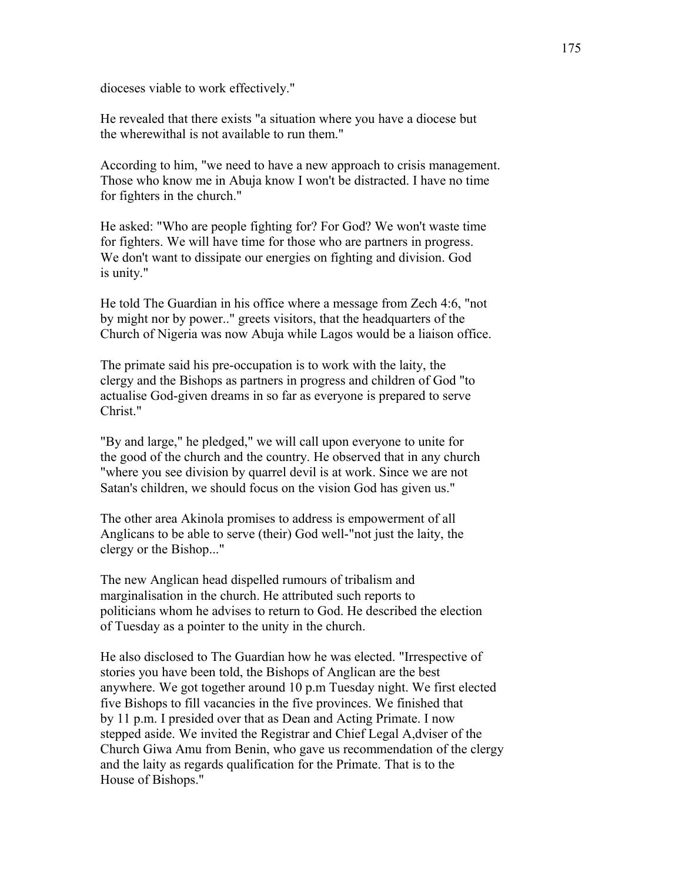dioceses viable to work effectively."

He revealed that there exists "a situation where you have a diocese but the wherewithal is not available to run them."

According to him, "we need to have a new approach to crisis management. Those who know me in Abuja know I won't be distracted. I have no time for fighters in the church."

He asked: "Who are people fighting for? For God? We won't waste time for fighters. We will have time for those who are partners in progress. We don't want to dissipate our energies on fighting and division. God is unity."

He told The Guardian in his office where a message from Zech 4:6, "not by might nor by power.." greets visitors, that the headquarters of the Church of Nigeria was now Abuja while Lagos would be a liaison office.

The primate said his pre-occupation is to work with the laity, the clergy and the Bishops as partners in progress and children of God "to actualise God-given dreams in so far as everyone is prepared to serve Christ."

"By and large," he pledged," we will call upon everyone to unite for the good of the church and the country. He observed that in any church "where you see division by quarrel devil is at work. Since we are not Satan's children, we should focus on the vision God has given us."

The other area Akinola promises to address is empowerment of all Anglicans to be able to serve (their) God well-"not just the laity, the clergy or the Bishop..."

The new Anglican head dispelled rumours of tribalism and marginalisation in the church. He attributed such reports to politicians whom he advises to return to God. He described the election of Tuesday as a pointer to the unity in the church.

He also disclosed to The Guardian how he was elected. "Irrespective of stories you have been told, the Bishops of Anglican are the best anywhere. We got together around 10 p.m Tuesday night. We first elected five Bishops to fill vacancies in the five provinces. We finished that by 11 p.m. I presided over that as Dean and Acting Primate. I now stepped aside. We invited the Registrar and Chief Legal A,dviser of the Church Giwa Amu from Benin, who gave us recommendation of the clergy and the laity as regards qualification for the Primate. That is to the House of Bishops."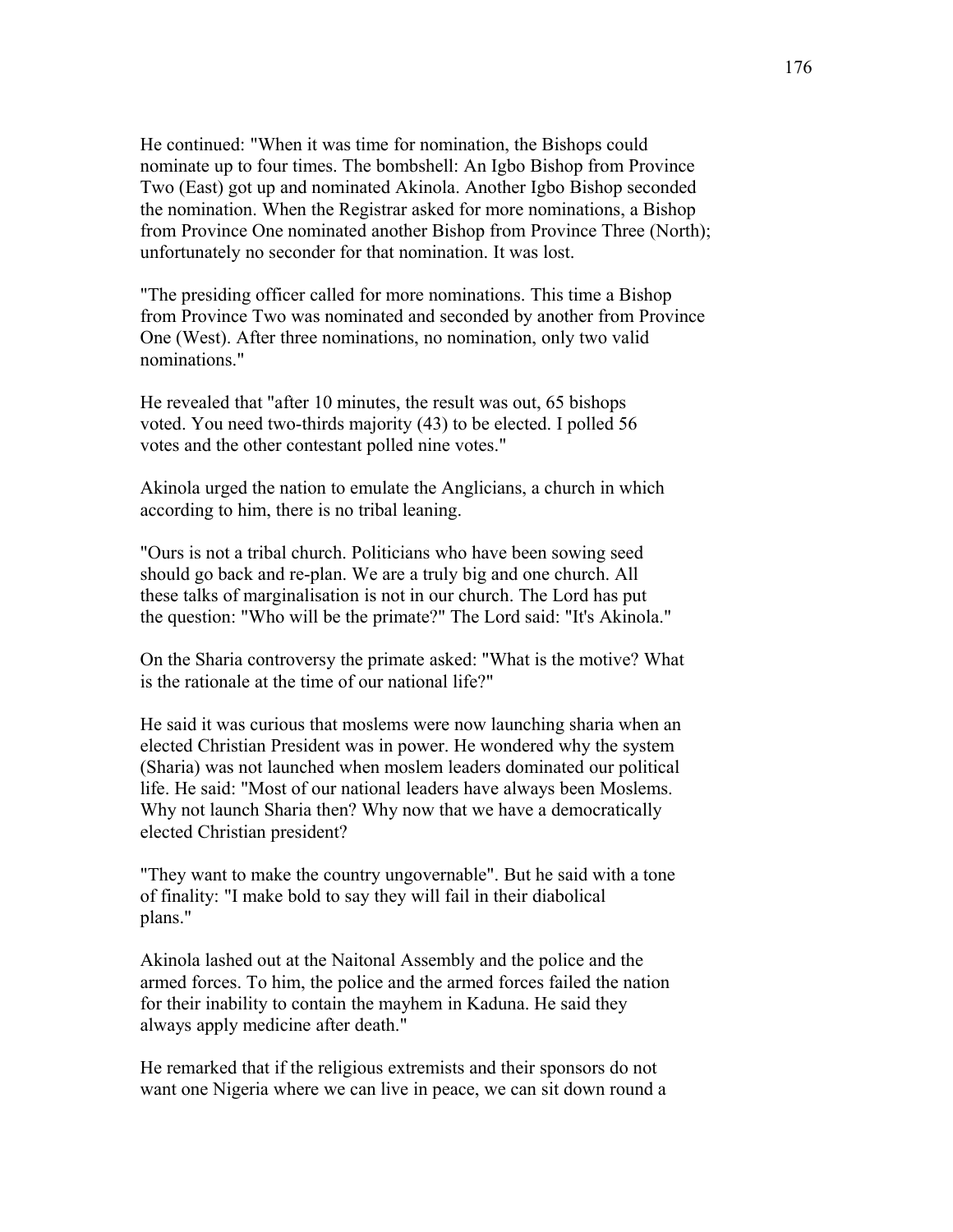He continued: "When it was time for nomination, the Bishops could nominate up to four times. The bombshell: An Igbo Bishop from Province Two (East) got up and nominated Akinola. Another Igbo Bishop seconded the nomination. When the Registrar asked for more nominations, a Bishop from Province One nominated another Bishop from Province Three (North); unfortunately no seconder for that nomination. It was lost.

"The presiding officer called for more nominations. This time a Bishop from Province Two was nominated and seconded by another from Province One (West). After three nominations, no nomination, only two valid nominations."

He revealed that "after 10 minutes, the result was out, 65 bishops voted. You need two-thirds majority (43) to be elected. I polled 56 votes and the other contestant polled nine votes."

Akinola urged the nation to emulate the Anglicians, a church in which according to him, there is no tribal leaning.

"Ours is not a tribal church. Politicians who have been sowing seed should go back and re-plan. We are a truly big and one church. All these talks of marginalisation is not in our church. The Lord has put the question: "Who will be the primate?" The Lord said: "It's Akinola."

On the Sharia controversy the primate asked: "What is the motive? What is the rationale at the time of our national life?"

He said it was curious that moslems were now launching sharia when an elected Christian President was in power. He wondered why the system (Sharia) was not launched when moslem leaders dominated our political life. He said: "Most of our national leaders have always been Moslems. Why not launch Sharia then? Why now that we have a democratically elected Christian president?

"They want to make the country ungovernable". But he said with a tone of finality: "I make bold to say they will fail in their diabolical plans."

Akinola lashed out at the Naitonal Assembly and the police and the armed forces. To him, the police and the armed forces failed the nation for their inability to contain the mayhem in Kaduna. He said they always apply medicine after death."

He remarked that if the religious extremists and their sponsors do not want one Nigeria where we can live in peace, we can sit down round a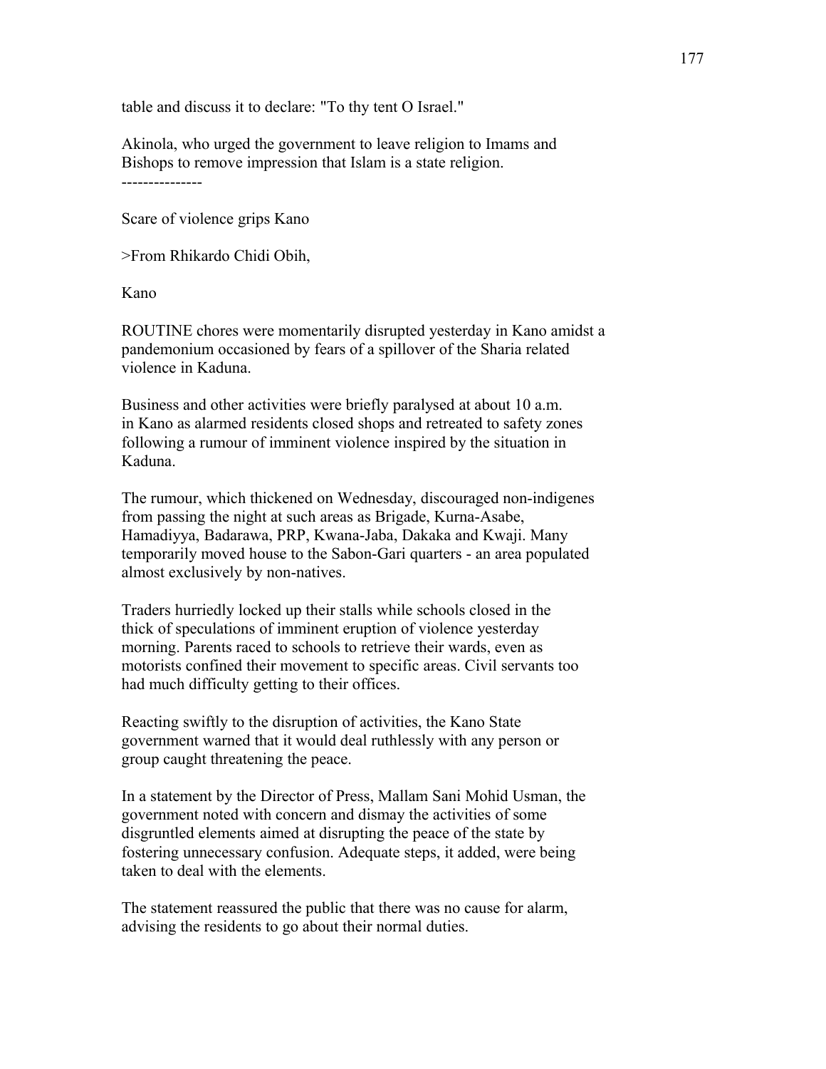table and discuss it to declare: "To thy tent O Israel."

Akinola, who urged the government to leave religion to Imams and Bishops to remove impression that Islam is a state religion.

---------------

Scare of violence grips Kano

>From Rhikardo Chidi Obih,

Kano

ROUTINE chores were momentarily disrupted yesterday in Kano amidst a pandemonium occasioned by fears of a spillover of the Sharia related violence in Kaduna.

Business and other activities were briefly paralysed at about 10 a.m. in Kano as alarmed residents closed shops and retreated to safety zones following a rumour of imminent violence inspired by the situation in Kaduna.

The rumour, which thickened on Wednesday, discouraged non-indigenes from passing the night at such areas as Brigade, Kurna-Asabe, Hamadiyya, Badarawa, PRP, Kwana-Jaba, Dakaka and Kwaji. Many temporarily moved house to the Sabon-Gari quarters - an area populated almost exclusively by non-natives.

Traders hurriedly locked up their stalls while schools closed in the thick of speculations of imminent eruption of violence yesterday morning. Parents raced to schools to retrieve their wards, even as motorists confined their movement to specific areas. Civil servants too had much difficulty getting to their offices.

Reacting swiftly to the disruption of activities, the Kano State government warned that it would deal ruthlessly with any person or group caught threatening the peace.

In a statement by the Director of Press, Mallam Sani Mohid Usman, the government noted with concern and dismay the activities of some disgruntled elements aimed at disrupting the peace of the state by fostering unnecessary confusion. Adequate steps, it added, were being taken to deal with the elements.

The statement reassured the public that there was no cause for alarm, advising the residents to go about their normal duties.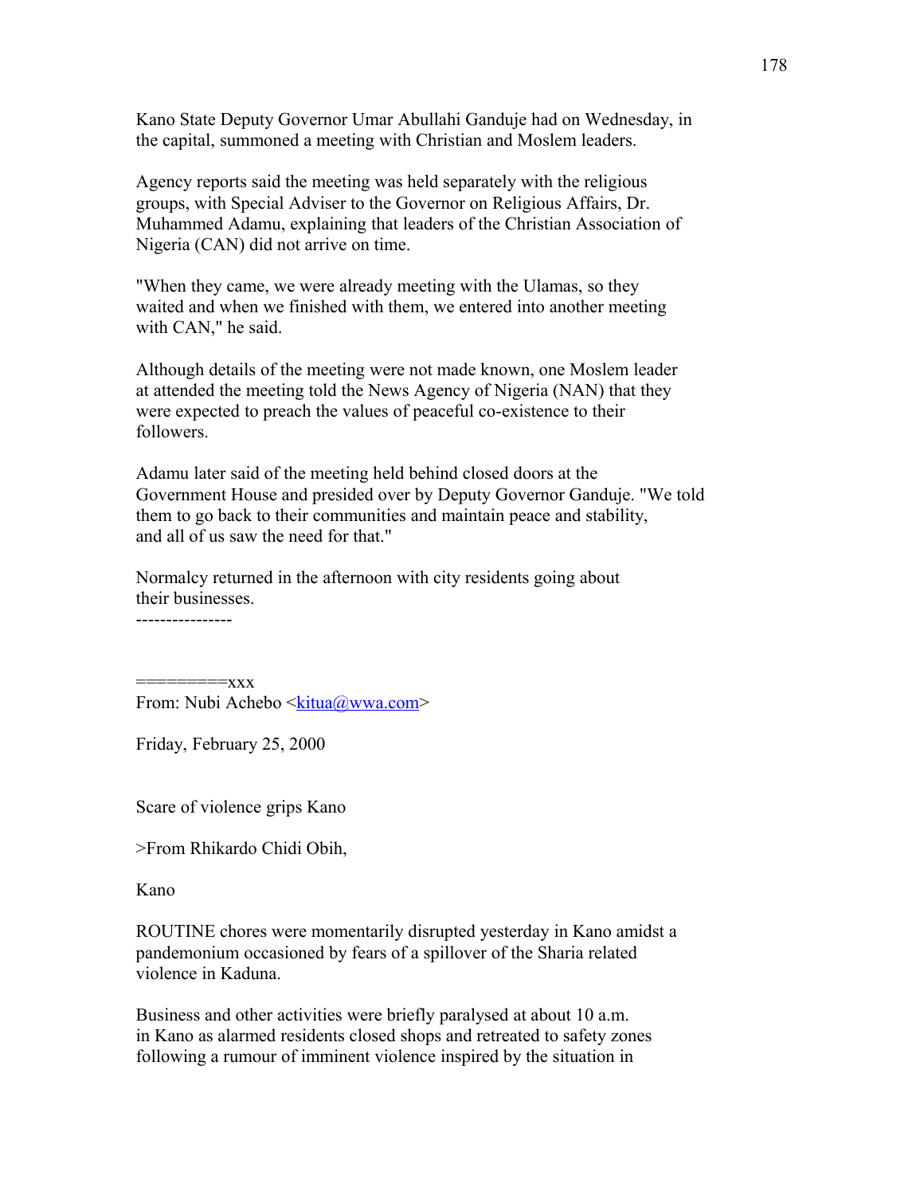Kano State Deputy Governor Umar Abullahi Ganduje had on Wednesday, in the capital, summoned a meeting with Christian and Moslem leaders.

Agency reports said the meeting was held separately with the religious groups, with Special Adviser to the Governor on Religious Affairs, Dr. Muhammed Adamu, explaining that leaders of the Christian Association of Nigeria (CAN) did not arrive on time.

"When they came, we were already meeting with the Ulamas, so they waited and when we finished with them, we entered into another meeting with CAN," he said.

Although details of the meeting were not made known, one Moslem leader at attended the meeting told the News Agency of Nigeria (NAN) that they were expected to preach the values of peaceful co-existence to their followers.

Adamu later said of the meeting held behind closed doors at the Government House and presided over by Deputy Governor Ganduje. "We told them to go back to their communities and maintain peace and stability, and all of us saw the need for that."

Normalcy returned in the afternoon with city residents going about their businesses.

----------------

=========xxx

From: Nubi Achebo <kitua@wwa.com>

Friday, February 25, 2000

Scare of violence grips Kano

>From Rhikardo Chidi Obih,

Kano

ROUTINE chores were momentarily disrupted yesterday in Kano amidst a pandemonium occasioned by fears of a spillover of the Sharia related violence in Kaduna.

Business and other activities were briefly paralysed at about 10 a.m. in Kano as alarmed residents closed shops and retreated to safety zones following a rumour of imminent violence inspired by the situation in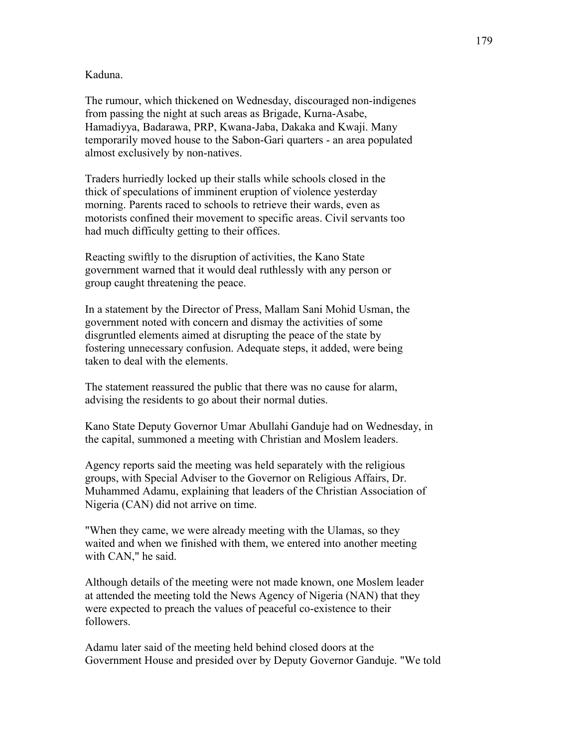Kaduna.

The rumour, which thickened on Wednesday, discouraged non-indigenes from passing the night at such areas as Brigade, Kurna-Asabe, Hamadiyya, Badarawa, PRP, Kwana-Jaba, Dakaka and Kwaji. Many temporarily moved house to the Sabon-Gari quarters - an area populated almost exclusively by non-natives.

Traders hurriedly locked up their stalls while schools closed in the thick of speculations of imminent eruption of violence yesterday morning. Parents raced to schools to retrieve their wards, even as motorists confined their movement to specific areas. Civil servants too had much difficulty getting to their offices.

Reacting swiftly to the disruption of activities, the Kano State government warned that it would deal ruthlessly with any person or group caught threatening the peace.

In a statement by the Director of Press, Mallam Sani Mohid Usman, the government noted with concern and dismay the activities of some disgruntled elements aimed at disrupting the peace of the state by fostering unnecessary confusion. Adequate steps, it added, were being taken to deal with the elements.

The statement reassured the public that there was no cause for alarm, advising the residents to go about their normal duties.

Kano State Deputy Governor Umar Abullahi Ganduje had on Wednesday, in the capital, summoned a meeting with Christian and Moslem leaders.

Agency reports said the meeting was held separately with the religious groups, with Special Adviser to the Governor on Religious Affairs, Dr. Muhammed Adamu, explaining that leaders of the Christian Association of Nigeria (CAN) did not arrive on time.

"When they came, we were already meeting with the Ulamas, so they waited and when we finished with them, we entered into another meeting with CAN," he said.

Although details of the meeting were not made known, one Moslem leader at attended the meeting told the News Agency of Nigeria (NAN) that they were expected to preach the values of peaceful co-existence to their followers.

Adamu later said of the meeting held behind closed doors at the Government House and presided over by Deputy Governor Ganduje. "We told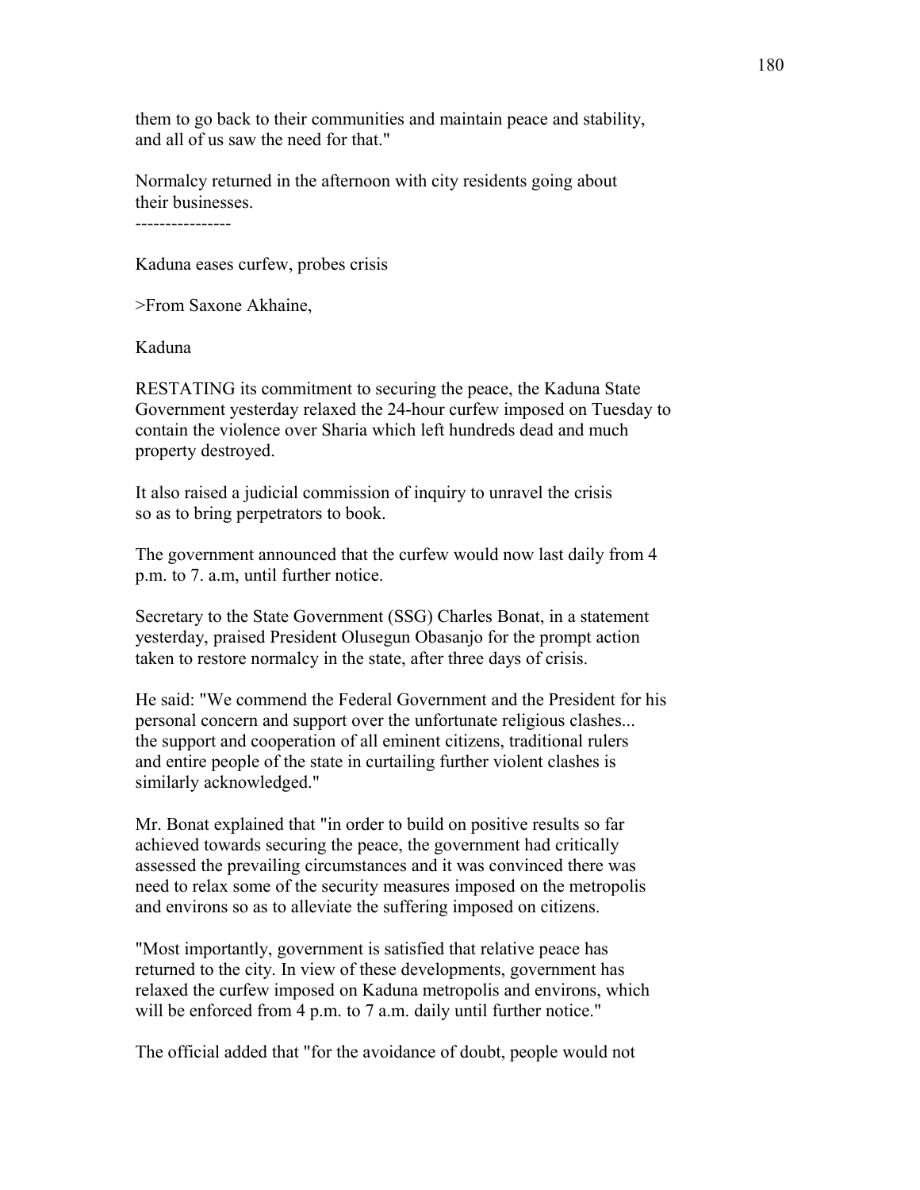them to go back to their communities and maintain peace and stability, and all of us saw the need for that."

Normalcy returned in the afternoon with city residents going about their businesses.

----------------

Kaduna eases curfew, probes crisis

>From Saxone Akhaine,

Kaduna

RESTATING its commitment to securing the peace, the Kaduna State Government yesterday relaxed the 24-hour curfew imposed on Tuesday to contain the violence over Sharia which left hundreds dead and much property destroyed.

It also raised a judicial commission of inquiry to unravel the crisis so as to bring perpetrators to book.

The government announced that the curfew would now last daily from 4 p.m. to 7. a.m, until further notice.

Secretary to the State Government (SSG) Charles Bonat, in a statement yesterday, praised President Olusegun Obasanjo for the prompt action taken to restore normalcy in the state, after three days of crisis.

He said: "We commend the Federal Government and the President for his personal concern and support over the unfortunate religious clashes... the support and cooperation of all eminent citizens, traditional rulers and entire people of the state in curtailing further violent clashes is similarly acknowledged."

Mr. Bonat explained that "in order to build on positive results so far achieved towards securing the peace, the government had critically assessed the prevailing circumstances and it was convinced there was need to relax some of the security measures imposed on the metropolis and environs so as to alleviate the suffering imposed on citizens.

"Most importantly, government is satisfied that relative peace has returned to the city. In view of these developments, government has relaxed the curfew imposed on Kaduna metropolis and environs, which will be enforced from 4 p.m. to 7 a.m. daily until further notice."

The official added that "for the avoidance of doubt, people would not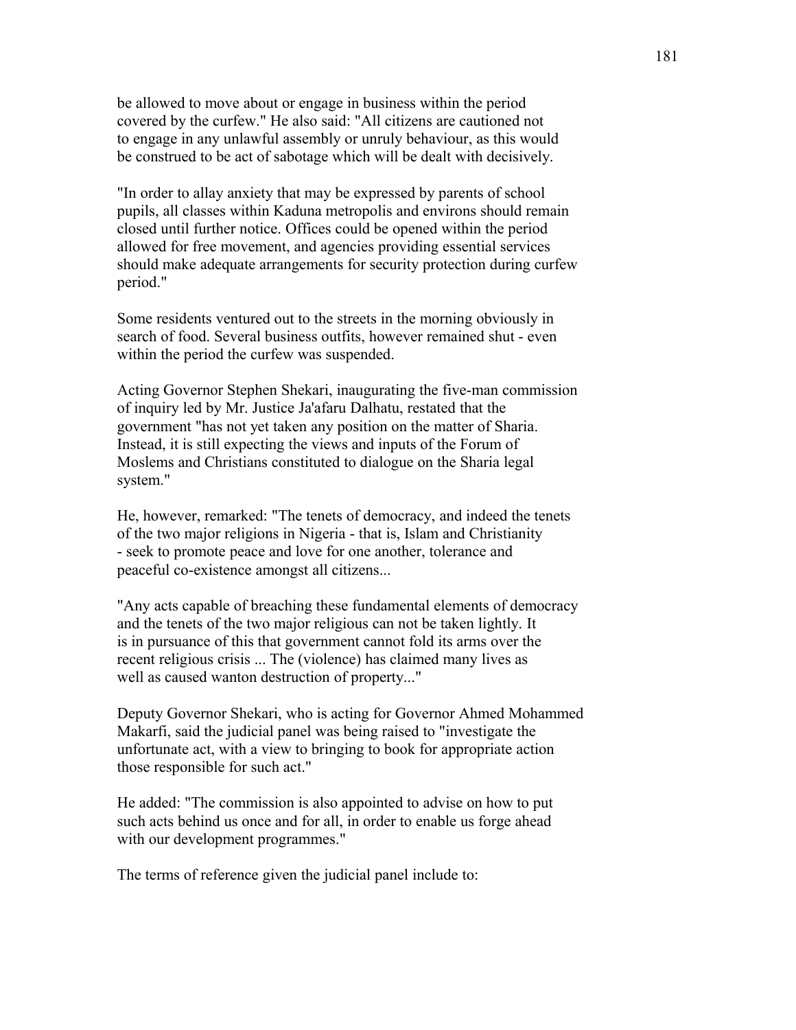be allowed to move about or engage in business within the period covered by the curfew." He also said: "All citizens are cautioned not to engage in any unlawful assembly or unruly behaviour, as this would be construed to be act of sabotage which will be dealt with decisively.

"In order to allay anxiety that may be expressed by parents of school pupils, all classes within Kaduna metropolis and environs should remain closed until further notice. Offices could be opened within the period allowed for free movement, and agencies providing essential services should make adequate arrangements for security protection during curfew period."

Some residents ventured out to the streets in the morning obviously in search of food. Several business outfits, however remained shut - even within the period the curfew was suspended.

Acting Governor Stephen Shekari, inaugurating the five-man commission of inquiry led by Mr. Justice Ja'afaru Dalhatu, restated that the government "has not yet taken any position on the matter of Sharia. Instead, it is still expecting the views and inputs of the Forum of Moslems and Christians constituted to dialogue on the Sharia legal system."

He, however, remarked: "The tenets of democracy, and indeed the tenets of the two major religions in Nigeria - that is, Islam and Christianity - seek to promote peace and love for one another, tolerance and peaceful co-existence amongst all citizens...

"Any acts capable of breaching these fundamental elements of democracy and the tenets of the two major religious can not be taken lightly. It is in pursuance of this that government cannot fold its arms over the recent religious crisis ... The (violence) has claimed many lives as well as caused wanton destruction of property..."

Deputy Governor Shekari, who is acting for Governor Ahmed Mohammed Makarfi, said the judicial panel was being raised to "investigate the unfortunate act, with a view to bringing to book for appropriate action those responsible for such act."

He added: "The commission is also appointed to advise on how to put such acts behind us once and for all, in order to enable us forge ahead with our development programmes."

The terms of reference given the judicial panel include to: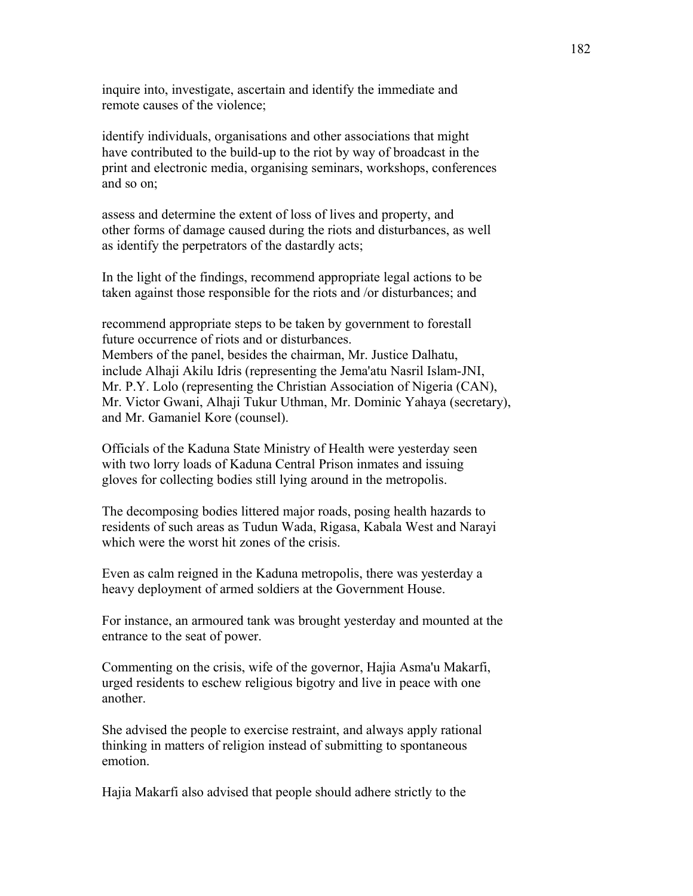inquire into, investigate, ascertain and identify the immediate and remote causes of the violence;

identify individuals, organisations and other associations that might have contributed to the build-up to the riot by way of broadcast in the print and electronic media, organising seminars, workshops, conferences and so on;

assess and determine the extent of loss of lives and property, and other forms of damage caused during the riots and disturbances, as well as identify the perpetrators of the dastardly acts;

In the light of the findings, recommend appropriate legal actions to be taken against those responsible for the riots and /or disturbances; and

recommend appropriate steps to be taken by government to forestall future occurrence of riots and or disturbances.
Members of the panel, besides the chairman, Mr. Justice Dalhatu, include Alhaji Akilu Idris (representing the Jema'atu Nasril Islam-JNI, Mr. P.Y. Lolo (representing the Christian Association of Nigeria (CAN), Mr. Victor Gwani, Alhaji Tukur Uthman, Mr. Dominic Yahaya (secretary), and Mr. Gamaniel Kore (counsel).

Officials of the Kaduna State Ministry of Health were yesterday seen with two lorry loads of Kaduna Central Prison inmates and issuing gloves for collecting bodies still lying around in the metropolis.

The decomposing bodies littered major roads, posing health hazards to residents of such areas as Tudun Wada, Rigasa, Kabala West and Narayi which were the worst hit zones of the crisis.

Even as calm reigned in the Kaduna metropolis, there was yesterday a heavy deployment of armed soldiers at the Government House.

For instance, an armoured tank was brought yesterday and mounted at the entrance to the seat of power.

Commenting on the crisis, wife of the governor, Hajia Asma'u Makarfi, urged residents to eschew religious bigotry and live in peace with one another.

She advised the people to exercise restraint, and always apply rational thinking in matters of religion instead of submitting to spontaneous emotion.

Hajia Makarfi also advised that people should adhere strictly to the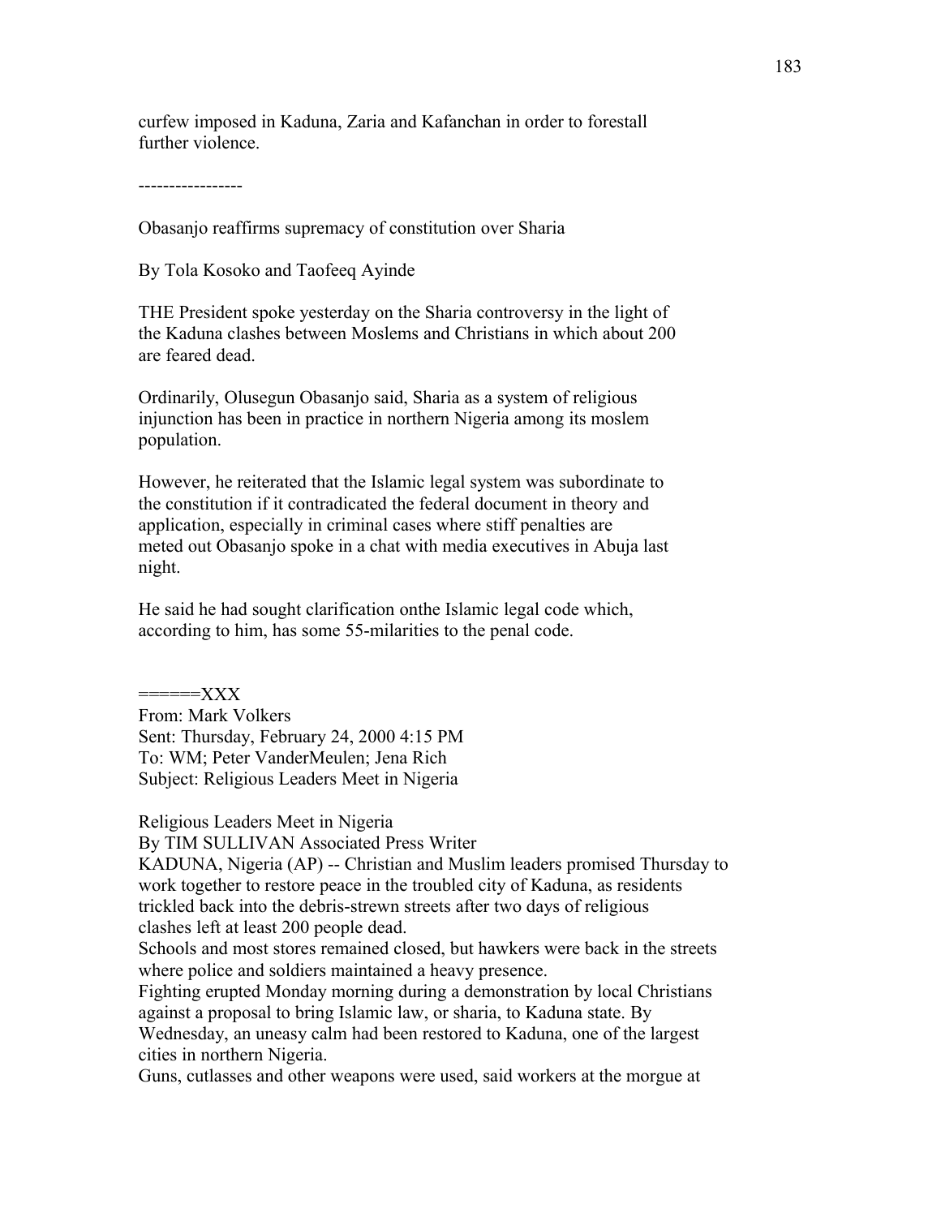curfew imposed in Kaduna, Zaria and Kafanchan in order to forestall further violence.

-----------------

Obasanjo reaffirms supremacy of constitution over Sharia

By Tola Kosoko and Taofeeq Ayinde

THE President spoke yesterday on the Sharia controversy in the light of the Kaduna clashes between Moslems and Christians in which about 200 are feared dead.

Ordinarily, Olusegun Obasanjo said, Sharia as a system of religious injunction has been in practice in northern Nigeria among its moslem population.

However, he reiterated that the Islamic legal system was subordinate to the constitution if it contradicated the federal document in theory and application, especially in criminal cases where stiff penalties are meted out Obasanjo spoke in a chat with media executives in Abuja last night.

He said he had sought clarification onthe Islamic legal code which, according to him, has some 55-milarities to the penal code.

======XXX
From: Mark Volkers
Sent: Thursday, February 24, 2000 4:15 PM
To: WM; Peter VanderMeulen; Jena Rich
Subject: Religious Leaders Meet in Nigeria

Religious Leaders Meet in Nigeria
By TIM SULLIVAN Associated Press Writer
KADUNA, Nigeria (AP) -- Christian and Muslim leaders promised Thursday to work together to restore peace in the troubled city of Kaduna, as residents trickled back into the debris-strewn streets after two days of religious clashes left at least 200 people dead.
Schools and most stores remained closed, but hawkers were back in the streets where police and soldiers maintained a heavy presence.
Fighting erupted Monday morning during a demonstration by local Christians against a proposal to bring Islamic law, or sharia, to Kaduna state. By Wednesday, an uneasy calm had been restored to Kaduna, one of the largest cities in northern Nigeria.
Guns, cutlasses and other weapons were used, said workers at the morgue at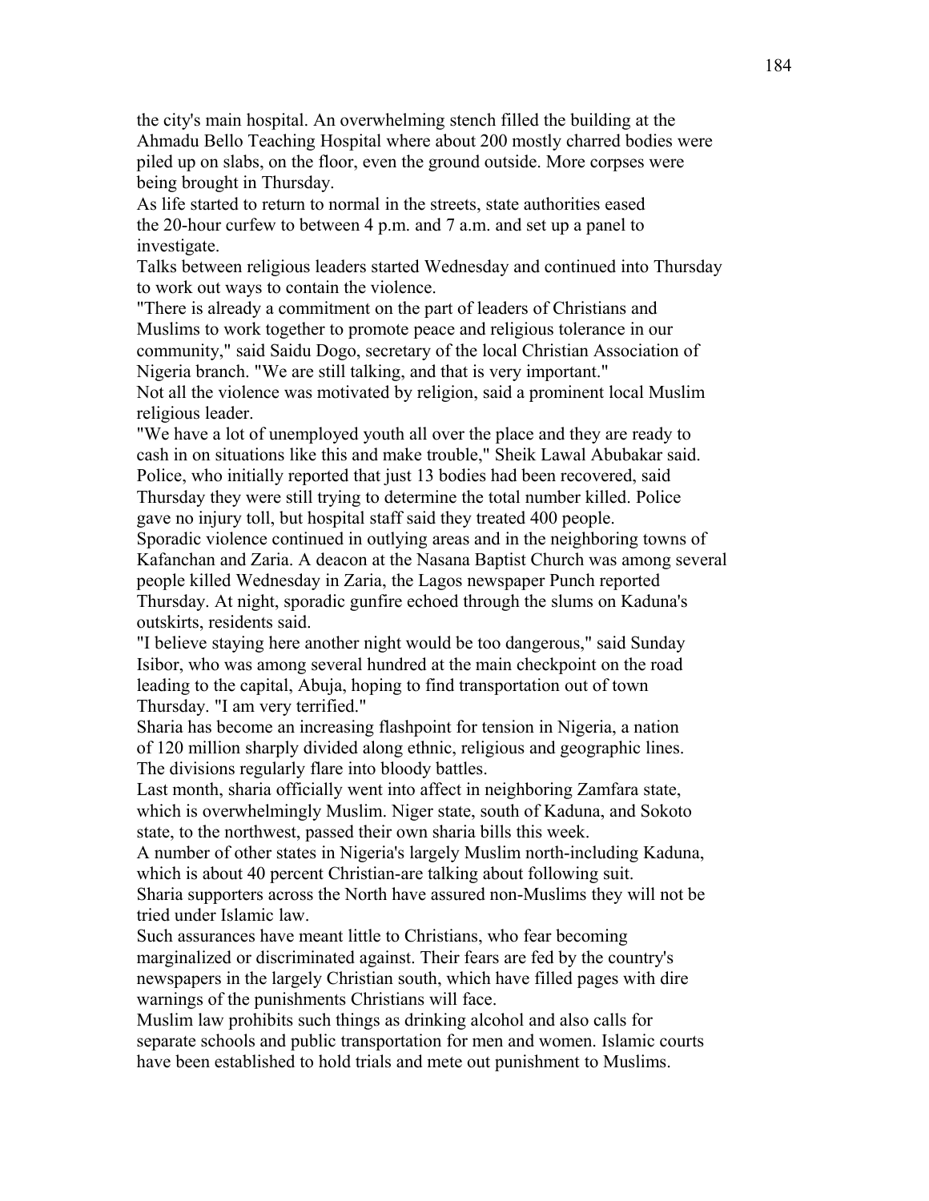the city's main hospital. An overwhelming stench filled the building at the Ahmadu Bello Teaching Hospital where about 200 mostly charred bodies were piled up on slabs, on the floor, even the ground outside. More corpses were being brought in Thursday.

As life started to return to normal in the streets, state authorities eased the 20-hour curfew to between 4 p.m. and 7 a.m. and set up a panel to investigate.

Talks between religious leaders started Wednesday and continued into Thursday to work out ways to contain the violence.

"There is already a commitment on the part of leaders of Christians and Muslims to work together to promote peace and religious tolerance in our community," said Saidu Dogo, secretary of the local Christian Association of Nigeria branch. "We are still talking, and that is very important."

Not all the violence was motivated by religion, said a prominent local Muslim religious leader.

"We have a lot of unemployed youth all over the place and they are ready to cash in on situations like this and make trouble," Sheik Lawal Abubakar said.

Police, who initially reported that just 13 bodies had been recovered, said Thursday they were still trying to determine the total number killed. Police gave no injury toll, but hospital staff said they treated 400 people.

Sporadic violence continued in outlying areas and in the neighboring towns of Kafanchan and Zaria. A deacon at the Nasana Baptist Church was among several people killed Wednesday in Zaria, the Lagos newspaper Punch reported Thursday. At night, sporadic gunfire echoed through the slums on Kaduna's outskirts, residents said.

"I believe staying here another night would be too dangerous," said Sunday Isibor, who was among several hundred at the main checkpoint on the road leading to the capital, Abuja, hoping to find transportation out of town Thursday. "I am very terrified."

Sharia has become an increasing flashpoint for tension in Nigeria, a nation of 120 million sharply divided along ethnic, religious and geographic lines. The divisions regularly flare into bloody battles.

Last month, sharia officially went into affect in neighboring Zamfara state, which is overwhelmingly Muslim. Niger state, south of Kaduna, and Sokoto state, to the northwest, passed their own sharia bills this week.

A number of other states in Nigeria's largely Muslim north-including Kaduna, which is about 40 percent Christian-are talking about following suit.

Sharia supporters across the North have assured non-Muslims they will not be tried under Islamic law.

Such assurances have meant little to Christians, who fear becoming marginalized or discriminated against. Their fears are fed by the country's newspapers in the largely Christian south, which have filled pages with dire warnings of the punishments Christians will face.

Muslim law prohibits such things as drinking alcohol and also calls for separate schools and public transportation for men and women. Islamic courts have been established to hold trials and mete out punishment to Muslims.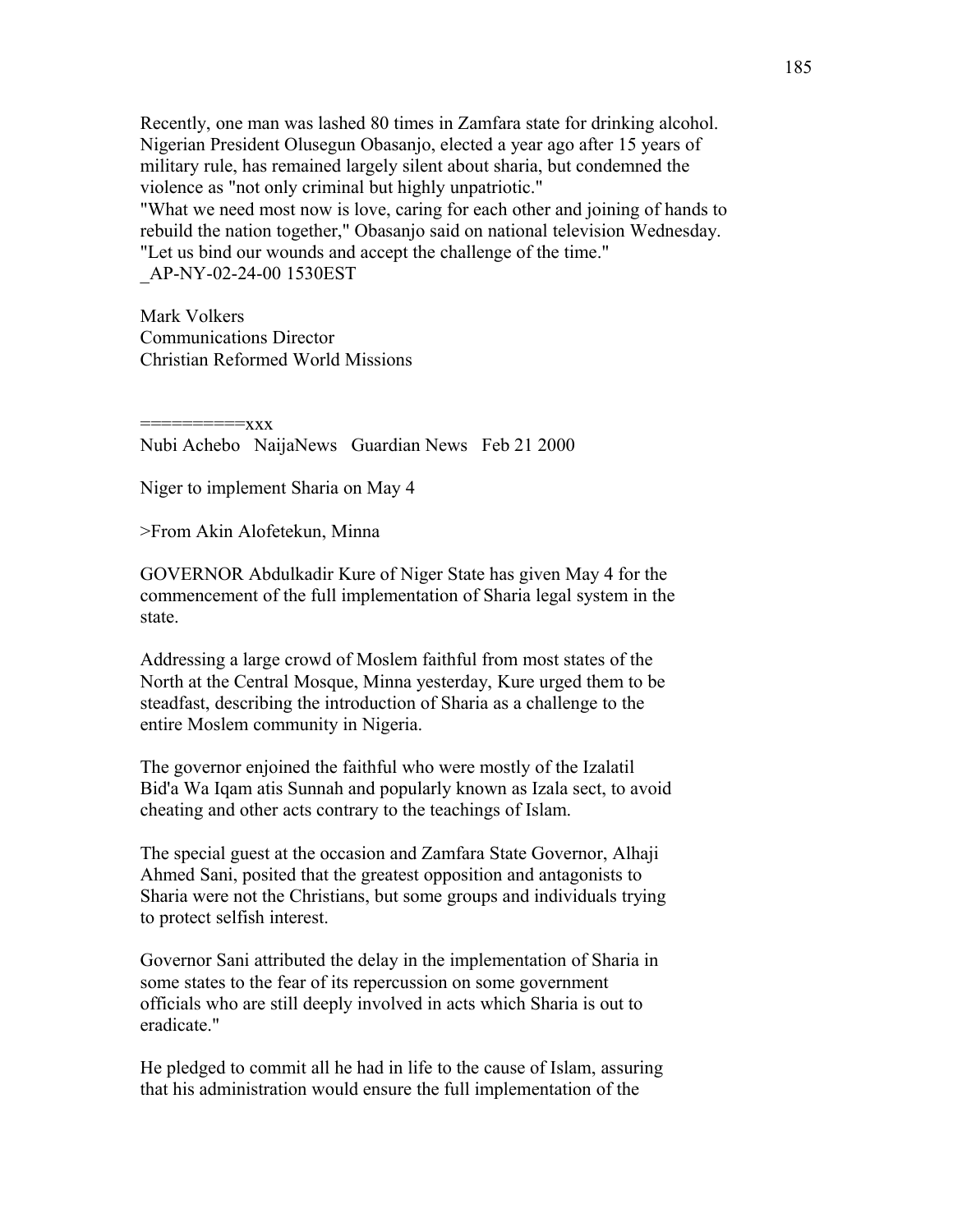Recently, one man was lashed 80 times in Zamfara state for drinking alcohol. Nigerian President Olusegun Obasanjo, elected a year ago after 15 years of military rule, has remained largely silent about sharia, but condemned the violence as "not only criminal but highly unpatriotic."
"What we need most now is love, caring for each other and joining of hands to rebuild the nation together," Obasanjo said on national television Wednesday. "Let us bind our wounds and accept the challenge of the time."
_AP-NY-02-24-00 1530EST

Mark Volkers
Communications Director
Christian Reformed World Missions

==========xxx
Nubi Achebo NaijaNews Guardian News Feb 21 2000

Niger to implement Sharia on May 4

>From Akin Alofetekun, Minna

GOVERNOR Abdulkadir Kure of Niger State has given May 4 for the commencement of the full implementation of Sharia legal system in the state.

Addressing a large crowd of Moslem faithful from most states of the North at the Central Mosque, Minna yesterday, Kure urged them to be steadfast, describing the introduction of Sharia as a challenge to the entire Moslem community in Nigeria.

The governor enjoined the faithful who were mostly of the Izalatil Bid'a Wa Iqam atis Sunnah and popularly known as Izala sect, to avoid cheating and other acts contrary to the teachings of Islam.

The special guest at the occasion and Zamfara State Governor, Alhaji Ahmed Sani, posited that the greatest opposition and antagonists to Sharia were not the Christians, but some groups and individuals trying to protect selfish interest.

Governor Sani attributed the delay in the implementation of Sharia in some states to the fear of its repercussion on some government officials who are still deeply involved in acts which Sharia is out to eradicate."

He pledged to commit all he had in life to the cause of Islam, assuring that his administration would ensure the full implementation of the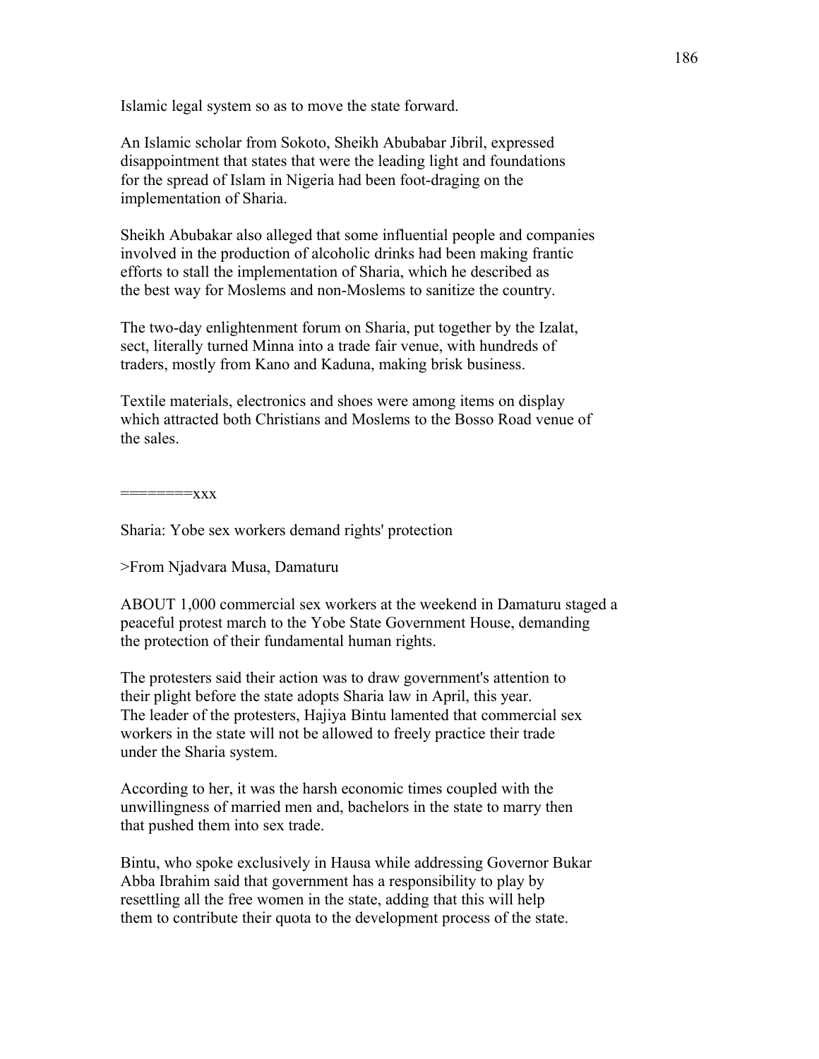Islamic legal system so as to move the state forward.

An Islamic scholar from Sokoto, Sheikh Abubabar Jibril, expressed disappointment that states that were the leading light and foundations for the spread of Islam in Nigeria had been foot-draging on the implementation of Sharia.

Sheikh Abubakar also alleged that some influential people and companies involved in the production of alcoholic drinks had been making frantic efforts to stall the implementation of Sharia, which he described as the best way for Moslems and non-Moslems to sanitize the country.

The two-day enlightenment forum on Sharia, put together by the Izalat, sect, literally turned Minna into a trade fair venue, with hundreds of traders, mostly from Kano and Kaduna, making brisk business.

Textile materials, electronics and shoes were among items on display which attracted both Christians and Moslems to the Bosso Road venue of the sales.

========xxx

Sharia: Yobe sex workers demand rights' protection

>From Njadvara Musa, Damaturu

ABOUT 1,000 commercial sex workers at the weekend in Damaturu staged a peaceful protest march to the Yobe State Government House, demanding the protection of their fundamental human rights.

The protesters said their action was to draw government's attention to their plight before the state adopts Sharia law in April, this year. The leader of the protesters, Hajiya Bintu lamented that commercial sex workers in the state will not be allowed to freely practice their trade under the Sharia system.

According to her, it was the harsh economic times coupled with the unwillingness of married men and, bachelors in the state to marry then that pushed them into sex trade.

Bintu, who spoke exclusively in Hausa while addressing Governor Bukar Abba Ibrahim said that government has a responsibility to play by resettling all the free women in the state, adding that this will help them to contribute their quota to the development process of the state.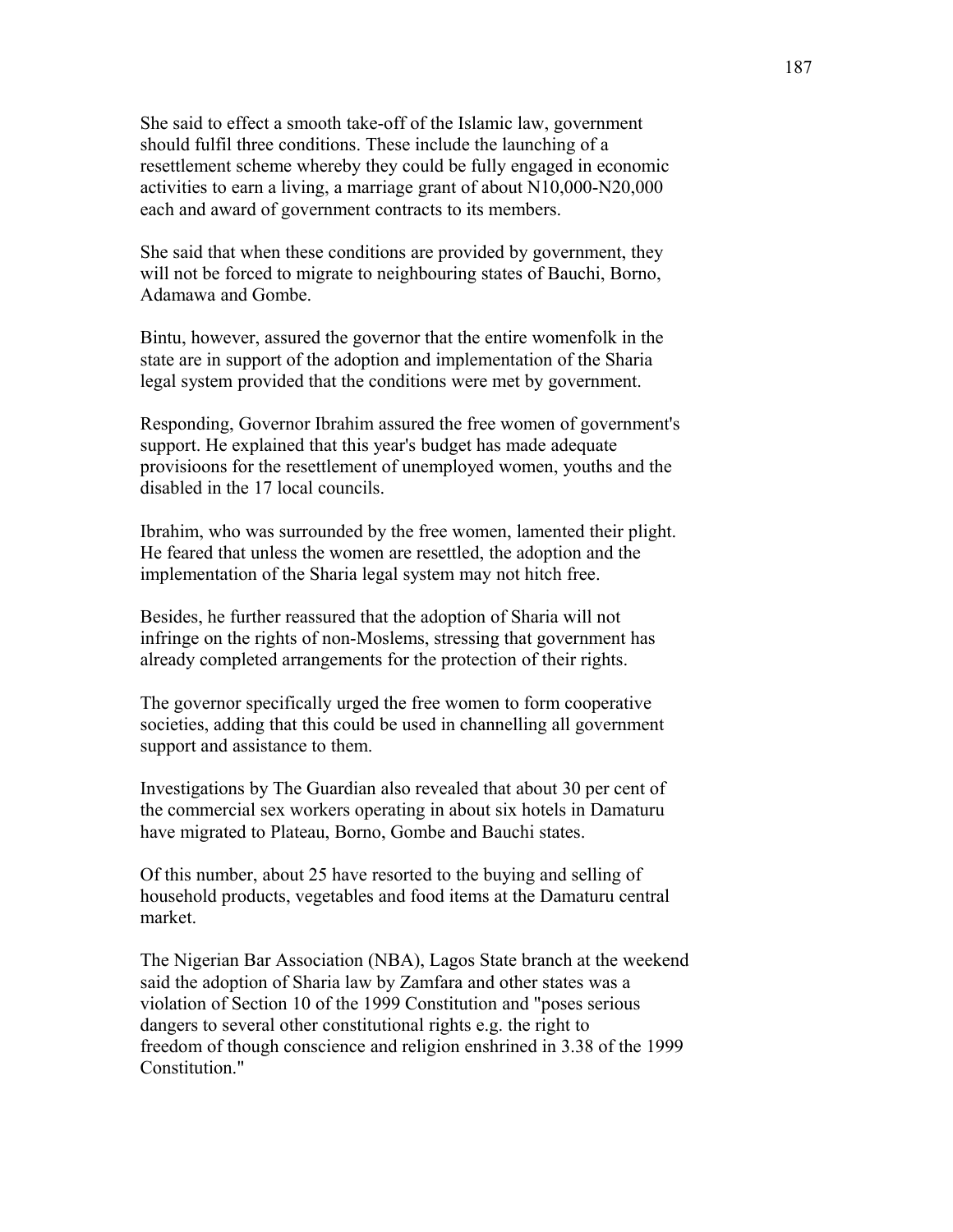She said to effect a smooth take-off of the Islamic law, government should fulfil three conditions. These include the launching of a resettlement scheme whereby they could be fully engaged in economic activities to earn a living, a marriage grant of about N10,000-N20,000 each and award of government contracts to its members.

She said that when these conditions are provided by government, they will not be forced to migrate to neighbouring states of Bauchi, Borno, Adamawa and Gombe.

Bintu, however, assured the governor that the entire womenfolk in the state are in support of the adoption and implementation of the Sharia legal system provided that the conditions were met by government.

Responding, Governor Ibrahim assured the free women of government's support. He explained that this year's budget has made adequate provisioons for the resettlement of unemployed women, youths and the disabled in the 17 local councils.

Ibrahim, who was surrounded by the free women, lamented their plight. He feared that unless the women are resettled, the adoption and the implementation of the Sharia legal system may not hitch free.

Besides, he further reassured that the adoption of Sharia will not infringe on the rights of non-Moslems, stressing that government has already completed arrangements for the protection of their rights.

The governor specifically urged the free women to form cooperative societies, adding that this could be used in channelling all government support and assistance to them.

Investigations by The Guardian also revealed that about 30 per cent of the commercial sex workers operating in about six hotels in Damaturu have migrated to Plateau, Borno, Gombe and Bauchi states.

Of this number, about 25 have resorted to the buying and selling of household products, vegetables and food items at the Damaturu central market.

The Nigerian Bar Association (NBA), Lagos State branch at the weekend said the adoption of Sharia law by Zamfara and other states was a violation of Section 10 of the 1999 Constitution and "poses serious dangers to several other constitutional rights e.g. the right to freedom of though conscience and religion enshrined in 3.38 of the 1999 Constitution."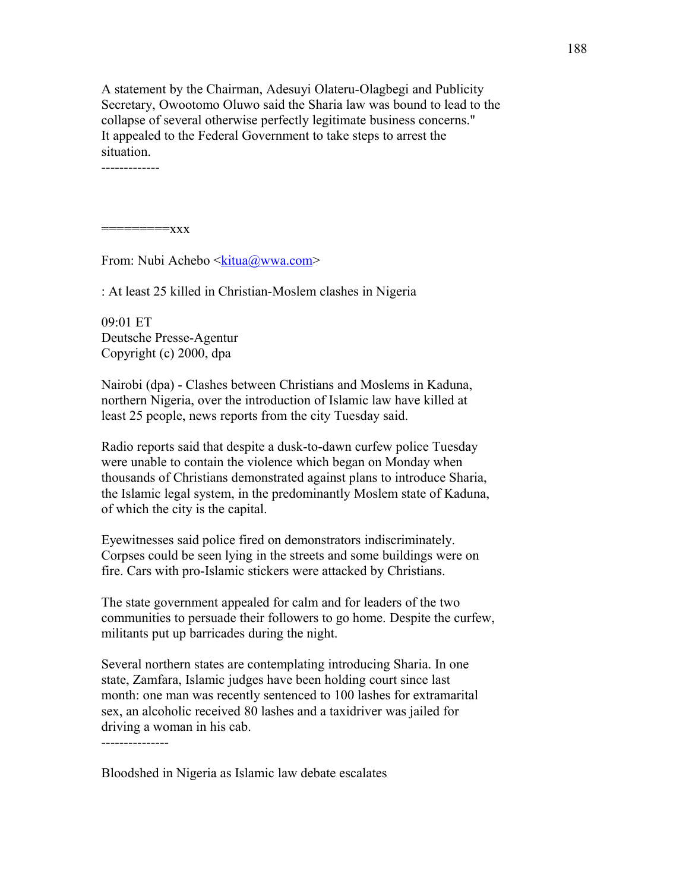A statement by the Chairman, Adesuyi Olateru-Olagbegi and Publicity Secretary, Owootomo Oluwo said the Sharia law was bound to lead to the collapse of several otherwise perfectly legitimate business concerns."
It appealed to the Federal Government to take steps to arrest the situation.

-------------

=========xxx

From: Nubi Achebo <kitua@wwa.com>

: At least 25 killed in Christian-Moslem clashes in Nigeria

09:01 ET
Deutsche Presse-Agentur
Copyright (c) 2000, dpa

Nairobi (dpa) - Clashes between Christians and Moslems in Kaduna, northern Nigeria, over the introduction of Islamic law have killed at least 25 people, news reports from the city Tuesday said.

Radio reports said that despite a dusk-to-dawn curfew police Tuesday were unable to contain the violence which began on Monday when thousands of Christians demonstrated against plans to introduce Sharia, the Islamic legal system, in the predominantly Moslem state of Kaduna, of which the city is the capital.

Eyewitnesses said police fired on demonstrators indiscriminately. Corpses could be seen lying in the streets and some buildings were on fire. Cars with pro-Islamic stickers were attacked by Christians.

The state government appealed for calm and for leaders of the two communities to persuade their followers to go home. Despite the curfew, militants put up barricades during the night.

Several northern states are contemplating introducing Sharia. In one state, Zamfara, Islamic judges have been holding court since last month: one man was recently sentenced to 100 lashes for extramarital sex, an alcoholic received 80 lashes and a taxidriver was jailed for driving a woman in his cab.

---------------

Bloodshed in Nigeria as Islamic law debate escalates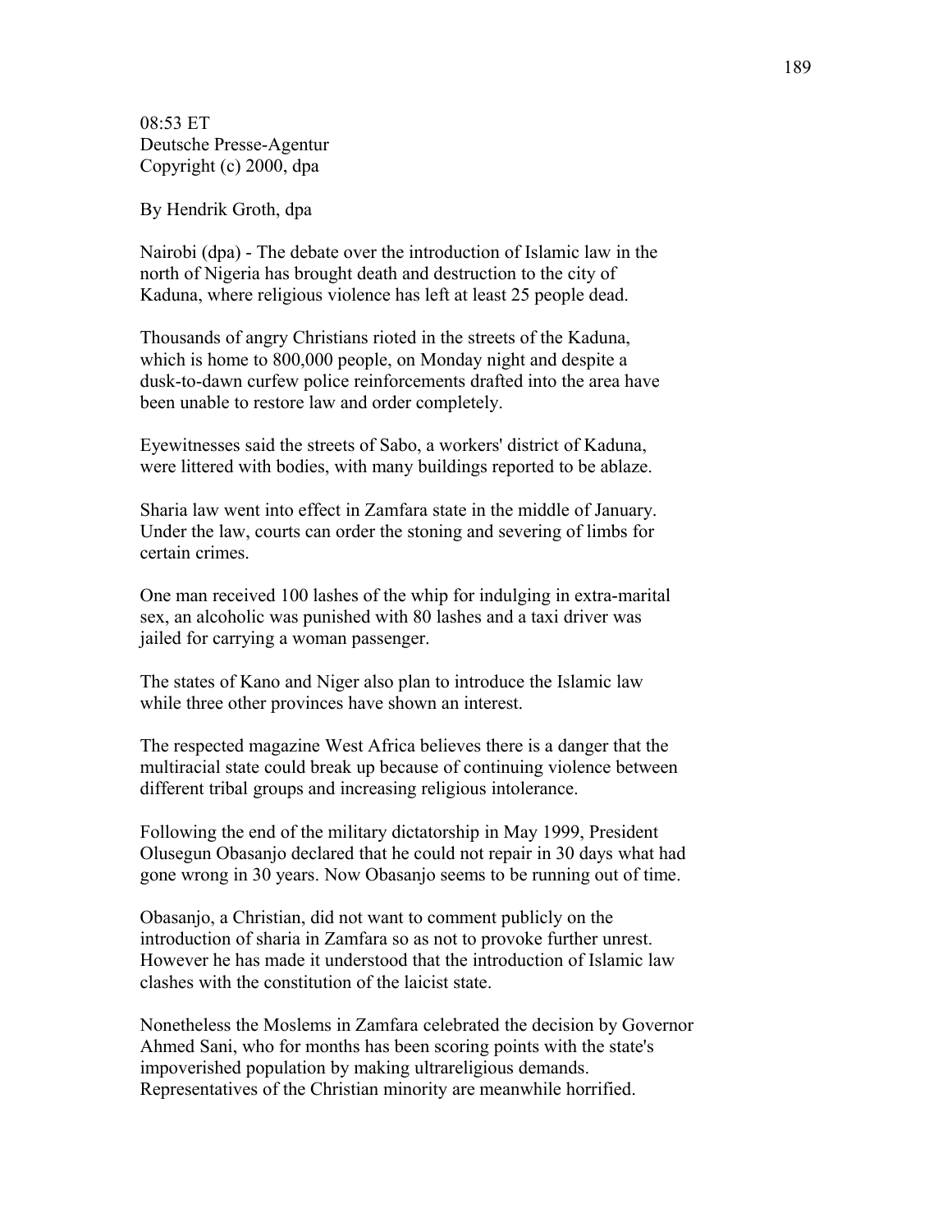08:53 ET
Deutsche Presse-Agentur
Copyright (c) 2000, dpa

By Hendrik Groth, dpa

Nairobi (dpa) - The debate over the introduction of Islamic law in the north of Nigeria has brought death and destruction to the city of Kaduna, where religious violence has left at least 25 people dead.

Thousands of angry Christians rioted in the streets of the Kaduna, which is home to 800,000 people, on Monday night and despite a dusk-to-dawn curfew police reinforcements drafted into the area have been unable to restore law and order completely.

Eyewitnesses said the streets of Sabo, a workers' district of Kaduna, were littered with bodies, with many buildings reported to be ablaze.

Sharia law went into effect in Zamfara state in the middle of January. Under the law, courts can order the stoning and severing of limbs for certain crimes.

One man received 100 lashes of the whip for indulging in extra-marital sex, an alcoholic was punished with 80 lashes and a taxi driver was jailed for carrying a woman passenger.

The states of Kano and Niger also plan to introduce the Islamic law while three other provinces have shown an interest.

The respected magazine West Africa believes there is a danger that the multiracial state could break up because of continuing violence between different tribal groups and increasing religious intolerance.

Following the end of the military dictatorship in May 1999, President Olusegun Obasanjo declared that he could not repair in 30 days what had gone wrong in 30 years. Now Obasanjo seems to be running out of time.

Obasanjo, a Christian, did not want to comment publicly on the introduction of sharia in Zamfara so as not to provoke further unrest. However he has made it understood that the introduction of Islamic law clashes with the constitution of the laicist state.

Nonetheless the Moslems in Zamfara celebrated the decision by Governor Ahmed Sani, who for months has been scoring points with the state's impoverished population by making ultrareligious demands. Representatives of the Christian minority are meanwhile horrified.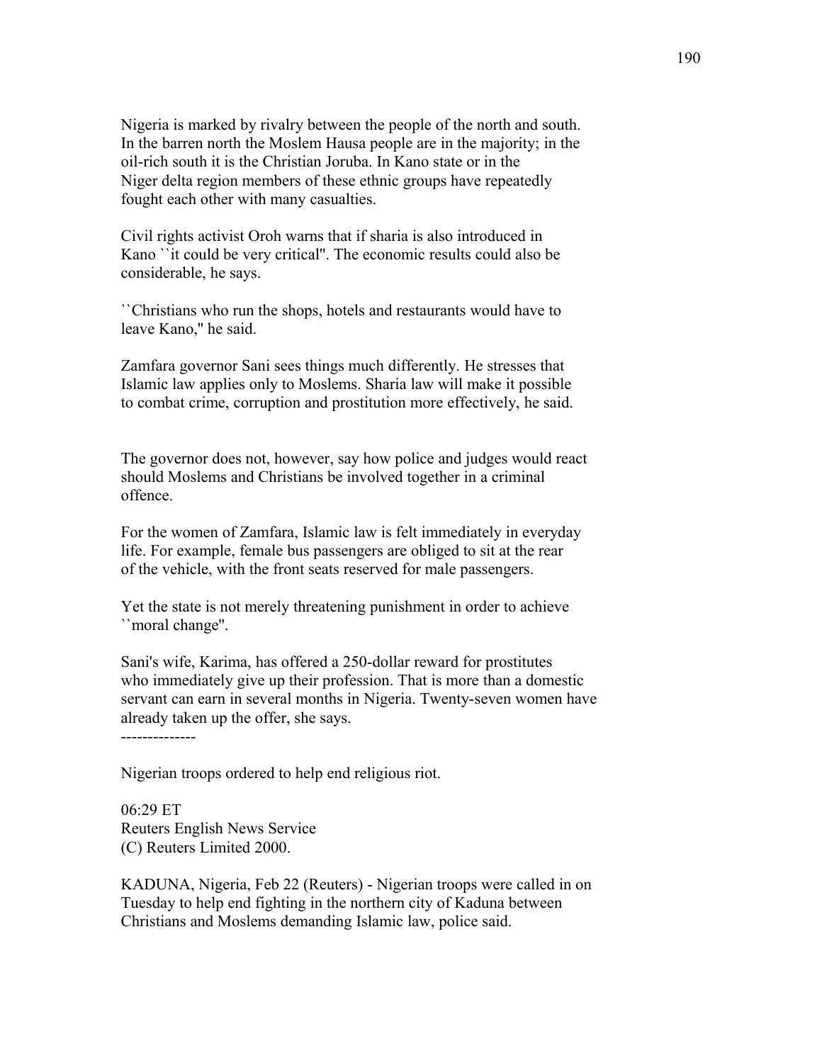Nigeria is marked by rivalry between the people of the north and south. In the barren north the Moslem Hausa people are in the majority; in the oil-rich south it is the Christian Joruba. In Kano state or in the Niger delta region members of these ethnic groups have repeatedly fought each other with many casualties.

Civil rights activist Oroh warns that if sharia is also introduced in Kano ``it could be very critical''. The economic results could also be considerable, he says.

``Christians who run the shops, hotels and restaurants would have to leave Kano,'' he said.

Zamfara governor Sani sees things much differently. He stresses that Islamic law applies only to Moslems. Sharia law will make it possible to combat crime, corruption and prostitution more effectively, he said.

The governor does not, however, say how police and judges would react should Moslems and Christians be involved together in a criminal offence.

For the women of Zamfara, Islamic law is felt immediately in everyday life. For example, female bus passengers are obliged to sit at the rear of the vehicle, with the front seats reserved for male passengers.

Yet the state is not merely threatening punishment in order to achieve ``moral change''.

Sani's wife, Karima, has offered a 250-dollar reward for prostitutes who immediately give up their profession. That is more than a domestic servant can earn in several months in Nigeria. Twenty-seven women have already taken up the offer, she says.

--------------

Nigerian troops ordered to help end religious riot.

06:29 ET
Reuters English News Service
(C) Reuters Limited 2000.

KADUNA, Nigeria, Feb 22 (Reuters) - Nigerian troops were called in on Tuesday to help end fighting in the northern city of Kaduna between Christians and Moslems demanding Islamic law, police said.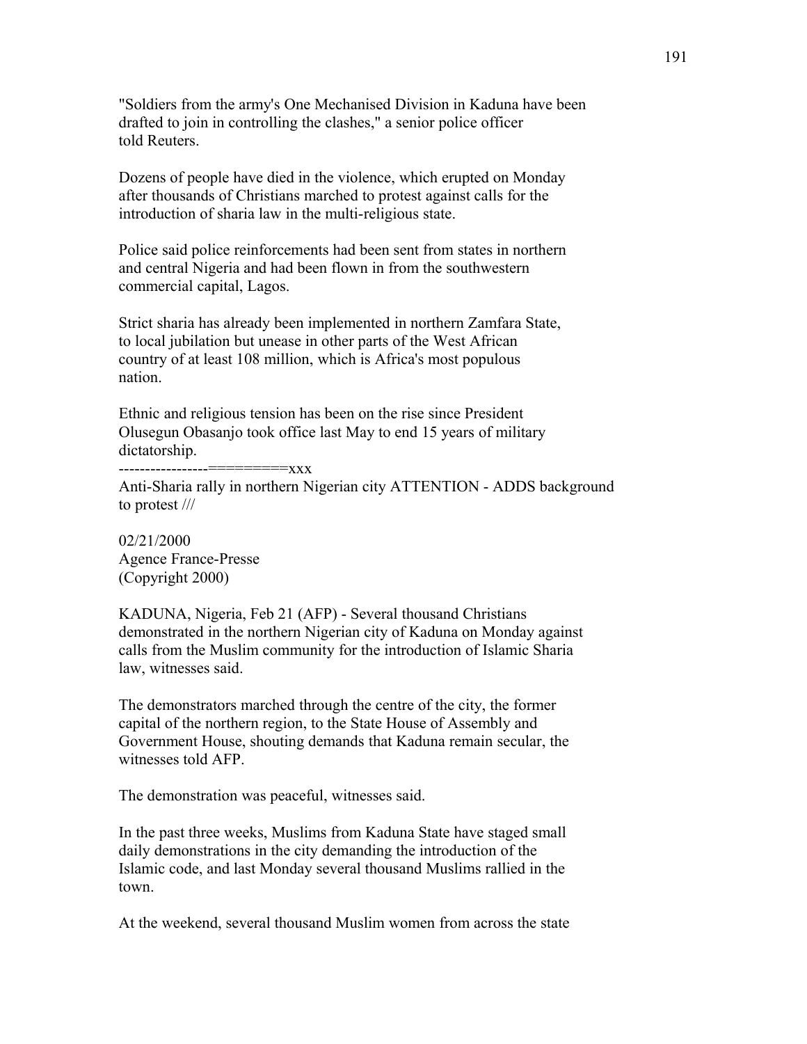"Soldiers from the army's One Mechanised Division in Kaduna have been drafted to join in controlling the clashes," a senior police officer told Reuters.

Dozens of people have died in the violence, which erupted on Monday after thousands of Christians marched to protest against calls for the introduction of sharia law in the multi-religious state.

Police said police reinforcements had been sent from states in northern and central Nigeria and had been flown in from the southwestern commercial capital, Lagos.

Strict sharia has already been implemented in northern Zamfara State, to local jubilation but unease in other parts of the West African country of at least 108 million, which is Africa's most populous nation.

Ethnic and religious tension has been on the rise since President Olusegun Obasanjo took office last May to end 15 years of military dictatorship.

-----------------=========xxx

Anti-Sharia rally in northern Nigerian city ATTENTION - ADDS background to protest ///

02/21/2000
Agence France-Presse
(Copyright 2000)

KADUNA, Nigeria, Feb 21 (AFP) - Several thousand Christians demonstrated in the northern Nigerian city of Kaduna on Monday against calls from the Muslim community for the introduction of Islamic Sharia law, witnesses said.

The demonstrators marched through the centre of the city, the former capital of the northern region, to the State House of Assembly and Government House, shouting demands that Kaduna remain secular, the witnesses told AFP.

The demonstration was peaceful, witnesses said.

In the past three weeks, Muslims from Kaduna State have staged small daily demonstrations in the city demanding the introduction of the Islamic code, and last Monday several thousand Muslims rallied in the town.

At the weekend, several thousand Muslim women from across the state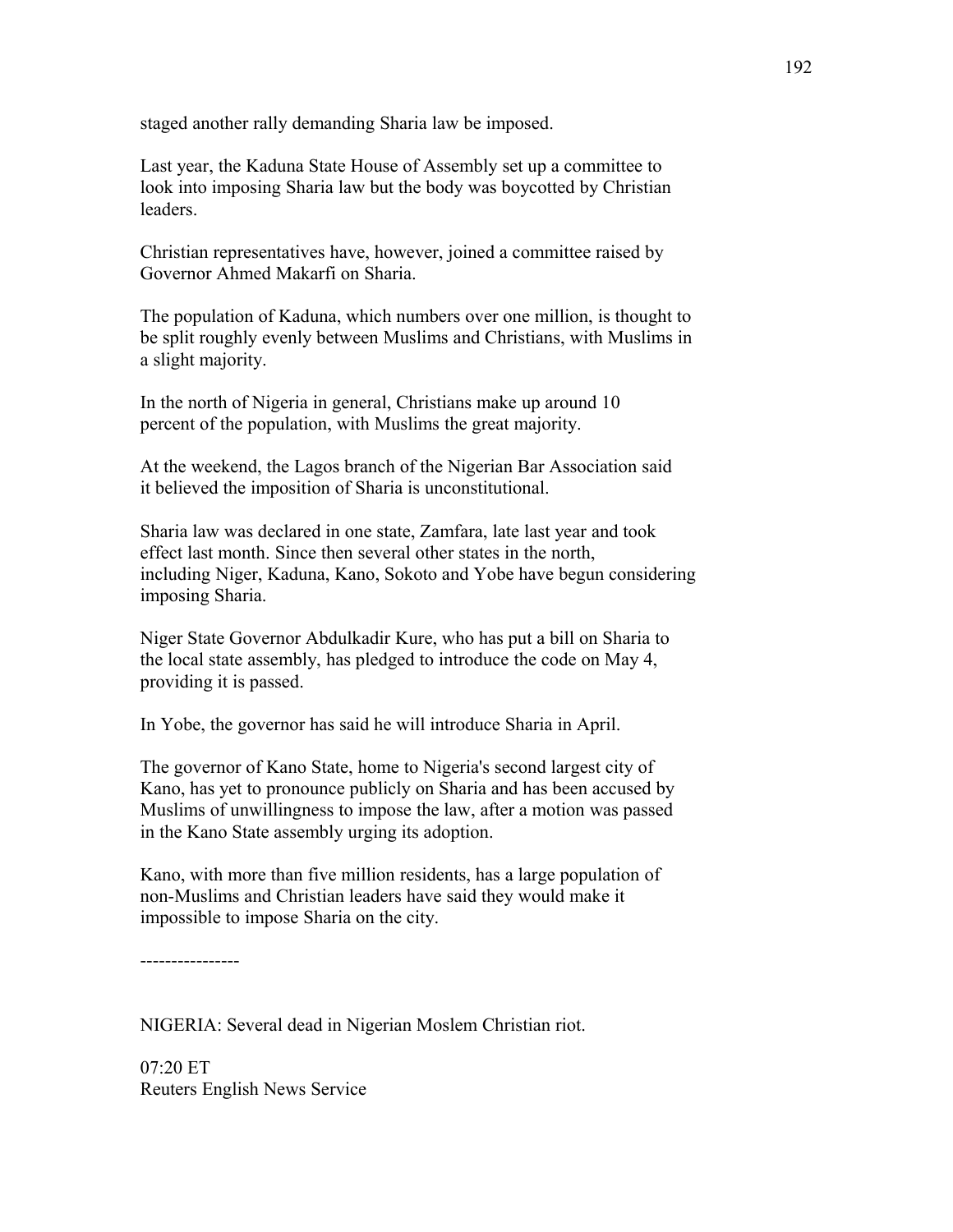staged another rally demanding Sharia law be imposed.

Last year, the Kaduna State House of Assembly set up a committee to look into imposing Sharia law but the body was boycotted by Christian leaders.

Christian representatives have, however, joined a committee raised by Governor Ahmed Makarfi on Sharia.

The population of Kaduna, which numbers over one million, is thought to be split roughly evenly between Muslims and Christians, with Muslims in a slight majority.

In the north of Nigeria in general, Christians make up around 10 percent of the population, with Muslims the great majority.

At the weekend, the Lagos branch of the Nigerian Bar Association said it believed the imposition of Sharia is unconstitutional.

Sharia law was declared in one state, Zamfara, late last year and took effect last month. Since then several other states in the north, including Niger, Kaduna, Kano, Sokoto and Yobe have begun considering imposing Sharia.

Niger State Governor Abdulkadir Kure, who has put a bill on Sharia to the local state assembly, has pledged to introduce the code on May 4, providing it is passed.

In Yobe, the governor has said he will introduce Sharia in April.

The governor of Kano State, home to Nigeria's second largest city of Kano, has yet to pronounce publicly on Sharia and has been accused by Muslims of unwillingness to impose the law, after a motion was passed in the Kano State assembly urging its adoption.

Kano, with more than five million residents, has a large population of non-Muslims and Christian leaders have said they would make it impossible to impose Sharia on the city.

----------------

NIGERIA: Several dead in Nigerian Moslem Christian riot.

07:20 ET
Reuters English News Service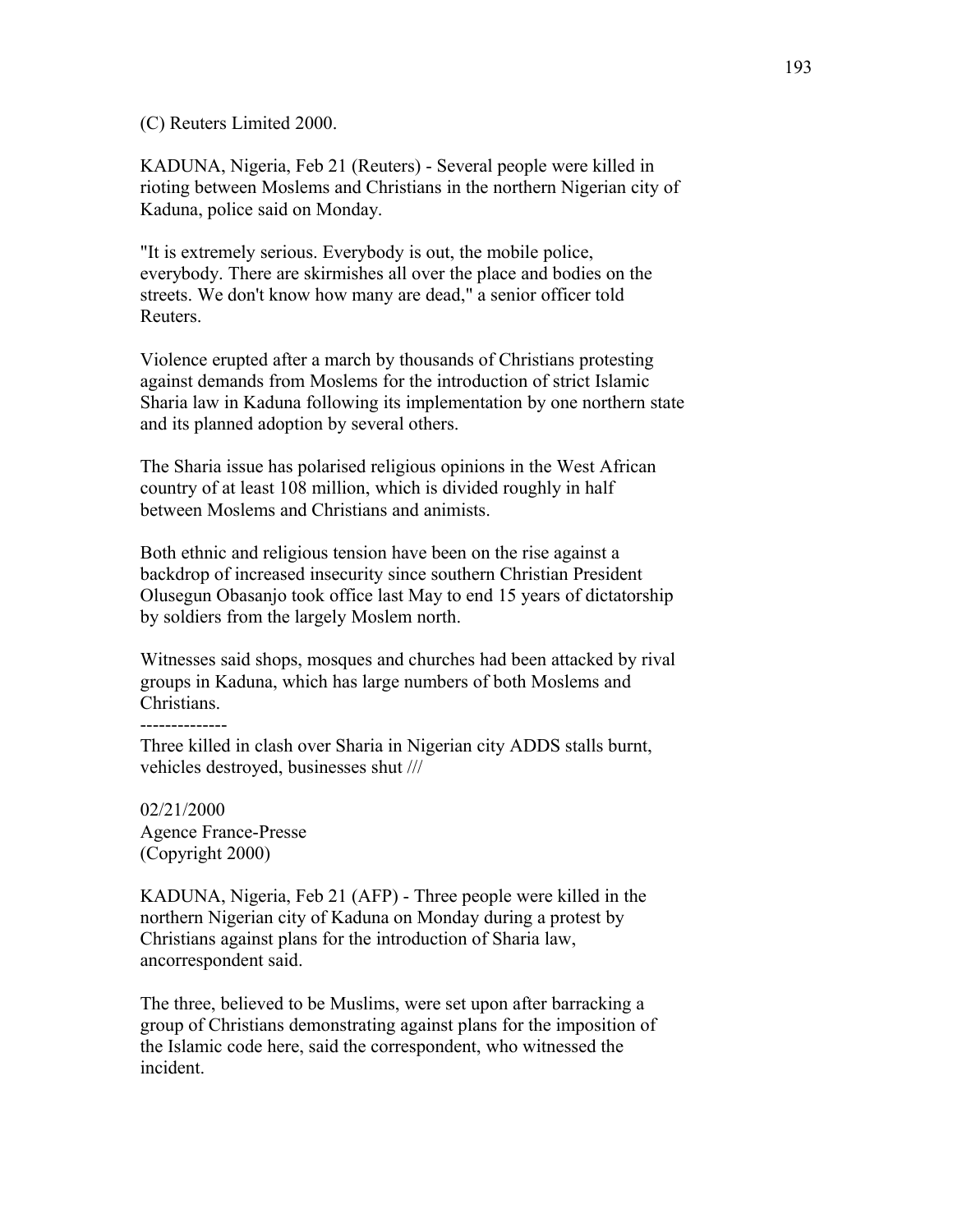(C) Reuters Limited 2000.

KADUNA, Nigeria, Feb 21 (Reuters) - Several people were killed in rioting between Moslems and Christians in the northern Nigerian city of Kaduna, police said on Monday.

"It is extremely serious. Everybody is out, the mobile police, everybody. There are skirmishes all over the place and bodies on the streets. We don't know how many are dead," a senior officer told Reuters.

Violence erupted after a march by thousands of Christians protesting against demands from Moslems for the introduction of strict Islamic Sharia law in Kaduna following its implementation by one northern state and its planned adoption by several others.

The Sharia issue has polarised religious opinions in the West African country of at least 108 million, which is divided roughly in half between Moslems and Christians and animists.

Both ethnic and religious tension have been on the rise against a backdrop of increased insecurity since southern Christian President Olusegun Obasanjo took office last May to end 15 years of dictatorship by soldiers from the largely Moslem north.

Witnesses said shops, mosques and churches had been attacked by rival groups in Kaduna, which has large numbers of both Moslems and Christians.

--------------

Three killed in clash over Sharia in Nigerian city ADDS stalls burnt, vehicles destroyed, businesses shut ///

02/21/2000
Agence France-Presse
(Copyright 2000)

KADUNA, Nigeria, Feb 21 (AFP) - Three people were killed in the northern Nigerian city of Kaduna on Monday during a protest by Christians against plans for the introduction of Sharia law, ancorrespondent said.

The three, believed to be Muslims, were set upon after barracking a group of Christians demonstrating against plans for the imposition of the Islamic code here, said the correspondent, who witnessed the incident.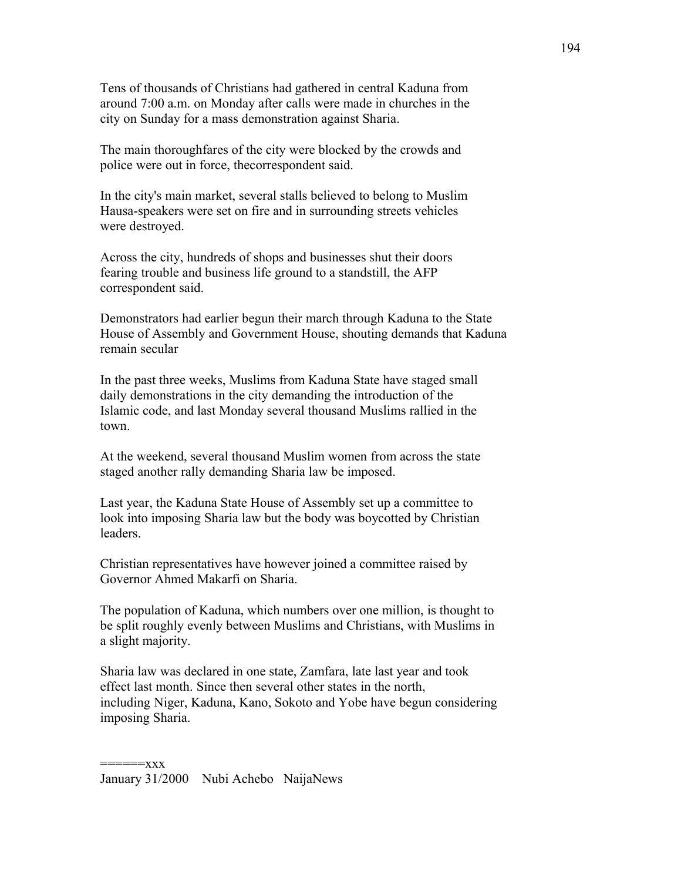Tens of thousands of Christians had gathered in central Kaduna from around 7:00 a.m. on Monday after calls were made in churches in the city on Sunday for a mass demonstration against Sharia.

The main thoroughfares of the city were blocked by the crowds and police were out in force, thecorrespondent said.

In the city's main market, several stalls believed to belong to Muslim Hausa-speakers were set on fire and in surrounding streets vehicles were destroyed.

Across the city, hundreds of shops and businesses shut their doors fearing trouble and business life ground to a standstill, the AFP correspondent said.

Demonstrators had earlier begun their march through Kaduna to the State House of Assembly and Government House, shouting demands that Kaduna remain secular

In the past three weeks, Muslims from Kaduna State have staged small daily demonstrations in the city demanding the introduction of the Islamic code, and last Monday several thousand Muslims rallied in the town.

At the weekend, several thousand Muslim women from across the state staged another rally demanding Sharia law be imposed.

Last year, the Kaduna State House of Assembly set up a committee to look into imposing Sharia law but the body was boycotted by Christian leaders.

Christian representatives have however joined a committee raised by Governor Ahmed Makarfi on Sharia.

The population of Kaduna, which numbers over one million, is thought to be split roughly evenly between Muslims and Christians, with Muslims in a slight majority.

Sharia law was declared in one state, Zamfara, late last year and took effect last month. Since then several other states in the north, including Niger, Kaduna, Kano, Sokoto and Yobe have begun considering imposing Sharia.

======xxx

January 31/2000 Nubi Achebo NaijaNews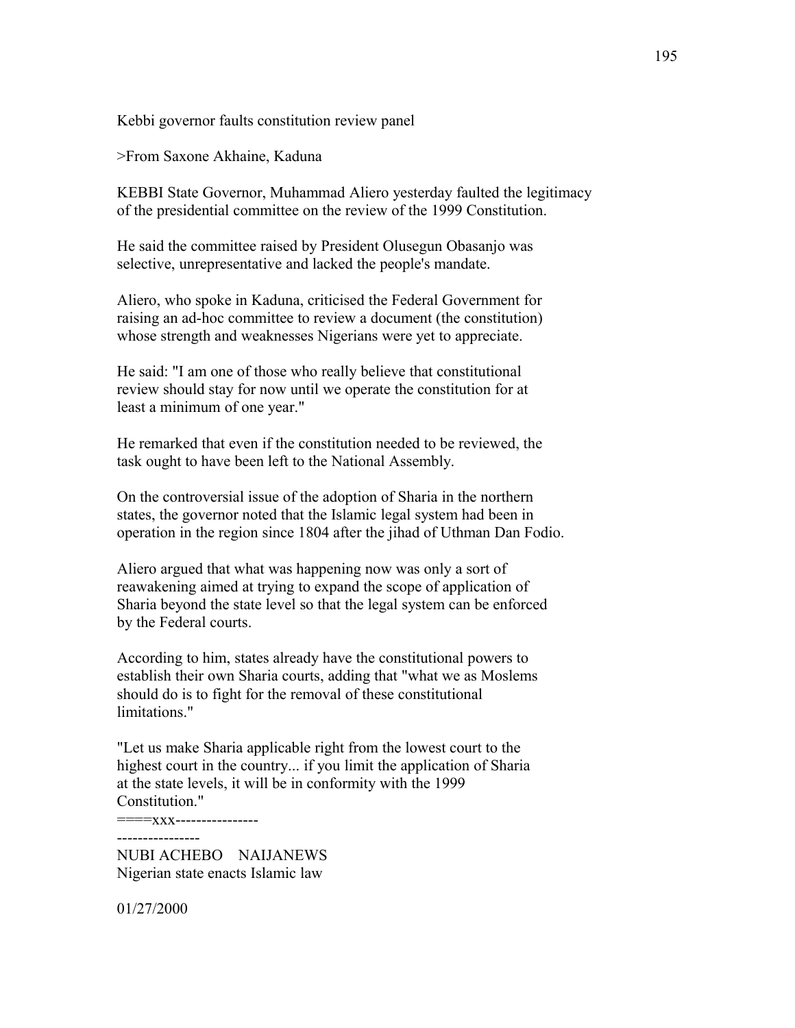Kebbi governor faults constitution review panel

>From Saxone Akhaine, Kaduna

KEBBI State Governor, Muhammad Aliero yesterday faulted the legitimacy of the presidential committee on the review of the 1999 Constitution.

He said the committee raised by President Olusegun Obasanjo was selective, unrepresentative and lacked the people's mandate.

Aliero, who spoke in Kaduna, criticised the Federal Government for raising an ad-hoc committee to review a document (the constitution) whose strength and weaknesses Nigerians were yet to appreciate.

He said: "I am one of those who really believe that constitutional review should stay for now until we operate the constitution for at least a minimum of one year."

He remarked that even if the constitution needed to be reviewed, the task ought to have been left to the National Assembly.

On the controversial issue of the adoption of Sharia in the northern states, the governor noted that the Islamic legal system had been in operation in the region since 1804 after the jihad of Uthman Dan Fodio.

Aliero argued that what was happening now was only a sort of reawakening aimed at trying to expand the scope of application of Sharia beyond the state level so that the legal system can be enforced by the Federal courts.

According to him, states already have the constitutional powers to establish their own Sharia courts, adding that "what we as Moslems should do is to fight for the removal of these constitutional limitations."

"Let us make Sharia applicable right from the lowest court to the highest court in the country... if you limit the application of Sharia at the state levels, it will be in conformity with the 1999 Constitution."

====xxx----------------

----------------

NUBI ACHEBO NAIJANEWS
Nigerian state enacts Islamic law

01/27/2000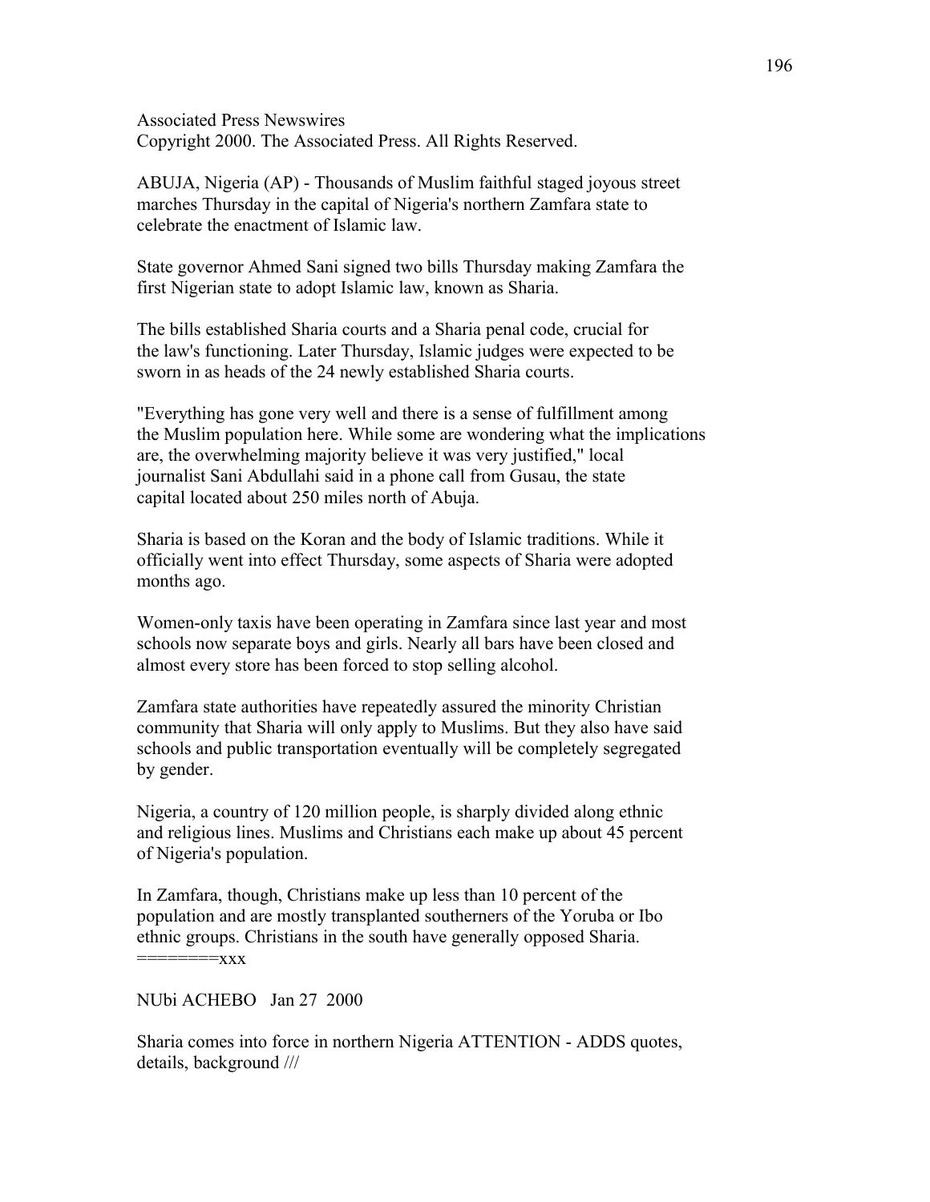Associated Press Newswires
Copyright 2000. The Associated Press. All Rights Reserved.

ABUJA, Nigeria (AP) - Thousands of Muslim faithful staged joyous street marches Thursday in the capital of Nigeria's northern Zamfara state to celebrate the enactment of Islamic law.

State governor Ahmed Sani signed two bills Thursday making Zamfara the first Nigerian state to adopt Islamic law, known as Sharia.

The bills established Sharia courts and a Sharia penal code, crucial for the law's functioning. Later Thursday, Islamic judges were expected to be sworn in as heads of the 24 newly established Sharia courts.

"Everything has gone very well and there is a sense of fulfillment among the Muslim population here. While some are wondering what the implications are, the overwhelming majority believe it was very justified," local journalist Sani Abdullahi said in a phone call from Gusau, the state capital located about 250 miles north of Abuja.

Sharia is based on the Koran and the body of Islamic traditions. While it officially went into effect Thursday, some aspects of Sharia were adopted months ago.

Women-only taxis have been operating in Zamfara since last year and most schools now separate boys and girls. Nearly all bars have been closed and almost every store has been forced to stop selling alcohol.

Zamfara state authorities have repeatedly assured the minority Christian community that Sharia will only apply to Muslims. But they also have said schools and public transportation eventually will be completely segregated by gender.

Nigeria, a country of 120 million people, is sharply divided along ethnic and religious lines. Muslims and Christians each make up about 45 percent of Nigeria's population.

In Zamfara, though, Christians make up less than 10 percent of the population and are mostly transplanted southerners of the Yoruba or Ibo ethnic groups. Christians in the south have generally opposed Sharia.
========xxx

NUbi ACHEBO   Jan 27  2000

Sharia comes into force in northern Nigeria ATTENTION - ADDS quotes, details, background ///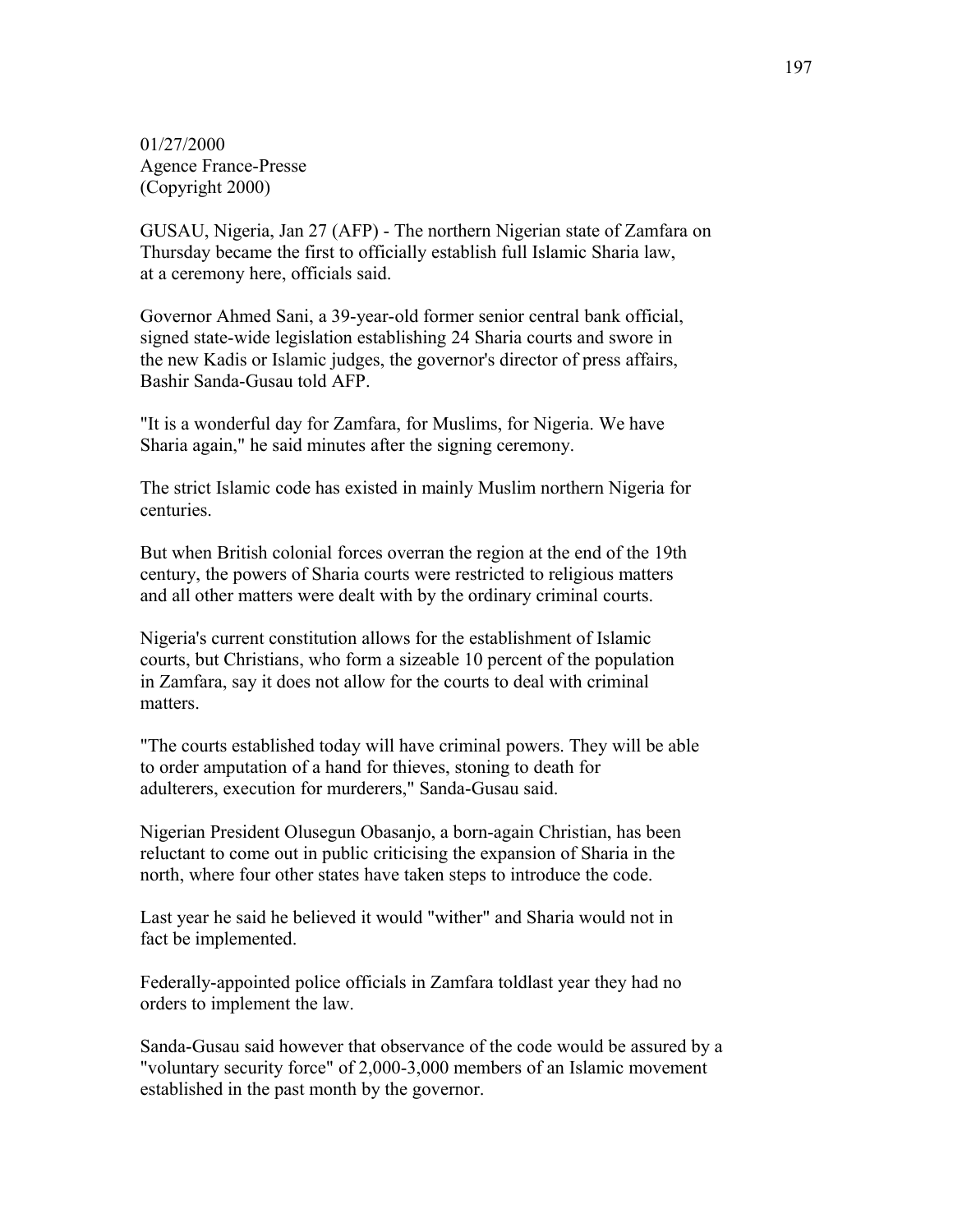01/27/2000
Agence France-Presse
(Copyright 2000)

GUSAU, Nigeria, Jan 27 (AFP) - The northern Nigerian state of Zamfara on Thursday became the first to officially establish full Islamic Sharia law, at a ceremony here, officials said.

Governor Ahmed Sani, a 39-year-old former senior central bank official, signed state-wide legislation establishing 24 Sharia courts and swore in the new Kadis or Islamic judges, the governor's director of press affairs, Bashir Sanda-Gusau told AFP.

"It is a wonderful day for Zamfara, for Muslims, for Nigeria. We have Sharia again," he said minutes after the signing ceremony.

The strict Islamic code has existed in mainly Muslim northern Nigeria for centuries.

But when British colonial forces overran the region at the end of the 19th century, the powers of Sharia courts were restricted to religious matters and all other matters were dealt with by the ordinary criminal courts.

Nigeria's current constitution allows for the establishment of Islamic courts, but Christians, who form a sizeable 10 percent of the population in Zamfara, say it does not allow for the courts to deal with criminal matters.

"The courts established today will have criminal powers. They will be able to order amputation of a hand for thieves, stoning to death for adulterers, execution for murderers," Sanda-Gusau said.

Nigerian President Olusegun Obasanjo, a born-again Christian, has been reluctant to come out in public criticising the expansion of Sharia in the north, where four other states have taken steps to introduce the code.

Last year he said he believed it would "wither" and Sharia would not in fact be implemented.

Federally-appointed police officials in Zamfara toldlast year they had no orders to implement the law.

Sanda-Gusau said however that observance of the code would be assured by a "voluntary security force" of 2,000-3,000 members of an Islamic movement established in the past month by the governor.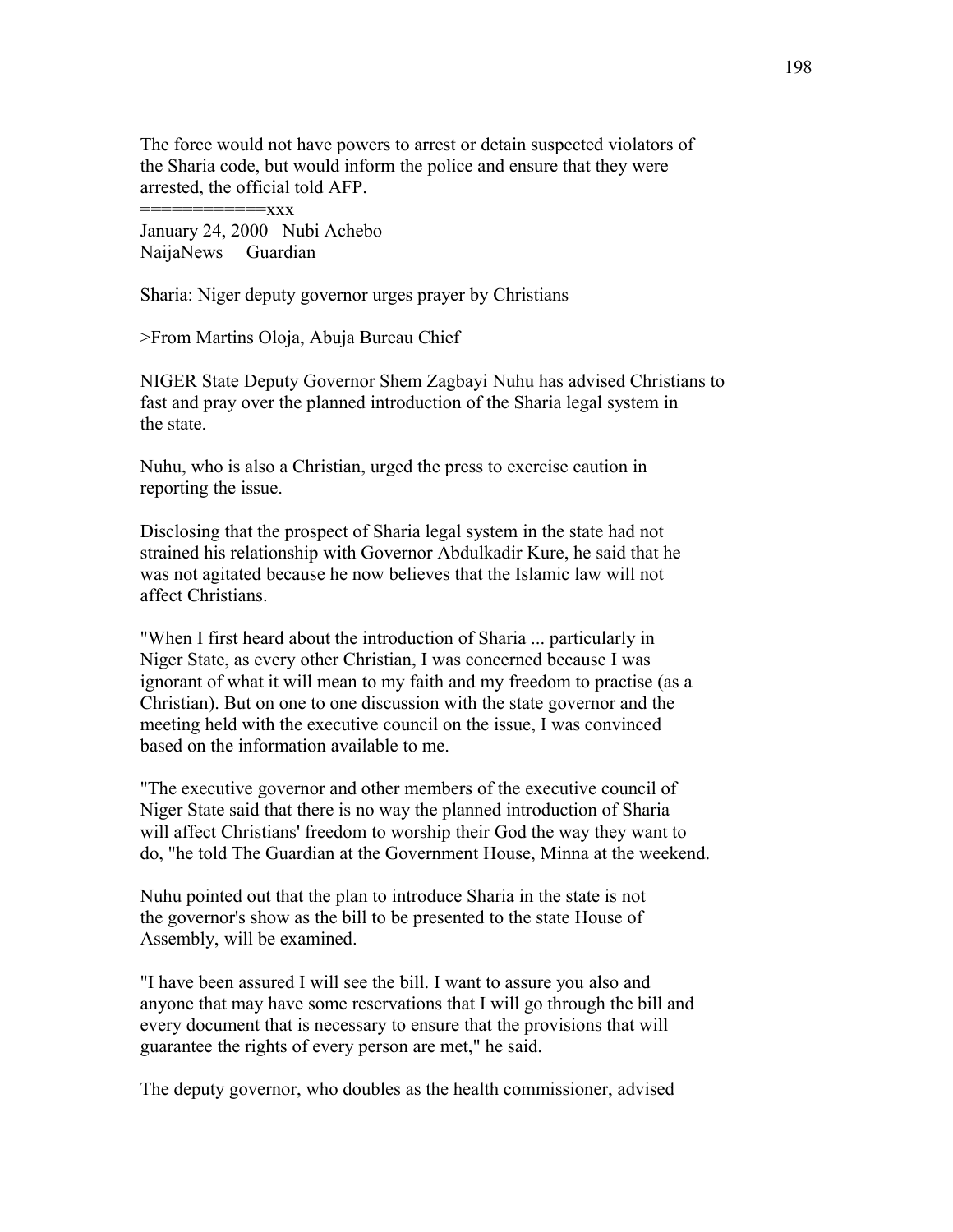The force would not have powers to arrest or detain suspected violators of the Sharia code, but would inform the police and ensure that they were arrested, the official told AFP.

============xxx

January 24, 2000 Nubi Achebo
NaijaNews Guardian

Sharia: Niger deputy governor urges prayer by Christians

>From Martins Oloja, Abuja Bureau Chief

NIGER State Deputy Governor Shem Zagbayi Nuhu has advised Christians to fast and pray over the planned introduction of the Sharia legal system in the state.

Nuhu, who is also a Christian, urged the press to exercise caution in reporting the issue.

Disclosing that the prospect of Sharia legal system in the state had not strained his relationship with Governor Abdulkadir Kure, he said that he was not agitated because he now believes that the Islamic law will not affect Christians.

"When I first heard about the introduction of Sharia ... particularly in Niger State, as every other Christian, I was concerned because I was ignorant of what it will mean to my faith and my freedom to practise (as a Christian). But on one to one discussion with the state governor and the meeting held with the executive council on the issue, I was convinced based on the information available to me.

"The executive governor and other members of the executive council of Niger State said that there is no way the planned introduction of Sharia will affect Christians' freedom to worship their God the way they want to do, "he told The Guardian at the Government House, Minna at the weekend.

Nuhu pointed out that the plan to introduce Sharia in the state is not the governor's show as the bill to be presented to the state House of Assembly, will be examined.

"I have been assured I will see the bill. I want to assure you also and anyone that may have some reservations that I will go through the bill and every document that is necessary to ensure that the provisions that will guarantee the rights of every person are met," he said.

The deputy governor, who doubles as the health commissioner, advised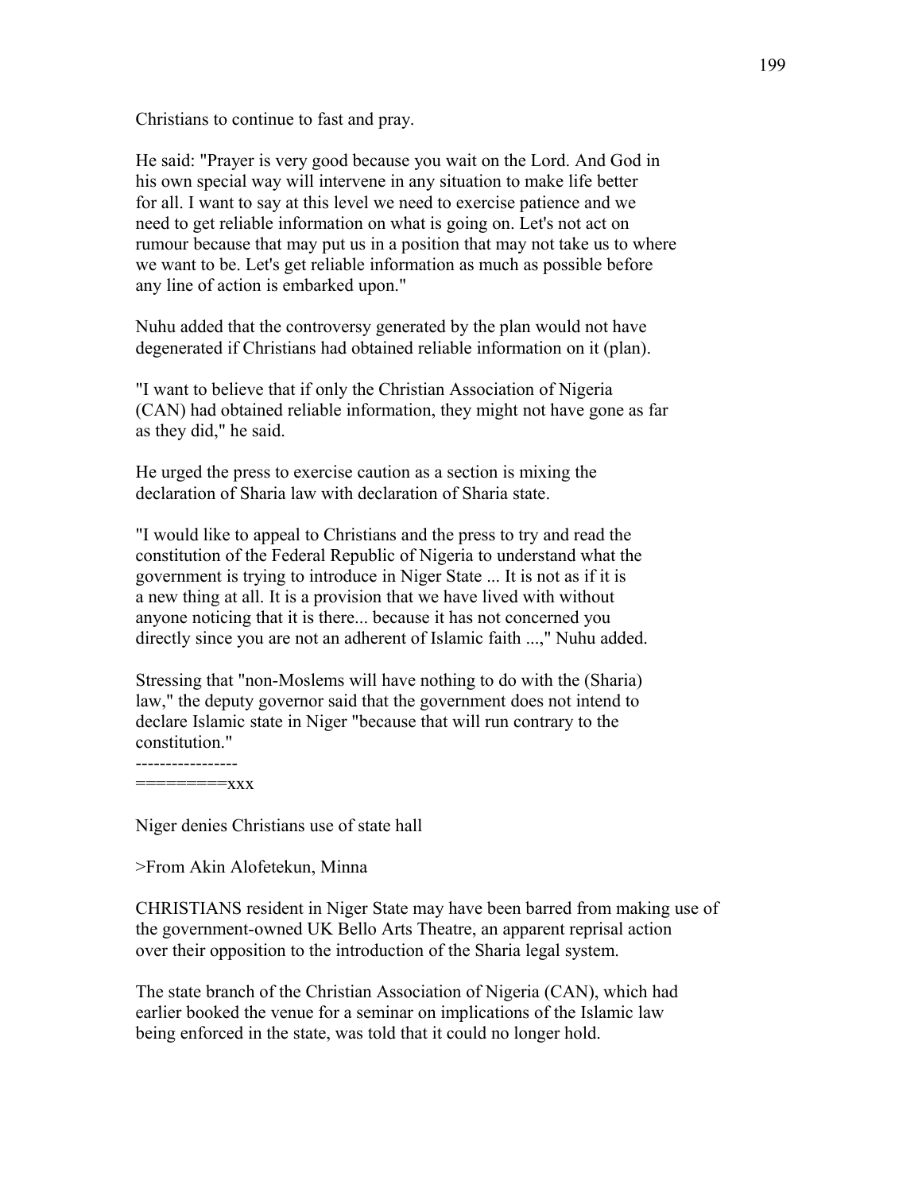Christians to continue to fast and pray.

He said: "Prayer is very good because you wait on the Lord. And God in his own special way will intervene in any situation to make life better for all. I want to say at this level we need to exercise patience and we need to get reliable information on what is going on. Let's not act on rumour because that may put us in a position that may not take us to where we want to be. Let's get reliable information as much as possible before any line of action is embarked upon."

Nuhu added that the controversy generated by the plan would not have degenerated if Christians had obtained reliable information on it (plan).

"I want to believe that if only the Christian Association of Nigeria (CAN) had obtained reliable information, they might not have gone as far as they did," he said.

He urged the press to exercise caution as a section is mixing the declaration of Sharia law with declaration of Sharia state.

"I would like to appeal to Christians and the press to try and read the constitution of the Federal Republic of Nigeria to understand what the government is trying to introduce in Niger State ... It is not as if it is a new thing at all. It is a provision that we have lived with without anyone noticing that it is there... because it has not concerned you directly since you are not an adherent of Islamic faith ...," Nuhu added.

Stressing that "non-Moslems will have nothing to do with the (Sharia) law," the deputy governor said that the government does not intend to declare Islamic state in Niger "because that will run contrary to the constitution."

-----------------
=========xxx

Niger denies Christians use of state hall

>From Akin Alofetekun, Minna

CHRISTIANS resident in Niger State may have been barred from making use of the government-owned UK Bello Arts Theatre, an apparent reprisal action over their opposition to the introduction of the Sharia legal system.

The state branch of the Christian Association of Nigeria (CAN), which had earlier booked the venue for a seminar on implications of the Islamic law being enforced in the state, was told that it could no longer hold.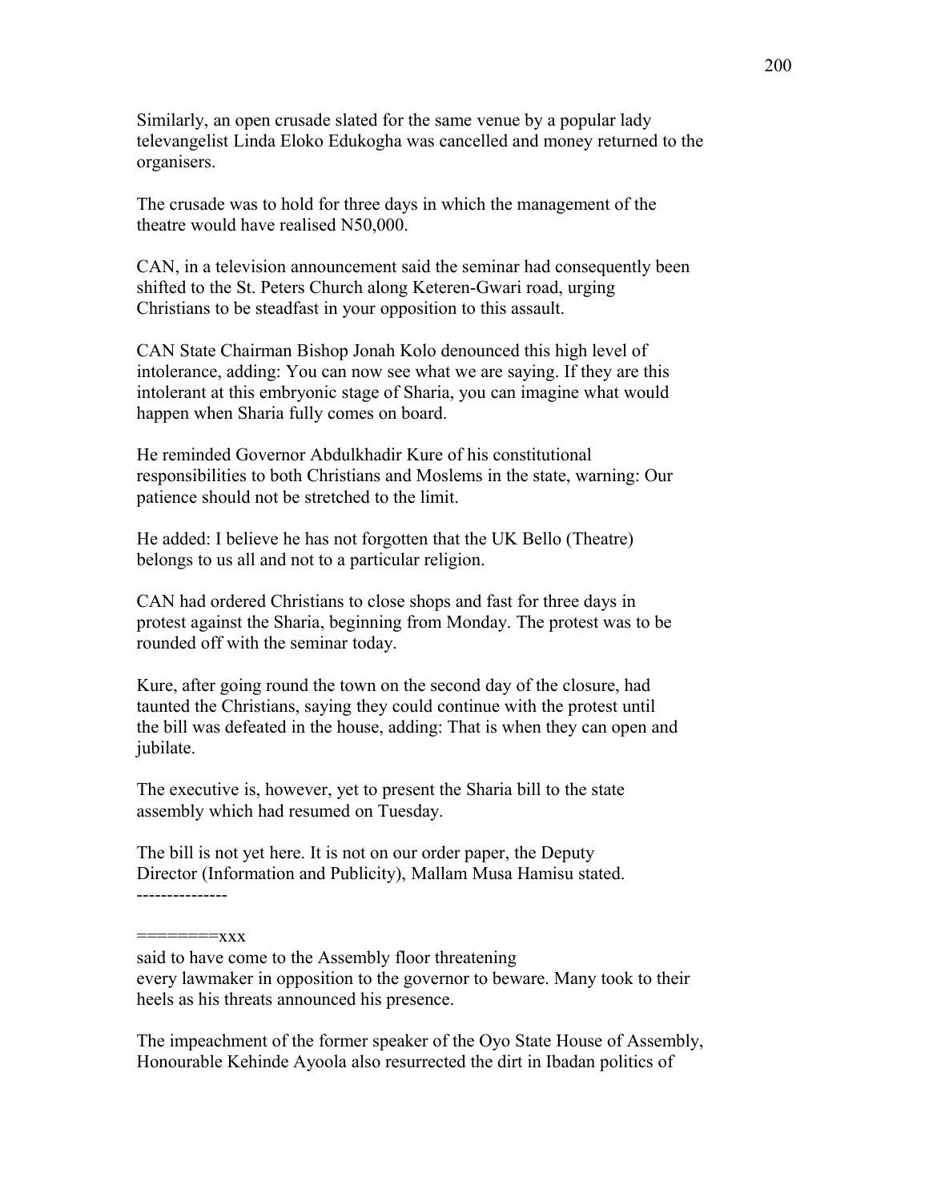Similarly, an open crusade slated for the same venue by a popular lady televangelist Linda Eloko Edukogha was cancelled and money returned to the organisers.

The crusade was to hold for three days in which the management of the theatre would have realised N50,000.

CAN, in a television announcement said the seminar had consequently been shifted to the St. Peters Church along Keteren-Gwari road, urging Christians to be steadfast in your opposition to this assault.

CAN State Chairman Bishop Jonah Kolo denounced this high level of intolerance, adding: You can now see what we are saying. If they are this intolerant at this embryonic stage of Sharia, you can imagine what would happen when Sharia fully comes on board.

He reminded Governor Abdulkhadir Kure of his constitutional responsibilities to both Christians and Moslems in the state, warning: Our patience should not be stretched to the limit.

He added: I believe he has not forgotten that the UK Bello (Theatre) belongs to us all and not to a particular religion.

CAN had ordered Christians to close shops and fast for three days in protest against the Sharia, beginning from Monday. The protest was to be rounded off with the seminar today.

Kure, after going round the town on the second day of the closure, had taunted the Christians, saying they could continue with the protest until the bill was defeated in the house, adding: That is when they can open and jubilate.

The executive is, however, yet to present the Sharia bill to the state assembly which had resumed on Tuesday.

The bill is not yet here. It is not on our order paper, the Deputy Director (Information and Publicity), Mallam Musa Hamisu stated.

---------------

========xxx

said to have come to the Assembly floor threatening every lawmaker in opposition to the governor to beware. Many took to their heels as his threats announced his presence.

The impeachment of the former speaker of the Oyo State House of Assembly, Honourable Kehinde Ayoola also resurrected the dirt in Ibadan politics of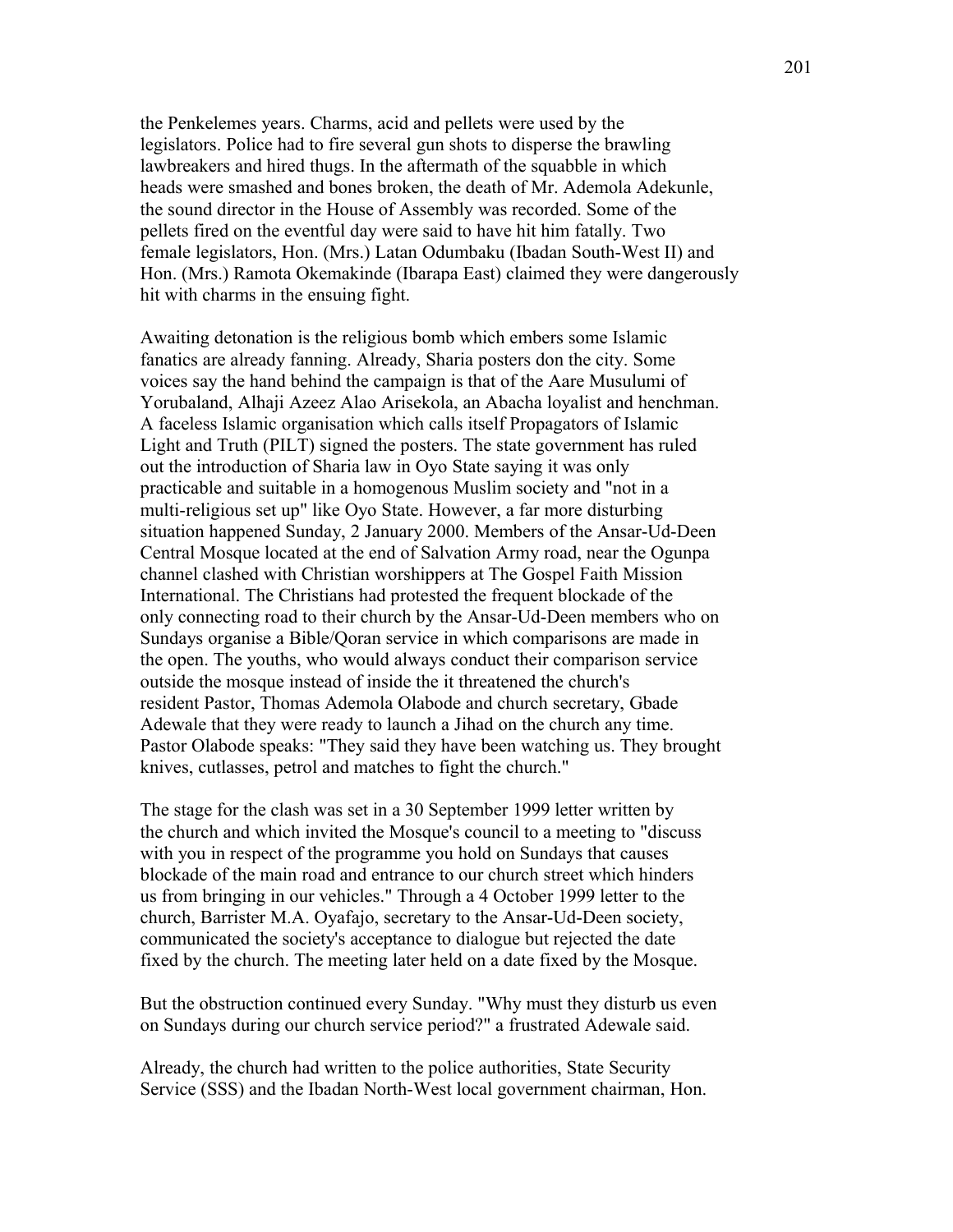the Penkelemes years. Charms, acid and pellets were used by the legislators. Police had to fire several gun shots to disperse the brawling lawbreakers and hired thugs. In the aftermath of the squabble in which heads were smashed and bones broken, the death of Mr. Ademola Adekunle, the sound director in the House of Assembly was recorded. Some of the pellets fired on the eventful day were said to have hit him fatally. Two female legislators, Hon. (Mrs.) Latan Odumbaku (Ibadan South-West II) and Hon. (Mrs.) Ramota Okemakinde (Ibarapa East) claimed they were dangerously hit with charms in the ensuing fight.

Awaiting detonation is the religious bomb which embers some Islamic fanatics are already fanning. Already, Sharia posters don the city. Some voices say the hand behind the campaign is that of the Aare Musulumi of Yorubaland, Alhaji Azeez Alao Arisekola, an Abacha loyalist and henchman. A faceless Islamic organisation which calls itself Propagators of Islamic Light and Truth (PILT) signed the posters. The state government has ruled out the introduction of Sharia law in Oyo State saying it was only practicable and suitable in a homogenous Muslim society and "not in a multi-religious set up" like Oyo State. However, a far more disturbing situation happened Sunday, 2 January 2000. Members of the Ansar-Ud-Deen Central Mosque located at the end of Salvation Army road, near the Ogunpa channel clashed with Christian worshippers at The Gospel Faith Mission International. The Christians had protested the frequent blockade of the only connecting road to their church by the Ansar-Ud-Deen members who on Sundays organise a Bible/Qoran service in which comparisons are made in the open. The youths, who would always conduct their comparison service outside the mosque instead of inside the it threatened the church's resident Pastor, Thomas Ademola Olabode and church secretary, Gbade Adewale that they were ready to launch a Jihad on the church any time. Pastor Olabode speaks: "They said they have been watching us. They brought knives, cutlasses, petrol and matches to fight the church."

The stage for the clash was set in a 30 September 1999 letter written by the church and which invited the Mosque's council to a meeting to "discuss with you in respect of the programme you hold on Sundays that causes blockade of the main road and entrance to our church street which hinders us from bringing in our vehicles." Through a 4 October 1999 letter to the church, Barrister M.A. Oyafajo, secretary to the Ansar-Ud-Deen society, communicated the society's acceptance to dialogue but rejected the date fixed by the church. The meeting later held on a date fixed by the Mosque.

But the obstruction continued every Sunday. "Why must they disturb us even on Sundays during our church service period?" a frustrated Adewale said.

Already, the church had written to the police authorities, State Security Service (SSS) and the Ibadan North-West local government chairman, Hon.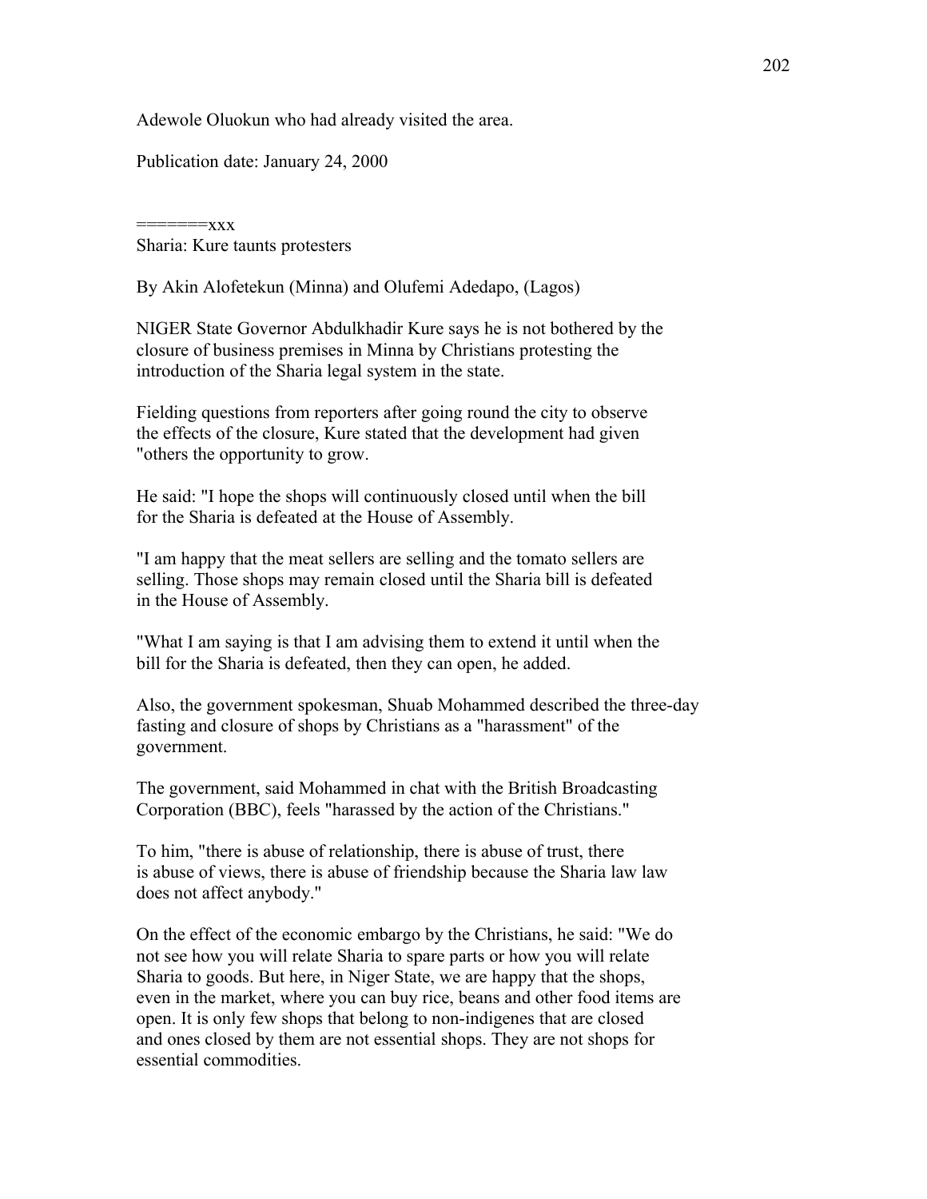Adewole Oluokun who had already visited the area.

Publication date: January 24, 2000

=======xxx

Sharia: Kure taunts protesters

By Akin Alofetekun (Minna) and Olufemi Adedapo, (Lagos)

NIGER State Governor Abdulkhadir Kure says he is not bothered by the closure of business premises in Minna by Christians protesting the introduction of the Sharia legal system in the state.

Fielding questions from reporters after going round the city to observe the effects of the closure, Kure stated that the development had given "others the opportunity to grow.

He said: "I hope the shops will continuously closed until when the bill for the Sharia is defeated at the House of Assembly.

"I am happy that the meat sellers are selling and the tomato sellers are selling. Those shops may remain closed until the Sharia bill is defeated in the House of Assembly.

"What I am saying is that I am advising them to extend it until when the bill for the Sharia is defeated, then they can open, he added.

Also, the government spokesman, Shuab Mohammed described the three-day fasting and closure of shops by Christians as a "harassment" of the government.

The government, said Mohammed in chat with the British Broadcasting Corporation (BBC), feels "harassed by the action of the Christians."

To him, "there is abuse of relationship, there is abuse of trust, there is abuse of views, there is abuse of friendship because the Sharia law law does not affect anybody."

On the effect of the economic embargo by the Christians, he said: "We do not see how you will relate Sharia to spare parts or how you will relate Sharia to goods. But here, in Niger State, we are happy that the shops, even in the market, where you can buy rice, beans and other food items are open. It is only few shops that belong to non-indigenes that are closed and ones closed by them are not essential shops. They are not shops for essential commodities.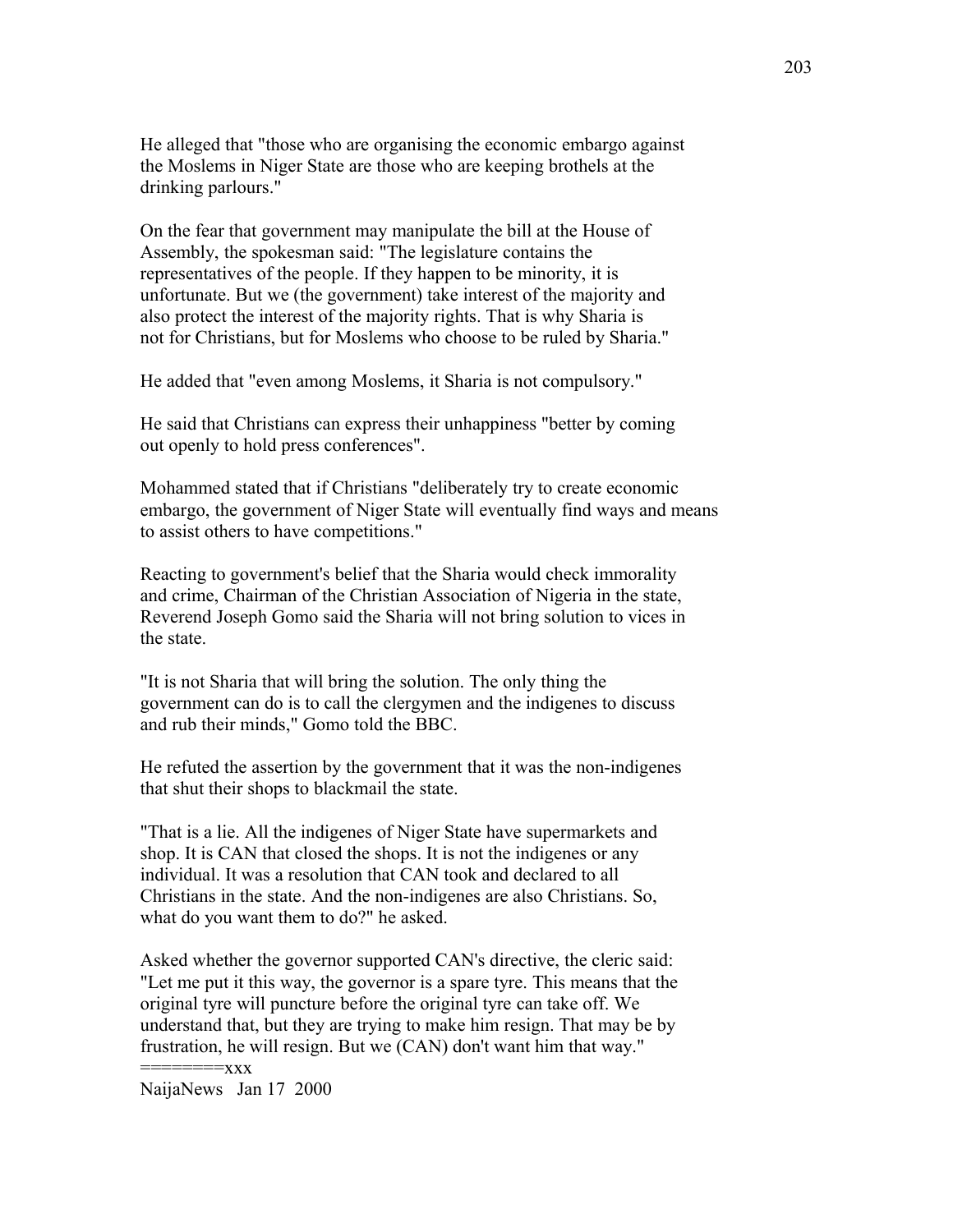He alleged that "those who are organising the economic embargo against the Moslems in Niger State are those who are keeping brothels at the drinking parlours."

On the fear that government may manipulate the bill at the House of Assembly, the spokesman said: "The legislature contains the representatives of the people. If they happen to be minority, it is unfortunate. But we (the government) take interest of the majority and also protect the interest of the majority rights. That is why Sharia is not for Christians, but for Moslems who choose to be ruled by Sharia."

He added that "even among Moslems, it Sharia is not compulsory."

He said that Christians can express their unhappiness "better by coming out openly to hold press conferences".

Mohammed stated that if Christians "deliberately try to create economic embargo, the government of Niger State will eventually find ways and means to assist others to have competitions."

Reacting to government's belief that the Sharia would check immorality and crime, Chairman of the Christian Association of Nigeria in the state, Reverend Joseph Gomo said the Sharia will not bring solution to vices in the state.

"It is not Sharia that will bring the solution. The only thing the government can do is to call the clergymen and the indigenes to discuss and rub their minds," Gomo told the BBC.

He refuted the assertion by the government that it was the non-indigenes that shut their shops to blackmail the state.

"That is a lie. All the indigenes of Niger State have supermarkets and shop. It is CAN that closed the shops. It is not the indigenes or any individual. It was a resolution that CAN took and declared to all Christians in the state. And the non-indigenes are also Christians. So, what do you want them to do?" he asked.

Asked whether the governor supported CAN's directive, the cleric said: "Let me put it this way, the governor is a spare tyre. This means that the original tyre will puncture before the original tyre can take off. We understand that, but they are trying to make him resign. That may be by frustration, he will resign. But we (CAN) don't want him that way."
========xxx

NaijaNews Jan 17 2000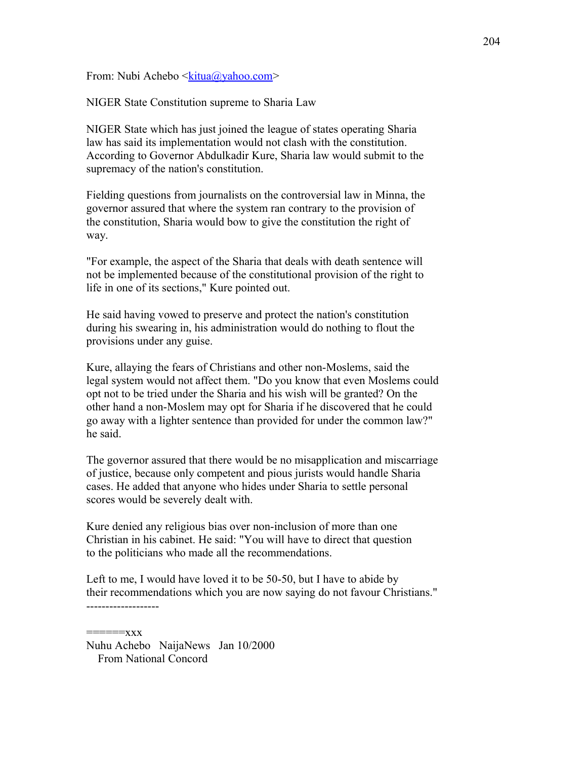From: Nubi Achebo <kitua@yahoo.com>

NIGER State Constitution supreme to Sharia Law

NIGER State which has just joined the league of states operating Sharia law has said its implementation would not clash with the constitution. According to Governor Abdulkadir Kure, Sharia law would submit to the supremacy of the nation's constitution.

Fielding questions from journalists on the controversial law in Minna, the governor assured that where the system ran contrary to the provision of the constitution, Sharia would bow to give the constitution the right of way.

"For example, the aspect of the Sharia that deals with death sentence will not be implemented because of the constitutional provision of the right to life in one of its sections," Kure pointed out.

He said having vowed to preserve and protect the nation's constitution during his swearing in, his administration would do nothing to flout the provisions under any guise.

Kure, allaying the fears of Christians and other non-Moslems, said the legal system would not affect them. "Do you know that even Moslems could opt not to be tried under the Sharia and his wish will be granted? On the other hand a non-Moslem may opt for Sharia if he discovered that he could go away with a lighter sentence than provided for under the common law?" he said.

The governor assured that there would be no misapplication and miscarriage of justice, because only competent and pious jurists would handle Sharia cases. He added that anyone who hides under Sharia to settle personal scores would be severely dealt with.

Kure denied any religious bias over non-inclusion of more than one Christian in his cabinet. He said: "You will have to direct that question to the politicians who made all the recommendations.

Left to me, I would have loved it to be 50-50, but I have to abide by their recommendations which you are now saying do not favour Christians."

-------------------

======xxx

Nuhu Achebo NaijaNews Jan 10/2000
From National Concord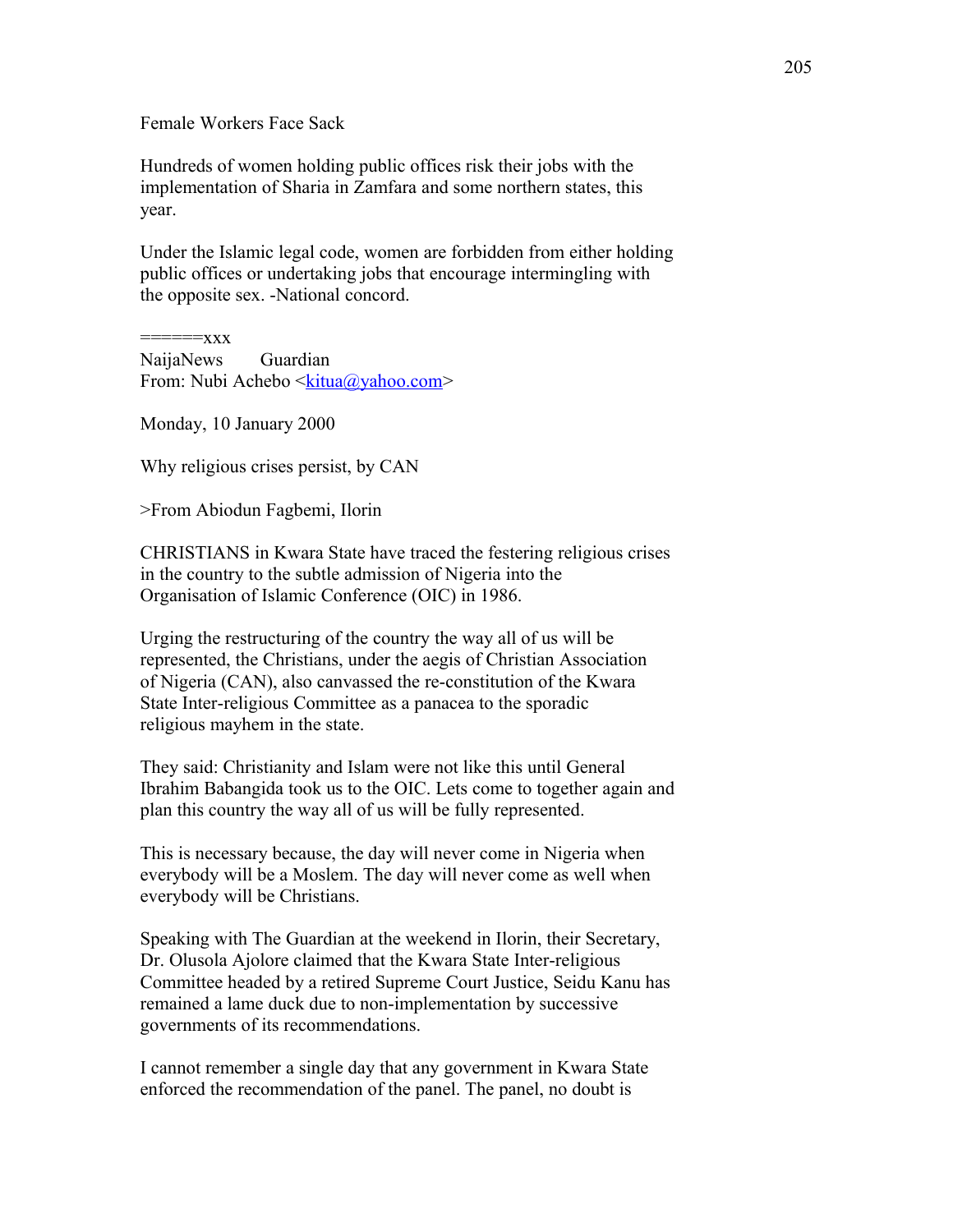Female Workers Face Sack

Hundreds of women holding public offices risk their jobs with the implementation of Sharia in Zamfara and some northern states, this year.

Under the Islamic legal code, women are forbidden from either holding public offices or undertaking jobs that encourage intermingling with the opposite sex. -National concord.

======xxx
NaijaNews Guardian
From: Nubi Achebo <kitua@yahoo.com>

Monday, 10 January 2000

Why religious crises persist, by CAN

>From Abiodun Fagbemi, Ilorin

CHRISTIANS in Kwara State have traced the festering religious crises in the country to the subtle admission of Nigeria into the Organisation of Islamic Conference (OIC) in 1986.

Urging the restructuring of the country the way all of us will be represented, the Christians, under the aegis of Christian Association of Nigeria (CAN), also canvassed the re-constitution of the Kwara State Inter-religious Committee as a panacea to the sporadic religious mayhem in the state.

They said: Christianity and Islam were not like this until General Ibrahim Babangida took us to the OIC. Lets come to together again and plan this country the way all of us will be fully represented.

This is necessary because, the day will never come in Nigeria when everybody will be a Moslem. The day will never come as well when everybody will be Christians.

Speaking with The Guardian at the weekend in Ilorin, their Secretary, Dr. Olusola Ajolore claimed that the Kwara State Inter-religious Committee headed by a retired Supreme Court Justice, Seidu Kanu has remained a lame duck due to non-implementation by successive governments of its recommendations.

I cannot remember a single day that any government in Kwara State enforced the recommendation of the panel. The panel, no doubt is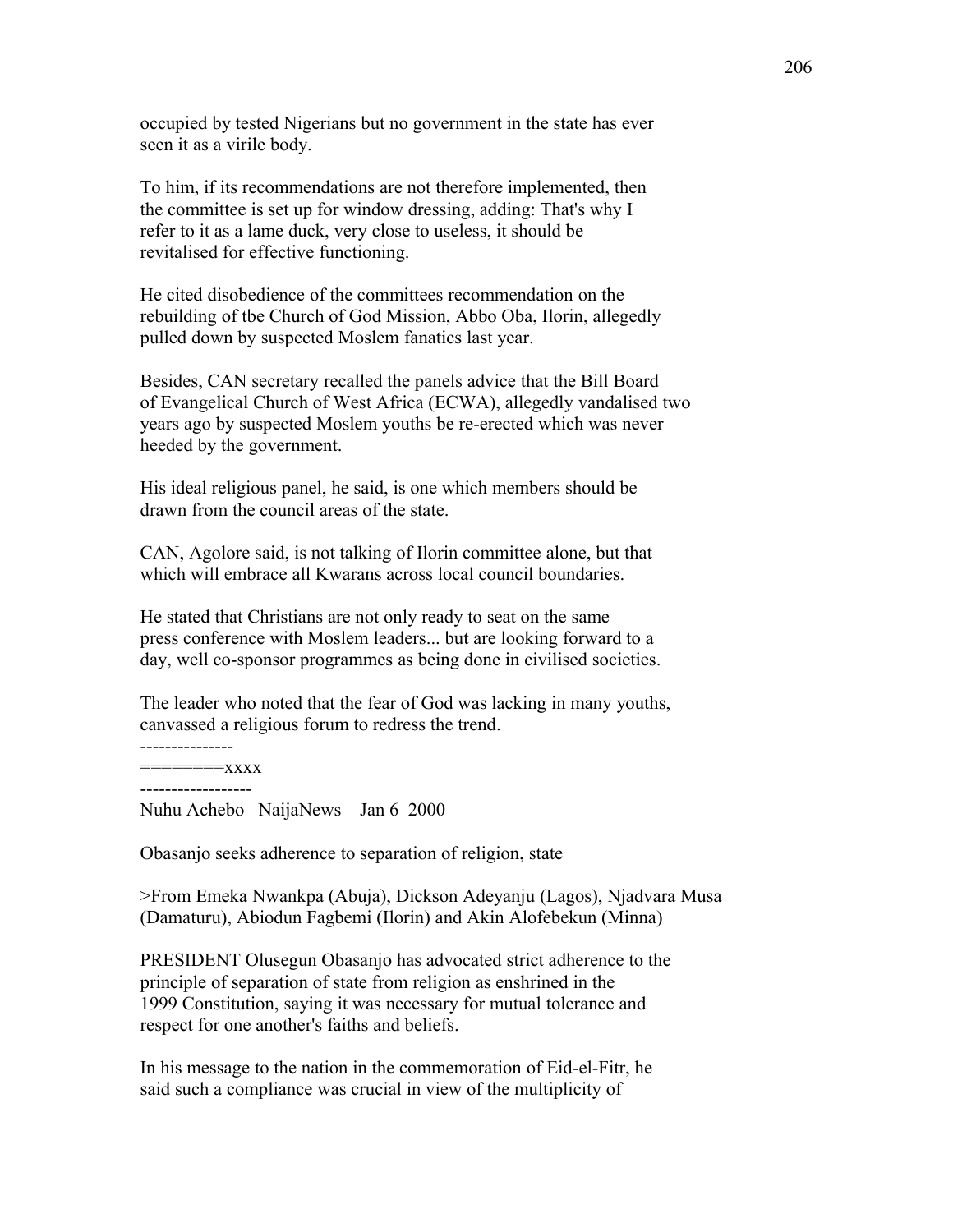occupied by tested Nigerians but no government in the state has ever seen it as a virile body.

To him, if its recommendations are not therefore implemented, then the committee is set up for window dressing, adding: That's why I refer to it as a lame duck, very close to useless, it should be revitalised for effective functioning.

He cited disobedience of the committees recommendation on the rebuilding of tbe Church of God Mission, Abbo Oba, Ilorin, allegedly pulled down by suspected Moslem fanatics last year.

Besides, CAN secretary recalled the panels advice that the Bill Board of Evangelical Church of West Africa (ECWA), allegedly vandalised two years ago by suspected Moslem youths be re-erected which was never heeded by the government.

His ideal religious panel, he said, is one which members should be drawn from the council areas of the state.

CAN, Agolore said, is not talking of Ilorin committee alone, but that which will embrace all Kwarans across local council boundaries.

He stated that Christians are not only ready to seat on the same press conference with Moslem leaders... but are looking forward to a day, well co-sponsor programmes as being done in civilised societies.

The leader who noted that the fear of God was lacking in many youths, canvassed a religious forum to redress the trend.

---------------
========xxxx
------------------

Nuhu Achebo NaijaNews Jan 6 2000

Obasanjo seeks adherence to separation of religion, state

>From Emeka Nwankpa (Abuja), Dickson Adeyanju (Lagos), Njadvara Musa (Damaturu), Abiodun Fagbemi (Ilorin) and Akin Alofebekun (Minna)

PRESIDENT Olusegun Obasanjo has advocated strict adherence to the principle of separation of state from religion as enshrined in the 1999 Constitution, saying it was necessary for mutual tolerance and respect for one another's faiths and beliefs.

In his message to the nation in the commemoration of Eid-el-Fitr, he said such a compliance was crucial in view of the multiplicity of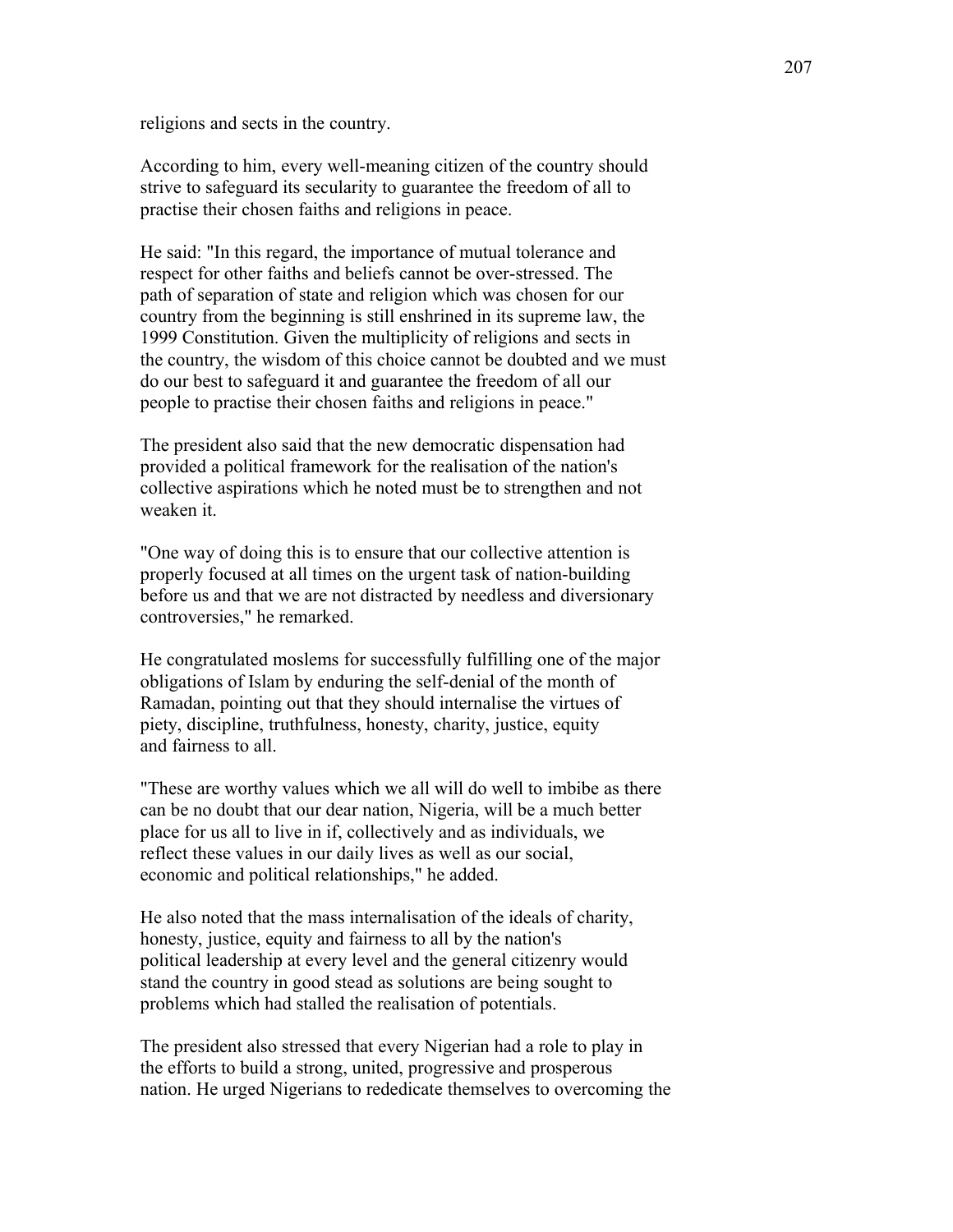religions and sects in the country.

According to him, every well-meaning citizen of the country should strive to safeguard its secularity to guarantee the freedom of all to practise their chosen faiths and religions in peace.

He said: "In this regard, the importance of mutual tolerance and respect for other faiths and beliefs cannot be over-stressed. The path of separation of state and religion which was chosen for our country from the beginning is still enshrined in its supreme law, the 1999 Constitution. Given the multiplicity of religions and sects in the country, the wisdom of this choice cannot be doubted and we must do our best to safeguard it and guarantee the freedom of all our people to practise their chosen faiths and religions in peace."

The president also said that the new democratic dispensation had provided a political framework for the realisation of the nation's collective aspirations which he noted must be to strengthen and not weaken it.

"One way of doing this is to ensure that our collective attention is properly focused at all times on the urgent task of nation-building before us and that we are not distracted by needless and diversionary controversies," he remarked.

He congratulated moslems for successfully fulfilling one of the major obligations of Islam by enduring the self-denial of the month of Ramadan, pointing out that they should internalise the virtues of piety, discipline, truthfulness, honesty, charity, justice, equity and fairness to all.

"These are worthy values which we all will do well to imbibe as there can be no doubt that our dear nation, Nigeria, will be a much better place for us all to live in if, collectively and as individuals, we reflect these values in our daily lives as well as our social, economic and political relationships," he added.

He also noted that the mass internalisation of the ideals of charity, honesty, justice, equity and fairness to all by the nation's political leadership at every level and the general citizenry would stand the country in good stead as solutions are being sought to problems which had stalled the realisation of potentials.

The president also stressed that every Nigerian had a role to play in the efforts to build a strong, united, progressive and prosperous nation. He urged Nigerians to rededicate themselves to overcoming the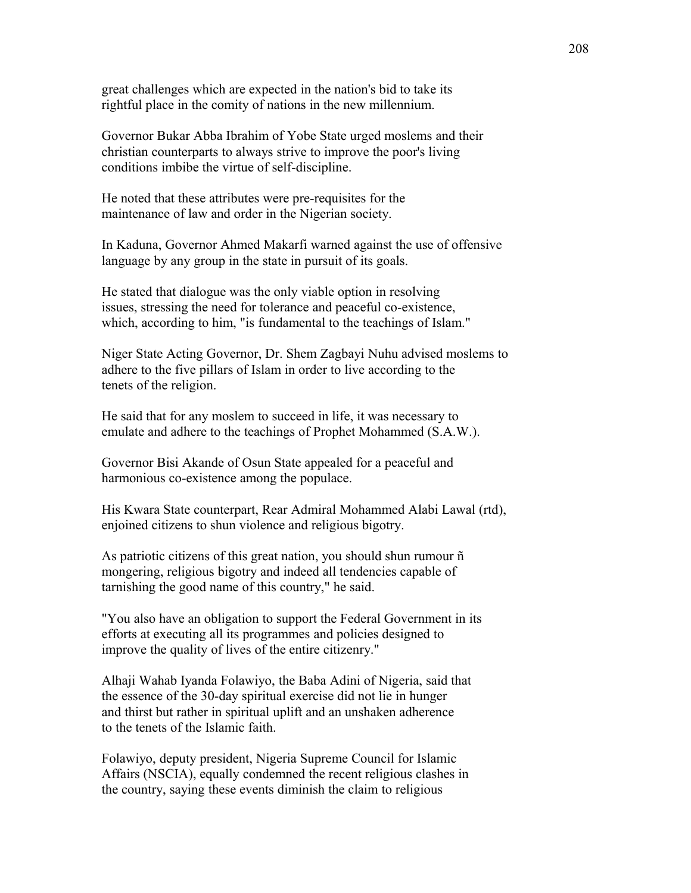great challenges which are expected in the nation's bid to take its rightful place in the comity of nations in the new millennium.

Governor Bukar Abba Ibrahim of Yobe State urged moslems and their christian counterparts to always strive to improve the poor's living conditions imbibe the virtue of self-discipline.

He noted that these attributes were pre-requisites for the maintenance of law and order in the Nigerian society.

In Kaduna, Governor Ahmed Makarfi warned against the use of offensive language by any group in the state in pursuit of its goals.

He stated that dialogue was the only viable option in resolving issues, stressing the need for tolerance and peaceful co-existence, which, according to him, "is fundamental to the teachings of Islam."

Niger State Acting Governor, Dr. Shem Zagbayi Nuhu advised moslems to adhere to the five pillars of Islam in order to live according to the tenets of the religion.

He said that for any moslem to succeed in life, it was necessary to emulate and adhere to the teachings of Prophet Mohammed (S.A.W.).

Governor Bisi Akande of Osun State appealed for a peaceful and harmonious co-existence among the populace.

His Kwara State counterpart, Rear Admiral Mohammed Alabi Lawal (rtd), enjoined citizens to shun violence and religious bigotry.

As patriotic citizens of this great nation, you should shun rumour ñ mongering, religious bigotry and indeed all tendencies capable of tarnishing the good name of this country," he said.

"You also have an obligation to support the Federal Government in its efforts at executing all its programmes and policies designed to improve the quality of lives of the entire citizenry."

Alhaji Wahab Iyanda Folawiyo, the Baba Adini of Nigeria, said that the essence of the 30-day spiritual exercise did not lie in hunger and thirst but rather in spiritual uplift and an unshaken adherence to the tenets of the Islamic faith.

Folawiyo, deputy president, Nigeria Supreme Council for Islamic Affairs (NSCIA), equally condemned the recent religious clashes in the country, saying these events diminish the claim to religious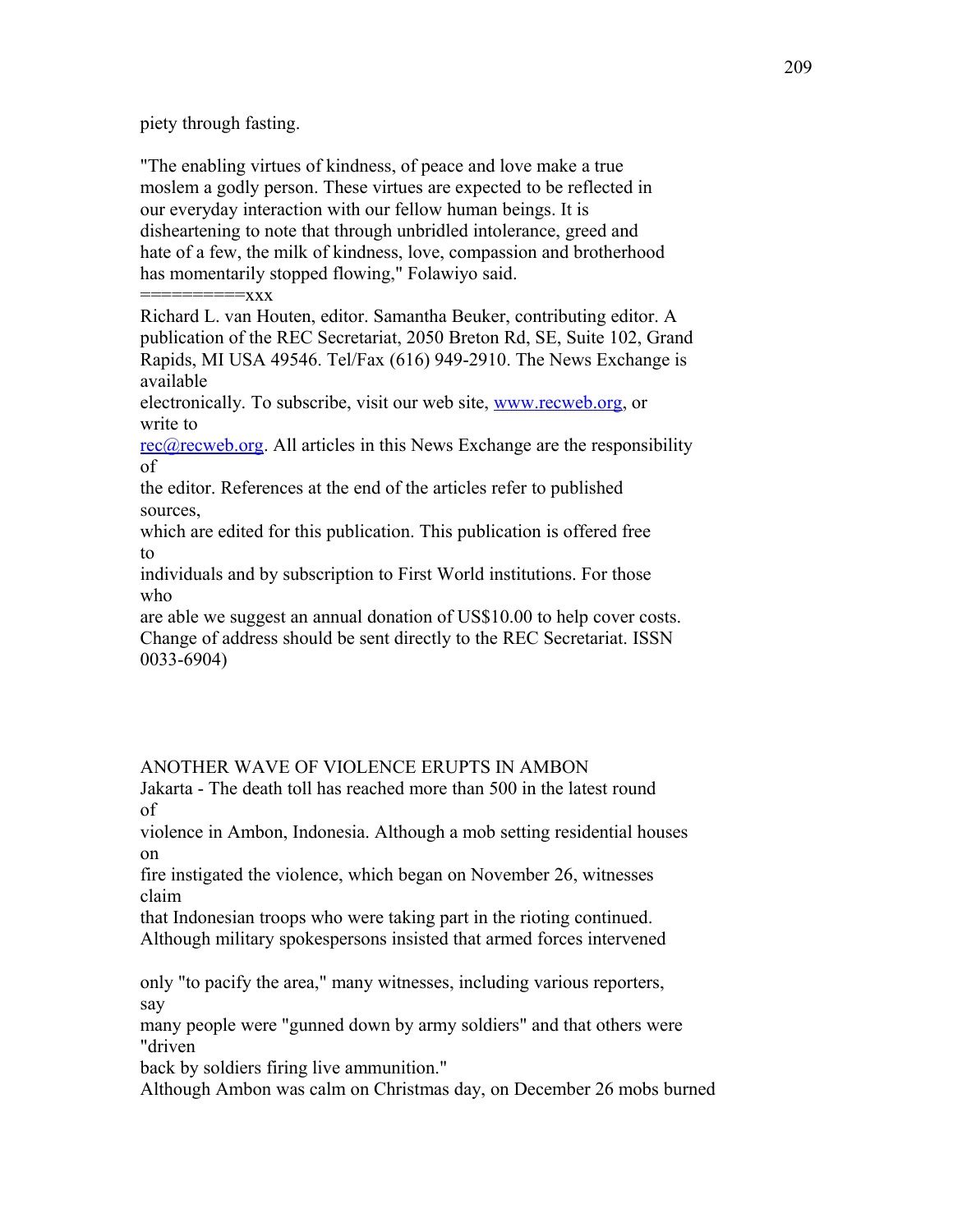piety through fasting.

"The enabling virtues of kindness, of peace and love make a true moslem a godly person. These virtues are expected to be reflected in our everyday interaction with our fellow human beings. It is disheartening to note that through unbridled intolerance, greed and hate of a few, the milk of kindness, love, compassion and brotherhood has momentarily stopped flowing," Folawiyo said.

==========xxx

Richard L. van Houten, editor. Samantha Beuker, contributing editor. A publication of the REC Secretariat, 2050 Breton Rd, SE, Suite 102, Grand Rapids, MI USA 49546. Tel/Fax (616) 949-2910. The News Exchange is available electronically. To subscribe, visit our web site, www.recweb.org, or write to rec@recweb.org. All articles in this News Exchange are the responsibility of the editor. References at the end of the articles refer to published sources, which are edited for this publication. This publication is offered free to individuals and by subscription to First World institutions. For those who are able we suggest an annual donation of US$10.00 to help cover costs. Change of address should be sent directly to the REC Secretariat. ISSN 0033-6904)

ANOTHER WAVE OF VIOLENCE ERUPTS IN AMBON

Jakarta - The death toll has reached more than 500 in the latest round of violence in Ambon, Indonesia. Although a mob setting residential houses on fire instigated the violence, which began on November 26, witnesses claim that Indonesian troops who were taking part in the rioting continued. Although military spokespersons insisted that armed forces intervened only "to pacify the area," many witnesses, including various reporters, say many people were "gunned down by army soldiers" and that others were "driven back by soldiers firing live ammunition."

Although Ambon was calm on Christmas day, on December 26 mobs burned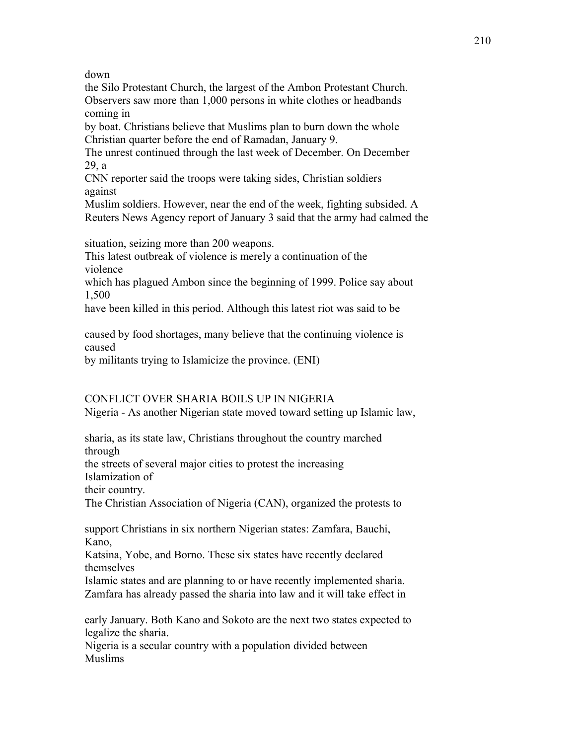down
the Silo Protestant Church, the largest of the Ambon Protestant Church. Observers saw more than 1,000 persons in white clothes or headbands coming in by boat. Christians believe that Muslims plan to burn down the whole Christian quarter before the end of Ramadan, January 9.

The unrest continued through the last week of December. On December 29, a CNN reporter said the troops were taking sides, Christian soldiers against Muslim soldiers. However, near the end of the week, fighting subsided. A Reuters News Agency report of January 3 said that the army had calmed the situation, seizing more than 200 weapons.

This latest outbreak of violence is merely a continuation of the violence which has plagued Ambon since the beginning of 1999. Police say about 1,500 have been killed in this period. Although this latest riot was said to be caused by food shortages, many believe that the continuing violence is caused by militants trying to Islamicize the province. (ENI)

CONFLICT OVER SHARIA BOILS UP IN NIGERIA

Nigeria - As another Nigerian state moved toward setting up Islamic law, sharia, as its state law, Christians throughout the country marched through the streets of several major cities to protest the increasing Islamization of their country.

The Christian Association of Nigeria (CAN), organized the protests to support Christians in six northern Nigerian states: Zamfara, Bauchi, Kano, Katsina, Yobe, and Borno. These six states have recently declared themselves Islamic states and are planning to or have recently implemented sharia. Zamfara has already passed the sharia into law and it will take effect in early January. Both Kano and Sokoto are the next two states expected to legalize the sharia.

Nigeria is a secular country with a population divided between Muslims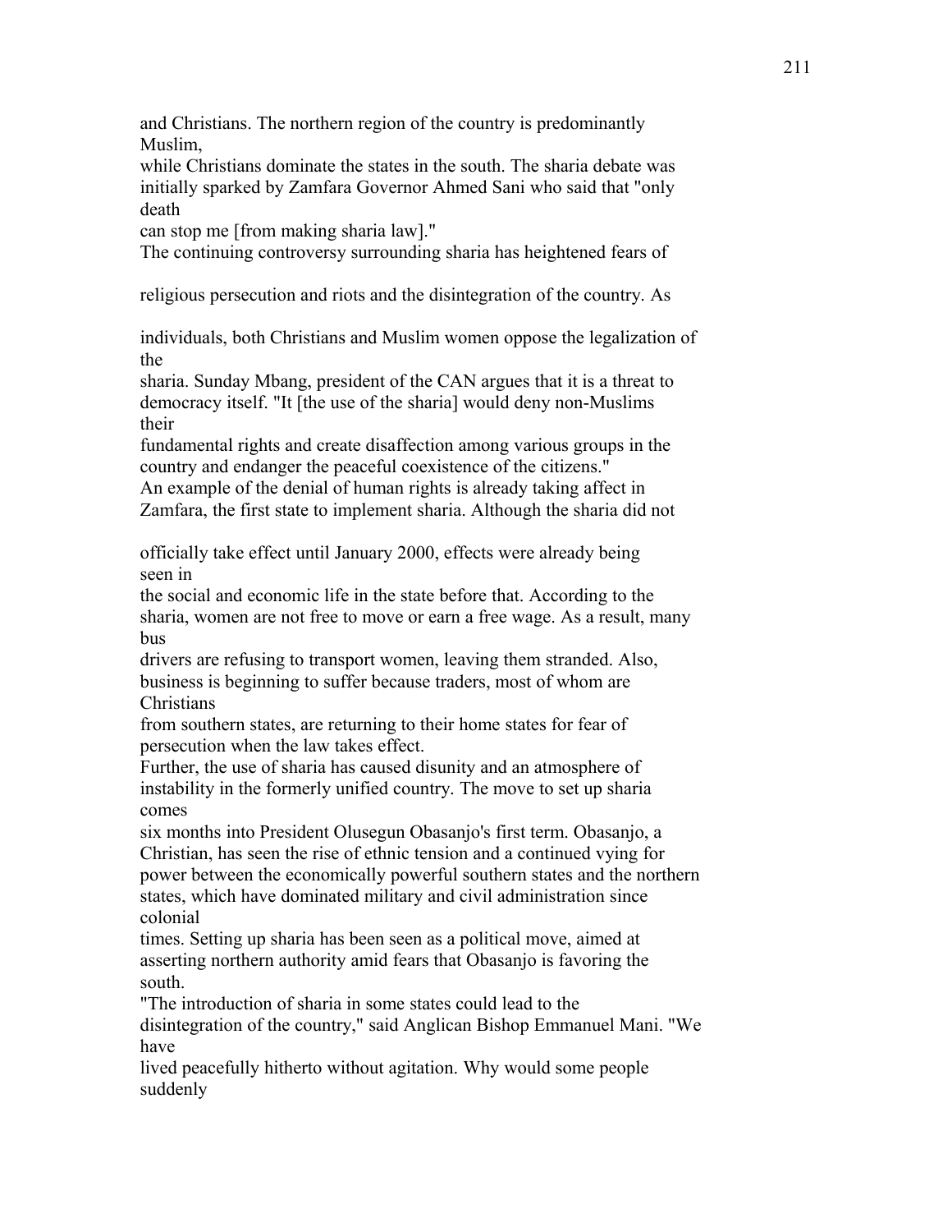and Christians. The northern region of the country is predominantly Muslim, while Christians dominate the states in the south. The sharia debate was initially sparked by Zamfara Governor Ahmed Sani who said that "only death can stop me [from making sharia law]."

The continuing controversy surrounding sharia has heightened fears of religious persecution and riots and the disintegration of the country. As individuals, both Christians and Muslim women oppose the legalization of the sharia. Sunday Mbang, president of the CAN argues that it is a threat to democracy itself. "It [the use of the sharia] would deny non-Muslims their fundamental rights and create disaffection among various groups in the country and endanger the peaceful coexistence of the citizens."

An example of the denial of human rights is already taking affect in Zamfara, the first state to implement sharia. Although the sharia did not officially take effect until January 2000, effects were already being seen in the social and economic life in the state before that. According to the sharia, women are not free to move or earn a free wage. As a result, many bus drivers are refusing to transport women, leaving them stranded. Also, business is beginning to suffer because traders, most of whom are Christians from southern states, are returning to their home states for fear of persecution when the law takes effect.

Further, the use of sharia has caused disunity and an atmosphere of instability in the formerly unified country. The move to set up sharia comes six months into President Olusegun Obasanjo's first term. Obasanjo, a Christian, has seen the rise of ethnic tension and a continued vying for power between the economically powerful southern states and the northern states, which have dominated military and civil administration since colonial times. Setting up sharia has been seen as a political move, aimed at asserting northern authority amid fears that Obasanjo is favoring the south.

"The introduction of sharia in some states could lead to the disintegration of the country," said Anglican Bishop Emmanuel Mani. "We have lived peacefully hitherto without agitation. Why would some people suddenly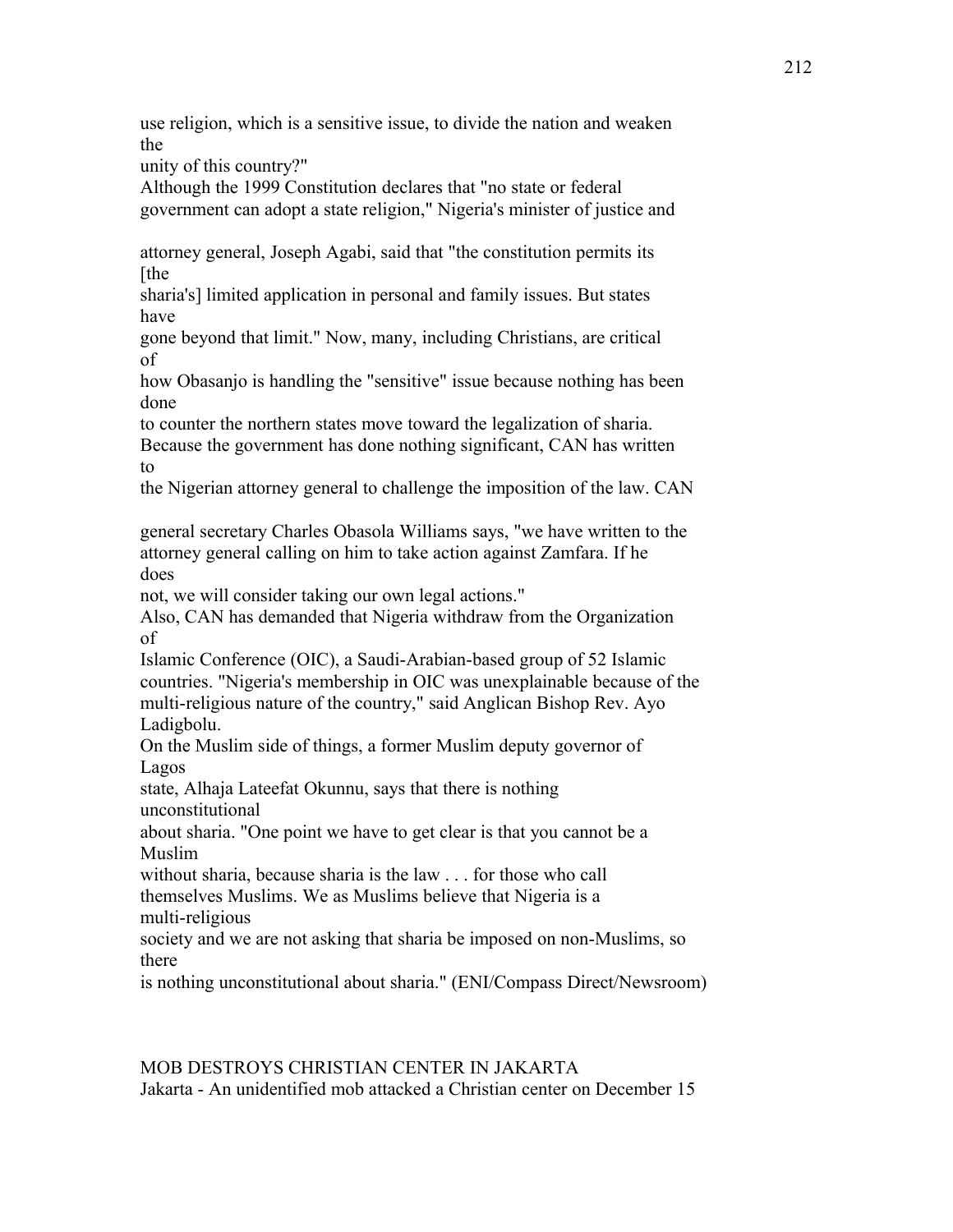use religion, which is a sensitive issue, to divide the nation and weaken the unity of this country?"

Although the 1999 Constitution declares that "no state or federal government can adopt a state religion," Nigeria's minister of justice and attorney general, Joseph Agabi, said that "the constitution permits its [the sharia's] limited application in personal and family issues. But states have gone beyond that limit." Now, many, including Christians, are critical of how Obasanjo is handling the "sensitive" issue because nothing has been done to counter the northern states move toward the legalization of sharia. Because the government has done nothing significant, CAN has written to the Nigerian attorney general to challenge the imposition of the law. CAN general secretary Charles Obasola Williams says, "we have written to the attorney general calling on him to take action against Zamfara. If he does not, we will consider taking our own legal actions."

Also, CAN has demanded that Nigeria withdraw from the Organization of Islamic Conference (OIC), a Saudi-Arabian-based group of 52 Islamic countries. "Nigeria's membership in OIC was unexplainable because of the multi-religious nature of the country," said Anglican Bishop Rev. Ayo Ladigbolu.

On the Muslim side of things, a former Muslim deputy governor of Lagos state, Alhaja Lateefat Okunnu, says that there is nothing unconstitutional about sharia. "One point we have to get clear is that you cannot be a Muslim without sharia, because sharia is the law . . . for those who call themselves Muslims. We as Muslims believe that Nigeria is a multi-religious society and we are not asking that sharia be imposed on non-Muslims, so there is nothing unconstitutional about sharia." (ENI/Compass Direct/Newsroom)

MOB DESTROYS CHRISTIAN CENTER IN JAKARTA

Jakarta - An unidentified mob attacked a Christian center on December 15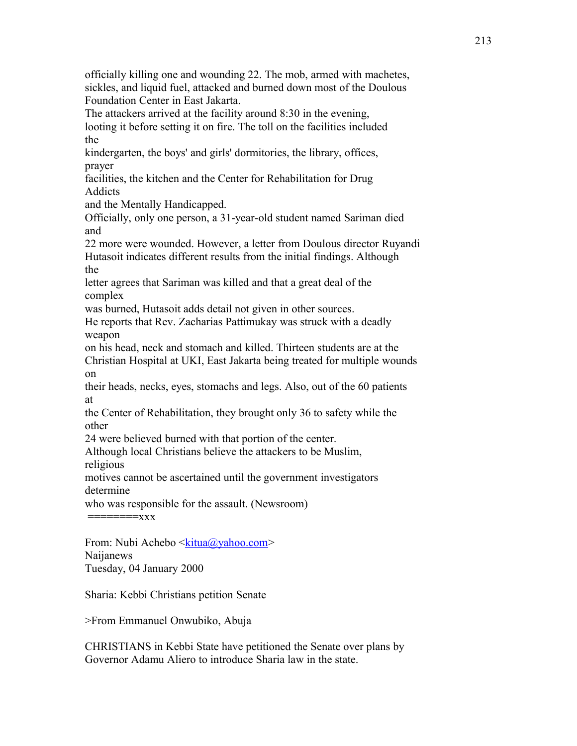officially killing one and wounding 22. The mob, armed with machetes, sickles, and liquid fuel, attacked and burned down most of the Doulous Foundation Center in East Jakarta.

The attackers arrived at the facility around 8:30 in the evening, looting it before setting it on fire. The toll on the facilities included the kindergarten, the boys' and girls' dormitories, the library, offices, prayer facilities, the kitchen and the Center for Rehabilitation for Drug Addicts and the Mentally Handicapped.

Officially, only one person, a 31-year-old student named Sariman died and 22 more were wounded. However, a letter from Doulous director Ruyandi Hutasoit indicates different results from the initial findings. Although the letter agrees that Sariman was killed and that a great deal of the complex was burned, Hutasoit adds detail not given in other sources.

He reports that Rev. Zacharias Pattimukay was struck with a deadly weapon on his head, neck and stomach and killed. Thirteen students are at the Christian Hospital at UKI, East Jakarta being treated for multiple wounds on their heads, necks, eyes, stomachs and legs. Also, out of the 60 patients at the Center of Rehabilitation, they brought only 36 to safety while the other 24 were believed burned with that portion of the center.

Although local Christians believe the attackers to be Muslim, religious motives cannot be ascertained until the government investigators determine who was responsible for the assault. (Newsroom)

========xxx

From: Nubi Achebo <kitua@yahoo.com>
Naijanews
Tuesday, 04 January 2000

Sharia: Kebbi Christians petition Senate

>From Emmanuel Onwubiko, Abuja

CHRISTIANS in Kebbi State have petitioned the Senate over plans by Governor Adamu Aliero to introduce Sharia law in the state.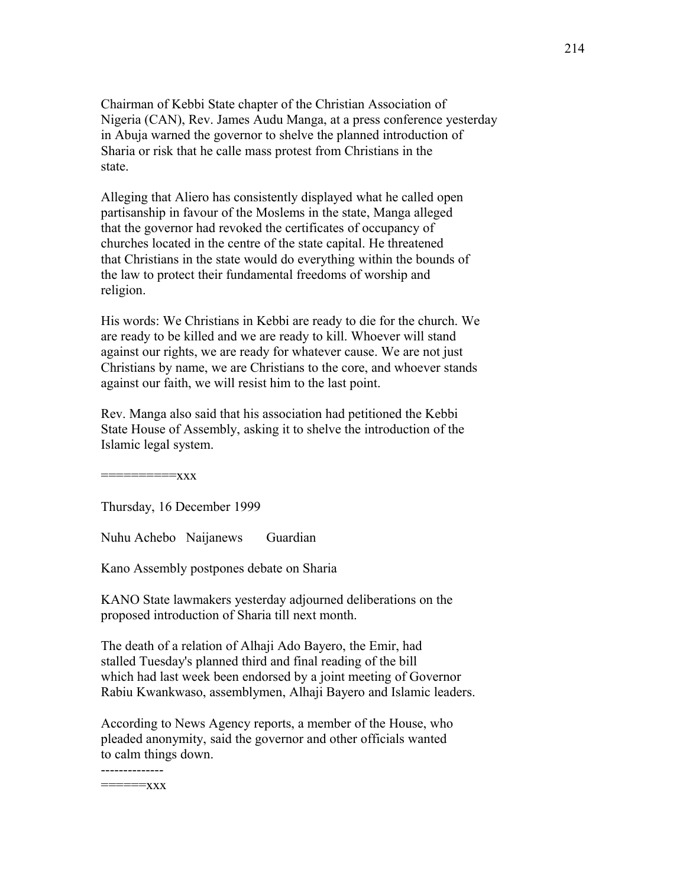Chairman of Kebbi State chapter of the Christian Association of Nigeria (CAN), Rev. James Audu Manga, at a press conference yesterday in Abuja warned the governor to shelve the planned introduction of Sharia or risk that he calle mass protest from Christians in the state.

Alleging that Aliero has consistently displayed what he called open partisanship in favour of the Moslems in the state, Manga alleged that the governor had revoked the certificates of occupancy of churches located in the centre of the state capital. He threatened that Christians in the state would do everything within the bounds of the law to protect their fundamental freedoms of worship and religion.

His words: We Christians in Kebbi are ready to die for the church. We are ready to be killed and we are ready to kill. Whoever will stand against our rights, we are ready for whatever cause. We are not just Christians by name, we are Christians to the core, and whoever stands against our faith, we will resist him to the last point.

Rev. Manga also said that his association had petitioned the Kebbi State House of Assembly, asking it to shelve the introduction of the Islamic legal system.

==========xxx

Thursday, 16 December 1999

Nuhu Achebo   Naijanews   Guardian

Kano Assembly postpones debate on Sharia

KANO State lawmakers yesterday adjourned deliberations on the proposed introduction of Sharia till next month.

The death of a relation of Alhaji Ado Bayero, the Emir, had stalled Tuesday's planned third and final reading of the bill which had last week been endorsed by a joint meeting of Governor Rabiu Kwankwaso, assemblymen, Alhaji Bayero and Islamic leaders.

According to News Agency reports, a member of the House, who pleaded anonymity, said the governor and other officials wanted to calm things down.

\--------------

======xxx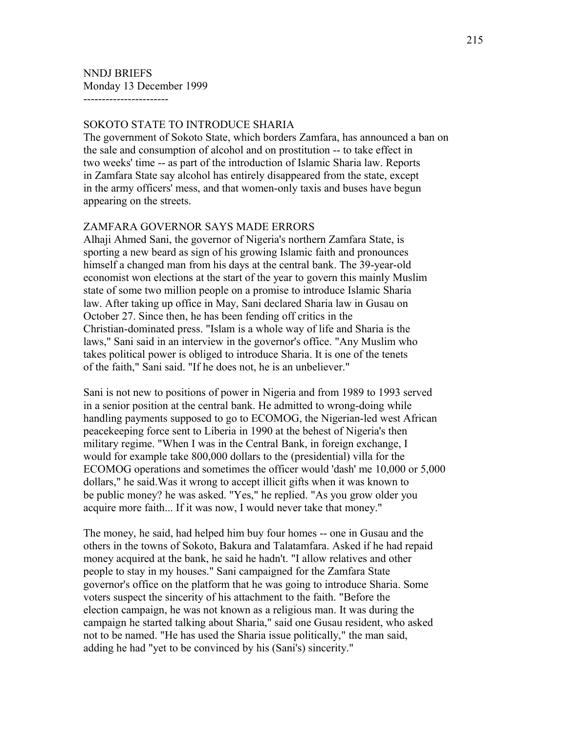NNDJ BRIEFS
Monday 13 December 1999
-----------------------

## SOKOTO STATE TO INTRODUCE SHARIA

The government of Sokoto State, which borders Zamfara, has announced a ban on the sale and consumption of alcohol and on prostitution -- to take effect in two weeks' time -- as part of the introduction of Islamic Sharia law. Reports in Zamfara State say alcohol has entirely disappeared from the state, except in the army officers' mess, and that women-only taxis and buses have begun appearing on the streets.

## ZAMFARA GOVERNOR SAYS MADE ERRORS

Alhaji Ahmed Sani, the governor of Nigeria's northern Zamfara State, is sporting a new beard as sign of his growing Islamic faith and pronounces himself a changed man from his days at the central bank. The 39-year-old economist won elections at the start of the year to govern this mainly Muslim state of some two million people on a promise to introduce Islamic Sharia law. After taking up office in May, Sani declared Sharia law in Gusau on October 27. Since then, he has been fending off critics in the Christian-dominated press. "Islam is a whole way of life and Sharia is the laws," Sani said in an interview in the governor's office. "Any Muslim who takes political power is obliged to introduce Sharia. It is one of the tenets of the faith," Sani said. "If he does not, he is an unbeliever."

Sani is not new to positions of power in Nigeria and from 1989 to 1993 served in a senior position at the central bank. He admitted to wrong-doing while handling payments supposed to go to ECOMOG, the Nigerian-led west African peacekeeping force sent to Liberia in 1990 at the behest of Nigeria's then military regime. "When I was in the Central Bank, in foreign exchange, I would for example take 800,000 dollars to the (presidential) villa for the ECOMOG operations and sometimes the officer would 'dash' me 10,000 or 5,000 dollars," he said.Was it wrong to accept illicit gifts when it was known to be public money? he was asked. "Yes," he replied. "As you grow older you acquire more faith... If it was now, I would never take that money."

The money, he said, had helped him buy four homes -- one in Gusau and the others in the towns of Sokoto, Bakura and Talatamfara. Asked if he had repaid money acquired at the bank, he said he hadn't. "I allow relatives and other people to stay in my houses." Sani campaigned for the Zamfara State governor's office on the platform that he was going to introduce Sharia. Some voters suspect the sincerity of his attachment to the faith. "Before the election campaign, he was not known as a religious man. It was during the campaign he started talking about Sharia," said one Gusau resident, who asked not to be named. "He has used the Sharia issue politically," the man said, adding he had "yet to be convinced by his (Sani's) sincerity."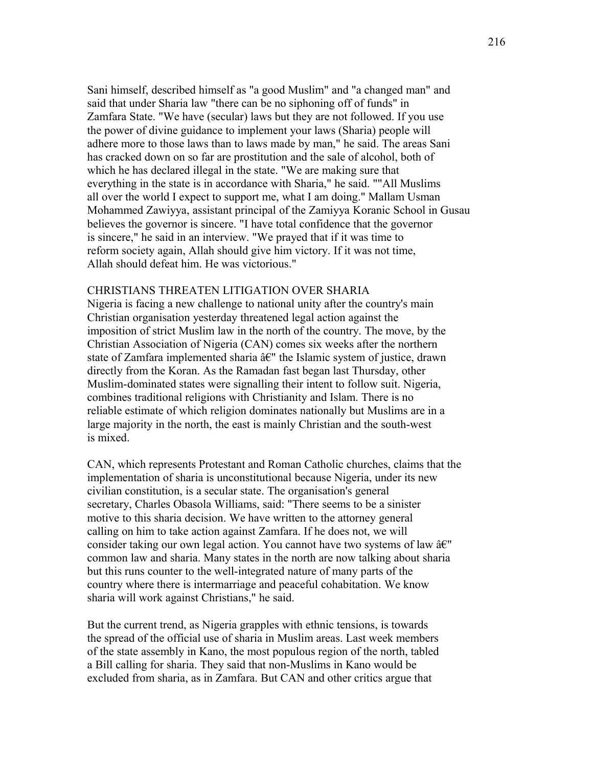Sani himself, described himself as "a good Muslim" and "a changed man" and said that under Sharia law "there can be no siphoning off of funds" in Zamfara State. "We have (secular) laws but they are not followed. If you use the power of divine guidance to implement your laws (Sharia) people will adhere more to those laws than to laws made by man," he said. The areas Sani has cracked down on so far are prostitution and the sale of alcohol, both of which he has declared illegal in the state. "We are making sure that everything in the state is in accordance with Sharia," he said. ""All Muslims all over the world I expect to support me, what I am doing." Mallam Usman Mohammed Zawiyya, assistant principal of the Zamiyya Koranic School in Gusau believes the governor is sincere. "I have total confidence that the governor is sincere," he said in an interview. "We prayed that if it was time to reform society again, Allah should give him victory. If it was not time, Allah should defeat him. He was victorious."

CHRISTIANS THREATEN LITIGATION OVER SHARIA

Nigeria is facing a new challenge to national unity after the country's main Christian organisation yesterday threatened legal action against the imposition of strict Muslim law in the north of the country. The move, by the Christian Association of Nigeria (CAN) comes six weeks after the northern state of Zamfara implemented sharia â€" the Islamic system of justice, drawn directly from the Koran. As the Ramadan fast began last Thursday, other Muslim-dominated states were signalling their intent to follow suit. Nigeria, combines traditional religions with Christianity and Islam. There is no reliable estimate of which religion dominates nationally but Muslims are in a large majority in the north, the east is mainly Christian and the south-west is mixed.

CAN, which represents Protestant and Roman Catholic churches, claims that the implementation of sharia is unconstitutional because Nigeria, under its new civilian constitution, is a secular state. The organisation's general secretary, Charles Obasola Williams, said: "There seems to be a sinister motive to this sharia decision. We have written to the attorney general calling on him to take action against Zamfara. If he does not, we will consider taking our own legal action. You cannot have two systems of law â€" common law and sharia. Many states in the north are now talking about sharia but this runs counter to the well-integrated nature of many parts of the country where there is intermarriage and peaceful cohabitation. We know sharia will work against Christians," he said.

But the current trend, as Nigeria grapples with ethnic tensions, is towards the spread of the official use of sharia in Muslim areas. Last week members of the state assembly in Kano, the most populous region of the north, tabled a Bill calling for sharia. They said that non-Muslims in Kano would be excluded from sharia, as in Zamfara. But CAN and other critics argue that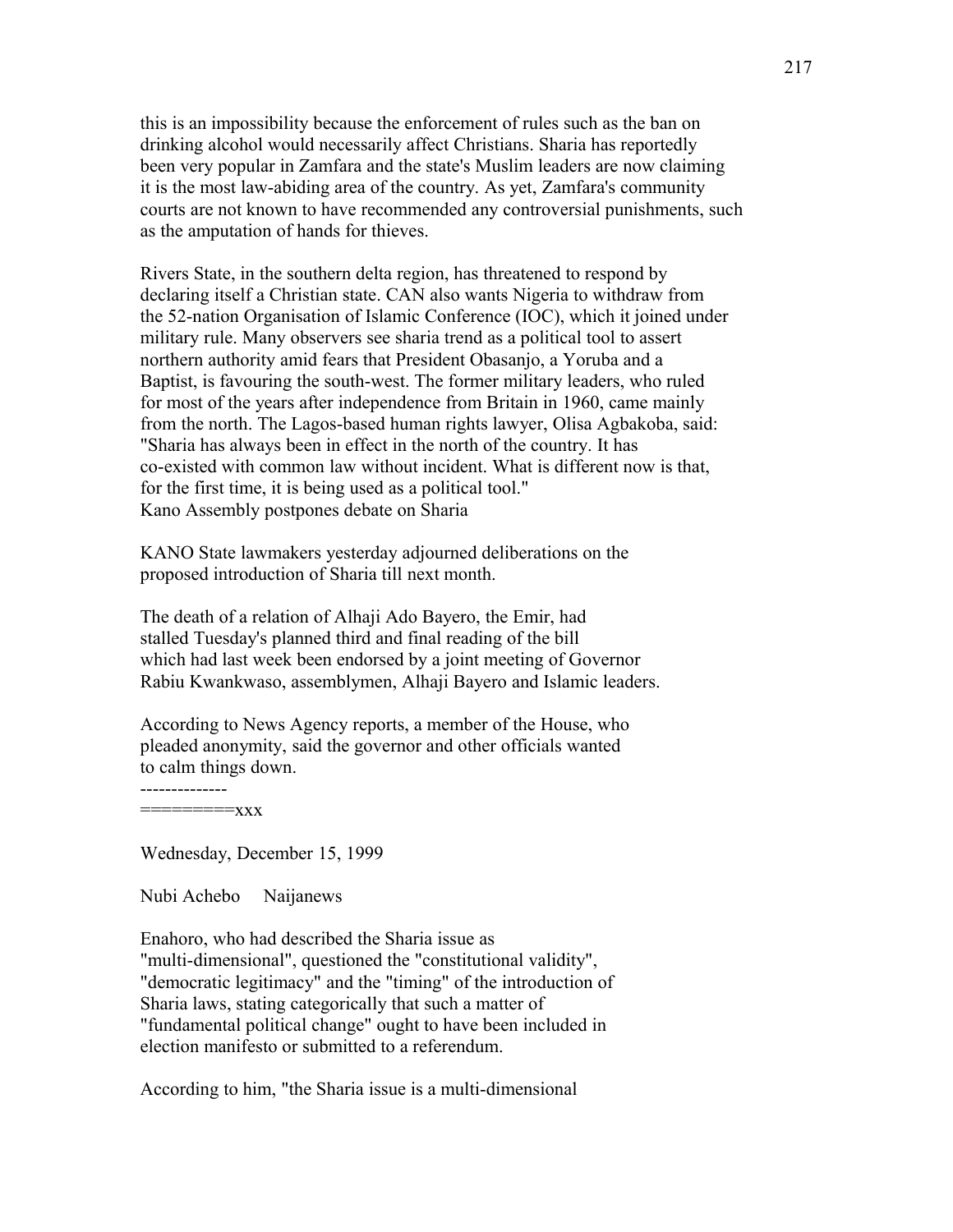this is an impossibility because the enforcement of rules such as the ban on drinking alcohol would necessarily affect Christians. Sharia has reportedly been very popular in Zamfara and the state's Muslim leaders are now claiming it is the most law-abiding area of the country. As yet, Zamfara's community courts are not known to have recommended any controversial punishments, such as the amputation of hands for thieves.

Rivers State, in the southern delta region, has threatened to respond by declaring itself a Christian state. CAN also wants Nigeria to withdraw from the 52-nation Organisation of Islamic Conference (IOC), which it joined under military rule. Many observers see sharia trend as a political tool to assert northern authority amid fears that President Obasanjo, a Yoruba and a Baptist, is favouring the south-west. The former military leaders, who ruled for most of the years after independence from Britain in 1960, came mainly from the north. The Lagos-based human rights lawyer, Olisa Agbakoba, said: "Sharia has always been in effect in the north of the country. It has co-existed with common law without incident. What is different now is that, for the first time, it is being used as a political tool."
Kano Assembly postpones debate on Sharia

KANO State lawmakers yesterday adjourned deliberations on the proposed introduction of Sharia till next month.

The death of a relation of Alhaji Ado Bayero, the Emir, had stalled Tuesday's planned third and final reading of the bill which had last week been endorsed by a joint meeting of Governor Rabiu Kwankwaso, assemblymen, Alhaji Bayero and Islamic leaders.

According to News Agency reports, a member of the House, who pleaded anonymity, said the governor and other officials wanted to calm things down.

--------------
=========xxx

Wednesday, December 15, 1999

Nubi Achebo     Naijanews

Enahoro, who had described the Sharia issue as "multi-dimensional", questioned the "constitutional validity", "democratic legitimacy" and the "timing" of the introduction of Sharia laws, stating categorically that such a matter of "fundamental political change" ought to have been included in election manifesto or submitted to a referendum.

According to him, "the Sharia issue is a multi-dimensional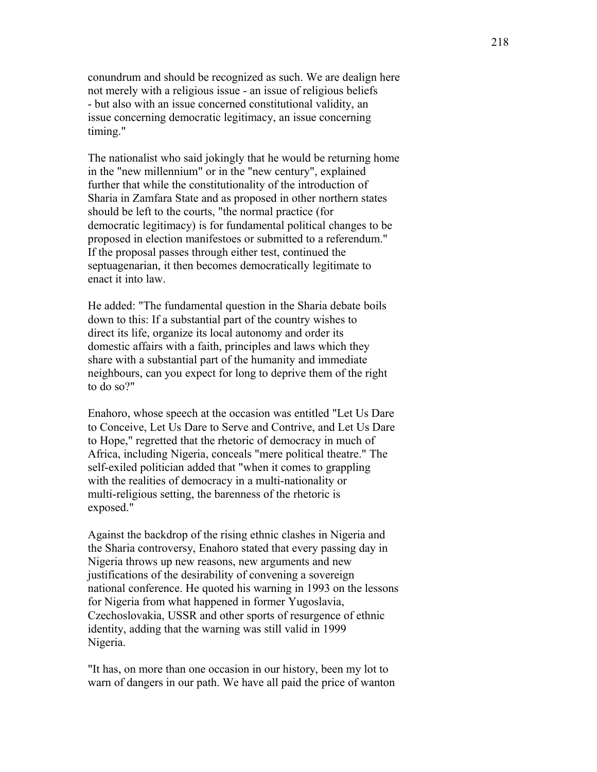conundrum and should be recognized as such. We are dealign here not merely with a religious issue - an issue of religious beliefs - but also with an issue concerned constitutional validity, an issue concerning democratic legitimacy, an issue concerning timing."

The nationalist who said jokingly that he would be returning home in the "new millennium" or in the "new century", explained further that while the constitutionality of the introduction of Sharia in Zamfara State and as proposed in other northern states should be left to the courts, "the normal practice (for democratic legitimacy) is for fundamental political changes to be proposed in election manifestoes or submitted to a referendum." If the proposal passes through either test, continued the septuagenarian, it then becomes democratically legitimate to enact it into law.

He added: "The fundamental question in the Sharia debate boils down to this: If a substantial part of the country wishes to direct its life, organize its local autonomy and order its domestic affairs with a faith, principles and laws which they share with a substantial part of the humanity and immediate neighbours, can you expect for long to deprive them of the right to do so?"

Enahoro, whose speech at the occasion was entitled "Let Us Dare to Conceive, Let Us Dare to Serve and Contrive, and Let Us Dare to Hope," regretted that the rhetoric of democracy in much of Africa, including Nigeria, conceals "mere political theatre." The self-exiled politician added that "when it comes to grappling with the realities of democracy in a multi-nationality or multi-religious setting, the barenness of the rhetoric is exposed."

Against the backdrop of the rising ethnic clashes in Nigeria and the Sharia controversy, Enahoro stated that every passing day in Nigeria throws up new reasons, new arguments and new justifications of the desirability of convening a sovereign national conference. He quoted his warning in 1993 on the lessons for Nigeria from what happened in former Yugoslavia, Czechoslovakia, USSR and other sports of resurgence of ethnic identity, adding that the warning was still valid in 1999 Nigeria.

"It has, on more than one occasion in our history, been my lot to warn of dangers in our path. We have all paid the price of wanton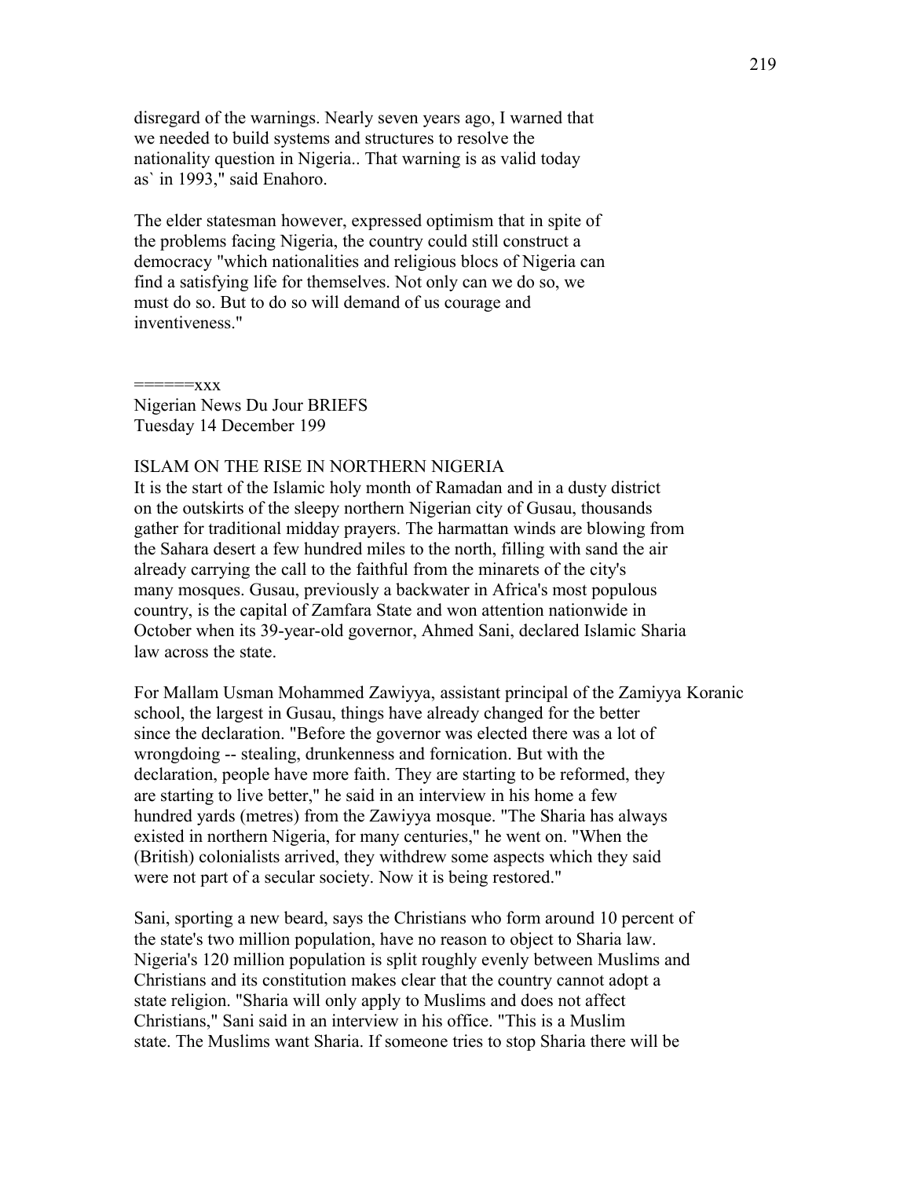disregard of the warnings. Nearly seven years ago, I warned that we needed to build systems and structures to resolve the nationality question in Nigeria.. That warning is as valid today as` in 1993," said Enahoro.

The elder statesman however, expressed optimism that in spite of the problems facing Nigeria, the country could still construct a democracy "which nationalities and religious blocs of Nigeria can find a satisfying life for themselves. Not only can we do so, we must do so. But to do so will demand of us courage and inventiveness."

======xxx
Nigerian News Du Jour BRIEFS
Tuesday 14 December 199

ISLAM ON THE RISE IN NORTHERN NIGERIA
It is the start of the Islamic holy month of Ramadan and in a dusty district on the outskirts of the sleepy northern Nigerian city of Gusau, thousands gather for traditional midday prayers. The harmattan winds are blowing from the Sahara desert a few hundred miles to the north, filling with sand the air already carrying the call to the faithful from the minarets of the city's many mosques. Gusau, previously a backwater in Africa's most populous country, is the capital of Zamfara State and won attention nationwide in October when its 39-year-old governor, Ahmed Sani, declared Islamic Sharia law across the state.

For Mallam Usman Mohammed Zawiyya, assistant principal of the Zamiyya Koranic school, the largest in Gusau, things have already changed for the better since the declaration. "Before the governor was elected there was a lot of wrongdoing -- stealing, drunkenness and fornication. But with the declaration, people have more faith. They are starting to be reformed, they are starting to live better," he said in an interview in his home a few hundred yards (metres) from the Zawiyya mosque. "The Sharia has always existed in northern Nigeria, for many centuries," he went on. "When the (British) colonialists arrived, they withdrew some aspects which they said were not part of a secular society. Now it is being restored."

Sani, sporting a new beard, says the Christians who form around 10 percent of the state's two million population, have no reason to object to Sharia law. Nigeria's 120 million population is split roughly evenly between Muslims and Christians and its constitution makes clear that the country cannot adopt a state religion. "Sharia will only apply to Muslims and does not affect Christians," Sani said in an interview in his office. "This is a Muslim state. The Muslims want Sharia. If someone tries to stop Sharia there will be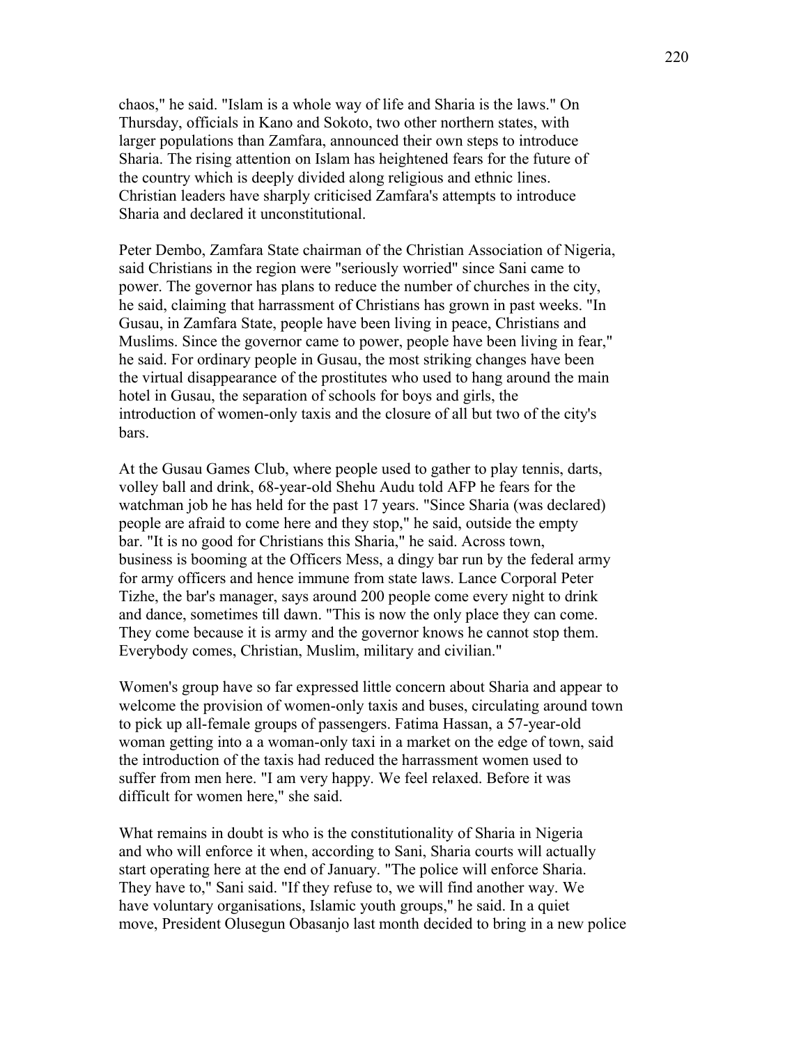chaos," he said. "Islam is a whole way of life and Sharia is the laws." On Thursday, officials in Kano and Sokoto, two other northern states, with larger populations than Zamfara, announced their own steps to introduce Sharia. The rising attention on Islam has heightened fears for the future of the country which is deeply divided along religious and ethnic lines. Christian leaders have sharply criticised Zamfara's attempts to introduce Sharia and declared it unconstitutional.

Peter Dembo, Zamfara State chairman of the Christian Association of Nigeria, said Christians in the region were "seriously worried" since Sani came to power. The governor has plans to reduce the number of churches in the city, he said, claiming that harrassment of Christians has grown in past weeks. "In Gusau, in Zamfara State, people have been living in peace, Christians and Muslims. Since the governor came to power, people have been living in fear," he said. For ordinary people in Gusau, the most striking changes have been the virtual disappearance of the prostitutes who used to hang around the main hotel in Gusau, the separation of schools for boys and girls, the introduction of women-only taxis and the closure of all but two of the city's bars.

At the Gusau Games Club, where people used to gather to play tennis, darts, volley ball and drink, 68-year-old Shehu Audu told AFP he fears for the watchman job he has held for the past 17 years. "Since Sharia (was declared) people are afraid to come here and they stop," he said, outside the empty bar. "It is no good for Christians this Sharia," he said. Across town, business is booming at the Officers Mess, a dingy bar run by the federal army for army officers and hence immune from state laws. Lance Corporal Peter Tizhe, the bar's manager, says around 200 people come every night to drink and dance, sometimes till dawn. "This is now the only place they can come. They come because it is army and the governor knows he cannot stop them. Everybody comes, Christian, Muslim, military and civilian."

Women's group have so far expressed little concern about Sharia and appear to welcome the provision of women-only taxis and buses, circulating around town to pick up all-female groups of passengers. Fatima Hassan, a 57-year-old woman getting into a a woman-only taxi in a market on the edge of town, said the introduction of the taxis had reduced the harrassment women used to suffer from men here. "I am very happy. We feel relaxed. Before it was difficult for women here," she said.

What remains in doubt is who is the constitutionality of Sharia in Nigeria and who will enforce it when, according to Sani, Sharia courts will actually start operating here at the end of January. "The police will enforce Sharia. They have to," Sani said. "If they refuse to, we will find another way. We have voluntary organisations, Islamic youth groups," he said. In a quiet move, President Olusegun Obasanjo last month decided to bring in a new police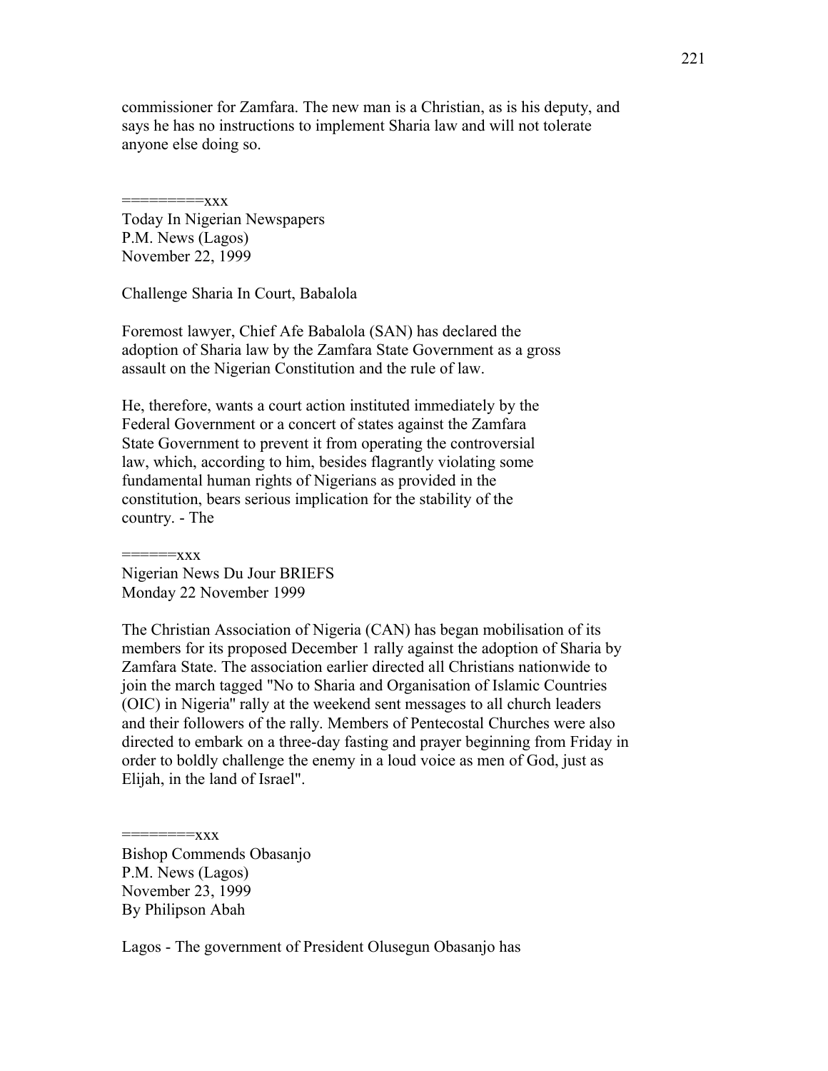commissioner for Zamfara. The new man is a Christian, as is his deputy, and says he has no instructions to implement Sharia law and will not tolerate anyone else doing so.

=========xxx

Today In Nigerian Newspapers
P.M. News (Lagos)
November 22, 1999

Challenge Sharia In Court, Babalola

Foremost lawyer, Chief Afe Babalola (SAN) has declared the adoption of Sharia law by the Zamfara State Government as a gross assault on the Nigerian Constitution and the rule of law.

He, therefore, wants a court action instituted immediately by the Federal Government or a concert of states against the Zamfara State Government to prevent it from operating the controversial law, which, according to him, besides flagrantly violating some fundamental human rights of Nigerians as provided in the constitution, bears serious implication for the stability of the country. - The

======xxx

Nigerian News Du Jour BRIEFS
Monday 22 November 1999

The Christian Association of Nigeria (CAN) has began mobilisation of its members for its proposed December 1 rally against the adoption of Sharia by Zamfara State. The association earlier directed all Christians nationwide to join the march tagged "No to Sharia and Organisation of Islamic Countries (OIC) in Nigeria" rally at the weekend sent messages to all church leaders and their followers of the rally. Members of Pentecostal Churches were also directed to embark on a three-day fasting and prayer beginning from Friday in order to boldly challenge the enemy in a loud voice as men of God, just as Elijah, in the land of Israel".

========xxx

Bishop Commends Obasanjo
P.M. News (Lagos)
November 23, 1999
By Philipson Abah

Lagos - The government of President Olusegun Obasanjo has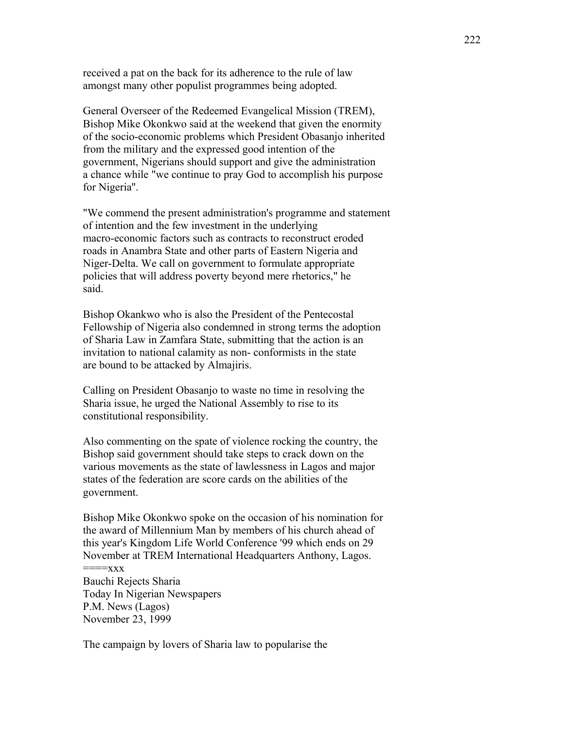received a pat on the back for its adherence to the rule of law amongst many other populist programmes being adopted.

General Overseer of the Redeemed Evangelical Mission (TREM), Bishop Mike Okonkwo said at the weekend that given the enormity of the socio-economic problems which President Obasanjo inherited from the military and the expressed good intention of the government, Nigerians should support and give the administration a chance while "we continue to pray God to accomplish his purpose for Nigeria".

"We commend the present administration's programme and statement of intention and the few investment in the underlying macro-economic factors such as contracts to reconstruct eroded roads in Anambra State and other parts of Eastern Nigeria and Niger-Delta. We call on government to formulate appropriate policies that will address poverty beyond mere rhetorics," he said.

Bishop Okankwo who is also the President of the Pentecostal Fellowship of Nigeria also condemned in strong terms the adoption of Sharia Law in Zamfara State, submitting that the action is an invitation to national calamity as non- conformists in the state are bound to be attacked by Almajiris.

Calling on President Obasanjo to waste no time in resolving the Sharia issue, he urged the National Assembly to rise to its constitutional responsibility.

Also commenting on the spate of violence rocking the country, the Bishop said government should take steps to crack down on the various movements as the state of lawlessness in Lagos and major states of the federation are score cards on the abilities of the government.

Bishop Mike Okonkwo spoke on the occasion of his nomination for the award of Millennium Man by members of his church ahead of this year's Kingdom Life World Conference '99 which ends on 29 November at TREM International Headquarters Anthony, Lagos.
====xxx
Bauchi Rejects Sharia
Today In Nigerian Newspapers
P.M. News (Lagos)
November 23, 1999

The campaign by lovers of Sharia law to popularise the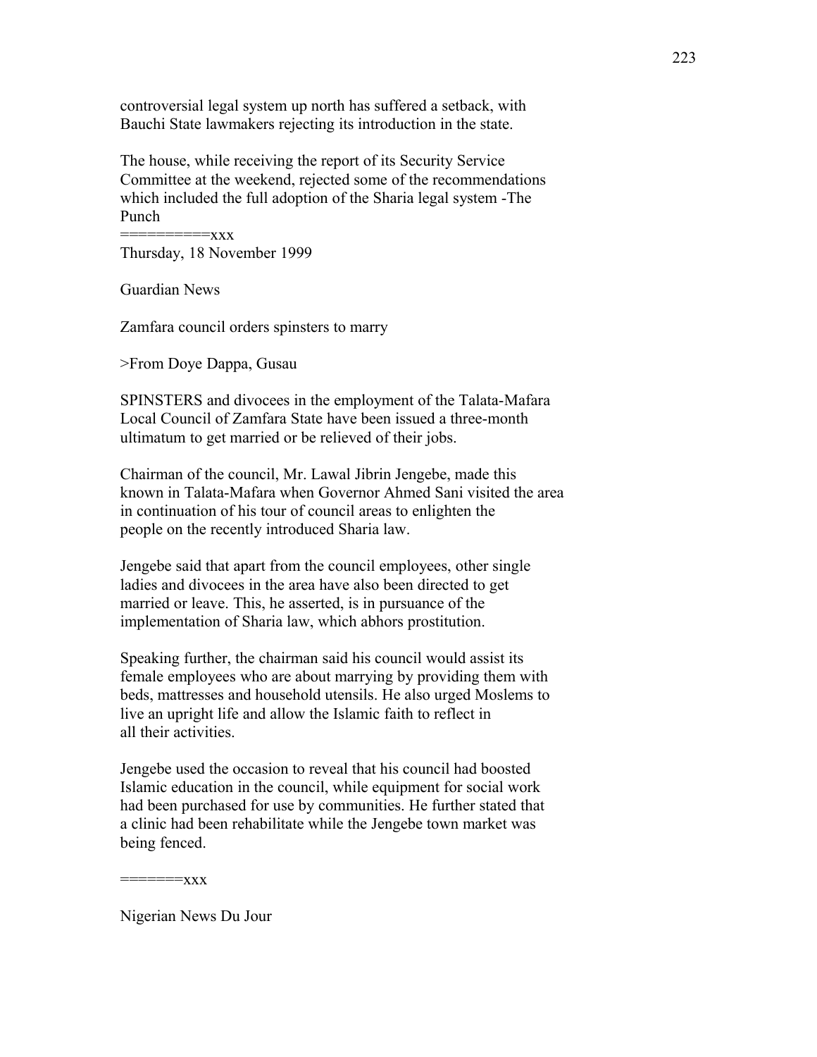controversial legal system up north has suffered a setback, with Bauchi State lawmakers rejecting its introduction in the state.

The house, while receiving the report of its Security Service Committee at the weekend, rejected some of the recommendations which included the full adoption of the Sharia legal system -The Punch

==========xxx

Thursday, 18 November 1999

Guardian News

Zamfara council orders spinsters to marry

>From Doye Dappa, Gusau

SPINSTERS and divocees in the employment of the Talata-Mafara Local Council of Zamfara State have been issued a three-month ultimatum to get married or be relieved of their jobs.

Chairman of the council, Mr. Lawal Jibrin Jengebe, made this known in Talata-Mafara when Governor Ahmed Sani visited the area in continuation of his tour of council areas to enlighten the people on the recently introduced Sharia law.

Jengebe said that apart from the council employees, other single ladies and divocees in the area have also been directed to get married or leave. This, he asserted, is in pursuance of the implementation of Sharia law, which abhors prostitution.

Speaking further, the chairman said his council would assist its female employees who are about marrying by providing them with beds, mattresses and household utensils. He also urged Moslems to live an upright life and allow the Islamic faith to reflect in all their activities.

Jengebe used the occasion to reveal that his council had boosted Islamic education in the council, while equipment for social work had been purchased for use by communities. He further stated that a clinic had been rehabilitate while the Jengebe town market was being fenced.

=======xxx

Nigerian News Du Jour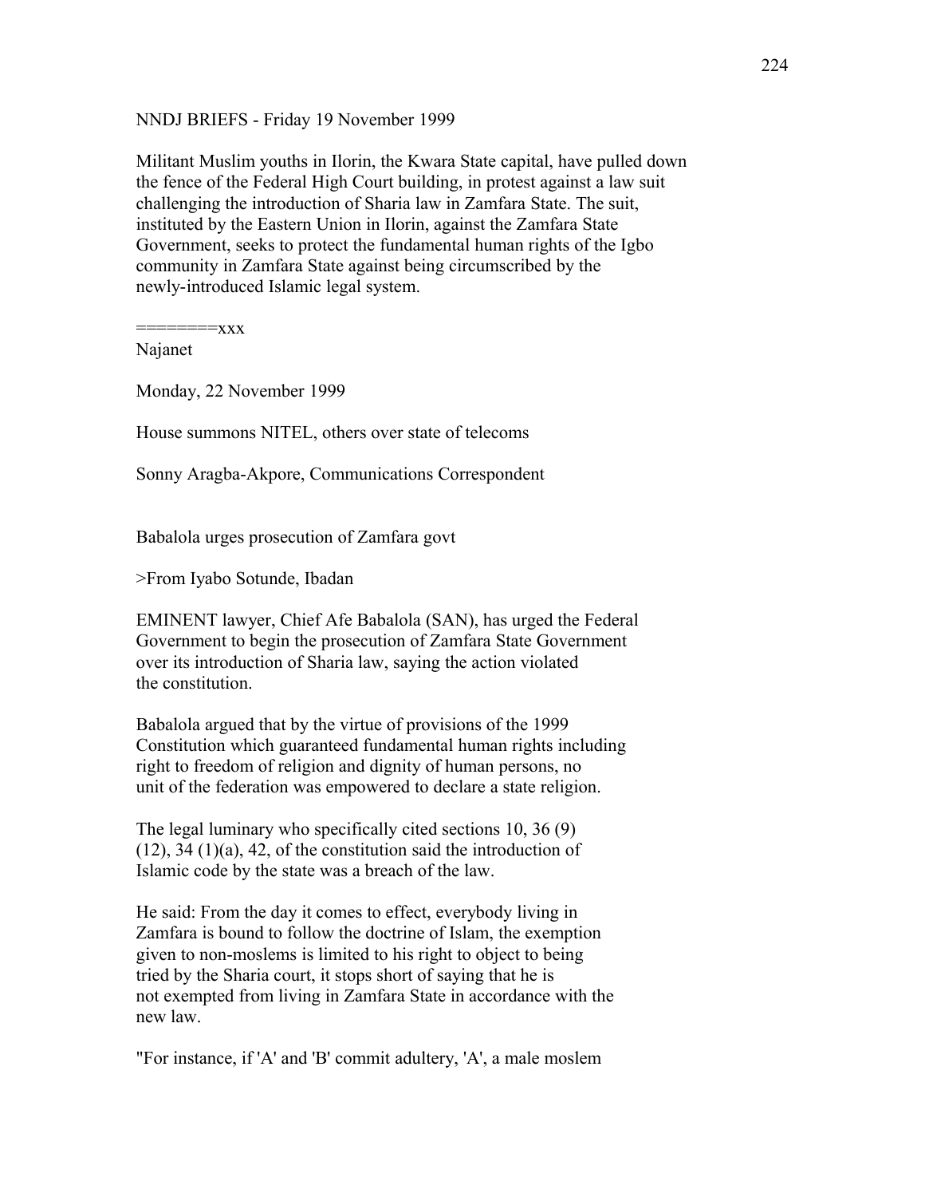NNDJ BRIEFS - Friday 19 November 1999

Militant Muslim youths in Ilorin, the Kwara State capital, have pulled down the fence of the Federal High Court building, in protest against a law suit challenging the introduction of Sharia law in Zamfara State. The suit, instituted by the Eastern Union in Ilorin, against the Zamfara State Government, seeks to protect the fundamental human rights of the Igbo community in Zamfara State against being circumscribed by the newly-introduced Islamic legal system.

========xxx

Najanet

Monday, 22 November 1999

House summons NITEL, others over state of telecoms

Sonny Aragba-Akpore, Communications Correspondent

Babalola urges prosecution of Zamfara govt

>From Iyabo Sotunde, Ibadan

EMINENT lawyer, Chief Afe Babalola (SAN), has urged the Federal Government to begin the prosecution of Zamfara State Government over its introduction of Sharia law, saying the action violated the constitution.

Babalola argued that by the virtue of provisions of the 1999 Constitution which guaranteed fundamental human rights including right to freedom of religion and dignity of human persons, no unit of the federation was empowered to declare a state religion.

The legal luminary who specifically cited sections 10, 36 (9) (12), 34 (1)(a), 42, of the constitution said the introduction of Islamic code by the state was a breach of the law.

He said: From the day it comes to effect, everybody living in Zamfara is bound to follow the doctrine of Islam, the exemption given to non-moslems is limited to his right to object to being tried by the Sharia court, it stops short of saying that he is not exempted from living in Zamfara State in accordance with the new law.

"For instance, if 'A' and 'B' commit adultery, 'A', a male moslem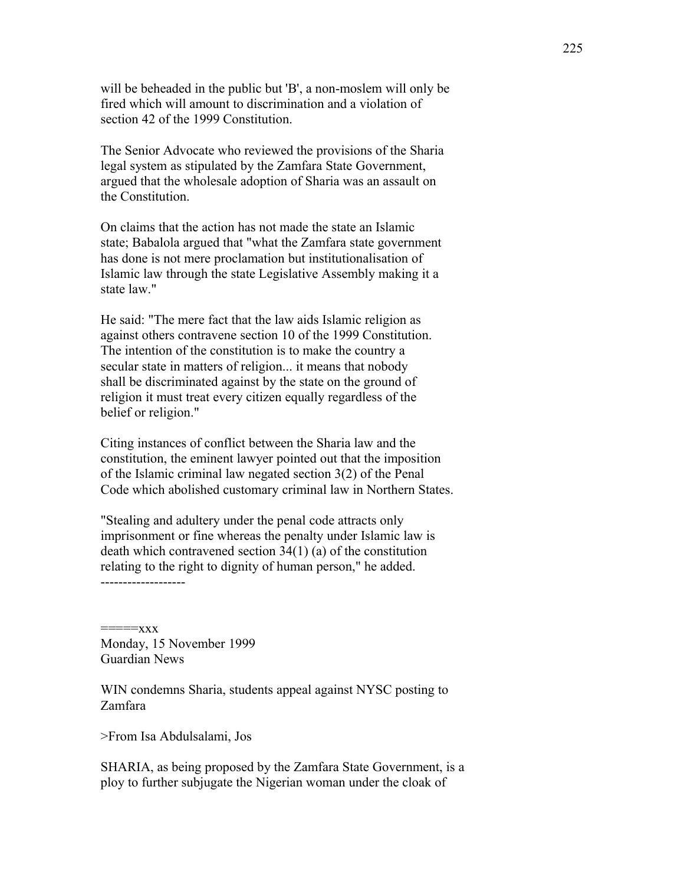will be beheaded in the public but 'B', a non-moslem will only be fired which will amount to discrimination and a violation of section 42 of the 1999 Constitution.

The Senior Advocate who reviewed the provisions of the Sharia legal system as stipulated by the Zamfara State Government, argued that the wholesale adoption of Sharia was an assault on the Constitution.

On claims that the action has not made the state an Islamic state; Babalola argued that "what the Zamfara state government has done is not mere proclamation but institutionalisation of Islamic law through the state Legislative Assembly making it a state law."

He said: "The mere fact that the law aids Islamic religion as against others contravene section 10 of the 1999 Constitution. The intention of the constitution is to make the country a secular state in matters of religion... it means that nobody shall be discriminated against by the state on the ground of religion it must treat every citizen equally regardless of the belief or religion."

Citing instances of conflict between the Sharia law and the constitution, the eminent lawyer pointed out that the imposition of the Islamic criminal law negated section 3(2) of the Penal Code which abolished customary criminal law in Northern States.

"Stealing and adultery under the penal code attracts only imprisonment or fine whereas the penalty under Islamic law is death which contravened section 34(1) (a) of the constitution relating to the right to dignity of human person," he added.
-------------------

=====xxx
Monday, 15 November 1999
Guardian News

WIN condemns Sharia, students appeal against NYSC posting to Zamfara

>From Isa Abdulsalami, Jos

SHARIA, as being proposed by the Zamfara State Government, is a ploy to further subjugate the Nigerian woman under the cloak of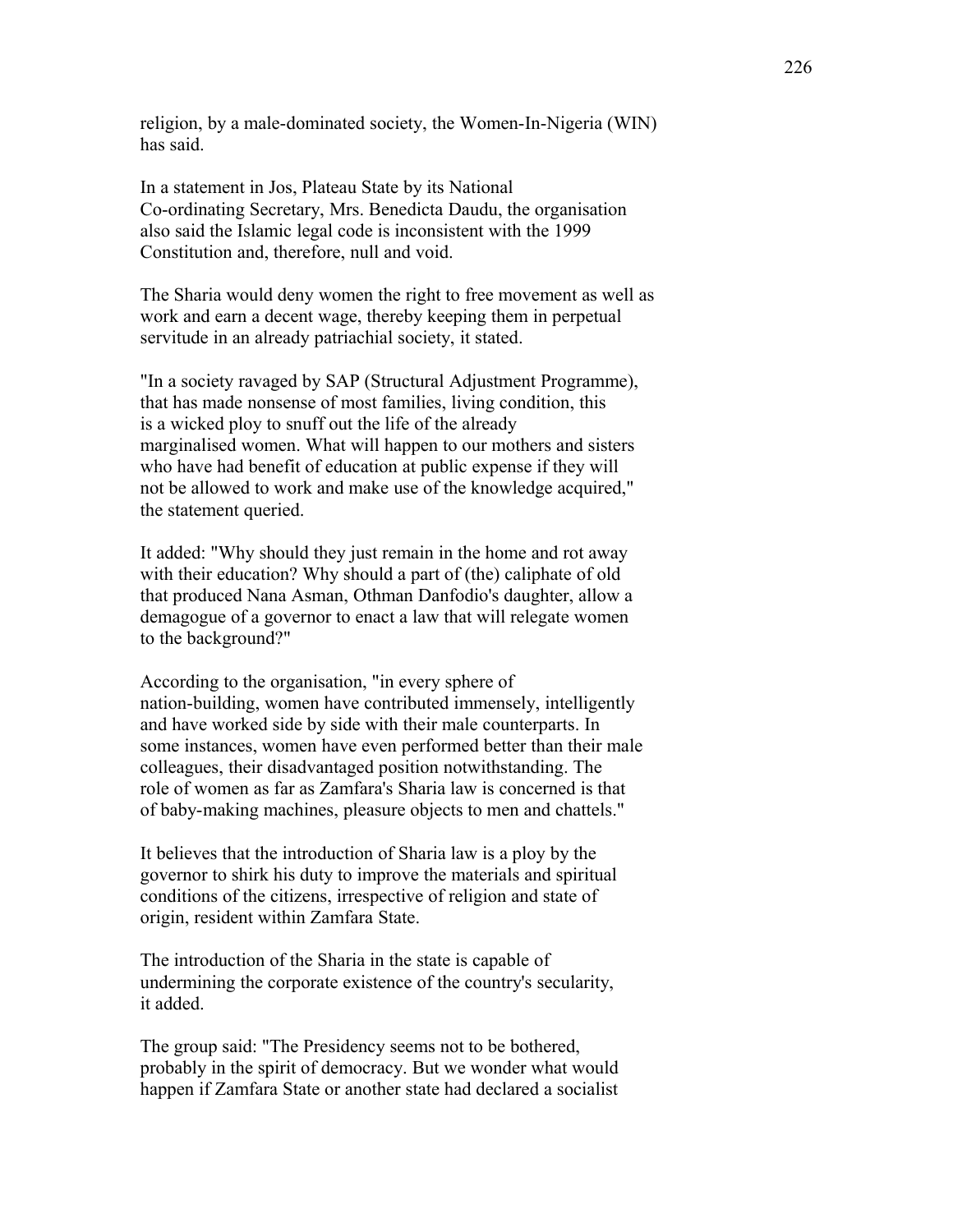religion, by a male-dominated society, the Women-In-Nigeria (WIN) has said.

In a statement in Jos, Plateau State by its National Co-ordinating Secretary, Mrs. Benedicta Daudu, the organisation also said the Islamic legal code is inconsistent with the 1999 Constitution and, therefore, null and void.

The Sharia would deny women the right to free movement as well as work and earn a decent wage, thereby keeping them in perpetual servitude in an already patriachial society, it stated.

"In a society ravaged by SAP (Structural Adjustment Programme), that has made nonsense of most families, living condition, this is a wicked ploy to snuff out the life of the already marginalised women. What will happen to our mothers and sisters who have had benefit of education at public expense if they will not be allowed to work and make use of the knowledge acquired," the statement queried.

It added: "Why should they just remain in the home and rot away with their education? Why should a part of (the) caliphate of old that produced Nana Asman, Othman Danfodio's daughter, allow a demagogue of a governor to enact a law that will relegate women to the background?"

According to the organisation, "in every sphere of nation-building, women have contributed immensely, intelligently and have worked side by side with their male counterparts. In some instances, women have even performed better than their male colleagues, their disadvantaged position notwithstanding. The role of women as far as Zamfara's Sharia law is concerned is that of baby-making machines, pleasure objects to men and chattels."

It believes that the introduction of Sharia law is a ploy by the governor to shirk his duty to improve the materials and spiritual conditions of the citizens, irrespective of religion and state of origin, resident within Zamfara State.

The introduction of the Sharia in the state is capable of undermining the corporate existence of the country's secularity, it added.

The group said: "The Presidency seems not to be bothered, probably in the spirit of democracy. But we wonder what would happen if Zamfara State or another state had declared a socialist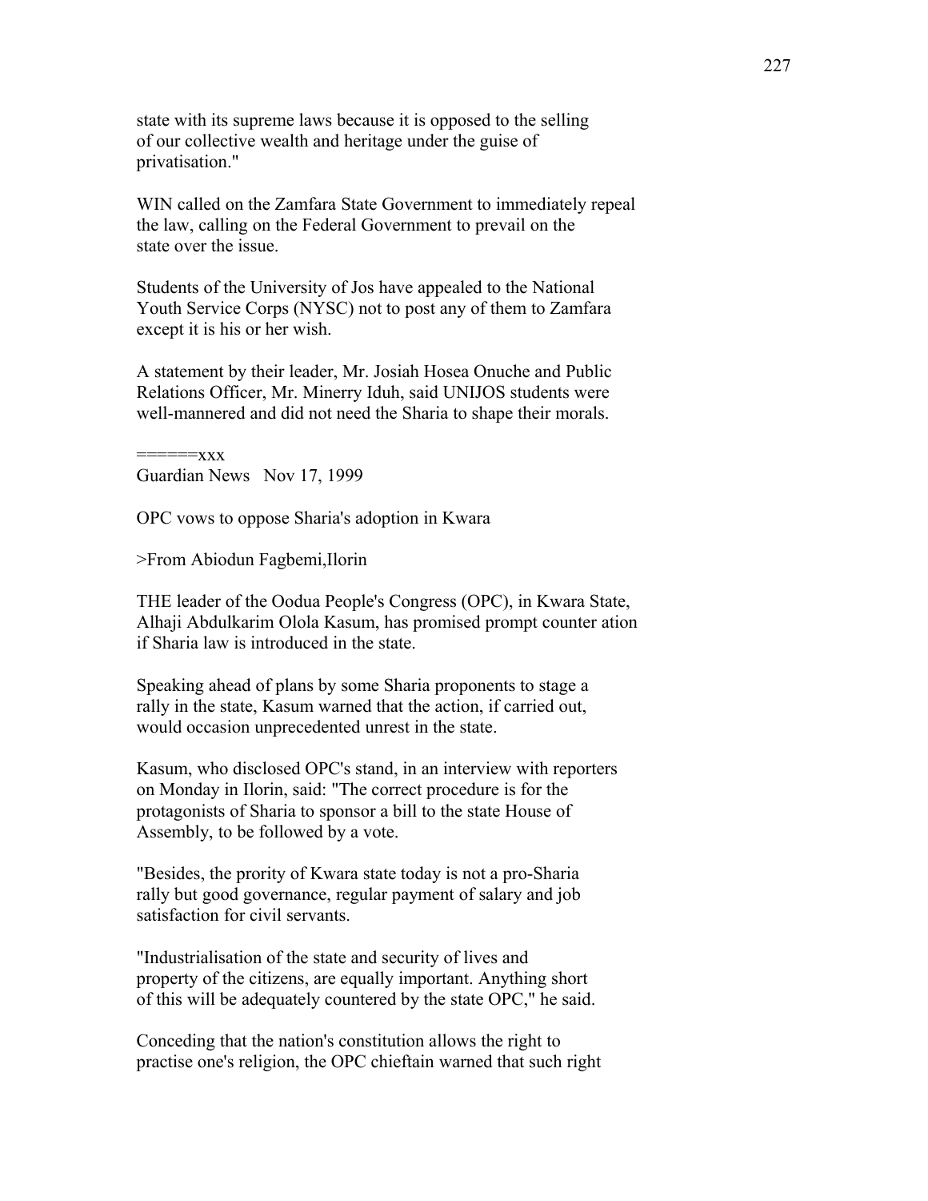state with its supreme laws because it is opposed to the selling of our collective wealth and heritage under the guise of privatisation."

WIN called on the Zamfara State Government to immediately repeal the law, calling on the Federal Government to prevail on the state over the issue.

Students of the University of Jos have appealed to the National Youth Service Corps (NYSC) not to post any of them to Zamfara except it is his or her wish.

A statement by their leader, Mr. Josiah Hosea Onuche and Public Relations Officer, Mr. Minerry Iduh, said UNIJOS students were well-mannered and did not need the Sharia to shape their morals.

======xxx
Guardian News Nov 17, 1999

OPC vows to oppose Sharia's adoption in Kwara

>From Abiodun Fagbemi,Ilorin

THE leader of the Oodua People's Congress (OPC), in Kwara State, Alhaji Abdulkarim Olola Kasum, has promised prompt counter ation if Sharia law is introduced in the state.

Speaking ahead of plans by some Sharia proponents to stage a rally in the state, Kasum warned that the action, if carried out, would occasion unprecedented unrest in the state.

Kasum, who disclosed OPC's stand, in an interview with reporters on Monday in Ilorin, said: "The correct procedure is for the protagonists of Sharia to sponsor a bill to the state House of Assembly, to be followed by a vote.

"Besides, the prority of Kwara state today is not a pro-Sharia rally but good governance, regular payment of salary and job satisfaction for civil servants.

"Industrialisation of the state and security of lives and property of the citizens, are equally important. Anything short of this will be adequately countered by the state OPC," he said.

Conceding that the nation's constitution allows the right to practise one's religion, the OPC chieftain warned that such right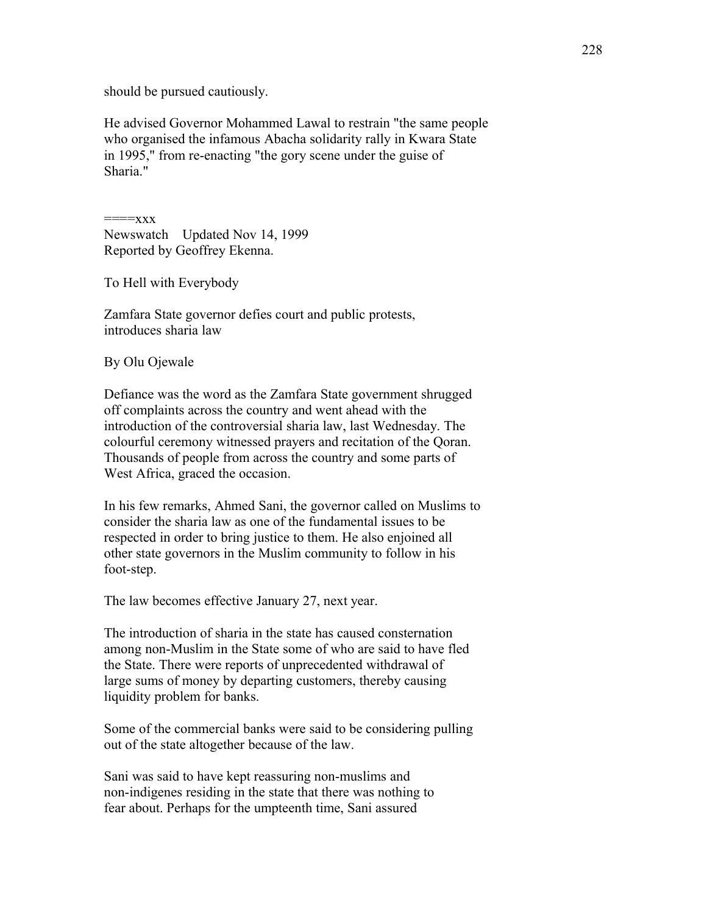should be pursued cautiously.

He advised Governor Mohammed Lawal to restrain "the same people who organised the infamous Abacha solidarity rally in Kwara State in 1995," from re-enacting "the gory scene under the guise of Sharia."

====xxx
Newswatch    Updated Nov 14, 1999
Reported by Geoffrey Ekenna.

To Hell with Everybody

Zamfara State governor defies court and public protests, introduces sharia law

By Olu Ojewale

Defiance was the word as the Zamfara State government shrugged off complaints across the country and went ahead with the introduction of the controversial sharia law, last Wednesday. The colourful ceremony witnessed prayers and recitation of the Qoran. Thousands of people from across the country and some parts of West Africa, graced the occasion.

In his few remarks, Ahmed Sani, the governor called on Muslims to consider the sharia law as one of the fundamental issues to be respected in order to bring justice to them. He also enjoined all other state governors in the Muslim community to follow in his foot-step.

The law becomes effective January 27, next year.

The introduction of sharia in the state has caused consternation among non-Muslim in the State some of who are said to have fled the State. There were reports of unprecedented withdrawal of large sums of money by departing customers, thereby causing liquidity problem for banks.

Some of the commercial banks were said to be considering pulling out of the state altogether because of the law.

Sani was said to have kept reassuring non-muslims and non-indigenes residing in the state that there was nothing to fear about. Perhaps for the umpteenth time, Sani assured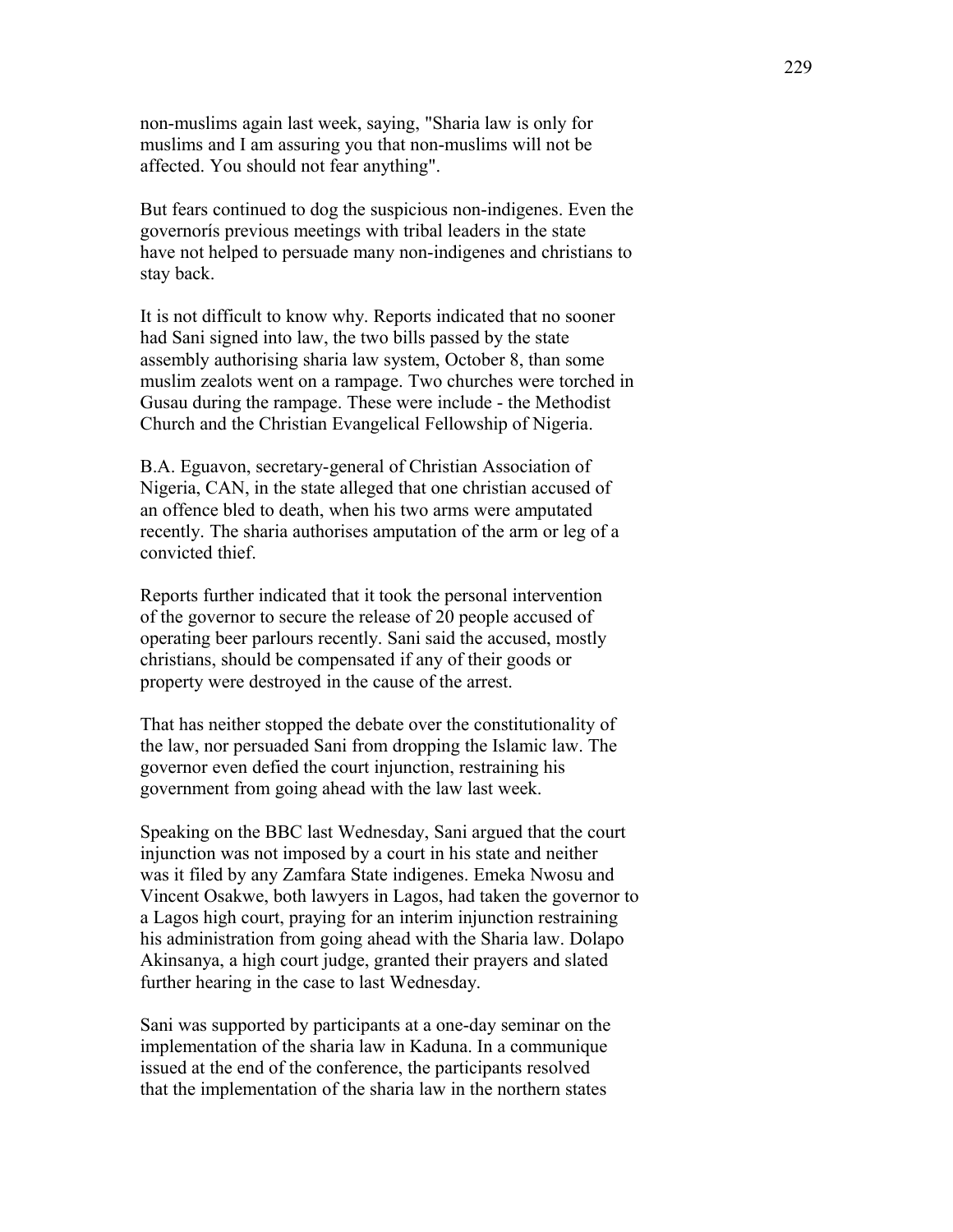non-muslims again last week, saying, "Sharia law is only for muslims and I am assuring you that non-muslims will not be affected. You should not fear anything".

But fears continued to dog the suspicious non-indigenes. Even the governorís previous meetings with tribal leaders in the state have not helped to persuade many non-indigenes and christians to stay back.

It is not difficult to know why. Reports indicated that no sooner had Sani signed into law, the two bills passed by the state assembly authorising sharia law system, October 8, than some muslim zealots went on a rampage. Two churches were torched in Gusau during the rampage. These were include - the Methodist Church and the Christian Evangelical Fellowship of Nigeria.

B.A. Eguavon, secretary-general of Christian Association of Nigeria, CAN, in the state alleged that one christian accused of an offence bled to death, when his two arms were amputated recently. The sharia authorises amputation of the arm or leg of a convicted thief.

Reports further indicated that it took the personal intervention of the governor to secure the release of 20 people accused of operating beer parlours recently. Sani said the accused, mostly christians, should be compensated if any of their goods or property were destroyed in the cause of the arrest.

That has neither stopped the debate over the constitutionality of the law, nor persuaded Sani from dropping the Islamic law. The governor even defied the court injunction, restraining his government from going ahead with the law last week.

Speaking on the BBC last Wednesday, Sani argued that the court injunction was not imposed by a court in his state and neither was it filed by any Zamfara State indigenes. Emeka Nwosu and Vincent Osakwe, both lawyers in Lagos, had taken the governor to a Lagos high court, praying for an interim injunction restraining his administration from going ahead with the Sharia law. Dolapo Akinsanya, a high court judge, granted their prayers and slated further hearing in the case to last Wednesday.

Sani was supported by participants at a one-day seminar on the implementation of the sharia law in Kaduna. In a communique issued at the end of the conference, the participants resolved that the implementation of the sharia law in the northern states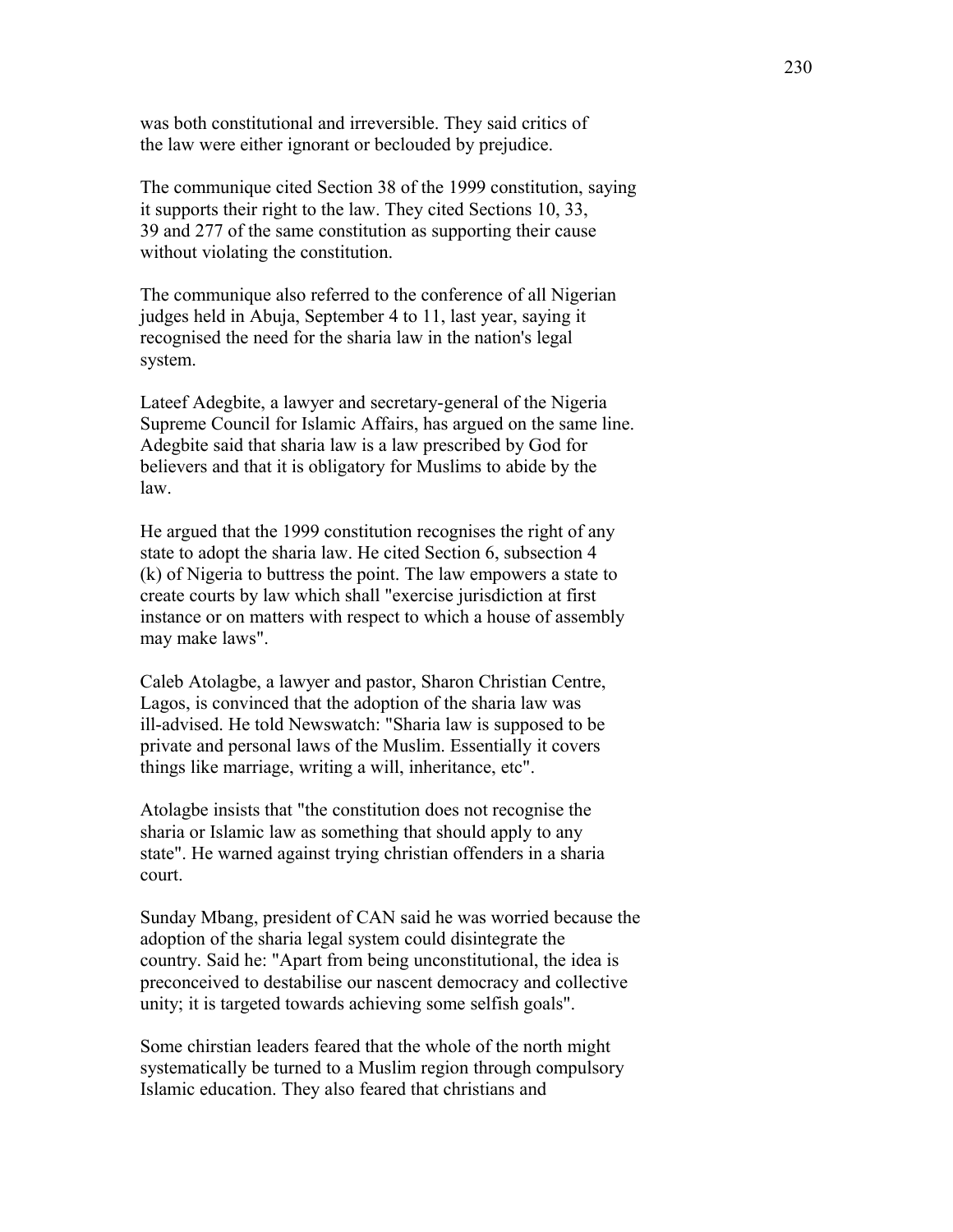was both constitutional and irreversible. They said critics of the law were either ignorant or beclouded by prejudice.

The communique cited Section 38 of the 1999 constitution, saying it supports their right to the law. They cited Sections 10, 33, 39 and 277 of the same constitution as supporting their cause without violating the constitution.

The communique also referred to the conference of all Nigerian judges held in Abuja, September 4 to 11, last year, saying it recognised the need for the sharia law in the nation's legal system.

Lateef Adegbite, a lawyer and secretary-general of the Nigeria Supreme Council for Islamic Affairs, has argued on the same line. Adegbite said that sharia law is a law prescribed by God for believers and that it is obligatory for Muslims to abide by the law.

He argued that the 1999 constitution recognises the right of any state to adopt the sharia law. He cited Section 6, subsection 4 (k) of Nigeria to buttress the point. The law empowers a state to create courts by law which shall "exercise jurisdiction at first instance or on matters with respect to which a house of assembly may make laws".

Caleb Atolagbe, a lawyer and pastor, Sharon Christian Centre, Lagos, is convinced that the adoption of the sharia law was ill-advised. He told Newswatch: "Sharia law is supposed to be private and personal laws of the Muslim. Essentially it covers things like marriage, writing a will, inheritance, etc".

Atolagbe insists that "the constitution does not recognise the sharia or Islamic law as something that should apply to any state". He warned against trying christian offenders in a sharia court.

Sunday Mbang, president of CAN said he was worried because the adoption of the sharia legal system could disintegrate the country. Said he: "Apart from being unconstitutional, the idea is preconceived to destabilise our nascent democracy and collective unity; it is targeted towards achieving some selfish goals".

Some chirstian leaders feared that the whole of the north might systematically be turned to a Muslim region through compulsory Islamic education. They also feared that christians and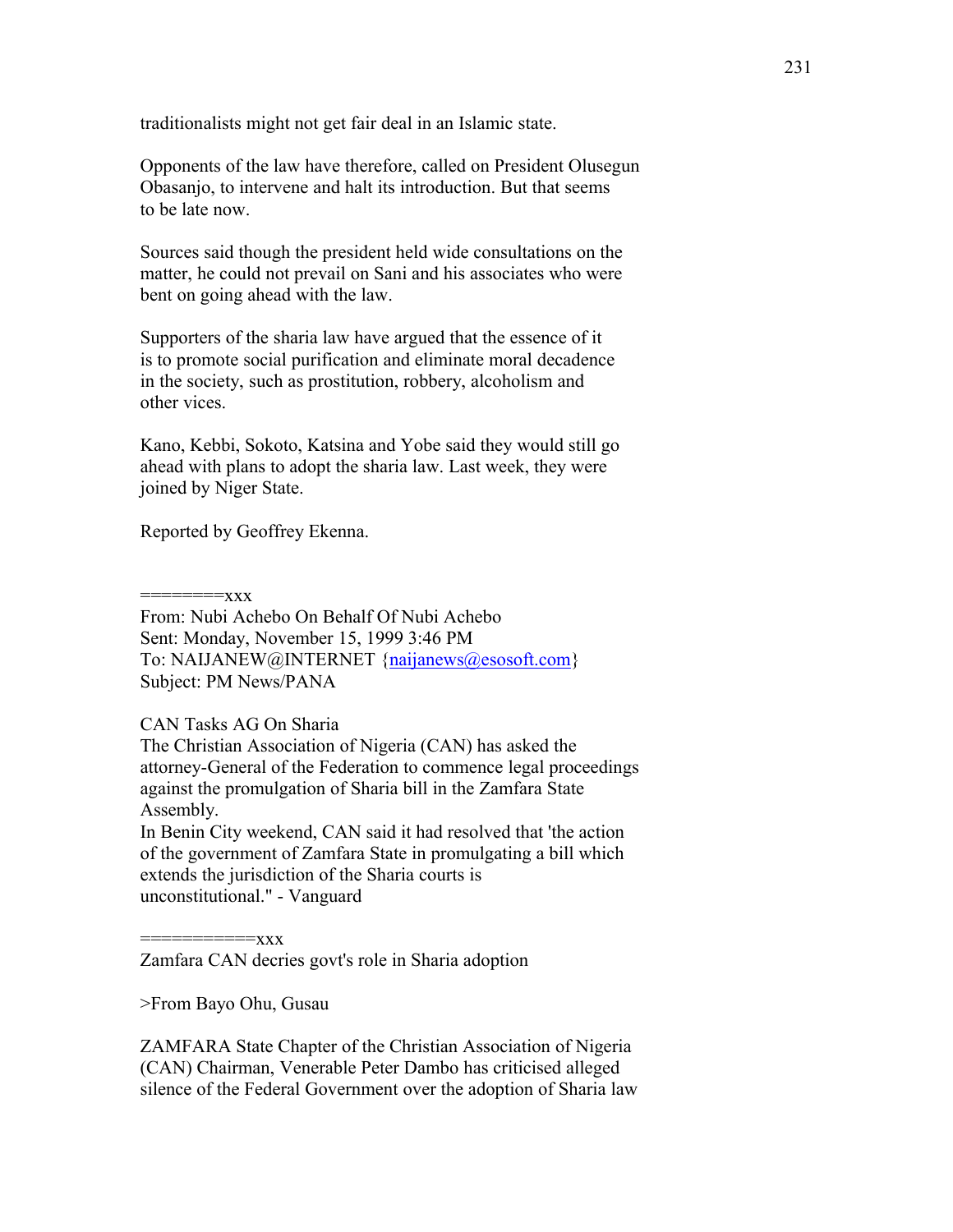traditionalists might not get fair deal in an Islamic state.

Opponents of the law have therefore, called on President Olusegun Obasanjo, to intervene and halt its introduction. But that seems to be late now.

Sources said though the president held wide consultations on the matter, he could not prevail on Sani and his associates who were bent on going ahead with the law.

Supporters of the sharia law have argued that the essence of it is to promote social purification and eliminate moral decadence in the society, such as prostitution, robbery, alcoholism and other vices.

Kano, Kebbi, Sokoto, Katsina and Yobe said they would still go ahead with plans to adopt the sharia law. Last week, they were joined by Niger State.

Reported by Geoffrey Ekenna.

========xxx
From: Nubi Achebo On Behalf Of Nubi Achebo
Sent: Monday, November 15, 1999 3:46 PM
To: NAIJANEW@INTERNET {naijanews@esosoft.com}
Subject: PM News/PANA

CAN Tasks AG On Sharia
The Christian Association of Nigeria (CAN) has asked the attorney-General of the Federation to commence legal proceedings against the promulgation of Sharia bill in the Zamfara State Assembly.
In Benin City weekend, CAN said it had resolved that 'the action of the government of Zamfara State in promulgating a bill which extends the jurisdiction of the Sharia courts is unconstitutional." - Vanguard

===========xxx
Zamfara CAN decries govt's role in Sharia adoption

>From Bayo Ohu, Gusau

ZAMFARA State Chapter of the Christian Association of Nigeria (CAN) Chairman, Venerable Peter Dambo has criticised alleged silence of the Federal Government over the adoption of Sharia law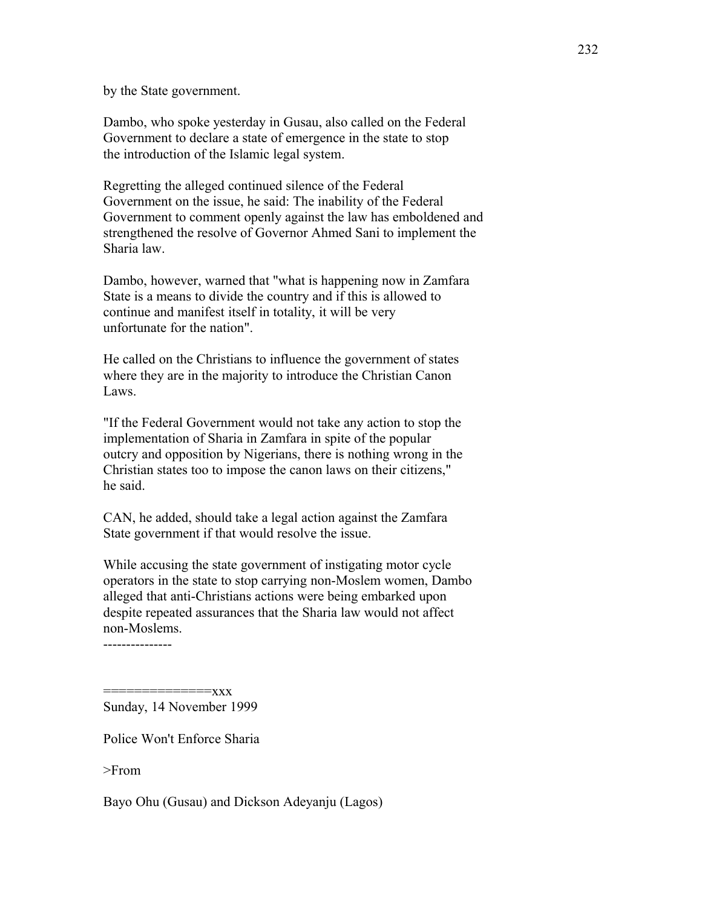by the State government.

Dambo, who spoke yesterday in Gusau, also called on the Federal Government to declare a state of emergence in the state to stop the introduction of the Islamic legal system.

Regretting the alleged continued silence of the Federal Government on the issue, he said: The inability of the Federal Government to comment openly against the law has emboldened and strengthened the resolve of Governor Ahmed Sani to implement the Sharia law.

Dambo, however, warned that "what is happening now in Zamfara State is a means to divide the country and if this is allowed to continue and manifest itself in totality, it will be very unfortunate for the nation".

He called on the Christians to influence the government of states where they are in the majority to introduce the Christian Canon Laws.

"If the Federal Government would not take any action to stop the implementation of Sharia in Zamfara in spite of the popular outcry and opposition by Nigerians, there is nothing wrong in the Christian states too to impose the canon laws on their citizens," he said.

CAN, he added, should take a legal action against the Zamfara State government if that would resolve the issue.

While accusing the state government of instigating motor cycle operators in the state to stop carrying non-Moslem women, Dambo alleged that anti-Christians actions were being embarked upon despite repeated assurances that the Sharia law would not affect non-Moslems.

---------------

==============xxx

Sunday, 14 November 1999

Police Won't Enforce Sharia

>From

Bayo Ohu (Gusau) and Dickson Adeyanju (Lagos)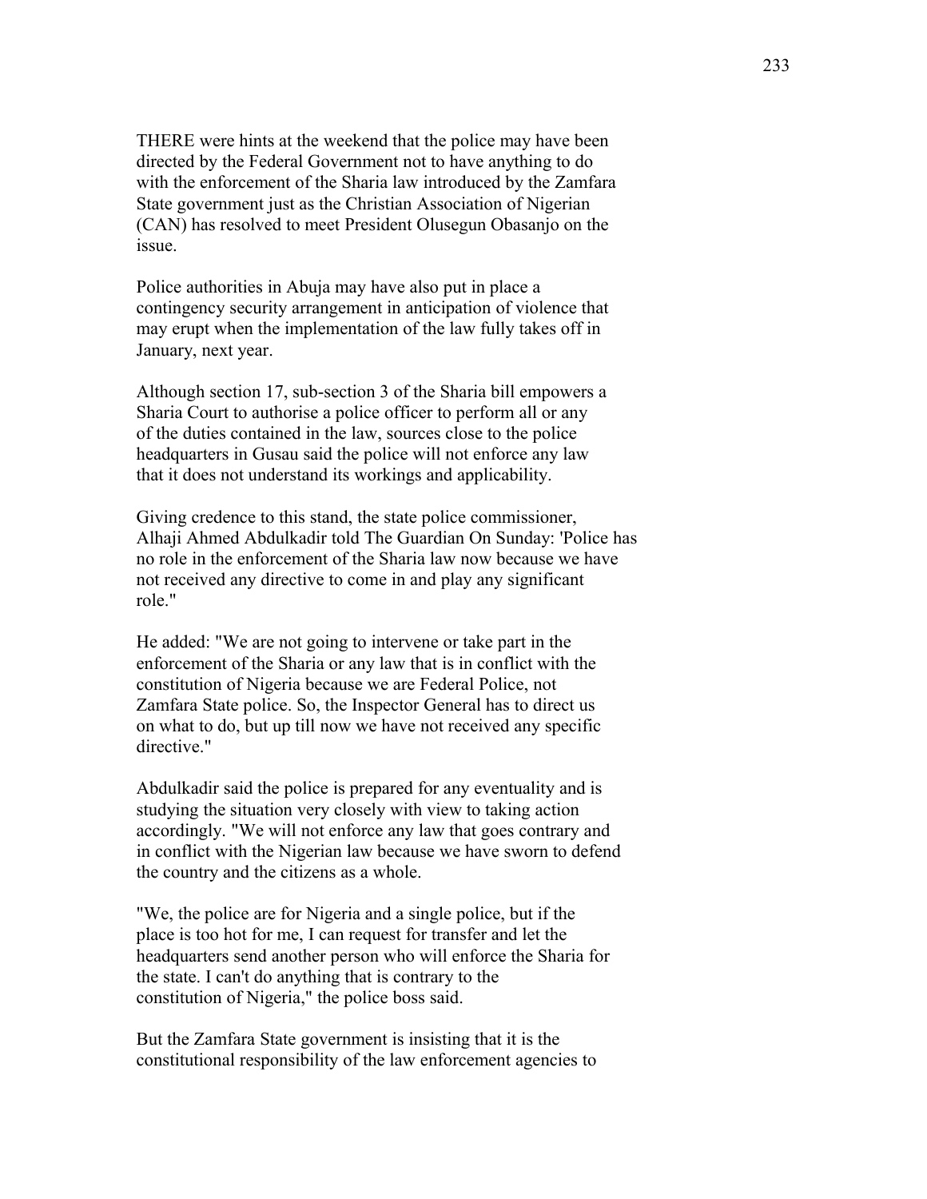THERE were hints at the weekend that the police may have been directed by the Federal Government not to have anything to do with the enforcement of the Sharia law introduced by the Zamfara State government just as the Christian Association of Nigerian (CAN) has resolved to meet President Olusegun Obasanjo on the issue.

Police authorities in Abuja may have also put in place a contingency security arrangement in anticipation of violence that may erupt when the implementation of the law fully takes off in January, next year.

Although section 17, sub-section 3 of the Sharia bill empowers a Sharia Court to authorise a police officer to perform all or any of the duties contained in the law, sources close to the police headquarters in Gusau said the police will not enforce any law that it does not understand its workings and applicability.

Giving credence to this stand, the state police commissioner, Alhaji Ahmed Abdulkadir told The Guardian On Sunday: 'Police has no role in the enforcement of the Sharia law now because we have not received any directive to come in and play any significant role."

He added: "We are not going to intervene or take part in the enforcement of the Sharia or any law that is in conflict with the constitution of Nigeria because we are Federal Police, not Zamfara State police. So, the Inspector General has to direct us on what to do, but up till now we have not received any specific directive."

Abdulkadir said the police is prepared for any eventuality and is studying the situation very closely with view to taking action accordingly. "We will not enforce any law that goes contrary and in conflict with the Nigerian law because we have sworn to defend the country and the citizens as a whole.

"We, the police are for Nigeria and a single police, but if the place is too hot for me, I can request for transfer and let the headquarters send another person who will enforce the Sharia for the state. I can't do anything that is contrary to the constitution of Nigeria," the police boss said.

But the Zamfara State government is insisting that it is the constitutional responsibility of the law enforcement agencies to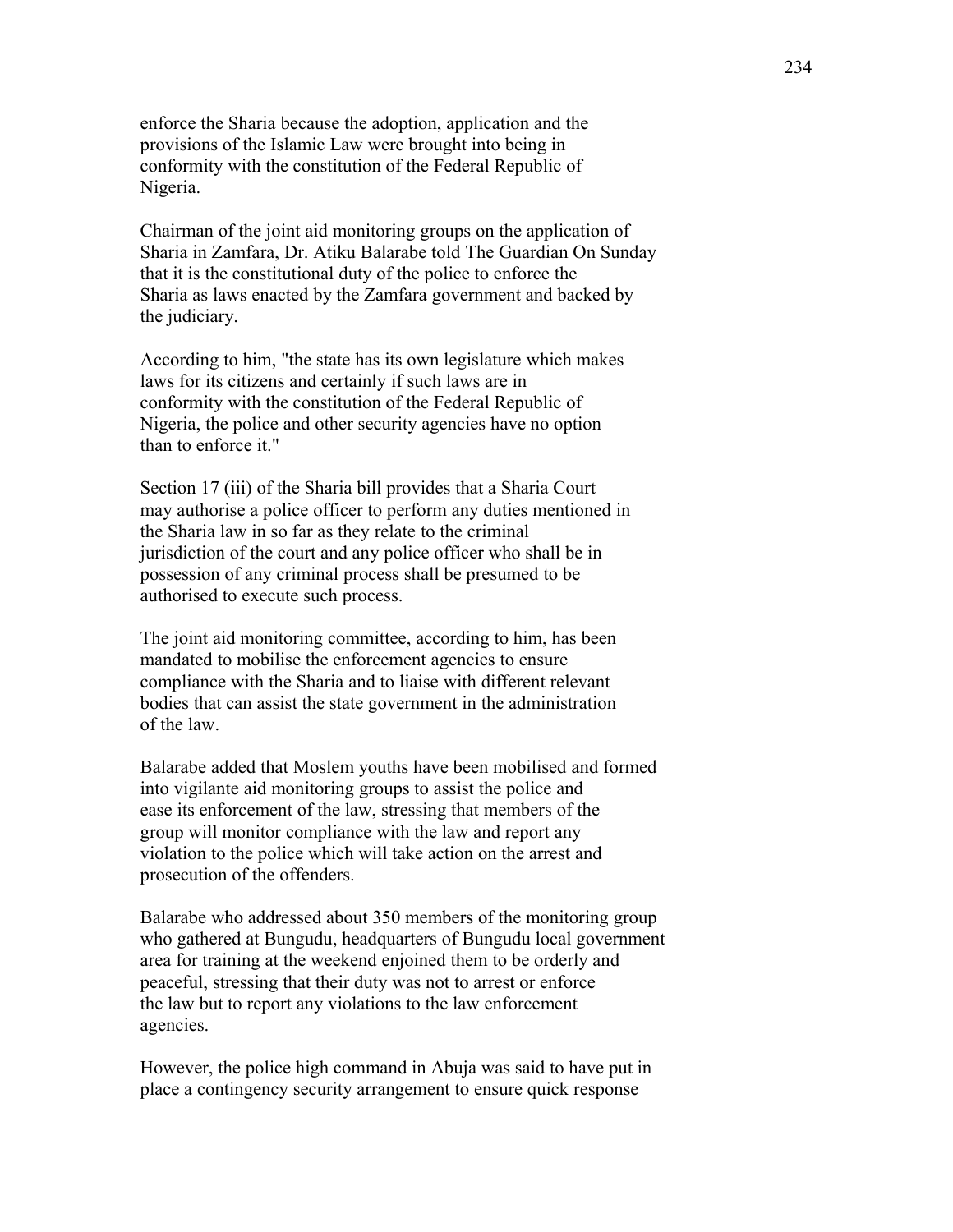enforce the Sharia because the adoption, application and the provisions of the Islamic Law were brought into being in conformity with the constitution of the Federal Republic of Nigeria.

Chairman of the joint aid monitoring groups on the application of Sharia in Zamfara, Dr. Atiku Balarabe told The Guardian On Sunday that it is the constitutional duty of the police to enforce the Sharia as laws enacted by the Zamfara government and backed by the judiciary.

According to him, "the state has its own legislature which makes laws for its citizens and certainly if such laws are in conformity with the constitution of the Federal Republic of Nigeria, the police and other security agencies have no option than to enforce it."

Section 17 (iii) of the Sharia bill provides that a Sharia Court may authorise a police officer to perform any duties mentioned in the Sharia law in so far as they relate to the criminal jurisdiction of the court and any police officer who shall be in possession of any criminal process shall be presumed to be authorised to execute such process.

The joint aid monitoring committee, according to him, has been mandated to mobilise the enforcement agencies to ensure compliance with the Sharia and to liaise with different relevant bodies that can assist the state government in the administration of the law.

Balarabe added that Moslem youths have been mobilised and formed into vigilante aid monitoring groups to assist the police and ease its enforcement of the law, stressing that members of the group will monitor compliance with the law and report any violation to the police which will take action on the arrest and prosecution of the offenders.

Balarabe who addressed about 350 members of the monitoring group who gathered at Bungudu, headquarters of Bungudu local government area for training at the weekend enjoined them to be orderly and peaceful, stressing that their duty was not to arrest or enforce the law but to report any violations to the law enforcement agencies.

However, the police high command in Abuja was said to have put in place a contingency security arrangement to ensure quick response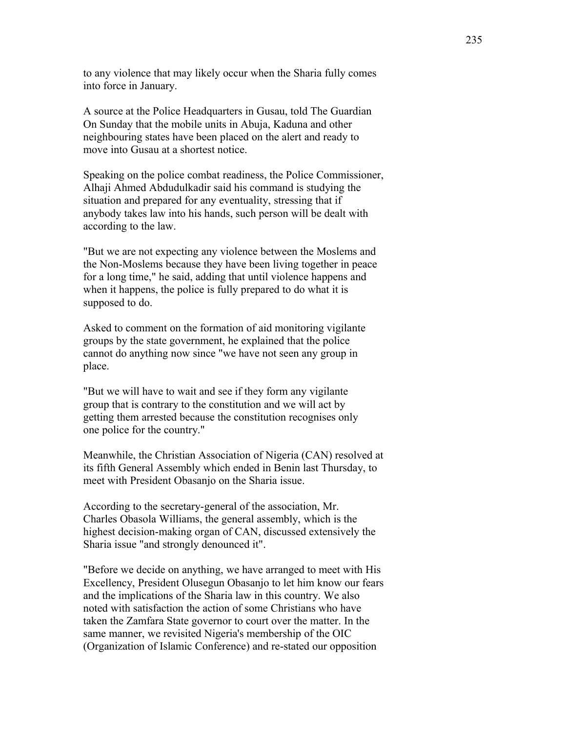to any violence that may likely occur when the Sharia fully comes into force in January.

A source at the Police Headquarters in Gusau, told The Guardian On Sunday that the mobile units in Abuja, Kaduna and other neighbouring states have been placed on the alert and ready to move into Gusau at a shortest notice.

Speaking on the police combat readiness, the Police Commissioner, Alhaji Ahmed Abdudulkadir said his command is studying the situation and prepared for any eventuality, stressing that if anybody takes law into his hands, such person will be dealt with according to the law.

"But we are not expecting any violence between the Moslems and the Non-Moslems because they have been living together in peace for a long time," he said, adding that until violence happens and when it happens, the police is fully prepared to do what it is supposed to do.

Asked to comment on the formation of aid monitoring vigilante groups by the state government, he explained that the police cannot do anything now since "we have not seen any group in place.

"But we will have to wait and see if they form any vigilante group that is contrary to the constitution and we will act by getting them arrested because the constitution recognises only one police for the country."

Meanwhile, the Christian Association of Nigeria (CAN) resolved at its fifth General Assembly which ended in Benin last Thursday, to meet with President Obasanjo on the Sharia issue.

According to the secretary-general of the association, Mr. Charles Obasola Williams, the general assembly, which is the highest decision-making organ of CAN, discussed extensively the Sharia issue "and strongly denounced it".

"Before we decide on anything, we have arranged to meet with His Excellency, President Olusegun Obasanjo to let him know our fears and the implications of the Sharia law in this country. We also noted with satisfaction the action of some Christians who have taken the Zamfara State governor to court over the matter. In the same manner, we revisited Nigeria's membership of the OIC (Organization of Islamic Conference) and re-stated our opposition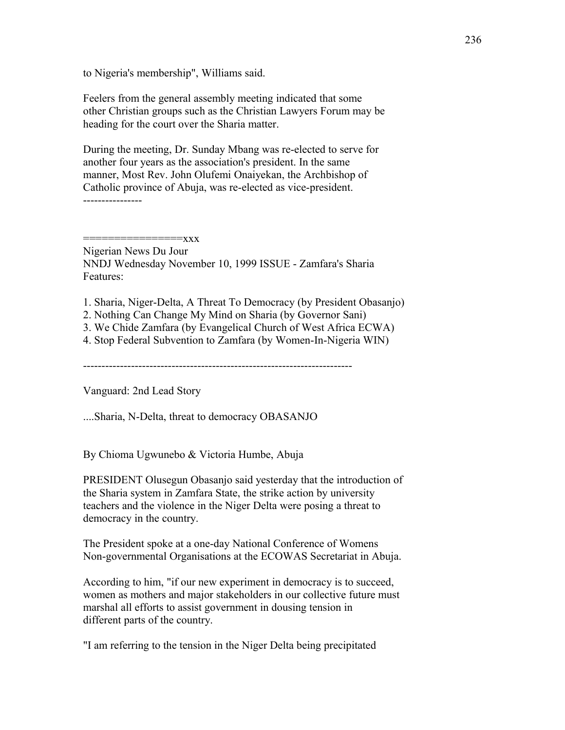to Nigeria's membership", Williams said.

Feelers from the general assembly meeting indicated that some other Christian groups such as the Christian Lawyers Forum may be heading for the court over the Sharia matter.

During the meeting, Dr. Sunday Mbang was re-elected to serve for another four years as the association's president. In the same manner, Most Rev. John Olufemi Onaiyekan, the Archbishop of Catholic province of Abuja, was re-elected as vice-president.

----------------

================xxx

Nigerian News Du Jour

NNDJ Wednesday November 10, 1999 ISSUE - Zamfara's Sharia

Features:

1. Sharia, Niger-Delta, A Threat To Democracy (by President Obasanjo)
2. Nothing Can Change My Mind on Sharia (by Governor Sani)
3. We Chide Zamfara (by Evangelical Church of West Africa ECWA)
4. Stop Federal Subvention to Zamfara (by Women-In-Nigeria WIN)

------------------------------------------------------------------------

Vanguard: 2nd Lead Story

....Sharia, N-Delta, threat to democracy OBASANJO

By Chioma Ugwunebo & Victoria Humbe, Abuja

PRESIDENT Olusegun Obasanjo said yesterday that the introduction of the Sharia system in Zamfara State, the strike action by university teachers and the violence in the Niger Delta were posing a threat to democracy in the country.

The President spoke at a one-day National Conference of Womens Non-governmental Organisations at the ECOWAS Secretariat in Abuja.

According to him, "if our new experiment in democracy is to succeed, women as mothers and major stakeholders in our collective future must marshal all efforts to assist government in dousing tension in different parts of the country.

"I am referring to the tension in the Niger Delta being precipitated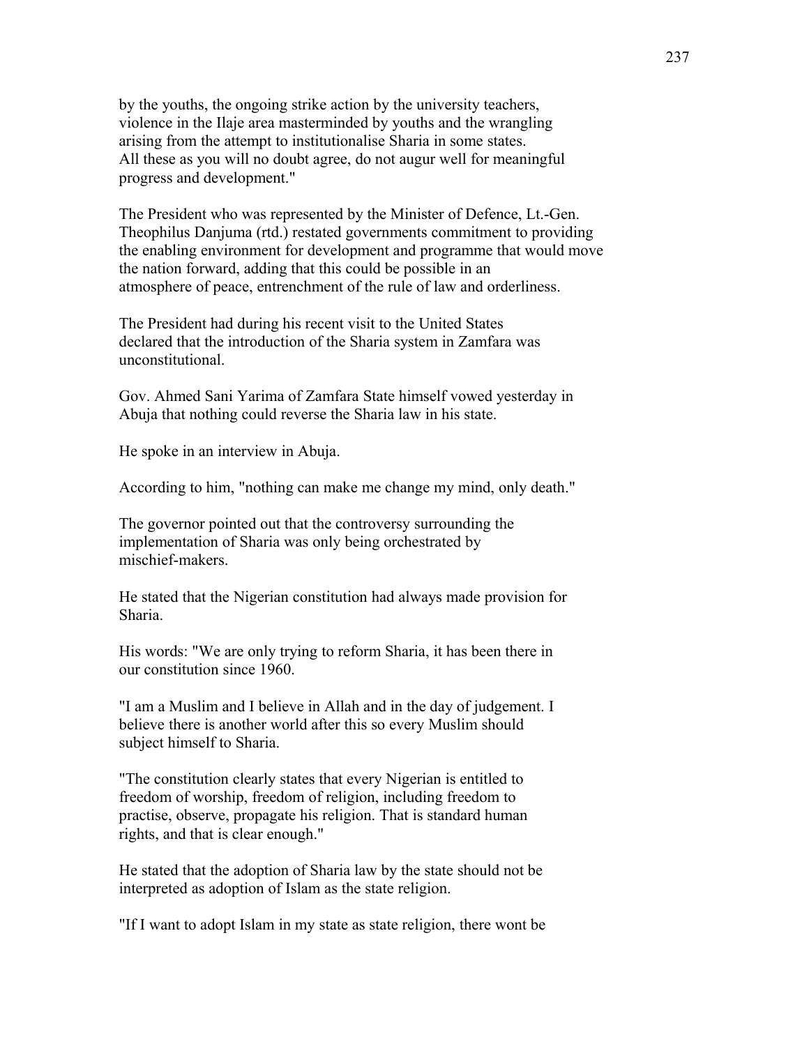by the youths, the ongoing strike action by the university teachers, violence in the Ilaje area masterminded by youths and the wrangling arising from the attempt to institutionalise Sharia in some states. All these as you will no doubt agree, do not augur well for meaningful progress and development."

The President who was represented by the Minister of Defence, Lt.-Gen. Theophilus Danjuma (rtd.) restated governments commitment to providing the enabling environment for development and programme that would move the nation forward, adding that this could be possible in an atmosphere of peace, entrenchment of the rule of law and orderliness.

The President had during his recent visit to the United States declared that the introduction of the Sharia system in Zamfara was unconstitutional.

Gov. Ahmed Sani Yarima of Zamfara State himself vowed yesterday in Abuja that nothing could reverse the Sharia law in his state.

He spoke in an interview in Abuja.

According to him, "nothing can make me change my mind, only death."

The governor pointed out that the controversy surrounding the implementation of Sharia was only being orchestrated by mischief-makers.

He stated that the Nigerian constitution had always made provision for Sharia.

His words: "We are only trying to reform Sharia, it has been there in our constitution since 1960.

"I am a Muslim and I believe in Allah and in the day of judgement. I believe there is another world after this so every Muslim should subject himself to Sharia.

"The constitution clearly states that every Nigerian is entitled to freedom of worship, freedom of religion, including freedom to practise, observe, propagate his religion. That is standard human rights, and that is clear enough."

He stated that the adoption of Sharia law by the state should not be interpreted as adoption of Islam as the state religion.

"If I want to adopt Islam in my state as state religion, there wont be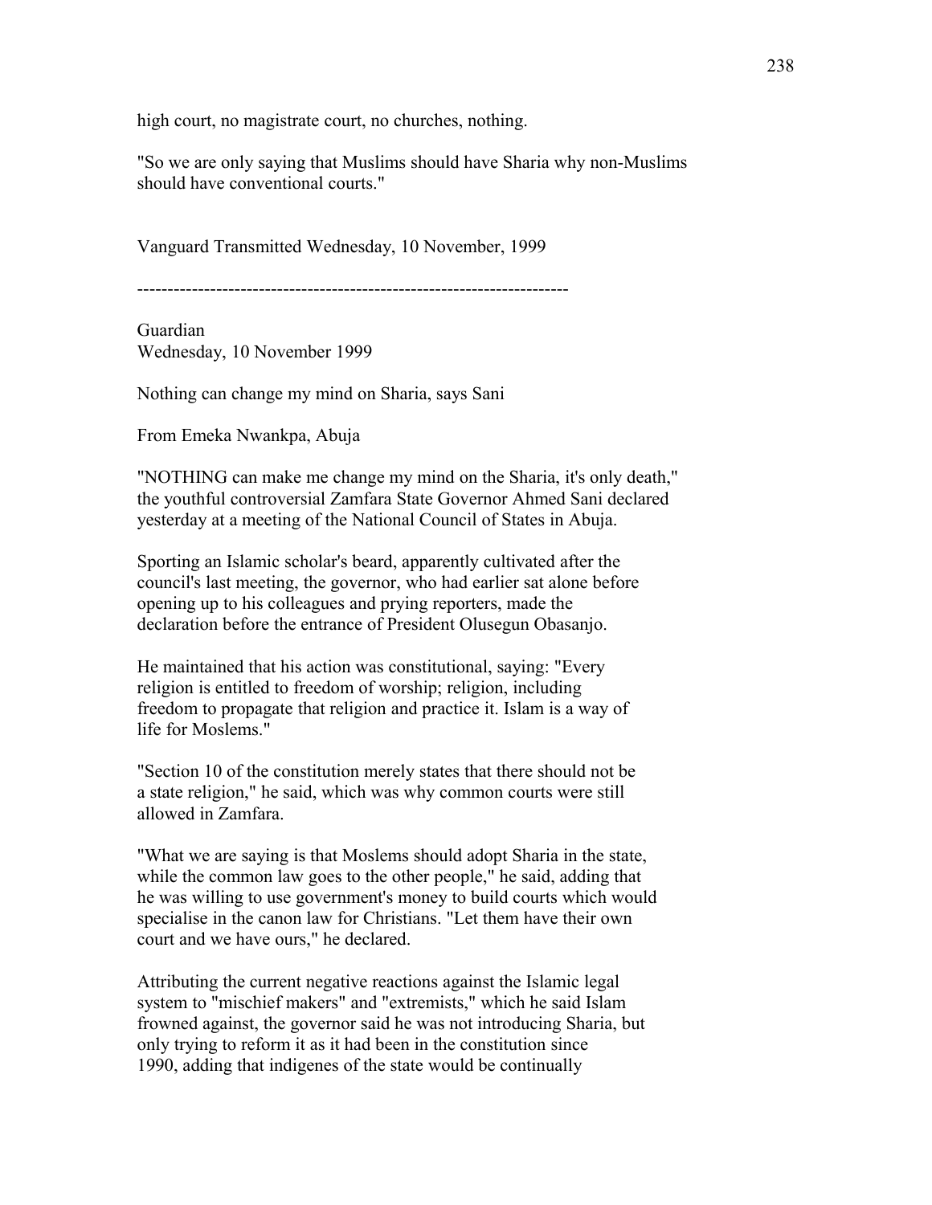high court, no magistrate court, no churches, nothing.

"So we are only saying that Muslims should have Sharia why non-Muslims should have conventional courts."

Vanguard Transmitted Wednesday, 10 November, 1999

----------------------------------------------------------------------

Guardian
Wednesday, 10 November 1999

Nothing can change my mind on Sharia, says Sani

From Emeka Nwankpa, Abuja

"NOTHING can make me change my mind on the Sharia, it's only death," the youthful controversial Zamfara State Governor Ahmed Sani declared yesterday at a meeting of the National Council of States in Abuja.

Sporting an Islamic scholar's beard, apparently cultivated after the council's last meeting, the governor, who had earlier sat alone before opening up to his colleagues and prying reporters, made the declaration before the entrance of President Olusegun Obasanjo.

He maintained that his action was constitutional, saying: "Every religion is entitled to freedom of worship; religion, including freedom to propagate that religion and practice it. Islam is a way of life for Moslems."

"Section 10 of the constitution merely states that there should not be a state religion," he said, which was why common courts were still allowed in Zamfara.

"What we are saying is that Moslems should adopt Sharia in the state, while the common law goes to the other people," he said, adding that he was willing to use government's money to build courts which would specialise in the canon law for Christians. "Let them have their own court and we have ours," he declared.

Attributing the current negative reactions against the Islamic legal system to "mischief makers" and "extremists," which he said Islam frowned against, the governor said he was not introducing Sharia, but only trying to reform it as it had been in the constitution since 1990, adding that indigenes of the state would be continually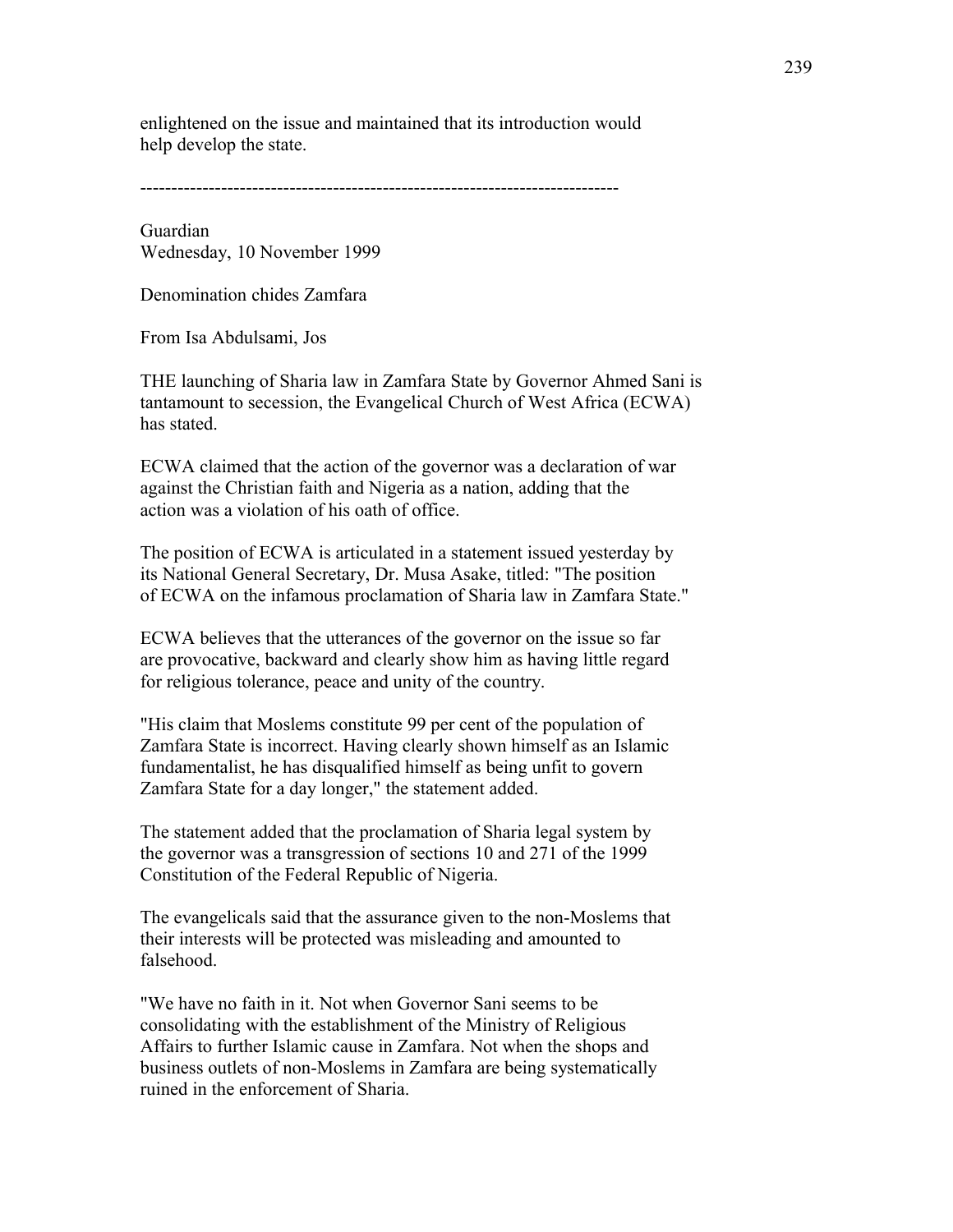enlightened on the issue and maintained that its introduction would help develop the state.

---

Guardian
Wednesday, 10 November 1999

Denomination chides Zamfara

From Isa Abdulsami, Jos

THE launching of Sharia law in Zamfara State by Governor Ahmed Sani is tantamount to secession, the Evangelical Church of West Africa (ECWA) has stated.

ECWA claimed that the action of the governor was a declaration of war against the Christian faith and Nigeria as a nation, adding that the action was a violation of his oath of office.

The position of ECWA is articulated in a statement issued yesterday by its National General Secretary, Dr. Musa Asake, titled: "The position of ECWA on the infamous proclamation of Sharia law in Zamfara State."

ECWA believes that the utterances of the governor on the issue so far are provocative, backward and clearly show him as having little regard for religious tolerance, peace and unity of the country.

"His claim that Moslems constitute 99 per cent of the population of Zamfara State is incorrect. Having clearly shown himself as an Islamic fundamentalist, he has disqualified himself as being unfit to govern Zamfara State for a day longer," the statement added.

The statement added that the proclamation of Sharia legal system by the governor was a transgression of sections 10 and 271 of the 1999 Constitution of the Federal Republic of Nigeria.

The evangelicals said that the assurance given to the non-Moslems that their interests will be protected was misleading and amounted to falsehood.

"We have no faith in it. Not when Governor Sani seems to be consolidating with the establishment of the Ministry of Religious Affairs to further Islamic cause in Zamfara. Not when the shops and business outlets of non-Moslems in Zamfara are being systematically ruined in the enforcement of Sharia.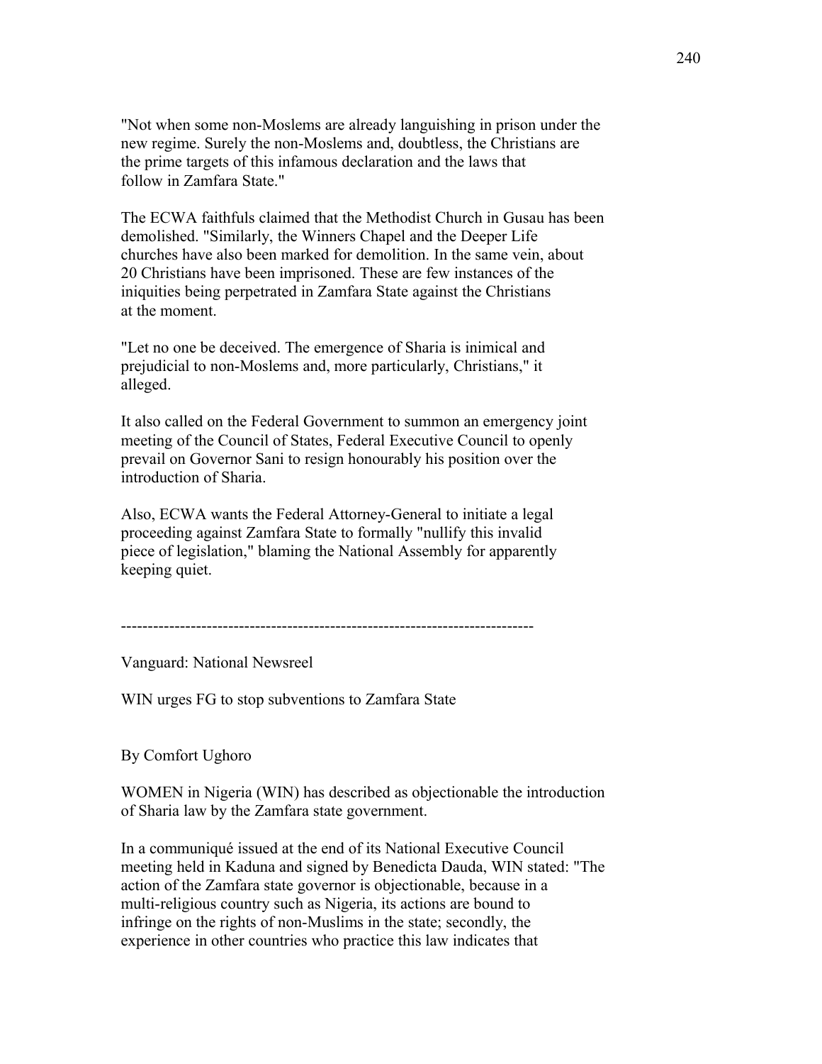"Not when some non-Moslems are already languishing in prison under the new regime. Surely the non-Moslems and, doubtless, the Christians are the prime targets of this infamous declaration and the laws that follow in Zamfara State."

The ECWA faithfuls claimed that the Methodist Church in Gusau has been demolished. "Similarly, the Winners Chapel and the Deeper Life churches have also been marked for demolition. In the same vein, about 20 Christians have been imprisoned. These are few instances of the iniquities being perpetrated in Zamfara State against the Christians at the moment.

"Let no one be deceived. The emergence of Sharia is inimical and prejudicial to non-Moslems and, more particularly, Christians," it alleged.

It also called on the Federal Government to summon an emergency joint meeting of the Council of States, Federal Executive Council to openly prevail on Governor Sani to resign honourably his position over the introduction of Sharia.

Also, ECWA wants the Federal Attorney-General to initiate a legal proceeding against Zamfara State to formally "nullify this invalid piece of legislation," blaming the National Assembly for apparently keeping quiet.

---

Vanguard: National Newsreel

WIN urges FG to stop subventions to Zamfara State

By Comfort Ughoro

WOMEN in Nigeria (WIN) has described as objectionable the introduction of Sharia law by the Zamfara state government.

In a communiqué issued at the end of its National Executive Council meeting held in Kaduna and signed by Benedicta Dauda, WIN stated: "The action of the Zamfara state governor is objectionable, because in a multi-religious country such as Nigeria, its actions are bound to infringe on the rights of non-Muslims in the state; secondly, the experience in other countries who practice this law indicates that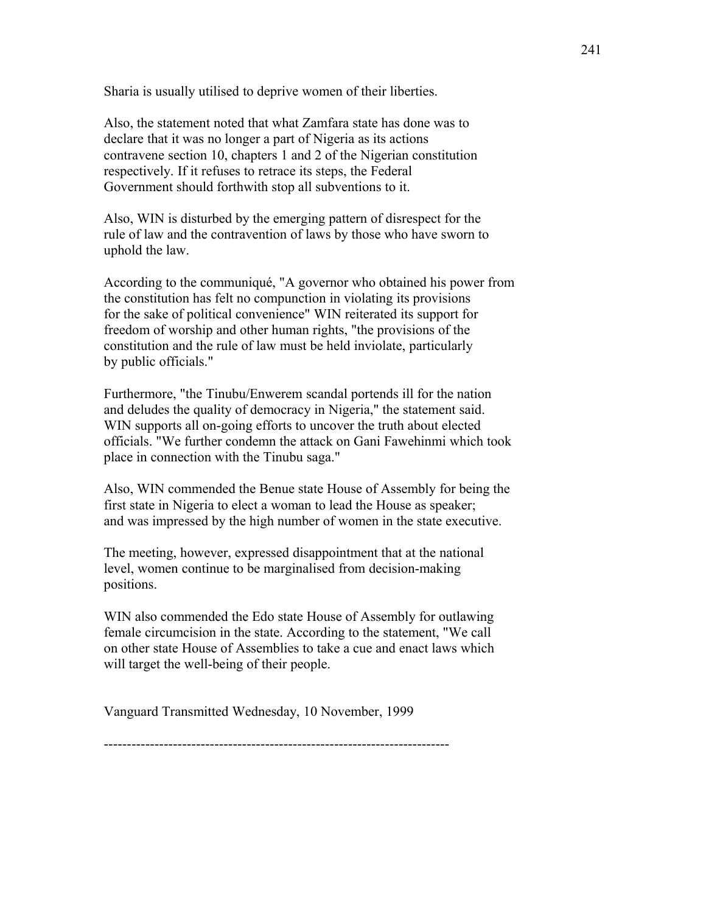Sharia is usually utilised to deprive women of their liberties.

Also, the statement noted that what Zamfara state has done was to declare that it was no longer a part of Nigeria as its actions contravene section 10, chapters 1 and 2 of the Nigerian constitution respectively. If it refuses to retrace its steps, the Federal Government should forthwith stop all subventions to it.

Also, WIN is disturbed by the emerging pattern of disrespect for the rule of law and the contravention of laws by those who have sworn to uphold the law.

According to the communiqué, "A governor who obtained his power from the constitution has felt no compunction in violating its provisions for the sake of political convenience" WIN reiterated its support for freedom of worship and other human rights, "the provisions of the constitution and the rule of law must be held inviolate, particularly by public officials."

Furthermore, "the Tinubu/Enwerem scandal portends ill for the nation and deludes the quality of democracy in Nigeria," the statement said. WIN supports all on-going efforts to uncover the truth about elected officials. "We further condemn the attack on Gani Fawehinmi which took place in connection with the Tinubu saga."

Also, WIN commended the Benue state House of Assembly for being the first state in Nigeria to elect a woman to lead the House as speaker; and was impressed by the high number of women in the state executive.

The meeting, however, expressed disappointment that at the national level, women continue to be marginalised from decision-making positions.

WIN also commended the Edo state House of Assembly for outlawing female circumcision in the state. According to the statement, "We call on other state House of Assemblies to take a cue and enact laws which will target the well-being of their people.

Vanguard Transmitted Wednesday, 10 November, 1999

---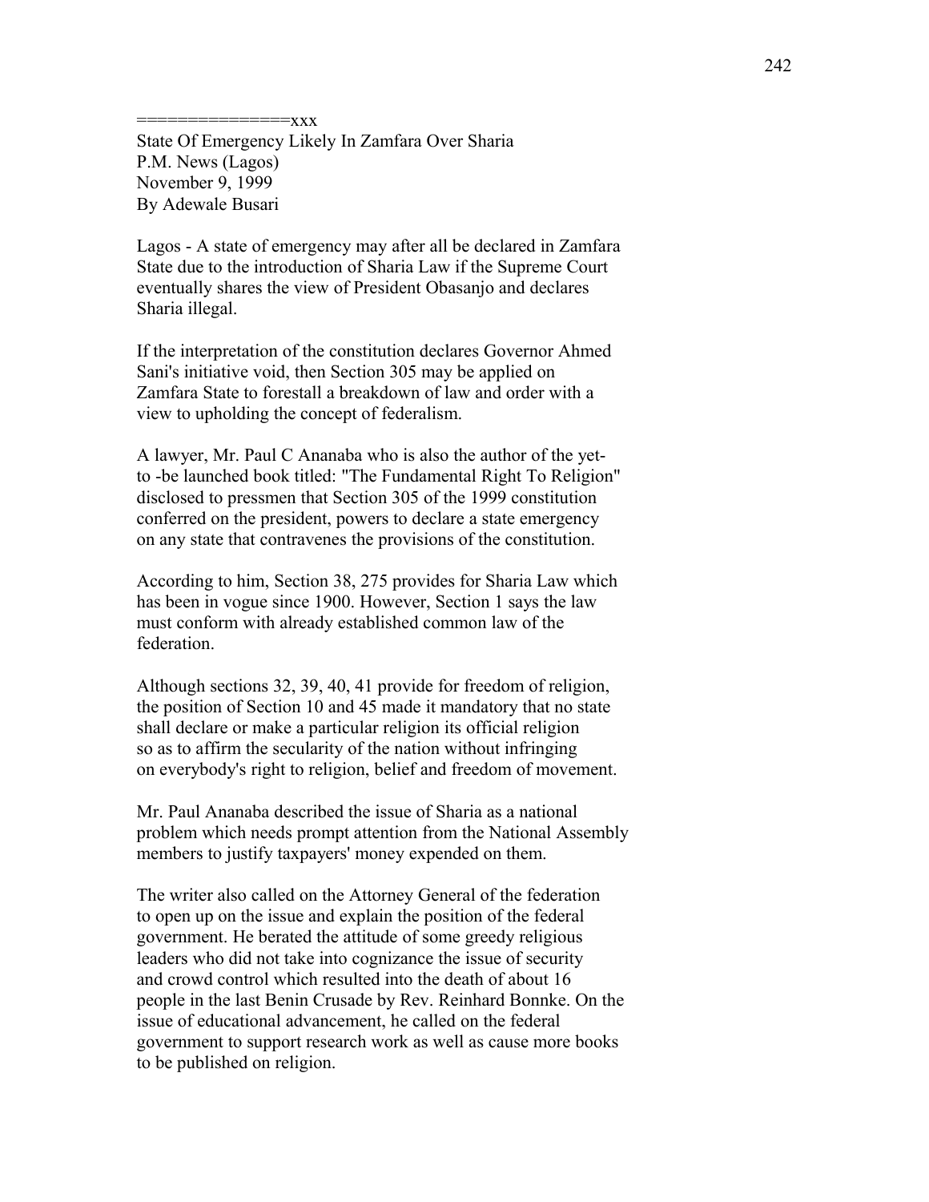===============xxx

State Of Emergency Likely In Zamfara Over Sharia
P.M. News (Lagos)
November 9, 1999
By Adewale Busari

Lagos - A state of emergency may after all be declared in Zamfara State due to the introduction of Sharia Law if the Supreme Court eventually shares the view of President Obasanjo and declares Sharia illegal.

If the interpretation of the constitution declares Governor Ahmed Sani's initiative void, then Section 305 may be applied on Zamfara State to forestall a breakdown of law and order with a view to upholding the concept of federalism.

A lawyer, Mr. Paul C Ananaba who is also the author of the yet-to -be launched book titled: "The Fundamental Right To Religion" disclosed to pressmen that Section 305 of the 1999 constitution conferred on the president, powers to declare a state emergency on any state that contravenes the provisions of the constitution.

According to him, Section 38, 275 provides for Sharia Law which has been in vogue since 1900. However, Section 1 says the law must conform with already established common law of the federation.

Although sections 32, 39, 40, 41 provide for freedom of religion, the position of Section 10 and 45 made it mandatory that no state shall declare or make a particular religion its official religion so as to affirm the secularity of the nation without infringing on everybody's right to religion, belief and freedom of movement.

Mr. Paul Ananaba described the issue of Sharia as a national problem which needs prompt attention from the National Assembly members to justify taxpayers' money expended on them.

The writer also called on the Attorney General of the federation to open up on the issue and explain the position of the federal government. He berated the attitude of some greedy religious leaders who did not take into cognizance the issue of security and crowd control which resulted into the death of about 16 people in the last Benin Crusade by Rev. Reinhard Bonnke. On the issue of educational advancement, he called on the federal government to support research work as well as cause more books to be published on religion.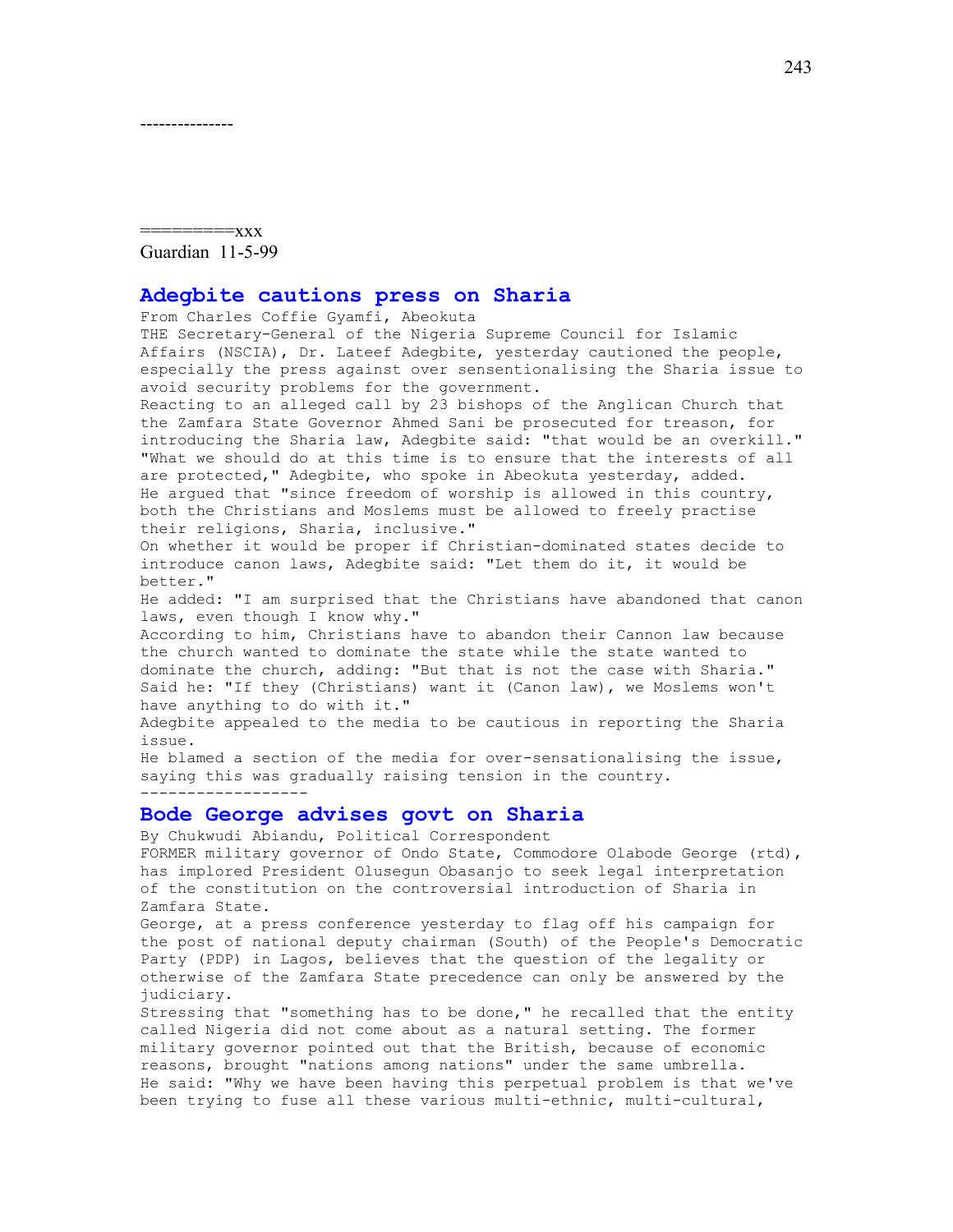---------------

==========xxx

Guardian 11-5-99

## Adegbite cautions press on Sharia

From Charles Coffie Gyamfi, Abeokuta

THE Secretary-General of the Nigeria Supreme Council for Islamic Affairs (NSCIA), Dr. Lateef Adegbite, yesterday cautioned the people, especially the press against over sensentionalising the Sharia issue to avoid security problems for the government.

Reacting to an alleged call by 23 bishops of the Anglican Church that the Zamfara State Governor Ahmed Sani be prosecuted for treason, for introducing the Sharia law, Adegbite said: "that would be an overkill." "What we should do at this time is to ensure that the interests of all are protected," Adegbite, who spoke in Abeokuta yesterday, added.

He argued that "since freedom of worship is allowed in this country, both the Christians and Moslems must be allowed to freely practise their religions, Sharia, inclusive."

On whether it would be proper if Christian-dominated states decide to introduce canon laws, Adegbite said: "Let them do it, it would be better."

He added: "I am surprised that the Christians have abandoned that canon laws, even though I know why."

According to him, Christians have to abandon their Cannon law because the church wanted to dominate the state while the state wanted to dominate the church, adding: "But that is not the case with Sharia."

Said he: "If they (Christians) want it (Canon law), we Moslems won't have anything to do with it."

Adegbite appealed to the media to be cautious in reporting the Sharia issue.

He blamed a section of the media for over-sensationalising the issue, saying this was gradually raising tension in the country.

------------------

## Bode George advises govt on Sharia

By Chukwudi Abiandu, Political Correspondent

FORMER military governor of Ondo State, Commodore Olabode George (rtd), has implored President Olusegun Obasanjo to seek legal interpretation of the constitution on the controversial introduction of Sharia in Zamfara State.

George, at a press conference yesterday to flag off his campaign for the post of national deputy chairman (South) of the People's Democratic Party (PDP) in Lagos, believes that the question of the legality or otherwise of the Zamfara State precedence can only be answered by the judiciary.

Stressing that "something has to be done," he recalled that the entity called Nigeria did not come about as a natural setting. The former military governor pointed out that the British, because of economic reasons, brought "nations among nations" under the same umbrella.

He said: "Why we have been having this perpetual problem is that we've been trying to fuse all these various multi-ethnic, multi-cultural,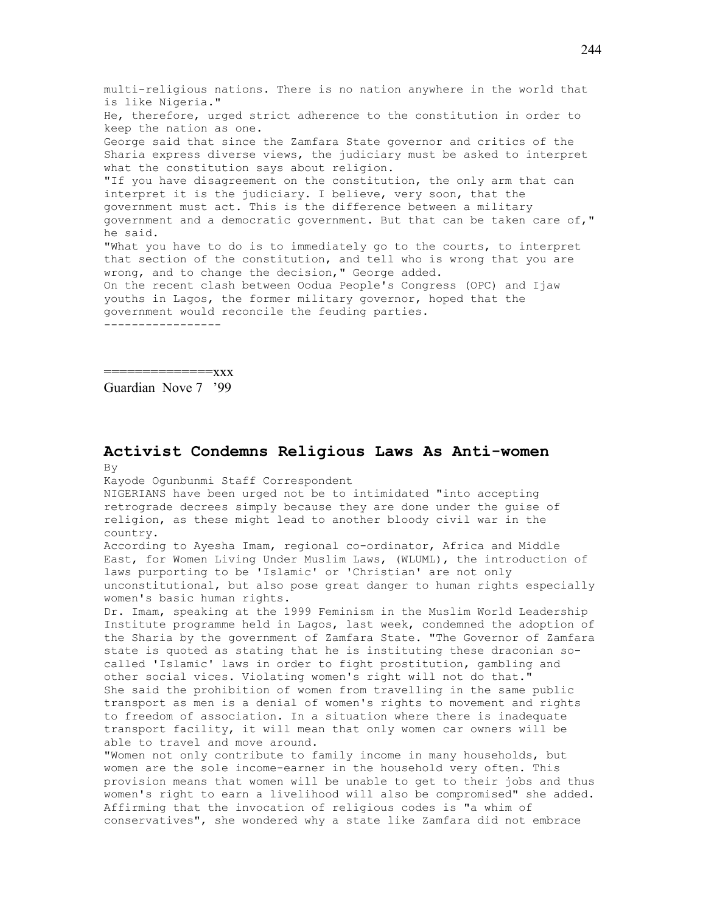multi-religious nations. There is no nation anywhere in the world that is like Nigeria."

He, therefore, urged strict adherence to the constitution in order to keep the nation as one.

George said that since the Zamfara State governor and critics of the Sharia express diverse views, the judiciary must be asked to interpret what the constitution says about religion.

"If you have disagreement on the constitution, the only arm that can interpret it is the judiciary. I believe, very soon, that the government must act. This is the difference between a military government and a democratic government. But that can be taken care of," he said.

"What you have to do is to immediately go to the courts, to interpret that section of the constitution, and tell who is wrong that you are wrong, and to change the decision," George added.

On the recent clash between Oodua People's Congress (OPC) and Ijaw youths in Lagos, the former military governor, hoped that the government would reconcile the feuding parties.

-----------------

==============xxx

Guardian Nove 7 '99

## Activist Condemns Religious Laws As Anti-women

By

Kayode Ogunbunmi Staff Correspondent

NIGERIANS have been urged not be to intimidated "into accepting retrograde decrees simply because they are done under the guise of religion, as these might lead to another bloody civil war in the country.

According to Ayesha Imam, regional co-ordinator, Africa and Middle East, for Women Living Under Muslim Laws, (WLUML), the introduction of laws purporting to be 'Islamic' or 'Christian' are not only unconstitutional, but also pose great danger to human rights especially women's basic human rights.

Dr. Imam, speaking at the 1999 Feminism in the Muslim World Leadership Institute programme held in Lagos, last week, condemned the adoption of the Sharia by the government of Zamfara State. "The Governor of Zamfara state is quoted as stating that he is instituting these draconian so-called 'Islamic' laws in order to fight prostitution, gambling and other social vices. Violating women's right will not do that."

She said the prohibition of women from travelling in the same public transport as men is a denial of women's rights to movement and rights to freedom of association. In a situation where there is inadequate transport facility, it will mean that only women car owners will be able to travel and move around.

"Women not only contribute to family income in many households, but women are the sole income-earner in the household very often. This provision means that women will be unable to get to their jobs and thus women's right to earn a livelihood will also be compromised" she added.

Affirming that the invocation of religious codes is "a whim of conservatives", she wondered why a state like Zamfara did not embrace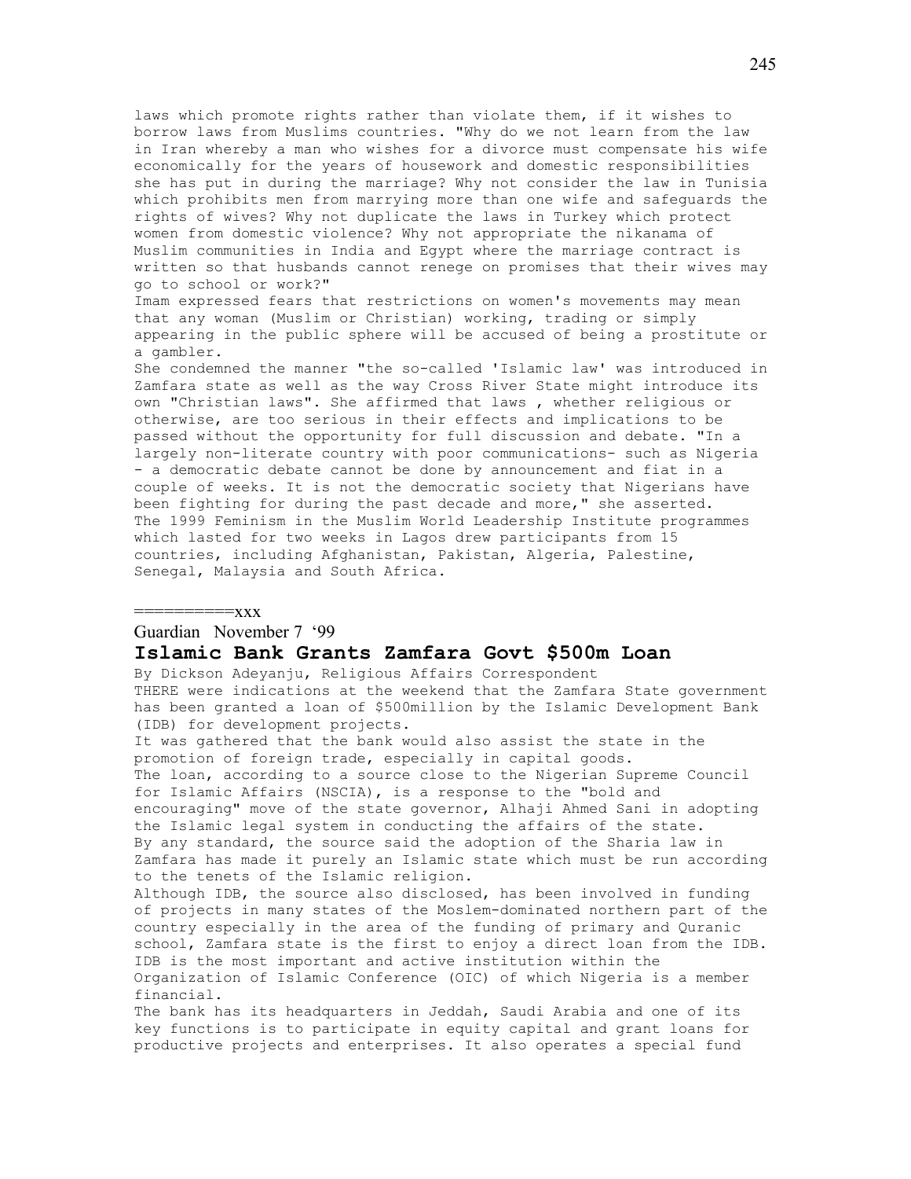laws which promote rights rather than violate them, if it wishes to borrow laws from Muslims countries. "Why do we not learn from the law in Iran whereby a man who wishes for a divorce must compensate his wife economically for the years of housework and domestic responsibilities she has put in during the marriage? Why not consider the law in Tunisia which prohibits men from marrying more than one wife and safeguards the rights of wives? Why not duplicate the laws in Turkey which protect women from domestic violence? Why not appropriate the nikanama of Muslim communities in India and Egypt where the marriage contract is written so that husbands cannot renege on promises that their wives may go to school or work?"

Imam expressed fears that restrictions on women's movements may mean that any woman (Muslim or Christian) working, trading or simply appearing in the public sphere will be accused of being a prostitute or a gambler.

She condemned the manner "the so-called 'Islamic law' was introduced in Zamfara state as well as the way Cross River State might introduce its own "Christian laws". She affirmed that laws , whether religious or otherwise, are too serious in their effects and implications to be passed without the opportunity for full discussion and debate. "In a largely non-literate country with poor communications- such as Nigeria - a democratic debate cannot be done by announcement and fiat in a couple of weeks. It is not the democratic society that Nigerians have been fighting for during the past decade and more," she asserted.

The 1999 Feminism in the Muslim World Leadership Institute programmes which lasted for two weeks in Lagos drew participants from 15 countries, including Afghanistan, Pakistan, Algeria, Palestine, Senegal, Malaysia and South Africa.

===========xxx

Guardian November 7 '99

## Islamic Bank Grants Zamfara Govt $500m Loan

By Dickson Adeyanju, Religious Affairs Correspondent

THERE were indications at the weekend that the Zamfara State government has been granted a loan of $500million by the Islamic Development Bank (IDB) for development projects.

It was gathered that the bank would also assist the state in the promotion of foreign trade, especially in capital goods.

The loan, according to a source close to the Nigerian Supreme Council for Islamic Affairs (NSCIA), is a response to the "bold and encouraging" move of the state governor, Alhaji Ahmed Sani in adopting the Islamic legal system in conducting the affairs of the state.

By any standard, the source said the adoption of the Sharia law in Zamfara has made it purely an Islamic state which must be run according to the tenets of the Islamic religion.

Although IDB, the source also disclosed, has been involved in funding of projects in many states of the Moslem-dominated northern part of the country especially in the area of the funding of primary and Quranic school, Zamfara state is the first to enjoy a direct loan from the IDB. IDB is the most important and active institution within the Organization of Islamic Conference (OIC) of which Nigeria is a member financial.

The bank has its headquarters in Jeddah, Saudi Arabia and one of its key functions is to participate in equity capital and grant loans for productive projects and enterprises. It also operates a special fund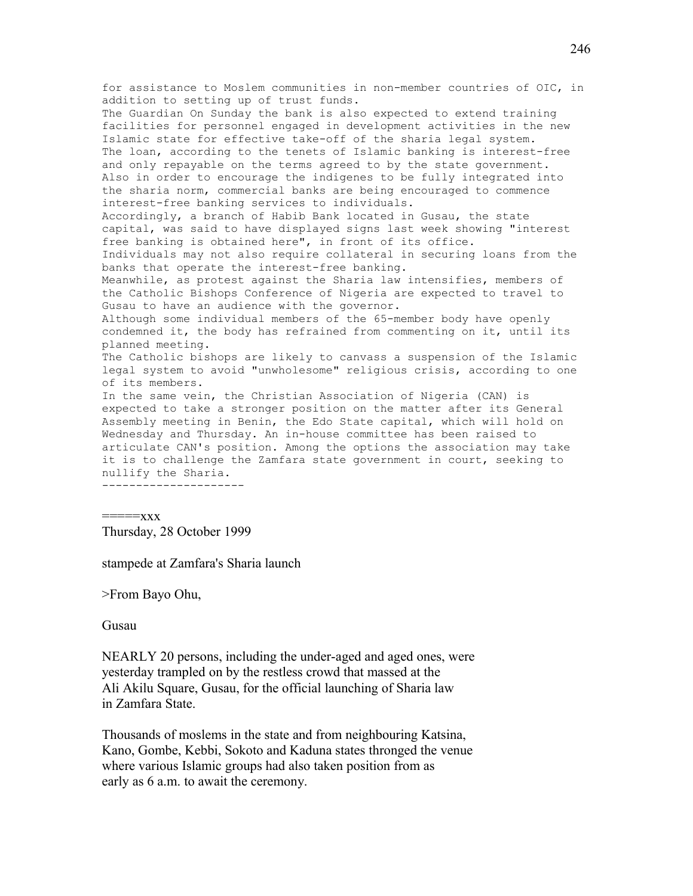for assistance to Moslem communities in non-member countries of OIC, in addition to setting up of trust funds.
The Guardian On Sunday the bank is also expected to extend training facilities for personnel engaged in development activities in the new Islamic state for effective take-off of the sharia legal system.
The loan, according to the tenets of Islamic banking is interest-free and only repayable on the terms agreed to by the state government.
Also in order to encourage the indigenes to be fully integrated into the sharia norm, commercial banks are being encouraged to commence interest-free banking services to individuals.
Accordingly, a branch of Habib Bank located in Gusau, the state capital, was said to have displayed signs last week showing "interest free banking is obtained here", in front of its office.
Individuals may not also require collateral in securing loans from the banks that operate the interest-free banking.
Meanwhile, as protest against the Sharia law intensifies, members of the Catholic Bishops Conference of Nigeria are expected to travel to Gusau to have an audience with the governor.
Although some individual members of the 65-member body have openly condemned it, the body has refrained from commenting on it, until its planned meeting.
The Catholic bishops are likely to canvass a suspension of the Islamic legal system to avoid "unwholesome" religious crisis, according to one of its members.
In the same vein, the Christian Association of Nigeria (CAN) is expected to take a stronger position on the matter after its General Assembly meeting in Benin, the Edo State capital, which will hold on Wednesday and Thursday. An in-house committee has been raised to articulate CAN's position. Among the options the association may take it is to challenge the Zamfara state government in court, seeking to nullify the Sharia.
---------------------

=====xxx
Thursday, 28 October 1999

stampede at Zamfara's Sharia launch

>From Bayo Ohu,

Gusau

NEARLY 20 persons, including the under-aged and aged ones, were yesterday trampled on by the restless crowd that massed at the Ali Akilu Square, Gusau, for the official launching of Sharia law in Zamfara State.

Thousands of moslems in the state and from neighbouring Katsina, Kano, Gombe, Kebbi, Sokoto and Kaduna states thronged the venue where various Islamic groups had also taken position from as early as 6 a.m. to await the ceremony.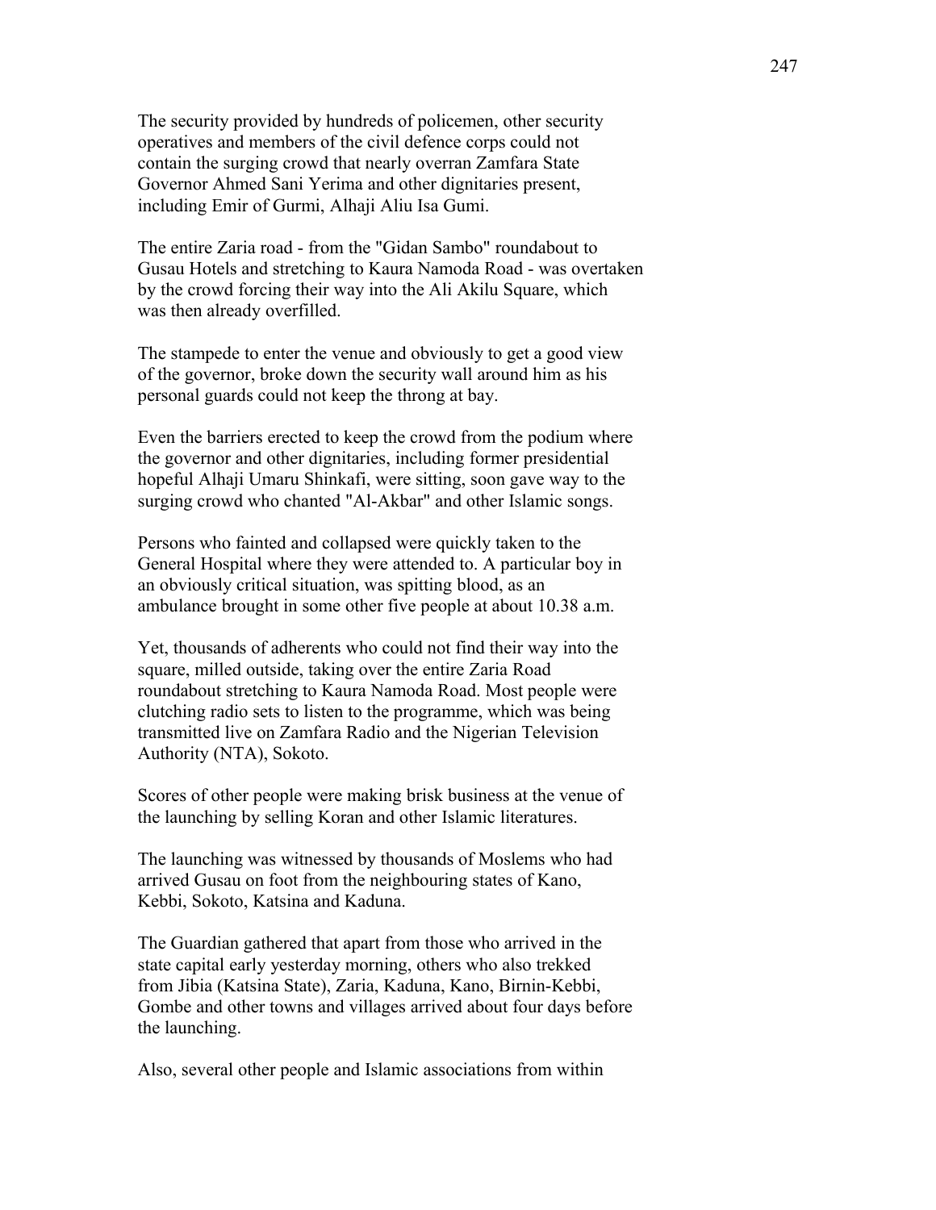The security provided by hundreds of policemen, other security operatives and members of the civil defence corps could not contain the surging crowd that nearly overran Zamfara State Governor Ahmed Sani Yerima and other dignitaries present, including Emir of Gurmi, Alhaji Aliu Isa Gumi.

The entire Zaria road - from the "Gidan Sambo" roundabout to Gusau Hotels and stretching to Kaura Namoda Road - was overtaken by the crowd forcing their way into the Ali Akilu Square, which was then already overfilled.

The stampede to enter the venue and obviously to get a good view of the governor, broke down the security wall around him as his personal guards could not keep the throng at bay.

Even the barriers erected to keep the crowd from the podium where the governor and other dignitaries, including former presidential hopeful Alhaji Umaru Shinkafi, were sitting, soon gave way to the surging crowd who chanted "Al-Akbar" and other Islamic songs.

Persons who fainted and collapsed were quickly taken to the General Hospital where they were attended to. A particular boy in an obviously critical situation, was spitting blood, as an ambulance brought in some other five people at about 10.38 a.m.

Yet, thousands of adherents who could not find their way into the square, milled outside, taking over the entire Zaria Road roundabout stretching to Kaura Namoda Road. Most people were clutching radio sets to listen to the programme, which was being transmitted live on Zamfara Radio and the Nigerian Television Authority (NTA), Sokoto.

Scores of other people were making brisk business at the venue of the launching by selling Koran and other Islamic literatures.

The launching was witnessed by thousands of Moslems who had arrived Gusau on foot from the neighbouring states of Kano, Kebbi, Sokoto, Katsina and Kaduna.

The Guardian gathered that apart from those who arrived in the state capital early yesterday morning, others who also trekked from Jibia (Katsina State), Zaria, Kaduna, Kano, Birnin-Kebbi, Gombe and other towns and villages arrived about four days before the launching.

Also, several other people and Islamic associations from within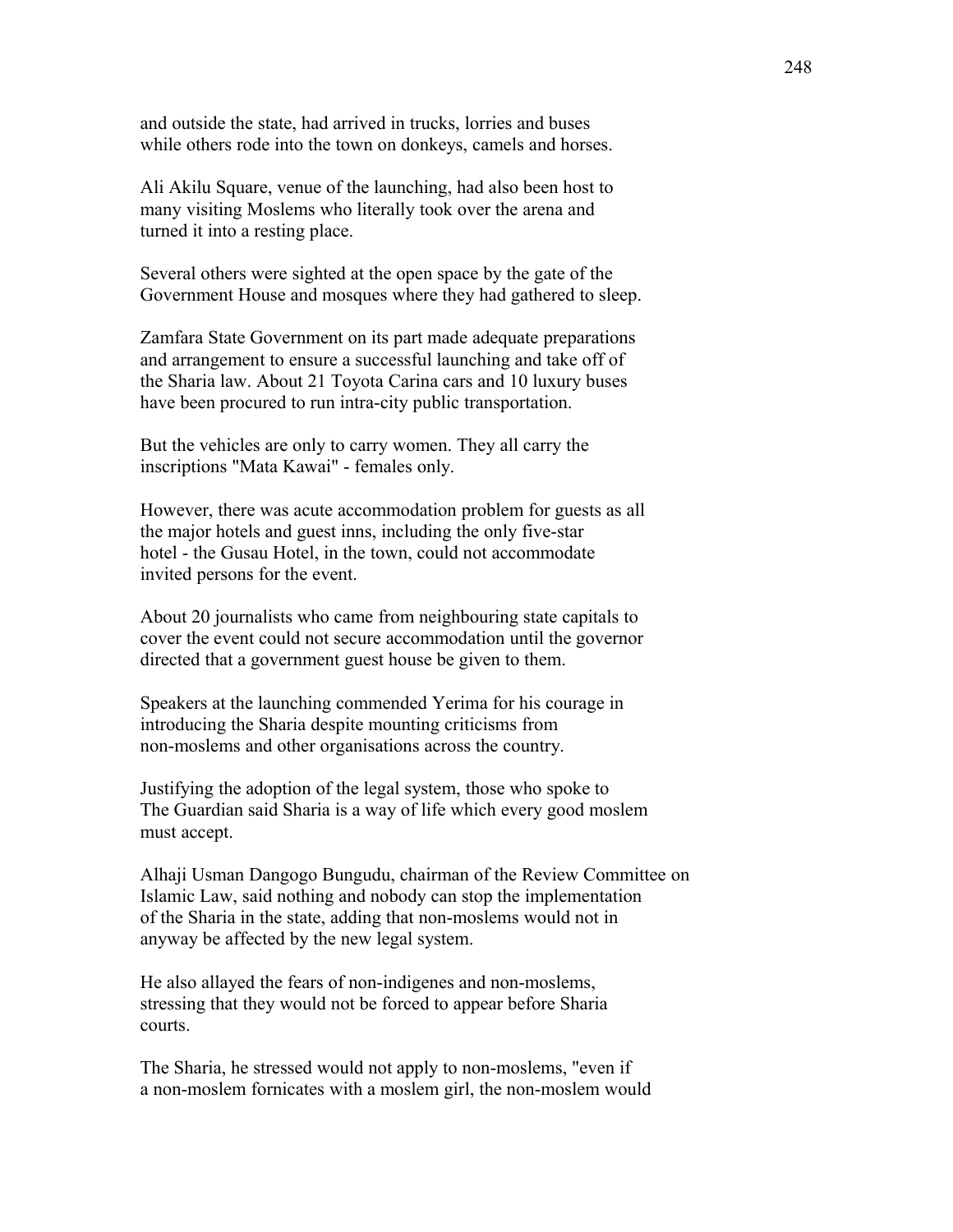and outside the state, had arrived in trucks, lorries and buses while others rode into the town on donkeys, camels and horses.

Ali Akilu Square, venue of the launching, had also been host to many visiting Moslems who literally took over the arena and turned it into a resting place.

Several others were sighted at the open space by the gate of the Government House and mosques where they had gathered to sleep.

Zamfara State Government on its part made adequate preparations and arrangement to ensure a successful launching and take off of the Sharia law. About 21 Toyota Carina cars and 10 luxury buses have been procured to run intra-city public transportation.

But the vehicles are only to carry women. They all carry the inscriptions "Mata Kawai" - females only.

However, there was acute accommodation problem for guests as all the major hotels and guest inns, including the only five-star hotel - the Gusau Hotel, in the town, could not accommodate invited persons for the event.

About 20 journalists who came from neighbouring state capitals to cover the event could not secure accommodation until the governor directed that a government guest house be given to them.

Speakers at the launching commended Yerima for his courage in introducing the Sharia despite mounting criticisms from non-moslems and other organisations across the country.

Justifying the adoption of the legal system, those who spoke to The Guardian said Sharia is a way of life which every good moslem must accept.

Alhaji Usman Dangogo Bungudu, chairman of the Review Committee on Islamic Law, said nothing and nobody can stop the implementation of the Sharia in the state, adding that non-moslems would not in anyway be affected by the new legal system.

He also allayed the fears of non-indigenes and non-moslems, stressing that they would not be forced to appear before Sharia courts.

The Sharia, he stressed would not apply to non-moslems, "even if a non-moslem fornicates with a moslem girl, the non-moslem would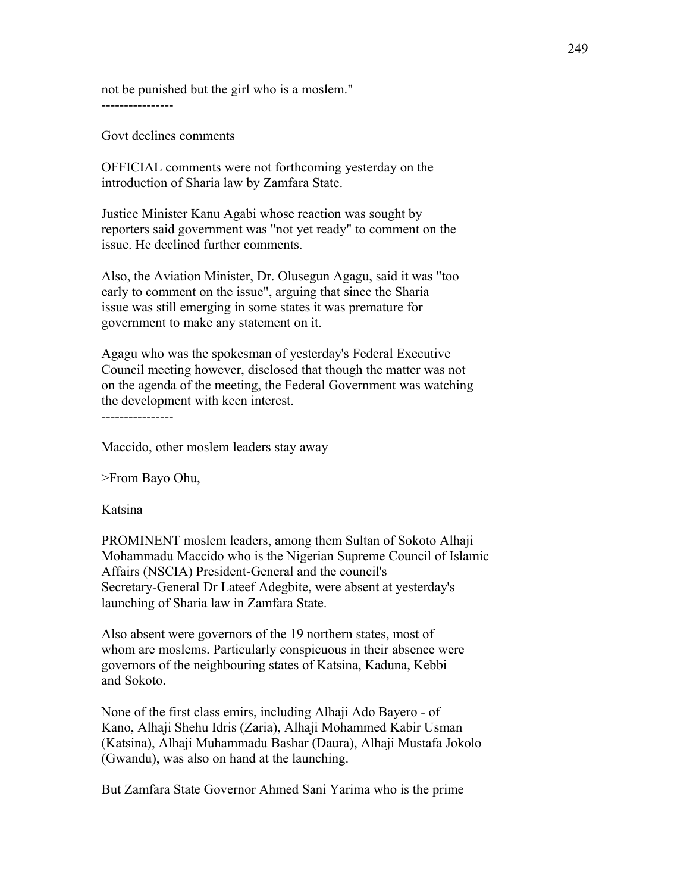not be punished but the girl who is a moslem."

----------------

Govt declines comments

OFFICIAL comments were not forthcoming yesterday on the introduction of Sharia law by Zamfara State.

Justice Minister Kanu Agabi whose reaction was sought by reporters said government was "not yet ready" to comment on the issue. He declined further comments.

Also, the Aviation Minister, Dr. Olusegun Agagu, said it was "too early to comment on the issue", arguing that since the Sharia issue was still emerging in some states it was premature for government to make any statement on it.

Agagu who was the spokesman of yesterday's Federal Executive Council meeting however, disclosed that though the matter was not on the agenda of the meeting, the Federal Government was watching the development with keen interest.

----------------

Maccido, other moslem leaders stay away

>From Bayo Ohu,

Katsina

PROMINENT moslem leaders, among them Sultan of Sokoto Alhaji Mohammadu Maccido who is the Nigerian Supreme Council of Islamic Affairs (NSCIA) President-General and the council's Secretary-General Dr Lateef Adegbite, were absent at yesterday's launching of Sharia law in Zamfara State.

Also absent were governors of the 19 northern states, most of whom are moslems. Particularly conspicuous in their absence were governors of the neighbouring states of Katsina, Kaduna, Kebbi and Sokoto.

None of the first class emirs, including Alhaji Ado Bayero - of Kano, Alhaji Shehu Idris (Zaria), Alhaji Mohammed Kabir Usman (Katsina), Alhaji Muhammadu Bashar (Daura), Alhaji Mustafa Jokolo (Gwandu), was also on hand at the launching.

But Zamfara State Governor Ahmed Sani Yarima who is the prime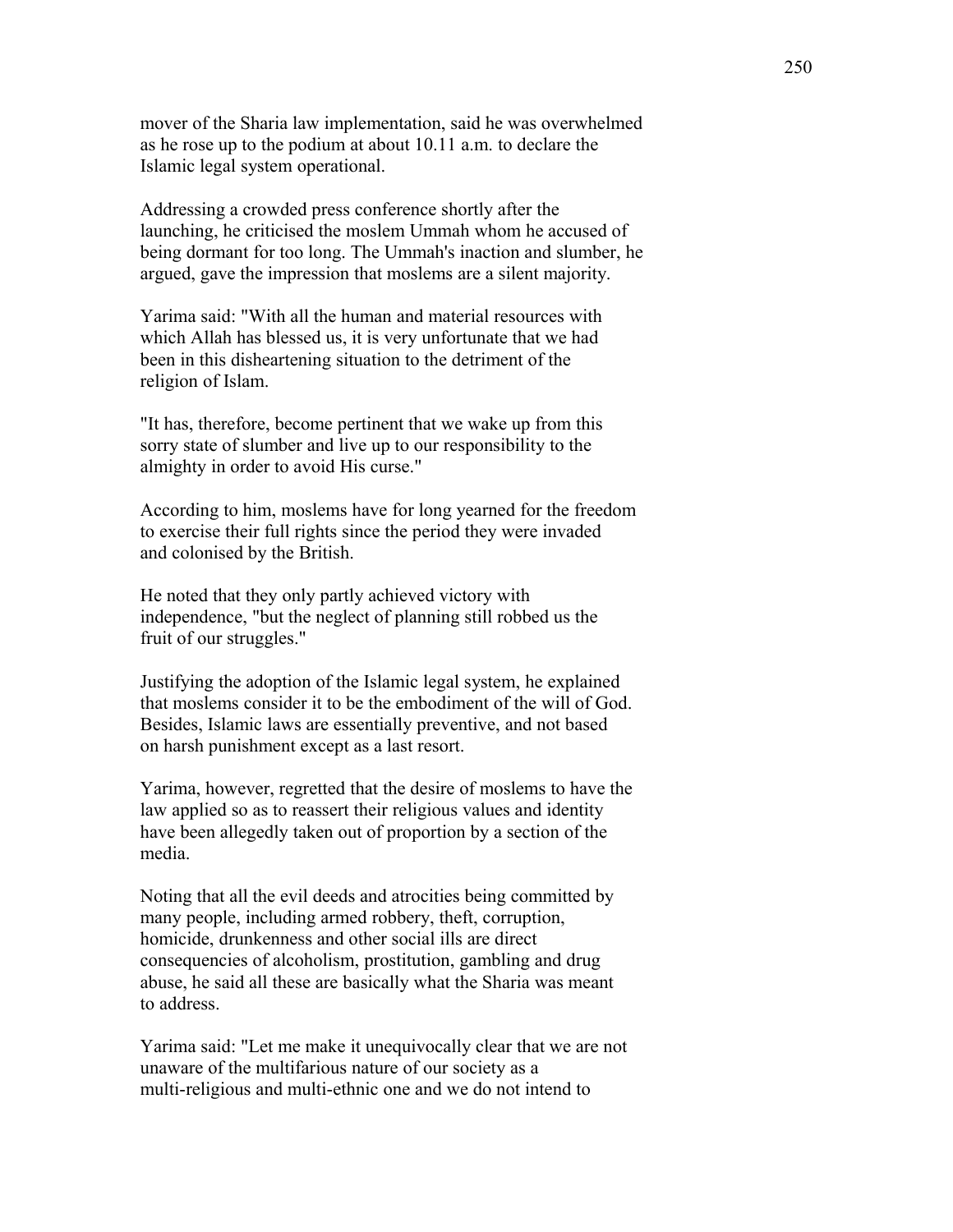mover of the Sharia law implementation, said he was overwhelmed as he rose up to the podium at about 10.11 a.m. to declare the Islamic legal system operational.

Addressing a crowded press conference shortly after the launching, he criticised the moslem Ummah whom he accused of being dormant for too long. The Ummah's inaction and slumber, he argued, gave the impression that moslems are a silent majority.

Yarima said: "With all the human and material resources with which Allah has blessed us, it is very unfortunate that we had been in this disheartening situation to the detriment of the religion of Islam.

"It has, therefore, become pertinent that we wake up from this sorry state of slumber and live up to our responsibility to the almighty in order to avoid His curse."

According to him, moslems have for long yearned for the freedom to exercise their full rights since the period they were invaded and colonised by the British.

He noted that they only partly achieved victory with independence, "but the neglect of planning still robbed us the fruit of our struggles."

Justifying the adoption of the Islamic legal system, he explained that moslems consider it to be the embodiment of the will of God. Besides, Islamic laws are essentially preventive, and not based on harsh punishment except as a last resort.

Yarima, however, regretted that the desire of moslems to have the law applied so as to reassert their religious values and identity have been allegedly taken out of proportion by a section of the media.

Noting that all the evil deeds and atrocities being committed by many people, including armed robbery, theft, corruption, homicide, drunkenness and other social ills are direct consequencies of alcoholism, prostitution, gambling and drug abuse, he said all these are basically what the Sharia was meant to address.

Yarima said: "Let me make it unequivocally clear that we are not unaware of the multifarious nature of our society as a multi-religious and multi-ethnic one and we do not intend to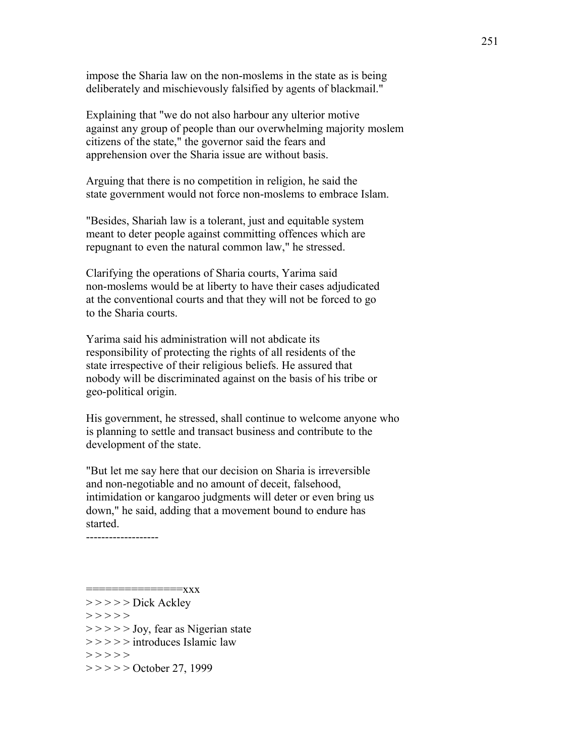impose the Sharia law on the non-moslems in the state as is being deliberately and mischievously falsified by agents of blackmail."

Explaining that "we do not also harbour any ulterior motive against any group of people than our overwhelming majority moslem citizens of the state," the governor said the fears and apprehension over the Sharia issue are without basis.

Arguing that there is no competition in religion, he said the state government would not force non-moslems to embrace Islam.

"Besides, Shariah law is a tolerant, just and equitable system meant to deter people against committing offences which are repugnant to even the natural common law," he stressed.

Clarifying the operations of Sharia courts, Yarima said non-moslems would be at liberty to have their cases adjudicated at the conventional courts and that they will not be forced to go to the Sharia courts.

Yarima said his administration will not abdicate its responsibility of protecting the rights of all residents of the state irrespective of their religious beliefs. He assured that nobody will be discriminated against on the basis of his tribe or geo-political origin.

His government, he stressed, shall continue to welcome anyone who is planning to settle and transact business and contribute to the development of the state.

"But let me say here that our decision on Sharia is irreversible and non-negotiable and no amount of deceit, falsehood, intimidation or kangaroo judgments will deter or even bring us down," he said, adding that a movement bound to endure has started.
-------------------

===============xxx
> > > > > Dick Ackley
> > > > >
> > > > > Joy, fear as Nigerian state
> > > > > introduces Islamic law
> > > > >
> > > > > October 27, 1999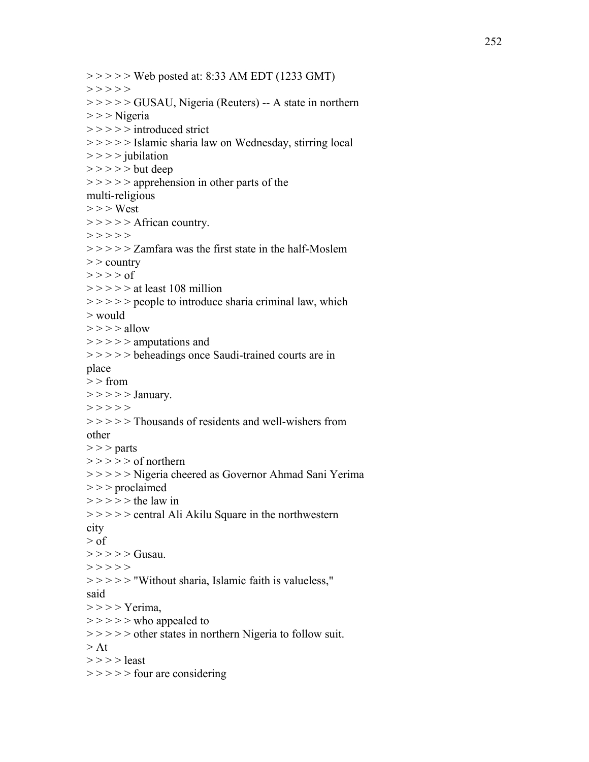> > > > > Web posted at: 8:33 AM EDT (1233 GMT)
> > > > >
> > > > > GUSAU, Nigeria (Reuters) -- A state in northern
> > > Nigeria
> > > > > introduced strict
> > > > > Islamic sharia law on Wednesday, stirring local
> > > > jubilation
> > > > > but deep
> > > > > apprehension in other parts of the
multi-religious
> > > West
> > > > > African country.
> > > > >
> > > > > Zamfara was the first state in the half-Moslem
> > country
> > > > of
> > > > > at least 108 million
> > > > > people to introduce sharia criminal law, which
> would
> > > > allow
> > > > > amputations and
> > > > > beheadings once Saudi-trained courts are in
place
> > from
> > > > > January.
> > > > >
> > > > > Thousands of residents and well-wishers from
other
> > > parts
> > > > > of northern
> > > > > Nigeria cheered as Governor Ahmad Sani Yerima
> > > proclaimed
> > > > > the law in
> > > > > central Ali Akilu Square in the northwestern
city
> of
> > > > > Gusau.
> > > > >
> > > > > "Without sharia, Islamic faith is valueless,"
said
> > > > Yerima,
> > > > > who appealed to
> > > > > other states in northern Nigeria to follow suit.
> At
> > > > least
> > > > > four are considering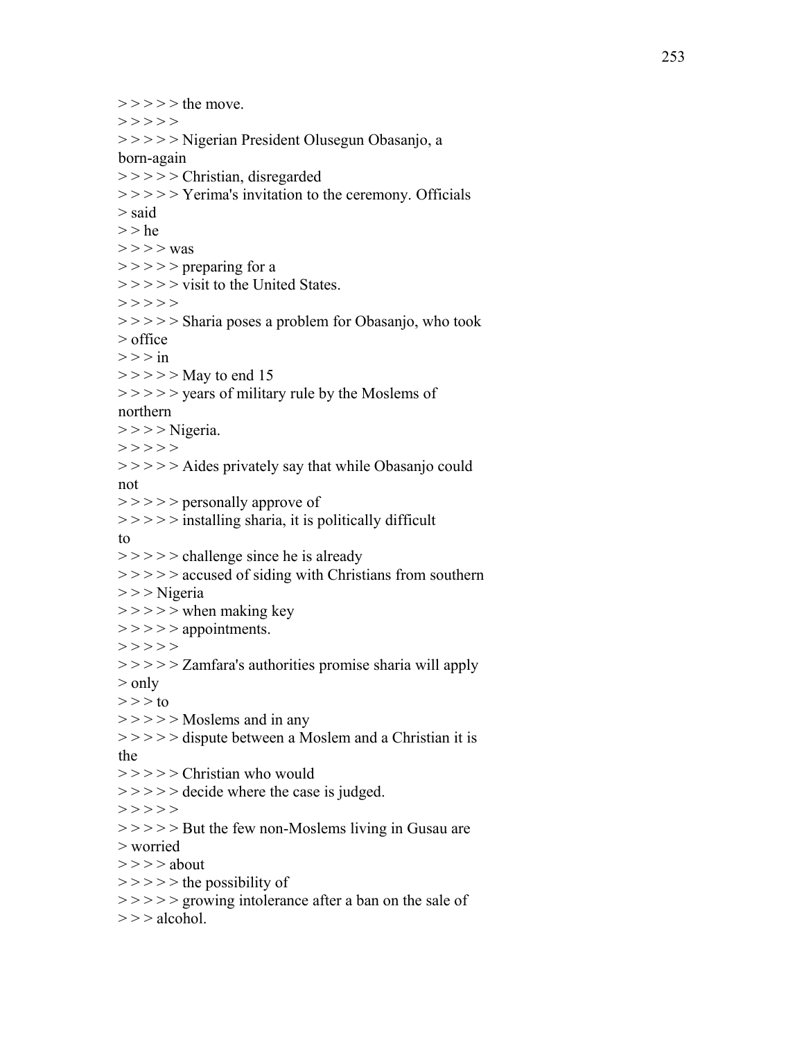> > > > > the move.
> > > > >
> > > > > Nigerian President Olusegun Obasanjo, a
born-again
> > > > > Christian, disregarded
> > > > > Yerima's invitation to the ceremony. Officials
> said
> > he
> > > > was
> > > > > preparing for a
> > > > > visit to the United States.
> > > > >
> > > > > Sharia poses a problem for Obasanjo, who took
> office
> > > in
> > > > > May to end 15
> > > > > years of military rule by the Moslems of
northern
> > > > Nigeria.
> > > > >
> > > > > Aides privately say that while Obasanjo could
not
> > > > > personally approve of
> > > > > installing sharia, it is politically difficult
to
> > > > > challenge since he is already
> > > > > accused of siding with Christians from southern
> > > Nigeria
> > > > > when making key
> > > > > appointments.
> > > > >
> > > > > Zamfara's authorities promise sharia will apply
> only
> > > to
> > > > > Moslems and in any
> > > > > dispute between a Moslem and a Christian it is
the
> > > > > Christian who would
> > > > > decide where the case is judged.
> > > > >
> > > > > But the few non-Moslems living in Gusau are
> worried
> > > > about
> > > > > the possibility of
> > > > > growing intolerance after a ban on the sale of
> > > alcohol.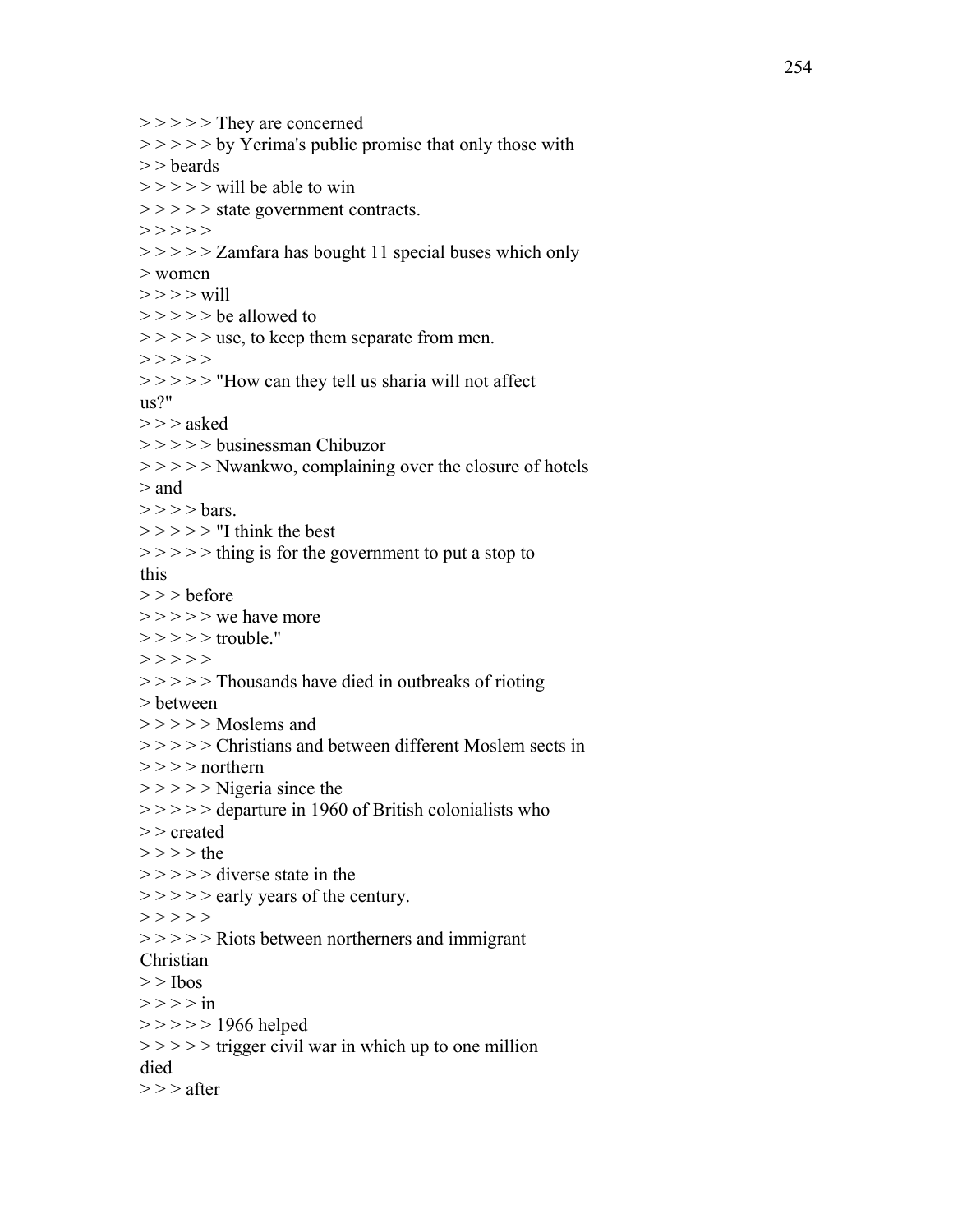> > > > > They are concerned
> > > > > by Yerima's public promise that only those with
> > beards
> > > > > will be able to win
> > > > > state government contracts.
> > > > >
> > > > > Zamfara has bought 11 special buses which only
> women
> > > > will
> > > > > be allowed to
> > > > > use, to keep them separate from men.
> > > > >
> > > > > "How can they tell us sharia will not affect
us?"
> > > asked
> > > > > businessman Chibuzor
> > > > > Nwankwo, complaining over the closure of hotels
> and
> > > > bars.
> > > > > "I think the best
> > > > > thing is for the government to put a stop to
this
> > > before
> > > > > we have more
> > > > > trouble."
> > > > >
> > > > > Thousands have died in outbreaks of rioting
> between
> > > > > Moslems and
> > > > > Christians and between different Moslem sects in
> > > > northern
> > > > > Nigeria since the
> > > > > departure in 1960 of British colonialists who
> > created
> > > > the
> > > > > diverse state in the
> > > > > early years of the century.
> > > > >
> > > > > Riots between northerners and immigrant
Christian
> > Ibos
> > > > in
> > > > > 1966 helped
> > > > > trigger civil war in which up to one million
died
> > > after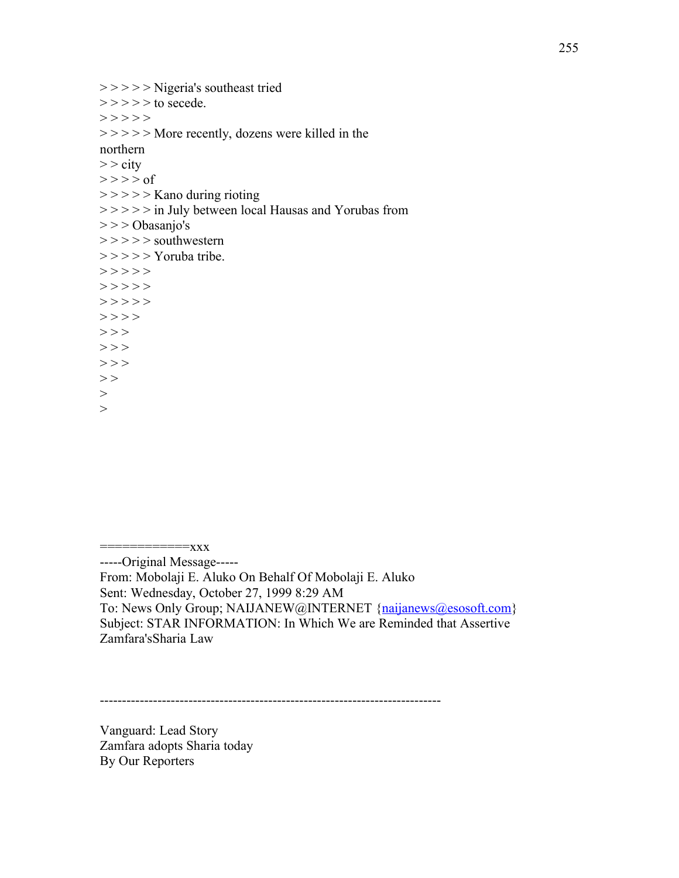> > > > > Nigeria's southeast tried
> > > > > to secede.
> > > > >
> > > > > More recently, dozens were killed in the
northern
> > city
> > > > of
> > > > > Kano during rioting
> > > > > in July between local Hausas and Yorubas from
> > > Obasanjo's
> > > > > southwestern
> > > > > Yoruba tribe.
> > > > >
> > > > >
> > > > >
> > > >
> > >
> > >
> > >
> >
>
>

============xxx
-----Original Message-----
From: Mobolaji E. Aluko On Behalf Of Mobolaji E. Aluko
Sent: Wednesday, October 27, 1999 8:29 AM
To: News Only Group; NAIJANEW@INTERNET {naijanews@esosoft.com}
Subject: STAR INFORMATION: In Which We are Reminded that Assertive Zamfara'sSharia Law

---------------------------------------------------------------------------

Vanguard: Lead Story
Zamfara adopts Sharia today
By Our Reporters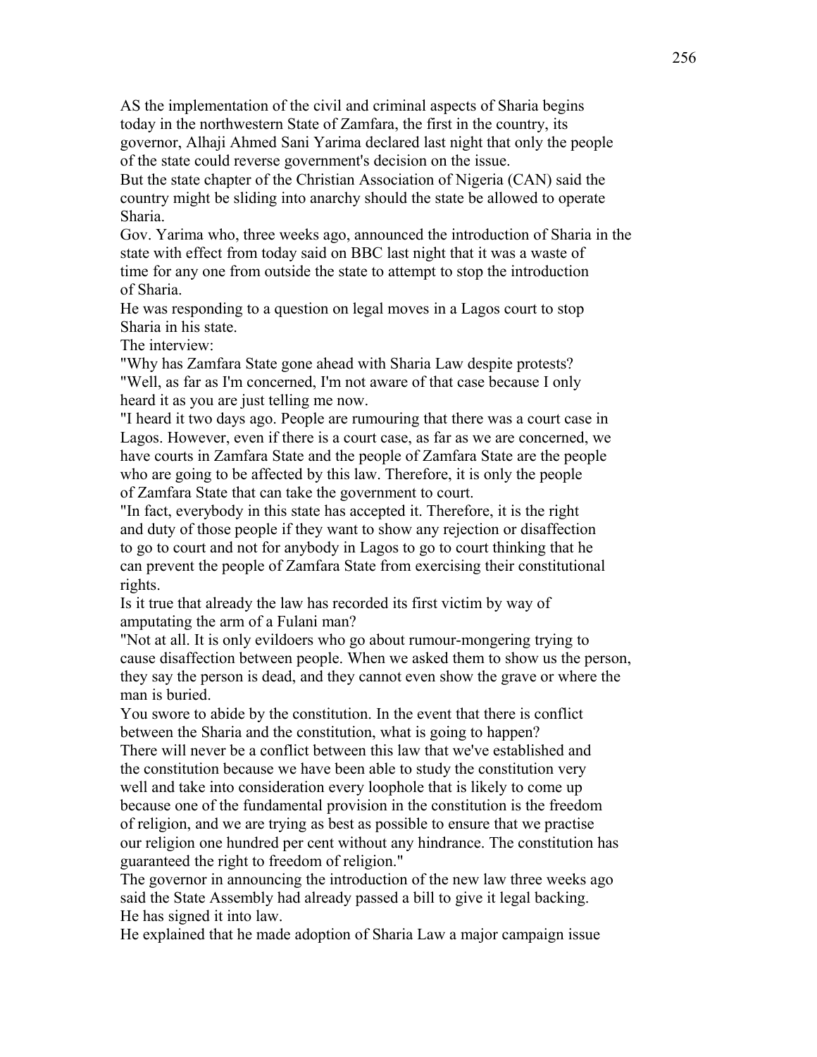AS the implementation of the civil and criminal aspects of Sharia begins today in the northwestern State of Zamfara, the first in the country, its governor, Alhaji Ahmed Sani Yarima declared last night that only the people of the state could reverse government's decision on the issue.

But the state chapter of the Christian Association of Nigeria (CAN) said the country might be sliding into anarchy should the state be allowed to operate Sharia.

Gov. Yarima who, three weeks ago, announced the introduction of Sharia in the state with effect from today said on BBC last night that it was a waste of time for any one from outside the state to attempt to stop the introduction of Sharia.

He was responding to a question on legal moves in a Lagos court to stop Sharia in his state.

The interview:

"Why has Zamfara State gone ahead with Sharia Law despite protests?

"Well, as far as I'm concerned, I'm not aware of that case because I only heard it as you are just telling me now.

"I heard it two days ago. People are rumouring that there was a court case in Lagos. However, even if there is a court case, as far as we are concerned, we have courts in Zamfara State and the people of Zamfara State are the people who are going to be affected by this law. Therefore, it is only the people of Zamfara State that can take the government to court.

"In fact, everybody in this state has accepted it. Therefore, it is the right and duty of those people if they want to show any rejection or disaffection to go to court and not for anybody in Lagos to go to court thinking that he can prevent the people of Zamfara State from exercising their constitutional rights.

Is it true that already the law has recorded its first victim by way of amputating the arm of a Fulani man?

"Not at all. It is only evildoers who go about rumour-mongering trying to cause disaffection between people. When we asked them to show us the person, they say the person is dead, and they cannot even show the grave or where the man is buried.

You swore to abide by the constitution. In the event that there is conflict between the Sharia and the constitution, what is going to happen?

There will never be a conflict between this law that we've established and the constitution because we have been able to study the constitution very well and take into consideration every loophole that is likely to come up because one of the fundamental provision in the constitution is the freedom of religion, and we are trying as best as possible to ensure that we practise our religion one hundred per cent without any hindrance. The constitution has guaranteed the right to freedom of religion."

The governor in announcing the introduction of the new law three weeks ago said the State Assembly had already passed a bill to give it legal backing. He has signed it into law.

He explained that he made adoption of Sharia Law a major campaign issue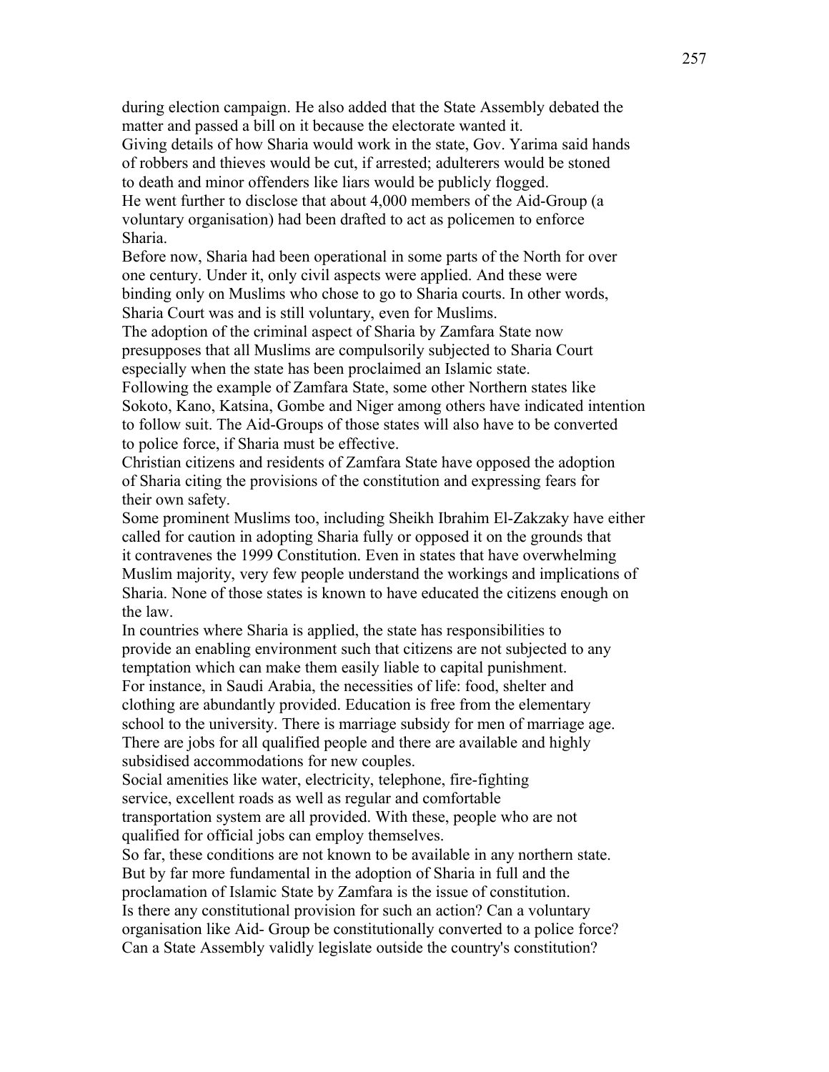during election campaign. He also added that the State Assembly debated the matter and passed a bill on it because the electorate wanted it.

Giving details of how Sharia would work in the state, Gov. Yarima said hands of robbers and thieves would be cut, if arrested; adulterers would be stoned to death and minor offenders like liars would be publicly flogged.

He went further to disclose that about 4,000 members of the Aid-Group (a voluntary organisation) had been drafted to act as policemen to enforce Sharia.

Before now, Sharia had been operational in some parts of the North for over one century. Under it, only civil aspects were applied. And these were binding only on Muslims who chose to go to Sharia courts. In other words, Sharia Court was and is still voluntary, even for Muslims.

The adoption of the criminal aspect of Sharia by Zamfara State now presupposes that all Muslims are compulsorily subjected to Sharia Court especially when the state has been proclaimed an Islamic state.

Following the example of Zamfara State, some other Northern states like Sokoto, Kano, Katsina, Gombe and Niger among others have indicated intention to follow suit. The Aid-Groups of those states will also have to be converted to police force, if Sharia must be effective.

Christian citizens and residents of Zamfara State have opposed the adoption of Sharia citing the provisions of the constitution and expressing fears for their own safety.

Some prominent Muslims too, including Sheikh Ibrahim El-Zakzaky have either called for caution in adopting Sharia fully or opposed it on the grounds that it contravenes the 1999 Constitution. Even in states that have overwhelming Muslim majority, very few people understand the workings and implications of Sharia. None of those states is known to have educated the citizens enough on the law.

In countries where Sharia is applied, the state has responsibilities to provide an enabling environment such that citizens are not subjected to any temptation which can make them easily liable to capital punishment.

For instance, in Saudi Arabia, the necessities of life: food, shelter and clothing are abundantly provided. Education is free from the elementary school to the university. There is marriage subsidy for men of marriage age. There are jobs for all qualified people and there are available and highly subsidised accommodations for new couples.

Social amenities like water, electricity, telephone, fire-fighting service, excellent roads as well as regular and comfortable transportation system are all provided. With these, people who are not qualified for official jobs can employ themselves.

So far, these conditions are not known to be available in any northern state. But by far more fundamental in the adoption of Sharia in full and the proclamation of Islamic State by Zamfara is the issue of constitution.

Is there any constitutional provision for such an action? Can a voluntary organisation like Aid- Group be constitutionally converted to a police force? Can a State Assembly validly legislate outside the country's constitution?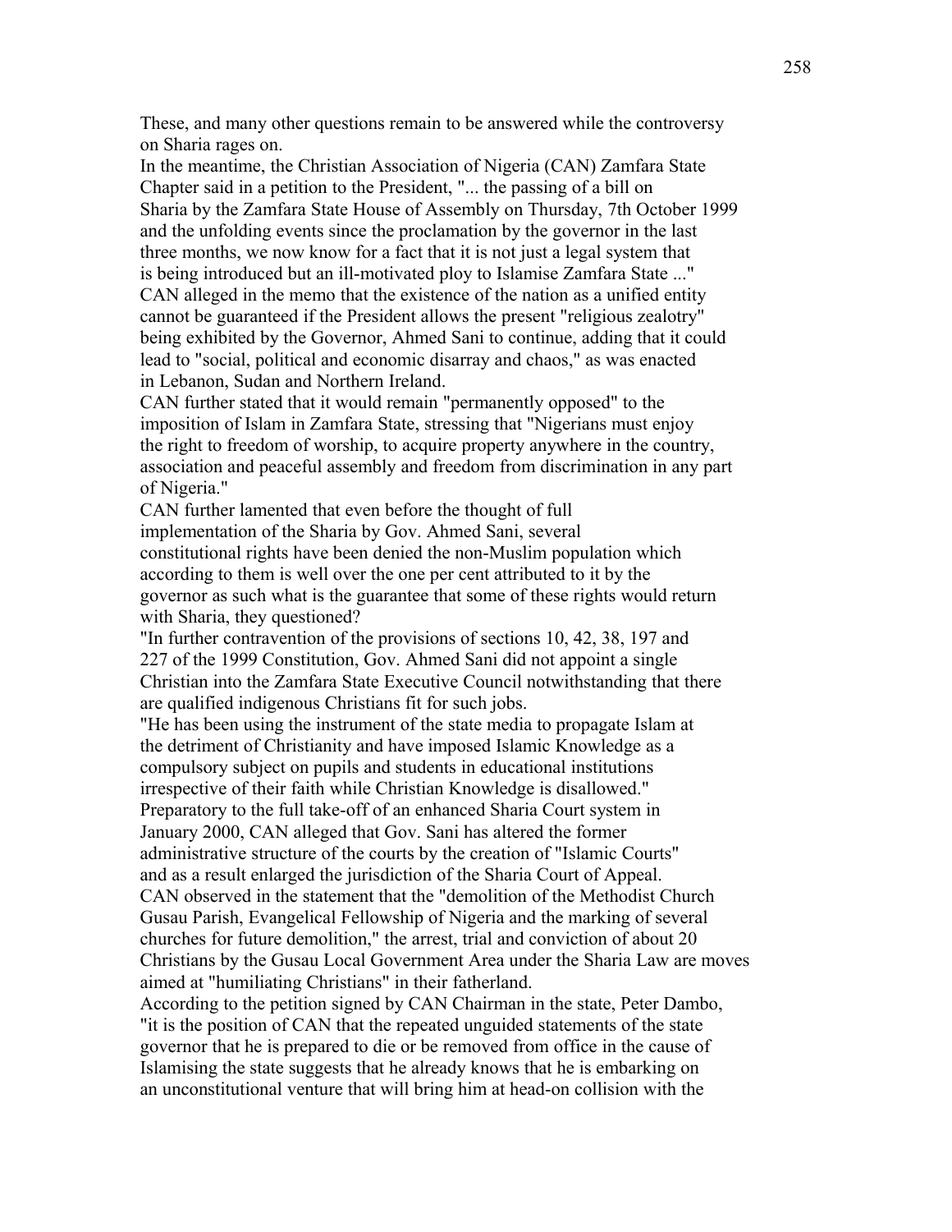These, and many other questions remain to be answered while the controversy on Sharia rages on.

In the meantime, the Christian Association of Nigeria (CAN) Zamfara State Chapter said in a petition to the President, "... the passing of a bill on Sharia by the Zamfara State House of Assembly on Thursday, 7th October 1999 and the unfolding events since the proclamation by the governor in the last three months, we now know for a fact that it is not just a legal system that is being introduced but an ill-motivated ploy to Islamise Zamfara State ..."

CAN alleged in the memo that the existence of the nation as a unified entity cannot be guaranteed if the President allows the present "religious zealotry" being exhibited by the Governor, Ahmed Sani to continue, adding that it could lead to "social, political and economic disarray and chaos," as was enacted in Lebanon, Sudan and Northern Ireland.

CAN further stated that it would remain "permanently opposed" to the imposition of Islam in Zamfara State, stressing that "Nigerians must enjoy the right to freedom of worship, to acquire property anywhere in the country, association and peaceful assembly and freedom from discrimination in any part of Nigeria."

CAN further lamented that even before the thought of full implementation of the Sharia by Gov. Ahmed Sani, several constitutional rights have been denied the non-Muslim population which according to them is well over the one per cent attributed to it by the governor as such what is the guarantee that some of these rights would return with Sharia, they questioned?

"In further contravention of the provisions of sections 10, 42, 38, 197 and 227 of the 1999 Constitution, Gov. Ahmed Sani did not appoint a single Christian into the Zamfara State Executive Council notwithstanding that there are qualified indigenous Christians fit for such jobs.

"He has been using the instrument of the state media to propagate Islam at the detriment of Christianity and have imposed Islamic Knowledge as a compulsory subject on pupils and students in educational institutions irrespective of their faith while Christian Knowledge is disallowed."

Preparatory to the full take-off of an enhanced Sharia Court system in January 2000, CAN alleged that Gov. Sani has altered the former administrative structure of the courts by the creation of "Islamic Courts" and as a result enlarged the jurisdiction of the Sharia Court of Appeal.

CAN observed in the statement that the "demolition of the Methodist Church Gusau Parish, Evangelical Fellowship of Nigeria and the marking of several churches for future demolition," the arrest, trial and conviction of about 20 Christians by the Gusau Local Government Area under the Sharia Law are moves aimed at "humiliating Christians" in their fatherland.

According to the petition signed by CAN Chairman in the state, Peter Dambo, "it is the position of CAN that the repeated unguided statements of the state governor that he is prepared to die or be removed from office in the cause of Islamising the state suggests that he already knows that he is embarking on an unconstitutional venture that will bring him at head-on collision with the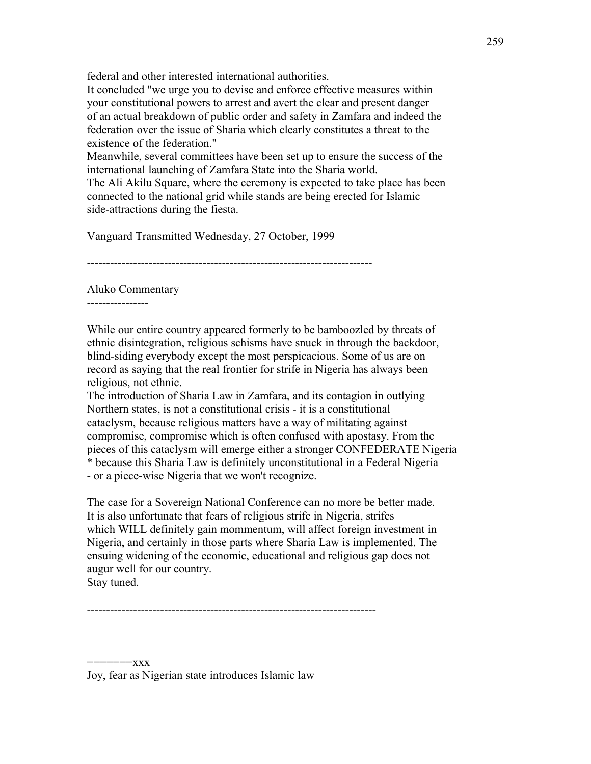federal and other interested international authorities.
It concluded "we urge you to devise and enforce effective measures within your constitutional powers to arrest and avert the clear and present danger of an actual breakdown of public order and safety in Zamfara and indeed the federation over the issue of Sharia which clearly constitutes a threat to the existence of the federation."
Meanwhile, several committees have been set up to ensure the success of the international launching of Zamfara State into the Sharia world.
The Ali Akilu Square, where the ceremony is expected to take place has been connected to the national grid while stands are being erected for Islamic side-attractions during the fiesta.

Vanguard Transmitted Wednesday, 27 October, 1999

---------------------------------------------------------------------------

Aluko Commentary
----------------

While our entire country appeared formerly to be bamboozled by threats of ethnic disintegration, religious schisms have snuck in through the backdoor, blind-siding everybody except the most perspicacious. Some of us are on record as saying that the real frontier for strife in Nigeria has always been religious, not ethnic.
The introduction of Sharia Law in Zamfara, and its contagion in outlying Northern states, is not a constitutional crisis - it is a constitutional cataclysm, because religious matters have a way of militating against compromise, compromise which is often confused with apostasy. From the pieces of this cataclysm will emerge either a stronger CONFEDERATE Nigeria * because this Sharia Law is definitely unconstitutional in a Federal Nigeria - or a piece-wise Nigeria that we won't recognize.

The case for a Sovereign National Conference can no more be better made. It is also unfortunate that fears of religious strife in Nigeria, strifes which WILL definitely gain mommentum, will affect foreign investment in Nigeria, and certainly in those parts where Sharia Law is implemented. The ensuing widening of the economic, educational and religious gap does not augur well for our country.
Stay tuned.

---------------------------------------------------------------------------

=======xxx
Joy, fear as Nigerian state introduces Islamic law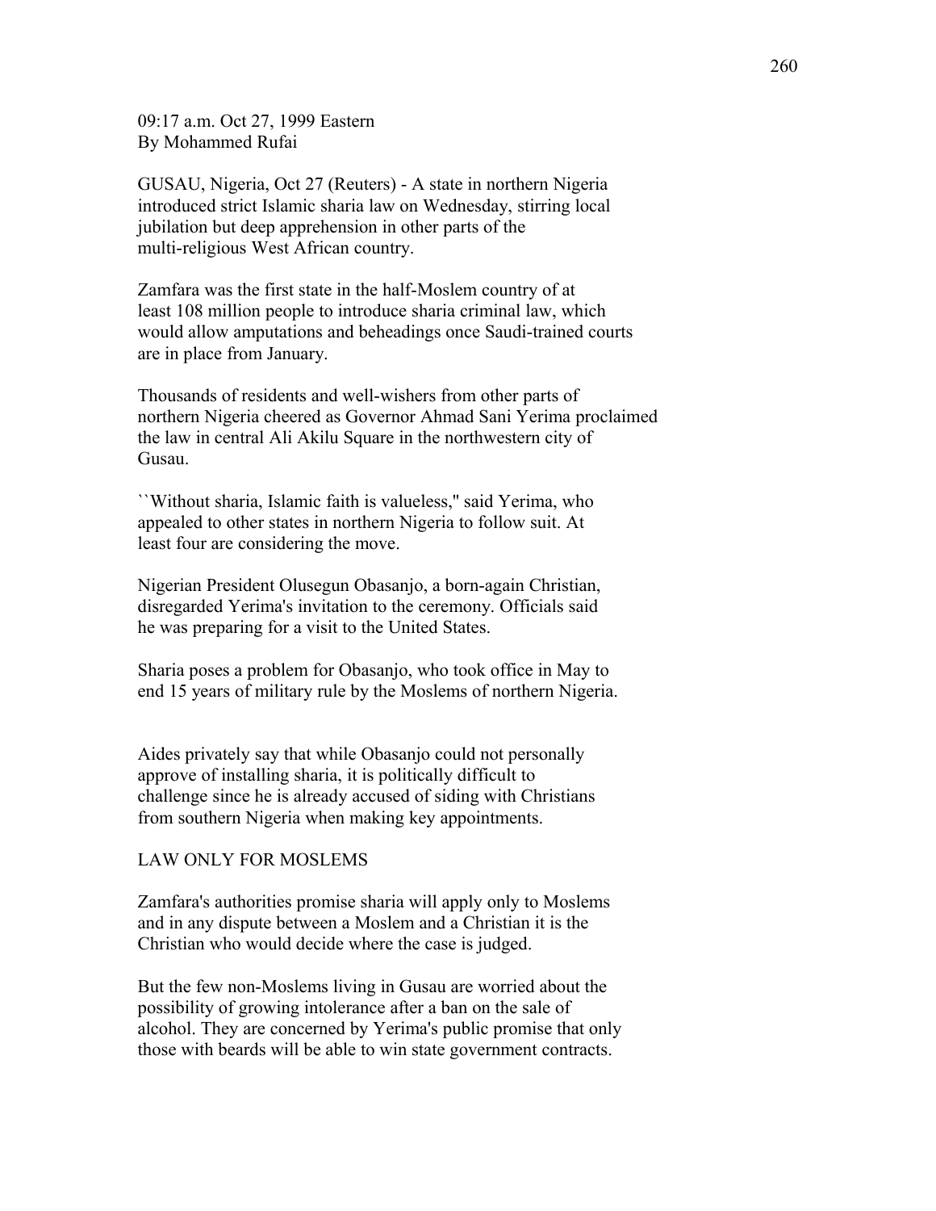09:17 a.m. Oct 27, 1999 Eastern
By Mohammed Rufai

GUSAU, Nigeria, Oct 27 (Reuters) - A state in northern Nigeria introduced strict Islamic sharia law on Wednesday, stirring local jubilation but deep apprehension in other parts of the multi-religious West African country.

Zamfara was the first state in the half-Moslem country of at least 108 million people to introduce sharia criminal law, which would allow amputations and beheadings once Saudi-trained courts are in place from January.

Thousands of residents and well-wishers from other parts of northern Nigeria cheered as Governor Ahmad Sani Yerima proclaimed the law in central Ali Akilu Square in the northwestern city of Gusau.

``Without sharia, Islamic faith is valueless,'' said Yerima, who appealed to other states in northern Nigeria to follow suit. At least four are considering the move.

Nigerian President Olusegun Obasanjo, a born-again Christian, disregarded Yerima's invitation to the ceremony. Officials said he was preparing for a visit to the United States.

Sharia poses a problem for Obasanjo, who took office in May to end 15 years of military rule by the Moslems of northern Nigeria.

Aides privately say that while Obasanjo could not personally approve of installing sharia, it is politically difficult to challenge since he is already accused of siding with Christians from southern Nigeria when making key appointments.

LAW ONLY FOR MOSLEMS

Zamfara's authorities promise sharia will apply only to Moslems and in any dispute between a Moslem and a Christian it is the Christian who would decide where the case is judged.

But the few non-Moslems living in Gusau are worried about the possibility of growing intolerance after a ban on the sale of alcohol. They are concerned by Yerima's public promise that only those with beards will be able to win state government contracts.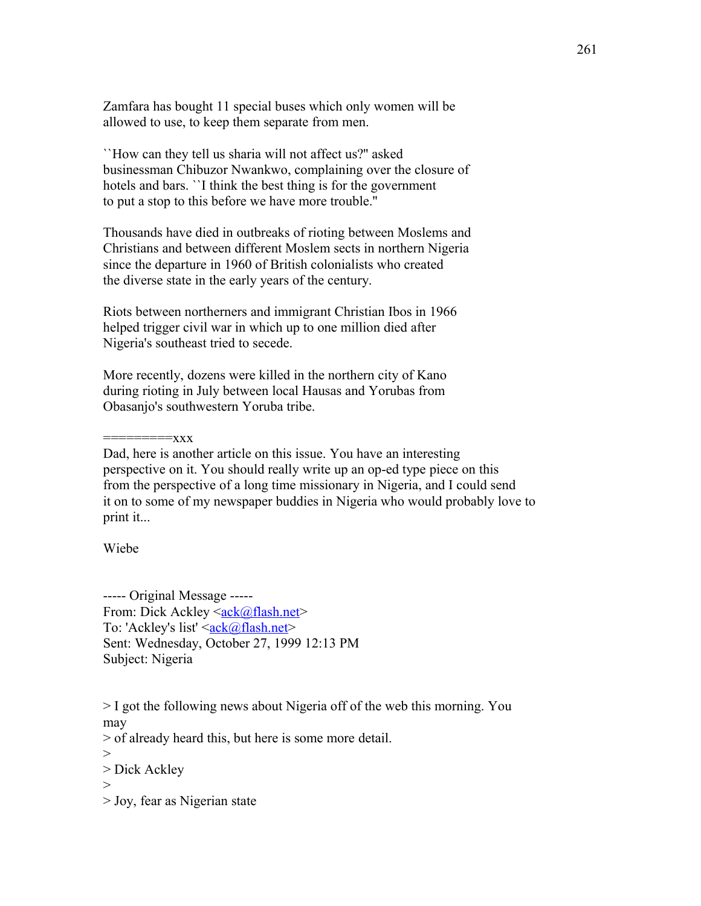Zamfara has bought 11 special buses which only women will be allowed to use, to keep them separate from men.

``How can they tell us sharia will not affect us?'' asked businessman Chibuzor Nwankwo, complaining over the closure of hotels and bars. ``I think the best thing is for the government to put a stop to this before we have more trouble.''

Thousands have died in outbreaks of rioting between Moslems and Christians and between different Moslem sects in northern Nigeria since the departure in 1960 of British colonialists who created the diverse state in the early years of the century.

Riots between northerners and immigrant Christian Ibos in 1966 helped trigger civil war in which up to one million died after Nigeria's southeast tried to secede.

More recently, dozens were killed in the northern city of Kano during rioting in July between local Hausas and Yorubas from Obasanjo's southwestern Yoruba tribe.

=========xxx

Dad, here is another article on this issue. You have an interesting perspective on it. You should really write up an op-ed type piece on this from the perspective of a long time missionary in Nigeria, and I could send it on to some of my newspaper buddies in Nigeria who would probably love to print it...

Wiebe

----- Original Message -----
From: Dick Ackley <ack@flash.net>
To: 'Ackley's list' <ack@flash.net>
Sent: Wednesday, October 27, 1999 12:13 PM
Subject: Nigeria

> I got the following news about Nigeria off of the web this morning. You
may
> of already heard this, but here is some more detail.
>
> Dick Ackley
>
> Joy, fear as Nigerian state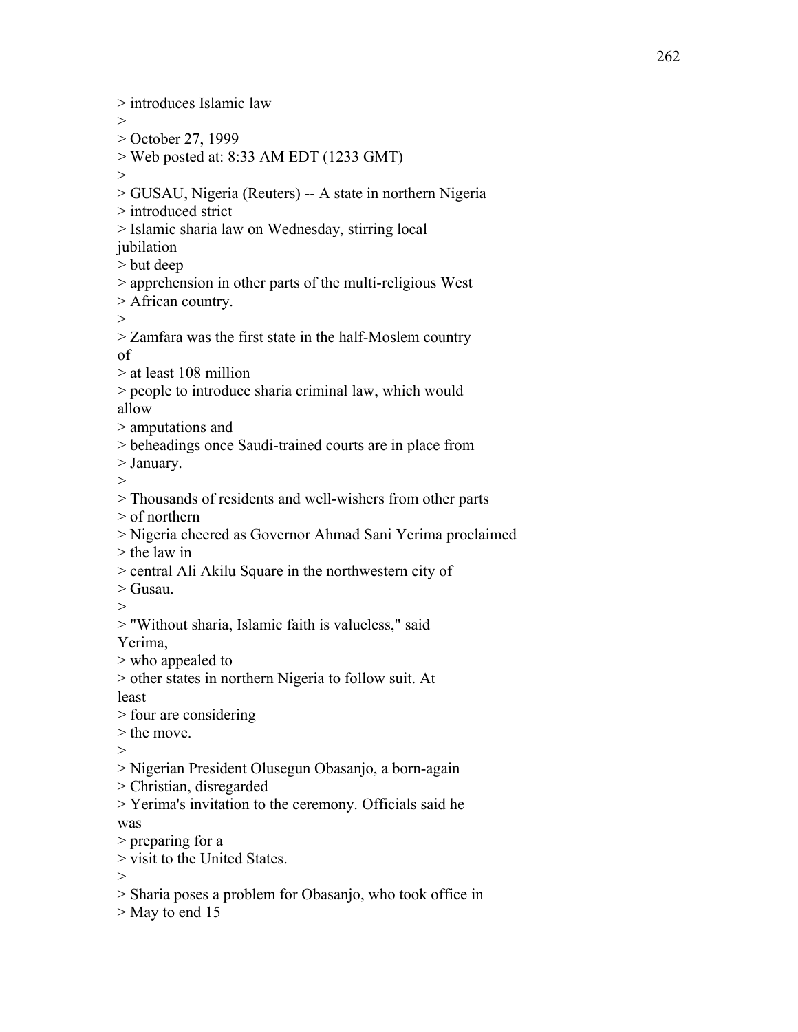> introduces Islamic law
>
> October 27, 1999
> Web posted at: 8:33 AM EDT (1233 GMT)
>
> GUSAU, Nigeria (Reuters) -- A state in northern Nigeria
> introduced strict
> Islamic sharia law on Wednesday, stirring local
jubilation
> but deep
> apprehension in other parts of the multi-religious West
> African country.
>
> Zamfara was the first state in the half-Moslem country
of
> at least 108 million
> people to introduce sharia criminal law, which would
allow
> amputations and
> beheadings once Saudi-trained courts are in place from
> January.
>
> Thousands of residents and well-wishers from other parts
> of northern
> Nigeria cheered as Governor Ahmad Sani Yerima proclaimed
> the law in
> central Ali Akilu Square in the northwestern city of
> Gusau.
>
> "Without sharia, Islamic faith is valueless," said
Yerima,
> who appealed to
> other states in northern Nigeria to follow suit. At
least
> four are considering
> the move.
>
> Nigerian President Olusegun Obasanjo, a born-again
> Christian, disregarded
> Yerima's invitation to the ceremony. Officials said he
was
> preparing for a
> visit to the United States.
>
> Sharia poses a problem for Obasanjo, who took office in
> May to end 15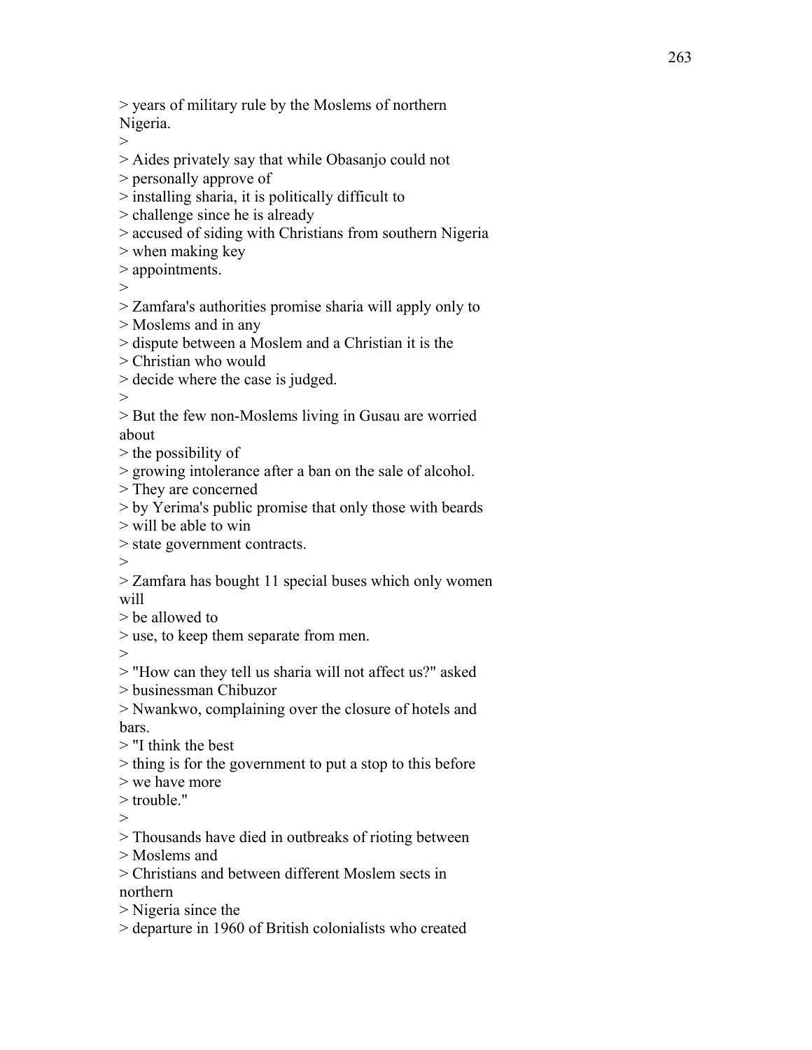> years of military rule by the Moslems of northern Nigeria.
>
> Aides privately say that while Obasanjo could not
> personally approve of
> installing sharia, it is politically difficult to
> challenge since he is already
> accused of siding with Christians from southern Nigeria
> when making key
> appointments.
>
> Zamfara's authorities promise sharia will apply only to
> Moslems and in any
> dispute between a Moslem and a Christian it is the
> Christian who would
> decide where the case is judged.
>
> But the few non-Moslems living in Gusau are worried about
> the possibility of
> growing intolerance after a ban on the sale of alcohol.
> They are concerned
> by Yerima's public promise that only those with beards
> will be able to win
> state government contracts.
>
> Zamfara has bought 11 special buses which only women will
> be allowed to
> use, to keep them separate from men.
>
> "How can they tell us sharia will not affect us?" asked
> businessman Chibuzor
> Nwankwo, complaining over the closure of hotels and bars.
> "I think the best
> thing is for the government to put a stop to this before
> we have more
> trouble."
>
> Thousands have died in outbreaks of rioting between
> Moslems and
> Christians and between different Moslem sects in northern
> Nigeria since the
> departure in 1960 of British colonialists who created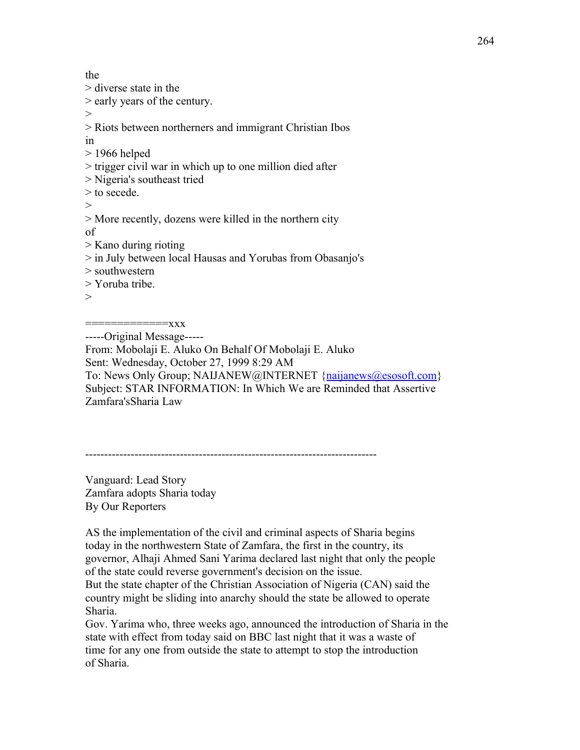the
> diverse state in the
> early years of the century.
>
> Riots between northerners and immigrant Christian Ibos
in
> 1966 helped
> trigger civil war in which up to one million died after
> Nigeria's southeast tried
> to secede.
>
> More recently, dozens were killed in the northern city
of
> Kano during rioting
> in July between local Hausas and Yorubas from Obasanjo's
> southwestern
> Yoruba tribe.
>

=============xxx

-----Original Message-----
From: Mobolaji E. Aluko On Behalf Of Mobolaji E. Aluko
Sent: Wednesday, October 27, 1999 8:29 AM
To: News Only Group; NAIJANEW@INTERNET {naijanews@esosoft.com}
Subject: STAR INFORMATION: In Which We are Reminded that Assertive Zamfara'sSharia Law

---------------------------------------------------------------------------

Vanguard: Lead Story
Zamfara adopts Sharia today
By Our Reporters

AS the implementation of the civil and criminal aspects of Sharia begins today in the northwestern State of Zamfara, the first in the country, its governor, Alhaji Ahmed Sani Yarima declared last night that only the people of the state could reverse government's decision on the issue.
But the state chapter of the Christian Association of Nigeria (CAN) said the country might be sliding into anarchy should the state be allowed to operate Sharia.
Gov. Yarima who, three weeks ago, announced the introduction of Sharia in the state with effect from today said on BBC last night that it was a waste of time for any one from outside the state to attempt to stop the introduction of Sharia.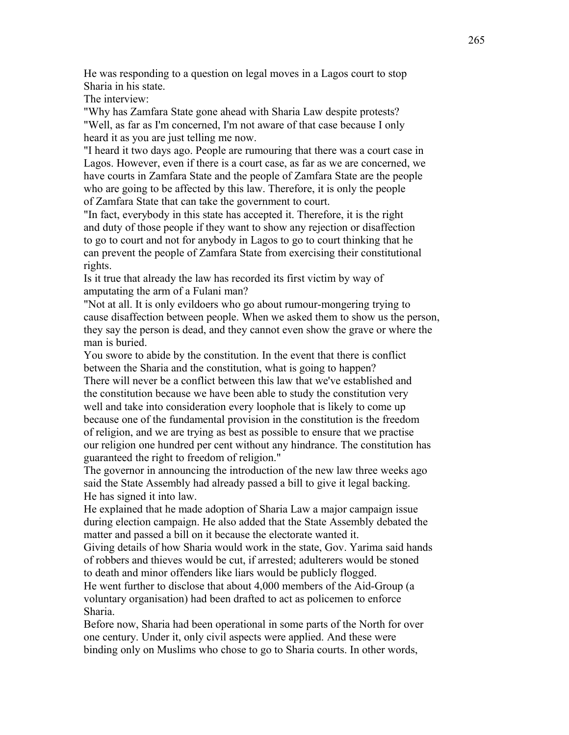He was responding to a question on legal moves in a Lagos court to stop Sharia in his state.

The interview:

"Why has Zamfara State gone ahead with Sharia Law despite protests?

"Well, as far as I'm concerned, I'm not aware of that case because I only heard it as you are just telling me now.

"I heard it two days ago. People are rumouring that there was a court case in Lagos. However, even if there is a court case, as far as we are concerned, we have courts in Zamfara State and the people of Zamfara State are the people who are going to be affected by this law. Therefore, it is only the people of Zamfara State that can take the government to court.

"In fact, everybody in this state has accepted it. Therefore, it is the right and duty of those people if they want to show any rejection or disaffection to go to court and not for anybody in Lagos to go to court thinking that he can prevent the people of Zamfara State from exercising their constitutional rights.

Is it true that already the law has recorded its first victim by way of amputating the arm of a Fulani man?

"Not at all. It is only evildoers who go about rumour-mongering trying to cause disaffection between people. When we asked them to show us the person, they say the person is dead, and they cannot even show the grave or where the man is buried.

You swore to abide by the constitution. In the event that there is conflict between the Sharia and the constitution, what is going to happen?

There will never be a conflict between this law that we've established and the constitution because we have been able to study the constitution very well and take into consideration every loophole that is likely to come up because one of the fundamental provision in the constitution is the freedom of religion, and we are trying as best as possible to ensure that we practise our religion one hundred per cent without any hindrance. The constitution has guaranteed the right to freedom of religion."

The governor in announcing the introduction of the new law three weeks ago said the State Assembly had already passed a bill to give it legal backing. He has signed it into law.

He explained that he made adoption of Sharia Law a major campaign issue during election campaign. He also added that the State Assembly debated the matter and passed a bill on it because the electorate wanted it.

Giving details of how Sharia would work in the state, Gov. Yarima said hands of robbers and thieves would be cut, if arrested; adulterers would be stoned to death and minor offenders like liars would be publicly flogged.

He went further to disclose that about 4,000 members of the Aid-Group (a voluntary organisation) had been drafted to act as policemen to enforce Sharia.

Before now, Sharia had been operational in some parts of the North for over one century. Under it, only civil aspects were applied. And these were binding only on Muslims who chose to go to Sharia courts. In other words,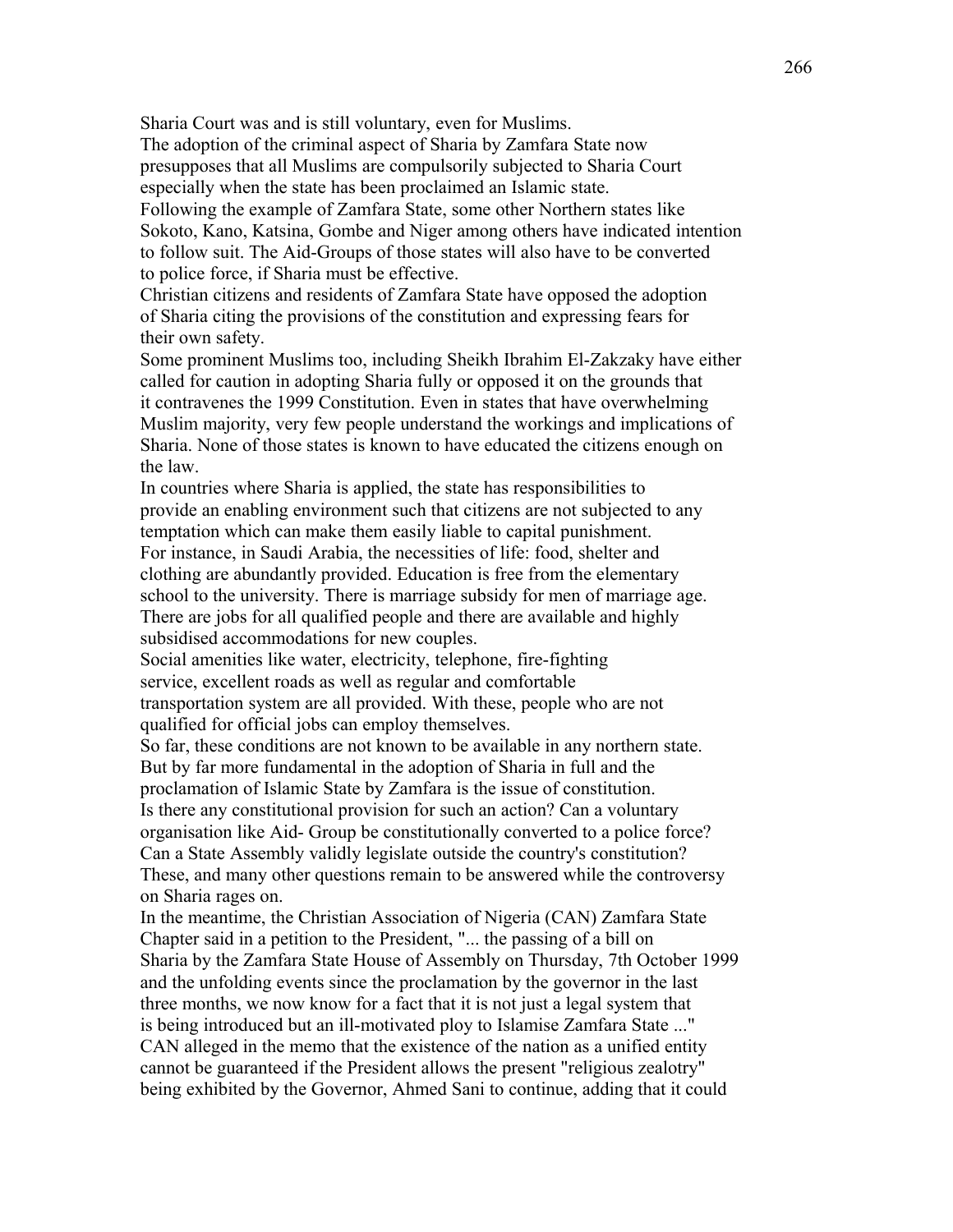Sharia Court was and is still voluntary, even for Muslims.

The adoption of the criminal aspect of Sharia by Zamfara State now presupposes that all Muslims are compulsorily subjected to Sharia Court especially when the state has been proclaimed an Islamic state.

Following the example of Zamfara State, some other Northern states like Sokoto, Kano, Katsina, Gombe and Niger among others have indicated intention to follow suit. The Aid-Groups of those states will also have to be converted to police force, if Sharia must be effective.

Christian citizens and residents of Zamfara State have opposed the adoption of Sharia citing the provisions of the constitution and expressing fears for their own safety.

Some prominent Muslims too, including Sheikh Ibrahim El-Zakzaky have either called for caution in adopting Sharia fully or opposed it on the grounds that it contravenes the 1999 Constitution. Even in states that have overwhelming Muslim majority, very few people understand the workings and implications of Sharia. None of those states is known to have educated the citizens enough on the law.

In countries where Sharia is applied, the state has responsibilities to provide an enabling environment such that citizens are not subjected to any temptation which can make them easily liable to capital punishment.

For instance, in Saudi Arabia, the necessities of life: food, shelter and clothing are abundantly provided. Education is free from the elementary school to the university. There is marriage subsidy for men of marriage age. There are jobs for all qualified people and there are available and highly subsidised accommodations for new couples.

Social amenities like water, electricity, telephone, fire-fighting service, excellent roads as well as regular and comfortable transportation system are all provided. With these, people who are not qualified for official jobs can employ themselves.

So far, these conditions are not known to be available in any northern state.

But by far more fundamental in the adoption of Sharia in full and the proclamation of Islamic State by Zamfara is the issue of constitution.

Is there any constitutional provision for such an action? Can a voluntary organisation like Aid- Group be constitutionally converted to a police force? Can a State Assembly validly legislate outside the country's constitution? These, and many other questions remain to be answered while the controversy on Sharia rages on.

In the meantime, the Christian Association of Nigeria (CAN) Zamfara State Chapter said in a petition to the President, "... the passing of a bill on Sharia by the Zamfara State House of Assembly on Thursday, 7th October 1999 and the unfolding events since the proclamation by the governor in the last three months, we now know for a fact that it is not just a legal system that is being introduced but an ill-motivated ploy to Islamise Zamfara State ..."

CAN alleged in the memo that the existence of the nation as a unified entity cannot be guaranteed if the President allows the present "religious zealotry" being exhibited by the Governor, Ahmed Sani to continue, adding that it could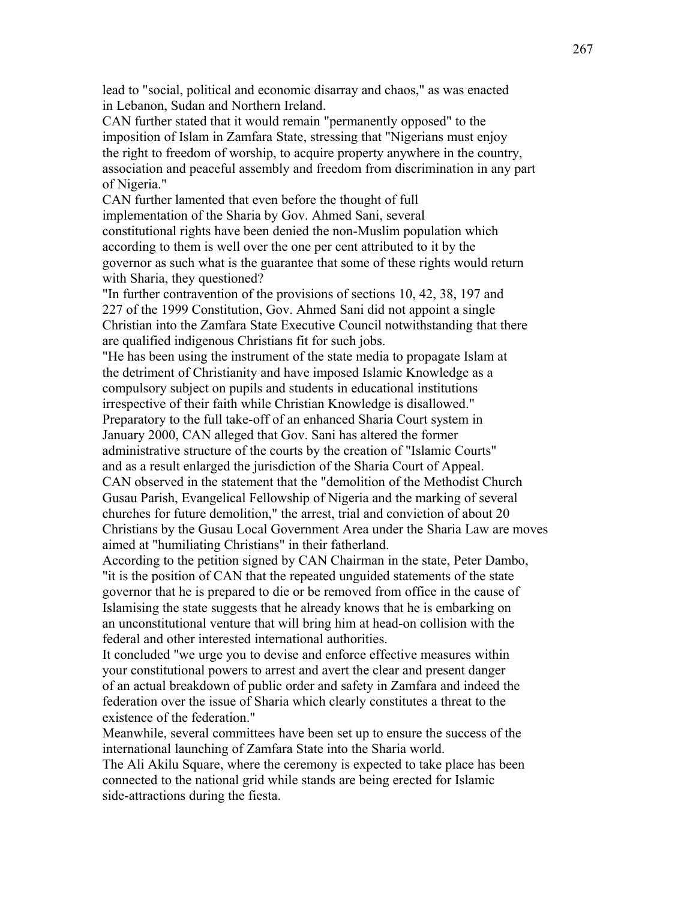lead to "social, political and economic disarray and chaos," as was enacted in Lebanon, Sudan and Northern Ireland.

CAN further stated that it would remain "permanently opposed" to the imposition of Islam in Zamfara State, stressing that "Nigerians must enjoy the right to freedom of worship, to acquire property anywhere in the country, association and peaceful assembly and freedom from discrimination in any part of Nigeria."

CAN further lamented that even before the thought of full implementation of the Sharia by Gov. Ahmed Sani, several constitutional rights have been denied the non-Muslim population which according to them is well over the one per cent attributed to it by the governor as such what is the guarantee that some of these rights would return with Sharia, they questioned?

"In further contravention of the provisions of sections 10, 42, 38, 197 and 227 of the 1999 Constitution, Gov. Ahmed Sani did not appoint a single Christian into the Zamfara State Executive Council notwithstanding that there are qualified indigenous Christians fit for such jobs.

"He has been using the instrument of the state media to propagate Islam at the detriment of Christianity and have imposed Islamic Knowledge as a compulsory subject on pupils and students in educational institutions irrespective of their faith while Christian Knowledge is disallowed."

Preparatory to the full take-off of an enhanced Sharia Court system in January 2000, CAN alleged that Gov. Sani has altered the former administrative structure of the courts by the creation of "Islamic Courts" and as a result enlarged the jurisdiction of the Sharia Court of Appeal.

CAN observed in the statement that the "demolition of the Methodist Church Gusau Parish, Evangelical Fellowship of Nigeria and the marking of several churches for future demolition," the arrest, trial and conviction of about 20 Christians by the Gusau Local Government Area under the Sharia Law are moves aimed at "humiliating Christians" in their fatherland.

According to the petition signed by CAN Chairman in the state, Peter Dambo, "it is the position of CAN that the repeated unguided statements of the state governor that he is prepared to die or be removed from office in the cause of Islamising the state suggests that he already knows that he is embarking on an unconstitutional venture that will bring him at head-on collision with the federal and other interested international authorities.

It concluded "we urge you to devise and enforce effective measures within your constitutional powers to arrest and avert the clear and present danger of an actual breakdown of public order and safety in Zamfara and indeed the federation over the issue of Sharia which clearly constitutes a threat to the existence of the federation."

Meanwhile, several committees have been set up to ensure the success of the international launching of Zamfara State into the Sharia world.

The Ali Akilu Square, where the ceremony is expected to take place has been connected to the national grid while stands are being erected for Islamic side-attractions during the fiesta.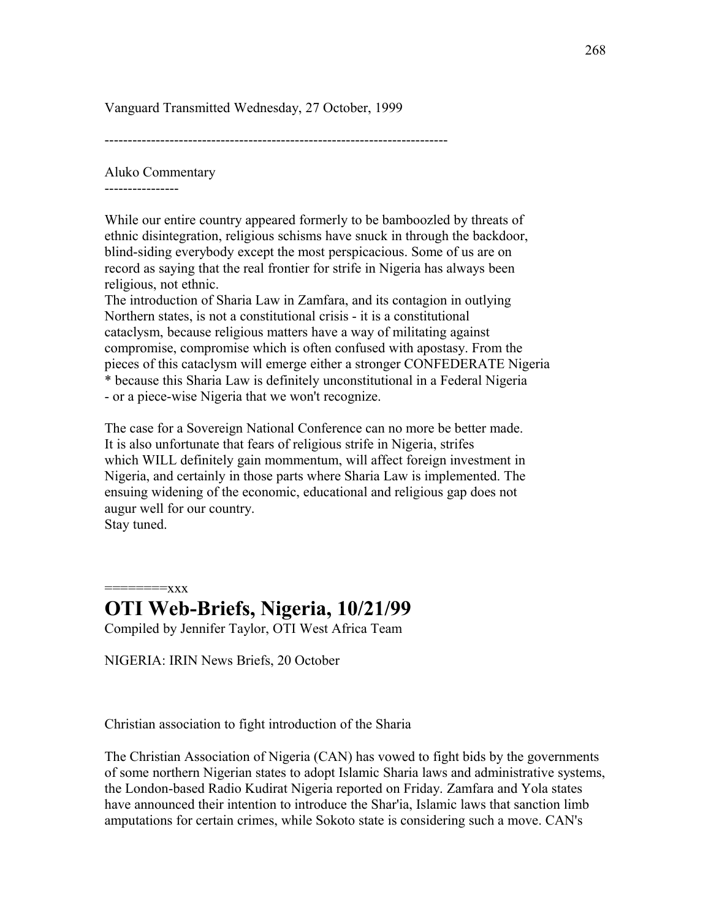Vanguard Transmitted Wednesday, 27 October, 1999

--------------------------------------------------------------------------

Aluko Commentary
----------------

While our entire country appeared formerly to be bamboozled by threats of ethnic disintegration, religious schisms have snuck in through the backdoor, blind-siding everybody except the most perspicacious. Some of us are on record as saying that the real frontier for strife in Nigeria has always been religious, not ethnic.
The introduction of Sharia Law in Zamfara, and its contagion in outlying Northern states, is not a constitutional crisis - it is a constitutional cataclysm, because religious matters have a way of militating against compromise, compromise which is often confused with apostasy. From the pieces of this cataclysm will emerge either a stronger CONFEDERATE Nigeria * because this Sharia Law is definitely unconstitutional in a Federal Nigeria - or a piece-wise Nigeria that we won't recognize.

The case for a Sovereign National Conference can no more be better made. It is also unfortunate that fears of religious strife in Nigeria, strifes which WILL definitely gain mommentum, will affect foreign investment in Nigeria, and certainly in those parts where Sharia Law is implemented. The ensuing widening of the economic, educational and religious gap does not augur well for our country.
Stay tuned.

========xxx

# OTI Web-Briefs, Nigeria, 10/21/99

Compiled by Jennifer Taylor, OTI West Africa Team

NIGERIA: IRIN News Briefs, 20 October

Christian association to fight introduction of the Sharia

The Christian Association of Nigeria (CAN) has vowed to fight bids by the governments of some northern Nigerian states to adopt Islamic Sharia laws and administrative systems, the London-based Radio Kudirat Nigeria reported on Friday. Zamfara and Yola states have announced their intention to introduce the Shar'ia, Islamic laws that sanction limb amputations for certain crimes, while Sokoto state is considering such a move. CAN's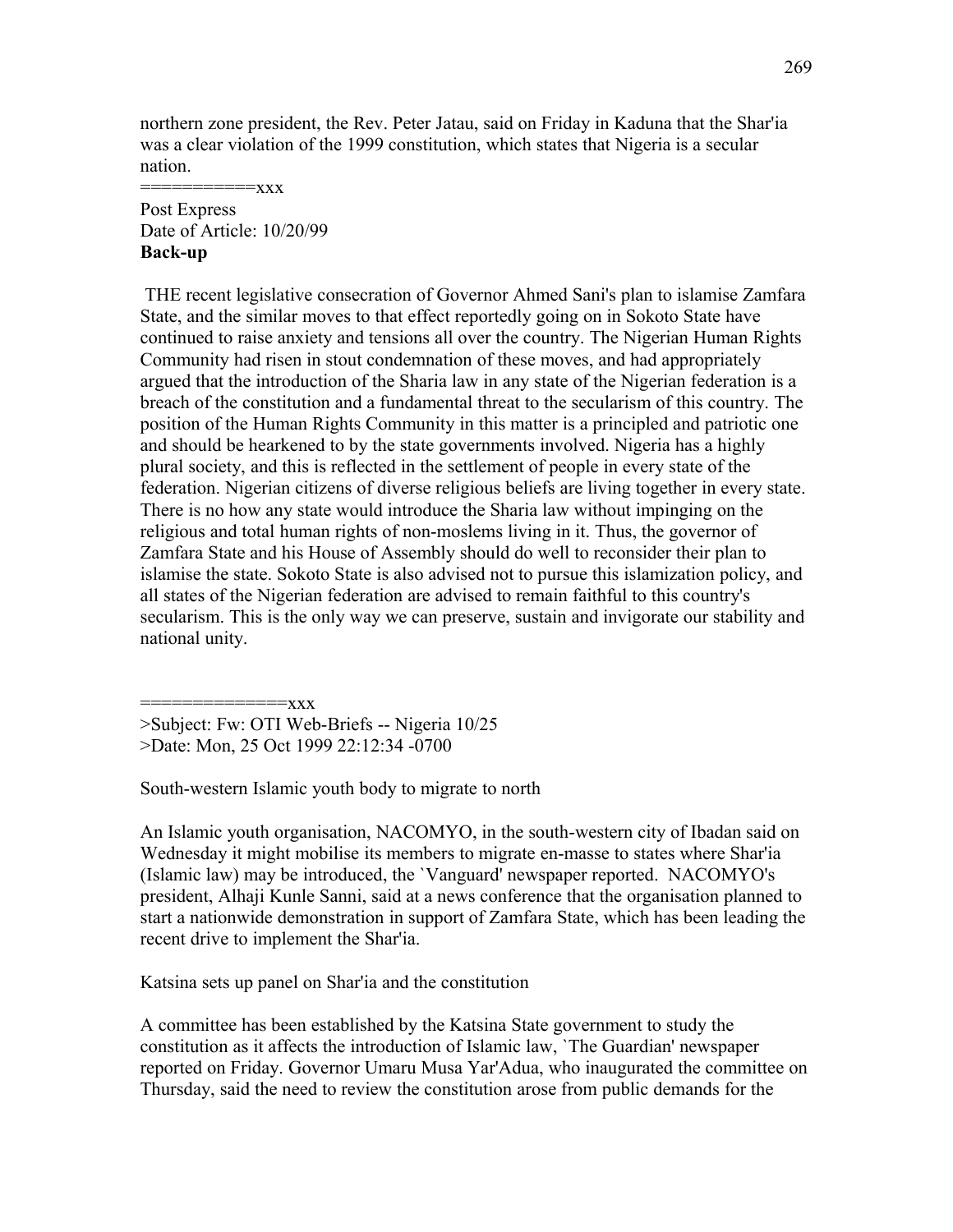northern zone president, the Rev. Peter Jatau, said on Friday in Kaduna that the Shar'ia was a clear violation of the 1999 constitution, which states that Nigeria is a secular nation.

===========xxx

Post Express
Date of Article: 10/20/99
**Back-up**

THE recent legislative consecration of Governor Ahmed Sani's plan to islamise Zamfara State, and the similar moves to that effect reportedly going on in Sokoto State have continued to raise anxiety and tensions all over the country. The Nigerian Human Rights Community had risen in stout condemnation of these moves, and had appropriately argued that the introduction of the Sharia law in any state of the Nigerian federation is a breach of the constitution and a fundamental threat to the secularism of this country. The position of the Human Rights Community in this matter is a principled and patriotic one and should be hearkened to by the state governments involved. Nigeria has a highly plural society, and this is reflected in the settlement of people in every state of the federation. Nigerian citizens of diverse religious beliefs are living together in every state. There is no how any state would introduce the Sharia law without impinging on the religious and total human rights of non-moslems living in it. Thus, the governor of Zamfara State and his House of Assembly should do well to reconsider their plan to islamise the state. Sokoto State is also advised not to pursue this islamization policy, and all states of the Nigerian federation are advised to remain faithful to this country's secularism. This is the only way we can preserve, sustain and invigorate our stability and national unity.

==============xxx

>Subject: Fw: OTI Web-Briefs -- Nigeria 10/25
>Date: Mon, 25 Oct 1999 22:12:34 -0700

South-western Islamic youth body to migrate to north

An Islamic youth organisation, NACOMYO, in the south-western city of Ibadan said on Wednesday it might mobilise its members to migrate en-masse to states where Shar'ia (Islamic law) may be introduced, the `Vanguard' newspaper reported. NACOMYO's president, Alhaji Kunle Sanni, said at a news conference that the organisation planned to start a nationwide demonstration in support of Zamfara State, which has been leading the recent drive to implement the Shar'ia.

Katsina sets up panel on Shar'ia and the constitution

A committee has been established by the Katsina State government to study the constitution as it affects the introduction of Islamic law, `The Guardian' newspaper reported on Friday. Governor Umaru Musa Yar'Adua, who inaugurated the committee on Thursday, said the need to review the constitution arose from public demands for the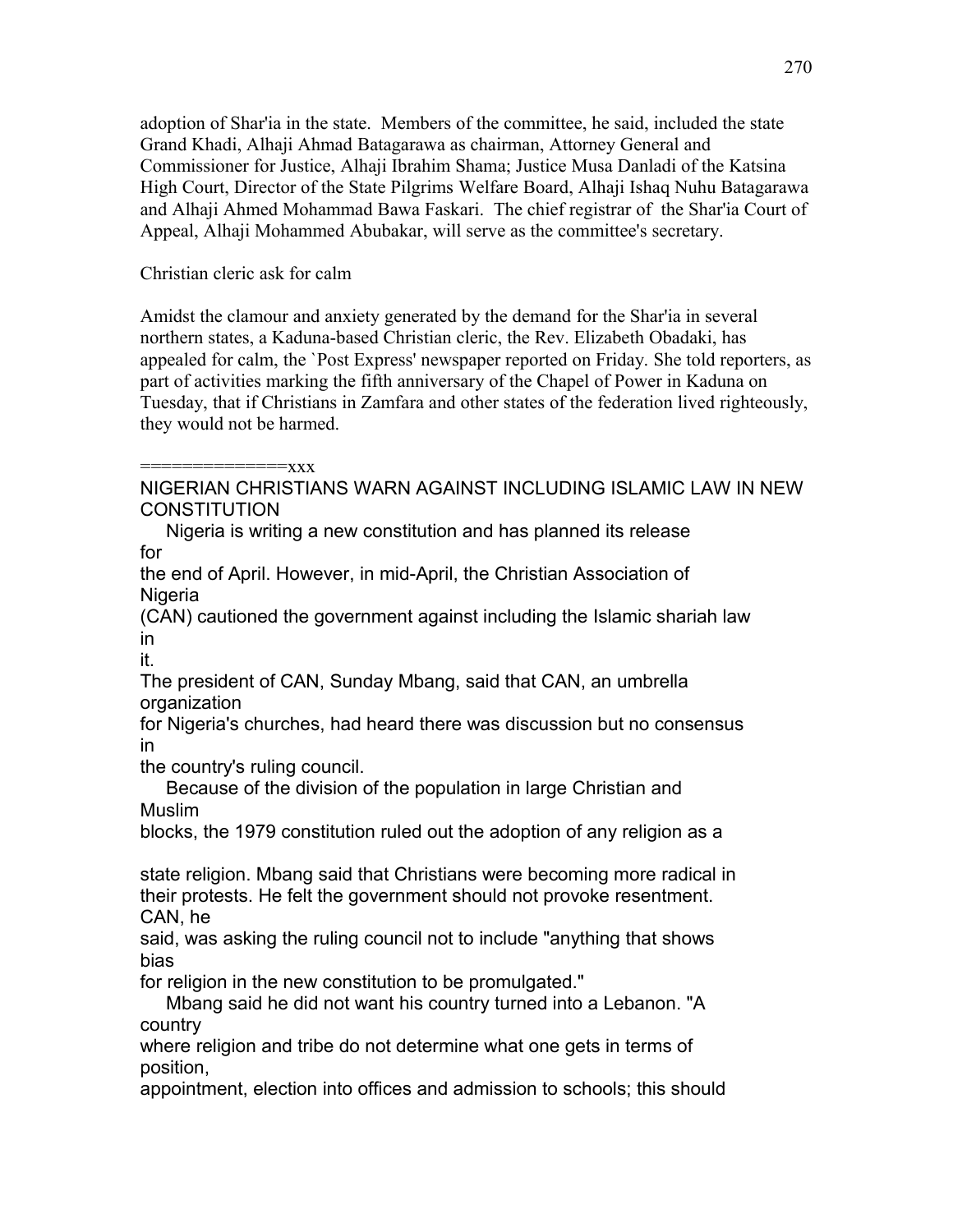adoption of Shar'ia in the state. Members of the committee, he said, included the state Grand Khadi, Alhaji Ahmad Batagarawa as chairman, Attorney General and Commissioner for Justice, Alhaji Ibrahim Shama; Justice Musa Danladi of the Katsina High Court, Director of the State Pilgrims Welfare Board, Alhaji Ishaq Nuhu Batagarawa and Alhaji Ahmed Mohammad Bawa Faskari. The chief registrar of the Shar'ia Court of Appeal, Alhaji Mohammed Abubakar, will serve as the committee's secretary.

Christian cleric ask for calm

Amidst the clamour and anxiety generated by the demand for the Shar'ia in several northern states, a Kaduna-based Christian cleric, the Rev. Elizabeth Obadaki, has appealed for calm, the `Post Express' newspaper reported on Friday. She told reporters, as part of activities marking the fifth anniversary of the Chapel of Power in Kaduna on Tuesday, that if Christians in Zamfara and other states of the federation lived righteously, they would not be harmed.

==============xxx

NIGERIAN CHRISTIANS WARN AGAINST INCLUDING ISLAMIC LAW IN NEW CONSTITUTION

Nigeria is writing a new constitution and has planned its release for the end of April. However, in mid-April, the Christian Association of Nigeria (CAN) cautioned the government against including the Islamic shariah law in it.

The president of CAN, Sunday Mbang, said that CAN, an umbrella organization for Nigeria's churches, had heard there was discussion but no consensus in the country's ruling council.

Because of the division of the population in large Christian and Muslim blocks, the 1979 constitution ruled out the adoption of any religion as a state religion. Mbang said that Christians were becoming more radical in their protests. He felt the government should not provoke resentment. CAN, he said, was asking the ruling council not to include "anything that shows bias for religion in the new constitution to be promulgated."

Mbang said he did not want his country turned into a Lebanon. "A country where religion and tribe do not determine what one gets in terms of position, appointment, election into offices and admission to schools; this should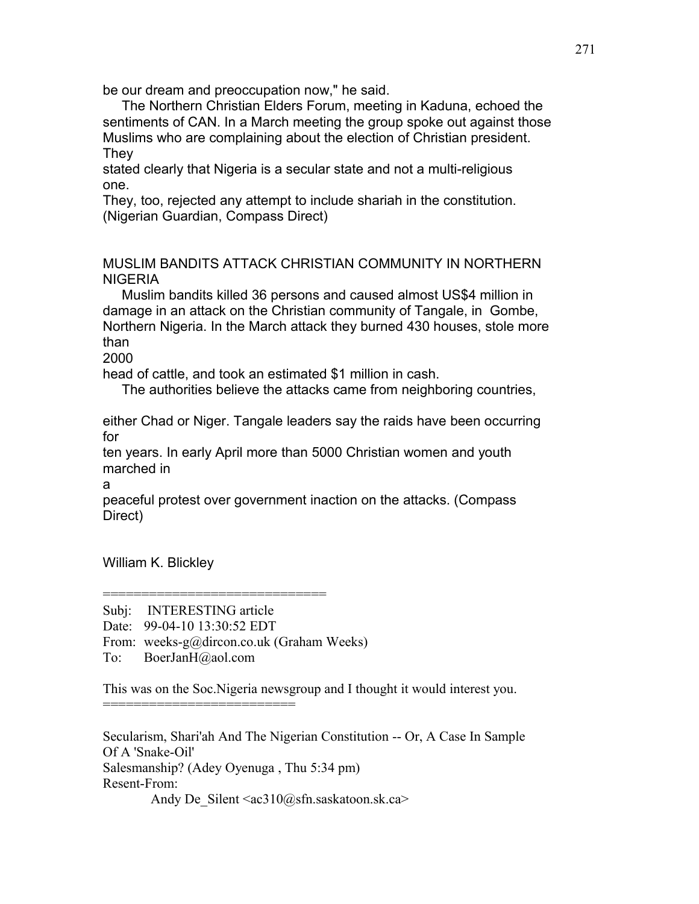be our dream and preoccupation now," he said.

The Northern Christian Elders Forum, meeting in Kaduna, echoed the sentiments of CAN. In a March meeting the group spoke out against those Muslims who are complaining about the election of Christian president. They stated clearly that Nigeria is a secular state and not a multi-religious one. They, too, rejected any attempt to include shariah in the constitution. (Nigerian Guardian, Compass Direct)

MUSLIM BANDITS ATTACK CHRISTIAN COMMUNITY IN NORTHERN NIGERIA

Muslim bandits killed 36 persons and caused almost US$4 million in damage in an attack on the Christian community of Tangale, in Gombe, Northern Nigeria. In the March attack they burned 430 houses, stole more than 2000 head of cattle, and took an estimated $1 million in cash.

The authorities believe the attacks came from neighboring countries, either Chad or Niger. Tangale leaders say the raids have been occurring for ten years. In early April more than 5000 Christian women and youth marched in a peaceful protest over government inaction on the attacks. (Compass Direct)

William K. Blickley

=============================

Subj: INTERESTING article
Date: 99-04-10 13:30:52 EDT
From: weeks-g@dircon.co.uk (Graham Weeks)
To: BoerJanH@aol.com

This was on the Soc.Nigeria newsgroup and I thought it would interest you.
=========================

Secularism, Shari'ah And The Nigerian Constitution -- Or, A Case In Sample Of A 'Snake-Oil' Salesmanship? (Adey Oyenuga , Thu 5:34 pm)
Resent-From:
Andy De_Silent <ac310@sfn.saskatoon.sk.ca>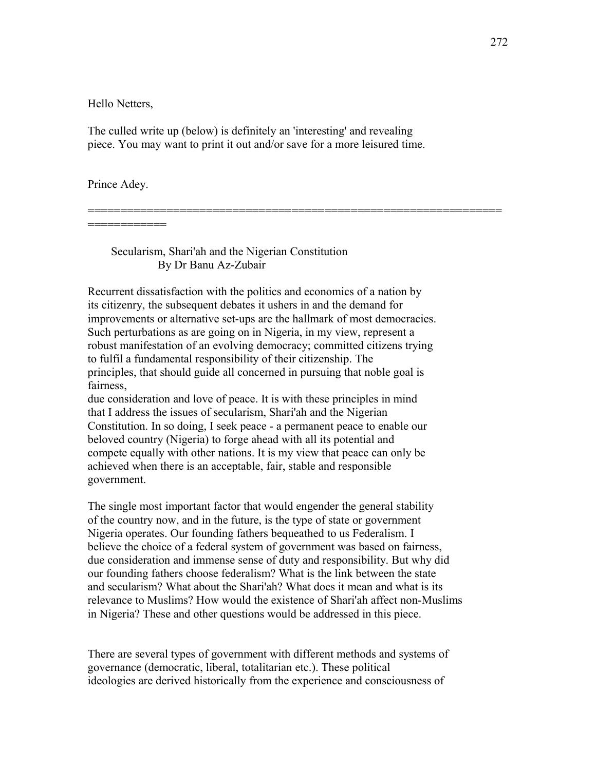Hello Netters,

The culled write up (below) is definitely an 'interesting' and revealing piece. You may want to print it out and/or save for a more leisured time.

Prince Adey.

============================================================================

Secularism, Shari'ah and the Nigerian Constitution
By Dr Banu Az-Zubair

Recurrent dissatisfaction with the politics and economics of a nation by its citizenry, the subsequent debates it ushers in and the demand for improvements or alternative set-ups are the hallmark of most democracies. Such perturbations as are going on in Nigeria, in my view, represent a robust manifestation of an evolving democracy; committed citizens trying to fulfil a fundamental responsibility of their citizenship. The principles, that should guide all concerned in pursuing that noble goal is fairness, due consideration and love of peace. It is with these principles in mind that I address the issues of secularism, Shari'ah and the Nigerian Constitution. In so doing, I seek peace - a permanent peace to enable our beloved country (Nigeria) to forge ahead with all its potential and compete equally with other nations. It is my view that peace can only be achieved when there is an acceptable, fair, stable and responsible government.

The single most important factor that would engender the general stability of the country now, and in the future, is the type of state or government Nigeria operates. Our founding fathers bequeathed to us Federalism. I believe the choice of a federal system of government was based on fairness, due consideration and immense sense of duty and responsibility. But why did our founding fathers choose federalism? What is the link between the state and secularism? What about the Shari'ah? What does it mean and what is its relevance to Muslims? How would the existence of Shari'ah affect non-Muslims in Nigeria? These and other questions would be addressed in this piece.

There are several types of government with different methods and systems of governance (democratic, liberal, totalitarian etc.). These political ideologies are derived historically from the experience and consciousness of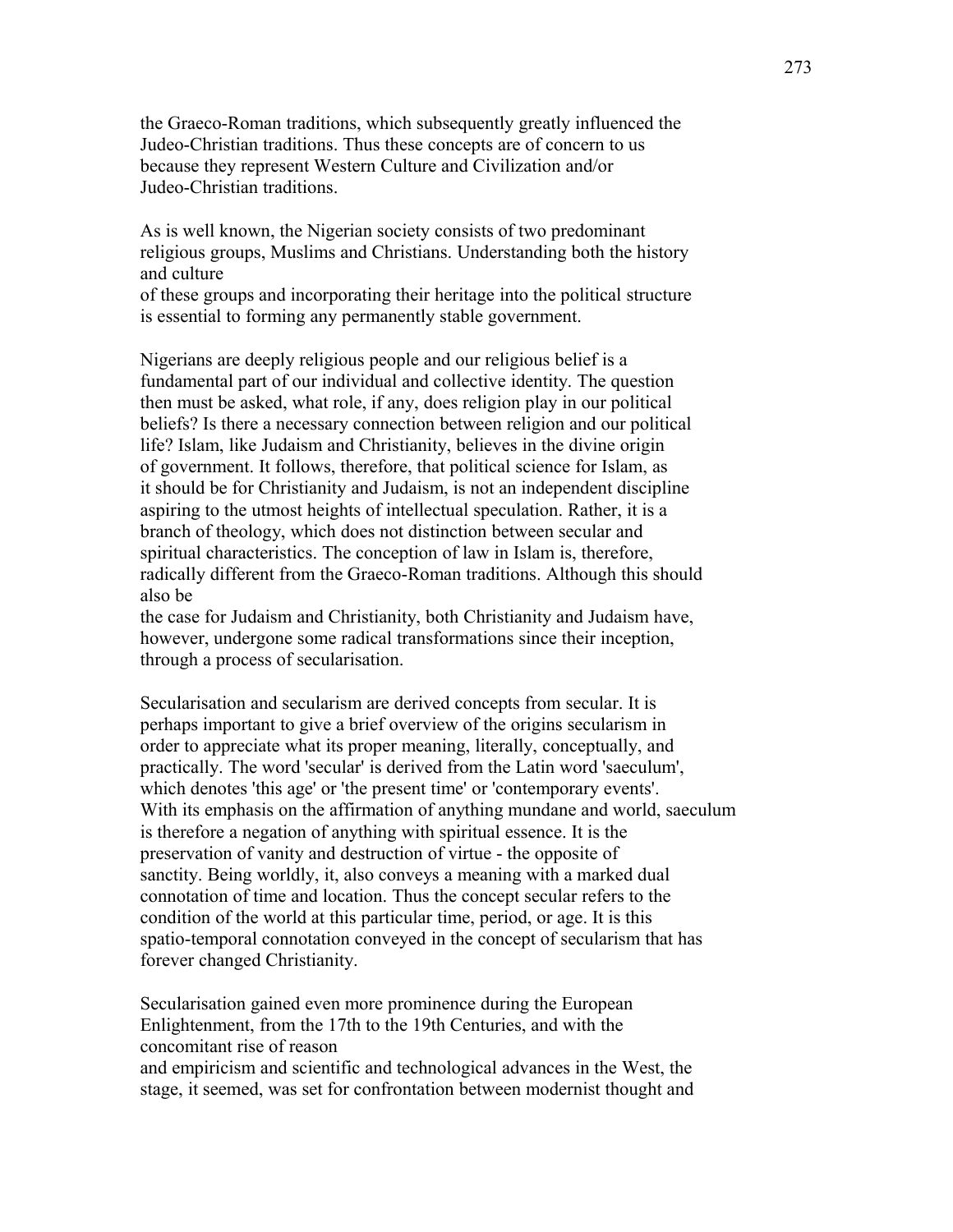the Graeco-Roman traditions, which subsequently greatly influenced the Judeo-Christian traditions. Thus these concepts are of concern to us because they represent Western Culture and Civilization and/or Judeo-Christian traditions.

As is well known, the Nigerian society consists of two predominant religious groups, Muslims and Christians. Understanding both the history and culture of these groups and incorporating their heritage into the political structure is essential to forming any permanently stable government.

Nigerians are deeply religious people and our religious belief is a fundamental part of our individual and collective identity. The question then must be asked, what role, if any, does religion play in our political beliefs? Is there a necessary connection between religion and our political life? Islam, like Judaism and Christianity, believes in the divine origin of government. It follows, therefore, that political science for Islam, as it should be for Christianity and Judaism, is not an independent discipline aspiring to the utmost heights of intellectual speculation. Rather, it is a branch of theology, which does not distinction between secular and spiritual characteristics. The conception of law in Islam is, therefore, radically different from the Graeco-Roman traditions. Although this should also be the case for Judaism and Christianity, both Christianity and Judaism have, however, undergone some radical transformations since their inception, through a process of secularisation.

Secularisation and secularism are derived concepts from secular. It is perhaps important to give a brief overview of the origins secularism in order to appreciate what its proper meaning, literally, conceptually, and practically. The word 'secular' is derived from the Latin word 'saeculum', which denotes 'this age' or 'the present time' or 'contemporary events'. With its emphasis on the affirmation of anything mundane and world, saeculum is therefore a negation of anything with spiritual essence. It is the preservation of vanity and destruction of virtue - the opposite of sanctity. Being worldly, it, also conveys a meaning with a marked dual connotation of time and location. Thus the concept secular refers to the condition of the world at this particular time, period, or age. It is this spatio-temporal connotation conveyed in the concept of secularism that has forever changed Christianity.

Secularisation gained even more prominence during the European Enlightenment, from the 17th to the 19th Centuries, and with the concomitant rise of reason and empiricism and scientific and technological advances in the West, the stage, it seemed, was set for confrontation between modernist thought and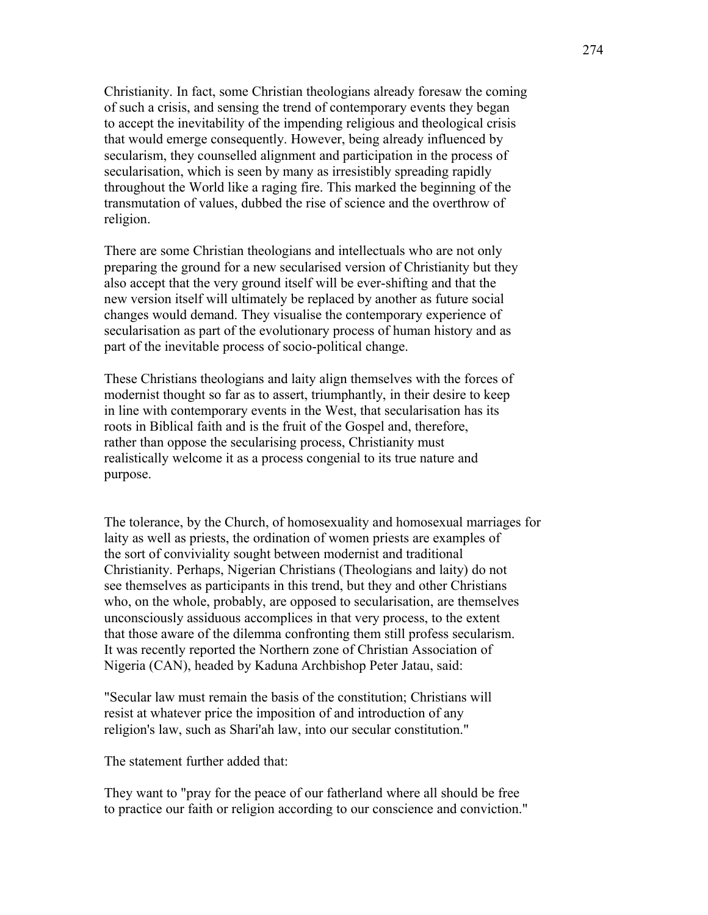Christianity. In fact, some Christian theologians already foresaw the coming of such a crisis, and sensing the trend of contemporary events they began to accept the inevitability of the impending religious and theological crisis that would emerge consequently. However, being already influenced by secularism, they counselled alignment and participation in the process of secularisation, which is seen by many as irresistibly spreading rapidly throughout the World like a raging fire. This marked the beginning of the transmutation of values, dubbed the rise of science and the overthrow of religion.

There are some Christian theologians and intellectuals who are not only preparing the ground for a new secularised version of Christianity but they also accept that the very ground itself will be ever-shifting and that the new version itself will ultimately be replaced by another as future social changes would demand. They visualise the contemporary experience of secularisation as part of the evolutionary process of human history and as part of the inevitable process of socio-political change.

These Christians theologians and laity align themselves with the forces of modernist thought so far as to assert, triumphantly, in their desire to keep in line with contemporary events in the West, that secularisation has its roots in Biblical faith and is the fruit of the Gospel and, therefore, rather than oppose the secularising process, Christianity must realistically welcome it as a process congenial to its true nature and purpose.

The tolerance, by the Church, of homosexuality and homosexual marriages for laity as well as priests, the ordination of women priests are examples of the sort of conviviality sought between modernist and traditional Christianity. Perhaps, Nigerian Christians (Theologians and laity) do not see themselves as participants in this trend, but they and other Christians who, on the whole, probably, are opposed to secularisation, are themselves unconsciously assiduous accomplices in that very process, to the extent that those aware of the dilemma confronting them still profess secularism. It was recently reported the Northern zone of Christian Association of Nigeria (CAN), headed by Kaduna Archbishop Peter Jatau, said:

"Secular law must remain the basis of the constitution; Christians will resist at whatever price the imposition of and introduction of any religion's law, such as Shari'ah law, into our secular constitution."

The statement further added that:

They want to "pray for the peace of our fatherland where all should be free to practice our faith or religion according to our conscience and conviction."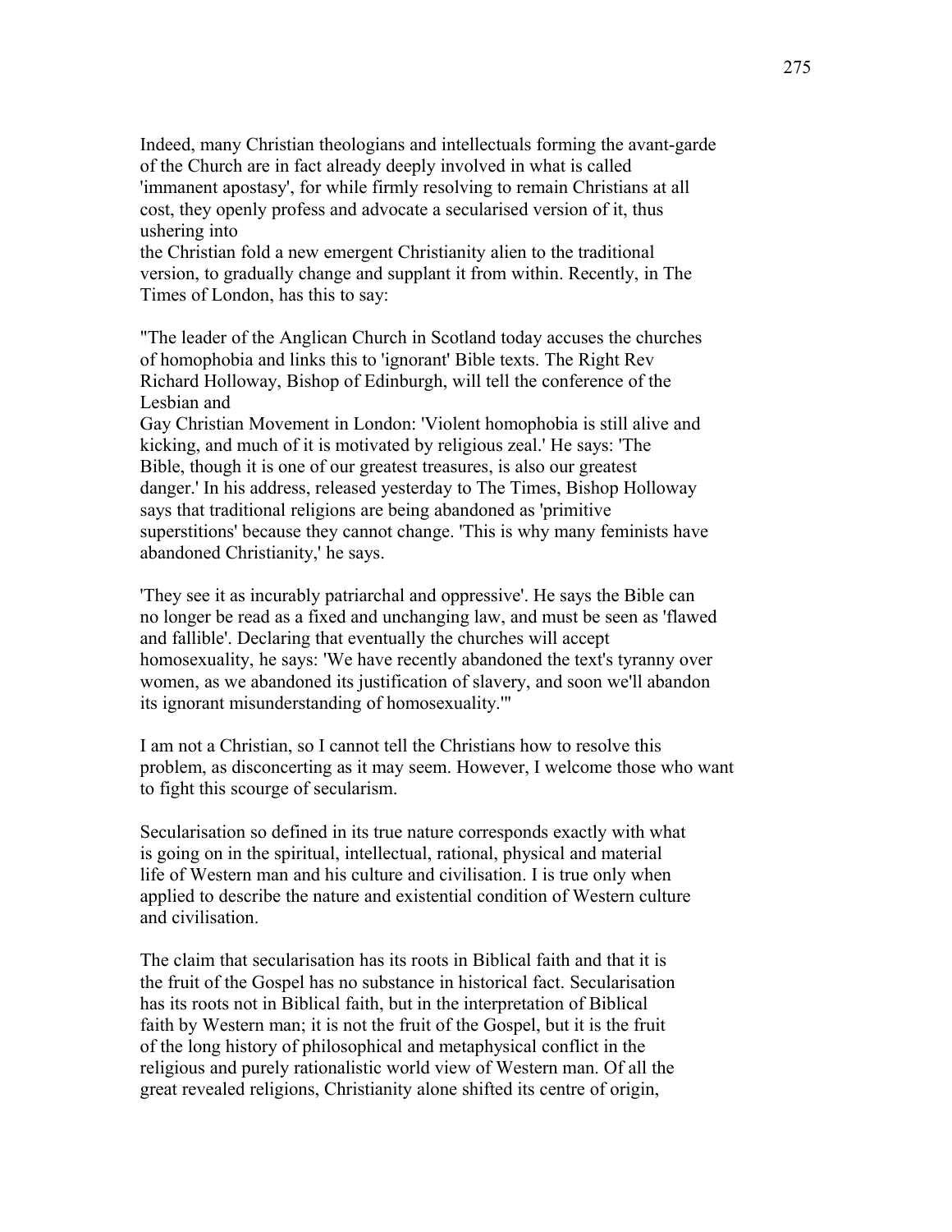Indeed, many Christian theologians and intellectuals forming the avant-garde of the Church are in fact already deeply involved in what is called 'immanent apostasy', for while firmly resolving to remain Christians at all cost, they openly profess and advocate a secularised version of it, thus ushering into the Christian fold a new emergent Christianity alien to the traditional version, to gradually change and supplant it from within. Recently, in The Times of London, has this to say:

"The leader of the Anglican Church in Scotland today accuses the churches of homophobia and links this to 'ignorant' Bible texts. The Right Rev Richard Holloway, Bishop of Edinburgh, will tell the conference of the Lesbian and Gay Christian Movement in London: 'Violent homophobia is still alive and kicking, and much of it is motivated by religious zeal.' He says: 'The Bible, though it is one of our greatest treasures, is also our greatest danger.' In his address, released yesterday to The Times, Bishop Holloway says that traditional religions are being abandoned as 'primitive superstitions' because they cannot change. 'This is why many feminists have abandoned Christianity,' he says.

'They see it as incurably patriarchal and oppressive'. He says the Bible can no longer be read as a fixed and unchanging law, and must be seen as 'flawed and fallible'. Declaring that eventually the churches will accept homosexuality, he says: 'We have recently abandoned the text's tyranny over women, as we abandoned its justification of slavery, and soon we'll abandon its ignorant misunderstanding of homosexuality.'"

I am not a Christian, so I cannot tell the Christians how to resolve this problem, as disconcerting as it may seem. However, I welcome those who want to fight this scourge of secularism.

Secularisation so defined in its true nature corresponds exactly with what is going on in the spiritual, intellectual, rational, physical and material life of Western man and his culture and civilisation. I is true only when applied to describe the nature and existential condition of Western culture and civilisation.

The claim that secularisation has its roots in Biblical faith and that it is the fruit of the Gospel has no substance in historical fact. Secularisation has its roots not in Biblical faith, but in the interpretation of Biblical faith by Western man; it is not the fruit of the Gospel, but it is the fruit of the long history of philosophical and metaphysical conflict in the religious and purely rationalistic world view of Western man. Of all the great revealed religions, Christianity alone shifted its centre of origin,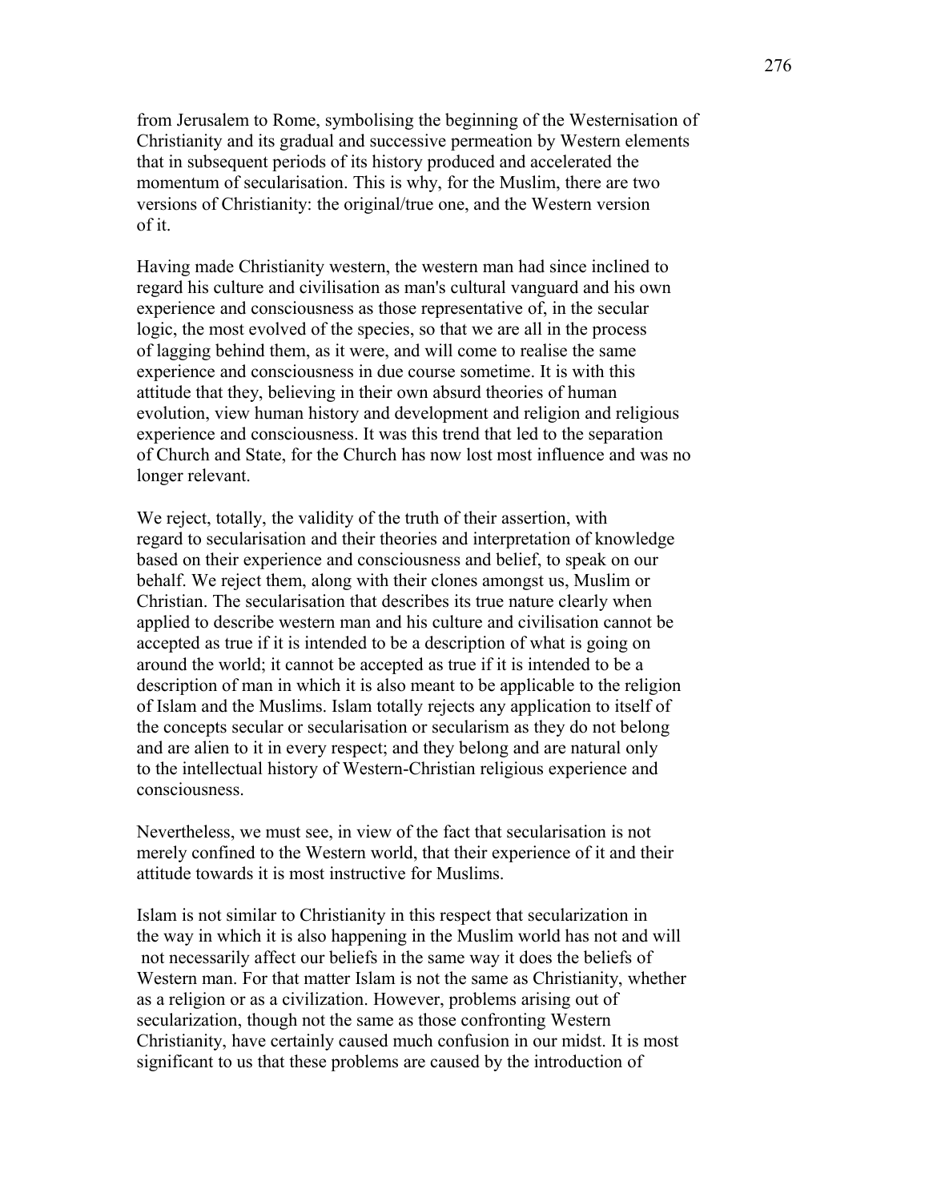from Jerusalem to Rome, symbolising the beginning of the Westernisation of Christianity and its gradual and successive permeation by Western elements that in subsequent periods of its history produced and accelerated the momentum of secularisation. This is why, for the Muslim, there are two versions of Christianity: the original/true one, and the Western version of it.

Having made Christianity western, the western man had since inclined to regard his culture and civilisation as man's cultural vanguard and his own experience and consciousness as those representative of, in the secular logic, the most evolved of the species, so that we are all in the process of lagging behind them, as it were, and will come to realise the same experience and consciousness in due course sometime. It is with this attitude that they, believing in their own absurd theories of human evolution, view human history and development and religion and religious experience and consciousness. It was this trend that led to the separation of Church and State, for the Church has now lost most influence and was no longer relevant.

We reject, totally, the validity of the truth of their assertion, with regard to secularisation and their theories and interpretation of knowledge based on their experience and consciousness and belief, to speak on our behalf. We reject them, along with their clones amongst us, Muslim or Christian. The secularisation that describes its true nature clearly when applied to describe western man and his culture and civilisation cannot be accepted as true if it is intended to be a description of what is going on around the world; it cannot be accepted as true if it is intended to be a description of man in which it is also meant to be applicable to the religion of Islam and the Muslims. Islam totally rejects any application to itself of the concepts secular or secularisation or secularism as they do not belong and are alien to it in every respect; and they belong and are natural only to the intellectual history of Western-Christian religious experience and consciousness.

Nevertheless, we must see, in view of the fact that secularisation is not merely confined to the Western world, that their experience of it and their attitude towards it is most instructive for Muslims.

Islam is not similar to Christianity in this respect that secularization in the way in which it is also happening in the Muslim world has not and will not necessarily affect our beliefs in the same way it does the beliefs of Western man. For that matter Islam is not the same as Christianity, whether as a religion or as a civilization. However, problems arising out of secularization, though not the same as those confronting Western Christianity, have certainly caused much confusion in our midst. It is most significant to us that these problems are caused by the introduction of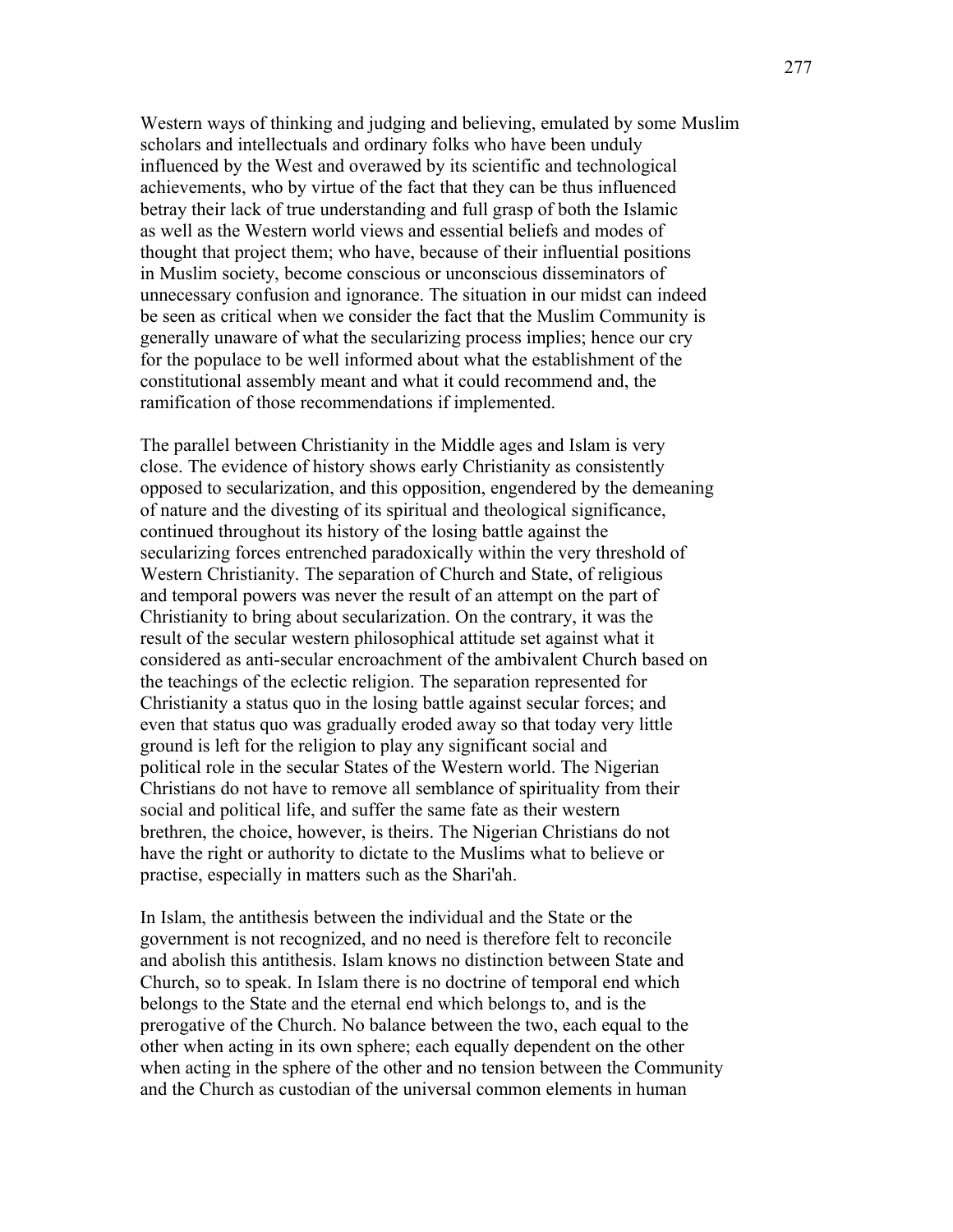Western ways of thinking and judging and believing, emulated by some Muslim scholars and intellectuals and ordinary folks who have been unduly influenced by the West and overawed by its scientific and technological achievements, who by virtue of the fact that they can be thus influenced betray their lack of true understanding and full grasp of both the Islamic as well as the Western world views and essential beliefs and modes of thought that project them; who have, because of their influential positions in Muslim society, become conscious or unconscious disseminators of unnecessary confusion and ignorance. The situation in our midst can indeed be seen as critical when we consider the fact that the Muslim Community is generally unaware of what the secularizing process implies; hence our cry for the populace to be well informed about what the establishment of the constitutional assembly meant and what it could recommend and, the ramification of those recommendations if implemented.

The parallel between Christianity in the Middle ages and Islam is very close. The evidence of history shows early Christianity as consistently opposed to secularization, and this opposition, engendered by the demeaning of nature and the divesting of its spiritual and theological significance, continued throughout its history of the losing battle against the secularizing forces entrenched paradoxically within the very threshold of Western Christianity. The separation of Church and State, of religious and temporal powers was never the result of an attempt on the part of Christianity to bring about secularization. On the contrary, it was the result of the secular western philosophical attitude set against what it considered as anti-secular encroachment of the ambivalent Church based on the teachings of the eclectic religion. The separation represented for Christianity a status quo in the losing battle against secular forces; and even that status quo was gradually eroded away so that today very little ground is left for the religion to play any significant social and political role in the secular States of the Western world. The Nigerian Christians do not have to remove all semblance of spirituality from their social and political life, and suffer the same fate as their western brethren, the choice, however, is theirs. The Nigerian Christians do not have the right or authority to dictate to the Muslims what to believe or practise, especially in matters such as the Shari'ah.

In Islam, the antithesis between the individual and the State or the government is not recognized, and no need is therefore felt to reconcile and abolish this antithesis. Islam knows no distinction between State and Church, so to speak. In Islam there is no doctrine of temporal end which belongs to the State and the eternal end which belongs to, and is the prerogative of the Church. No balance between the two, each equal to the other when acting in its own sphere; each equally dependent on the other when acting in the sphere of the other and no tension between the Community and the Church as custodian of the universal common elements in human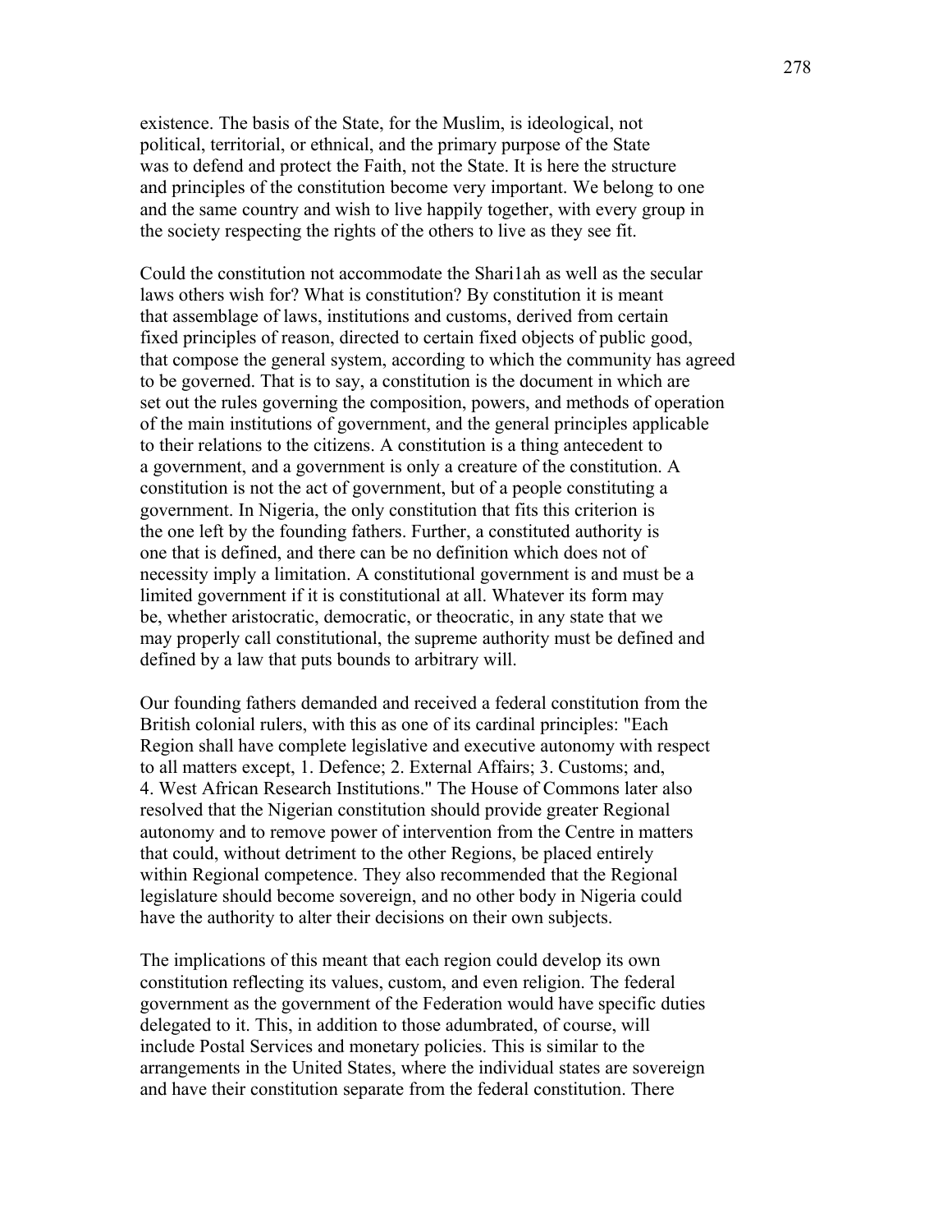existence. The basis of the State, for the Muslim, is ideological, not political, territorial, or ethnical, and the primary purpose of the State was to defend and protect the Faith, not the State. It is here the structure and principles of the constitution become very important. We belong to one and the same country and wish to live happily together, with every group in the society respecting the rights of the others to live as they see fit.

Could the constitution not accommodate the Shari1ah as well as the secular laws others wish for? What is constitution? By constitution it is meant that assemblage of laws, institutions and customs, derived from certain fixed principles of reason, directed to certain fixed objects of public good, that compose the general system, according to which the community has agreed to be governed. That is to say, a constitution is the document in which are set out the rules governing the composition, powers, and methods of operation of the main institutions of government, and the general principles applicable to their relations to the citizens. A constitution is a thing antecedent to a government, and a government is only a creature of the constitution. A constitution is not the act of government, but of a people constituting a government. In Nigeria, the only constitution that fits this criterion is the one left by the founding fathers. Further, a constituted authority is one that is defined, and there can be no definition which does not of necessity imply a limitation. A constitutional government is and must be a limited government if it is constitutional at all. Whatever its form may be, whether aristocratic, democratic, or theocratic, in any state that we may properly call constitutional, the supreme authority must be defined and defined by a law that puts bounds to arbitrary will.

Our founding fathers demanded and received a federal constitution from the British colonial rulers, with this as one of its cardinal principles: "Each Region shall have complete legislative and executive autonomy with respect to all matters except, 1. Defence; 2. External Affairs; 3. Customs; and, 4. West African Research Institutions." The House of Commons later also resolved that the Nigerian constitution should provide greater Regional autonomy and to remove power of intervention from the Centre in matters that could, without detriment to the other Regions, be placed entirely within Regional competence. They also recommended that the Regional legislature should become sovereign, and no other body in Nigeria could have the authority to alter their decisions on their own subjects.

The implications of this meant that each region could develop its own constitution reflecting its values, custom, and even religion. The federal government as the government of the Federation would have specific duties delegated to it. This, in addition to those adumbrated, of course, will include Postal Services and monetary policies. This is similar to the arrangements in the United States, where the individual states are sovereign and have their constitution separate from the federal constitution. There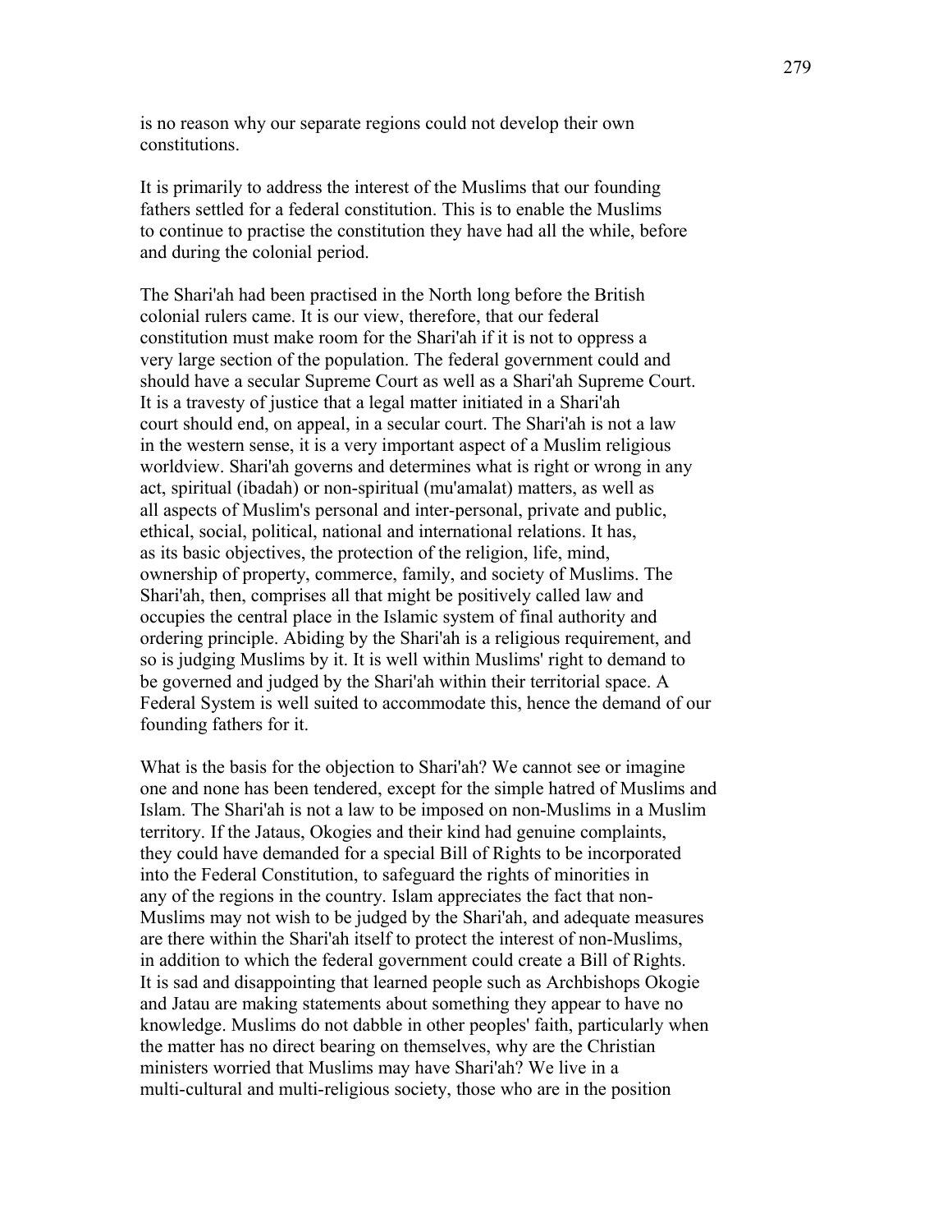is no reason why our separate regions could not develop their own constitutions.

It is primarily to address the interest of the Muslims that our founding fathers settled for a federal constitution. This is to enable the Muslims to continue to practise the constitution they have had all the while, before and during the colonial period.

The Shari'ah had been practised in the North long before the British colonial rulers came. It is our view, therefore, that our federal constitution must make room for the Shari'ah if it is not to oppress a very large section of the population. The federal government could and should have a secular Supreme Court as well as a Shari'ah Supreme Court. It is a travesty of justice that a legal matter initiated in a Shari'ah court should end, on appeal, in a secular court. The Shari'ah is not a law in the western sense, it is a very important aspect of a Muslim religious worldview. Shari'ah governs and determines what is right or wrong in any act, spiritual (ibadah) or non-spiritual (mu'amalat) matters, as well as all aspects of Muslim's personal and inter-personal, private and public, ethical, social, political, national and international relations. It has, as its basic objectives, the protection of the religion, life, mind, ownership of property, commerce, family, and society of Muslims. The Shari'ah, then, comprises all that might be positively called law and occupies the central place in the Islamic system of final authority and ordering principle. Abiding by the Shari'ah is a religious requirement, and so is judging Muslims by it. It is well within Muslims' right to demand to be governed and judged by the Shari'ah within their territorial space. A Federal System is well suited to accommodate this, hence the demand of our founding fathers for it.

What is the basis for the objection to Shari'ah? We cannot see or imagine one and none has been tendered, except for the simple hatred of Muslims and Islam. The Shari'ah is not a law to be imposed on non-Muslims in a Muslim territory. If the Jataus, Okogies and their kind had genuine complaints, they could have demanded for a special Bill of Rights to be incorporated into the Federal Constitution, to safeguard the rights of minorities in any of the regions in the country. Islam appreciates the fact that non-Muslims may not wish to be judged by the Shari'ah, and adequate measures are there within the Shari'ah itself to protect the interest of non-Muslims, in addition to which the federal government could create a Bill of Rights. It is sad and disappointing that learned people such as Archbishops Okogie and Jatau are making statements about something they appear to have no knowledge. Muslims do not dabble in other peoples' faith, particularly when the matter has no direct bearing on themselves, why are the Christian ministers worried that Muslims may have Shari'ah? We live in a multi-cultural and multi-religious society, those who are in the position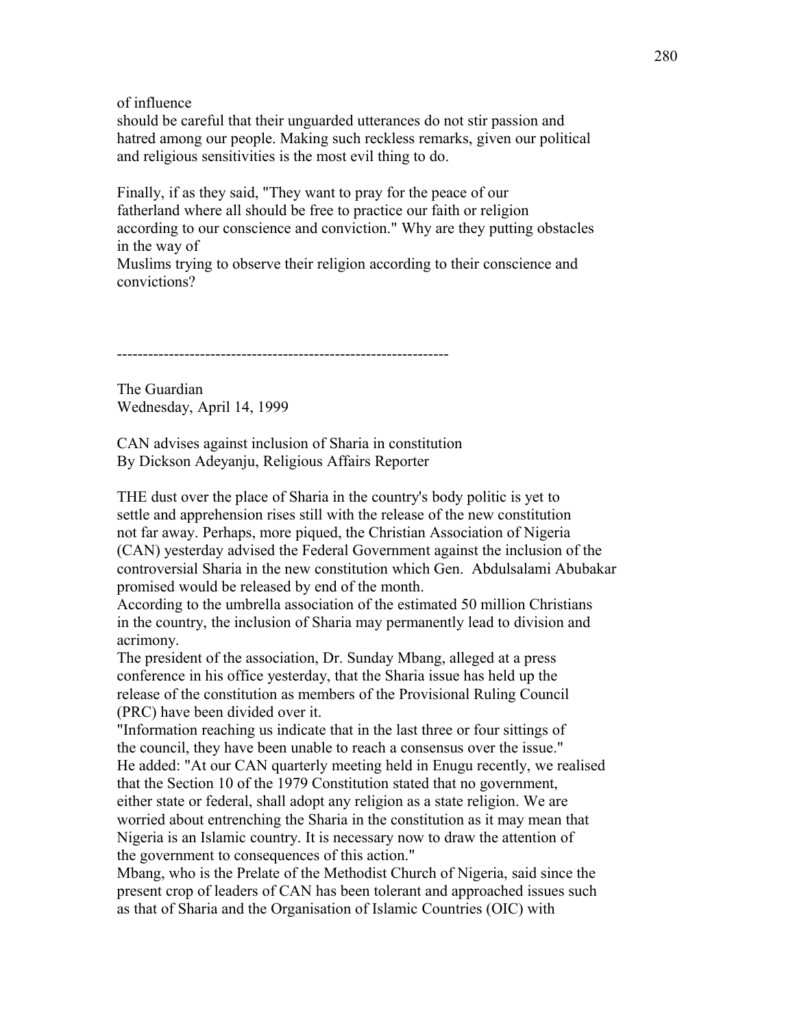of influence
should be careful that their unguarded utterances do not stir passion and hatred among our people. Making such reckless remarks, given our political and religious sensitivities is the most evil thing to do.

Finally, if as they said, "They want to pray for the peace of our fatherland where all should be free to practice our faith or religion according to our conscience and conviction." Why are they putting obstacles in the way of
Muslims trying to observe their religion according to their conscience and convictions?

---

The Guardian
Wednesday, April 14, 1999

CAN advises against inclusion of Sharia in constitution
By Dickson Adeyanju, Religious Affairs Reporter

THE dust over the place of Sharia in the country's body politic is yet to settle and apprehension rises still with the release of the new constitution not far away. Perhaps, more piqued, the Christian Association of Nigeria (CAN) yesterday advised the Federal Government against the inclusion of the controversial Sharia in the new constitution which Gen. Abdulsalami Abubakar promised would be released by end of the month.
According to the umbrella association of the estimated 50 million Christians in the country, the inclusion of Sharia may permanently lead to division and acrimony.
The president of the association, Dr. Sunday Mbang, alleged at a press conference in his office yesterday, that the Sharia issue has held up the release of the constitution as members of the Provisional Ruling Council (PRC) have been divided over it.
"Information reaching us indicate that in the last three or four sittings of the council, they have been unable to reach a consensus over the issue."
He added: "At our CAN quarterly meeting held in Enugu recently, we realised that the Section 10 of the 1979 Constitution stated that no government, either state or federal, shall adopt any religion as a state religion. We are worried about entrenching the Sharia in the constitution as it may mean that Nigeria is an Islamic country. It is necessary now to draw the attention of the government to consequences of this action."
Mbang, who is the Prelate of the Methodist Church of Nigeria, said since the present crop of leaders of CAN has been tolerant and approached issues such as that of Sharia and the Organisation of Islamic Countries (OIC) with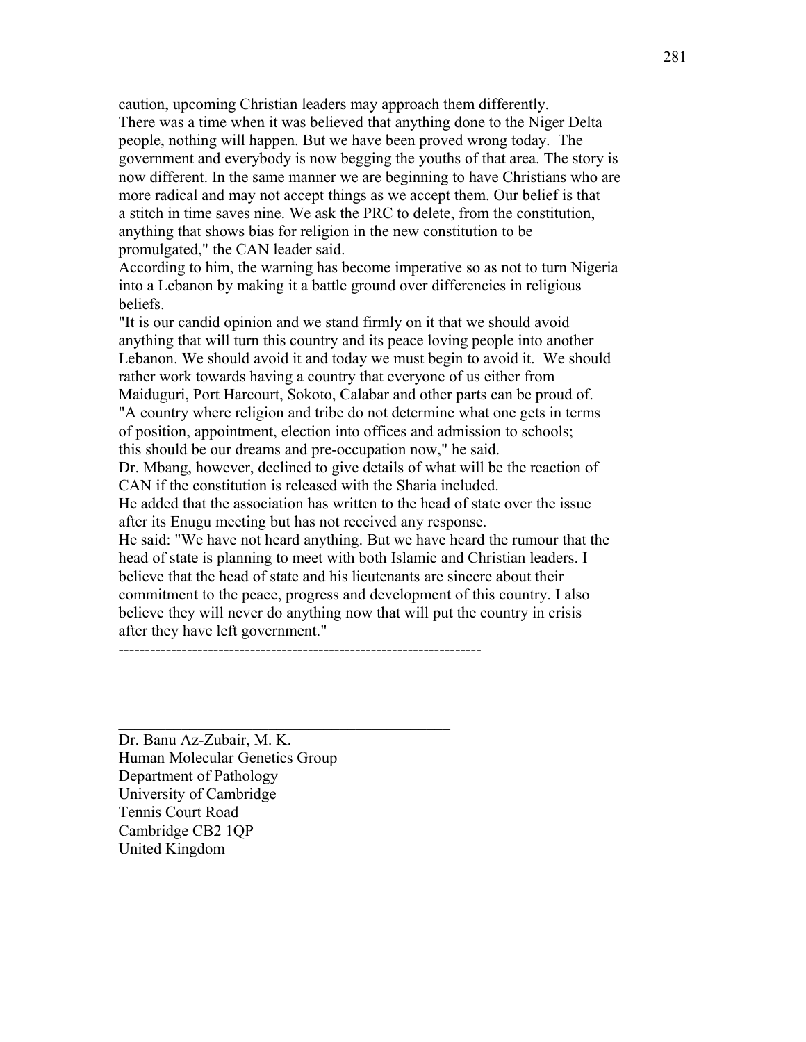caution, upcoming Christian leaders may approach them differently.

There was a time when it was believed that anything done to the Niger Delta people, nothing will happen. But we have been proved wrong today. The government and everybody is now begging the youths of that area. The story is now different. In the same manner we are beginning to have Christians who are more radical and may not accept things as we accept them. Our belief is that a stitch in time saves nine. We ask the PRC to delete, from the constitution, anything that shows bias for religion in the new constitution to be promulgated," the CAN leader said.

According to him, the warning has become imperative so as not to turn Nigeria into a Lebanon by making it a battle ground over differencies in religious beliefs.

"It is our candid opinion and we stand firmly on it that we should avoid anything that will turn this country and its peace loving people into another Lebanon. We should avoid it and today we must begin to avoid it. We should rather work towards having a country that everyone of us either from Maiduguri, Port Harcourt, Sokoto, Calabar and other parts can be proud of.

"A country where religion and tribe do not determine what one gets in terms of position, appointment, election into offices and admission to schools; this should be our dreams and pre-occupation now," he said.

Dr. Mbang, however, declined to give details of what will be the reaction of CAN if the constitution is released with the Sharia included.

He added that the association has written to the head of state over the issue after its Enugu meeting but has not received any response.

He said: "We have not heard anything. But we have heard the rumour that the head of state is planning to meet with both Islamic and Christian leaders. I believe that the head of state and his lieutenants are sincere about their commitment to the peace, progress and development of this country. I also believe they will never do anything now that will put the country in crisis after they have left government."

---

Dr. Banu Az-Zubair, M. K.
Human Molecular Genetics Group
Department of Pathology
University of Cambridge
Tennis Court Road
Cambridge CB2 1QP
United Kingdom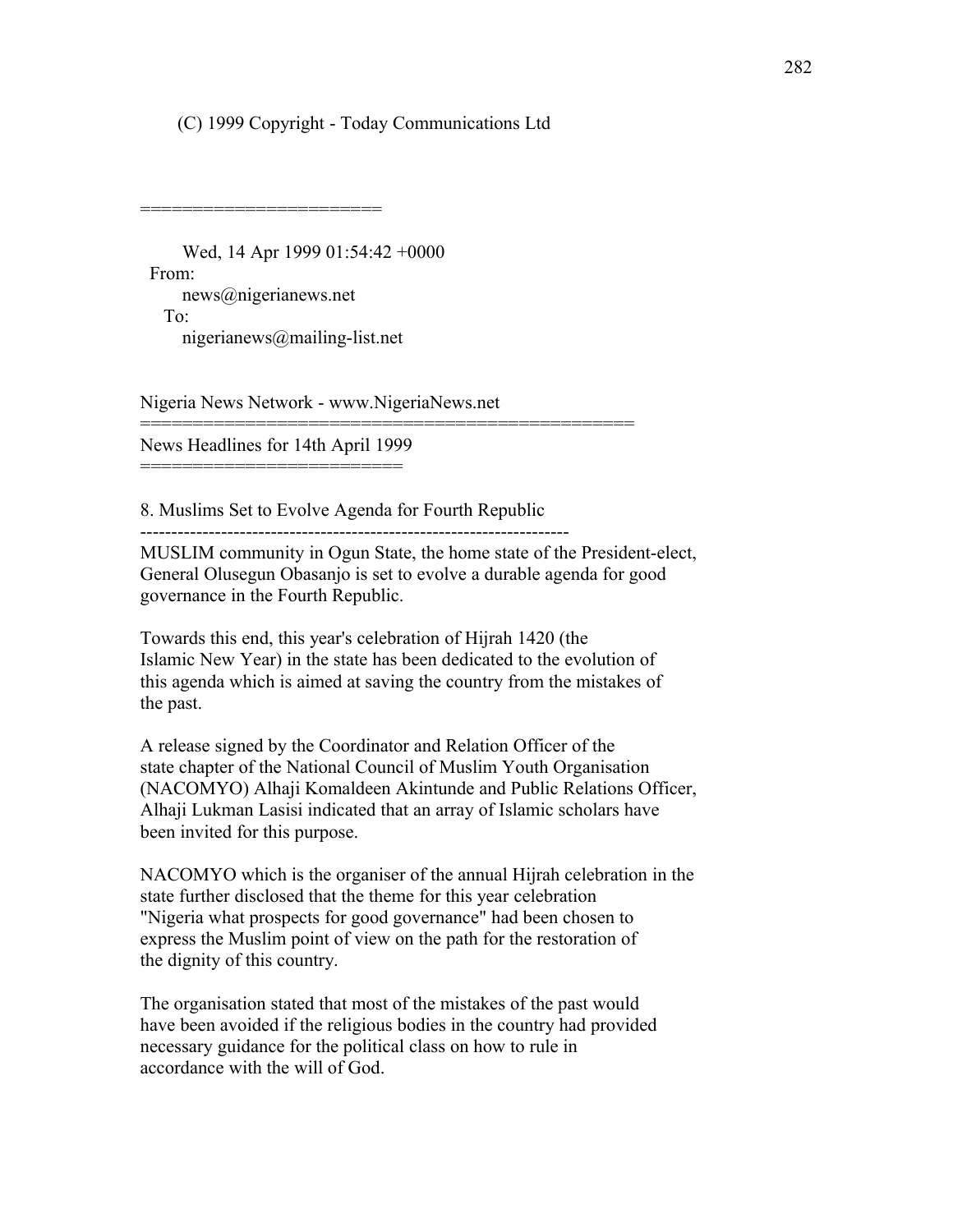(C) 1999 Copyright - Today Communications Ltd

======================

Wed, 14 Apr 1999 01:54:42 +0000
From:
news@nigerianews.net
To:
nigerianews@mailing-list.net

Nigeria News Network - www.NigeriaNews.net
==============================================
News Headlines for 14th April 1999
========================

8. Muslims Set to Evolve Agenda for Fourth Republic
---------------------------------------------------------------------

MUSLIM community in Ogun State, the home state of the President-elect, General Olusegun Obasanjo is set to evolve a durable agenda for good governance in the Fourth Republic.

Towards this end, this year's celebration of Hijrah 1420 (the Islamic New Year) in the state has been dedicated to the evolution of this agenda which is aimed at saving the country from the mistakes of the past.

A release signed by the Coordinator and Relation Officer of the state chapter of the National Council of Muslim Youth Organisation (NACOMYO) Alhaji Komaldeen Akintunde and Public Relations Officer, Alhaji Lukman Lasisi indicated that an array of Islamic scholars have been invited for this purpose.

NACOMYO which is the organiser of the annual Hijrah celebration in the state further disclosed that the theme for this year celebration "Nigeria what prospects for good governance" had been chosen to express the Muslim point of view on the path for the restoration of the dignity of this country.

The organisation stated that most of the mistakes of the past would have been avoided if the religious bodies in the country had provided necessary guidance for the political class on how to rule in accordance with the will of God.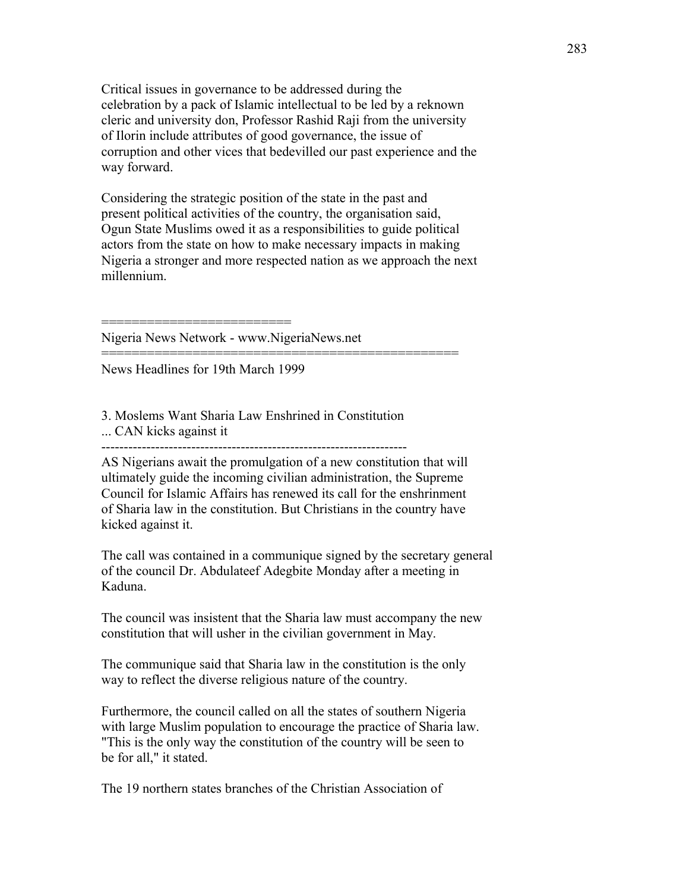Critical issues in governance to be addressed during the celebration by a pack of Islamic intellectual to be led by a reknown cleric and university don, Professor Rashid Raji from the university of Ilorin include attributes of good governance, the issue of corruption and other vices that bedevilled our past experience and the way forward.

Considering the strategic position of the state in the past and present political activities of the country, the organisation said, Ogun State Muslims owed it as a responsibilities to guide political actors from the state on how to make necessary impacts in making Nigeria a stronger and more respected nation as we approach the next millennium.

========================

Nigeria News Network - www.NigeriaNews.net

==============================================

News Headlines for 19th March 1999

3. Moslems Want Sharia Law Enshrined in Constitution
... CAN kicks against it

------------------------------------------------------------------

AS Nigerians await the promulgation of a new constitution that will ultimately guide the incoming civilian administration, the Supreme Council for Islamic Affairs has renewed its call for the enshrinment of Sharia law in the constitution. But Christians in the country have kicked against it.

The call was contained in a communique signed by the secretary general of the council Dr. Abdulateef Adegbite Monday after a meeting in Kaduna.

The council was insistent that the Sharia law must accompany the new constitution that will usher in the civilian government in May.

The communique said that Sharia law in the constitution is the only way to reflect the diverse religious nature of the country.

Furthermore, the council called on all the states of southern Nigeria with large Muslim population to encourage the practice of Sharia law. "This is the only way the constitution of the country will be seen to be for all," it stated.

The 19 northern states branches of the Christian Association of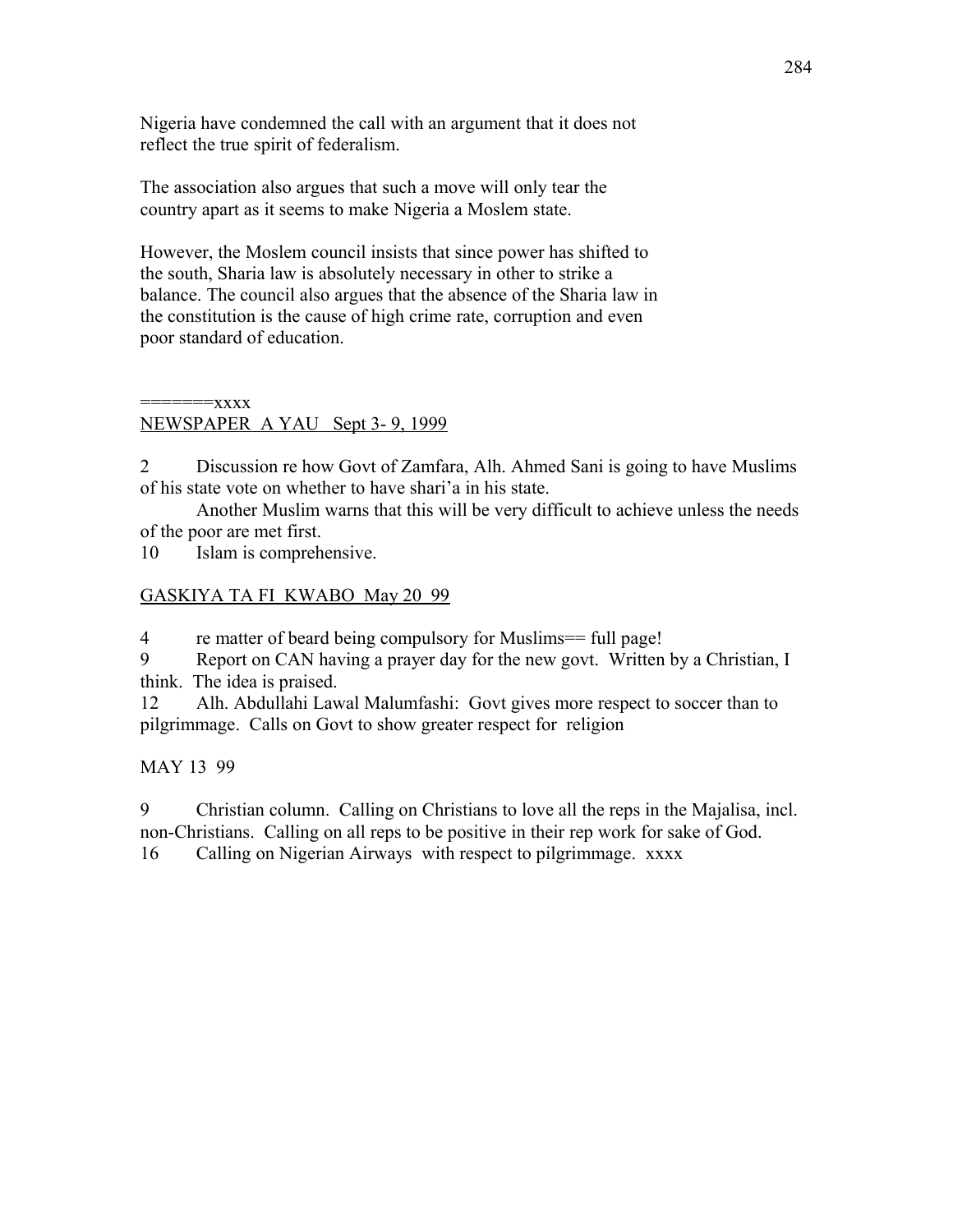Nigeria have condemned the call with an argument that it does not reflect the true spirit of federalism.

The association also argues that such a move will only tear the country apart as it seems to make Nigeria a Moslem state.

However, the Moslem council insists that since power has shifted to the south, Sharia law is absolutely necessary in other to strike a balance. The council also argues that the absence of the Sharia law in the constitution is the cause of high crime rate, corruption and even poor standard of education.

=======xxxx

NEWSPAPER A YAU Sept 3- 9, 1999

2 Discussion re how Govt of Zamfara, Alh. Ahmed Sani is going to have Muslims of his state vote on whether to have shari'a in his state.

Another Muslim warns that this will be very difficult to achieve unless the needs of the poor are met first.

10 Islam is comprehensive.

GASKIYA TA FI KWABO May 20 99

4 re matter of beard being compulsory for Muslims== full page!

9 Report on CAN having a prayer day for the new govt. Written by a Christian, I think. The idea is praised.

12 Alh. Abdullahi Lawal Malumfashi: Govt gives more respect to soccer than to pilgrimmage. Calls on Govt to show greater respect for religion

MAY 13 99

9 Christian column. Calling on Christians to love all the reps in the Majalisa, incl. non-Christians. Calling on all reps to be positive in their rep work for sake of God.

16 Calling on Nigerian Airways with respect to pilgrimmage. xxxx